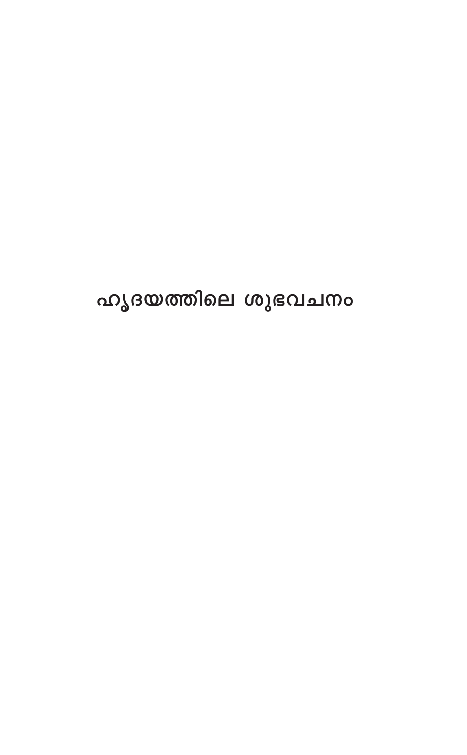# ഹൃദയത്തിലെ ശുഭവചനം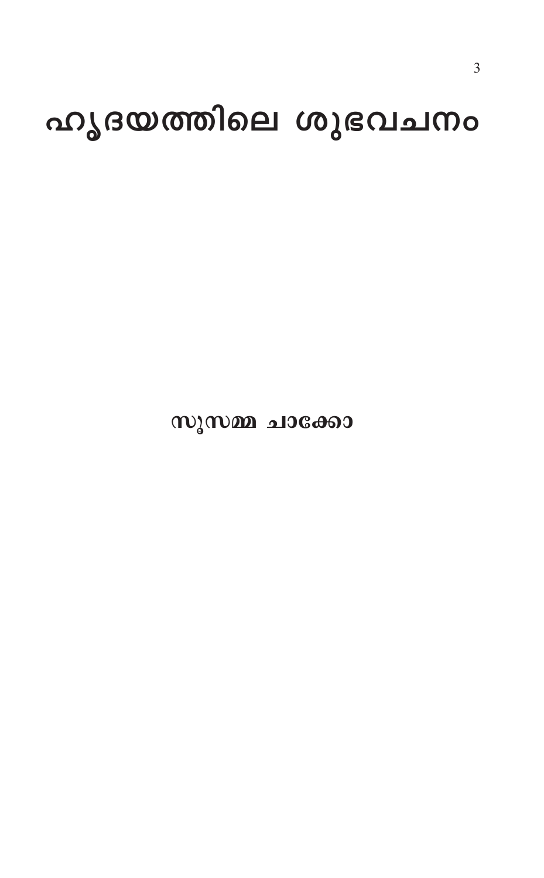# ഹൃദയത്തിലെ ശുഭവചനം

**സൂസമ്മ ചാക്കോ**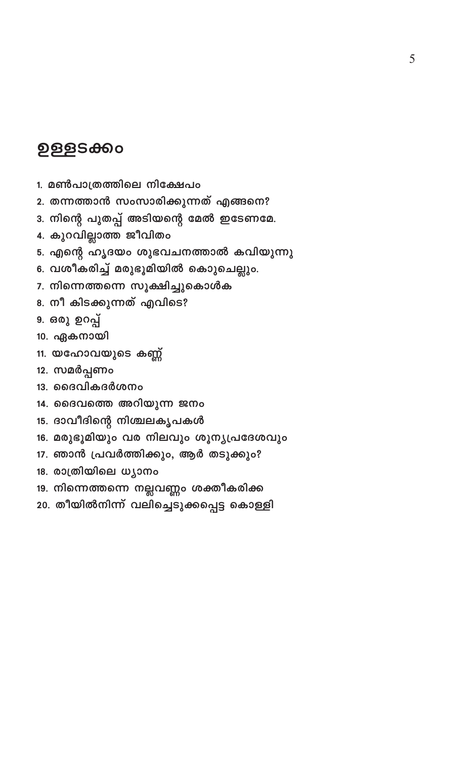# ഉള്ളടക്കം

1. മൺപാത്രത്തിലെ നിക്ഷേപം
2. തന്നത്താൻ സംസാരിക്കുന്നത് എങ്ങനെ?
3. നിന്റെ പുതപ്പ് അടിയന്റെ മേൽ ഇടേണമേ.
4. കുറവില്ലാത്ത ജീവിതം
5. എന്റെ ഹൃദയം ശുഭവചനത്താൽ കവിയുന്നു
6. വശീകരിച്ച് മരുഭൂമിയിൽ കൊുചെല്ലും.
7. നിന്നെത്തന്നെ സൂക്ഷിച്ചുകൊൾക
8. നീ കിടക്കുന്നത് എവിടെ?
9. ഒരു ഉറപ്പ്
10. ഏകനായി
11. യഹോവയുടെ കണ്ണ്
12. സമർപ്പണം
13. ദൈവികദർശനം
14. ദൈവത്തെ അറിയുന്ന ജനം
15. ദാവീദിന്റെ നിശ്ചലകൃപകൾ
16. മരുഭൂമിയും വര നിലവും ശൂന്യപ്രദേശവും
17. ഞാൻ പ്രവർത്തിക്കും, ആർ തടുക്കും?
18. രാത്രിയിലെ ധ്യാനം
19. നിന്നെത്തന്നെ നല്ലവണ്ണം ശക്തീകരിക്ക
20. തീയിൽനിന്ന് വലിച്ചെടുക്കപ്പെട്ട കൊള്ളി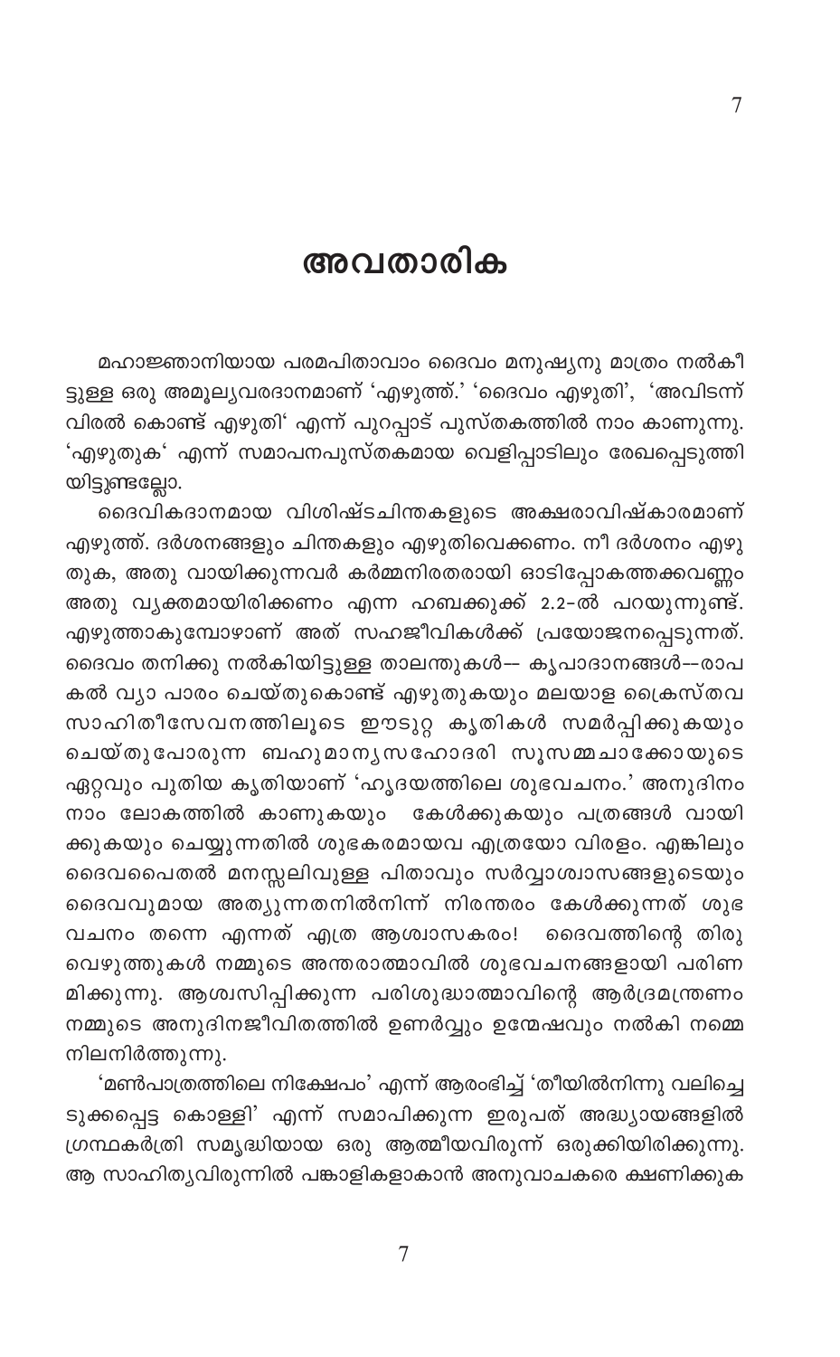# അവതാരിക

മഹാജ്ഞാനിയായ പരമപിതാവാം ദൈവം മനുഷ്യനു മാത്രം നൽകീട്ടുള്ള ഒരു അമൂല്യവരദാനമാണ് 'എഴുത്ത്.' 'ദൈവം എഴുതി', 'അവിടന്ന് വിരൽ കൊണ്ട് എഴുതി' എന്ന് പുറപ്പാട് പുസ്തകത്തിൽ നാം കാണുന്നു. 'എഴുതുക' എന്ന് സമാപനപുസ്തകമായ വെളിപ്പാടിലും രേഖപ്പെടുത്തിയിട്ടുണ്ടല്ലോ.

ദൈവികദാനമായ വിശിഷ്ടചിന്തകളുടെ അക്ഷരാവിഷ്കാരമാണ് എഴുത്ത്. ദർശനങ്ങളും ചിന്തകളും എഴുതിവെക്കണം. നീ ദർശനം എഴുതുക, അതു വായിക്കുന്നവർ കർമ്മനിരതരായി ഓടിപ്പോകത്തക്കവണ്ണം അതു വ്യക്തമായിരിക്കണം എന്ന ഹബക്കൂക്ക് 2.2-ൽ പറയുന്നുണ്ട്. എഴുത്താകുമ്പോഴാണ് അത് സഹജീവികൾക്ക് പ്രയോജനപ്പെടുന്നത്. ദൈവം തനിക്കു നൽകിയിട്ടുള്ള താലന്തുകൾ-- കൃപാദാനങ്ങൾ--രാപകൽ വ്യാ പാരം ചെയ്തുകൊണ്ട് എഴുതുകയും മലയാള ക്രൈസ്തവ സാഹിതീസേവനത്തിലൂടെ ഈടുറ്റ കൃതികൾ സമർപ്പിക്കുകയും ചെയ്തുപോരുന്ന ബഹുമാന്യസഹോദരി സൂസമ്മചാക്കോയുടെ ഏറ്റവും പുതിയ കൃതിയാണ് 'ഹൃദയത്തിലെ ശുഭവചനം.' അനുദിനം നാം ലോകത്തിൽ കാണുകയും കേൾക്കുകയും പത്രങ്ങൾ വായിക്കുകയും ചെയ്യുന്നതിൽ ശുഭകരമായവ എത്രയോ വിരളം. എങ്കിലും ദൈവപൈതൽ മനസ്സലിവുള്ള പിതാവും സർവ്വാശ്വാസങ്ങളുടെയും ദൈവവുമായ അത്യുന്നതനിൽനിന്ന് നിരന്തരം കേൾക്കുന്നത് ശുഭവചനം തന്നെ എന്നത് എത്ര ആശ്വാസകരം! ദൈവത്തിന്റെ തിരുവെഴുത്തുകൾ നമ്മുടെ അന്തരാത്മാവിൽ ശുഭവചനങ്ങളായി പരിണമിക്കുന്നു. ആശ്വസിപ്പിക്കുന്ന പരിശുദ്ധാത്മാവിന്റെ ആർദ്രമന്ത്രണം നമ്മുടെ അനുദിനജീവിതത്തിൽ ഉണർവ്വും ഉന്മേഷവും നൽകി നമ്മെ നിലനിർത്തുന്നു.

'മൺപാത്രത്തിലെ നിക്ഷേപം' എന്ന് ആരംഭിച്ച് 'തീയിൽനിന്നു വലിച്ചെടുക്കപ്പെട്ട കൊള്ളി' എന്ന് സമാപിക്കുന്ന ഇരുപത് അദ്ധ്യായങ്ങളിൽ ഗ്രന്ഥകർത്രി സമൃദ്ധിയായ ഒരു ആത്മീയവിരുന്ന് ഒരുക്കിയിരിക്കുന്നു. ആ സാഹിത്യവിരുന്നിൽ പങ്കാളികളാകാൻ അനുവാചകരെ ക്ഷണിക്കുക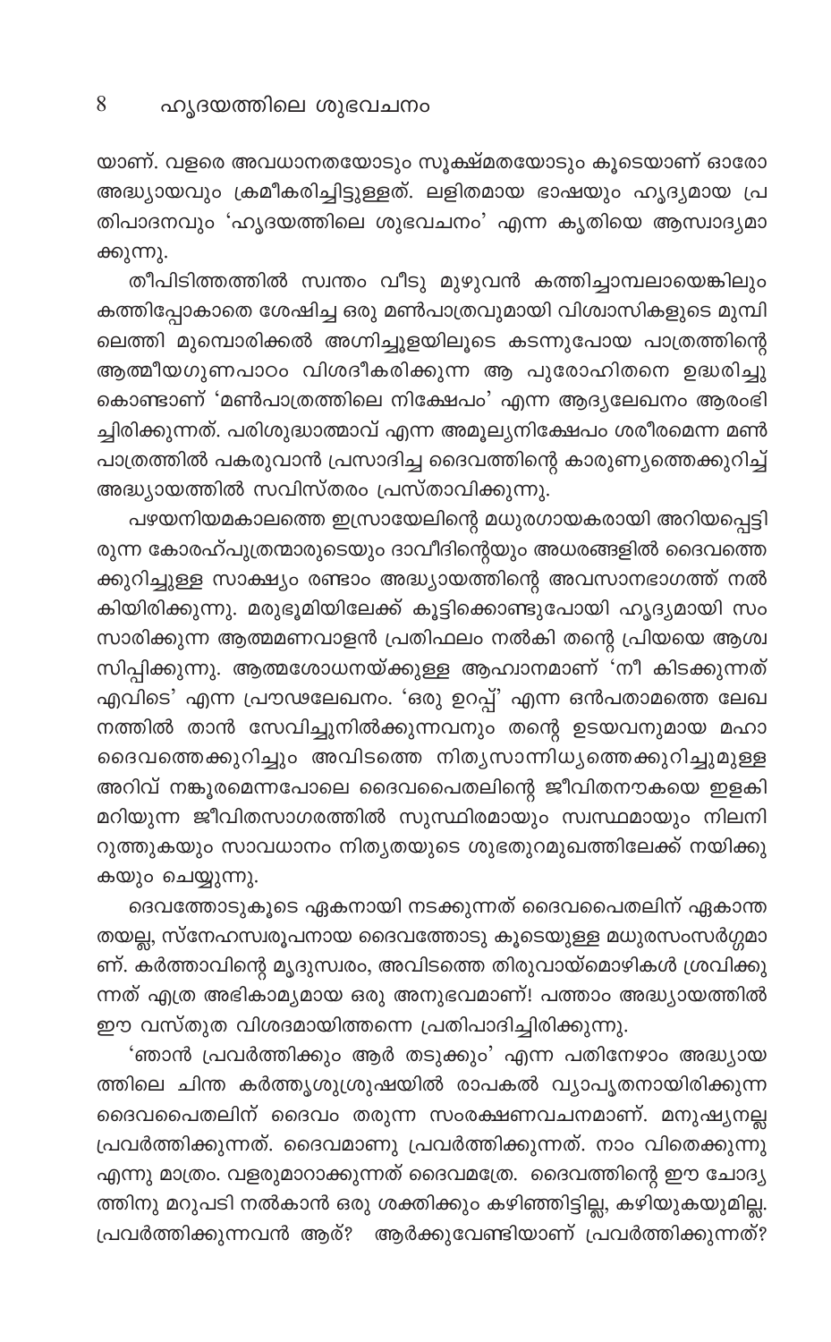യാണ്. വളരെ അവധാനതയോടും സൂക്ഷ്മതയോടും കൂടെയാണ് ഓരോ അദ്ധ്യായവും ക്രമീകരിച്ചിട്ടുള്ളത്. ലളിതമായ ഭാഷയും ഹൃദ്യമായ പ്രതിപാദനവും 'ഹൃദയത്തിലെ ശുഭവചനം' എന്ന കൃതിയെ ആസ്വാദ്യമാക്കുന്നു.

തീപിടിത്തത്തിൽ സ്വന്തം വീടു മുഴുവൻ കത്തിച്ചാമ്പലായെങ്കിലും കത്തിപ്പോകാതെ ശേഷിച്ച ഒരു മൺപാത്രവുമായി വിശ്വാസികളുടെ മുമ്പിലെത്തി മുമ്പൊരിക്കൽ അഗ്നിച്ചൂളയിലൂടെ കടന്നുപോയ പാത്രത്തിന്റെ ആത്മീയഗുണപാഠം വിശദീകരിക്കുന്ന ആ പുരോഹിതനെ ഉദ്ധരിച്ചുകൊണ്ടാണ് 'മൺപാത്രത്തിലെ നിക്ഷേപം' എന്ന ആദ്യലേഖനം ആരംഭിച്ചിരിക്കുന്നത്. പരിശുദ്ധാത്മാവ് എന്ന അമൂല്യനിക്ഷേപം ശരീരമെന്ന മൺപാത്രത്തിൽ പകരുവാൻ പ്രസാദിച്ച ദൈവത്തിന്റെ കാരുണ്യത്തെക്കുറിച്ച് അദ്ധ്യായത്തിൽ സവിസ്തരം പ്രസ്താവിക്കുന്നു.

പഴയനിയമകാലത്തെ ഇസ്രായേലിന്റെ മധുരഗായകരായി അറിയപ്പെട്ടിരുന്ന കോരഹ്പുത്രന്മാരുടെയും ദാവീദിന്റെയും അധരങ്ങളിൽ ദൈവത്തെക്കുറിച്ചുള്ള സാക്ഷ്യം രണ്ടാം അദ്ധ്യായത്തിന്റെ അവസാനഭാഗത്ത് നൽകിയിരിക്കുന്നു. മരുഭൂമിയിലേക്ക് കൂട്ടിക്കൊണ്ടുപോയി ഹൃദ്യമായി സംസാരിക്കുന്ന ആത്മമണവാളൻ പ്രതിഫലം നൽകി തന്റെ പ്രിയയെ ആശ്വസിപ്പിക്കുന്നു. ആത്മശോധനയ്ക്കുള്ള ആഹ്വാനമാണ് 'നീ കിടക്കുന്നത് എവിടെ' എന്ന പ്രൗഢലേഖനം. 'ഒരു ഉറപ്പ്' എന്ന ഒൻപതാമത്തെ ലേഖനത്തിൽ താൻ സേവിച്ചുനിൽക്കുന്നവനും തന്റെ ഉടയവനുമായ മഹാദൈവത്തെക്കുറിച്ചും അവിടത്തെ നിത്യസാന്നിധ്യത്തെക്കുറിച്ചുമുള്ള അറിവ് നങ്കൂരമെന്നപോലെ ദൈവപൈതലിന്റെ ജീവിതനൗകയെ ഇളകിമറിയുന്ന ജീവിതസാഗരത്തിൽ സുസ്ഥിരമായും സ്വസ്ഥമായും നിലനിറുത്തുകയും സാവധാനം നിത്യതയുടെ ശുഭതുറമുഖത്തിലേക്ക് നയിക്കുകയും ചെയ്യുന്നു.

ദൈവത്തോടുകൂടെ ഏകനായി നടക്കുന്നത് ദൈവപൈതലിന് ഏകാന്തതയല്ല, സ്നേഹസ്വരൂപനായ ദൈവത്തോടു കൂടെയുള്ള മധുരസംസർഗ്ഗമാണ്. കർത്താവിന്റെ മൃദുസ്വരം, അവിടത്തെ തിരുവായ്മൊഴികൾ ശ്രവിക്കുന്നത് എത്ര അഭികാമ്യമായ ഒരു അനുഭവമാണ്! പത്താം അദ്ധ്യായത്തിൽ ഈ വസ്തുത വിശദമായിത്തന്നെ പ്രതിപാദിച്ചിരിക്കുന്നു.

'ഞാൻ പ്രവർത്തിക്കും ആർ തടുക്കും' എന്ന പതിനേഴാം അദ്ധ്യായത്തിലെ ചിന്ത കർത്തൃശുശ്രൂഷയിൽ രാപകൽ വ്യാപൃതനായിരിക്കുന്ന ദൈവപൈതലിന് ദൈവം തരുന്ന സംരക്ഷണവചനമാണ്. മനുഷ്യനല്ല പ്രവർത്തിക്കുന്നത്. ദൈവമാണു പ്രവർത്തിക്കുന്നത്. നാം വിതെക്കുന്നു എന്നു മാത്രം. വളരുമാറാക്കുന്നത് ദൈവമത്രേ. ദൈവത്തിന്റെ ഈ ചോദ്യത്തിനു മറുപടി നൽകാൻ ഒരു ശക്തിക്കും കഴിഞ്ഞിട്ടില്ല, കഴിയുകയുമില്ല. പ്രവർത്തിക്കുന്നവൻ ആര്? ആർക്കുവേണ്ടിയാണ് പ്രവർത്തിക്കുന്നത്?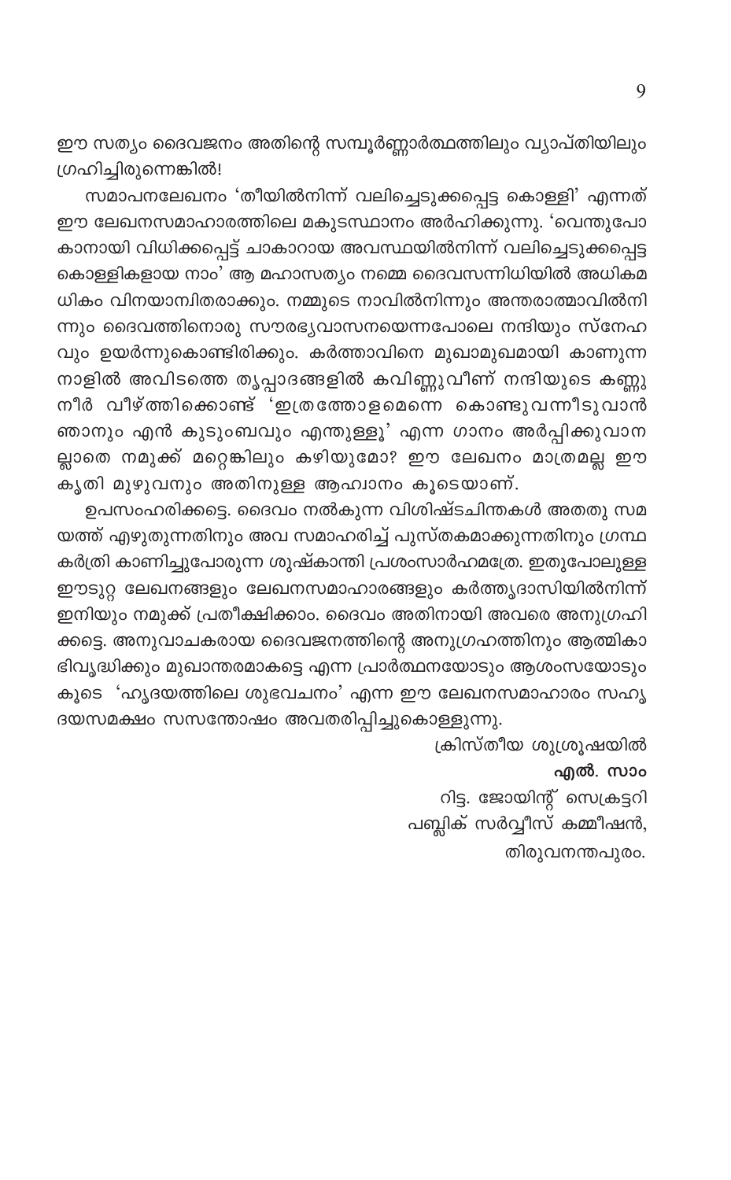ഈ സത്യം ദൈവജനം അതിന്റെ സമ്പൂർണ്ണാർത്ഥത്തിലും വ്യാപ്തിയിലും ഗ്രഹിച്ചിരുന്നെങ്കിൽ!

സമാപനലേഖനം 'തീയിൽനിന്ന് വലിച്ചെടുക്കപ്പെട്ട കൊള്ളി' എന്നത് ഈ ലേഖനസമാഹാരത്തിലെ മകുടസ്ഥാനം അർഹിക്കുന്നു. 'വെന്തുപോകാനായി വിധിക്കപ്പെട്ട് ചാകാറായ അവസ്ഥയിൽനിന്ന് വലിച്ചെടുക്കപ്പെട്ട കൊള്ളികളായ നാം' ആ മഹാസത്യം നമ്മെ ദൈവസന്നിധിയിൽ അധികമധികം വിനയാന്വിതരാക്കും. നമ്മുടെ നാവിൽനിന്നും അന്തരാത്മാവിൽനിന്നും ദൈവത്തിനൊരു സൗരഭ്യവാസനയെന്നപോലെ നന്ദിയും സ്നേഹവും ഉയർന്നുകൊണ്ടിരിക്കും. കർത്താവിനെ മുഖാമുഖമായി കാണുന്ന നാളിൽ അവിടത്തെ തൃപ്പാദങ്ങളിൽ കവിണ്ണുവീണ് നന്ദിയുടെ കണ്ണുനീർ വീഴ്ത്തിക്കൊണ്ട് 'ഇത്രത്തോളമെന്നെ കൊണ്ടുവന്നീടുവാൻ ഞാനും എൻ കുടുംബവും എന്തുള്ളൂ' എന്ന ഗാനം അർപ്പിക്കുവാനല്ലാതെ നമുക്ക് മറ്റെന്തിലും കഴിയുമോ? ഈ ലേഖനം മാത്രമല്ല ഈ കൃതി മുഴുവനും അതിനുള്ള ആഹ്വാനം കൂടെയാണ്.

ഉപസംഹരിക്കട്ടെ. ദൈവം നൽകുന്ന വിശിഷ്ടചിന്തകൾ അതതു സമയത്ത് എഴുതുന്നതിനും അവ സമാഹരിച്ച് പുസ്തകമാക്കുന്നതിനും ഗ്രന്ഥകർത്രി കാണിച്ചുപോരുന്ന ശുഷ്കാന്തി പ്രശംസാർഹമത്രേ. ഇതുപോലുള്ള ഈടുറ്റ ലേഖനങ്ങളും ലേഖനസമാഹാരങ്ങളും കർത്തൃദാസിയിൽനിന്ന് ഇനിയും നമുക്ക് പ്രതീക്ഷിക്കാം. ദൈവം അതിനായി അവരെ അനുഗ്രഹിക്കട്ടെ. അനുവാചകരായ ദൈവജനത്തിന്റെ അനുഗ്രഹത്തിനും ആത്മികാഭിവൃദ്ധിക്കും മുഖാന്തരമാകട്ടെ എന്ന പ്രാർത്ഥനയോടും ആശംസയോടും കൂടെ 'ഹൃദയത്തിലെ ശുഭവചനം' എന്ന ഈ ലേഖനസമാഹാരം സഹൃദയസമക്ഷം സസന്തോഷം അവതരിപ്പിച്ചുകൊള്ളുന്നു.

ക്രിസ്തീയ ശുശ്രൂഷയിൽ
**എൽ. സാം**
റിട്ട. ജോയിന്റ് സെക്രട്ടറി
പബ്ലിക് സർവ്വീസ് കമ്മീഷൻ,
തിരുവനന്തപുരം.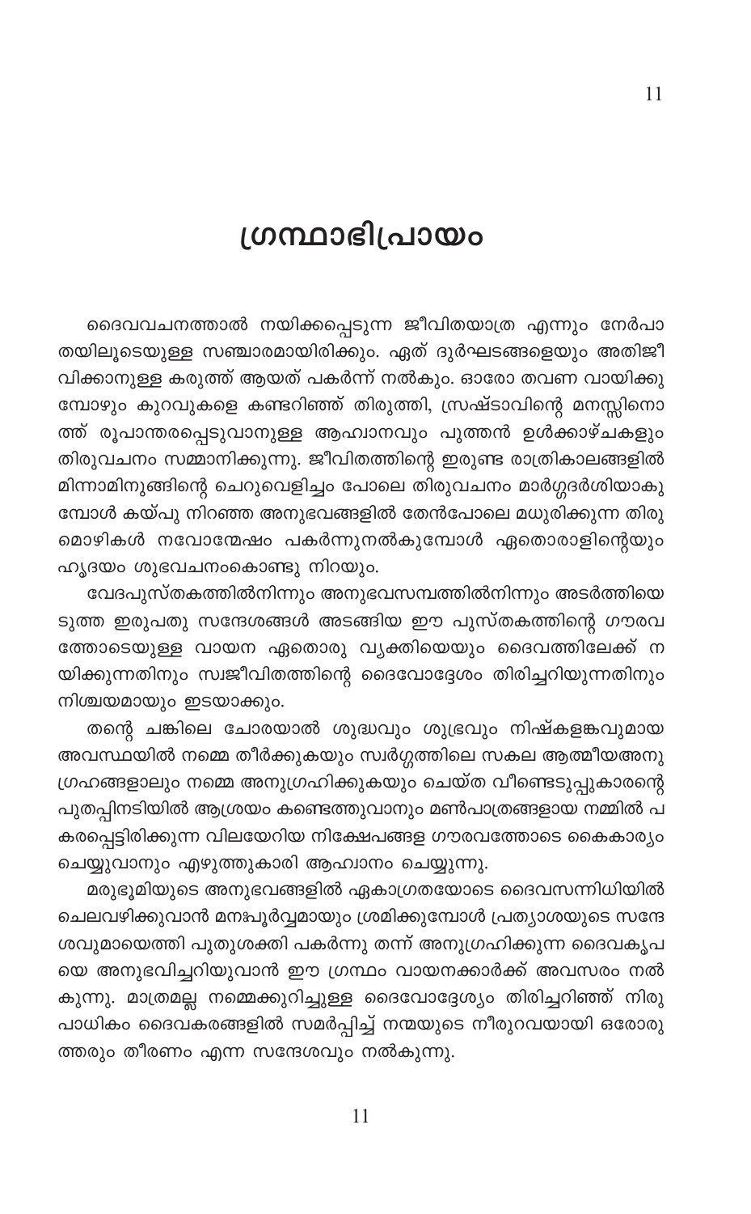# ഗ്രന്ഥാഭിപ്രായം

ദൈവവചനത്താൽ നയിക്കപ്പെടുന്ന ജീവിതയാത്ര എന്നും നേർപാതയിലൂടെയുള്ള സഞ്ചാരമായിരിക്കും. ഏത് ദുർഘടങ്ങളെയും അതിജീവിക്കാനുള്ള കരുത്ത് ആയത് പകർന്ന് നൽകും. ഓരോ തവണ വായിക്കുമ്പോഴും കുറവുകളെ കണ്ടറിഞ്ഞ് തിരുത്തി, സ്രഷ്ടാവിന്റെ മനസ്സിനൊത്ത് രൂപാന്തരപ്പെടുവാനുള്ള ആഹ്വാനവും പുത്തൻ ഉൾക്കാഴ്ചകളും തിരുവചനം സമ്മാനിക്കുന്നു. ജീവിതത്തിന്റെ ഇരുണ്ട രാത്രികാലങ്ങളിൽ മിന്നാമിനുങ്ങിന്റെ ചെറുവെളിച്ചം പോലെ തിരുവചനം മാർഗ്ഗദർശിയാകുമ്പോൾ കയ്പു നിറഞ്ഞ അനുഭവങ്ങളിൽ തേൻപോലെ മധുരിക്കുന്ന തിരുമൊഴികൾ നവോന്മേഷം പകർന്നുനൽകുമ്പോൾ ഏതൊരാളിന്റെയും ഹൃദയം ശുഭവചനംകൊണ്ടു നിറയും.

വേദപുസ്തകത്തിൽനിന്നും അനുഭവസമ്പത്തിൽനിന്നും അടർത്തിയെടുത്ത ഇരുപതു സന്ദേശങ്ങൾ അടങ്ങിയ ഈ പുസ്തകത്തിന്റെ ഗൗരവത്തോടെയുള്ള വായന ഏതൊരു വ്യക്തിയെയും ദൈവത്തിലേക്ക് നയിക്കുന്നതിനും സ്വജീവിതത്തിന്റെ ദൈവോദ്ദേശം തിരിച്ചറിയുന്നതിനും നിശ്ചയമായും ഇടയാക്കും.

തന്റെ ചങ്കിലെ ചോരയാൽ ശുദ്ധവും ശുഭ്രവും നിഷ്കളങ്കവുമായ അവസ്ഥയിൽ നമ്മെ തീർക്കുകയും സ്വർഗ്ഗത്തിലെ സകല ആത്മീയഅനുഗ്രഹങ്ങളാലും നമ്മെ അനുഗ്രഹിക്കുകയും ചെയ്ത വീണ്ടെടുപ്പുകാരന്റെ പുതപ്പിനടിയിൽ ആശ്രയം കണ്ടെത്തുവാനും മൺപാത്രങ്ങളായ നമ്മിൽ പകരപ്പെട്ടിരിക്കുന്ന വിലയേറിയ നിക്ഷേപങ്ങള ഗൗരവത്തോടെ കൈകാര്യം ചെയ്യുവാനും എഴുത്തുകാരി ആഹ്വാനം ചെയ്യുന്നു.

മരുഭൂമിയുടെ അനുഭവങ്ങളിൽ ഏകാഗ്രതയോടെ ദൈവസന്നിധിയിൽ ചെലവഴിക്കുവാൻ മനഃപൂർവ്വമായും ശ്രമിക്കുമ്പോൾ പ്രത്യാശയുടെ സന്ദേശവുമായെത്തി പുതുശക്തി പകർന്നു തന്ന് അനുഗ്രഹിക്കുന്ന ദൈവകൃപയെ അനുഭവിച്ചറിയുവാൻ ഈ ഗ്രന്ഥം വായനക്കാർക്ക് അവസരം നൽകുന്നു. മാത്രമല്ല നമ്മെക്കുറിച്ചുള്ള ദൈവോദ്ദേശ്യം തിരിച്ചറിഞ്ഞ് നിരുപാധികം ദൈവകരങ്ങളിൽ സമർപ്പിച്ച് നന്മയുടെ നീരുറവയായി ഒരോരുത്തരും തീരണം എന്ന സന്ദേശവും നൽകുന്നു.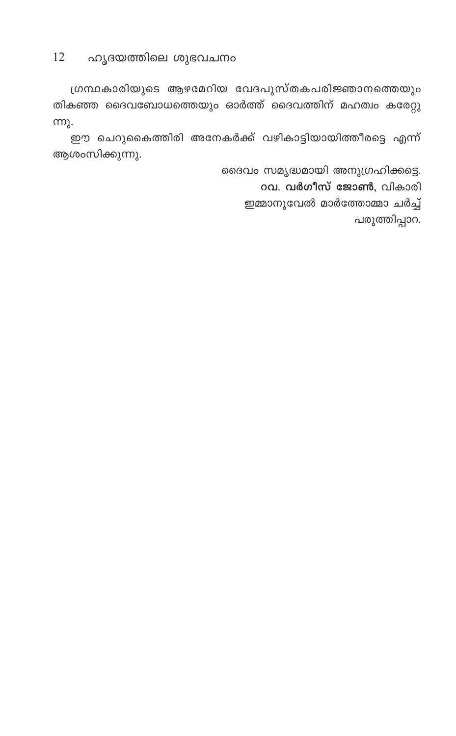ഗ്രന്ഥകാരിയുടെ ആഴമേറിയ വേദപുസ്തകപരിജ്ഞാനത്തെയും തികഞ്ഞ ദൈവബോധത്തെയും ഓർത്ത് ദൈവത്തിന് മഹത്വം കരേറ്റുന്നു.

ഈ ചെറുകൈത്തിരി അനേകർക്ക് വഴികാട്ടിയായിത്തീരട്ടെ എന്ന് ആശംസിക്കുന്നു.

ദൈവം സമൃദ്ധമായി അനുഗ്രഹിക്കട്ടെ.

**റവ. വർഗീസ് ജോൺ**, വികാരി

ഇമ്മാനുവേൽ മാർത്തോമ്മാ ചർച്ച്

പരുത്തിപ്പാറ.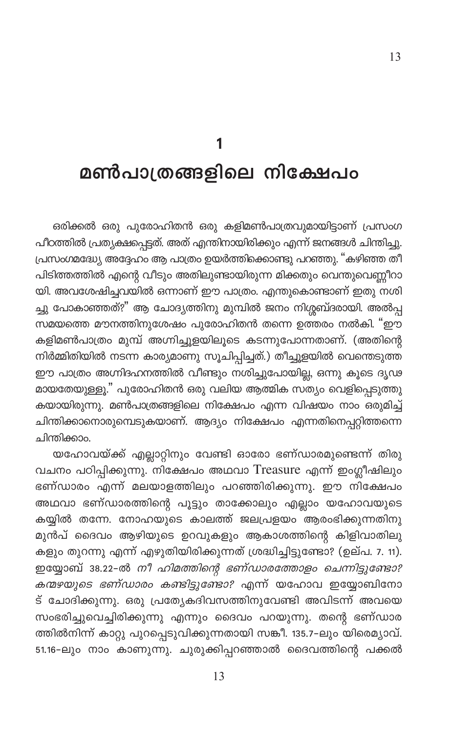# 1

# മൺപാത്രങ്ങളിലെ നിക്ഷേപം

ഒരിക്കൽ ഒരു പുരോഹിതൻ ഒരു കളിമൺപാത്രവുമായിട്ടാണ് പ്രസംഗ പീഠത്തിൽ പ്രത്യക്ഷപ്പെട്ടത്. അത് എന്തിനായിരിക്കും എന്ന് ജനങ്ങൾ ചിന്തിച്ചു. പ്രസംഗമദ്ധ്യേ അദ്ദേഹം ആ പാത്രം ഉയർത്തിക്കൊണ്ടു പറഞ്ഞു. "കഴിഞ്ഞ തീ പിടിത്തത്തിൽ എന്റെ വീടും അതിലുണ്ടായിരുന്ന മിക്കതും വെന്തുവെണ്ണീറാ യി. അവശേഷിച്ചവയിൽ ഒന്നാണ് ഈ പാത്രം. എന്തുകൊണ്ടാണ് ഇതു നശി ച്ചു പോകാഞ്ഞത്?" ആ ചോദ്യത്തിനു മുമ്പിൽ ജനം നിശ്ശബ്ദരായി. അൽപ്പ സമയത്തെ മൗനത്തിനുശേഷം പുരോഹിതൻ തന്നെ ഉത്തരം നൽകി. "ഈ കളിമൺപാത്രം മുമ്പ് അഗ്നിച്ചൂളയിലൂടെ കടന്നുപോന്നതാണ്. (അതിന്റെ നിർമ്മിതിയിൽ നടന്ന കാര്യമാണു സൂചിപ്പിച്ചത്.) തീച്ചൂളയിൽ വെന്തെടുത്ത ഈ പാത്രം അഗ്നിദഹനത്തിൽ വീണ്ടും നശിച്ചുപോയില്ല, ഒന്നു കൂടെ ദൃഢ മായതേയുള്ളൂ." പുരോഹിതൻ ഒരു വലിയ ആത്മിക സത്യം വെളിപ്പെടുത്തു കയായിരുന്നു. മൺപാത്രങ്ങളിലെ നിക്ഷേപം എന്ന വിഷയം നാം ഒരുമിച്ച് ചിന്തിക്കാനൊരുമ്പെടുകയാണ്. ആദ്യം നിക്ഷേപം എന്നതിനെപ്പറ്റിത്തന്നെ ചിന്തിക്കാം.

യഹോവയ്ക്ക് എല്ലാറ്റിനും വേണ്ടി ഓരോ ഭണ്ഡാരമുണ്ടെന്ന് തിരു വചനം പഠിപ്പിക്കുന്നു. നിക്ഷേപം അഥവാ Treasure എന്ന് ഇംഗ്ലീഷിലും ഭണ്ഡാരം എന്ന് മലയാളത്തിലും പറഞ്ഞിരിക്കുന്നു. ഈ നിക്ഷേപം അഥവാ ഭണ്ഡാരത്തിന്റെ പൂട്ടും താക്കോലും എല്ലാം യഹോവയുടെ കയ്യിൽ തന്നേ. നോഹയുടെ കാലത്ത് ജലപ്രളയം ആരംഭിക്കുന്നതിനു മുൻപ് ദൈവം ആഴിയുടെ ഉറവുകളും ആകാശത്തിന്റെ കിളിവാതിലു കളും തുറന്നു എന്ന് എഴുതിയിരിക്കുന്നത് ശ്രദ്ധിച്ചിട്ടുണ്ടോ? (ഉല്പ. 7. 11). ഇയ്യോബ് 38.22-ൽ *നീ ഹിമത്തിന്റെ ഭണ്ഡാരത്തോളം ചെന്നിട്ടുണ്ടോ? കന്മഴയുടെ ഭണ്ഡാരം കണ്ടിട്ടുണ്ടോ?* എന്ന് യഹോവ ഇയ്യോബിനോ ട് ചോദിക്കുന്നു. ഒരു പ്രത്യേകദിവസത്തിനുവേണ്ടി അവിടന്ന് അവയെ സംഭരിച്ചുവെച്ചിരിക്കുന്നു എന്നും ദൈവം പറയുന്നു. തന്റെ ഭണ്ഡാര ത്തിൽനിന്ന് കാറ്റു പുറപ്പെടുവിക്കുന്നതായി സങ്കീ. 135.7-ലും യിരെമ്യാവ്. 51.16-ലും നാം കാണുന്നു. ചുരുക്കിപ്പറഞ്ഞാൽ ദൈവത്തിന്റെ പക്കൽ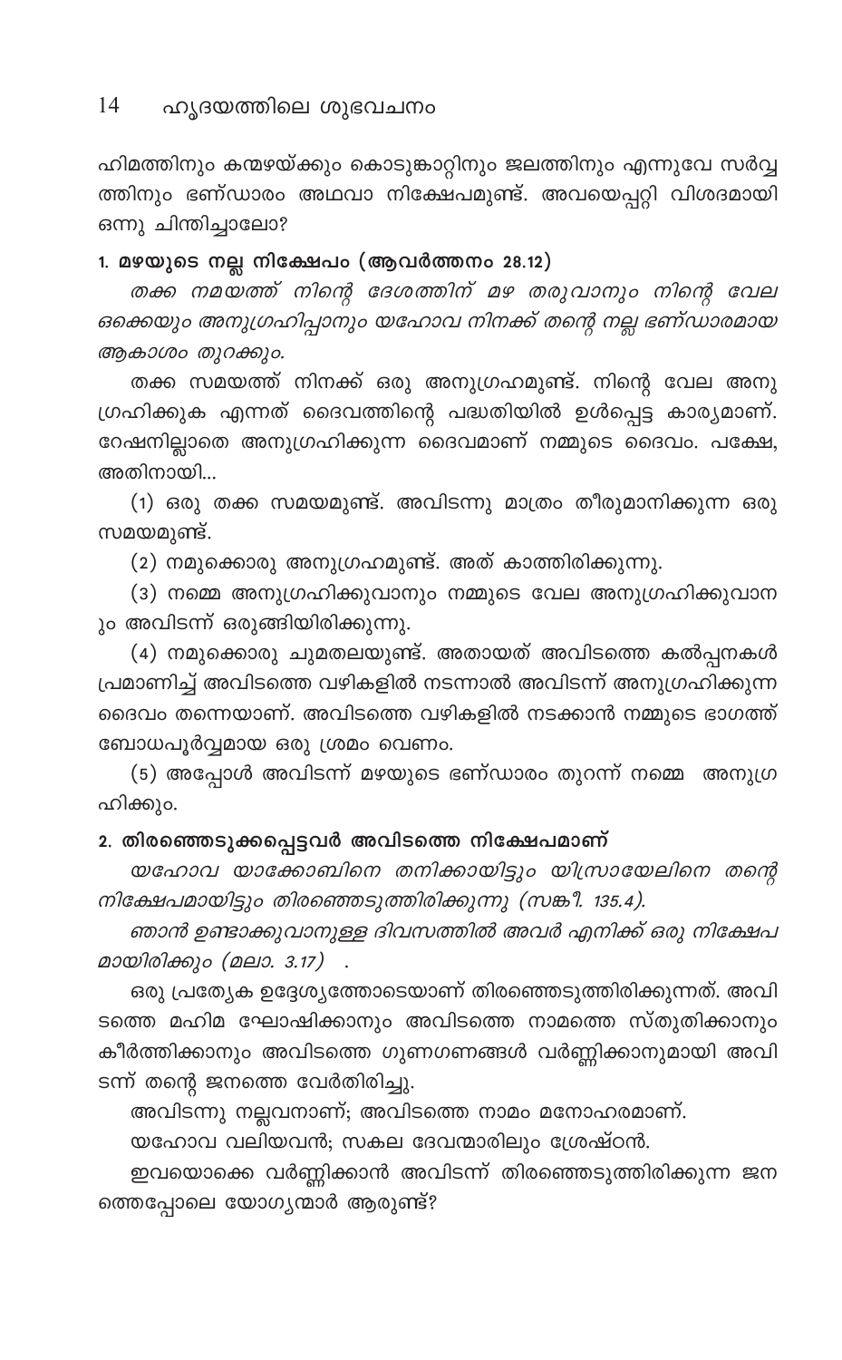ഹിമത്തിനും കന്മഴയ്ക്കും കൊടുങ്കാറ്റിനും ജലത്തിനും എന്നുവേ സർവ്വത്തിനും ഭണ്ഡാരം അഥവാ നിക്ഷേപമുണ്ട്. അവയെപ്പറ്റി വിശദമായി ഒന്നു ചിന്തിച്ചാലോ?

### 1. മഴയുടെ നല്ല നിക്ഷേപം (ആവർത്തനം 28.12)

*തക്ക നമയത്ത് നിന്റെ ദേശത്തിന് മഴ തരുവാനും നിന്റെ വേല ഒക്കെയും അനുഗ്രഹിപ്പാനും യഹോവ നിനക്ക് തന്റെ നല്ല ഭണ്ഡാരമായ ആകാശം തുറക്കും.*

തക്ക സമയത്ത് നിനക്ക് ഒരു അനുഗ്രഹമുണ്ട്. നിന്റെ വേല അനുഗ്രഹിക്കുക എന്നത് ദൈവത്തിന്റെ പദ്ധതിയിൽ ഉൾപ്പെട്ട കാര്യമാണ്. റേഷനില്ലാതെ അനുഗ്രഹിക്കുന്ന ദൈവമാണ് നമ്മുടെ ദൈവം. പക്ഷേ, അതിനായി...

(1) ഒരു തക്ക സമയമുണ്ട്. അവിടന്നു മാത്രം തീരുമാനിക്കുന്ന ഒരു സമയമുണ്ട്.

(2) നമുക്കൊരു അനുഗ്രഹമുണ്ട്. അത് കാത്തിരിക്കുന്നു.

(3) നമ്മെ അനുഗ്രഹിക്കുവാനും നമ്മുടെ വേല അനുഗ്രഹിക്കുവാനും അവിടന്ന് ഒരുങ്ങിയിരിക്കുന്നു.

(4) നമുക്കൊരു ചുമതലയുണ്ട്. അതായത് അവിടത്തെ കൽപ്പനകൾ പ്രമാണിച്ച് അവിടത്തെ വഴികളിൽ നടന്നാൽ അവിടന്ന് അനുഗ്രഹിക്കുന്ന ദൈവം തന്നെയാണ്. അവിടത്തെ വഴികളിൽ നടക്കാൻ നമ്മുടെ ഭാഗത്ത് ബോധപൂർവ്വമായ ഒരു ശ്രമം വേണം.

(5) അപ്പോൾ അവിടന്ന് മഴയുടെ ഭണ്ഡാരം തുറന്ന് നമ്മെ അനുഗ്രഹിക്കും.

### 2. തിരഞ്ഞെടുക്കപ്പെട്ടവർ അവിടത്തെ നിക്ഷേപമാണ്

*യഹോവ യാക്കോബിനെ തനിക്കായിട്ടും യിസ്രായേലിനെ തന്റെ നിക്ഷേപമായിട്ടും തിരഞ്ഞെടുത്തിരിക്കുന്നു (സങ്കീ. 135.4).*

*ഞാൻ ഉണ്ടാക്കുവാനുള്ള ദിവസത്തിൽ അവർ എനിക്ക് ഒരു നിക്ഷേപമായിരിക്കും (മലാ. 3.17)* .

ഒരു പ്രത്യേക ഉദ്ദേശ്യത്തോടെയാണ് തിരഞ്ഞെടുത്തിരിക്കുന്നത്. അവിടത്തെ മഹിമ ഘോഷിക്കാനും അവിടത്തെ നാമത്തെ സ്തുതിക്കാനും കീർത്തിക്കാനും അവിടത്തെ ഗുണഗണങ്ങൾ വർണ്ണിക്കാനുമായി അവിടന്ന് തന്റെ ജനത്തെ വേർതിരിച്ചു.

അവിടന്നു നല്ലവനാണ്; അവിടത്തെ നാമം മനോഹരമാണ്.

യഹോവ വലിയവൻ; സകല ദേവന്മാരിലും ശ്രേഷ്ഠൻ.

ഇവയൊക്കെ വർണ്ണിക്കാൻ അവിടന്ന് തിരഞ്ഞെടുത്തിരിക്കുന്ന ജനത്തെപ്പോലെ യോഗ്യന്മാർ ആരുണ്ട്?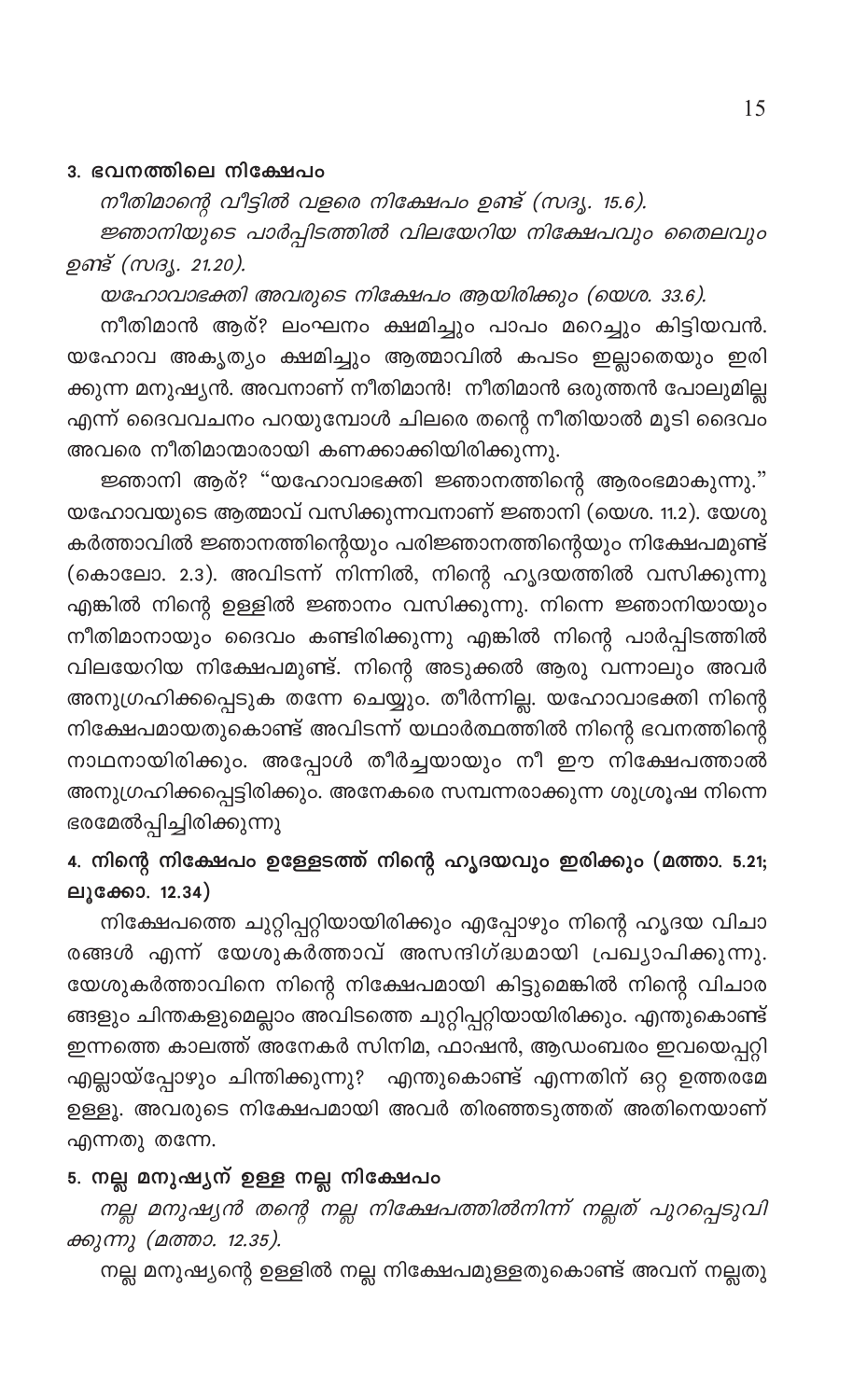### 3. ഭവനത്തിലെ നിക്ഷേപം

*നീതിമാന്റെ വീട്ടിൽ വളരെ നിക്ഷേപം ഉണ്ട് (സദൃ. 15.6).*

*ജ്ഞാനിയുടെ പാർപ്പിടത്തിൽ വിലയേറിയ നിക്ഷേപവും തൈലവും ഉണ്ട് (സദൃ. 21.20).*

*യഹോവാഭക്തി അവരുടെ നിക്ഷേപം ആയിരിക്കും (യെശ. 33.6).*

നീതിമാൻ ആര്? ലംഘനം ക്ഷമിച്ചും പാപം മറെച്ചും കിട്ടിയവൻ. യഹോവ അകൃത്യം ക്ഷമിച്ചും ആത്മാവിൽ കപടം ഇല്ലാതെയും ഇരിക്കുന്ന മനുഷ്യൻ. അവനാണ് നീതിമാൻ! നീതിമാൻ ഒരുത്തൻ പോലുമില്ല എന്ന് ദൈവവചനം പറയുമ്പോൾ ചിലരെ തന്റെ നീതിയാൽ മൂടി ദൈവം അവരെ നീതിമാന്മാരായി കണക്കാക്കിയിരിക്കുന്നു.

ജ്ഞാനി ആര്? "യഹോവാഭക്തി ജ്ഞാനത്തിന്റെ ആരംഭമാകുന്നു." യഹോവയുടെ ആത്മാവ് വസിക്കുന്നവനാണ് ജ്ഞാനി (യെശ. 11.2). യേശുകർത്താവിൽ ജ്ഞാനത്തിന്റെയും പരിജ്ഞാനത്തിന്റെയും നിക്ഷേപമുണ്ട് (കൊലോ. 2.3). അവിടന്ന് നിന്നിൽ, നിന്റെ ഹൃദയത്തിൽ വസിക്കുന്നു എങ്കിൽ നിന്റെ ഉള്ളിൽ ജ്ഞാനം വസിക്കുന്നു. നിന്നെ ജ്ഞാനിയായും നീതിമാനായും ദൈവം കണ്ടിരിക്കുന്നു എങ്കിൽ നിന്റെ പാർപ്പിടത്തിൽ വിലയേറിയ നിക്ഷേപമുണ്ട്. നിന്റെ അടുക്കൽ ആരു വന്നാലും അവർ അനുഗ്രഹിക്കപ്പെടുക തന്നേ ചെയ്യും. തീർന്നില്ല. യഹോവാഭക്തി നിന്റെ നിക്ഷേപമായതുകൊണ്ട് അവിടന്ന് യഥാർത്ഥത്തിൽ നിന്റെ ഭവനത്തിന്റെ നാഥനായിരിക്കും. അപ്പോൾ തീർച്ചയായും നീ ഈ നിക്ഷേപത്താൽ അനുഗ്രഹിക്കപ്പെട്ടിരിക്കും. അനേകരെ സമ്പന്നരാക്കുന്ന ശുശ്രൂഷ നിന്നെ ഭരമേൽപ്പിച്ചിരിക്കുന്നു

### 4. നിന്റെ നിക്ഷേപം ഉള്ളേടത്ത് നിന്റെ ഹൃദയവും ഇരിക്കും (മത്താ. 5.21; ലൂക്കോ. 12.34)

നിക്ഷേപത്തെ ചുറ്റിപ്പറ്റിയായിരിക്കും എപ്പോഴും നിന്റെ ഹൃദയ വിചാരങ്ങൾ എന്ന് യേശുകർത്താവ് അസന്ദിഗ്ദ്ധമായി പ്രഖ്യാപിക്കുന്നു. യേശുകർത്താവിനെ നിന്റെ നിക്ഷേപമായി കിട്ടുമെങ്കിൽ നിന്റെ വിചാരങ്ങളും ചിന്തകളുമെല്ലാം അവിടത്തെ ചുറ്റിപ്പറ്റിയായിരിക്കും. എന്തുകൊണ്ട് ഇന്നത്തെ കാലത്ത് അനേകർ സിനിമ, ഫാഷൻ, ആഡംബരം ഇവയെപ്പറ്റി എല്ലായ്പ്പോഴും ചിന്തിക്കുന്നു? എന്തുകൊണ്ട് എന്നതിന് ഒറ്റ ഉത്തരമേ ഉള്ളൂ. അവരുടെ നിക്ഷേപമായി അവർ തിരഞ്ഞെടുത്തത് അതിനെയാണ് എന്നതു തന്നേ.

### 5. നല്ല മനുഷ്യന് ഉള്ള നല്ല നിക്ഷേപം

*നല്ല മനുഷ്യൻ തന്റെ നല്ല നിക്ഷേപത്തിൽനിന്ന് നല്ലത് പുറപ്പെടുവിക്കുന്നു (മത്താ. 12.35).*

നല്ല മനുഷ്യന്റെ ഉള്ളിൽ നല്ല നിക്ഷേപമുള്ളതുകൊണ്ട് അവന് നല്ലതു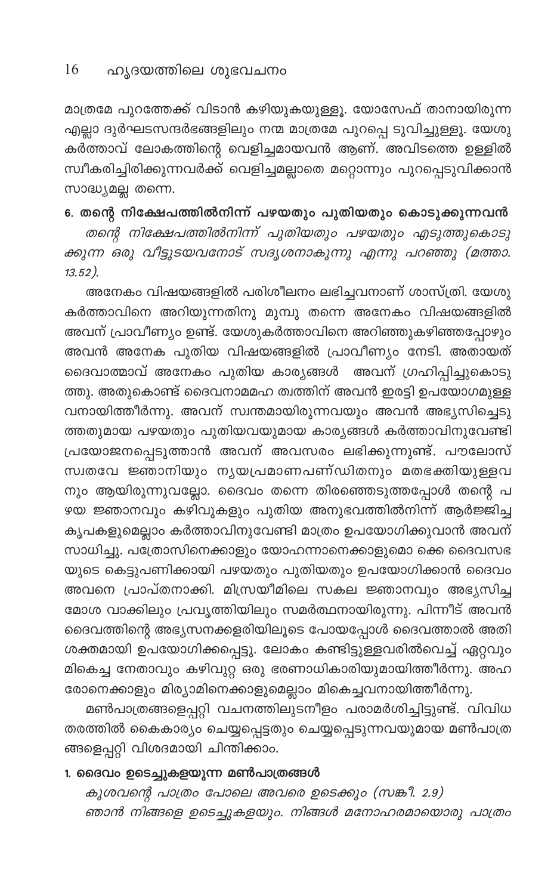മാത്രമേ പുറത്തേക്ക് വിടാൻ കഴിയുകയുള്ളൂ. യോസേഫ് താനായിരുന്ന എല്ലാ ദുർഘടസന്ദർഭങ്ങളിലും നന്മ മാത്രമേ പുറപ്പെ ടുവിച്ചുള്ളൂ. യേശു കർത്താവ് ലോകത്തിന്റെ വെളിച്ചമായവൻ ആണ്. അവിടത്തെ ഉള്ളിൽ സ്വീകരിച്ചിരിക്കുന്നവർക്ക് വെളിച്ചമല്ലാതെ മറ്റൊന്നും പുറപ്പെടുവിക്കാൻ സാദ്ധ്യമല്ല തന്നെ.

**6. തന്റെ നിക്ഷേപത്തിൽനിന്ന് പഴയതും പുതിയതും കൊടുക്കുന്നവൻ**

*തന്റെ നിക്ഷേപത്തിൽനിന്ന് പുതിയതും പഴയതും എടുത്തുകൊടുക്കുന്ന ഒരു വീട്ടുടയവനോട് സദൃശനാകുന്നു എന്നു പറഞ്ഞു (മത്താ. 13.52).*

അനേകം വിഷയങ്ങളിൽ പരിശീലനം ലഭിച്ചവനാണ് ശാസ്ത്രി. യേശു കർത്താവിനെ അറിയുന്നതിനു മുമ്പു തന്നെ അനേകം വിഷയങ്ങളിൽ അവന് പ്രാവീണ്യം ഉണ്ട്. യേശുകർത്താവിനെ അറിഞ്ഞുകഴിഞ്ഞപ്പോഴും അവൻ അനേക പുതിയ വിഷയങ്ങളിൽ പ്രാവീണ്യം നേടി. അതായത് ദൈവാത്മാവ് അനേകം പുതിയ കാര്യങ്ങൾ അവന് ഗ്രഹിപ്പിച്ചുകൊടുത്തു. അതുകൊണ്ട് ദൈവനാമമഹ ത്വത്തിന് അവൻ ഇരട്ടി ഉപയോഗമുള്ളവനായിത്തീർന്നു. അവന് സ്വന്തമായിരുന്നവയും അവൻ അഭ്യസിച്ചെടുത്തതുമായ പഴയതും പുതിയവയുമായ കാര്യങ്ങൾ കർത്താവിനുവേണ്ടി പ്രയോജനപ്പെടുത്താൻ അവന് അവസരം ലഭിക്കുന്നുണ്ട്. പൗലോസ് സ്വതവേ ജ്ഞാനിയും ന്യയപ്രമാണപണ്ഡിതനും മതഭക്തിയുള്ളവനും ആയിരുന്നുവല്ലോ. ദൈവം തന്നെ തിരഞ്ഞെടുത്തപ്പോൾ തന്റെ പഴയ ജ്ഞാനവും കഴിവുകളും പുതിയ അനുഭവത്തിൽനിന്ന് ആർജ്ജിച്ച കൃപകളുമെല്ലാം കർത്താവിനുവേണ്ടി മാത്രം ഉപയോഗിക്കുവാൻ അവന് സാധിച്ചു. പത്രോസിനെക്കാളും യോഹന്നാനെക്കാളുമൊ ക്കെ ദൈവസഭയുടെ കെട്ടുപണിക്കായി പഴയതും പുതിയതും ഉപയോഗിക്കാൻ ദൈവം അവനെ പ്രാപ്തനാക്കി. മിസ്രയീമിലെ സകല ജ്ഞാനവും അഭ്യസിച്ച മോശ വാക്കിലും പ്രവൃത്തിയിലും സമർത്ഥനായിരുന്നു. പിന്നീട് അവൻ ദൈവത്തിന്റെ അഭ്യസനക്കളരിയിലൂടെ പോയപ്പോൾ ദൈവത്താൽ അതിശക്തമായി ഉപയോഗിക്കപ്പെട്ടു. ലോകം കണ്ടിട്ടുള്ളവരിൽവെച്ച് ഏറ്റവും മികെച്ച നേതാവും കഴിവുറ്റ ഒരു ഭരണാധികാരിയുമായിത്തീർന്നു. അഹരോനെക്കാളും മിര്യാമിനെക്കാളുമെല്ലാം മികെച്ചവനായിത്തീർന്നു.

മൺപാത്രങ്ങളെപ്പറ്റി വചനത്തിലുടനീളം പരാമർശിച്ചിട്ടുണ്ട്. വിവിധ തരത്തിൽ കൈകാര്യം ചെയ്യപ്പെട്ടതും ചെയ്യപ്പെടുന്നവയുമായ മൺപാത്രങ്ങളെപ്പറ്റി വിശദമായി ചിന്തിക്കാം.

**1. ദൈവം ഉടെച്ചുകളയുന്ന മൺപാത്രങ്ങൾ**

*കുശവന്റെ പാത്രം പോലെ അവരെ ഉടെക്കും (സങ്കീ. 2.9)*

*ഞാൻ നിങ്ങളെ ഉടെച്ചുകളയും. നിങ്ങൾ മനോഹരമായൊരു പാത്രം*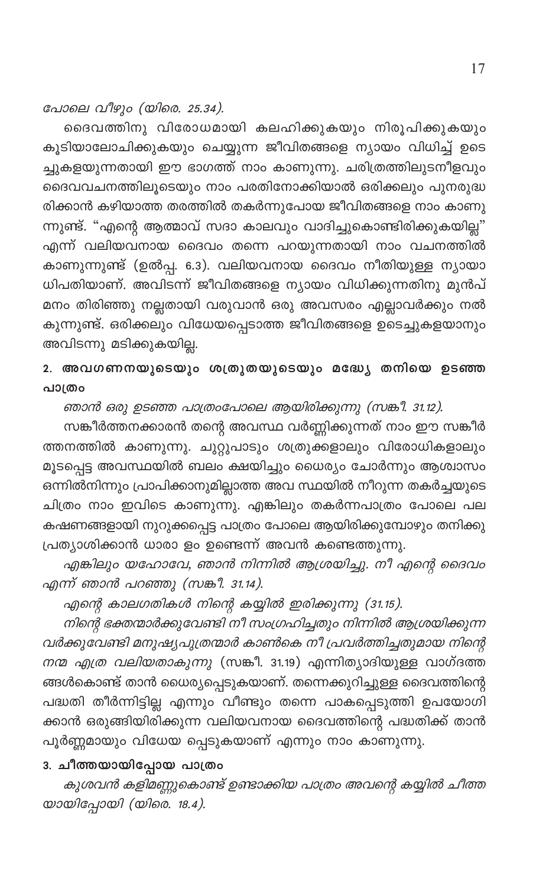*പോലെ വീഴും (യിരെ. 25.34).*

ദൈവത്തിനു വിരോധമായി കലഹിക്കുകയും നിരൂപിക്കുകയും കൂടിയാലോചിക്കുകയും ചെയ്യുന്ന ജീവിതങ്ങളെ ന്യായം വിധിച്ച് ഉടെച്ചുകളയുന്നതായി ഈ ഭാഗത്ത് നാം കാണുന്നു. ചരിത്രത്തിലുടനീളവും ദൈവവചനത്തിലൂടെയും നാം പരതിനോക്കിയാൽ ഒരിക്കലും പുനരുദ്ധരിക്കാൻ കഴിയാത്ത തരത്തിൽ തകർന്നുപോയ ജീവിതങ്ങളെ നാം കാണുന്നുണ്ട്. "എന്റെ ആത്മാവ് സദാ കാലവും വാദിച്ചുകൊണ്ടിരിക്കുകയില്ല" എന്ന് വലിയവനായ ദൈവം തന്നെ പറയുന്നതായി നാം വചനത്തിൽ കാണുന്നുണ്ട് (ഉൽപ്പ. 6.3). വലിയവനായ ദൈവം നീതിയുള്ള ന്യായാധിപതിയാണ്. അവിടന്ന് ജീവിതങ്ങളെ ന്യായം വിധിക്കുന്നതിനു മുൻപ് മനം തിരിഞ്ഞു നല്ലതായി വരുവാൻ ഒരു അവസരം എല്ലാവർക്കും നൽകുന്നുണ്ട്. ഒരിക്കലും വിധേയപ്പെടാത്ത ജീവിതങ്ങളെ ഉടെച്ചുകളയാനും അവിടന്നു മടിക്കുകയില്ല.

## 2. അവഗണനയുടെയും ശത്രുതയുടെയും മദ്ധ്യേ തനിയെ ഉടഞ്ഞ പാത്രം

*ഞാൻ ഒരു ഉടഞ്ഞ പാത്രംപോലെ ആയിരിക്കുന്നു (സങ്കീ. 31.12).*

സങ്കീർത്തനക്കാരൻ തന്റെ അവസ്ഥ വർണ്ണിക്കുന്നത് നാം ഈ സങ്കീർത്തനത്തിൽ കാണുന്നു. ചുറ്റുപാടും ശത്രുക്കളാലും വിരോധികളാലും മൂടപ്പെട്ട അവസ്ഥയിൽ ബലം ക്ഷയിച്ചും ധൈര്യം ചോർന്നും ആശ്വാസം ഒന്നിൽനിന്നും പ്രാപിക്കാനുമില്ലാത്ത അവ സ്ഥയിൽ നീറുന്ന തകർച്ചയുടെ ചിത്രം നാം ഇവിടെ കാണുന്നു. എങ്കിലും തകർന്നപാത്രം പോലെ പല കഷണങ്ങളായി നുറുക്കപ്പെട്ട പാത്രം പോലെ ആയിരിക്കുമ്പോഴും തനിക്കു പ്രത്യാശിക്കാൻ ധാരാ ളം ഉണ്ടെന്ന് അവൻ കണ്ടെത്തുന്നു.

*എങ്കിലും യഹോവേ, ഞാൻ നിന്നിൽ ആശ്രയിച്ചു. നീ എന്റെ ദൈവം എന്ന് ഞാൻ പറഞ്ഞു (സങ്കീ. 31.14).*

*എന്റെ കാലഗതികൾ നിന്റെ കയ്യിൽ ഇരിക്കുന്നു (31.15).*

*നിന്റെ ഭക്തന്മാർക്കുവേണ്ടി നീ സംഗ്രഹിച്ചതും നിന്നിൽ ആശ്രയിക്കുന്നവർക്കുവേണ്ടി മനുഷ്യപുത്രന്മാർ കാൺകെ നീ പ്രവർത്തിച്ചതുമായ നിന്റെ നന്മ എത്ര വലിയതാകുന്നു* (സങ്കീ. 31.19) എന്നിത്യാദിയുള്ള വാഗ്ദത്തങ്ങൾകൊണ്ട് താൻ ധൈര്യപ്പെടുകയാണ്. തന്നെക്കുറിച്ചുള്ള ദൈവത്തിന്റെ പദ്ധതി തീർന്നിട്ടില്ല എന്നും വീണ്ടും തന്നെ പാകപ്പെടുത്തി ഉപയോഗിക്കാൻ ഒരുങ്ങിയിരിക്കുന്ന വലിയവനായ ദൈവത്തിന്റെ പദ്ധതിക്ക് താൻ പൂർണ്ണമായും വിധേയ പ്പെടുകയാണ് എന്നും നാം കാണുന്നു.

## 3. ചീത്തയായിപ്പോയ പാത്രം

*കുശവൻ കളിമണ്ണുകൊണ്ട് ഉണ്ടാക്കിയ പാത്രം അവന്റെ കയ്യിൽ ചീത്തയായിപ്പോയി (യിരെ. 18.4).*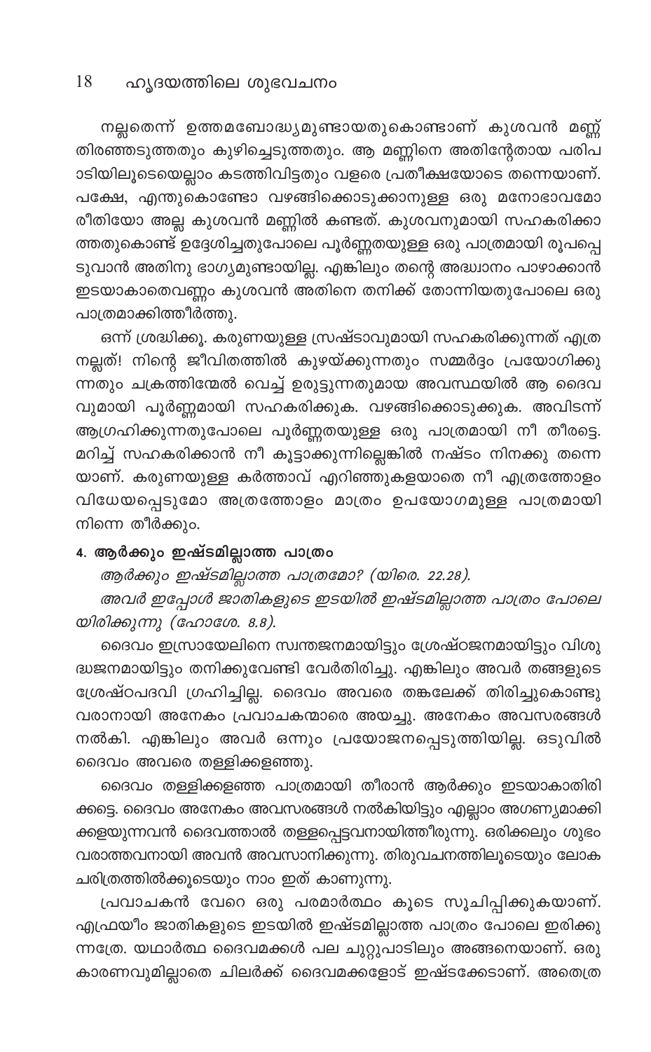നല്ലതെന്ന് ഉത്തമബോദ്ധ്യമുണ്ടായതുകൊണ്ടാണ് കുശവൻ മണ്ണ് തിരഞ്ഞെടുത്തതും കുഴിച്ചെടുത്തതും. ആ മണ്ണിനെ അതിന്റേതായ പരിപാടിയിലൂടെയെല്ലാം കടത്തിവിട്ടതും വളരെ പ്രതീക്ഷയോടെ തന്നെയാണ്. പക്ഷേ, എന്തുകൊണ്ടോ വഴങ്ങിക്കൊടുക്കാനുള്ള ഒരു മനോഭാവമോ രീതിയോ അല്ല കുശവൻ മണ്ണിൽ കണ്ടത്. കുശവനുമായി സഹകരിക്കാത്തതുകൊണ്ട് ഉദ്ദേശിച്ചതുപോലെ പൂർണ്ണതയുള്ള ഒരു പാത്രമായി രൂപപ്പെടുവാൻ അതിനു ഭാഗ്യമുണ്ടായില്ല. എങ്കിലും തന്റെ അദ്ധ്വാനം പാഴാക്കാൻ ഇടയാകാതെവണ്ണം കുശവൻ അതിനെ തനിക്ക് തോന്നിയതുപോലെ ഒരു പാത്രമാക്കിത്തീർത്തു.

ഒന്ന് ശ്രദ്ധിക്കൂ. കരുണയുള്ള സ്രഷ്ടാവുമായി സഹകരിക്കുന്നത് എത്ര നല്ലത്! നിന്റെ ജീവിതത്തിൽ കുഴയ്ക്കുന്നതും സമ്മർദ്ദം പ്രയോഗിക്കുന്നതും ചക്രത്തിന്മേൽ വെച്ച് ഉരുട്ടുന്നതുമായ അവസ്ഥയിൽ ആ ദൈവവുമായി പൂർണ്ണമായി സഹകരിക്കുക. വഴങ്ങിക്കൊടുക്കുക. അവിടന്ന് ആഗ്രഹിക്കുന്നതുപോലെ പൂർണ്ണതയുള്ള ഒരു പാത്രമായി നീ തീരട്ടെ. മറിച്ച് സഹകരിക്കാൻ നീ കൂട്ടാക്കുന്നില്ലെങ്കിൽ നഷ്ടം നിനക്കു തന്നെയാണ്. കരുണയുള്ള കർത്താവ് എറിഞ്ഞുകളയാതെ നീ എത്രത്തോളം വിധേയപ്പെടുമോ അത്രത്തോളം മാത്രം ഉപയോഗമുള്ള പാത്രമായി നിന്നെ തീർക്കും.

### 4. ആർക്കും ഇഷ്ടമില്ലാത്ത പാത്രം

*ആർക്കും ഇഷ്ടമില്ലാത്ത പാത്രമോ? (യിരെ. 22.28).*

*അവർ ഇപ്പോൾ ജാതികളുടെ ഇടയിൽ ഇഷ്ടമില്ലാത്ത പാത്രം പോലെയിരിക്കുന്നു (ഹോശേ. 8.8).*

ദൈവം ഇസ്രായേലിനെ സ്വന്തജനമായിട്ടും ശ്രേഷ്ഠജനമായിട്ടും വിശുദ്ധജനമായിട്ടും തനിക്കുവേണ്ടി വേർതിരിച്ചു. എങ്കിലും അവർ തങ്ങളുടെ ശ്രേഷ്ഠപദവി ഗ്രഹിച്ചില്ല. ദൈവം അവരെ തങ്കലേക്ക് തിരിച്ചുകൊണ്ടുവരാനായി അനേകം പ്രവാചകന്മാരെ അയച്ചു. അനേകം അവസരങ്ങൾ നൽകി. എങ്കിലും അവർ ഒന്നും പ്രയോജനപ്പെടുത്തിയില്ല. ഒടുവിൽ ദൈവം അവരെ തള്ളിക്കളഞ്ഞു.

ദൈവം തള്ളിക്കളഞ്ഞ പാത്രമായി തീരാൻ ആർക്കും ഇടയാകാതിരിക്കട്ടെ. ദൈവം അനേകം അവസരങ്ങൾ നൽകിയിട്ടും എല്ലാം അഗണ്യമാക്കിക്കളയുന്നവൻ ദൈവത്താൽ തള്ളപ്പെട്ടവനായിത്തീരുന്നു. ഒരിക്കലും ശുഭം വരാത്തവനായി അവൻ അവസാനിക്കുന്നു. തിരുവചനത്തിലൂടെയും ലോകചരിത്രത്തിൽക്കൂടെയും നാം ഇത് കാണുന്നു.

പ്രവാചകൻ വേറെ ഒരു പരമാർത്ഥം കൂടെ സൂചിപ്പിക്കുകയാണ്. എഫ്രയീം ജാതികളുടെ ഇടയിൽ ഇഷ്ടമില്ലാത്ത പാത്രം പോലെ ഇരിക്കുന്നത്രേ. യഥാർത്ഥ ദൈവമക്കൾ പല ചുറ്റുപാടിലും അങ്ങനെയാണ്. ഒരു കാരണവുമില്ലാതെ ചിലർക്ക് ദൈവമക്കളോട് ഇഷ്ടക്കേടാണ്. അതെത്ര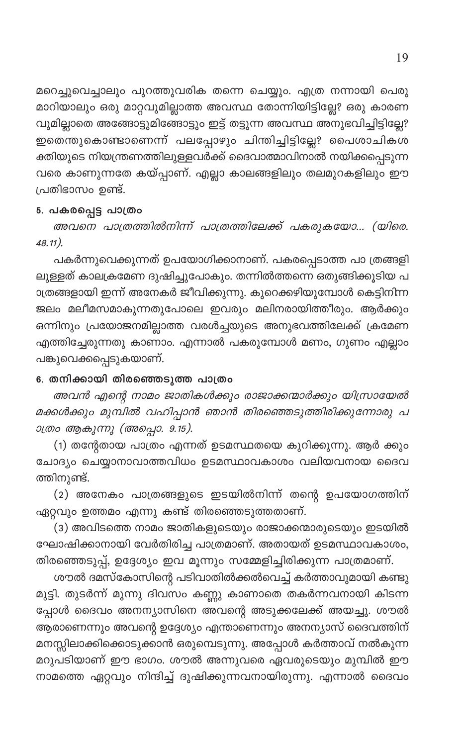മറെച്ചുവെച്ചാലും പുറത്തുവരിക തന്നെ ചെയ്യും. എത്ര നന്നായി പെരുമാറിയാലും ഒരു മാറ്റവുമില്ലാത്ത അവസ്ഥ തോന്നിയിട്ടില്ലേ? ഒരു കാരണവുമില്ലാതെ അങ്ങോട്ടുമിങ്ങോട്ടും ഇട്ട് തട്ടുന്ന അവസ്ഥ അനുഭവിച്ചിട്ടില്ലേ? ഇതെന്തുകൊണ്ടാണെന്ന് പലപ്പോഴും ചിന്തിച്ചിട്ടില്ലേ? പൈശാചികശക്തിയുടെ നിയന്ത്രണത്തിലുള്ളവർക്ക് ദൈവാത്മാവിനാൽ നയിക്കപ്പെടുന്നവരെ കാണുന്നതേ കയ്പ്പാണ്. എല്ലാ കാലങ്ങളിലും തലമുറകളിലും ഈ പ്രതിഭാസം ഉണ്ട്.

### 5. പകരപ്പെട്ട പാത്രം

*അവനെ പാത്രത്തിൽനിന്ന് പാത്രത്തിലേക്ക് പകരുകയോ... (യിരെ. 48.11).*

പകർന്നുവെക്കുന്നത് ഉപയോഗിക്കാനാണ്. പകരപ്പെടാത്ത പാ ത്രങ്ങളിലുള്ളത് കാലക്രമേണ ദുഷിച്ചുപോകും. തന്നിൽത്തന്നെ ഒതുങ്ങിക്കൂടിയ പാത്രങ്ങളായി ഇന്ന് അനേകർ ജീവിക്കുന്നു. കുറെക്കഴിയുമ്പോൾ കെട്ടിനിന്ന ജലം മലീമസമാകുന്നതുപോലെ ഇവരും മലിനരായിത്തീരും. ആർക്കും ഒന്നിനും പ്രയോജനമില്ലാത്ത വരൾച്ചയുടെ അനുഭവത്തിലേക്ക് ക്രമേണ എത്തിച്ചേരുന്നതു കാണാം. എന്നാൽ പകരുമ്പോൾ മണം, ഗുണം എല്ലാം പങ്കുവെക്കപ്പെടുകയാണ്.

### 6. തനിക്കായി തിരഞ്ഞെടുത്ത പാത്രം

*അവൻ എന്റെ നാമം ജാതികൾക്കും രാജാക്കന്മാർക്കും യിസ്രായേൽ മക്കൾക്കും മുമ്പിൽ വഹിപ്പാൻ ഞാൻ തിരഞ്ഞെടുത്തിരിക്കുന്നോരു പാത്രം ആകുന്നു (അപ്പൊ. 9.15).*

(1) തന്റേതായ പാത്രം എന്നത് ഉടമസ്ഥതയെ കുറിക്കുന്നു. ആർ ക്കും ചോദ്യം ചെയ്യാനാവാത്തവിധം ഉടമസ്ഥാവകാശം വലിയവനായ ദൈവത്തിനുണ്ട്.

(2) അനേകം പാത്രങ്ങളുടെ ഇടയിൽനിന്ന് തന്റെ ഉപയോഗത്തിന് ഏറ്റവും ഉത്തമം എന്നു കണ്ട് തിരഞ്ഞെടുത്തതാണ്.

(3) അവിടത്തെ നാമം ജാതികളുടെയും രാജാക്കന്മാരുടെയും ഇടയിൽ ഘോഷിക്കാനായി വേർതിരിച്ച പാത്രമാണ്. അതായത് ഉടമസ്ഥാവകാശം, തിരഞ്ഞെടുപ്പ്, ഉദ്ദേശ്യം ഇവ മൂന്നും സമ്മേളിച്ചിരിക്കുന്ന പാത്രമാണ്.

ശൗൽ ദമസ്കോസിന്റെ പടിവാതിൽക്കൽവെച്ച് കർത്താവുമായി കണ്ടുമുട്ടി. തുടർന്ന് മൂന്നു ദിവസം കണ്ണു കാണാതെ തകർന്നവനായി കിടന്നപ്പോൾ ദൈവം അനന്യാസിനെ അവന്റെ അടുക്കലേക്ക് അയച്ചു. ശൗൽ ആരാണെന്നും അവന്റെ ഉദ്ദേശ്യം എന്താണെന്നും അനന്യാസ് ദൈവത്തിന് മനസ്സിലാക്കിക്കൊടുക്കാൻ ഒരുമ്പെടുന്നു. അപ്പോൾ കർത്താവ് നൽകുന്ന മറുപടിയാണ് ഈ ഭാഗം. ശൗൽ അന്നുവരെ ഏവരുടെയും മുമ്പിൽ ഈ നാമത്തെ ഏറ്റവും നിന്ദിച്ച് ദുഷിക്കുന്നവനായിരുന്നു. എന്നാൽ ദൈവം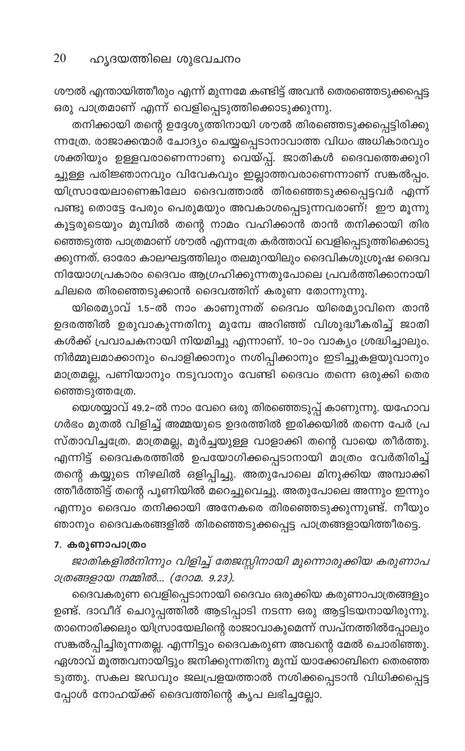ശൗൽ എന്തായിത്തീരും എന്ന് മുന്നമേ കണ്ടിട്ട് അവൻ തെരഞ്ഞെടുക്കപ്പെട്ട ഒരു പാത്രമാണ് എന്ന് വെളിപ്പെടുത്തിക്കൊടുക്കുന്നു.

തനിക്കായി തന്റെ ഉദ്ദേശ്യത്തിനായി ശൗൽ തിരഞ്ഞെടുക്കപ്പെട്ടിരിക്കുന്നത്രേ. രാജാക്കന്മാർ ചോദ്യം ചെയ്യപ്പെടാനാവാത്ത വിധം അധികാരവും ശക്തിയും ഉള്ളവരാണെന്നാണു വെയ്പ്പ്. ജാതികൾ ദൈവത്തെക്കുറിച്ചുള്ള പരിജ്ഞാനവും വിവേകവും ഇല്ലാത്തവരാണെന്നാണ് സങ്കൽപ്പം. യിസ്രായേലാണെങ്കിലോ ദൈവത്താൽ തിരഞ്ഞെടുക്കപ്പെട്ടവർ എന്ന് പണ്ടു തൊട്ടേ പേരും പെരുമയും അവകാശപ്പെടുന്നവരാണ്! ഈ മൂന്നു കൂട്ടരുടെയും മുമ്പിൽ തന്റെ നാമം വഹിക്കാൻ താൻ തനിക്കായി തിരഞ്ഞെടുത്ത പാത്രമാണ് ശൗൽ എന്നത്രേ കർത്താവ് വെളിപ്പെടുത്തിക്കൊടുക്കുന്നത്. ഓരോ കാലഘട്ടത്തിലും തലമുറയിലും ദൈവികശുശ്രൂഷ ദൈവനിയോഗപ്രകാരം ദൈവം ആഗ്രഹിക്കുന്നതുപോലെ പ്രവർത്തിക്കാനായി ചിലരെ തിരഞ്ഞെടുക്കാൻ ദൈവത്തിന് കരുണ തോന്നുന്നു.

യിരെമ്യാവ് 1.5-ൽ നാം കാണുന്നത് ദൈവം യിരെമ്യാവിനെ താൻ ഉദരത്തിൽ ഉരുവാകുന്നതിനു മുമ്പേ അറിഞ്ഞ് വിശുദ്ധീകരിച്ച് ജാതികൾക്ക് പ്രവാചകനായി നിയമിച്ചു എന്നാണ്. 10-ാം വാക്യം ശ്രദ്ധിച്ചാലും. നിർമ്മൂലമാക്കാനും പൊളിക്കാനും നശിപ്പിക്കാനും ഇടിച്ചുകളയുവാനും മാത്രമല്ല, പണിയാനും നടുവാനും വേണ്ടി ദൈവം തന്നെ ഒരുക്കി തെരഞ്ഞെടുത്തത്രേ.

യെശയ്യാവ് 49.2-ൽ നാം വേറെ ഒരു തിരഞ്ഞെടുപ്പ് കാണുന്നു. യഹോവ ഗർഭം മുതൽ വിളിച്ച് അമ്മയുടെ ഉദരത്തിൽ ഇരിക്കയിൽ തന്നെ പേർ പ്രസ്താവിച്ചത്രേ. മാത്രമല്ല, മൂർച്ചയുള്ള വാളാക്കി തന്റെ വായെ തീർത്തു. എന്നിട്ട് ദൈവകരത്തിൽ ഉപയോഗിക്കപ്പെടാനായി മാത്രം വേർതിരിച്ച് തന്റെ കയ്യുടെ നിഴലിൽ ഒളിപ്പിച്ചു. അതുപോലെ മിനുക്കിയ അമ്പാക്കിത്തീർത്തിട്ട് തന്റെ പൂണിയിൽ മറെച്ചുവെച്ചു. അതുപോലെ അന്നും ഇന്നും എന്നും ദൈവം തനിക്കായി അനേകരെ തിരഞ്ഞെടുക്കുന്നുണ്ട്. നീയും ഞാനും ദൈവകരങ്ങളിൽ തിരഞ്ഞെടുക്കപ്പെട്ട പാത്രങ്ങളായിത്തീരട്ടെ.

#### 7. കരുണാപാത്രം

*ജാതികളിൽനിന്നും വിളിച്ച് തേജസ്സിനായി മുന്നൊരുക്കിയ കരുണാപാത്രങ്ങളായ നമ്മിൽ... (റോമ. 9.23).*

ദൈവകരുണ വെളിപ്പെടാനായി ദൈവം ഒരുക്കിയ കരുണാപാത്രങ്ങളും ഉണ്ട്. ദാവീദ് ചെറുപ്പത്തിൽ ആടിപ്പാടി നടന്ന ഒരു ആട്ടിടയനായിരുന്നു. താനൊരിക്കലും യിസ്രായേലിന്റെ രാജാവാകുമെന്ന് സ്വപ്നത്തിൽപ്പോലും സങ്കൽപിച്ചിരുന്നതല്ല. എന്നിട്ടും ദൈവകരുണ അവന്റെ മേൽ ചൊരിഞ്ഞു. ഏശാവ് മൂത്തവനായിട്ടും ജനിക്കുന്നതിനു മുമ്പ് യാക്കോബിനെ തെരഞ്ഞെടുത്തു. സകല ജഡവും ജലപ്രളയത്താൽ നശിക്കപ്പെടാൻ വിധിക്കപ്പെട്ടപ്പോൾ നോഹയ്ക്ക് ദൈവത്തിന്റെ കൃപ ലഭിച്ചല്ലോ.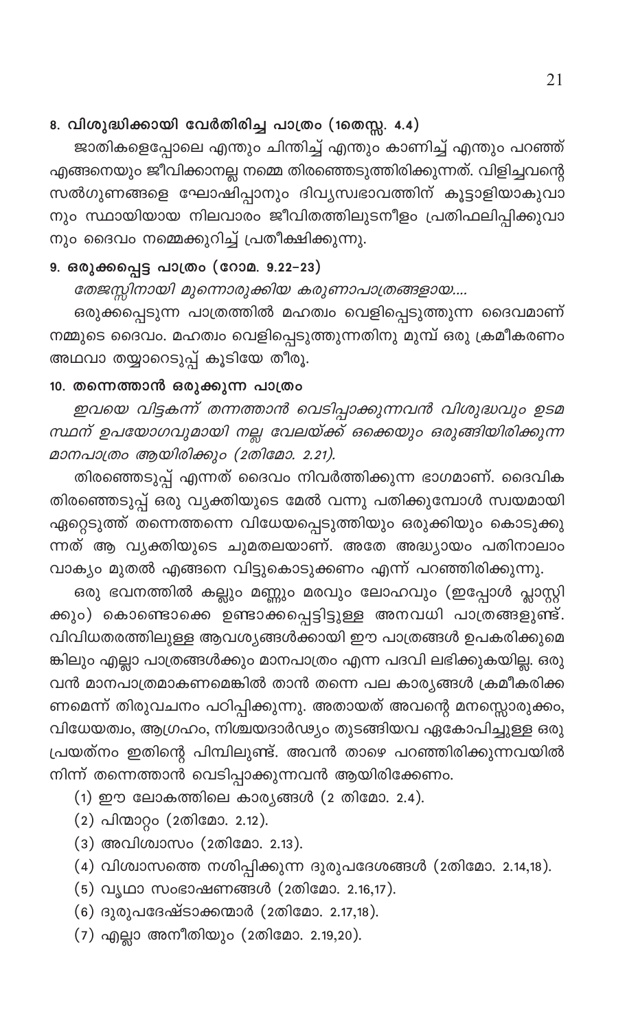### 8. വിശുദ്ധിക്കായി വേർതിരിച്ച പാത്രം (1തെസ്സ. 4.4)

ജാതികളെപ്പോലെ എന്തും ചിന്തിച്ച് എന്തും കാണിച്ച് എന്തും പറഞ്ഞ് എങ്ങനെയും ജീവിക്കാനല്ല നമ്മെ തിരഞ്ഞെടുത്തിരിക്കുന്നത്. വിളിച്ചവന്റെ സൽഗുണങ്ങളെ ഘോഷിപ്പാനും ദിവ്യസ്വഭാവത്തിന് കൂട്ടാളിയാകുവാനും സ്ഥായിയായ നിലവാരം ജീവിതത്തിലുടനീളം പ്രതിഫലിപ്പിക്കുവാനും ദൈവം നമ്മെക്കുറിച്ച് പ്രതീക്ഷിക്കുന്നു.

### 9. ഒരുക്കപ്പെട്ട പാത്രം (റോമ. 9.22-23)

*തേജസ്സിനായി മുന്നൊരുക്കിയ കരുണാപാത്രങ്ങളായ....*

ഒരുക്കപ്പെടുന്ന പാത്രത്തിൽ മഹത്വം വെളിപ്പെടുത്തുന്ന ദൈവമാണ് നമ്മുടെ ദൈവം. മഹത്വം വെളിപ്പെടുത്തുന്നതിനു മുമ്പ് ഒരു ക്രമീകരണം അഥവാ തയ്യാറെടുപ്പ് കൂടിയേ തീരൂ.

### 10. തന്നെത്താൻ ഒരുക്കുന്ന പാത്രം

*ഇവയെ വിട്ടകന്ന് തന്നത്താൻ വെടിപ്പാക്കുന്നവൻ വിശുദ്ധവും ഉടമസ്ഥന് ഉപയോഗവുമായി നല്ല വേലയ്ക്ക് ഒക്കെയും ഒരുങ്ങിയിരിക്കുന്ന മാനപാത്രം ആയിരിക്കും (2തിമോ. 2.21).*

തിരഞ്ഞെടുപ്പ് എന്നത് ദൈവം നിവർത്തിക്കുന്ന ഭാഗമാണ്. ദൈവിക തിരഞ്ഞെടുപ്പ് ഒരു വ്യക്തിയുടെ മേൽ വന്നു പതിക്കുമ്പോൾ സ്വയമായി ഏറ്റെടുത്ത് തന്നെത്തന്നെ വിധേയപ്പെടുത്തിയും ഒരുക്കിയും കൊടുക്കുന്നത് ആ വ്യക്തിയുടെ ചുമതലയാണ്. അതേ അദ്ധ്യായം പതിനാലാം വാക്യം മുതൽ എങ്ങനെ വിട്ടുകൊടുക്കണം എന്ന് പറഞ്ഞിരിക്കുന്നു.

ഒരു ഭവനത്തിൽ കല്ലും മണ്ണും മരവും ലോഹവും (ഇപ്പോൾ പ്ലാസ്റ്റിക്കും) കൊണ്ടൊക്കെ ഉണ്ടാക്കപ്പെട്ടിട്ടുള്ള അനവധി പാത്രങ്ങളുണ്ട്. വിവിധതരത്തിലുള്ള ആവശ്യങ്ങൾക്കായി ഈ പാത്രങ്ങൾ ഉപകരിക്കുമെങ്കിലും എല്ലാ പാത്രങ്ങൾക്കും മാനപാത്രം എന്ന പദവി ലഭിക്കുകയില്ല. ഒരുവൻ മാനപാത്രമാകണമെങ്കിൽ താൻ തന്നെ പല കാര്യങ്ങൾ ക്രമീകരിക്കണമെന്ന് തിരുവചനം പഠിപ്പിക്കുന്നു. അതായത് അവന്റെ മനസ്സൊരുക്കം, വിധേയത്വം, ആഗ്രഹം, നിശ്ചയദാർഢ്യം തുടങ്ങിയവ ഏകോപിച്ചുള്ള ഒരു പ്രയത്നം ഇതിന്റെ പിമ്പിലുണ്ട്. അവൻ താഴെ പറഞ്ഞിരിക്കുന്നവയിൽ നിന്ന് തന്നെത്താൻ വെടിപ്പാക്കുന്നവൻ ആയിരിക്കേണം.

(1) ഈ ലോകത്തിലെ കാര്യങ്ങൾ (2 തിമോ. 2.4).
(2) പിന്മാറ്റം (2തിമോ. 2.12).
(3) അവിശ്വാസം (2തിമോ. 2.13).
(4) വിശ്വാസത്തെ നശിപ്പിക്കുന്ന ദുരുപദേശങ്ങൾ (2തിമോ. 2.14,18).
(5) വൃഥാ സംഭാഷണങ്ങൾ (2തിമോ. 2.16,17).
(6) ദുരുപദേഷ്ടാക്കന്മാർ (2തിമോ. 2.17,18).
(7) എല്ലാ അനീതിയും (2തിമോ. 2.19,20).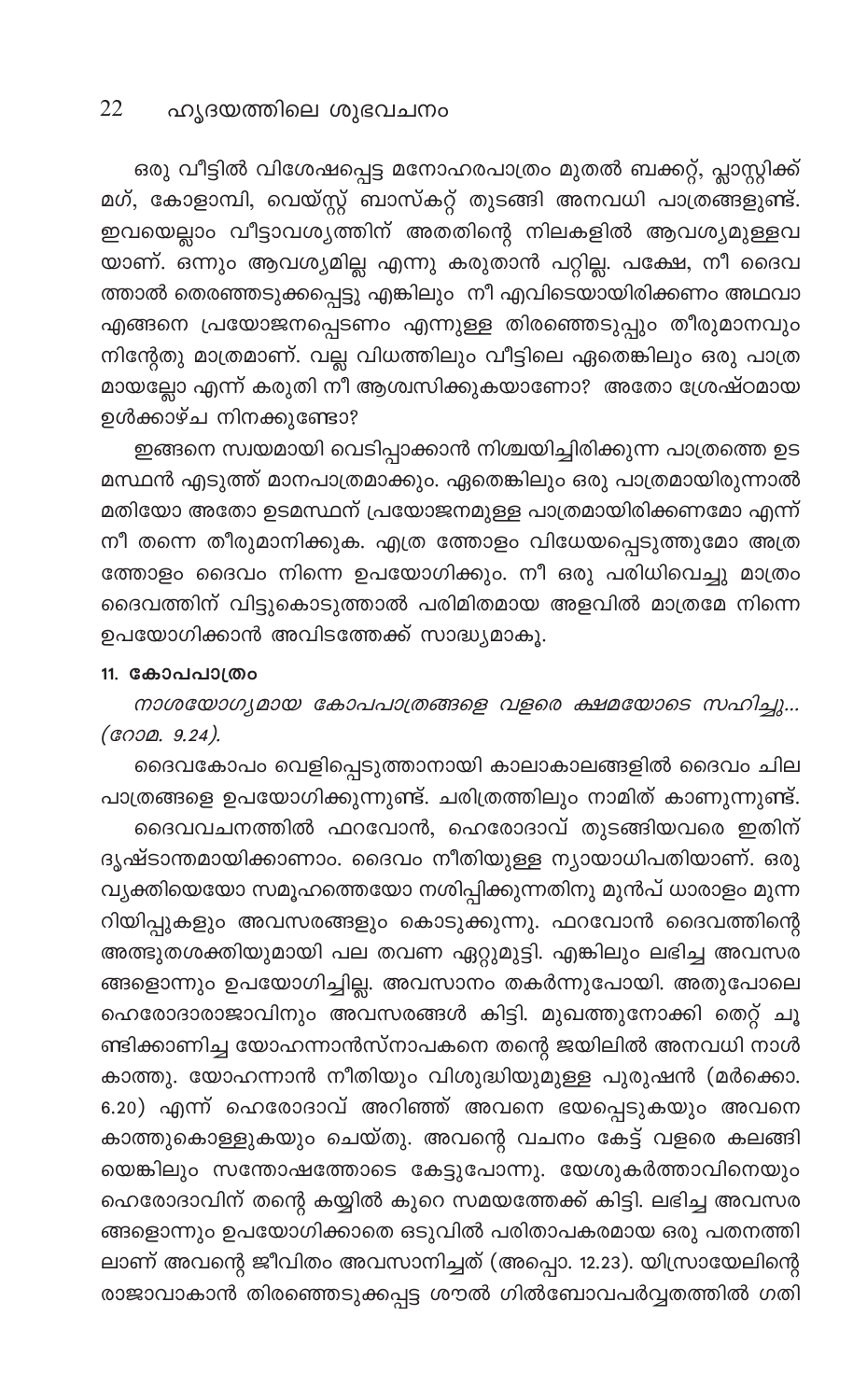ഒരു വീട്ടിൽ വിശേഷപ്പെട്ട മനോഹരപാത്രം മുതൽ ബക്കറ്റ്, പ്ലാസ്റ്റിക്ക് മഗ്, കോളാമ്പി, വെയ്സ്റ്റ് ബാസ്കറ്റ് തുടങ്ങി അനവധി പാത്രങ്ങളുണ്ട്. ഇവയെല്ലാം വീട്ടാവശ്യത്തിന് അതതിന്റെ നിലകളിൽ ആവശ്യമുള്ളവ യാണ്. ഒന്നും ആവശ്യമില്ല എന്നു കരുതാൻ പറ്റില്ല. പക്ഷേ, നീ ദൈവ ത്താൽ തെരഞ്ഞെടുക്കപ്പെട്ടു എങ്കിലും നീ എവിടെയായിരിക്കണം അഥവാ എങ്ങനെ പ്രയോജനപ്പെടണം എന്നുള്ള തിരഞ്ഞെടുപ്പും തീരുമാനവും നിന്റേതു മാത്രമാണ്. വല്ല വിധത്തിലും വീട്ടിലെ ഏതെങ്കിലും ഒരു പാത്ര മായല്ലോ എന്ന് കരുതി നീ ആശ്വസിക്കുകയാണോ? അതോ ശ്രേഷ്ഠമായ ഉൾക്കാഴ്ച നിനക്കുണ്ടോ?

ഇങ്ങനെ സ്വയമായി വെടിപ്പാക്കാൻ നിശ്ചയിച്ചിരിക്കുന്ന പാത്രത്തെ ഉട മസ്ഥൻ എടുത്ത് മാനപാത്രമാക്കും. ഏതെങ്കിലും ഒരു പാത്രമായിരുന്നാൽ മതിയോ അതോ ഉടമസ്ഥന് പ്രയോജനമുള്ള പാത്രമായിരിക്കണമോ എന്ന് നീ തന്നെ തീരുമാനിക്കുക. എത്ര ത്തോളം വിധേയപ്പെടുത്തുമോ അത്ര ത്തോളം ദൈവം നിന്നെ ഉപയോഗിക്കും. നീ ഒരു പരിധിവെച്ചു മാത്രം ദൈവത്തിന് വിട്ടുകൊടുത്താൽ പരിമിതമായ അളവിൽ മാത്രമേ നിന്നെ ഉപയോഗിക്കാൻ അവിടത്തേക്ക് സാദ്ധ്യമാകൂ.

#### 11. കോപപാത്രം

*നാശയോഗ്യമായ കോപപാത്രങ്ങളെ വളരെ ക്ഷമയോടെ സഹിച്ചു... (റോമ. 9.24).*

ദൈവകോപം വെളിപ്പെടുത്താനായി കാലാകാലങ്ങളിൽ ദൈവം ചില പാത്രങ്ങളെ ഉപയോഗിക്കുന്നുണ്ട്. ചരിത്രത്തിലും നാമിത് കാണുന്നുണ്ട്.

ദൈവവചനത്തിൽ ഫറവോൻ, ഹെരോദാവ് തുടങ്ങിയവരെ ഇതിന് ദൃഷ്ടാന്തമായിക്കാണാം. ദൈവം നീതിയുള്ള ന്യായാധിപതിയാണ്. ഒരു വ്യക്തിയെയോ സമൂഹത്തെയോ നശിപ്പിക്കുന്നതിനു മുൻപ് ധാരാളം മുന്ന റിയിപ്പുകളും അവസരങ്ങളും കൊടുക്കുന്നു. ഫറവോൻ ദൈവത്തിന്റെ അത്ഭുതശക്തിയുമായി പല തവണ ഏറ്റുമുട്ടി. എങ്കിലും ലഭിച്ച അവസര ങ്ങളൊന്നും ഉപയോഗിച്ചില്ല. അവസാനം തകർന്നുപോയി. അതുപോലെ ഹെരോദാരാജാവിനും അവസരങ്ങൾ കിട്ടി. മുഖത്തുനോക്കി തെറ്റ് ചൂ ണ്ടിക്കാണിച്ച യോഹന്നാൻസ്നാപകനെ തന്റെ ജയിലിൽ അനവധി നാൾ കാത്തു. യോഹന്നാൻ നീതിയും വിശുദ്ധിയുമുള്ള പുരുഷൻ (മർക്കൊ. 6.20) എന്ന് ഹെരോദാവ് അറിഞ്ഞ് അവനെ ഭയപ്പെടുകയും അവനെ കാത്തുകൊള്ളുകയും ചെയ്തു. അവന്റെ വചനം കേട്ട് വളരെ കലങ്ങി യെങ്കിലും സന്തോഷത്തോടെ കേട്ടുപോന്നു. യേശുകർത്താവിനെയും ഹെരോദാവിന് തന്റെ കയ്യിൽ കുറെ സമയത്തേക്ക് കിട്ടി. ലഭിച്ച അവസര ങ്ങളൊന്നും ഉപയോഗിക്കാതെ ഒടുവിൽ പരിതാപകരമായ ഒരു പതനത്തി ലാണ് അവന്റെ ജീവിതം അവസാനിച്ചത് (അപ്പൊ. 12.23). യിസ്രായേലിന്റെ രാജാവാകാൻ തിരഞ്ഞെടുക്കപ്പെട്ട ശൗൽ ഗിൽബോവപർവ്വതത്തിൽ ഗതി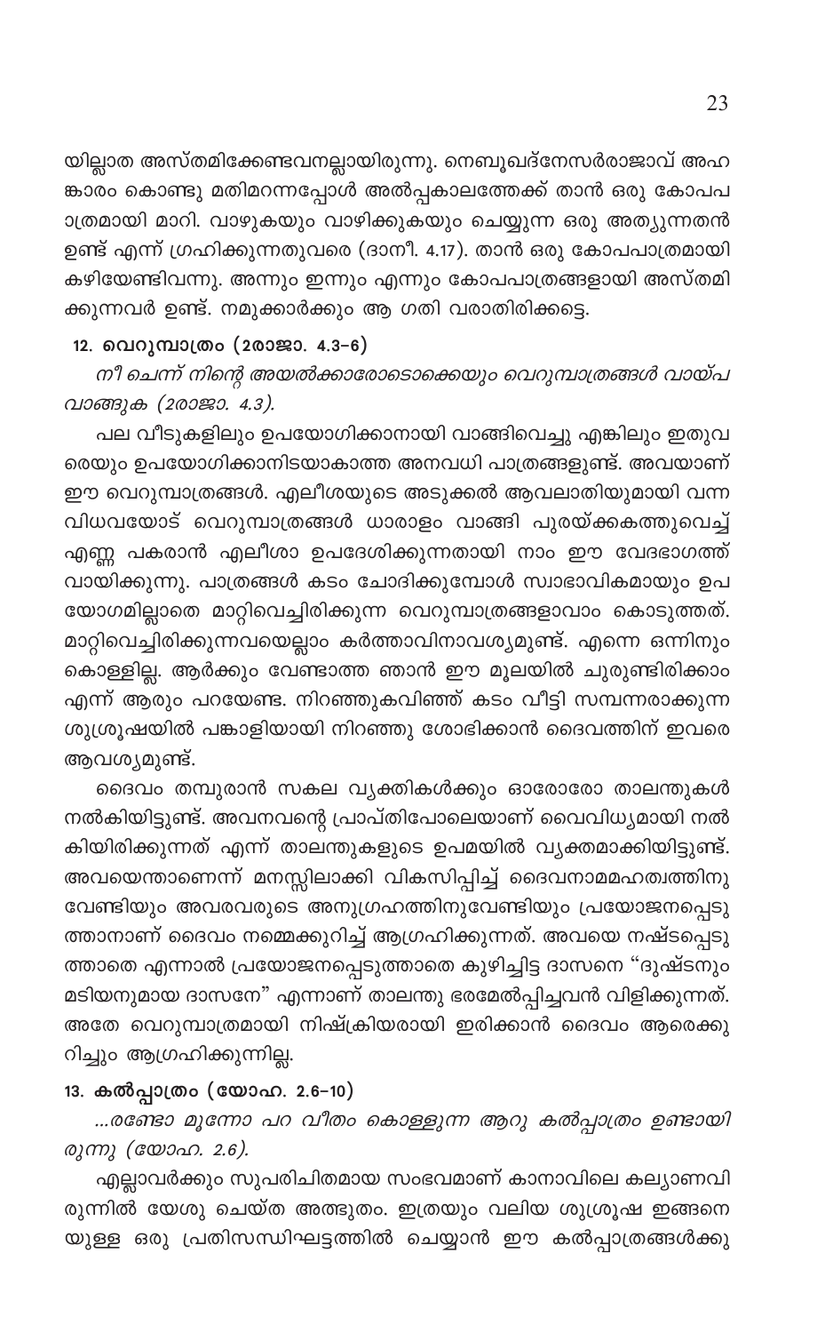യില്ലാത്ത അസ്തമിക്കേണ്ടവനല്ലായിരുന്നു. നെബൂഖദ്നേസർരാജാവ് അഹങ്കാരം കൊണ്ടു മതിമറന്നപ്പോൾ അൽപ്പകാലത്തേക്ക് താൻ ഒരു കോപപാത്രമായി മാറി. വാഴുകയും വാഴിക്കുകയും ചെയ്യുന്ന ഒരു അത്യുന്നതൻ ഉണ്ട് എന്ന് ഗ്രഹിക്കുന്നതുവരെ (ദാനി. 4.17). താൻ ഒരു കോപപാത്രമായി കഴിയേണ്ടിവന്നു. അന്നും ഇന്നും എന്നും കോപപാത്രങ്ങളായി അസ്തമിക്കുന്നവർ ഉണ്ട്. നമുക്കാർക്കും ആ ഗതി വരാതിരിക്കട്ടെ.

### 12. വെറുമ്പാത്രം (2രാജാ. 4.3-6)

*നീ ചെന്ന് നിന്റെ അയൽക്കാരോടൊക്കെയും വെറുമ്പാത്രങ്ങൾ വായ്പ വാങ്ങുക (2രാജാ. 4.3).*

പല വീടുകളിലും ഉപയോഗിക്കാനായി വാങ്ങിവെച്ചു എങ്കിലും ഇതുവരെയും ഉപയോഗിക്കാനിടയാകാത്ത അനവധി പാത്രങ്ങളുണ്ട്. അവയാണ് ഈ വെറുമ്പാത്രങ്ങൾ. എലീശയുടെ അടുക്കൽ ആവലാതിയുമായി വന്ന വിധവയോട് വെറുമ്പാത്രങ്ങൾ ധാരാളം വാങ്ങി പുരയ്ക്കകത്തുവെച്ച് എണ്ണ പകരാൻ എലീശാ ഉപദേശിക്കുന്നതായി നാം ഈ വേദഭാഗത്ത് വായിക്കുന്നു. പാത്രങ്ങൾ കടം ചോദിക്കുമ്പോൾ സ്വാഭാവികമായും ഉപയോഗമില്ലാതെ മാറ്റിവെച്ചിരിക്കുന്ന വെറുമ്പാത്രങ്ങളാവാം കൊടുത്തത്. മാറ്റിവെച്ചിരിക്കുന്നവയെല്ലാം കർത്താവിനാവശ്യമുണ്ട്. എന്നെ ഒന്നിനും കൊള്ളില്ല. ആർക്കും വേണ്ടാത്ത ഞാൻ ഈ മൂലയിൽ ചുരുണ്ടിരിക്കാം എന്ന് ആരും പറയേണ്ട. നിറഞ്ഞുകവിഞ്ഞ് കടം വീട്ടി സമ്പന്നരാക്കുന്ന ശുശ്രൂഷയിൽ പങ്കാളിയായി നിറഞ്ഞു ശോഭിക്കാൻ ദൈവത്തിന് ഇവരെ ആവശ്യമുണ്ട്.

ദൈവം തമ്പുരാൻ സകല വ്യക്തികൾക്കും ഓരോരോ താലന്തുകൾ നൽകിയിട്ടുണ്ട്. അവനവന്റെ പ്രാപ്തിപോലെയാണ് വൈവിധ്യമായി നൽകിയിരിക്കുന്നത് എന്ന് താലന്തുകളുടെ ഉപമയിൽ വ്യക്തമാക്കിയിട്ടുണ്ട്. അവയെന്താണെന്ന് മനസ്സിലാക്കി വികസിപ്പിച്ച് ദൈവനാമമഹത്വത്തിനു വേണ്ടിയും അവരവരുടെ അനുഗ്രഹത്തിനുവേണ്ടിയും പ്രയോജനപ്പെടുത്താനാണ് ദൈവം നമ്മെക്കുറിച്ച് ആഗ്രഹിക്കുന്നത്. അവയെ നഷ്ടപ്പെടുത്താതെ എന്നാൽ പ്രയോജനപ്പെടുത്താതെ കുഴിച്ചിട്ട ദാസനെ "ദുഷ്ടനും മടിയനുമായ ദാസനേ" എന്നാണ് താലന്തു ഭരമേൽപ്പിച്ചവൻ വിളിക്കുന്നത്. അതേ വെറുമ്പാത്രമായി നിഷ്ക്രിയരായി ഇരിക്കാൻ ദൈവം ആരെക്കുറിച്ചും ആഗ്രഹിക്കുന്നില്ല.

### 13. കൽപ്പാത്രം (യോഹ. 2.6-10)

*...രണ്ടോ മൂന്നോ പറ വീതം കൊള്ളുന്ന ആറു കൽപ്പാത്രം ഉണ്ടായിരുന്നു (യോഹ. 2.6).*

എല്ലാവർക്കും സുപരിചിതമായ സംഭവമാണ് കാനാവിലെ കല്യാണവിരുന്നിൽ യേശു ചെയ്ത അത്ഭുതം. ഇത്രയും വലിയ ശുശ്രൂഷ ഇങ്ങനെയുള്ള ഒരു പ്രതിസന്ധിഘട്ടത്തിൽ ചെയ്യാൻ ഈ കൽപ്പാത്രങ്ങൾക്കു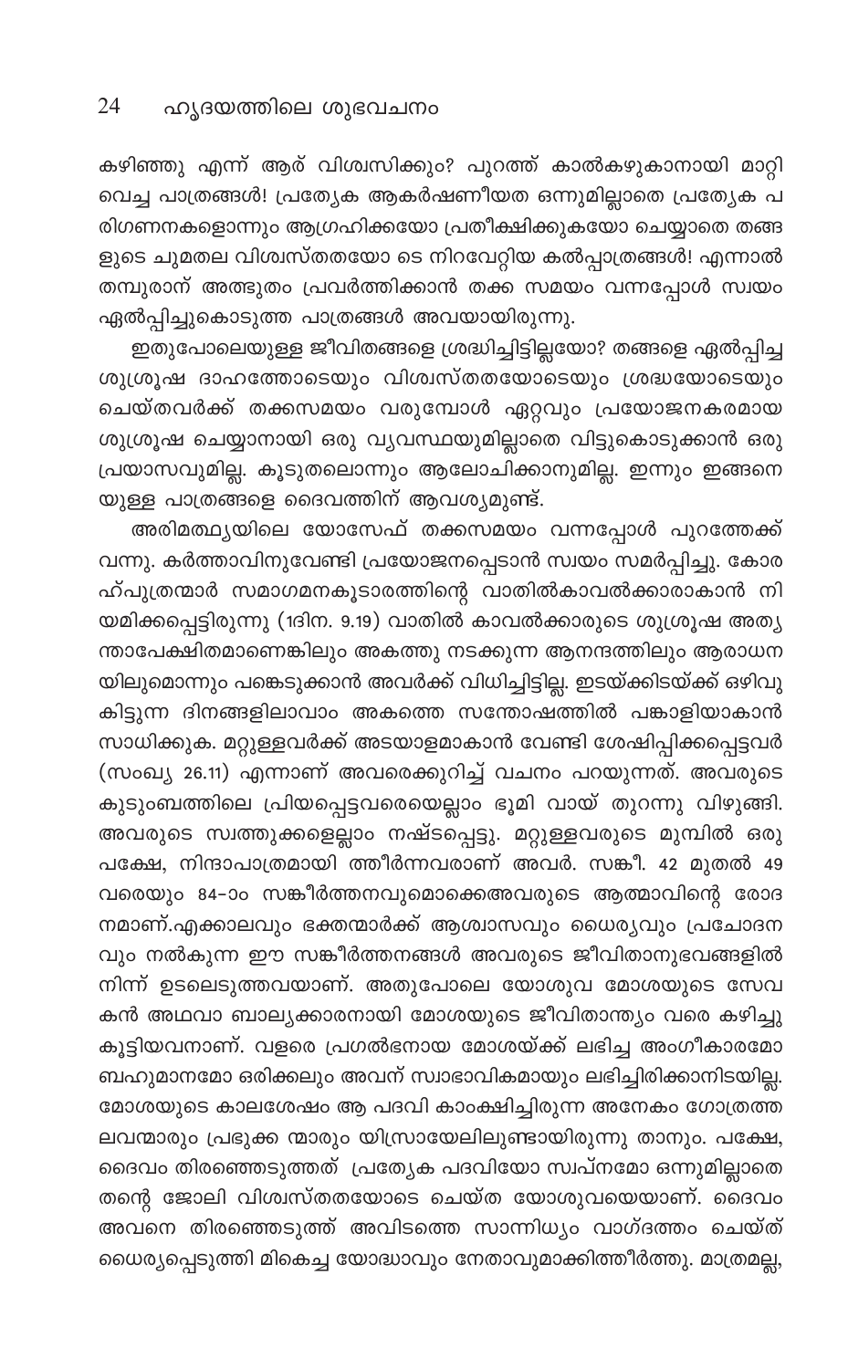കഴിഞ്ഞു എന്ന് ആര് വിശ്വസിക്കും? പുറത്ത് കാൽകഴുകാനായി മാറ്റി വെച്ച പാത്രങ്ങൾ! പ്രത്യേക ആകർഷണീയത ഒന്നുമില്ലാതെ പ്രത്യേക പരിഗണനകളൊന്നും ആഗ്രഹിക്കയോ പ്രതീക്ഷിക്കുകയോ ചെയ്യാതെ തങ്ങളുടെ ചുമതല വിശ്വസ്തതയോ ടെ നിറവേറ്റിയ കൽപ്പാത്രങ്ങൾ! എന്നാൽ തമ്പുരാന് അത്ഭുതം പ്രവർത്തിക്കാൻ തക്ക സമയം വന്നപ്പോൾ സ്വയം ഏൽപ്പിച്ചുകൊടുത്ത പാത്രങ്ങൾ അവയായിരുന്നു.

ഇതുപോലെയുള്ള ജീവിതങ്ങളെ ശ്രദ്ധിച്ചിട്ടില്ലയോ? തങ്ങളെ ഏൽപ്പിച്ച ശുശ്രൂഷ ദാഹത്തോടെയും വിശ്വസ്തതയോടെയും ശ്രദ്ധയോടെയും ചെയ്തവർക്ക് തക്കസമയം വരുമ്പോൾ ഏറ്റവും പ്രയോജനകരമായ ശുശ്രൂഷ ചെയ്യാനായി ഒരു വ്യവസ്ഥയുമില്ലാതെ വിട്ടുകൊടുക്കാൻ ഒരു പ്രയാസവുമില്ല. കൂടുതലൊന്നും ആലോചിക്കാനുമില്ല. ഇന്നും ഇങ്ങനെയുള്ള പാത്രങ്ങളെ ദൈവത്തിന് ആവശ്യമുണ്ട്.

അരിമത്ഥ്യയിലെ യോസേഫ് തക്കസമയം വന്നപ്പോൾ പുറത്തേക്ക് വന്നു. കർത്താവിനുവേണ്ടി പ്രയോജനപ്പെടാൻ സ്വയം സമർപ്പിച്ചു. കോരഹ്പുത്രന്മാർ സമാഗമനകൂടാരത്തിന്റെ വാതിൽകാവൽക്കാരാകാൻ നിയമിക്കപ്പെട്ടിരുന്നു (1ദിന. 9.19) വാതിൽ കാവൽക്കാരുടെ ശുശ്രൂഷ അത്യന്താപേക്ഷിതമാണെങ്കിലും അകത്തു നടക്കുന്ന ആനന്ദത്തിലും ആരാധനയിലുമൊന്നും പങ്കെടുക്കാൻ അവർക്ക് വിധിച്ചിട്ടില്ല. ഇടയ്ക്കിടയ്ക്ക് ഒഴിവു കിട്ടുന്ന ദിനങ്ങളിലാവാം അകത്തെ സന്തോഷത്തിൽ പങ്കാളിയാകാൻ സാധിക്കുക. മറ്റുള്ളവർക്ക് അടയാളമാകാൻ വേണ്ടി ശേഷിപ്പിക്കപ്പെട്ടവർ (സംഖ്യ 26.11) എന്നാണ് അവരെക്കുറിച്ച് വചനം പറയുന്നത്. അവരുടെ കുടുംബത്തിലെ പ്രിയപ്പെട്ടവരെയെല്ലാം ഭൂമി വായ് തുറന്നു വിഴുങ്ങി. അവരുടെ സ്വത്തുക്കളെല്ലാം നഷ്ടപ്പെട്ടു. മറ്റുള്ളവരുടെ മുമ്പിൽ ഒരു പക്ഷേ, നിന്ദാപാത്രമായി ത്തീർന്നവരാണ് അവർ. സങ്കീ. 42 മുതൽ 49 വരെയും 84-ാം സങ്കീർത്തനവുമൊക്കെഅവരുടെ ആത്മാവിന്റെ രോദനമാണ്.എക്കാലവും ഭക്തന്മാർക്ക് ആശ്വാസവും ധൈര്യവും പ്രചോദനവും നൽകുന്ന ഈ സങ്കീർത്തനങ്ങൾ അവരുടെ ജീവിതാനുഭവങ്ങളിൽ നിന്ന് ഉടലെടുത്തവയാണ്. അതുപോലെ യോശുവ മോശയുടെ സേവകൻ അഥവാ ബാല്യക്കാരനായി മോശയുടെ ജീവിതാന്ത്യം വരെ കഴിച്ചുകൂട്ടിയവനാണ്. വളരെ പ്രഗൽഭനായ മോശയ്ക്ക് ലഭിച്ച അംഗീകാരമോ ബഹുമാനമോ ഒരിക്കലും അവന് സ്വാഭാവികമായും ലഭിച്ചിരിക്കാനിടയില്ല. മോശയുടെ കാലശേഷം ആ പദവി കാംക്ഷിച്ചിരുന്ന അനേകം ഗോത്രത്തലവന്മാരും പ്രഭുക്ക ന്മാരും യിസ്രായേലിലുണ്ടായിരുന്നു താനും. പക്ഷേ, ദൈവം തിരഞ്ഞെടുത്തത് പ്രത്യേക പദവിയോ സ്വപ്നമോ ഒന്നുമില്ലാതെ തന്റെ ജോലി വിശ്വസ്തതയോടെ ചെയ്ത യോശുവയെയാണ്. ദൈവം അവനെ തിരഞ്ഞെടുത്ത് അവിടത്തെ സാന്നിധ്യം വാഗ്ദത്തം ചെയ്ത് ധൈര്യപ്പെടുത്തി മികച്ച യോദ്ധാവും നേതാവുമാക്കിത്തീർത്തു. മാത്രമല്ല,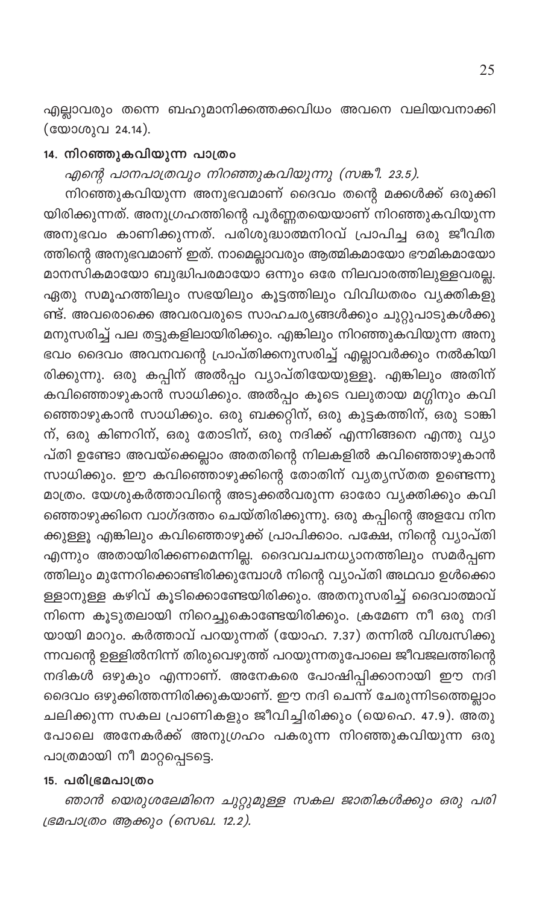എല്ലാവരും തന്നെ ബഹുമാനിക്കത്തക്കവിധം അവനെ വലിയവനാക്കി (യോശുവ 24.14).

### 14. നിറഞ്ഞുകവിയുന്ന പാത്രം

*എന്റെ പാനപാത്രവും നിറഞ്ഞുകവിയുന്നു (സങ്കീ. 23.5).*

നിറഞ്ഞുകവിയുന്ന അനുഭവമാണ് ദൈവം തന്റെ മക്കൾക്ക് ഒരുക്കിയിരിക്കുന്നത്. അനുഗ്രഹത്തിന്റെ പൂർണ്ണതയെയാണ് നിറഞ്ഞുകവിയുന്ന അനുഭവം കാണിക്കുന്നത്. പരിശുദ്ധാത്മനിറവ് പ്രാപിച്ച ഒരു ജീവിതത്തിന്റെ അനുഭവമാണ് ഇത്. നാമെല്ലാവരും ആത്മികമായോ ഭൗമികമായോ മാനസികമായോ ബുദ്ധിപരമായോ ഒന്നും ഒരേ നിലവാരത്തിലുള്ളവരല്ല. ഏതു സമൂഹത്തിലും സഭയിലും കൂട്ടത്തിലും വിവിധതരം വ്യക്തികളുണ്ട്. അവരൊക്കെ അവരവരുടെ സാഹചര്യങ്ങൾക്കും ചുറ്റുപാടുകൾക്കുമനുസരിച്ച് പല തട്ടുകളിലായിരിക്കും. എങ്കിലും നിറഞ്ഞുകവിയുന്ന അനുഭവം ദൈവം അവനവന്റെ പ്രാപ്തിക്കനുസരിച്ച് എല്ലാവർക്കും നൽകിയിരിക്കുന്നു. ഒരു കപ്പിന് അൽപ്പം വ്യാപ്തിയേയുള്ളൂ. എങ്കിലും അതിന് കവിഞ്ഞൊഴുകാൻ സാധിക്കും. അൽപ്പം കൂടെ വലുതായ മഗ്ഗിനും കവിഞ്ഞൊഴുകാൻ സാധിക്കും. ഒരു ബക്കറ്റിന്, ഒരു കുട്ടകത്തിന്, ഒരു ടാങ്കിന്, ഒരു കിണറിന്, ഒരു തോടിന്, ഒരു നദിക്ക് എന്നിങ്ങനെ എന്തു വ്യാപ്തി ഉണ്ടോ അവയ്ക്കെല്ലാം അതതിന്റെ നിലകളിൽ കവിഞ്ഞൊഴുകാൻ സാധിക്കും. ഈ കവിഞ്ഞൊഴുക്കിന്റെ തോതിന് വ്യത്യസ്തത ഉണ്ടെന്നു മാത്രം. യേശുകർത്താവിന്റെ അടുക്കൽവരുന്ന ഓരോ വ്യക്തിക്കും കവിഞ്ഞൊഴുക്കിനെ വാഗ്ദത്തം ചെയ്തിരിക്കുന്നു. ഒരു കപ്പിന്റെ അളവേ നിനക്കുള്ളൂ എങ്കിലും കവിഞ്ഞൊഴുക്ക് പ്രാപിക്കാം. പക്ഷേ, നിന്റെ വ്യാപ്തി എന്നും അതായിരിക്കണമെന്നില്ല. ദൈവവചനധ്യാനത്തിലും സമർപ്പണത്തിലും മുന്നേറിക്കൊണ്ടിരിക്കുമ്പോൾ നിന്റെ വ്യാപ്തി അഥവാ ഉൾക്കൊള്ളാനുള്ള കഴിവ് കൂടിക്കൊണ്ടേയിരിക്കും. അതനുസരിച്ച് ദൈവാത്മാവ് നിന്നെ കൂടുതലായി നിറച്ചുകൊണ്ടേയിരിക്കും. ക്രമേണ നീ ഒരു നദിയായി മാറും. കർത്താവ് പറയുന്നത് (യോഹ. 7.37) തന്നിൽ വിശ്വസിക്കുന്നവന്റെ ഉള്ളിൽനിന്ന് തിരുവെഴുത്ത് പറയുന്നതുപോലെ ജീവജലത്തിന്റെ നദികൾ ഒഴുകും എന്നാണ്. അനേകരെ പോഷിപ്പിക്കാനായി ഈ നദി ദൈവം ഒഴുക്കിത്തന്നിരിക്കുകയാണ്. ഈ നദി ചെന്ന് ചേരുന്നിടത്തെല്ലാം ചലിക്കുന്ന സകല പ്രാണികളും ജീവിച്ചിരിക്കും (യെഹെ. 47.9). അതുപോലെ അനേകർക്ക് അനുഗ്രഹം പകരുന്ന നിറഞ്ഞുകവിയുന്ന ഒരു പാത്രമായി നീ മാറ്റപ്പെടട്ടെ.

### 15. പരിഭ്രമപാത്രം

*ഞാൻ യെരുശലേമിനെ ചുറ്റുമുള്ള സകല ജാതികൾക്കും ഒരു പരിഭ്രമപാത്രം ആക്കും (സെഖ. 12.2).*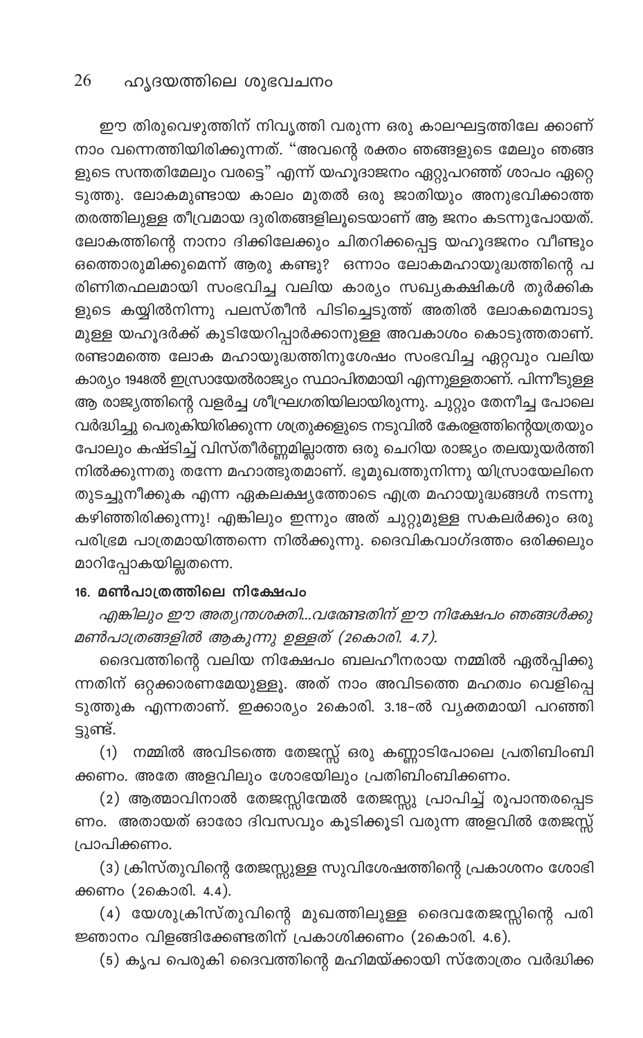ഈ തിരുവെഴുത്തിന് നിവൃത്തി വരുന്ന ഒരു കാലഘട്ടത്തിലേക്കാണ് നാം വന്നെത്തിയിരിക്കുന്നത്. "അവന്റെ രക്തം ഞങ്ങളുടെ മേലും ഞങ്ങളുടെ സന്തതിമേലും വരട്ടെ" എന്ന് യഹൂദാജനം ഏറ്റുപറഞ്ഞ് ശാപം ഏറ്റെടുത്തു. ലോകമുണ്ടായ കാലം മുതൽ ഒരു ജാതിയും അനുഭവിക്കാത്ത തരത്തിലുള്ള തീവ്രമായ ദുരിതങ്ങളിലൂടെയാണ് ആ ജനം കടന്നുപോയത്. ലോകത്തിന്റെ നാനാ ദിക്കിലേക്കും ചിതറിക്കപ്പെട്ട യഹൂദജനം വീണ്ടും ഒത്തൊരുമിക്കുമെന്ന് ആരു കണ്ടു? ഒന്നാം ലോകമഹായുദ്ധത്തിന്റെ പരിണിതഫലമായി സംഭവിച്ച വലിയ കാര്യം സഖ്യകക്ഷികൾ തുർക്കികളുടെ കയ്യിൽനിന്നു പലസ്തീൻ പിടിച്ചെടുത്ത് അതിൽ ലോകമെമ്പാടുമുള്ള യഹൂദർക്ക് കുടിയേറിപ്പാർക്കാനുള്ള അവകാശം കൊടുത്തതാണ്. രണ്ടാമത്തെ ലോക മഹായുദ്ധത്തിനുശേഷം സംഭവിച്ച ഏറ്റവും വലിയ കാര്യം 1948ൽ ഇസ്രായേൽരാജ്യം സ്ഥാപിതമായി എന്നുള്ളതാണ്. പിന്നീടുള്ള ആ രാജ്യത്തിന്റെ വളർച്ച ശീഘ്രഗതിയിലായിരുന്നു. ചുറ്റും തേനീച്ച പോലെ വർദ്ധിച്ചു പെരുകിയിരിക്കുന്ന ശത്രുക്കളുടെ നടുവിൽ കേരളത്തിന്റെയത്രയും പോലും കഷ്ടിച്ച് വിസ്തീർണ്ണമില്ലാത്ത ഒരു ചെറിയ രാജ്യം തലയുയർത്തി നിൽക്കുന്നതു തന്നേ മഹാത്ഭുതമാണ്. ഭൂമുഖത്തുനിന്നു യിസ്രായേലിനെ തുടച്ചുനീക്കുക എന്ന ഏകലക്ഷ്യത്തോടെ എത്ര മഹായുദ്ധങ്ങൾ നടന്നു കഴിഞ്ഞിരിക്കുന്നു! എങ്കിലും ഇന്നും അത് ചുറ്റുമുള്ള സകലർക്കും ഒരു പരിഭ്രമ പാത്രമായിത്തന്നെ നിൽക്കുന്നു. ദൈവികവാഗ്ദത്തം ഒരിക്കലും മാറിപ്പോകയില്ലതന്നെ.

### 16. മൺപാത്രത്തിലെ നിക്ഷേപം

*എങ്കിലും ഈ അത്യന്തശക്തി...വരേണ്ടതിന് ഈ നിക്ഷേപം ഞങ്ങൾക്കു മൺപാത്രങ്ങളിൽ ആകുന്നു ഉള്ളത് (2കൊരി. 4.7).*

ദൈവത്തിന്റെ വലിയ നിക്ഷേപം ബലഹീനരായ നമ്മിൽ ഏൽപ്പിക്കുന്നതിന് ഒറ്റക്കാരണമേയുള്ളൂ. അത് നാം അവിടത്തെ മഹത്വം വെളിപ്പെടുത്തുക എന്നതാണ്. ഇക്കാര്യം 2കൊരി. 3.18-ൽ വ്യക്തമായി പറഞ്ഞിട്ടുണ്ട്.

(1) നമ്മിൽ അവിടത്തെ തേജസ്സ് ഒരു കണ്ണാടിപോലെ പ്രതിബിംബിക്കണം. അതേ അളവിലും ശോഭയിലും പ്രതിബിംബിക്കണം.

(2) ആത്മാവിനാൽ തേജസ്സിന്മേൽ തേജസ്സു പ്രാപിച്ച് രൂപാന്തരപ്പെടണം. അതായത് ഓരോ ദിവസവും കൂടിക്കൂടി വരുന്ന അളവിൽ തേജസ്സ് പ്രാപിക്കണം.

(3) ക്രിസ്തുവിന്റെ തേജസ്സുള്ള സുവിശേഷത്തിന്റെ പ്രകാശനം ശോഭിക്കണം (2കൊരി. 4.4).

(4) യേശുക്രിസ്തുവിന്റെ മുഖത്തിലുള്ള ദൈവതേജസ്സിന്റെ പരിജ്ഞാനം വിളങ്ങിക്കേണ്ടതിന് പ്രകാശിക്കണം (2കൊരി. 4.6).

(5) കൃപ പെരുകി ദൈവത്തിന്റെ മഹിമയ്ക്കായി സ്തോത്രം വർദ്ധിക്ക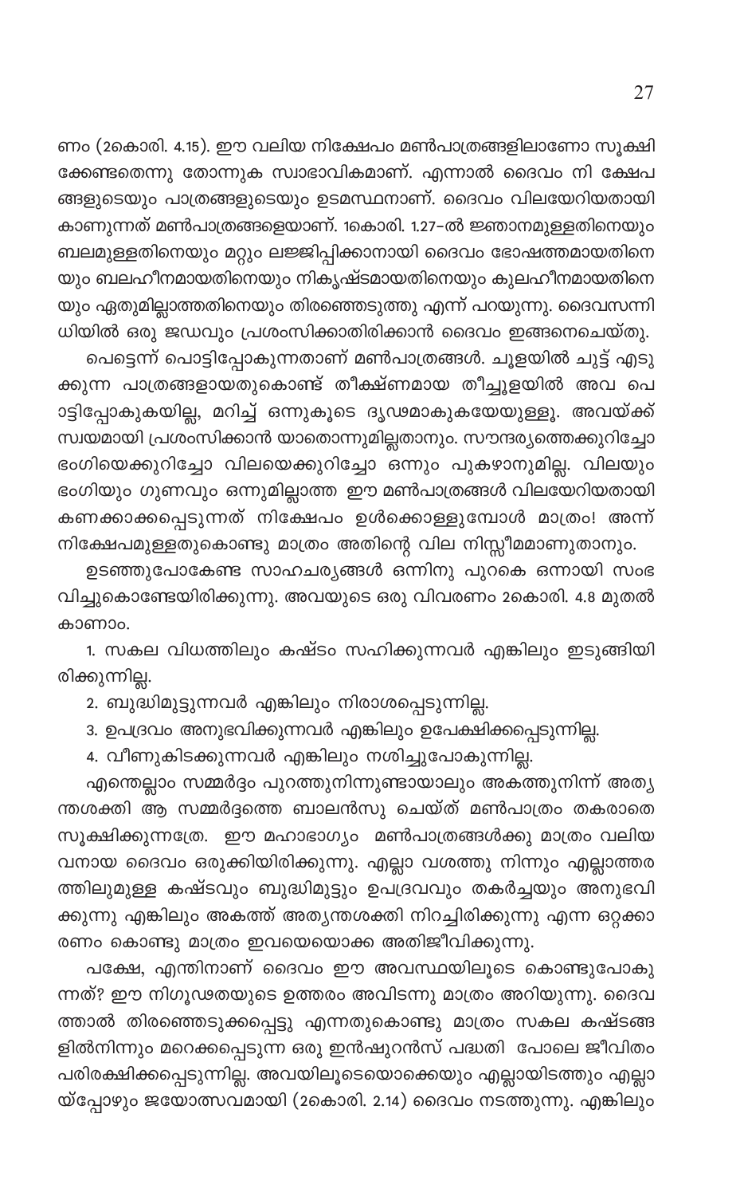ണം (2കൊരി. 4.15). ഈ വലിയ നിക്ഷേപം മൺപാത്രങ്ങളിലാണോ സൂക്ഷിക്കേണ്ടതെന്നു തോന്നുക സ്വാഭാവികമാണ്. എന്നാൽ ദൈവം നിക്ഷേപങ്ങളുടെയും പാത്രങ്ങളുടെയും ഉടമസ്ഥനാണ്. ദൈവം വിലയേറിയതായി കാണുന്നത് മൺപാത്രങ്ങളെയാണ്. 1കൊരി. 1.27-ൽ ജ്ഞാനമുള്ളതിനെയും ബലമുള്ളതിനെയും മറ്റും ലജ്ജിപ്പിക്കാനായി ദൈവം ഭോഷത്തമായതിനെയും ബലഹീനമായതിനെയും നികൃഷ്ടമായതിനെയും കുലഹീനമായതിനെയും ഏതുമില്ലാത്തതിനെയും തിരഞ്ഞെടുത്തു എന്ന് പറയുന്നു. ദൈവസന്നിധിയിൽ ഒരു ജഡവും പ്രശംസിക്കാതിരിക്കാൻ ദൈവം ഇങ്ങനെചെയ്തു.

പെട്ടെന്ന് പൊട്ടിപ്പോകുന്നതാണ് മൺപാത്രങ്ങൾ. ചൂളയിൽ ചുട്ട് എടുക്കുന്ന പാത്രങ്ങളായതുകൊണ്ട് തീക്ഷ്ണമായ തീച്ചൂളയിൽ അവ പൊട്ടിപ്പോകുകയില്ല, മറിച്ച് ഒന്നുകൂടെ ദൃഢമാകുകയേയുള്ളൂ. അവയ്ക്ക് സ്വയമായി പ്രശംസിക്കാൻ യാതൊന്നുമില്ലതാനും. സൗന്ദര്യത്തെക്കുറിച്ചോ ഭംഗിയെക്കുറിച്ചോ വിലയെക്കുറിച്ചോ ഒന്നും പുകഴാനുമില്ല. വിലയും ഭംഗിയും ഗുണവും ഒന്നുമില്ലാത്ത ഈ മൺപാത്രങ്ങൾ വിലയേറിയതായി കണക്കാക്കപ്പെടുന്നത് നിക്ഷേപം ഉൾക്കൊള്ളുമ്പോൾ മാത്രം! അന്ന് നിക്ഷേപമുള്ളതുകൊണ്ടു മാത്രം അതിന്റെ വില നിസ്സീമമാണുതാനും.

ഉടഞ്ഞുപോകേണ്ട സാഹചര്യങ്ങൾ ഒന്നിനു പുറകെ ഒന്നായി സംഭവിച്ചുകൊണ്ടേയിരിക്കുന്നു. അവയുടെ ഒരു വിവരണം 2കൊരി. 4.8 മുതൽ കാണാം.

1. സകല വിധത്തിലും കഷ്ടം സഹിക്കുന്നവർ എങ്കിലും ഇടുങ്ങിയിരിക്കുന്നില്ല.
2. ബുദ്ധിമുട്ടുന്നവർ എങ്കിലും നിരാശപ്പെടുന്നില്ല.
3. ഉപദ്രവം അനുഭവിക്കുന്നവർ എങ്കിലും ഉപേക്ഷിക്കപ്പെടുന്നില്ല.
4. വീണുകിടക്കുന്നവർ എങ്കിലും നശിച്ചുപോകുന്നില്ല.

എന്തെല്ലാം സമ്മർദ്ദം പുറത്തുനിന്നുണ്ടായാലും അകത്തുനിന്ന് അത്യന്തശക്തി ആ സമ്മർദ്ദത്തെ ബാലൻസു ചെയ്ത് മൺപാത്രം തകരാതെ സൂക്ഷിക്കുന്നത്രേ. ഈ മഹാഭാഗ്യം മൺപാത്രങ്ങൾക്കു മാത്രം വലിയവനായ ദൈവം ഒരുക്കിയിരിക്കുന്നു. എല്ലാ വശത്തു നിന്നും എല്ലാത്തരത്തിലുമുള്ള കഷ്ടവും ബുദ്ധിമുട്ടും ഉപദ്രവവും തകർച്ചയും അനുഭവിക്കുന്നു എങ്കിലും അകത്ത് അത്യന്തശക്തി നിറച്ചിരിക്കുന്നു എന്ന ഒറ്റക്കാരണം കൊണ്ടു മാത്രം ഇവയെയൊക്ക അതിജീവിക്കുന്നു.

പക്ഷേ, എന്തിനാണ് ദൈവം ഈ അവസ്ഥയിലൂടെ കൊണ്ടുപോകുന്നത്? ഈ നിഗൂഢതയുടെ ഉത്തരം അവിടന്നു മാത്രം അറിയുന്നു. ദൈവത്താൽ തിരഞ്ഞെടുക്കപ്പെട്ടു എന്നതുകൊണ്ടു മാത്രം സകല കഷ്ടങ്ങളിൽനിന്നും മറെക്കപ്പെടുന്ന ഒരു ഇൻഷുറൻസ് പദ്ധതി പോലെ ജീവിതം പരിരക്ഷിക്കപ്പെടുന്നില്ല. അവയിലൂടെയൊക്കെയും എല്ലായിടത്തും എല്ലായ്പ്പോഴും ജയോത്സവമായി (2കൊരി. 2.14) ദൈവം നടത്തുന്നു. എങ്കിലും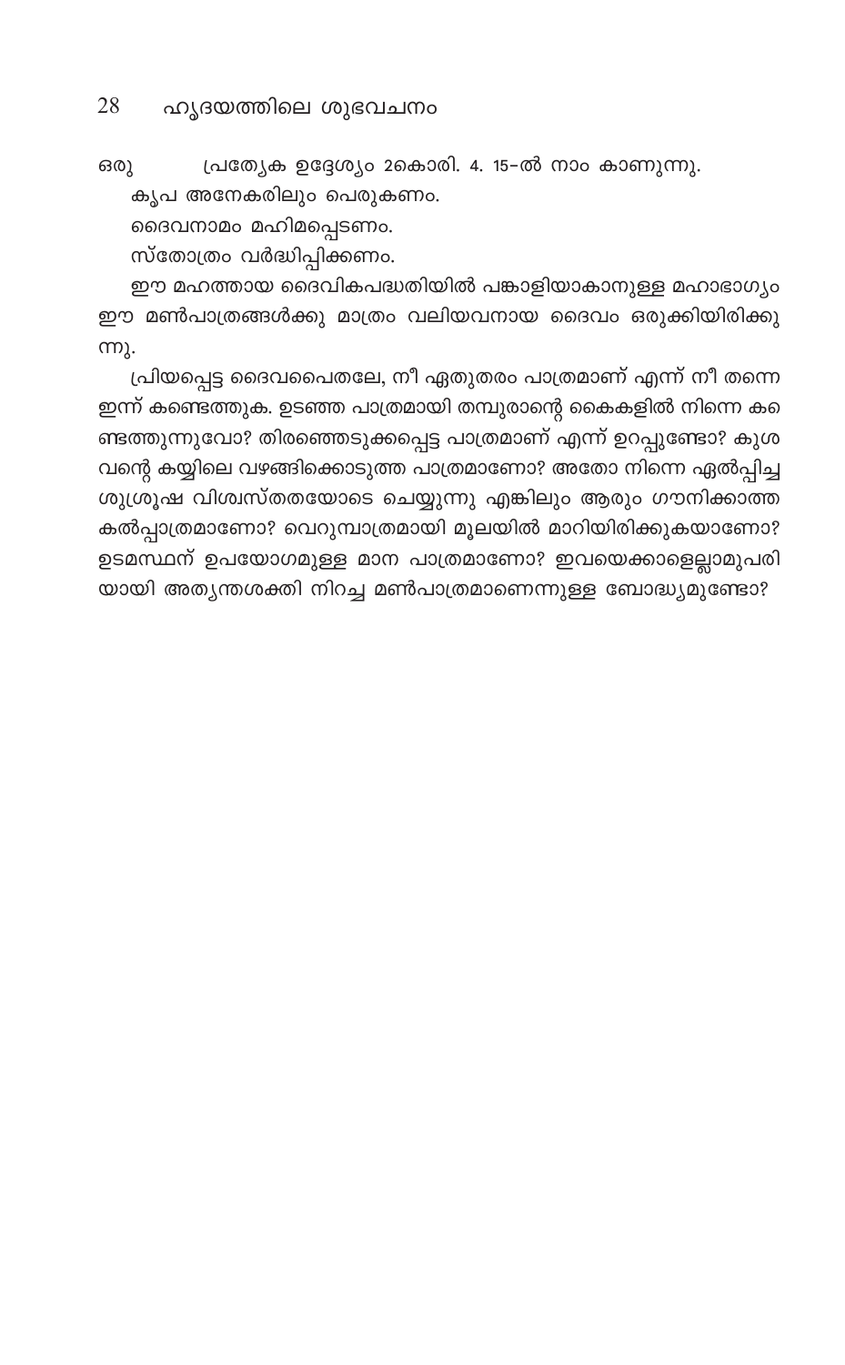ഒരു പ്രത്യേക ഉദ്ദേശ്യം 2കൊരി. 4. 15-ൽ നാം കാണുന്നു.

കൃപ അനേകരിലും പെരുകണം.

ദൈവനാമം മഹിമപ്പെടണം.

സ്തോത്രം വർദ്ധിപ്പിക്കണം.

ഈ മഹത്തായ ദൈവികപദ്ധതിയിൽ പങ്കാളിയാകാനുള്ള മഹാഭാഗ്യം ഈ മൺപാത്രങ്ങൾക്കു മാത്രം വലിയവനായ ദൈവം ഒരുക്കിയിരിക്കുന്നു.

പ്രിയപ്പെട്ട ദൈവപൈതലേ, നീ ഏതുതരം പാത്രമാണ് എന്ന് നീ തന്നെ ഇന്ന് കണ്ടെത്തുക. ഉടഞ്ഞ പാത്രമായി തമ്പുരാന്റെ കൈകളിൽ നിന്നെ കണ്ടെത്തുന്നുവോ? തിരഞ്ഞെടുക്കപ്പെട്ട പാത്രമാണ് എന്ന് ഉറപ്പുണ്ടോ? കുശവന്റെ കയ്യിലെ വഴങ്ങിക്കൊടുത്ത പാത്രമാണോ? അതോ നിന്നെ ഏൽപ്പിച്ച ശുശ്രൂഷ വിശ്വസ്തതയോടെ ചെയ്യുന്നു എങ്കിലും ആരും ഗൗനിക്കാത്ത കൽപ്പാത്രമാണോ? വെറുമ്പാത്രമായി മൂലയിൽ മാറിയിരിക്കുകയാണോ? ഉടമസ്ഥന് ഉപയോഗമുള്ള മാന പാത്രമാണോ? ഇവയെക്കാളെല്ലാമുപരിയായി അത്യന്തശക്തി നിറച്ച മൺപാത്രമാണെന്നുള്ള ബോദ്ധ്യമുണ്ടോ?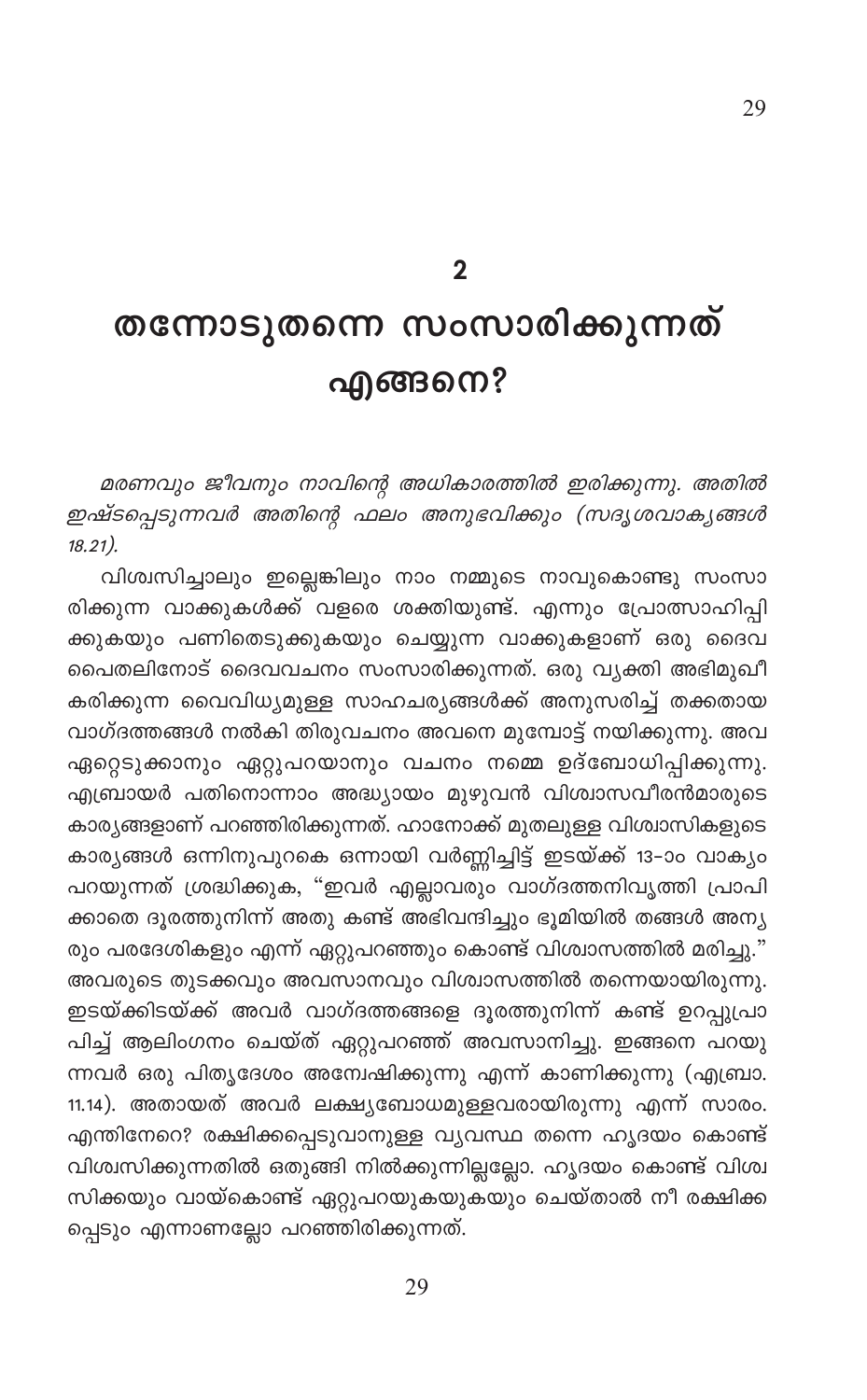## 2

# തന്നോടുതന്നെ സംസാരിക്കുന്നത് എങ്ങനെ?

*മരണവും ജീവനും നാവിന്റെ അധികാരത്തിൽ ഇരിക്കുന്നു. അതിൽ ഇഷ്ടപ്പെടുന്നവർ അതിന്റെ ഫലം അനുഭവിക്കും (സദൃശവാക്യങ്ങൾ 18.21).*

വിശ്വസിച്ചാലും ഇല്ലെങ്കിലും നാം നമ്മുടെ നാവുകൊണ്ടു സംസാരിക്കുന്ന വാക്കുകൾക്ക് വളരെ ശക്തിയുണ്ട്. എന്നും പ്രോത്സാഹിപ്പിക്കുകയും പണിതെടുക്കുകയും ചെയ്യുന്ന വാക്കുകളാണ് ഒരു ദൈവപൈതലിനോട് ദൈവവചനം സംസാരിക്കുന്നത്. ഒരു വ്യക്തി അഭിമുഖീകരിക്കുന്ന വൈവിധ്യമുള്ള സാഹചര്യങ്ങൾക്ക് അനുസരിച്ച് തക്കതായ വാഗ്ദത്തങ്ങൾ നൽകി തിരുവചനം അവനെ മുമ്പോട്ട് നയിക്കുന്നു. അവ ഏറ്റെടുക്കാനും ഏറ്റുപറയാനും വചനം നമ്മെ ഉദ്ബോധിപ്പിക്കുന്നു. എബ്രായർ പതിനൊന്നാം അദ്ധ്യായം മുഴുവൻ വിശ്വാസവീരൻമാരുടെ കാര്യങ്ങളാണ് പറഞ്ഞിരിക്കുന്നത്. ഹാനോക്ക് മുതലുള്ള വിശ്വാസികളുടെ കാര്യങ്ങൾ ഒന്നിനുപുറകെ ഒന്നായി വർണ്ണിച്ചിട്ട് ഇടയ്ക്ക് 13-ാം വാക്യം പറയുന്നത് ശ്രദ്ധിക്കുക, "ഇവർ എല്ലാവരും വാഗ്ദത്തനിവൃത്തി പ്രാപിക്കാതെ ദൂരത്തുനിന്ന് അതു കണ്ട് അഭിവന്ദിച്ചും ഭൂമിയിൽ തങ്ങൾ അന്യരും പരദേശികളും എന്ന് ഏറ്റുപറഞ്ഞും കൊണ്ട് വിശ്വാസത്തിൽ മരിച്ചു." അവരുടെ തുടക്കവും അവസാനവും വിശ്വാസത്തിൽ തന്നെയായിരുന്നു. ഇടയ്ക്കിടയ്ക്ക് അവർ വാഗ്ദത്തങ്ങളെ ദൂരത്തുനിന്ന് കണ്ട് ഉറപ്പുപ്രാപിച്ച് ആലിംഗനം ചെയ്ത് ഏറ്റുപറഞ്ഞ് അവസാനിച്ചു. ഇങ്ങനെ പറയുന്നവർ ഒരു പിതൃദേശം അന്വേഷിക്കുന്നു എന്ന് കാണിക്കുന്നു (എബ്രാ. 11.14). അതായത് അവർ ലക്ഷ്യബോധമുള്ളവരായിരുന്നു എന്ന് സാരം. എന്തിനേറെ? രക്ഷിക്കപ്പെടുവാനുള്ള വ്യവസ്ഥ തന്നെ ഹൃദയം കൊണ്ട് വിശ്വസിക്കുന്നതിൽ ഒതുങ്ങി നിൽക്കുന്നില്ലല്ലോ. ഹൃദയം കൊണ്ട് വിശ്വസിക്കയും വായ്കൊണ്ട് ഏറ്റുപറയുകയുകയും ചെയ്താൽ നീ രക്ഷിക്കപ്പെടും എന്നാണല്ലോ പറഞ്ഞിരിക്കുന്നത്.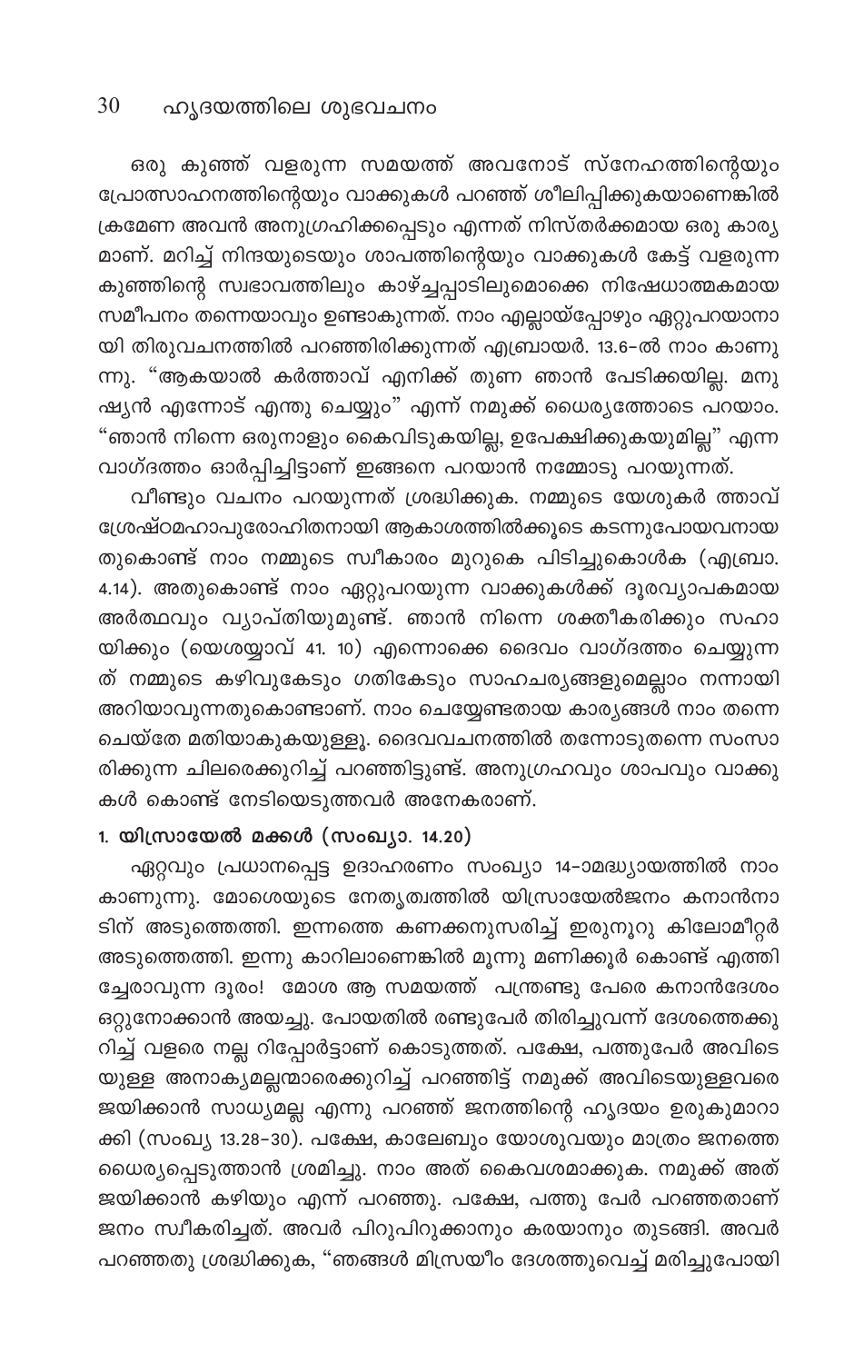ഒരു കുഞ്ഞ് വളരുന്ന സമയത്ത് അവനോട് സ്നേഹത്തിന്റെയും പ്രോത്സാഹനത്തിന്റെയും വാക്കുകൾ പറഞ്ഞ് ശീലിപ്പിക്കുകയാണെങ്കിൽ ക്രമേണ അവൻ അനുഗ്രഹിക്കപ്പെടും എന്നത് നിസ്തർക്കമായ ഒരു കാര്യമാണ്. മറിച്ച് നിന്ദയുടെയും ശാപത്തിന്റെയും വാക്കുകൾ കേട്ട് വളരുന്ന കുഞ്ഞിന്റെ സ്വഭാവത്തിലും കാഴ്ച്ചപ്പാടിലുമൊക്കെ നിഷേധാത്മകമായ സമീപനം തന്നെയാവും ഉണ്ടാകുന്നത്. നാം എല്ലായ്പ്പോഴും ഏറ്റുപറയാനായി തിരുവചനത്തിൽ പറഞ്ഞിരിക്കുന്നത് എബ്രായർ. 13.6-ൽ നാം കാണുന്നു. "ആകയാൽ കർത്താവ് എനിക്ക് തുണ ഞാൻ പേടിക്കയില്ല. മനുഷ്യൻ എന്നോട് എന്തു ചെയ്യും" എന്ന് നമുക്ക് ധൈര്യത്തോടെ പറയാം. "ഞാൻ നിന്നെ ഒരുനാളും കൈവിടുകയില്ല, ഉപേക്ഷിക്കുകയുമില്ല" എന്ന വാഗ്ദത്തം ഓർപ്പിച്ചിട്ടാണ് ഇങ്ങനെ പറയാൻ നമ്മോടു പറയുന്നത്.

വീണ്ടും വചനം പറയുന്നത് ശ്രദ്ധിക്കുക. നമ്മുടെ യേശുകർത്താവ് ശ്രേഷ്ഠമഹാപുരോഹിതനായി ആകാശത്തിൽക്കൂടെ കടന്നുപോയവനായതുകൊണ്ട് നാം നമ്മുടെ സ്വീകാരം മുറുകെ പിടിച്ചുകൊൾക (എബ്രാ. 4.14). അതുകൊണ്ട് നാം ഏറ്റുപറയുന്ന വാക്കുകൾക്ക് ദൂരവ്യാപകമായ അർത്ഥവും വ്യാപ്തിയുമുണ്ട്. ഞാൻ നിന്നെ ശക്തീകരിക്കും സഹായിക്കും (യെശയ്യാവ് 41. 10) എന്നൊക്കെ ദൈവം വാഗ്ദത്തം ചെയ്യുന്നത് നമ്മുടെ കഴിവുകേടും ഗതികേടും സാഹചര്യങ്ങളുമെല്ലാം നന്നായി അറിയാവുന്നതുകൊണ്ടാണ്. നാം ചെയ്യേണ്ടതായ കാര്യങ്ങൾ നാം തന്നെ ചെയ്തേ മതിയാകുകയുള്ളൂ. ദൈവവചനത്തിൽ തന്നോടുതന്നെ സംസാരിക്കുന്ന ചിലരെക്കുറിച്ച് പറഞ്ഞിട്ടുണ്ട്. അനുഗ്രഹവും ശാപവും വാക്കുകൾ കൊണ്ട് നേടിയെടുത്തവർ അനേകരാണ്.

### 1. യിസ്രായേൽ മക്കൾ (സംഖ്യാ. 14.20)

ഏറ്റവും പ്രധാനപ്പെട്ട ഉദാഹരണം സംഖ്യാ 14-ാമദ്ധ്യായത്തിൽ നാം കാണുന്നു. മോശെയുടെ നേതൃത്വത്തിൽ യിസ്രായേൽജനം കനാൻനാടിന് അടുത്തെത്തി. ഇന്നത്തെ കണക്കനുസരിച്ച് ഇരുനൂറു കിലോമീറ്റർ അടുത്തെത്തി. ഇന്നു കാറിലാണെങ്കിൽ മൂന്നു മണിക്കൂർ കൊണ്ട് എത്തിച്ചേരാവുന്ന ദൂരം! മോശ ആ സമയത്ത് പന്ത്രണ്ടു പേരെ കനാൻദേശം ഒറ്റുനോക്കാൻ അയച്ചു. പോയതിൽ രണ്ടുപേർ തിരിച്ചുവന്ന് ദേശത്തെക്കുറിച്ച് വളരെ നല്ല റിപ്പോർട്ടാണ് കൊടുത്തത്. പക്ഷേ, പത്തുപേർ അവിടെയുള്ള അനാക്യമല്ലന്മാരെക്കുറിച്ച് പറഞ്ഞിട്ട് നമുക്ക് അവിടെയുള്ളവരെ ജയിക്കാൻ സാധ്യമല്ല എന്നു പറഞ്ഞ് ജനത്തിന്റെ ഹൃദയം ഉരുകുമാറാക്കി (സംഖ്യ 13.28-30). പക്ഷേ, കാലേബും യോശുവയും മാത്രം ജനത്തെ ധൈര്യപ്പെടുത്താൻ ശ്രമിച്ചു. നാം അത് കൈവശമാക്കുക. നമുക്ക് അത് ജയിക്കാൻ കഴിയും എന്ന് പറഞ്ഞു. പക്ഷേ, പത്തു പേർ പറഞ്ഞതാണ് ജനം സ്വീകരിച്ചത്. അവർ പിറുപിറുക്കാനും കരയാനും തുടങ്ങി. അവർ പറഞ്ഞതു ശ്രദ്ധിക്കുക, "ഞങ്ങൾ മിസ്രയീം ദേശത്തുവെച്ച് മരിച്ചുപോയി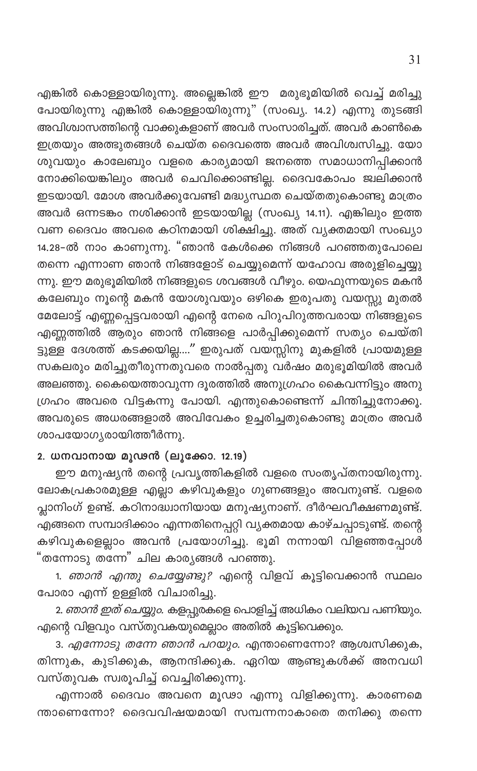എങ്കിൽ കൊള്ളായിരുന്നു. അല്ലെങ്കിൽ ഈ മരുഭൂമിയിൽ വെച്ച് മരിച്ചു പോയിരുന്നു എങ്കിൽ കൊള്ളായിരുന്നു" (സംഖ്യ. 14.2) എന്നു തുടങ്ങി അവിശ്വാസത്തിന്റെ വാക്കുകളാണ് അവർ സംസാരിച്ചത്. അവർ കാൺകെ ഇത്രയും അത്ഭുതങ്ങൾ ചെയ്ത ദൈവത്തെ അവർ അവിശ്വസിച്ചു. യോശുവയും കാലേബും വളരെ കാര്യമായി ജനത്തെ സമാധാനിപ്പിക്കാൻ നോക്കിയെങ്കിലും അവർ ചെവിക്കൊണ്ടില്ല. ദൈവകോപം ജ്വലിക്കാൻ ഇടയായി. മോശ അവർക്കുവേണ്ടി മദ്ധ്യസ്ഥത ചെയ്തതുകൊണ്ടു മാത്രം അവർ ഒന്നടങ്കം നശിക്കാൻ ഇടയായില്ല (സംഖ്യ 14.11). എങ്കിലും ഇത്ത വണ ദൈവം അവരെ കഠിനമായി ശിക്ഷിച്ചു. അത് വ്യക്തമായി സംഖ്യാ 14.28-ൽ നാം കാണുന്നു. "ഞാൻ കേൾക്കെ നിങ്ങൾ പറഞ്ഞതുപോലെ തന്നെ എന്നാണ ഞാൻ നിങ്ങളോട് ചെയ്യുമെന്ന് യഹോവ അരുളിച്ചെയ്യു ന്നു. ഈ മരുഭൂമിയിൽ നിങ്ങളുടെ ശവങ്ങൾ വീഴും. യെഫുന്നയുടെ മകൻ കലേബും നൂന്റെ മകൻ യോശുവയും ഒഴികെ ഇരുപതു വയസ്സു മുതൽ മേലോട്ട് എണ്ണപ്പെട്ടവരായി എന്റെ നേരെ പിറുപിറുത്തവരായ നിങ്ങളുടെ എണ്ണത്തിൽ ആരും ഞാൻ നിങ്ങളെ പാർപ്പിക്കുമെന്ന് സത്യം ചെയ്തി ട്ടുള്ള ദേശത്ത് കടക്കയില്ല...." ഇരുപത് വയസ്സിനു മുകളിൽ പ്രായമുള്ള സകലരും മരിച്ചുതീരുന്നതുവരെ നാൽപ്പതു വർഷം മരുഭൂമിയിൽ അവർ അലഞ്ഞു. കൈയെത്താവുന്ന ദൂരത്തിൽ അനുഗ്രഹം കൈവന്നിട്ടും അനു ഗ്രഹം അവരെ വിട്ടകന്നു പോയി. എന്തുകൊണ്ടെന്ന് ചിന്തിച്ചുനോക്കൂ. അവരുടെ അധരങ്ങളാൽ അവിവേകം ഉച്ചരിച്ചതുകൊണ്ടു മാത്രം അവർ ശാപയോഗ്യരായിത്തീർന്നു.

### 2. ധനവാനായ മൂഢൻ (ലൂക്കോ. 12.19)

ഈ മനുഷ്യൻ തന്റെ പ്രവൃത്തികളിൽ വളരെ സംതൃപ്തനായിരുന്നു. ലോകപ്രകാരമുള്ള എല്ലാ കഴിവുകളും ഗുണങ്ങളും അവനുണ്ട്. വളരെ പ്ലാനിംഗ് ഉണ്ട്. കഠിനാദ്ധ്വാനിയായ മനുഷ്യനാണ്. ദീർഘവീക്ഷണമുണ്ട്. എങ്ങനെ സമ്പാദിക്കാം എന്നതിനെപ്പറ്റി വ്യക്തമായ കാഴ്ചപ്പാടുണ്ട്. തന്റെ കഴിവുകളെല്ലാം അവൻ പ്രയോഗിച്ചു. ഭൂമി നന്നായി വിളഞ്ഞപ്പോൾ "തന്നോടു തന്നേ" ചില കാര്യങ്ങൾ പറഞ്ഞു.

1. *ഞാൻ എന്തു ചെയ്യേണ്ടു?* എന്റെ വിളവ് കൂട്ടിവെക്കാൻ സ്ഥലം പോരാ എന്ന് ഉള്ളിൽ വിചാരിച്ചു.

2. *ഞാൻ ഇത് ചെയ്യും.* കളപ്പുരകളെ പൊളിച്ച് അധികം വലിയവ പണിയും. എന്റെ വിളവും വസ്തുവകയുമെല്ലാം അതിൽ കൂട്ടിവെക്കും.

3. *എന്നോടു തന്നേ ഞാൻ പറയും.* എന്താണെന്നോ? ആശ്വസിക്കുക, തിന്നുക, കുടിക്കുക, ആനന്ദിക്കുക. ഏറിയ ആണ്ടുകൾക്ക് അനവധി വസ്തുവക സ്വരൂപിച്ച് വെച്ചിരിക്കുന്നു.

എന്നാൽ ദൈവം അവനെ മൂഢാ എന്നു വിളിക്കുന്നു. കാരണമെ ന്താണെന്നോ? ദൈവവിഷയമായി സമ്പന്നനാകാതെ തനിക്കു തന്നെ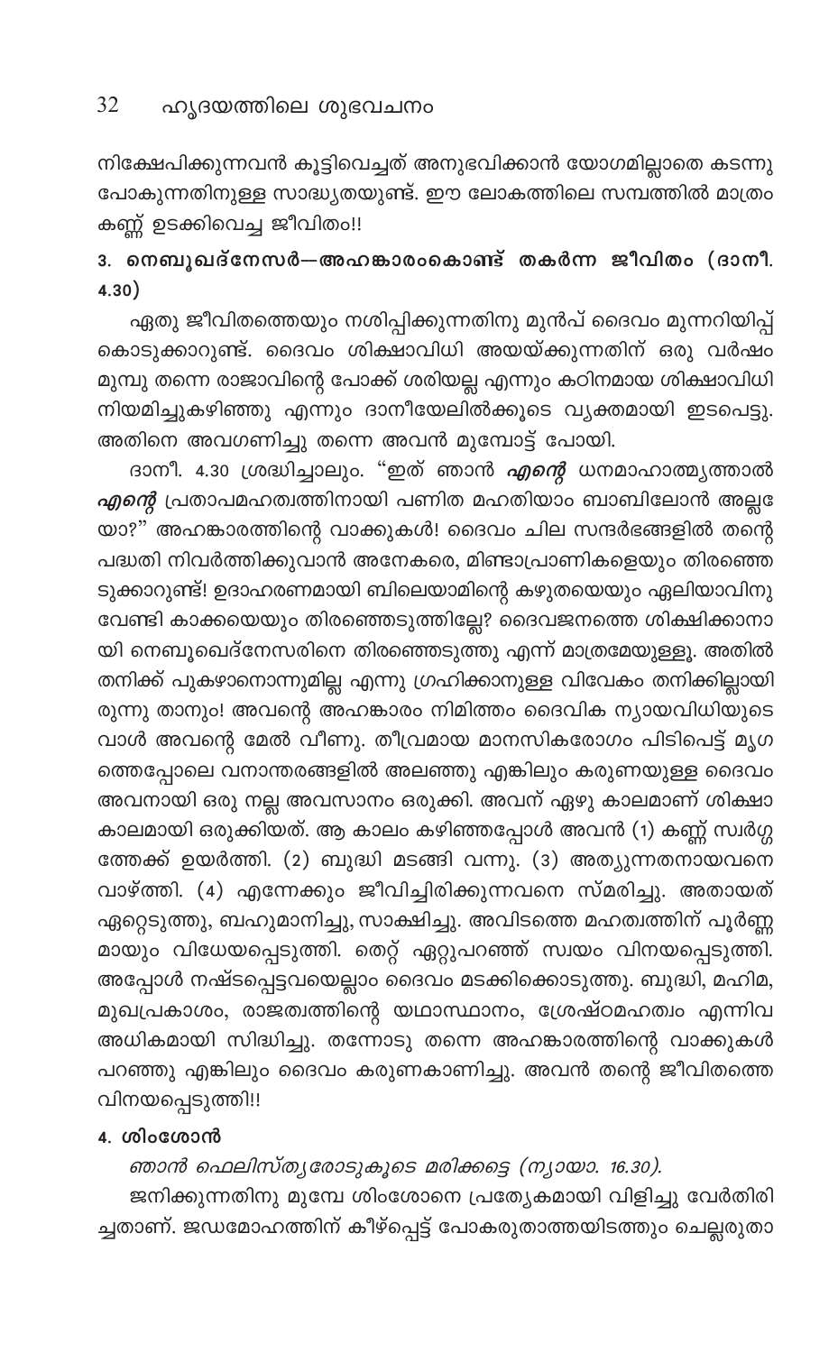നിക്ഷേപിക്കുന്നവൻ കൂട്ടിവെച്ചത് അനുഭവിക്കാൻ യോഗമില്ലാതെ കടന്നു പോകുന്നതിനുള്ള സാദ്ധ്യതയുണ്ട്. ഈ ലോകത്തിലെ സമ്പത്തിൽ മാത്രം കണ്ണ് ഉടക്കിവെച്ച ജീവിതം!!

### 3. നെബൂഖദ്നേസർ—അഹങ്കാരംകൊണ്ട് തകർന്ന ജീവിതം (ദാനീ. 4.30)

ഏതു ജീവിതത്തെയും നശിപ്പിക്കുന്നതിനു മുൻപ് ദൈവം മുന്നറിയിപ്പ് കൊടുക്കാറുണ്ട്. ദൈവം ശിക്ഷാവിധി അയയ്ക്കുന്നതിന് ഒരു വർഷം മുമ്പു തന്നെ രാജാവിന്റെ പോക്ക് ശരിയല്ല എന്നും കഠിനമായ ശിക്ഷാവിധി നിയമിച്ചുകഴിഞ്ഞു എന്നും ദാനീയേലിൽക്കൂടെ വ്യക്തമായി ഇടപെട്ടു. അതിനെ അവഗണിച്ചു തന്നെ അവൻ മുമ്പോട്ട് പോയി.

ദാനീ. 4.30 ശ്രദ്ധിച്ചാലും. "ഇത് ഞാൻ ***എന്റെ*** ധനമാഹാത്മ്യത്താൽ ***എന്റെ*** പ്രതാപമഹത്വത്തിനായി പണിത മഹതിയാം ബാബിലോൻ അല്ലേ യാ?" അഹങ്കാരത്തിന്റെ വാക്കുകൾ! ദൈവം ചില സന്ദർഭങ്ങളിൽ തന്റെ പദ്ധതി നിവർത്തിക്കുവാൻ അനേകരെ, മിണ്ടാപ്രാണികളെയും തിരഞ്ഞെടുക്കാറുണ്ട്! ഉദാഹരണമായി ബിലെയാമിന്റെ കഴുതയെയും ഏലിയാവിനു വേണ്ടി കാക്കയെയും തിരഞ്ഞെടുത്തില്ലേ? ദൈവജനത്തെ ശിക്ഷിക്കാനായി നെബൂഖെദ്നേസരിനെ തിരഞ്ഞെടുത്തു എന്ന് മാത്രമേയുള്ളൂ. അതിൽ തനിക്ക് പുകഴാനൊന്നുമില്ല എന്നു ഗ്രഹിക്കാനുള്ള വിവേകം തനിക്കില്ലായിരുന്നു താനും! അവന്റെ അഹങ്കാരം നിമിത്തം ദൈവിക ന്യായവിധിയുടെ വാൾ അവന്റെ മേൽ വീണു. തീവ്രമായ മാനസികരോഗം പിടിപെട്ട് മൃഗത്തെപ്പോലെ വനാന്തരങ്ങളിൽ അലഞ്ഞു എങ്കിലും കരുണയുള്ള ദൈവം അവനായി ഒരു നല്ല അവസാനം ഒരുക്കി. അവന് ഏഴു കാലമാണ് ശിക്ഷാകാലമായി ഒരുക്കിയത്. ആ കാലം കഴിഞ്ഞപ്പോൾ അവൻ (1) കണ്ണ് സ്വർഗ്ഗത്തേക്ക് ഉയർത്തി. (2) ബുദ്ധി മടങ്ങി വന്നു. (3) അത്യുന്നതനായവനെ വാഴ്ത്തി. (4) എന്നേക്കും ജീവിച്ചിരിക്കുന്നവനെ സ്മരിച്ചു. അതായത് ഏറ്റെടുത്തു, ബഹുമാനിച്ചു, സാക്ഷിച്ചു. അവിടത്തെ മഹത്വത്തിന് പൂർണ്ണമായും വിധേയപ്പെടുത്തി. തെറ്റ് ഏറ്റുപറഞ്ഞ് സ്വയം വിനയപ്പെടുത്തി. അപ്പോൾ നഷ്ടപ്പെട്ടവയെല്ലാം ദൈവം മടക്കിക്കൊടുത്തു. ബുദ്ധി, മഹിമ, മുഖപ്രകാശം, രാജത്വത്തിന്റെ യഥാസ്ഥാനം, ശ്രേഷ്ഠമഹത്വം എന്നിവ അധികമായി സിദ്ധിച്ചു. തന്നോടു തന്നെ അഹങ്കാരത്തിന്റെ വാക്കുകൾ പറഞ്ഞു എങ്കിലും ദൈവം കരുണകാണിച്ചു. അവൻ തന്റെ ജീവിതത്തെ വിനയപ്പെടുത്തി!!

### 4. ശിംശോൻ

*ഞാൻ ഫെലിസ്ത്യരോടുകൂടെ മരിക്കട്ടെ (ന്യായാ. 16.30).*

ജനിക്കുന്നതിനു മുമ്പേ ശിംശോനെ പ്രത്യേകമായി വിളിച്ചു വേർതിരിച്ചതാണ്. ജഡമോഹത്തിന് കീഴ്പ്പെട്ട് പോകരുതാത്തയിടത്തും ചെല്ലരുതാ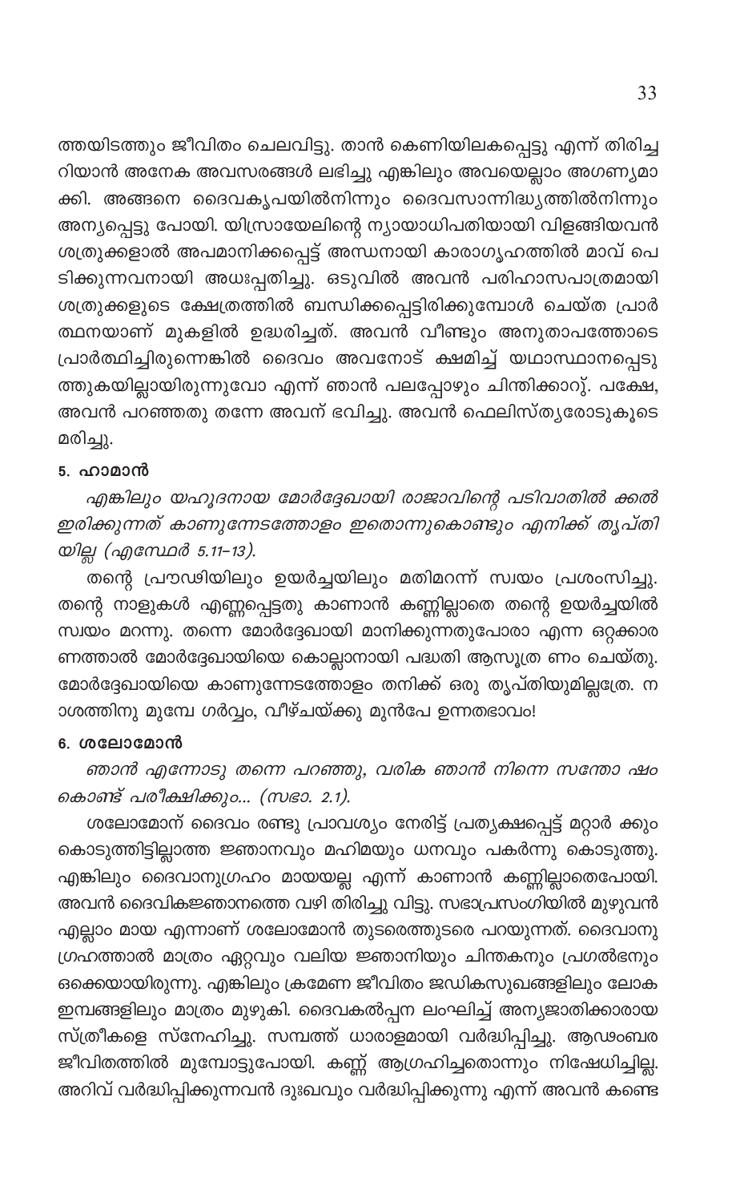ത്തയിടത്തും ജീവിതം ചെലവിട്ടു. താൻ കെണിയിലകപ്പെട്ടു എന്ന് തിരിച്ചറിയാൻ അനേക അവസരങ്ങൾ ലഭിച്ചു എങ്കിലും അവയെല്ലാം അഗണ്യമാക്കി. അങ്ങനെ ദൈവകൃപയിൽനിന്നും ദൈവസാന്നിദ്ധ്യത്തിൽനിന്നും അന്യപ്പെട്ടു പോയി. യിസ്രായേലിന്റെ ന്യായാധിപതിയായി വിളങ്ങിയവൻ ശത്രുക്കളാൽ അപമാനിക്കപ്പെട്ട് അന്ധനായി കാരാഗൃഹത്തിൽ മാവ് പൊടിക്കുന്നവനായി അധഃപ്പതിച്ചു. ഒടുവിൽ അവൻ പരിഹാസപാത്രമായി ശത്രുക്കളുടെ ക്ഷേത്രത്തിൽ ബന്ധിക്കപ്പെട്ടിരിക്കുമ്പോൾ ചെയ്ത പ്രാർത്ഥനയാണ് മുകളിൽ ഉദ്ധരിച്ചത്. അവൻ വീണ്ടും അനുതാപത്തോടെ പ്രാർത്ഥിച്ചിരുന്നെങ്കിൽ ദൈവം അവനോട് ക്ഷമിച്ച് യഥാസ്ഥാനപ്പെടുത്തുകയില്ലായിരുന്നുവോ എന്ന് ഞാൻ പലപ്പോഴും ചിന്തിക്കാറ്റ്. പക്ഷേ, അവൻ പറഞ്ഞതു തന്നേ അവന് ഭവിച്ചു. അവൻ ഫെലിസ്ത്യരോടുകൂടെ മരിച്ചു.

### 5. ഹാമാൻ

*എങ്കിലും യഹൂദനായ മോർദ്ദേഖായി രാജാവിന്റെ പടിവാതിൽ ക്കൽ ഇരിക്കുന്നത് കാണുന്നേടത്തോളം ഇതൊന്നുകൊണ്ടും എനിക്ക് തൃപ്തിയില്ല (എസ്ഥേർ 5.11–13).*

തന്റെ പ്രൗഢിയിലും ഉയർച്ചയിലും മതിമറന്ന് സ്വയം പ്രശംസിച്ചു. തന്റെ നാളുകൾ എണ്ണപ്പെട്ടതു കാണാൻ കണ്ണില്ലാതെ തന്റെ ഉയർച്ചയിൽ സ്വയം മറന്നു. തന്നെ മോർദ്ദേഖായി മാനിക്കുന്നതുപോരാ എന്ന ഒറ്റക്കാരണത്താൽ മോർദ്ദേഖായിയെ കൊല്ലാനായി പദ്ധതി ആസൂത്ര ണം ചെയ്തു. മോർദ്ദേഖായിയെ കാണുന്നേടത്തോളം തനിക്ക് ഒരു തൃപ്തിയുമില്ലത്രേ. നാശത്തിനു മുമ്പേ ഗർവ്വം, വീഴ്ചയ്ക്കു മുൻപേ ഉന്നതഭാവം!

### 6. ശലോമോൻ

*ഞാൻ എന്നോടു തന്നെ പറഞ്ഞു, വരിക ഞാൻ നിന്നെ സന്തോ ഷം കൊണ്ട് പരീക്ഷിക്കും... (സഭാ. 2.1).*

ശലോമോന് ദൈവം രണ്ടു പ്രാവശ്യം നേരിട്ട് പ്രത്യക്ഷപ്പെട്ട് മറ്റാർ ക്കും കൊടുത്തിട്ടില്ലാത്ത ജ്ഞാനവും മഹിമയും ധനവും പകർന്നു കൊടുത്തു. എങ്കിലും ദൈവാനുഗ്രഹം മായയല്ല എന്ന് കാണാൻ കണ്ണില്ലാതെപോയി. അവൻ ദൈവികജ്ഞാനത്തെ വഴി തിരിച്ചു വിട്ടു. സഭാപ്രസംഗിയിൽ മുഴുവൻ എല്ലാം മായ എന്നാണ് ശലോമോൻ തുടരെത്തുടരെ പറയുന്നത്. ദൈവാനുഗ്രഹത്താൽ മാത്രം ഏറ്റവും വലിയ ജ്ഞാനിയും ചിന്തകനും പ്രഗൽഭനും ഒക്കെയായിരുന്നു. എങ്കിലും ക്രമേണ ജീവിതം ജഡികസുഖങ്ങളിലും ലോക ഇമ്പങ്ങളിലും മാത്രം മുഴുകി. ദൈവകൽപ്പന ലംഘിച്ച് അന്യജാതിക്കാരായ സ്ത്രീകളെ സ്നേഹിച്ചു. സമ്പത്ത് ധാരാളമായി വർദ്ധിപ്പിച്ചു. ആഢംബര ജീവിതത്തിൽ മുമ്പോട്ടുപോയി. കണ്ണ് ആഗ്രഹിച്ചതൊന്നും നിഷേധിച്ചില്ല. അറിവ് വർദ്ധിപ്പിക്കുന്നവൻ ദുഃഖവും വർദ്ധിപ്പിക്കുന്നു എന്ന് അവൻ കണ്ടെ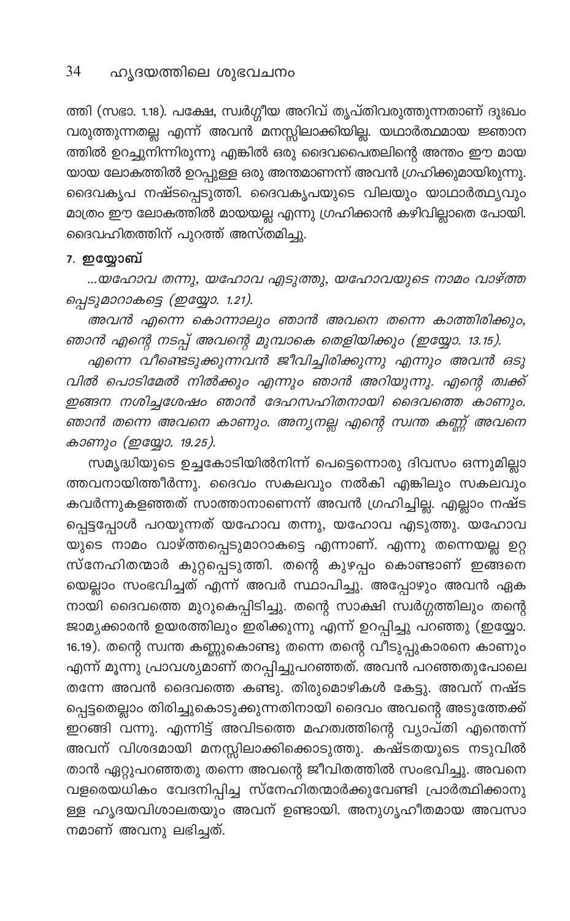ത്തി (സഭാ. 1.18). പക്ഷേ, സ്വർഗ്ഗീയ അറിവ് തൃപ്തിവരുത്തുന്നതാണ് ദുഃഖം വരുത്തുന്നതല്ല എന്ന് അവൻ മനസ്സിലാക്കിയില്ല. യഥാർത്ഥമായ ജ്ഞാനത്തിൽ ഉറച്ചുനിന്നിരുന്നു എങ്കിൽ ഒരു ദൈവപൈതലിന്റെ അന്തം ഈ മായയായ ലോകത്തിൽ ഉറപ്പുള്ള ഒരു അന്തമാണെന്ന് അവൻ ഗ്രഹിക്കുമായിരുന്നു. ദൈവകൃപ നഷ്ടപ്പെടുത്തി. ദൈവകൃപയുടെ വിലയും യാഥാർത്ഥ്യവും മാത്രം ഈ ലോകത്തിൽ മായയല്ല എന്നു ഗ്രഹിക്കാൻ കഴിവില്ലാതെ പോയി. ദൈവഹിതത്തിന് പുറത്ത് അസ്തമിച്ചു.

**7. ഇയ്യോബ്**

*...യഹോവ തന്നു, യഹോവ എടുത്തു, യഹോവയുടെ നാമം വാഴ്ത്തപ്പെടുമാറാകട്ടെ (ഇയ്യോ. 1.21).*

*അവൻ എന്നെ കൊന്നാലും ഞാൻ അവനെ തന്നെ കാത്തിരിക്കും, ഞാൻ എന്റെ നടപ്പ് അവന്റെ മുമ്പാകെ തെളിയിക്കും (ഇയ്യോ. 13.15).*

*എന്നെ വീണ്ടെടുക്കുന്നവൻ ജീവിച്ചിരിക്കുന്നു എന്നും അവൻ ഒടുവിൽ പൊടിമേൽ നിൽക്കും എന്നും ഞാൻ അറിയുന്നു. എന്റെ ത്വക്ക് ഇങ്ങനെ നശിച്ചശേഷം ഞാൻ ദേഹസഹിതനായി ദൈവത്തെ കാണും. ഞാൻ തന്നെ അവനെ കാണും. അന്യനല്ല എന്റെ സ്വന്ത കണ്ണ് അവനെ കാണും (ഇയ്യോ. 19.25).*

സമൃദ്ധിയുടെ ഉച്ചകോടിയിൽനിന്ന് പെട്ടെന്നൊരു ദിവസം ഒന്നുമില്ലാത്തവനായിത്തീർന്നു. ദൈവം സകലവും നൽകി എങ്കിലും സകലവും കവർന്നുകളഞ്ഞത് സാത്താനാണെന്ന് അവൻ ഗ്രഹിച്ചില്ല. എല്ലാം നഷ്ടപ്പെട്ടപ്പോൾ പറയുന്നത് യഹോവ തന്നു, യഹോവ എടുത്തു. യഹോവയുടെ നാമം വാഴ്ത്തപ്പെടുമാറാകട്ടെ എന്നാണ്. എന്നു തന്നെയല്ല ഉറ്റ സ്നേഹിതന്മാർ കുറ്റപ്പെടുത്തി. തന്റെ കുഴപ്പം കൊണ്ടാണ് ഇങ്ങനെയെല്ലാം സംഭവിച്ചത് എന്ന് അവർ സ്ഥാപിച്ചു. അപ്പോഴും അവൻ ഏകനായി ദൈവത്തെ മുറുകെപ്പിടിച്ചു. തന്റെ സാക്ഷി സ്വർഗ്ഗത്തിലും തന്റെ ജാമ്യക്കാരൻ ഉയരത്തിലും ഇരിക്കുന്നു എന്ന് ഉറപ്പിച്ചു പറഞ്ഞു (ഇയ്യോ. 16.19). തന്റെ സ്വന്ത കണ്ണുകൊണ്ടു തന്നെ തന്റെ വീടുപ്പുകാരനെ കാണും എന്ന് മൂന്നു പ്രാവശ്യമാണ് തറപ്പിച്ചുപറഞ്ഞത്. അവൻ പറഞ്ഞതുപോലെ തന്നേ അവൻ ദൈവത്തെ കണ്ടു. തിരുമൊഴികൾ കേട്ടു. അവന് നഷ്ടപ്പെട്ടതെല്ലാം തിരിച്ചുകൊടുക്കുന്നതിനായി ദൈവം അവന്റെ അടുത്തേക്ക് ഇറങ്ങി വന്നു. എന്നിട്ട് അവിടത്തെ മഹത്വത്തിന്റെ വ്യാപ്തി എന്തെന്ന് അവന് വിശദമായി മനസ്സിലാക്കിക്കൊടുത്തു. കഷ്ടതയുടെ നടുവിൽ താൻ ഏറ്റുപറഞ്ഞതു തന്നെ അവന്റെ ജീവിതത്തിൽ സംഭവിച്ചു. അവനെ വളരെയധികം വേദനിപ്പിച്ച സ്നേഹിതന്മാർക്കുവേണ്ടി പ്രാർത്ഥിക്കാനുള്ള ഹൃദയവിശാലതയും അവന് ഉണ്ടായി. അനുഗൃഹീതമായ അവസാനമാണ് അവനു ലഭിച്ചത്.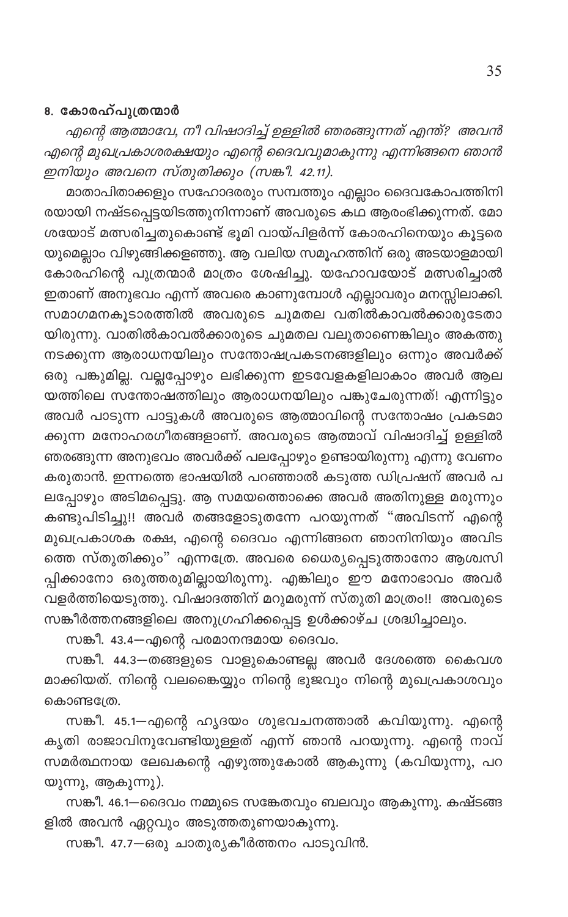## 8. കോരഹ്പുത്രന്മാർ

*എന്റെ ആത്മാവേ, നീ വിഷാദിച്ച് ഉള്ളിൽ ഞരങ്ങുന്നത് എന്ത്? അവൻ എന്റെ മുഖപ്രകാശരക്ഷയും എന്റെ ദൈവവുമാകുന്നു എന്നിങ്ങനെ ഞാൻ ഇനിയും അവനെ സ്തുതിക്കും (സങ്കീ. 42.11).*

മാതാപിതാക്കളും സഹോദരരും സമ്പത്തും എല്ലാം ദൈവകോപത്തിനിരയായി നഷ്ടപ്പെട്ടയിടത്തുനിന്നാണ് അവരുടെ കഥ ആരംഭിക്കുന്നത്. മോശയോട് മത്സരിച്ചതുകൊണ്ട് ഭൂമി വായ്പിളർന്ന് കോരഹിനെയും കൂട്ടരെയുമെല്ലാം വിഴുങ്ങിക്കളഞ്ഞു. ആ വലിയ സമൂഹത്തിന് ഒരു അടയാളമായി കോരഹിന്റെ പുത്രന്മാർ മാത്രം ശേഷിച്ചു. യഹോവയോട് മത്സരിച്ചാൽ ഇതാണ് അനുഭവം എന്ന് അവരെ കാണുമ്പോൾ എല്ലാവരും മനസ്സിലാക്കി. സമാഗമനകൂടാരത്തിൽ അവരുടെ ചുമതല വതിൽകാവൽക്കാരുടേതായിരുന്നു. വാതിൽകാവൽക്കാരുടെ ചുമതല വലുതാണെങ്കിലും അകത്തു നടക്കുന്ന ആരാധനയിലും സന്തോഷപ്രകടനങ്ങളിലും ഒന്നും അവർക്ക് ഒരു പങ്കുമില്ല. വല്ലപ്പോഴും ലഭിക്കുന്ന ഇടവേളകളിലാകാം അവർ ആലയത്തിലെ സന്തോഷത്തിലും ആരാധനയിലും പങ്കുചേരുന്നത്! എന്നിട്ടും അവർ പാടുന്ന പാട്ടുകൾ അവരുടെ ആത്മാവിന്റെ സന്തോഷം പ്രകടമാക്കുന്ന മനോഹരഗീതങ്ങളാണ്. അവരുടെ ആത്മാവ് വിഷാദിച്ച് ഉള്ളിൽ ഞരങ്ങുന്ന അനുഭവം അവർക്ക് പലപ്പോഴും ഉണ്ടായിരുന്നു എന്നു വേണം കരുതാൻ. ഇന്നത്തെ ഭാഷയിൽ പറഞ്ഞാൽ കടുത്ത ഡിപ്രഷന് അവർ പലപ്പോഴും അടിമപ്പെട്ടു. ആ സമയത്തൊക്കെ അവർ അതിനുള്ള മരുന്നും കണ്ടുപിടിച്ചു!! അവർ തങ്ങളോടുതന്നേ പറയുന്നത് "അവിടന്ന് എന്റെ മുഖപ്രകാശക രക്ഷ, എന്റെ ദൈവം എന്നിങ്ങനെ ഞാനിനിയും അവിടത്തെ സ്തുതിക്കും" എന്നത്രേ. അവരെ ധൈര്യപ്പെടുത്താനോ ആശ്വസിപ്പിക്കാനോ ഒരുത്തരുമില്ലായിരുന്നു. എങ്കിലും ഈ മനോഭാവം അവർ വളർത്തിയെടുത്തു. വിഷാദത്തിന് മറുമരുന്ന് സ്തുതി മാത്രം!! അവരുടെ സങ്കീർത്തനങ്ങളിലെ അനുഗ്രഹിക്കപ്പെട്ട ഉൾക്കാഴ്ച ശ്രദ്ധിച്ചാലും.

സങ്കീ. 43.4—എന്റെ പരമാനന്ദമായ ദൈവം.

സങ്കീ. 44.3—തങ്ങളുടെ വാളുകൊണ്ടല്ല അവർ ദേശത്തെ കൈവശമാക്കിയത്. നിന്റെ വലങ്കൈയ്യും നിന്റെ ഭുജവും നിന്റെ മുഖപ്രകാശവും കൊണ്ടത്രേ.

സങ്കീ. 45.1—എന്റെ ഹൃദയം ശുഭവചനത്താൽ കവിയുന്നു. എന്റെ കൃതി രാജാവിനുവേണ്ടിയുള്ളത് എന്ന് ഞാൻ പറയുന്നു. എന്റെ നാവ് സമർത്ഥനായ ലേഖകന്റെ എഴുത്തുകോൽ ആകുന്നു (കവിയുന്നു, പറയുന്നു, ആകുന്നു).

സങ്കീ. 46.1—ദൈവം നമ്മുടെ സങ്കേതവും ബലവും ആകുന്നു. കഷ്ടങ്ങളിൽ അവൻ ഏറ്റവും അടുത്തതുണയാകുന്നു.

സങ്കീ. 47.7—ഒരു ചാതുര്യകീർത്തനം പാടുവിൻ.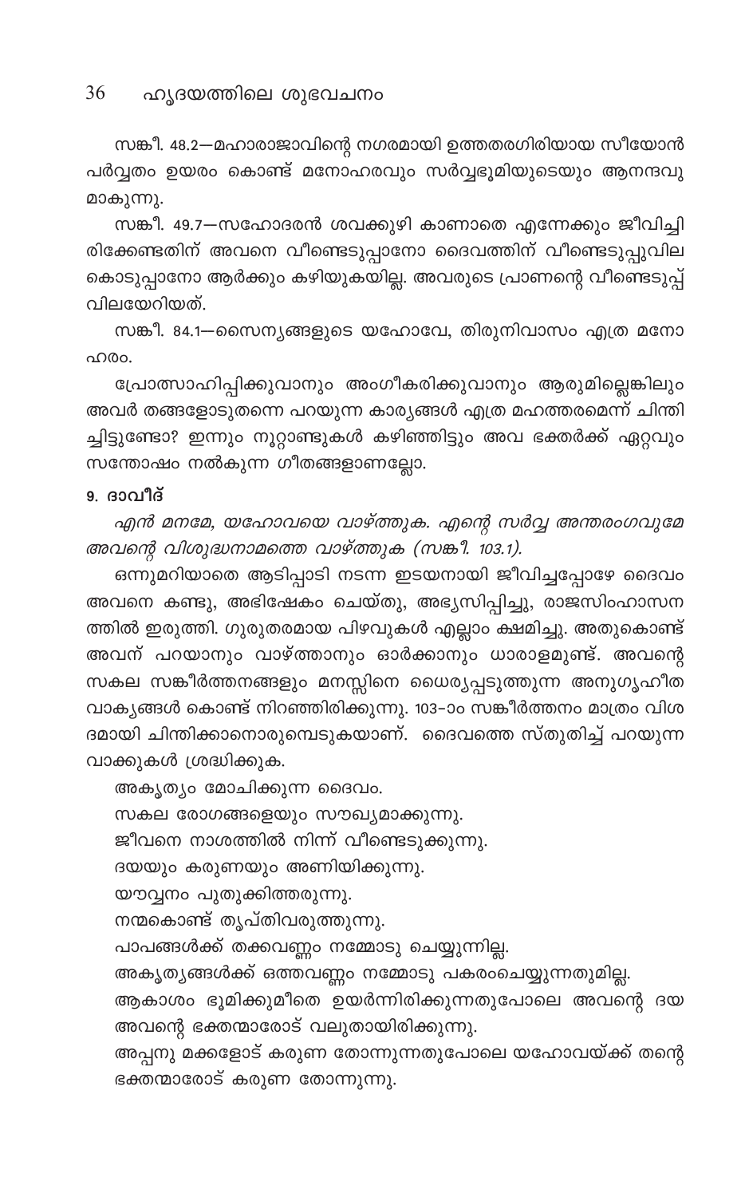സങ്കീ. 48.2—മഹാരാജാവിന്റെ നഗരമായി ഉത്തരഗിരിയായ സീയോൻ പർവ്വതം ഉയരം കൊണ്ട് മനോഹരവും സർവ്വഭൂമിയുടെയും ആനന്ദവുമാകുന്നു.

സങ്കീ. 49.7—സഹോദരൻ ശവക്കുഴി കാണാതെ എന്നേക്കും ജീവിച്ചിരിക്കേണ്ടതിന് അവനെ വീണ്ടെടുപ്പാനോ ദൈവത്തിന് വീണ്ടെടുപ്പുവില കൊടുപ്പാനോ ആർക്കും കഴിയുകയില്ല. അവരുടെ പ്രാണന്റെ വീണ്ടെടുപ്പ് വിലയേറിയത്.

സങ്കീ. 84.1—സൈന്യങ്ങളുടെ യഹോവേ, തിരുനിവാസം എത്ര മനോഹരം.

പ്രോത്സാഹിപ്പിക്കുവാനും അംഗീകരിക്കുവാനും ആരുമില്ലെങ്കിലും അവർ തങ്ങളോടുതന്നെ പറയുന്ന കാര്യങ്ങൾ എത്ര മഹത്തരമെന്ന് ചിന്തിച്ചിട്ടുണ്ടോ? ഇന്നും നൂറ്റാണ്ടുകൾ കഴിഞ്ഞിട്ടും അവ ഭക്തർക്ക് ഏറ്റവും സന്തോഷം നൽകുന്ന ഗീതങ്ങളാണല്ലോ.

**9. ദാവീദ്**

*എൻ മനമേ, യഹോവയെ വാഴ്ത്തുക. എന്റെ സർവ്വ അന്തരംഗവുമേ അവന്റെ വിശുദ്ധനാമത്തെ വാഴ്ത്തുക (സങ്കീ. 103.1).*

ഒന്നുമറിയാതെ ആടിപ്പാടി നടന്ന ഇടയനായി ജീവിച്ചപ്പോഴേ ദൈവം അവനെ കണ്ടു, അഭിഷേകം ചെയ്തു, അഭ്യസിപ്പിച്ചു, രാജസിംഹാസനത്തിൽ ഇരുത്തി. ഗുരുതരമായ പിഴവുകൾ എല്ലാം ക്ഷമിച്ചു. അതുകൊണ്ട് അവന് പറയാനും വാഴ്ത്താനും ഓർക്കാനും ധാരാളമുണ്ട്. അവന്റെ സകല സങ്കീർത്തനങ്ങളും മനസ്സിനെ ധൈര്യപ്പെടുത്തുന്ന അനുഗൃഹീത വാക്യങ്ങൾ കൊണ്ട് നിറഞ്ഞിരിക്കുന്നു. 103-ാം സങ്കീർത്തനം മാത്രം വിശദമായി ചിന്തിക്കാനൊരുമ്പെടുകയാണ്. ദൈവത്തെ സ്തുതിച്ച് പറയുന്ന വാക്കുകൾ ശ്രദ്ധിക്കുക.

അകൃത്യം മോചിക്കുന്ന ദൈവം.

സകല രോഗങ്ങളെയും സൗഖ്യമാക്കുന്നു.

ജീവനെ നാശത്തിൽ നിന്ന് വീണ്ടെടുക്കുന്നു.

ദയയും കരുണയും അണിയിക്കുന്നു.

യൗവ്വനം പുതുക്കിത്തരുന്നു.

നന്മകൊണ്ട് തൃപ്തിവരുത്തുന്നു.

പാപങ്ങൾക്ക് തക്കവണ്ണം നമ്മോടു ചെയ്യുന്നില്ല.

അകൃത്യങ്ങൾക്ക് ഒത്തവണ്ണം നമ്മോടു പകരംചെയ്യുന്നതുമില്ല.

ആകാശം ഭൂമിക്കുമീതെ ഉയർന്നിരിക്കുന്നതുപോലെ അവന്റെ ദയ അവന്റെ ഭക്തന്മാരോട് വലുതായിരിക്കുന്നു.

അപ്പനു മക്കളോട് കരുണ തോന്നുന്നതുപോലെ യഹോവയ്ക്ക് തന്റെ ഭക്തന്മാരോട് കരുണ തോന്നുന്നു.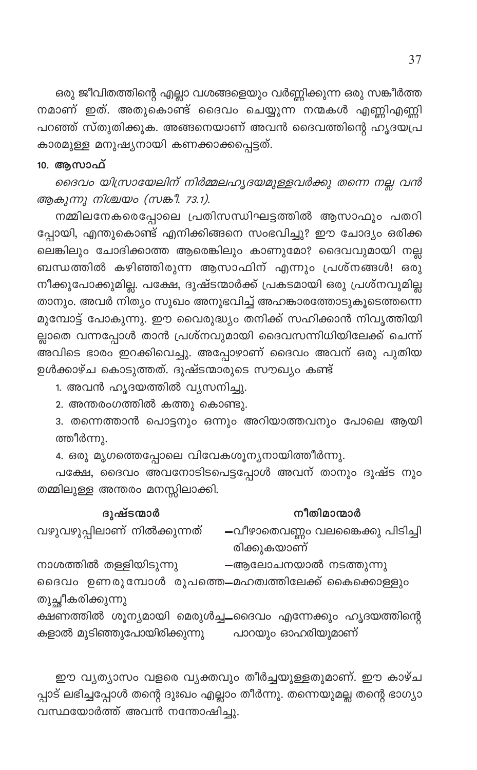ഒരു ജീവിതത്തിന്റെ എല്ലാ വശങ്ങളെയും വർണ്ണിക്കുന്ന ഒരു സങ്കീർത്ത നമാണ് ഇത്. അതുകൊണ്ട് ദൈവം ചെയ്യുന്ന നന്മകൾ എണ്ണിഎണ്ണി പറഞ്ഞ് സ്തുതിക്കുക. അങ്ങനെയാണ് അവൻ ദൈവത്തിന്റെ ഹൃദയപ്ര കാരമുള്ള മനുഷ്യനായി കണക്കാക്കപ്പെട്ടത്.

### 10. ആസാഫ്

*ദൈവം യിസ്രായേലിന് നിർമ്മലഹൃദയമുള്ളവർക്കു തന്നെ നല്ല വൻ ആകുന്നു നിശ്ചയം (സങ്കീ. 73.1).*

നമ്മിലനേകരെപ്പോലെ പ്രതിസന്ധിഘട്ടത്തിൽ ആസാഫും പതറി പ്പോയി, എന്തുകൊണ്ട് എനിക്കിങ്ങനെ സംഭവിച്ചു? ഈ ചോദ്യം ഒരിക്ക ലെങ്കിലും ചോദിക്കാത്ത ആരെങ്കിലും കാണുമോ? ദൈവവുമായി നല്ല ബന്ധത്തിൽ കഴിഞ്ഞിരുന്ന ആസാഫിന് എന്നും പ്രശ്നങ്ങൾ! ഒരു നീക്കുപോക്കുമില്ല. പക്ഷേ, ദുഷ്ടന്മാർക്ക് പ്രകടമായി ഒരു പ്രശ്നവുമില്ല താനും. അവർ നിത്യം സുഖം അനുഭവിച്ച് അഹങ്കാരത്തോടുകൂടെത്തന്നെ മുമ്പോട്ട് പോകുന്നു. ഈ വൈരുദ്ധ്യം തനിക്ക് സഹിക്കാൻ നിവൃത്തിയി ല്ലാതെ വന്നപ്പോൾ താൻ പ്രശ്നവുമായി ദൈവസന്നിധിയിലേക്ക് ചെന്ന് അവിടെ ഭാരം ഇറക്കിവെച്ചു. അപ്പോഴാണ് ദൈവം അവന് ഒരു പുതിയ ഉൾക്കാഴ്ച കൊടുത്തത്. ദുഷ്ടന്മാരുടെ സൗഖ്യം കണ്ട്

1. അവൻ ഹൃദയത്തിൽ വ്യസനിച്ചു.
2. അന്തരംഗത്തിൽ കത്തു കൊണ്ടു.
3. തന്നെത്താൻ പൊട്ടനും ഒന്നും അറിയാത്തവനും പോലെ ആയി ത്തീർന്നു.
4. ഒരു മൃഗത്തെപ്പോലെ വിവേകശൂന്യനായിത്തീർന്നു.

പക്ഷേ, ദൈവം അവനോടിടപെട്ടപ്പോൾ അവന് താനും ദുഷ്ട നും തമ്മിലുള്ള അന്തരം മനസ്സിലാക്കി.

| ദുഷ്ടന്മാർ | നീതിമാന്മാർ |
|---|---|
| വഴുവഴുപ്പിലാണ് നിൽക്കുന്നത് | —വീഴാതെവണ്ണം വലങ്കൈക്കു പിടിച്ചി രിക്കുകയാണ് |
| നാശത്തിൽ തള്ളിയിടുന്നു | —ആലോചനയാൽ നടത്തുന്നു |
| ദൈവം ഉണരുമ്പോൾ രൂപത്തെ തുച്ഛീകരിക്കുന്നു | —മഹത്വത്തിലേക്ക് കൈക്കൊള്ളും |
| ക്ഷണത്തിൽ ശൂന്യമായി മെരുൾച്ച കളാൽ മുടിഞ്ഞുപോയിരിക്കുന്നു | —ദൈവം എന്നേക്കും ഹൃദയത്തിന്റെ പാറയും ഓഹരിയുമാണ് |

ഈ വ്യത്യാസം വളരെ വ്യക്തവും തീർച്ചയുള്ളതുമാണ്. ഈ കാഴ്ച പ്പാട് ലഭിച്ചപ്പോൾ തന്റെ ദുഃഖം എല്ലാം തീർന്നു. തന്നെയുമല്ല തന്റെ ഭാഗ്യാ വസ്ഥയോർത്ത് അവൻ നന്തോഷിച്ചു.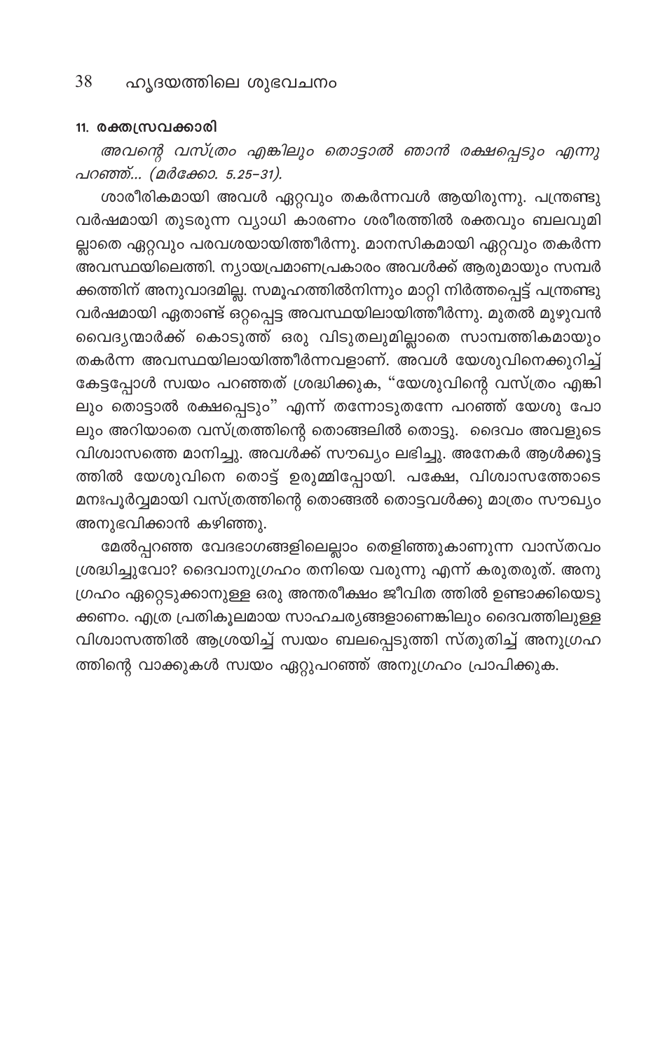### 11. രക്തസ്രവക്കാരി

*അവന്റെ വസ്ത്രം എങ്കിലും തൊട്ടാൽ ഞാൻ രക്ഷപ്പെടും എന്നു പറഞ്ഞ്... (മർക്കോ. 5.25-31).*

ശാരീരികമായി അവൾ ഏറ്റവും തകർന്നവൾ ആയിരുന്നു. പന്ത്രണ്ടു വർഷമായി തുടരുന്ന വ്യാധി കാരണം ശരീരത്തിൽ രക്തവും ബലവുമില്ലാതെ ഏറ്റവും പരവശയായിത്തീർന്നു. മാനസികമായി ഏറ്റവും തകർന്ന അവസ്ഥയിലെത്തി. ന്യായപ്രമാണപ്രകാരം അവൾക്ക് ആരുമായും സമ്പർക്കത്തിന് അനുവാദമില്ല. സമൂഹത്തിൽനിന്നും മാറ്റി നിർത്തപ്പെട്ട് പന്ത്രണ്ടു വർഷമായി ഏതാണ്ട് ഒറ്റപ്പെട്ട അവസ്ഥയിലായിത്തീർന്നു. മുതൽ മുഴുവൻ വൈദ്യന്മാർക്ക് കൊടുത്ത് ഒരു വിടുതലുമില്ലാതെ സാമ്പത്തികമായും തകർന്ന അവസ്ഥയിലായിത്തീർന്നവളാണ്. അവൾ യേശുവിനെക്കുറിച്ച് കേട്ടപ്പോൾ സ്വയം പറഞ്ഞത് ശ്രദ്ധിക്കുക, "യേശുവിന്റെ വസ്ത്രം എങ്കിലും തൊട്ടാൽ രക്ഷപ്പെടും" എന്ന് തന്നോടുതന്നേ പറഞ്ഞ് യേശു പോലും അറിയാതെ വസ്ത്രത്തിന്റെ തൊങ്ങലിൽ തൊട്ടു. ദൈവം അവളുടെ വിശ്വാസത്തെ മാനിച്ചു. അവൾക്ക് സൗഖ്യം ലഭിച്ചു. അനേകർ ആൾക്കൂട്ടത്തിൽ യേശുവിനെ തൊട്ട് ഉരുമ്മിപ്പോയി. പക്ഷേ, വിശ്വാസത്തോടെ മനഃപൂർവ്വമായി വസ്ത്രത്തിന്റെ തൊങ്ങൽ തൊട്ടവൾക്കു മാത്രം സൗഖ്യം അനുഭവിക്കാൻ കഴിഞ്ഞു.

മേൽപ്പറഞ്ഞ വേദഭാഗങ്ങളിലെല്ലാം തെളിഞ്ഞുകാണുന്ന വാസ്തവം ശ്രദ്ധിച്ചുവോ? ദൈവാനുഗ്രഹം തനിയെ വരുന്നു എന്ന് കരുതരുത്. അനുഗ്രഹം ഏറ്റെടുക്കാനുള്ള ഒരു അന്തരീക്ഷം ജീവിത ത്തിൽ ഉണ്ടാക്കിയെടുക്കണം. എത്ര പ്രതികൂലമായ സാഹചര്യങ്ങളാണെങ്കിലും ദൈവത്തിലുള്ള വിശ്വാസത്തിൽ ആശ്രയിച്ച് സ്വയം ബലപ്പെടുത്തി സ്തുതിച്ച് അനുഗ്രഹത്തിന്റെ വാക്കുകൾ സ്വയം ഏറ്റുപറഞ്ഞ് അനുഗ്രഹം പ്രാപിക്കുക.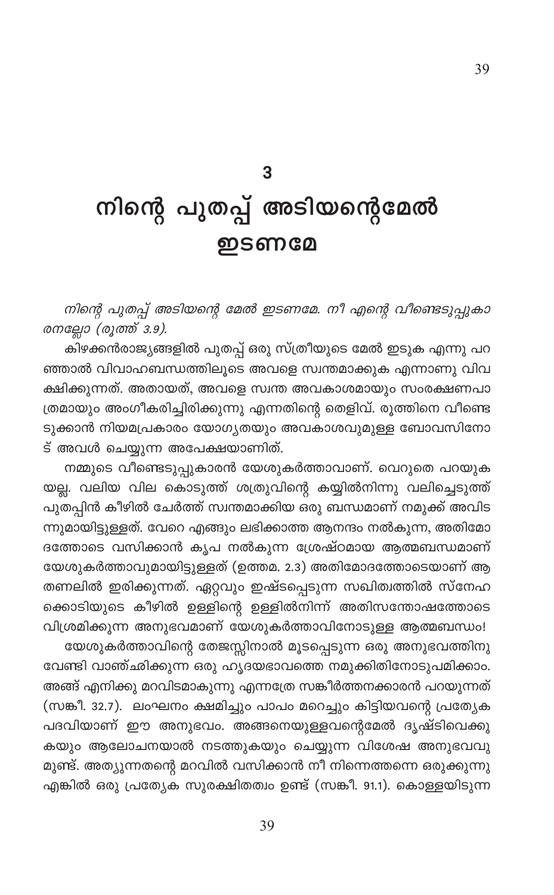# 3

# നിന്റെ പുതപ്പ് അടിയന്റെമേൽ ഇടണമേ

*നിന്റെ പുതപ്പ് അടിയന്റെ മേൽ ഇടണമേ. നീ എന്റെ വീണ്ടെടുപ്പുകാരനല്ലോ (രൂത്ത് 3.9).*

കിഴക്കൻരാജ്യങ്ങളിൽ പുതപ്പ് ഒരു സ്ത്രീയുടെ മേൽ ഇടുക എന്നു പറഞ്ഞാൽ വിവാഹബന്ധത്തിലൂടെ അവളെ സ്വന്തമാക്കുക എന്നാണു വിവക്ഷിക്കുന്നത്. അതായത്, അവളെ സ്വന്ത അവകാശമായും സംരക്ഷണപാത്രമായും അംഗീകരിച്ചിരിക്കുന്നു എന്നതിന്റെ തെളിവ്. രൂത്തിനെ വീണ്ടെടുക്കാൻ നിയമപ്രകാരം യോഗ്യതയും അവകാശവുമുള്ള ബോവസിനോട് അവൾ ചെയ്യുന്ന അപേക്ഷയാണിത്.

നമ്മുടെ വീണ്ടെടുപ്പുകാരൻ യേശുകർത്താവാണ്. വെറുതെ പറയുകയല്ല. വലിയ വില കൊടുത്ത് ശത്രുവിന്റെ കയ്യിൽനിന്നു വലിച്ചെടുത്ത് പുതപ്പിൻ കീഴിൽ ചേർത്ത് സ്വന്തമാക്കിയ ഒരു ബന്ധമാണ് നമുക്ക് അവിടന്നുമായിട്ടുള്ളത്. വേറെ എങ്ങും ലഭിക്കാത്ത ആനന്ദം നൽകുന്ന, അതിമോദത്തോടെ വസിക്കാൻ കൃപ നൽകുന്ന ശ്രേഷ്ഠമായ ആത്മബന്ധമാണ് യേശുകർത്താവുമായിട്ടുള്ളത് (ഉത്തമ. 2.3) അതിമോദത്തോടെയാണ് ആ തണലിൽ ഇരിക്കുന്നത്. ഏറ്റവും ഇഷ്ടപ്പെടുന്ന സഖിത്വത്തിൽ സ്നേഹക്കൊടിയുടെ കീഴിൽ ഉള്ളിന്റെ ഉള്ളിൽനിന്ന് അതിസന്തോഷത്തോടെ വിശ്രമിക്കുന്ന അനുഭവമാണ് യേശുകർത്താവിനോടുള്ള ആത്മബന്ധം!

യേശുകർത്താവിന്റെ തേജസ്സിനാൽ മൂടപ്പെടുന്ന ഒരു അനുഭവത്തിനു വേണ്ടി വാഞ്ഛിക്കുന്ന ഒരു ഹൃദയഭാവത്തെ നമുക്കിതിനോടുപമിക്കാം. അങ്ങ് എനിക്കു മറവിടമാകുന്നു എന്നത്രേ സങ്കീർത്തനക്കാരൻ പറയുന്നത് (സങ്കീ. 32.7). ലംഘനം ക്ഷമിച്ചും പാപം മറെച്ചും കിട്ടിയവന്റെ പ്രത്യേക പദവിയാണ് ഈ അനുഭവം. അങ്ങനെയുള്ളവന്റെമേൽ ദൃഷ്ടിവെക്കുകയും ആലോചനയാൽ നടത്തുകയും ചെയ്യുന്ന വിശേഷ അനുഭവവുമുണ്ട്. അത്യുന്നതന്റെ മറവിൽ വസിക്കാൻ നീ നിന്നെത്തന്നെ ഒരുക്കുന്നു എങ്കിൽ ഒരു പ്രത്യേക സുരക്ഷിതത്വം ഉണ്ട് (സങ്കീ. 91.1). കൊള്ളയിടുന്ന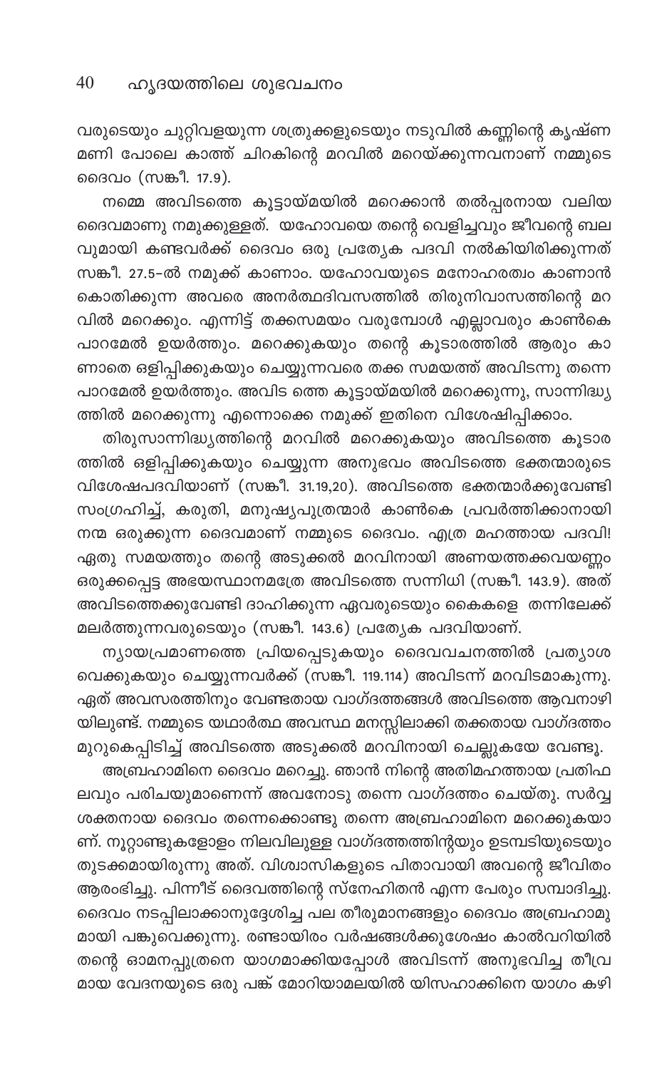വരുടെയും ചുറ്റിവളയുന്ന ശത്രുക്കളുടെയും നടുവിൽ കണ്ണിന്റെ കൃഷ്ണ മണി പോലെ കാത്ത് ചിറകിന്റെ മറവിൽ മറെയ്ക്കുന്നവനാണ് നമ്മുടെ ദൈവം (സങ്കീ. 17.9).

നമ്മെ അവിടത്തെ കൂട്ടായ്മയിൽ മറെക്കാൻ തൽപ്പരനായ വലിയ ദൈവമാണു നമുക്കുള്ളത്. യഹോവയെ തന്റെ വെളിച്ചവും ജീവന്റെ ബല വുമായി കണ്ടവർക്ക് ദൈവം ഒരു പ്രത്യേക പദവി നൽകിയിരിക്കുന്നത് സങ്കീ. 27.5-ൽ നമുക്ക് കാണാം. യഹോവയുടെ മനോഹരത്വം കാണാൻ കൊതിക്കുന്ന അവരെ അനർത്ഥദിവസത്തിൽ തിരുനിവാസത്തിന്റെ മറ വിൽ മറെക്കും. എന്നിട്ട് തക്കസമയം വരുമ്പോൾ എല്ലാവരും കാൺകെ പാറമേൽ ഉയർത്തും. മറെക്കുകയും തന്റെ കൂടാരത്തിൽ ആരും കാ ണാതെ ഒളിപ്പിക്കുകയും ചെയ്യുന്നവരെ തക്ക സമയത്ത് അവിടന്നു തന്നെ പാറമേൽ ഉയർത്തും. അവിട ത്തെ കൂട്ടായ്മയിൽ മറെക്കുന്നു, സാന്നിദ്ധ്യ ത്തിൽ മറെക്കുന്നു എന്നൊക്കെ നമുക്ക് ഇതിനെ വിശേഷിപ്പിക്കാം.

തിരുസാന്നിദ്ധ്യത്തിന്റെ മറവിൽ മറെക്കുകയും അവിടത്തെ കൂടാര ത്തിൽ ഒളിപ്പിക്കുകയും ചെയ്യുന്ന അനുഭവം അവിടത്തെ ഭക്തന്മാരുടെ വിശേഷപദവിയാണ് (സങ്കീ. 31.19,20). അവിടത്തെ ഭക്തന്മാർക്കുവേണ്ടി സംഗ്രഹിച്ച്, കരുതി, മനുഷ്യപുത്രന്മാർ കാൺകെ പ്രവർത്തിക്കാനായി നന്മ ഒരുക്കുന്ന ദൈവമാണ് നമ്മുടെ ദൈവം. എത്ര മഹത്തായ പദവി! ഏതു സമയത്തും തന്റെ അടുക്കൽ മറവിനായി അണയത്തക്കവയണ്ണം ഒരുക്കപ്പെട്ട അഭയസ്ഥാനമത്രേ അവിടത്തെ സന്നിധി (സങ്കീ. 143.9). അത് അവിടത്തെക്കുവേണ്ടി ദാഹിക്കുന്ന ഏവരുടെയും കൈകളെ തന്നിലേക്ക് മലർത്തുന്നവരുടെയും (സങ്കീ. 143.6) പ്രത്യേക പദവിയാണ്.

ന്യായപ്രമാണത്തെ പ്രിയപ്പെടുകയും ദൈവവചനത്തിൽ പ്രത്യാശ വെക്കുകയും ചെയ്യുന്നവർക്ക് (സങ്കീ. 119.114) അവിടന്ന് മറവിടമാകുന്നു. ഏത് അവസരത്തിനും വേണ്ടതായ വാഗ്ദത്തങ്ങൾ അവിടത്തെ ആവനാഴി യിലുണ്ട്. നമ്മുടെ യഥാർത്ഥ അവസ്ഥ മനസ്സിലാക്കി തക്കതായ വാഗ്ദത്തം മുറുകെപ്പിടിച്ച് അവിടത്തെ അടുക്കൽ മറവിനായി ചെല്ലുകയേ വേണ്ടൂ.

അബ്രഹാമിനെ ദൈവം മറെച്ചു. ഞാൻ നിന്റെ അതിമഹത്തായ പ്രതിഫ ലവും പരിചയുമാണെന്ന് അവനോടു തന്നെ വാഗ്ദത്തം ചെയ്തു. സർവ്വ ശക്തനായ ദൈവം തന്നെക്കൊണ്ടു തന്നെ അബ്രഹാമിനെ മറെക്കുകയാ ണ്. നൂറ്റാണ്ടുകളോളം നിലവിലുള്ള വാഗ്ദത്തത്തിന്റെയും ഉടമ്പടിയുടെയും തുടക്കമായിരുന്നു അത്. വിശ്വാസികളുടെ പിതാവായി അവന്റെ ജീവിതം ആരംഭിച്ചു. പിന്നീട് ദൈവത്തിന്റെ സ്നേഹിതൻ എന്ന പേരും സമ്പാദിച്ചു. ദൈവം നടപ്പിലാക്കാനുദ്ദേശിച്ച പല തീരുമാനങ്ങളും ദൈവം അബ്രഹാമു മായി പങ്കുവെക്കുന്നു. രണ്ടായിരം വർഷങ്ങൾക്കുശേഷം കാൽവറിയിൽ തന്റെ ഓമനപ്പുത്രനെ യാഗമാക്കിയപ്പോൾ അവിടന്ന് അനുഭവിച്ച തീവ്ര മായ വേദനയുടെ ഒരു പങ്ക് മോറിയാമലയിൽ യിസഹാക്കിനെ യാഗം കഴി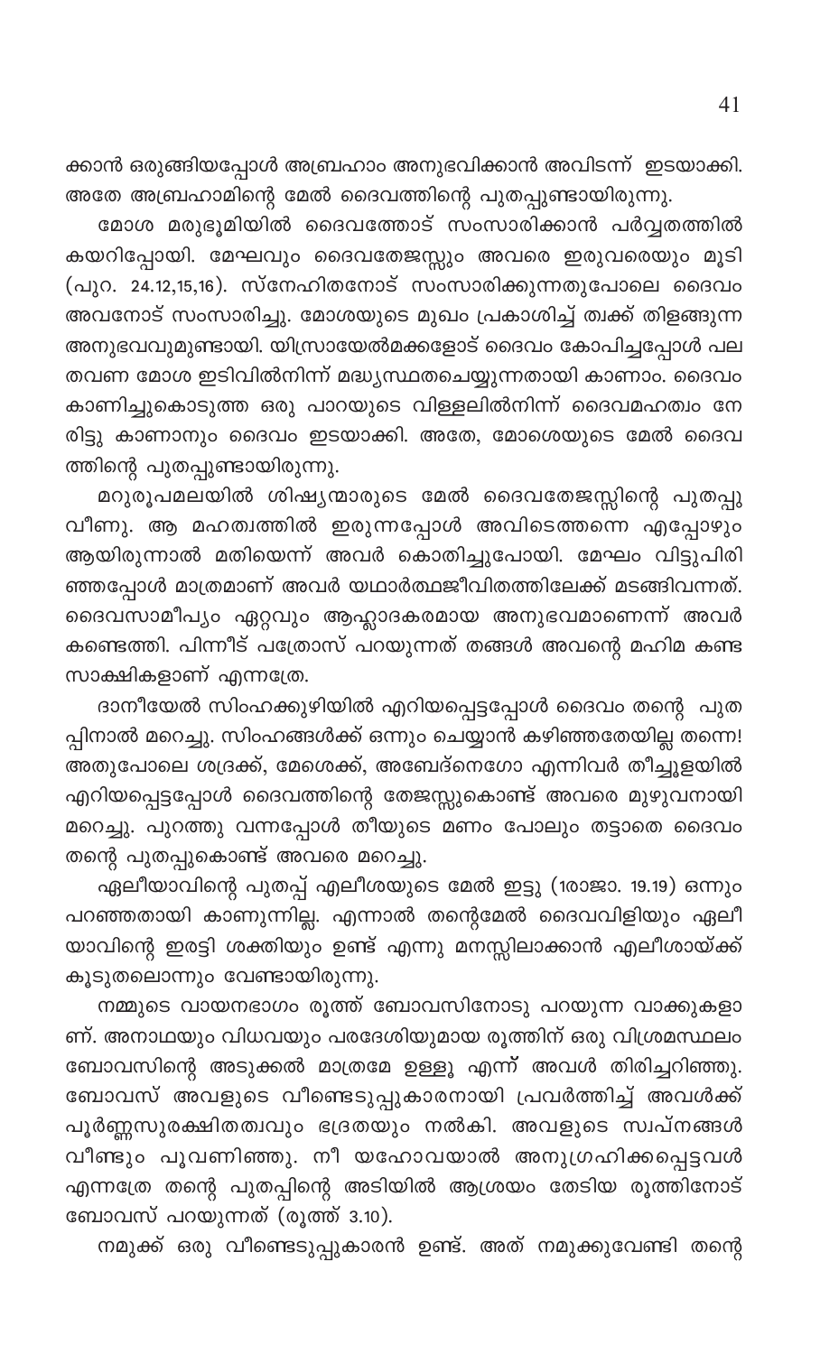ക്കാൻ ഒരുങ്ങിയപ്പോൾ അബ്രഹാം അനുഭവിക്കാൻ അവിടന്ന് ഇടയാക്കി. അതേ അബ്രഹാമിന്റെ മേൽ ദൈവത്തിന്റെ പുതപ്പുണ്ടായിരുന്നു.

മോശ മരുഭൂമിയിൽ ദൈവത്തോട് സംസാരിക്കാൻ പർവ്വതത്തിൽ കയറിപ്പോയി. മേഘവും ദൈവതേജസ്സും അവരെ ഇരുവരെയും മൂടി (പുറ. 24.12,15,16). സ്നേഹിതനോട് സംസാരിക്കുന്നതുപോലെ ദൈവം അവനോട് സംസാരിച്ചു. മോശയുടെ മുഖം പ്രകാശിച്ച് ത്വക്ക് തിളങ്ങുന്ന അനുഭവവുമുണ്ടായി. യിസ്രായേൽമക്കളോട് ദൈവം കോപിച്ചപ്പോൾ പല തവണ മോശ ഇടിവിൽനിന്ന് മദ്ധ്യസ്ഥതചെയ്യുന്നതായി കാണാം. ദൈവം കാണിച്ചുകൊടുത്ത ഒരു പാറയുടെ വിള്ളലിൽനിന്ന് ദൈവമഹത്വം നേരിട്ടു കാണാനും ദൈവം ഇടയാക്കി. അതേ, മോശെയുടെ മേൽ ദൈവത്തിന്റെ പുതപ്പുണ്ടായിരുന്നു.

മറുരൂപമലയിൽ ശിഷ്യന്മാരുടെ മേൽ ദൈവതേജസ്സിന്റെ പുതപ്പു വീണു. ആ മഹത്വത്തിൽ ഇരുന്നപ്പോൾ അവിടെത്തന്നെ എപ്പോഴും ആയിരുന്നാൽ മതിയെന്ന് അവർ കൊതിച്ചുപോയി. മേഘം വിട്ടുപിരിഞ്ഞപ്പോൾ മാത്രമാണ് അവർ യഥാർത്ഥജീവിതത്തിലേക്ക് മടങ്ങിവന്നത്. ദൈവസാമീപ്യം ഏറ്റവും ആഹ്ലാദകരമായ അനുഭവമാണെന്ന് അവർ കണ്ടെത്തി. പിന്നീട് പത്രോസ് പറയുന്നത് തങ്ങൾ അവന്റെ മഹിമ കണ്ട സാക്ഷികളാണ് എന്നത്രേ.

ദാനീയേൽ സിംഹക്കുഴിയിൽ എറിയപ്പെട്ടപ്പോൾ ദൈവം തന്റെ പുതപ്പിനാൽ മറച്ചു. സിംഹങ്ങൾക്ക് ഒന്നും ചെയ്യാൻ കഴിഞ്ഞതേയില്ല തന്നെ! അതുപോലെ ശദ്രക്ക്, മേശെക്ക്, അബേദ്നെഗോ എന്നിവർ തീച്ചൂളയിൽ എറിയപ്പെട്ടപ്പോൾ ദൈവത്തിന്റെ തേജസ്സുകൊണ്ട് അവരെ മുഴുവനായി മറച്ചു. പുറത്തു വന്നപ്പോൾ തീയുടെ മണം പോലും തട്ടാതെ ദൈവം തന്റെ പുതപ്പുകൊണ്ട് അവരെ മറച്ചു.

ഏലീയാവിന്റെ പുതപ്പ് എലീശയുടെ മേൽ ഇട്ടു (1രാജാ. 19.19) ഒന്നും പറഞ്ഞതായി കാണുന്നില്ല. എന്നാൽ തന്റെമേൽ ദൈവവിളിയും ഏലീയാവിന്റെ ഇരട്ടി ശക്തിയും ഉണ്ട് എന്നു മനസ്സിലാക്കാൻ എലീശായ്ക്ക് കൂടുതലൊന്നും വേണ്ടായിരുന്നു.

നമ്മുടെ വായനഭാഗം രൂത്ത് ബോവസിനോടു പറയുന്ന വാക്കുകളാണ്. അനാഥയും വിധവയും പരദേശിയുമായ രൂത്തിന് ഒരു വിശ്രമസ്ഥലം ബോവസിന്റെ അടുക്കൽ മാത്രമേ ഉള്ളൂ എന്ന് അവൾ തിരിച്ചറിഞ്ഞു. ബോവസ് അവളുടെ വീണ്ടെടുപ്പുകാരനായി പ്രവർത്തിച്ച് അവൾക്ക് പൂർണ്ണസുരക്ഷിതത്വവും ഭദ്രതയും നൽകി. അവളുടെ സ്വപ്നങ്ങൾ വീണ്ടും പൂവണിഞ്ഞു. നീ യഹോവയാൽ അനുഗ്രഹിക്കപ്പെട്ടവൾ എന്നത്രേ തന്റെ പുതപ്പിന്റെ അടിയിൽ ആശ്രയം തേടിയ രൂത്തിനോട് ബോവസ് പറയുന്നത് (രൂത്ത് 3.10).

നമുക്ക് ഒരു വീണ്ടെടുപ്പുകാരൻ ഉണ്ട്. അത് നമുക്കുവേണ്ടി തന്റെ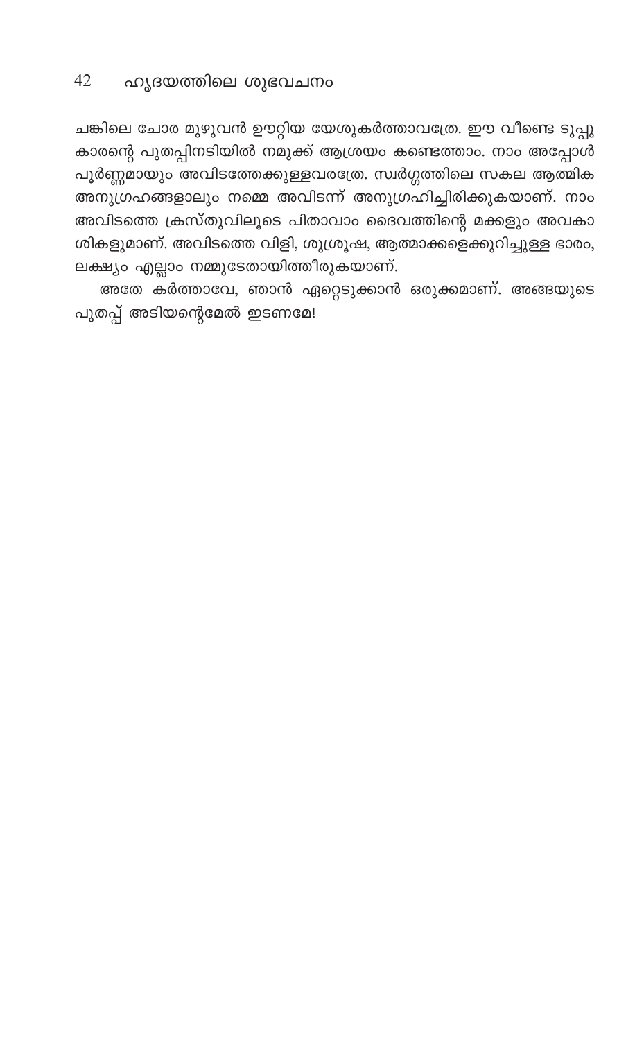ചങ്കിലെ ചോര മുഴുവൻ ഊറ്റിയ യേശുകർത്താവത്രേ. ഈ വീണ്ടെടുപ്പുകാരന്റെ പുതപ്പിനടിയിൽ നമുക്ക് ആശ്രയം കണ്ടെത്താം. നാം അപ്പോൾ പൂർണ്ണമായും അവിടത്തേക്കുള്ളവരത്രേ. സ്വർഗ്ഗത്തിലെ സകല ആത്മിക അനുഗ്രഹങ്ങളാലും നമ്മെ അവിടന്ന് അനുഗ്രഹിച്ചിരിക്കുകയാണ്. നാം അവിടത്തെ ക്രസ്തുവിലൂടെ പിതാവാം ദൈവത്തിന്റെ മക്കളും അവകാശികളുമാണ്. അവിടത്തെ വിളി, ശുശ്രൂഷ, ആത്മാക്കളെക്കുറിച്ചുള്ള ഭാരം, ലക്ഷ്യം എല്ലാം നമ്മുടേതായിത്തീരുകയാണ്.

അതേ കർത്താവേ, ഞാൻ ഏറ്റെടുക്കാൻ ഒരുക്കമാണ്. അങ്ങയുടെ പുതപ്പ് അടിയന്റെമേൽ ഇടണമേ!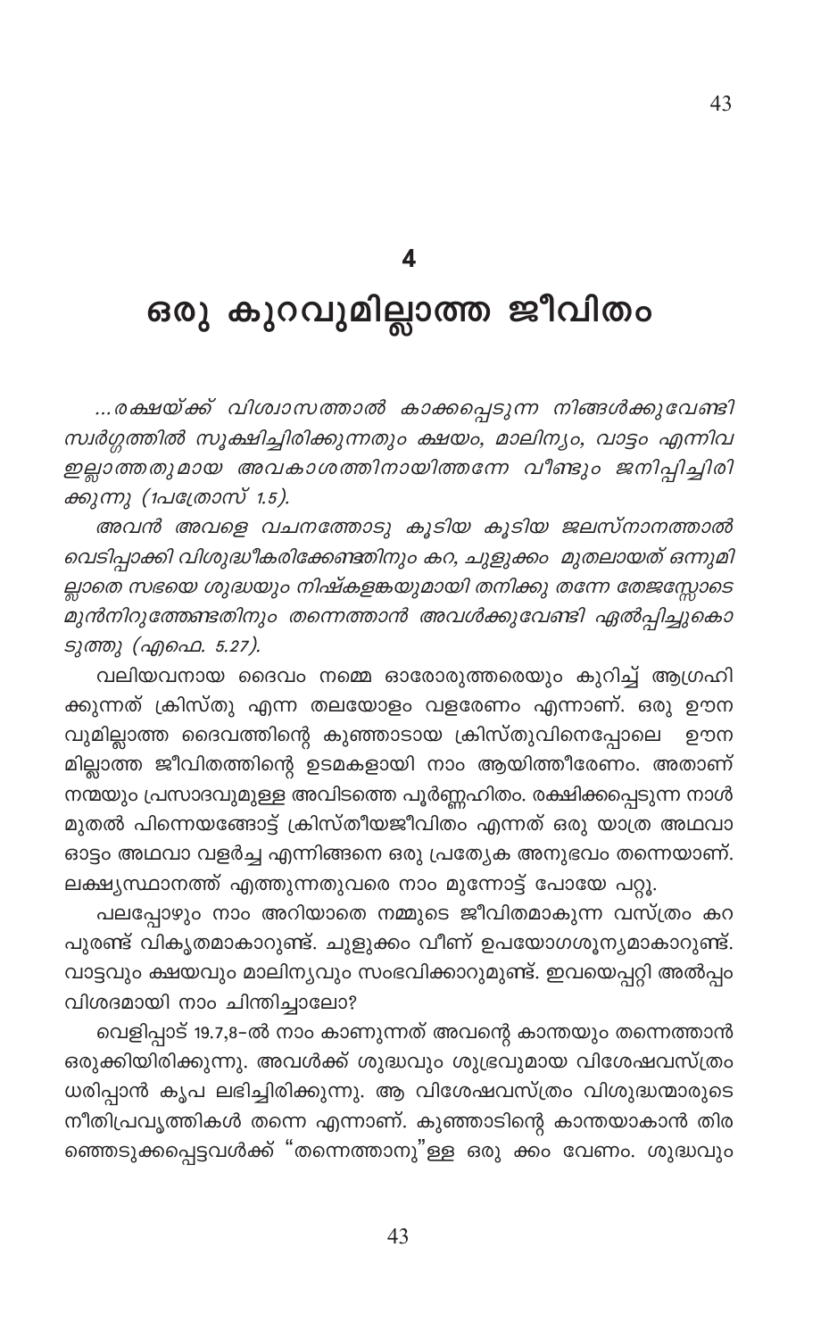# 4

# ഒരു കുറവുമില്ലാത്ത ജീവിതം

*...രക്ഷയ്ക്ക് വിശ്വാസത്താൽ കാക്കപ്പെടുന്ന നിങ്ങൾക്കുവേണ്ടി സ്വർഗ്ഗത്തിൽ സൂക്ഷിച്ചിരിക്കുന്നതും ക്ഷയം, മാലിന്യം, വാട്ടം എന്നിവ ഇല്ലാത്തതുമായ അവകാശത്തിനായിത്തന്നേ വീണ്ടും ജനിപ്പിച്ചിരിക്കുന്നു (1പത്രോസ് 1.5).*

*അവൻ അവളെ വചനത്തോടു കൂടിയ കൂടിയ ജലസ്നാനത്താൽ വെടിപ്പാക്കി വിശുദ്ധീകരിക്കേണ്ടതിനും കറ, ചുളുക്കം മുതലായത് ഒന്നുമില്ലാതെ സഭയെ ശുദ്ധയും നിഷ്കളങ്കയുമായി തനിക്കു തന്നേ തേജസ്സോടെ മുൻനിറുത്തേണ്ടതിനും തന്നെത്താൻ അവൾക്കുവേണ്ടി ഏൽപ്പിച്ചുകൊടുത്തു (എഫെ. 5.27).*

വലിയവനായ ദൈവം നമ്മെ ഓരോരുത്തരെയും കുറിച്ച് ആഗ്രഹിക്കുന്നത് ക്രിസ്തു എന്ന തലയോളം വളരേണം എന്നാണ്. ഒരു ഊനവുമില്ലാത്ത ദൈവത്തിന്റെ കുഞ്ഞാടായ ക്രിസ്തുവിനെപ്പോലെ ഊനമില്ലാത്ത ജീവിതത്തിന്റെ ഉടമകളായി നാം ആയിത്തീരേണം. അതാണ് നന്മയും പ്രസാദവുമുള്ള അവിടത്തെ പൂർണ്ണഹിതം. രക്ഷിക്കപ്പെടുന്ന നാൾ മുതൽ പിന്നെയങ്ങോട്ട് ക്രിസ്തീയജീവിതം എന്നത് ഒരു യാത്ര അഥവാ ഓട്ടം അഥവാ വളർച്ച എന്നിങ്ങനെ ഒരു പ്രത്യേക അനുഭവം തന്നെയാണ്. ലക്ഷ്യസ്ഥാനത്ത് എത്തുന്നതുവരെ നാം മുന്നോട്ട് പോയേ പറ്റൂ.

പലപ്പോഴും നാം അറിയാതെ നമ്മുടെ ജീവിതമാകുന്ന വസ്ത്രം കറ പുരണ്ട് വികൃതമാകാറുണ്ട്. ചുളുക്കം വീണ് ഉപയോഗശൂന്യമാകാറുണ്ട്. വാട്ടവും ക്ഷയവും മാലിന്യവും സംഭവിക്കാറുമുണ്ട്. ഇവയെപ്പറ്റി അൽപ്പം വിശദമായി നാം ചിന്തിച്ചാലോ?

വെളിപ്പാട് 19.7,8-ൽ നാം കാണുന്നത് അവന്റെ കാന്തയും തന്നെത്താൻ ഒരുക്കിയിരിക്കുന്നു. അവൾക്ക് ശുദ്ധവും ശുഭ്രവുമായ വിശേഷവസ്ത്രം ധരിപ്പാൻ കൃപ ലഭിച്ചിരിക്കുന്നു. ആ വിശേഷവസ്ത്രം വിശുദ്ധന്മാരുടെ നീതിപ്രവൃത്തികൾ തന്നെ എന്നാണ്. കുഞ്ഞാടിന്റെ കാന്തയാകാൻ തിരഞ്ഞെടുക്കപ്പെട്ടവൾക്ക് "തന്നെത്താനു"ള്ള ഒരു ക്കം വേണം. ശുദ്ധവും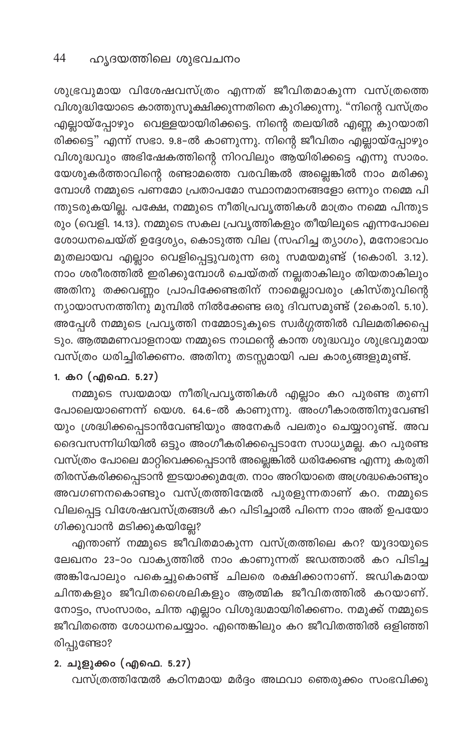ശുഭ്രവുമായ വിശേഷവസ്ത്രം എന്നത് ജീവിതമാകുന്ന വസ്ത്രത്തെ വിശുദ്ധിയോടെ കാത്തുസൂക്ഷിക്കുന്നതിനെ കുറിക്കുന്നു. “നിന്റെ വസ്ത്രം എല്ലായ്പ്പോഴും വെള്ളയായിരിക്കട്ടെ. നിന്റെ തലയിൽ എണ്ണ കുറയാതിരിക്കട്ടെ” എന്ന് സഭാ. 9.8-ൽ കാണുന്നു. നിന്റെ ജീവിതം എല്ലായ്പ്പോഴും വിശുദ്ധവും അഭിഷേകത്തിന്റെ നിറവിലും ആയിരിക്കട്ടെ എന്നു സാരം. യേശുകർത്താവിന്റെ രണ്ടാമത്തെ വരവിങ്കൽ അല്ലെങ്കിൽ നാം മരിക്കുമ്പോൾ നമ്മുടെ പണമോ പ്രതാപമോ സ്ഥാനമാനങ്ങളോ ഒന്നും നമ്മെ പിന്തുടരുകയില്ല. പക്ഷേ, നമ്മുടെ നീതിപ്രവൃത്തികൾ മാത്രം നമ്മെ പിന്തുടരും (വെളി. 14.13). നമ്മുടെ സകല പ്രവൃത്തികളും തീയിലൂടെ എന്നപോലെ ശോധനചെയ്ത് ഉദ്ദേശ്യം, കൊടുത്ത വില (സഹിച്ച ത്യാഗം), മനോഭാവം മുതലായവ എല്ലാം വെളിപ്പെട്ടുവരുന്ന ഒരു സമയമുണ്ട് (1കൊരി. 3.12). നാം ശരീരത്തിൽ ഇരിക്കുമ്പോൾ ചെയ്തത് നല്ലതാകിലും തിയതാകിലും അതിനു തക്കവണ്ണം പ്രാപിക്കേണ്ടതിന് നാമെല്ലാവരും ക്രിസ്തുവിന്റെ ന്യായാസനത്തിനു മുമ്പിൽ നിൽക്കേണ്ട ഒരു ദിവസമുണ്ട് (2കൊരി. 5.10). അപ്പോൾ നമ്മുടെ പ്രവൃത്തി നമ്മോടുകൂടെ സ്വർഗ്ഗത്തിൽ വിലമതിക്കപ്പെടും. ആത്മമണവാളനായ നമ്മുടെ നാഥന്റെ കാന്ത ശുദ്ധവും ശുഭ്രവുമായ വസ്ത്രം ധരിച്ചിരിക്കണം. അതിനു തടസ്സമായി പല കാര്യങ്ങളുമുണ്ട്.

### 1. കറ (എഫെ. 5.27)

നമ്മുടെ സ്വയമായ നീതിപ്രവൃത്തികൾ എല്ലാം കറ പുരണ്ട തുണി പോലെയാണെന്ന് യെശ. 64.6-ൽ കാണുന്നു. അംഗീകാരത്തിനുവേണ്ടിയും ശ്രദ്ധിക്കപ്പെടാൻവേണ്ടിയും അനേകർ പലതും ചെയ്യാറുണ്ട്. അവ ദൈവസന്നിധിയിൽ ഒട്ടും അംഗീകരിക്കപ്പെടാനേ സാധ്യമല്ല. കറ പുരണ്ട വസ്ത്രം പോലെ മാറ്റിവെക്കപ്പെടാൻ അല്ലെങ്കിൽ ധരിക്കേണ്ട എന്നു കരുതി തിരസ്കരിക്കപ്പെടാൻ ഇടയാക്കുമത്രേ. നാം അറിയാതെ അശ്രദ്ധകൊണ്ടും അവഗണനകൊണ്ടും വസ്ത്രത്തിന്മേൽ പുരളുന്നതാണ് കറ. നമ്മുടെ വിലപ്പെട്ട വിശേഷവസ്ത്രങ്ങൾ കറ പിടിച്ചാൽ പിന്നെ നാം അത് ഉപയോഗിക്കുവാൻ മടിക്കുകയില്ലേ?

എന്താണ് നമ്മുടെ ജീവിതമാകുന്ന വസ്ത്രത്തിലെ കറ? യൂദായുടെ ലേഖനം 23-ാം വാക്യത്തിൽ നാം കാണുന്നത് ജഡത്താൽ കറ പിടിച്ച അങ്കിപോലും പകെച്ചുകൊണ്ട് ചിലരെ രക്ഷിക്കാനാണ്. ജഡികമായ ചിന്തകളും ജീവിതശൈലികളും ആത്മിക ജീവിതത്തിൽ കറയാണ്. നോട്ടം, സംസാരം, ചിന്ത എല്ലാം വിശുദ്ധമായിരിക്കണം. നമുക്ക് നമ്മുടെ ജീവിതത്തെ ശോധനചെയ്യാം. എന്തെങ്കിലും കറ ജീവിതത്തിൽ ഒളിഞ്ഞിരിപ്പുണ്ടോ?

### 2. ചുളുക്കം (എഫെ. 5.27)

വസ്ത്രത്തിന്മേൽ കഠിനമായ മർദ്ദം അഥവാ ഞെരുക്കം സംഭവിക്കു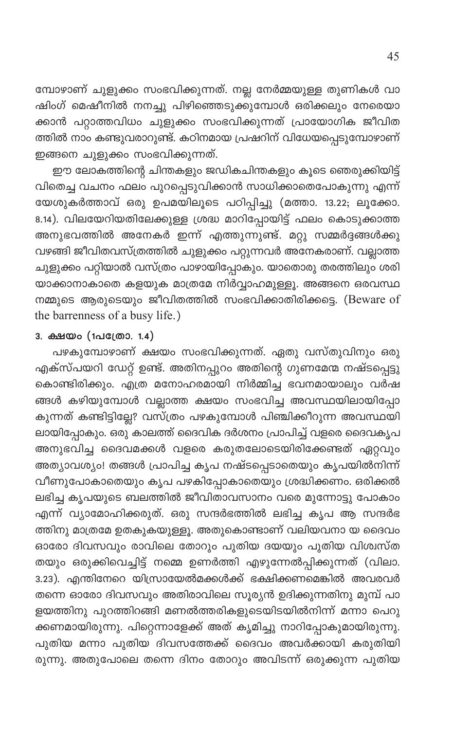മ്പോഴാണ് ചുളുക്കം സംഭവിക്കുന്നത്. നല്ല നേർമ്മയുള്ള തുണികൾ വാഷിംഗ് മെഷീനിൽ നനച്ചു പിഴിഞ്ഞെടുക്കുമ്പോൾ ഒരിക്കലും നേരെയാക്കാൻ പറ്റാത്തവിധം ചുളുക്കം സംഭവിക്കുന്നത് പ്രായോഗിക ജീവിതത്തിൽ നാം കണ്ടുവരാറുണ്ട്. കഠിനമായ പ്രഷറിന് വിധേയപ്പെടുമ്പോഴാണ് ഇങ്ങനെ ചുളുക്കം സംഭവിക്കുന്നത്.

ഈ ലോകത്തിന്റെ ചിന്തകളും ജഡികചിന്തകളും കൂടെ ഞെരുക്കിയിട്ട് വിതെച്ച വചനം ഫലം പുറപ്പെടുവിക്കാൻ സാധിക്കാതെപോകുന്നു എന്ന് യേശുകർത്താവ് ഒരു ഉപമയിലൂടെ പഠിപ്പിച്ചു (മത്താ. 13.22; ലൂക്കോ. 8.14). വിലയേറിയതിലേക്കുള്ള ശ്രദ്ധ മാറിപ്പോയിട്ട് ഫലം കൊടുക്കാത്ത അനുഭവത്തിൽ അനേകർ ഇന്ന് എത്തുന്നുണ്ട്. മറ്റു സമ്മർദ്ദങ്ങൾക്കു വഴങ്ങി ജീവിതവസ്ത്രത്തിൽ ചുളുക്കം പറ്റുന്നവർ അനേകരാണ്. വല്ലാത്ത ചുളുക്കം പറ്റിയാൽ വസ്ത്രം പാഴായിപ്പോകും. യാതൊരു തരത്തിലും ശരിയാക്കാനാകാതെ കളയുക മാത്രമേ നിർവ്വാഹമുള്ളൂ. അങ്ങനെ ഒരവസ്ഥ നമ്മുടെ ആരുടെയും ജീവിതത്തിൽ സംഭവിക്കാതിരിക്കട്ടെ. (Beware of the barrenness of a busy life.)

### 3. ക്ഷയം (1പത്രോ. 1.4)

പഴകുമ്പോഴാണ് ക്ഷയം സംഭവിക്കുന്നത്. ഏതു വസ്തുവിനും ഒരു എക്സ്പയറി ഡേറ്റ് ഉണ്ട്. അതിനപ്പുറം അതിന്റെ ഗുണമേന്മ നഷ്ടപ്പെട്ടു കൊണ്ടിരിക്കും. എത്ര മനോഹരമായി നിർമ്മിച്ച ഭവനമായാലും വർഷങ്ങൾ കഴിയുമ്പോൾ വല്ലാത്ത ക്ഷയം സംഭവിച്ച അവസ്ഥയിലായിപ്പോകുന്നത് കണ്ടിട്ടില്ലേ? വസ്ത്രം പഴകുമ്പോൾ പിഞ്ചിക്കീറുന്ന അവസ്ഥയിലായിപ്പോകും. ഒരു കാലത്ത് ദൈവിക ദർശനം പ്രാപിച്ച് വളരെ ദൈവകൃപ അനുഭവിച്ച ദൈവമക്കൾ വളരെ കരുതലോടെയിരിക്കേണ്ടത് ഏറ്റവും അത്യാവശ്യം! തങ്ങൾ പ്രാപിച്ച കൃപ നഷ്ടപ്പെടാതെയും കൃപയിൽനിന്ന് വീണുപോകാതെയും കൃപ പഴകിപ്പോകാതെയും ശ്രദ്ധിക്കണം. ഒരിക്കൽ ലഭിച്ച കൃപയുടെ ബലത്തിൽ ജീവിതാവസാനം വരെ മുന്നോട്ടു പോകാം എന്ന് വ്യാമോഹിക്കരുത്. ഒരു സന്ദർഭത്തിൽ ലഭിച്ച കൃപ ആ സന്ദർഭത്തിനു മാത്രമേ ഉതകുകയുള്ളൂ. അതുകൊണ്ടാണ് വലിയവനാ യ ദൈവം ഓരോ ദിവസവും രാവിലെ തോറും പുതിയ ദയയും പുതിയ വിശ്വസ്തതയും ഒരുക്കിവെച്ചിട്ട് നമ്മെ ഉണർത്തി എഴുന്നേൽപ്പിക്കുന്നത് (വിലാ. 3.23). എന്തിനേറെ യിസ്രായേൽമക്കൾക്ക് ഭക്ഷിക്കണമെങ്കിൽ അവരവർ തന്നെ ഓരോ ദിവസവും അതിരാവിലെ സൂര്യൻ ഉദിക്കുന്നതിനു മുമ്പ് പാളയത്തിനു പുറത്തിറങ്ങി മണൽത്തരികളുടെയിടയിൽനിന്ന് മന്നാ പെറുക്കണമായിരുന്നു. പിറ്റെന്നാളേക്ക് അത് കൃമിച്ചു നാറിപ്പോകുമായിരുന്നു. പുതിയ മന്നാ പുതിയ ദിവസത്തേക്ക് ദൈവം അവർക്കായി കരുതിയിരുന്നു. അതുപോലെ തന്നെ ദിനം തോറും അവിടന്ന് ഒരുക്കുന്ന പുതിയ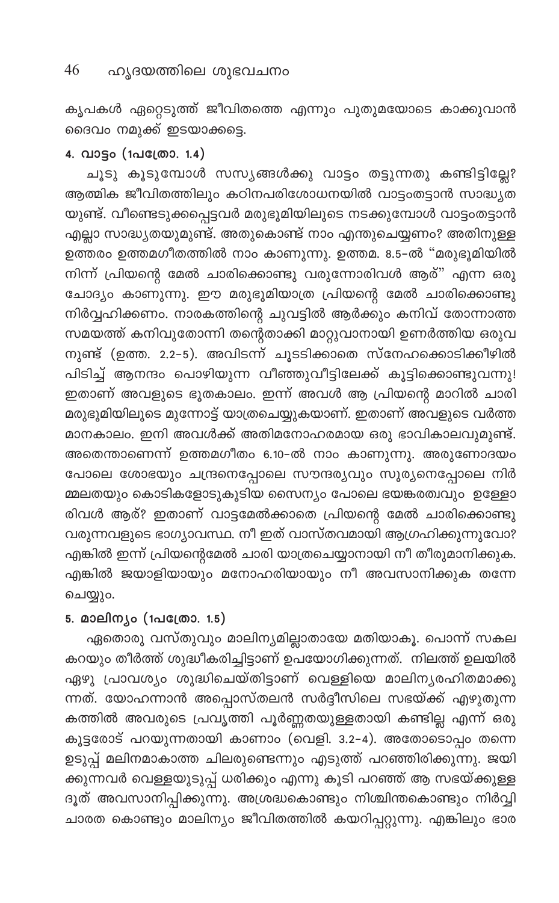കൃപകൾ ഏറ്റെടുത്ത് ജീവിതത്തെ എന്നും പുതുമയോടെ കാക്കുവാൻ ദൈവം നമുക്ക് ഇടയാക്കട്ടെ.

### 4. വാട്ടം (1പത്രോ. 1.4)

ചൂടു കൂടുമ്പോൾ സസ്യങ്ങൾക്കു വാട്ടം തട്ടുന്നതു കണ്ടിട്ടില്ലേ? ആത്മിക ജീവിതത്തിലും കഠിനപരിശോധനയിൽ വാട്ടംതട്ടാൻ സാദ്ധ്യതയുണ്ട്. വീണ്ടെടുക്കപ്പെട്ടവർ മരുഭൂമിയിലൂടെ നടക്കുമ്പോൾ വാട്ടംതട്ടാൻ എല്ലാ സാദ്ധ്യതയുമുണ്ട്. അതുകൊണ്ട് നാം എന്തുചെയ്യണം? അതിനുള്ള ഉത്തരം ഉത്തമഗീതത്തിൽ നാം കാണുന്നു. ഉത്തമ. 8.5-ൽ "മരുഭൂമിയിൽ നിന്ന് പ്രിയന്റെ മേൽ ചാരിക്കൊണ്ടു വരുന്നോരിവൾ ആര്" എന്ന ഒരു ചോദ്യം കാണുന്നു. ഈ മരുഭൂമിയാത്ര പ്രിയന്റെ മേൽ ചാരിക്കൊണ്ടു നിർവ്വഹിക്കണം. നാരകത്തിന്റെ ചുവട്ടിൽ ആർക്കും കനിവ് തോന്നാത്ത സമയത്ത് കനിവുതോന്നി തന്റേതാക്കി മാറ്റുവാനായി ഉണർത്തിയ ഒരുവനുണ്ട് (ഉത്ത. 2.2-5). അവിടന്ന് ചൂടടിക്കാതെ സ്നേഹക്കൊടിക്കീഴിൽ പിടിച്ച് ആനന്ദം പൊഴിയുന്ന വീഞ്ഞുവീട്ടിലേക്ക് കൂട്ടിക്കൊണ്ടുവന്നു! ഇതാണ് അവളുടെ ഭൂതകാലം. ഇന്ന് അവൾ ആ പ്രിയന്റെ മാറിൽ ചാരി മരുഭൂമിയിലൂടെ മുന്നോട്ട് യാത്രചെയ്യുകയാണ്. ഇതാണ് അവളുടെ വർത്തമാനകാലം. ഇനി അവൾക്ക് അതിമനോഹരമായ ഒരു ഭാവികാലവുമുണ്ട്. അതെന്താണെന്ന് ഉത്തമഗീതം 6.10-ൽ നാം കാണുന്നു. അരുണോദയം പോലെ ശോഭയും ചന്ദ്രനെപ്പോലെ സൗന്ദര്യവും സൂര്യനെപ്പോലെ നിർമ്മലതയും കൊടികളോടുകൂടിയ സൈന്യം പോലെ ഭയങ്കരത്വവും ഉള്ളോരിവൾ ആര്? ഇതാണ് വാട്ടമേൽക്കാതെ പ്രിയന്റെ മേൽ ചാരിക്കൊണ്ടു വരുന്നവളുടെ ഭാഗ്യാവസ്ഥ. നീ ഇത് വാസ്തവമായി ആഗ്രഹിക്കുന്നുവോ? എങ്കിൽ ഇന്ന് പ്രിയന്റെമേൽ ചാരി യാത്രചെയ്യാനായി നീ തീരുമാനിക്കുക. എങ്കിൽ ജയാളിയായും മനോഹരിയായും നീ അവസാനിക്കുക തന്നേ ചെയ്യും.

### 5. മാലിന്യം (1പത്രോ. 1.5)

ഏതൊരു വസ്തുവും മാലിന്യമില്ലാതായേ മതിയാകൂ. പൊന്ന് സകല കറയും തീർത്ത് ശുദ്ധീകരിച്ചിട്ടാണ് ഉപയോഗിക്കുന്നത്. നിലത്ത് ഉലയിൽ ഏഴു പ്രാവശ്യം ശുദ്ധിചെയ്തിട്ടാണ് വെള്ളിയെ മാലിന്യരഹിതമാക്കുന്നത്. യോഹന്നാൻ അപ്പൊസ്തലൻ സർദ്ദീസിലെ സഭയ്ക്ക് എഴുതുന്ന കത്തിൽ അവരുടെ പ്രവൃത്തി പൂർണ്ണതയുള്ളതായി കണ്ടില്ല എന്ന് ഒരു കൂട്ടരോട് പറയുന്നതായി കാണാം (വെളി. 3.2-4). അതോടൊപ്പം തന്നെ ഉടുപ്പ് മലിനമാകാത്ത ചിലരുണ്ടെന്നും എടുത്ത് പറഞ്ഞിരിക്കുന്നു. ജയിക്കുന്നവർ വെള്ളയുടുപ്പ് ധരിക്കും എന്നു കൂടി പറഞ്ഞ് ആ സഭയ്ക്കുള്ള ദൂത് അവസാനിപ്പിക്കുന്നു. അശ്രദ്ധകൊണ്ടും നിശ്ചിന്തകൊണ്ടും നിർവ്വിചാരത കൊണ്ടും മാലിന്യം ജീവിതത്തിൽ കയറിപ്പറ്റുന്നു. എങ്കിലും ഭാര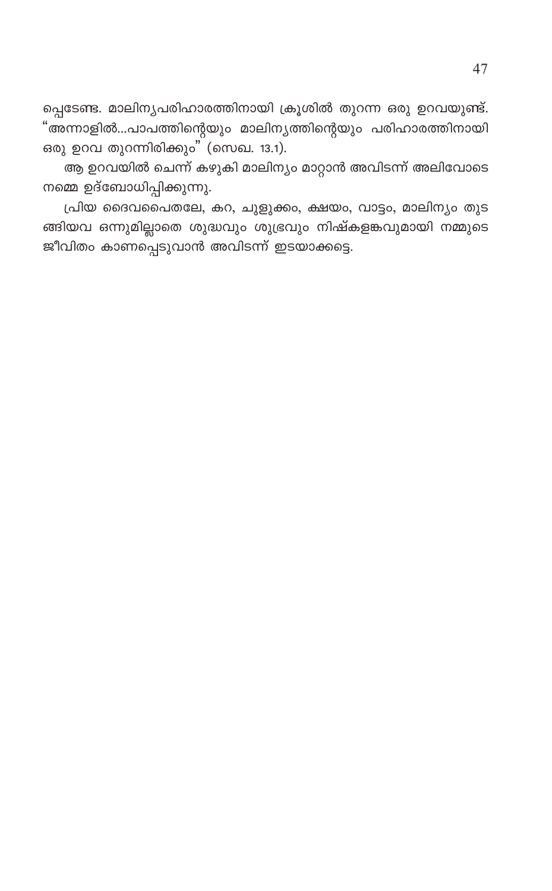പ്പെടേണ്ട. മാലിന്യപരിഹാരത്തിനായി ക്രൂശിൽ തുറന്ന ഒരു ഉറവയുണ്ട്. "അന്നാളിൽ...പാപത്തിന്റെയും മാലിന്യത്തിന്റെയും പരിഹാരത്തിനായി ഒരു ഉറവ തുറന്നിരിക്കും" (സെഖ. 13.1).

ആ ഉറവയിൽ ചെന്ന് കഴുകി മാലിന്യം മാറ്റാൻ അവിടന്ന് അലിവോടെ നമ്മെ ഉദ്ബോധിപ്പിക്കുന്നു.

പ്രിയ ദൈവപൈതലേ, കറ, ചുളുക്കം, ക്ഷയം, വാട്ടം, മാലിന്യം തുടങ്ങിയവ ഒന്നുമില്ലാതെ ശുദ്ധവും ശുഭ്രവും നിഷ്കളങ്കവുമായി നമ്മുടെ ജീവിതം കാണപ്പെടുവാൻ അവിടന്ന് ഇടയാക്കട്ടെ.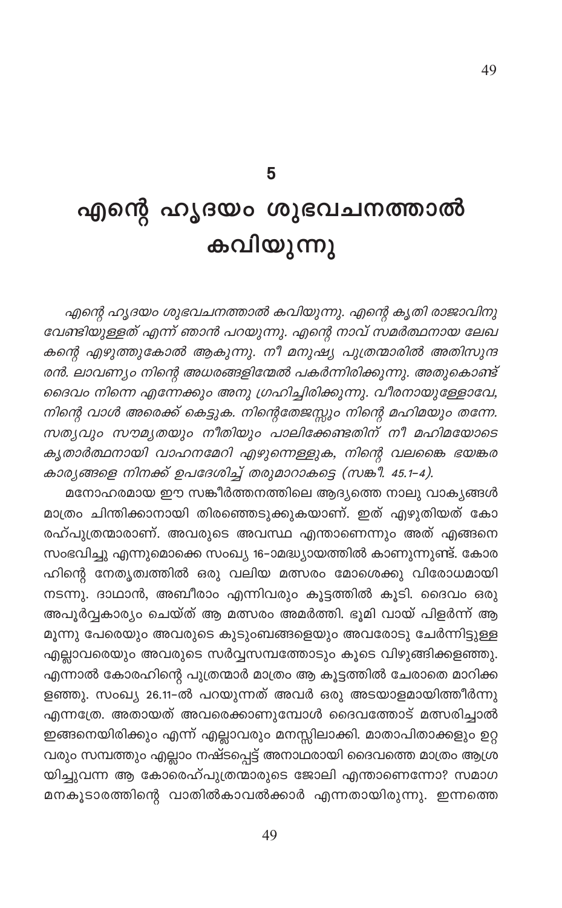# 5

# എന്റെ ഹൃദയം ശുഭവചനത്താൽ കവിയുന്നു

*എന്റെ ഹൃദയം ശുഭവചനത്താൽ കവിയുന്നു. എന്റെ കൃതി രാജാവിനു വേണ്ടിയുള്ളത് എന്ന് ഞാൻ പറയുന്നു. എന്റെ നാവ് സമർത്ഥനായ ലേഖകന്റെ എഴുത്തുകോൽ ആകുന്നു. നീ മനുഷ്യ പുത്രന്മാരിൽ അതിസുന്ദരൻ. ലാവണ്യം നിന്റെ അധരങ്ങളിന്മേൽ പകർന്നിരിക്കുന്നു. അതുകൊണ്ട് ദൈവം നിന്നെ എന്നേക്കും അനുഗ്രഹിച്ചിരിക്കുന്നു. വീരനായുള്ളോവേ, നിന്റെ വാൾ അരെക്ക് കെട്ടുക. നിന്റെതേജസ്സും നിന്റെ മഹിമയും തന്നേ. സത്യവും സൗമ്യതയും നീതിയും പാലിക്കേണ്ടതിന് നീ മഹിമയോടെ കൃതാർത്ഥനായി വാഹനമേറി എഴുന്നെള്ളുക, നിന്റെ വലങ്കൈ ഭയങ്കര കാര്യങ്ങളെ നിനക്ക് ഉപദേശിച്ച് തരുമാറാകട്ടെ (സങ്കീ. 45.1-4).*

മനോഹരമായ ഈ സങ്കീർത്തനത്തിലെ ആദ്യത്തെ നാലു വാക്യങ്ങൾ മാത്രം ചിന്തിക്കാനായി തിരഞ്ഞെടുക്കുകയാണ്. ഇത് എഴുതിയത് കോരഹ്പുത്രന്മാരാണ്. അവരുടെ അവസ്ഥ എന്താണെന്നും അത് എങ്ങനെ സംഭവിച്ചു എന്നുമൊക്കെ സംഖ്യ 16-ാമദ്ധ്യായത്തിൽ കാണുന്നുണ്ട്. കോരഹിന്റെ നേതൃത്വത്തിൽ ഒരു വലിയ മത്സരം മോശെക്കു വിരോധമായി നടന്നു. ദാഥാൻ, അബീരാം എന്നിവരും കൂട്ടത്തിൽ കൂടി. ദൈവം ഒരു അപൂർവ്വകാര്യം ചെയ്ത് ആ മത്സരം അമർത്തി. ഭൂമി വായ് പിളർന്ന് ആ മൂന്നു പേരെയും അവരുടെ കുടുംബങ്ങളെയും അവരോടു ചേർന്നിട്ടുള്ള എല്ലാവരെയും അവരുടെ സർവ്വസമ്പത്തോടും കൂടെ വിഴുങ്ങിക്കളഞ്ഞു. എന്നാൽ കോരഹിന്റെ പുത്രന്മാർ മാത്രം ആ കൂട്ടത്തിൽ ചേരാതെ മാറിക്കളഞ്ഞു. സംഖ്യ 26.11-ൽ പറയുന്നത് അവർ ഒരു അടയാളമായിത്തീർന്നു എന്നത്രേ. അതായത് അവരെക്കാണുമ്പോൾ ദൈവത്തോട് മത്സരിച്ചാൽ ഇങ്ങനെയിരിക്കും എന്ന് എല്ലാവരും മനസ്സിലാക്കി. മാതാപിതാക്കളും ഉറ്റവരും സമ്പത്തും എല്ലാം നഷ്ടപ്പെട്ട് അനാഥരായി ദൈവത്തെ മാത്രം ആശ്രയിച്ചുവന്ന ആ കോരെഹ്പുത്രന്മാരുടെ ജോലി എന്താണെന്നോ? സമാഗമനകൂടാരത്തിന്റെ വാതിൽകാവൽക്കാർ എന്നതായിരുന്നു. ഇന്നത്തെ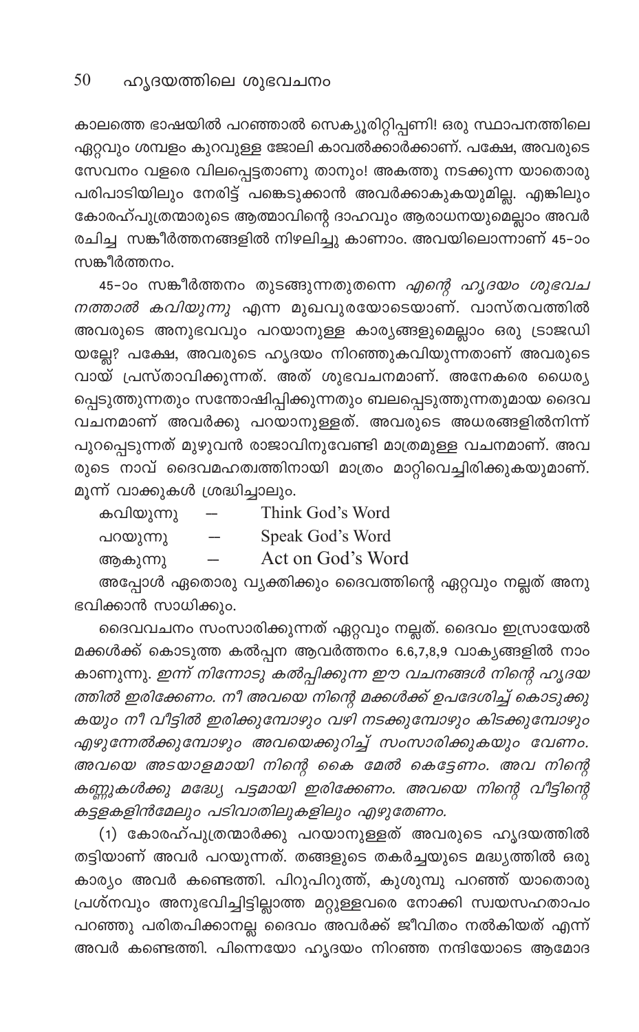കാലത്തെ ഭാഷയിൽ പറഞ്ഞാൽ സെക്യൂരിറ്റിപ്പണി! ഒരു സ്ഥാപനത്തിലെ ഏറ്റവും ശമ്പളം കുറവുള്ള ജോലി കാവൽക്കാർക്കാണ്. പക്ഷേ, അവരുടെ സേവനം വളരെ വിലപ്പെട്ടതാണു താനും! അകത്തു നടക്കുന്ന യാതൊരു പരിപാടിയിലും നേരിട്ട് പങ്കെടുക്കാൻ അവർക്കാകുകയുമില്ല. എങ്കിലും കോരഹ്പുത്രന്മാരുടെ ആത്മാവിന്റെ ദാഹവും ആരാധനയുമെല്ലാം അവർ രചിച്ച സങ്കീർത്തനങ്ങളിൽ നിഴലിച്ചു കാണാം. അവയിലൊന്നാണ് 45-ാം സങ്കീർത്തനം.

45-ാം സങ്കീർത്തനം തുടങ്ങുന്നതുതന്നെ *എന്റെ ഹൃദയം ശുഭവചനത്താൽ കവിയുന്നു* എന്ന മുഖവുരയോടെയാണ്. വാസ്തവത്തിൽ അവരുടെ അനുഭവവും പറയാനുള്ള കാര്യങ്ങളുമെല്ലാം ഒരു ട്രാജഡിയല്ലേ? പക്ഷേ, അവരുടെ ഹൃദയം നിറഞ്ഞുകവിയുന്നതാണ് അവരുടെ വായ് പ്രസ്താവിക്കുന്നത്. അത് ശുഭവചനമാണ്. അനേകരെ ധൈര്യപ്പെടുത്തുന്നതും സന്തോഷിപ്പിക്കുന്നതും ബലപ്പെടുത്തുന്നതുമായ ദൈവവചനമാണ് അവർക്കു പറയാനുള്ളത്. അവരുടെ അധരങ്ങളിൽനിന്ന് പുറപ്പെടുന്നത് മുഴുവൻ രാജാവിനുവേണ്ടി മാത്രമുള്ള വചനമാണ്. അവരുടെ നാവ് ദൈവമഹത്വത്തിനായി മാത്രം മാറ്റിവെച്ചിരിക്കുകയുമാണ്. മൂന്ന് വാക്കുകൾ ശ്രദ്ധിച്ചാലും.

കവിയുന്നു — Think God's Word
പറയുന്നു — Speak God's Word
ആകുന്നു — Act on God's Word

അപ്പോൾ ഏതൊരു വ്യക്തിക്കും ദൈവത്തിന്റെ ഏറ്റവും നല്ലത് അനുഭവിക്കാൻ സാധിക്കും.

ദൈവവചനം സംസാരിക്കുന്നത് ഏറ്റവും നല്ലത്. ദൈവം ഇസ്രായേൽ മക്കൾക്ക് കൊടുത്ത കൽപ്പന ആവർത്തനം 6.6,7,8,9 വാക്യങ്ങളിൽ നാം കാണുന്നു. *ഇന്ന് നിന്നോടു കൽപ്പിക്കുന്ന ഈ വചനങ്ങൾ നിന്റെ ഹൃദയത്തിൽ ഇരിക്കേണം. നീ അവയെ നിന്റെ മക്കൾക്ക് ഉപദേശിച്ച് കൊടുക്കുകയും നീ വീട്ടിൽ ഇരിക്കുമ്പോഴും വഴി നടക്കുമ്പോഴും കിടക്കുമ്പോഴും എഴുന്നേൽക്കുമ്പോഴും അവയെക്കുറിച്ച് സംസാരിക്കുകയും വേണം. അവയെ അടയാളമായി നിന്റെ കൈ മേൽ കെട്ടേണം. അവ നിന്റെ കണ്ണുകൾക്കു മദ്ധ്യേ പട്ടമായി ഇരിക്കേണം. അവയെ നിന്റെ വീട്ടിന്റെ കട്ടളകളിൻമേലും പടിവാതിലുകളിലും എഴുതേണം.*

(1) കോരഹ്പുത്രന്മാർക്കു പറയാനുള്ളത് അവരുടെ ഹൃദയത്തിൽ തട്ടിയാണ് അവർ പറയുന്നത്. തങ്ങളുടെ തകർച്ചയുടെ മദ്ധ്യത്തിൽ ഒരു കാര്യം അവർ കണ്ടെത്തി. പിറുപിറുത്ത്, കുശുമ്പു പറഞ്ഞ് യാതൊരു പ്രശ്നവും അനുഭവിച്ചിട്ടില്ലാത്ത മറ്റുള്ളവരെ നോക്കി സ്വയസഹതാപം പറഞ്ഞു പരിതപിക്കാനല്ല ദൈവം അവർക്ക് ജീവിതം നൽകിയത് എന്ന് അവർ കണ്ടെത്തി. പിന്നെയോ ഹൃദയം നിറഞ്ഞ നന്ദിയോടെ ആമോദ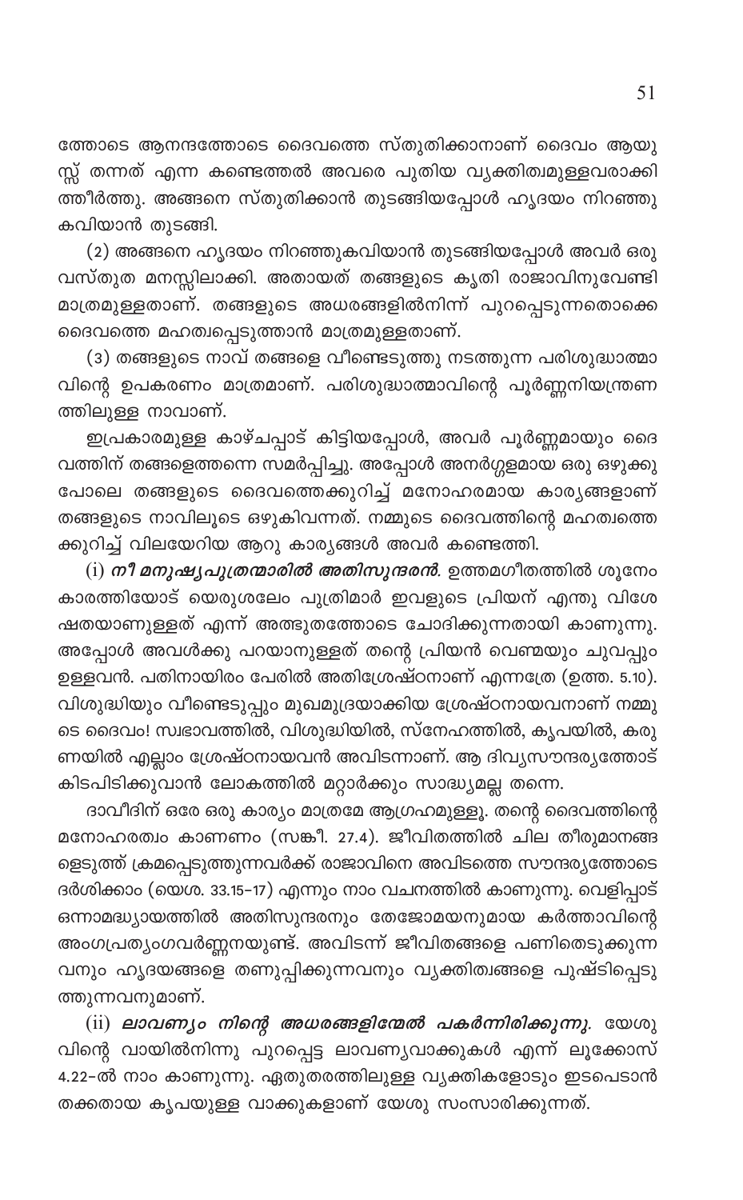ത്തോടെ ആനന്ദത്തോടെ ദൈവത്തെ സ്തുതിക്കാനാണ് ദൈവം ആയുസ്സ് തന്നത് എന്ന കണ്ടെത്തൽ അവരെ പുതിയ വ്യക്തിത്വമുള്ളവരാക്കിത്തീർത്തു. അങ്ങനെ സ്തുതിക്കാൻ തുടങ്ങിയപ്പോൾ ഹൃദയം നിറഞ്ഞുകവിയാൻ തുടങ്ങി.

(2) അങ്ങനെ ഹൃദയം നിറഞ്ഞുകവിയാൻ തുടങ്ങിയപ്പോൾ അവർ ഒരു വസ്തുത മനസ്സിലാക്കി. അതായത് തങ്ങളുടെ കൃതി രാജാവിനുവേണ്ടി മാത്രമുള്ളതാണ്. തങ്ങളുടെ അധരങ്ങളിൽനിന്ന് പുറപ്പെടുന്നതൊക്കെ ദൈവത്തെ മഹത്വപ്പെടുത്താൻ മാത്രമുള്ളതാണ്.

(3) തങ്ങളുടെ നാവ് തങ്ങളെ വീണ്ടെടുത്തു നടത്തുന്ന പരിശുദ്ധാത്മാവിന്റെ ഉപകരണം മാത്രമാണ്. പരിശുദ്ധാത്മാവിന്റെ പൂർണ്ണനിയന്ത്രണത്തിലുള്ള നാവാണ്.

ഇപ്രകാരമുള്ള കാഴ്ചപ്പാട് കിട്ടിയപ്പോൾ, അവർ പൂർണ്ണമായും ദൈവത്തിന് തങ്ങളെത്തന്നെ സമർപ്പിച്ചു. അപ്പോൾ അനർഗ്ഗളമായ ഒരു ഒഴുക്കുപോലെ തങ്ങളുടെ ദൈവത്തെക്കുറിച്ച് മനോഹരമായ കാര്യങ്ങളാണ് തങ്ങളുടെ നാവിലൂടെ ഒഴുകിവന്നത്. നമ്മുടെ ദൈവത്തിന്റെ മഹത്വത്തെക്കുറിച്ച് വിലയേറിയ ആറു കാര്യങ്ങൾ അവർ കണ്ടെത്തി.

(i) ***നീ മനുഷ്യപുത്രന്മാരിൽ അതിസുന്ദരൻ.*** ഉത്തമഗീതത്തിൽ ശൂനേംകാരത്തിയോട് യെരുശലേം പുത്രിമാർ ഇവളുടെ പ്രിയന് എന്തു വിശേഷതയാണുള്ളത് എന്ന് അത്ഭുതത്തോടെ ചോദിക്കുന്നതായി കാണുന്നു. അപ്പോൾ അവൾക്കു പറയാനുള്ളത് തന്റെ പ്രിയൻ വെണ്മയും ചുവപ്പും ഉള്ളവൻ. പതിനായിരം പേരിൽ അതിശ്രേഷ്ഠനാണ് എന്നത്രേ (ഉത്ത. 5.10). വിശുദ്ധിയും വീണ്ടെടുപ്പും മുഖമുദ്രയാക്കിയ ശ്രേഷ്ഠനായവനാണ് നമ്മുടെ ദൈവം! സ്വഭാവത്തിൽ, വിശുദ്ധിയിൽ, സ്നേഹത്തിൽ, കൃപയിൽ, കരുണയിൽ എല്ലാം ശ്രേഷ്ഠനായവൻ അവിടന്നാണ്. ആ ദിവ്യസൗന്ദര്യത്തോട് കിടപിടിക്കുവാൻ ലോകത്തിൽ മറ്റാർക്കും സാദ്ധ്യമല്ല തന്നെ.

ദാവീദിന് ഒരേ ഒരു കാര്യം മാത്രമേ ആഗ്രഹമുള്ളൂ. തന്റെ ദൈവത്തിന്റെ മനോഹരത്വം കാണണം (സങ്കീ. 27.4). ജീവിതത്തിൽ ചില തീരുമാനങ്ങളെടുത്ത് ക്രമപ്പെടുത്തുന്നവർക്ക് രാജാവിനെ അവിടത്തെ സൗന്ദര്യത്തോടെ ദർശിക്കാം (യെശ. 33.15-17) എന്നും നാം വചനത്തിൽ കാണുന്നു. വെളിപ്പാട് ഒന്നാമദ്ധ്യായത്തിൽ അതിസുന്ദരനും തേജോമയനുമായ കർത്താവിന്റെ അംഗപ്രത്യംഗവർണ്ണനയുണ്ട്. അവിടന്ന് ജീവിതങ്ങളെ പണിതെടുക്കുന്നവനും ഹൃദയങ്ങളെ തണുപ്പിക്കുന്നവനും വ്യക്തിത്വങ്ങളെ പുഷ്ടിപ്പെടുത്തുന്നവനുമാണ്.

(ii) ***ലാവണ്യം നിന്റെ അധരങ്ങളിന്മേൽ പകർന്നിരിക്കുന്നു.*** യേശുവിന്റെ വായിൽനിന്നു പുറപ്പെട്ട ലാവണ്യവാക്കുകൾ എന്ന് ലൂക്കോസ് 4.22-ൽ നാം കാണുന്നു. ഏതുതരത്തിലുള്ള വ്യക്തികളോടും ഇടപെടാൻ തക്കതായ കൃപയുള്ള വാക്കുകളാണ് യേശു സംസാരിക്കുന്നത്.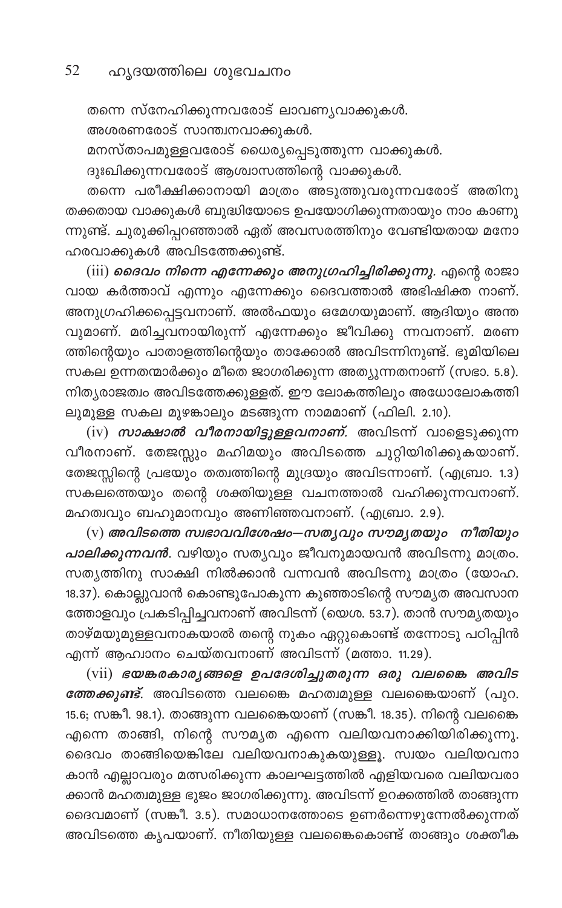തന്നെ സ്നേഹിക്കുന്നവരോട് ലാവണ്യവാക്കുകൾ.

അശരണരോട് സാന്ത്വനവാക്കുകൾ.

മനസ്താപമുള്ളവരോട് ധൈര്യപ്പെടുത്തുന്ന വാക്കുകൾ.

ദുഃഖിക്കുന്നവരോട് ആശ്വാസത്തിന്റെ വാക്കുകൾ.

തന്നെ പരീക്ഷിക്കാനായി മാത്രം അടുത്തുവരുന്നവരോട് അതിനു തക്കതായ വാക്കുകൾ ബുദ്ധിയോടെ ഉപയോഗിക്കുന്നതായും നാം കാണുന്നുണ്ട്. ചുരുക്കിപ്പറഞ്ഞാൽ ഏത് അവസരത്തിനും വേണ്ടിയതായ മനോഹരവാക്കുകൾ അവിടത്തേക്കുണ്ട്.

(iii) ***ദൈവം നിന്നെ എന്നേക്കും അനുഗ്രഹിച്ചിരിക്കുന്നു.*** എന്റെ രാജാവായ കർത്താവ് എന്നും എന്നേക്കും ദൈവത്താൽ അഭിഷിക്തനാണ്. അനുഗ്രഹിക്കപ്പെട്ടവനാണ്. അൽഫയും ഒമേഗയുമാണ്. ആദിയും അന്തവുമാണ്. മരിച്ചവനായിരുന്ന് എന്നേക്കും ജീവിക്കുന്നവനാണ്. മരണത്തിന്റെയും പാതാളത്തിന്റെയും താക്കോൽ അവിടന്നിനുണ്ട്. ഭൂമിയിലെ സകല ഉന്നതന്മാർക്കും മീതെ ജാഗരിക്കുന്ന അത്യുന്നതനാണ് (സഭാ. 5.8). നിത്യരാജത്വം അവിടത്തേക്കുള്ളത്. ഈ ലോകത്തിലും അധോലോകത്തിലുമുള്ള സകല മുഴങ്കാലും മടങ്ങുന്ന നാമമാണ് (ഫിലി. 2.10).

(iv) ***സാക്ഷാൽ വീരനായിട്ടുള്ളവനാണ്.*** അവിടന്ന് വാളെടുക്കുന്ന വീരനാണ്. തേജസ്സും മഹിമയും അവിടത്തെ ചുറ്റിയിരിക്കുകയാണ്. തേജസ്സിന്റെ പ്രഭയും തത്വത്തിന്റെ മുദ്രയും അവിടന്നാണ്. (എബ്രാ. 1.3) സകലത്തെയും തന്റെ ശക്തിയുള്ള വചനത്താൽ വഹിക്കുന്നവനാണ്. മഹത്വവും ബഹുമാനവും അണിഞ്ഞവനാണ്. (എബ്രാ. 2.9).

(v) ***അവിടത്തെ സ്വഭാവവിശേഷം—സത്യവും സൗമ്യതയും നീതിയും പാലിക്കുന്നവൻ.*** വഴിയും സത്യവും ജീവനുമായവൻ അവിടന്നു മാത്രം. സത്യത്തിനു സാക്ഷി നിൽക്കാൻ വന്നവൻ അവിടന്നു മാത്രം (യോഹ. 18.37). കൊല്ലുവാൻ കൊണ്ടുപോകുന്ന കുഞ്ഞാടിന്റെ സൗമ്യത അവസാനത്തോളവും പ്രകടിപ്പിച്ചവനാണ് അവിടന്ന് (യെശ. 53.7). താൻ സൗമ്യതയും താഴ്മയുമുള്ളവനാകയാൽ തന്റെ നുകം ഏറ്റുകൊണ്ട് തന്നോടു പഠിപ്പിൻ എന്ന് ആഹ്വാനം ചെയ്തവനാണ് അവിടന്ന് (മത്താ. 11.29).

(vii) ***ഭയങ്കരകാര്യങ്ങളെ ഉപദേശിച്ചുതരുന്ന ഒരു വലങ്കൈ അവിടത്തേക്കുണ്ട്.*** അവിടത്തെ വലങ്കൈ മഹത്വമുള്ള വലങ്കൈയാണ് (പുറ. 15.6; സങ്കീ. 98.1). താങ്ങുന്ന വലങ്കൈയാണ് (സങ്കീ. 18.35). നിന്റെ വലങ്കൈ എന്നെ താങ്ങി, നിന്റെ സൗമ്യത എന്നെ വലിയവനാക്കിയിരിക്കുന്നു. ദൈവം താങ്ങിയെങ്കിലേ വലിയവനാകുകയുള്ളൂ. സ്വയം വലിയവനാകാൻ എല്ലാവരും മത്സരിക്കുന്ന കാലഘട്ടത്തിൽ എളിയവരെ വലിയവരാക്കാൻ മഹത്വമുള്ള ഭുജം ജാഗരിക്കുന്നു. അവിടന്ന് ഉറക്കത്തിൽ താങ്ങുന്ന ദൈവമാണ് (സങ്കീ. 3.5). സമാധാനത്തോടെ ഉണർന്നെഴുന്നേൽക്കുന്നത് അവിടത്തെ കൃപയാണ്. നീതിയുള്ള വലങ്കൈകൊണ്ട് താങ്ങും ശക്തീക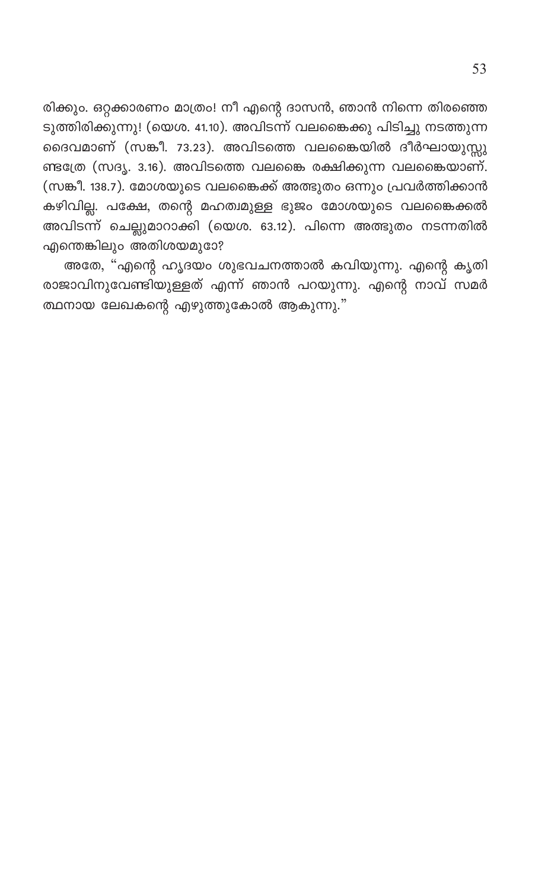രിക്കും. ഒറ്റക്കാരണം മാത്രം! നീ എന്റെ ദാസൻ, ഞാൻ നിന്നെ തിരഞ്ഞെടുത്തിരിക്കുന്നു! (യെശ. 41.10). അവിടന്ന് വലങ്കൈക്കു പിടിച്ചു നടത്തുന്ന ദൈവമാണ് (സങ്കീ. 73.23). അവിടത്തെ വലങ്കൈയിൽ ദീർഘായുസ്സുണ്ടത്രേ (സദൃ. 3.16). അവിടത്തെ വലങ്കൈ രക്ഷിക്കുന്ന വലങ്കൈയാണ്. (സങ്കീ. 138.7). മോശയുടെ വലങ്കൈക്ക് അത്ഭുതം ഒന്നും പ്രവർത്തിക്കാൻ കഴിവില്ല. പക്ഷേ, തന്റെ മഹത്വമുള്ള ഭുജം മോശയുടെ വലങ്കൈക്കൽ അവിടന്ന് ചെല്ലുമാറാക്കി (യെശ. 63.12). പിന്നെ അത്ഭുതം നടന്നതിൽ എന്തെങ്കിലും അതിശയമുടോ?

അതേ, "എന്റെ ഹൃദയം ശുഭവചനത്താൽ കവിയുന്നു. എന്റെ കൃതി രാജാവിനുവേണ്ടിയുള്ളത് എന്ന് ഞാൻ പറയുന്നു. എന്റെ നാവ് സമർത്ഥനായ ലേഖകന്റെ എഴുത്തുകോൽ ആകുന്നു."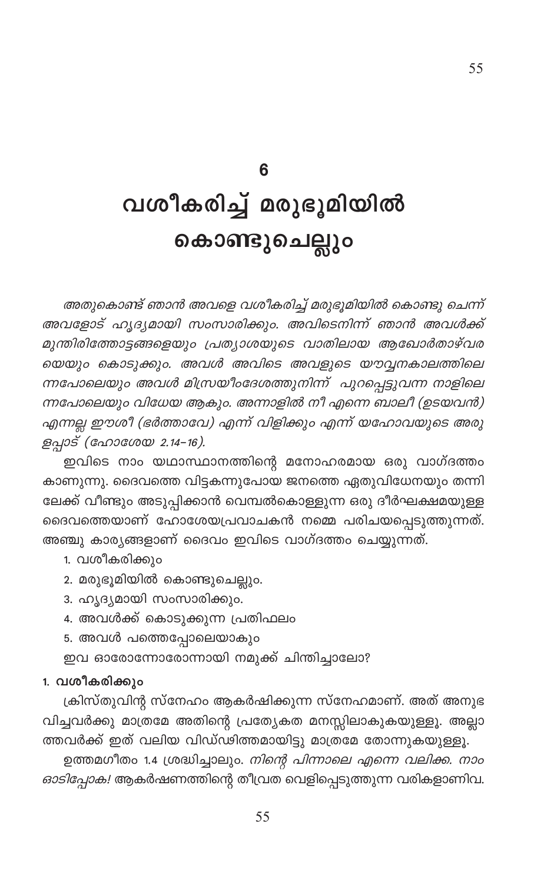## 6

# വശീകരിച്ച് മരുഭൂമിയിൽ കൊണ്ടുചെല്ലും

*അതുകൊണ്ട് ഞാൻ അവളെ വശീകരിച്ച് മരുഭൂമിയിൽ കൊണ്ടു ചെന്ന് അവളോട് ഹൃദ്യമായി സംസാരിക്കും. അവിടെനിന്ന് ഞാൻ അവൾക്ക് മുന്തിരിത്തോട്ടങ്ങളെയും പ്രത്യാശയുടെ വാതിലായ ആഖോർതാഴ്വരയെയും കൊടുക്കും. അവൾ അവിടെ അവളുടെ യൗവ്വനകാലത്തിലെന്നപോലെയും അവൾ മിസ്രയീംദേശത്തുനിന്ന് പുറപ്പെട്ടുവന്ന നാളിലെന്നപോലെയും വിധേയ ആകും. അന്നാളിൽ നീ എന്നെ ബാലീ (ഉടയവൻ) എന്നല്ല ഈശീ (ഭർത്താവേ) എന്ന് വിളിക്കും എന്ന് യഹോവയുടെ അരുളപ്പാട് (ഹോശേയ 2.14-16).*

ഇവിടെ നാം യഥാസ്ഥാനത്തിന്റെ മനോഹരമായ ഒരു വാഗ്ദത്തം കാണുന്നു. ദൈവത്തെ വിട്ടകന്നുപോയ ജനത്തെ ഏതുവിധേനയും തന്നിലേക്ക് വീണ്ടും അടുപ്പിക്കാൻ വെമ്പൽകൊള്ളുന്ന ഒരു ദീർഘക്ഷമയുള്ള ദൈവത്തെയാണ് ഹോശേയപ്രവാചകൻ നമ്മെ പരിചയപ്പെടുത്തുന്നത്. അഞ്ചു കാര്യങ്ങളാണ് ദൈവം ഇവിടെ വാഗ്ദത്തം ചെയ്യുന്നത്.

1. വശീകരിക്കും
2. മരുഭൂമിയിൽ കൊണ്ടുചെല്ലും.
3. ഹൃദ്യമായി സംസാരിക്കും.
4. അവൾക്ക് കൊടുക്കുന്ന പ്രതിഫലം
5. അവൾ പത്തെപ്പോലെയാകും

ഇവ ഓരോന്നോരോന്നായി നമുക്ക് ചിന്തിച്ചാലോ?

### 1. വശീകരിക്കും

ക്രിസ്തുവിന്റ സ്നേഹം ആകർഷിക്കുന്ന സ്നേഹമാണ്. അത് അനുഭവിച്ചവർക്കു മാത്രമേ അതിന്റെ പ്രത്യേകത മനസ്സിലാകുകയുള്ളൂ. അല്ലാത്തവർക്ക് ഇത് വലിയ വിഡ്ഢിത്തമായിട്ടു മാത്രമേ തോന്നുകയുള്ളൂ.

ഉത്തമഗീതം 1.4 ശ്രദ്ധിച്ചാലും. *നിന്റെ പിന്നാലെ എന്നെ വലിക്ക. നാം ഓടിപ്പോക!* ആകർഷണത്തിന്റെ തീവ്രത വെളിപ്പെടുത്തുന്ന വരികളാണിവ.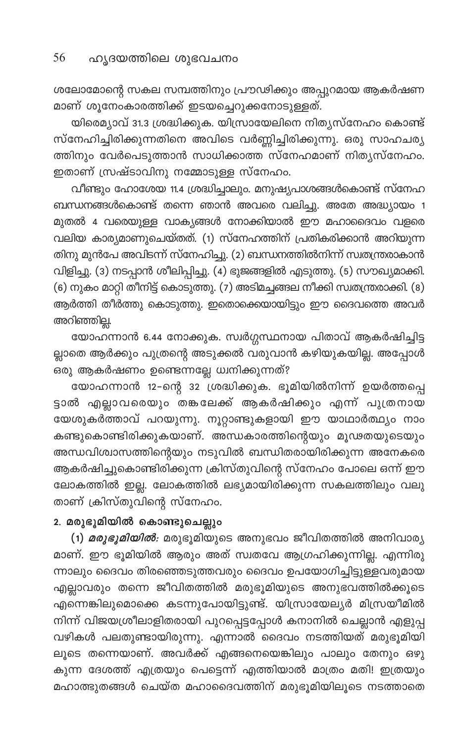ശലോമോന്റെ സകല സമ്പത്തിനും പ്രൗഢിക്കും അപ്പുറമായ ആകർഷണ മാണ് ശൂനേംകാരത്തിക്ക് ഇടയച്ചെറുക്കനോടുള്ളത്.

യിരെമ്യാവ് 31.3 ശ്രദ്ധിക്കുക. യിസ്രായേലിനെ നിത്യസ്നേഹം കൊണ്ട് സ്നേഹിച്ചിരിക്കുന്നതിനെ അവിടെ വർണ്ണിച്ചിരിക്കുന്നു. ഒരു സാഹചര്യത്തിനും വേർപെടുത്താൻ സാധിക്കാത്ത സ്നേഹമാണ് നിത്യസ്നേഹം. ഇതാണ് സ്രഷ്ടാവിനു നമ്മോടുള്ള സ്നേഹം.

വീണ്ടും ഹോശേയ 11.4 ശ്രദ്ധിച്ചാലും. മനുഷ്യപാശങ്ങൾകൊണ്ട് സ്നേഹ ബന്ധനങ്ങൾകൊണ്ട് തന്നെ ഞാൻ അവരെ വലിച്ചു. അതേ അദ്ധ്യായം 1 മുതൽ 4 വരെയുള്ള വാക്യങ്ങൾ നോക്കിയാൽ ഈ മഹാദൈവം വളരെ വലിയ കാര്യമാണുചെയ്തത്. (1) സ്നേഹത്തിന് പ്രതികരിക്കാൻ അറിയുന്നതിനു മുൻപേ അവിടന്ന് സ്നേഹിച്ചു. (2) ബന്ധനത്തിൽനിന്ന് സ്വതന്ത്രരാകാൻ വിളിച്ചു. (3) നടപ്പാൻ ശീലിപ്പിച്ചു. (4) ഭുജങ്ങളിൽ എടുത്തു. (5) സൗഖ്യമാക്കി. (6) നുകം മാറ്റി തീനിട്ട് കൊടുത്തു. (7) അടിമച്ചങ്ങല നീക്കി സ്വതന്ത്രരാക്കി. (8) ആർത്തി തീർത്തു കൊടുത്തു. ഇതൊക്കെയായിട്ടും ഈ ദൈവത്തെ അവർ അറിഞ്ഞില്ല.

യോഹന്നാൻ 6.44 നോക്കുക. സ്വർഗ്ഗസ്ഥനായ പിതാവ് ആകർഷിച്ചിട്ടല്ലാതെ ആർക്കും പുത്രന്റെ അടുക്കൽ വരുവാൻ കഴിയുകയില്ല. അപ്പോൾ ഒരു ആകർഷണം ഉണ്ടെന്നല്ലേ ധ്വനിക്കുന്നത്?

യോഹന്നാൻ 12-ന്റെ 32 ശ്രദ്ധിക്കുക. ഭൂമിയിൽനിന്ന് ഉയർത്തപ്പെട്ടാൽ എല്ലാവരെയും തങ്കലേക്ക് ആകർഷിക്കും എന്ന് പുത്രനായ യേശുകർത്താവ് പറയുന്നു. നൂറ്റാണ്ടുകളായി ഈ യാഥാർത്ഥ്യം നാം കണ്ടുകൊണ്ടിരിക്കുകയാണ്. അന്ധകാരത്തിന്റെയും മൂഢതയുടെയും അന്ധവിശ്വാസത്തിന്റെയും നടുവിൽ ബന്ധിതരായിരിക്കുന്ന അനേകരെ ആകർഷിച്ചുകൊണ്ടിരിക്കുന്ന ക്രിസ്തുവിന്റെ സ്നേഹം പോലെ ഒന്ന് ഈ ലോകത്തിൽ ഇല്ല. ലോകത്തിൽ ലഭ്യമായിരിക്കുന്ന സകലത്തിലും വലുതാണ് ക്രിസ്തുവിന്റെ സ്നേഹം.

### 2. മരുഭൂമിയിൽ കൊണ്ടുചെല്ലും

(1) ***മരുഭൂമിയിൽ:*** മരുഭൂമിയുടെ അനുഭവം ജീവിതത്തിൽ അനിവാര്യമാണ്. ഈ ഭൂമിയിൽ ആരും അത് സ്വതവേ ആഗ്രഹിക്കുന്നില്ല. എന്നിരുന്നാലും ദൈവം തിരഞ്ഞെടുത്തവരും ദൈവം ഉപയോഗിച്ചിട്ടുള്ളവരുമായ എല്ലാവരും തന്നെ ജീവിതത്തിൽ മരുഭൂമിയുടെ അനുഭവത്തിൽക്കൂടെ എന്നെങ്കിലുമൊക്കെ കടന്നുപോയിട്ടുണ്ട്. യിസ്രായേല്യർ മിസ്രയീമിൽ നിന്ന് വിജയശ്രീലാളിതരായി പുറപ്പെട്ടപ്പോൾ കനാനിൽ ചെല്ലാൻ എളുപ്പ വഴികൾ പലതുണ്ടായിരുന്നു. എന്നാൽ ദൈവം നടത്തിയത് മരുഭൂമിയിലൂടെ തന്നെയാണ്. അവർക്ക് എങ്ങനെയെങ്കിലും പാലും തേനും ഒഴുകുന്ന ദേശത്ത് എത്രയും പെട്ടെന്ന് എത്തിയാൽ മാത്രം മതി! ഇത്രയും മഹാത്ഭുതങ്ങൾ ചെയ്ത മഹാദൈവത്തിന് മരുഭൂമിയിലൂടെ നടത്താതെ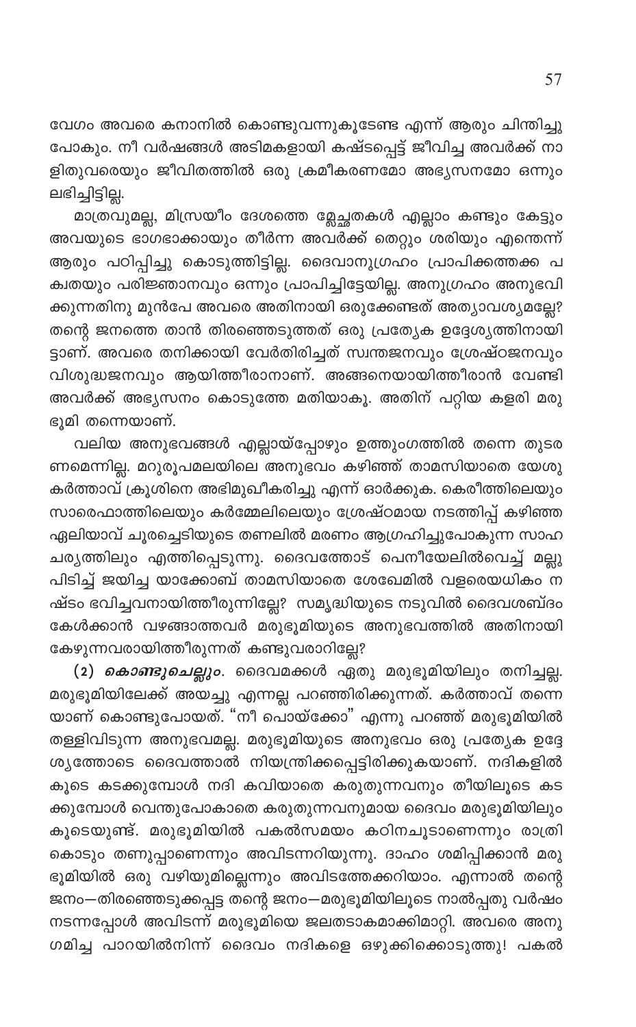വേഗം അവരെ കനാനിൽ കൊണ്ടുവന്നുകൂടേണ്ട എന്ന് ആരും ചിന്തിച്ചു പോകും. നീ വർഷങ്ങൾ അടിമകളായി കഷ്ടപ്പെട്ട് ജീവിച്ച അവർക്ക് നാളിതുവരെയും ജീവിതത്തിൽ ഒരു ക്രമീകരണമോ അഭ്യസനമോ ഒന്നും ലഭിച്ചിട്ടില്ല.

മാത്രവുമല്ല, മിസ്രയീം ദേശത്തെ മ്ലേച്ഛതകൾ എല്ലാം കണ്ടും കേട്ടും അവയുടെ ഭാഗഭാക്കായും തീർന്ന അവർക്ക് തെറ്റും ശരിയും എന്തെന്ന് ആരും പഠിപ്പിച്ചു കൊടുത്തിട്ടില്ല. ദൈവാനുഗ്രഹം പ്രാപിക്കത്തക്ക പക്വതയും പരിജ്ഞാനവും ഒന്നും പ്രാപിച്ചിട്ടേയില്ല. അനുഗ്രഹം അനുഭവിക്കുന്നതിനു മുൻപേ അവരെ അതിനായി ഒരുക്കേണ്ടത് അത്യാവശ്യമല്ലേ? തന്റെ ജനത്തെ താൻ തിരഞ്ഞെടുത്തത് ഒരു പ്രത്യേക ഉദ്ദേശ്യത്തിനായിട്ടാണ്. അവരെ തനിക്കായി വേർതിരിച്ചത് സ്വന്തജനവും ശ്രേഷ്ഠജനവും വിശുദ്ധജനവും ആയിത്തീരാനാണ്. അങ്ങനെയായിത്തീരാൻ വേണ്ടി അവർക്ക് അഭ്യസനം കൊടുത്തേ മതിയാകൂ. അതിന് പറ്റിയ കളരി മരുഭൂമി തന്നെയാണ്.

വലിയ അനുഭവങ്ങൾ എല്ലായ്പ്പോഴും ഉത്തുംഗത്തിൽ തന്നെ തുടരണമെന്നില്ല. മറുരൂപമലയിലെ അനുഭവം കഴിഞ്ഞ് താമസിയാതെ യേശുകർത്താവ് ക്രൂശിനെ അഭിമുഖീകരിച്ചു എന്ന് ഓർക്കുക. കെരീത്തിലെയും സാരെഫാത്തിലെയും കർമ്മേലിലെയും ശ്രേഷ്ഠമായ നടത്തിപ്പ് കഴിഞ്ഞ ഏലിയാവ് ചൂരച്ചെടിയുടെ തണലിൽ മരണം ആഗ്രഹിച്ചുപോകുന്ന സാഹചര്യത്തിലും എത്തിപ്പെടുന്നു. ദൈവത്തോട് പെനീയേലിൽവെച്ച് മല്ലുപിടിച്ച് ജയിച്ച യാക്കോബ് താമസിയാതെ ശേഖേമിൽ വളരെയധികം നഷ്ടം ഭവിച്ചവനായിത്തീരുന്നില്ലേ? സമൃദ്ധിയുടെ നടുവിൽ ദൈവശബ്ദം കേൾക്കാൻ വഴങ്ങാത്തവർ മരുഭൂമിയുടെ അനുഭവത്തിൽ അതിനായി കേഴുന്നവരായിത്തീരുന്നത് കണ്ടുവരാറില്ലേ?

(2) ***കൊണ്ടുചെല്ലും.*** ദൈവമക്കൾ ഏതു മരുഭൂമിയിലും തനിച്ചല്ല. മരുഭൂമിയിലേക്ക് അയച്ചു എന്നല്ല പറഞ്ഞിരിക്കുന്നത്. കർത്താവ് തന്നെയാണ് കൊണ്ടുപോയത്. "നീ പൊയ്ക്കോ" എന്നു പറഞ്ഞ് മരുഭൂമിയിൽ തള്ളിവിടുന്ന അനുഭവമല്ല. മരുഭൂമിയുടെ അനുഭവം ഒരു പ്രത്യേക ഉദ്ദേശ്യത്തോടെ ദൈവത്താൽ നിയന്ത്രിക്കപ്പെട്ടിരിക്കുകയാണ്. നദികളിൽ കൂടെ കടക്കുമ്പോൾ നദി കവിയാതെ കരുതുന്നവനും തീയിലൂടെ കടക്കുമ്പോൾ വെന്തുപോകാതെ കരുതുന്നവനുമായ ദൈവം മരുഭൂമിയിലും കൂടെയുണ്ട്. മരുഭൂമിയിൽ പകൽസമയം കഠിനചൂടാണെന്നും രാത്രി കൊടും തണുപ്പാണെന്നും അവിടന്നറിയുന്നു. ദാഹം ശമിപ്പിക്കാൻ മരുഭൂമിയിൽ ഒരു വഴിയുമില്ലെന്നും അവിടത്തേക്കറിയാം. എന്നാൽ തന്റെ ജനം—തിരഞ്ഞെടുക്കപ്പെട്ട തന്റെ ജനം—മരുഭൂമിയിലൂടെ നാൽപ്പതു വർഷം നടന്നപ്പോൾ അവിടന്ന് മരുഭൂമിയെ ജലതടാകമാക്കിമാറ്റി. അവരെ അനുഗമിച്ച പാറയിൽനിന്ന് ദൈവം നദികളെ ഒഴുക്കിക്കൊടുത്തു! പകൽ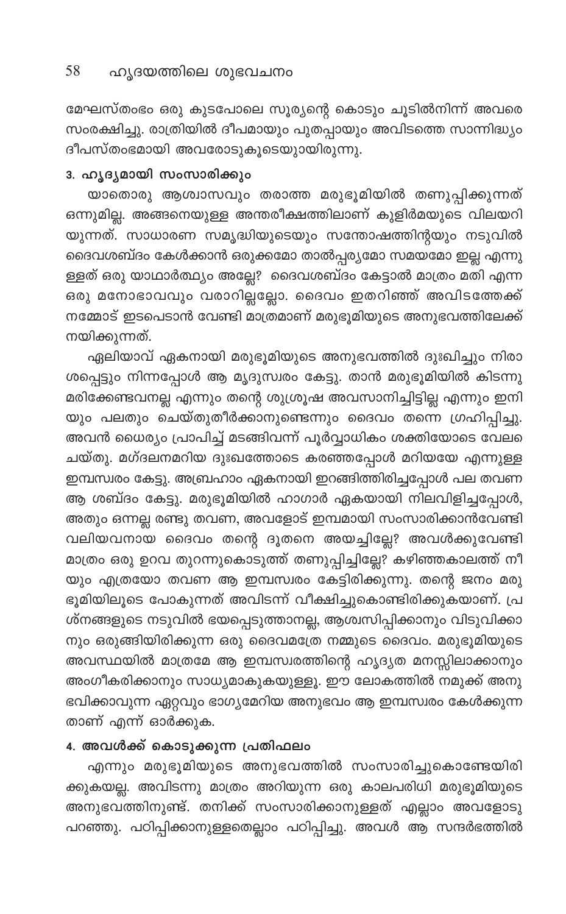മേഘസ്തംഭം ഒരു കുടപോലെ സൂര്യന്റെ കൊടും ചൂടിൽനിന്ന് അവരെ സംരക്ഷിച്ചു. രാത്രിയിൽ ദീപമായും പുതപ്പായും അവിടത്തെ സാന്നിദ്ധ്യം ദീപസ്തംഭമായി അവരോടുകൂടെയുായിരുന്നു.

### 3. ഹൃദ്യമായി സംസാരിക്കും

യാതൊരു ആശ്വാസവും തരാത്ത മരുഭൂമിയിൽ തണുപ്പിക്കുന്നത് ഒന്നുമില്ല. അങ്ങനെയുള്ള അന്തരീക്ഷത്തിലാണ് കുളിർമയുടെ വിലയറിയുന്നത്. സാധാരണ സമൃദ്ധിയുടെയും സന്തോഷത്തിന്റയും നടുവിൽ ദൈവശബ്ദം കേൾക്കാൻ ഒരുക്കമോ താൽപ്പര്യമോ സമയമോ ഇല്ല എന്നുള്ളത് ഒരു യാഥാർത്ഥ്യം അല്ലേ? ദൈവശബ്ദം കേട്ടാൽ മാത്രം മതി എന്ന ഒരു മനോഭാവവും വരാറില്ലല്ലോ. ദൈവം ഇതറിഞ്ഞ് അവിടത്തേക്ക് നമ്മോട് ഇടപെടാൻ വേണ്ടി മാത്രമാണ് മരുഭൂമിയുടെ അനുഭവത്തിലേക്ക് നയിക്കുന്നത്.

ഏലിയാവ് ഏകനായി മരുഭൂമിയുടെ അനുഭവത്തിൽ ദുഃഖിച്ചും നിരാശപ്പെട്ടും നിന്നപ്പോൾ ആ മൃദുസ്വരം കേട്ടു. താൻ മരുഭൂമിയിൽ കിടന്നു മരിക്കേണ്ടവനല്ല എന്നും തന്റെ ശുശ്രൂഷ അവസാനിച്ചിട്ടില്ല എന്നും ഇനിയും പലതും ചെയ്തുതീർക്കാനുണ്ടെന്നും ദൈവം തന്നെ ഗ്രഹിപ്പിച്ചു. അവൻ ധൈര്യം പ്രാപിച്ച് മടങ്ങിവന്ന് പൂർവ്വാധികം ശക്തിയോടെ വേല ചെയ്തു. മഗ്ദലനമറിയ ദുഃഖത്തോടെ കരഞ്ഞപ്പോൾ മറിയയേ എന്നുള്ള ഇമ്പസ്വരം കേട്ടു. അബ്രഹാം ഏകനായി ഇറങ്ങിത്തിരിച്ചപ്പോൾ പല തവണ ആ ശബ്ദം കേട്ടു. മരുഭൂമിയിൽ ഹാഗാർ ഏകയായി നിലവിളിച്ചപ്പോൾ, അതും ഒന്നല്ല രണ്ടു തവണ, അവളോട് ഇമ്പമായി സംസാരിക്കാൻവേണ്ടി വലിയവനായ ദൈവം തന്റെ ദൂതനെ അയച്ചില്ലേ? അവൾക്കുവേണ്ടി മാത്രം ഒരു ഉറവ തുറന്നുകൊടുത്ത് തണുപ്പിച്ചില്ലേ? കഴിഞ്ഞകാലത്ത് നീയും എത്രയോ തവണ ആ ഇമ്പസ്വരം കേട്ടിരിക്കുന്നു. തന്റെ ജനം മരുഭൂമിയിലൂടെ പോകുന്നത് അവിടന്ന് വീക്ഷിച്ചുകൊണ്ടിരിക്കുകയാണ്. പ്രശ്നങ്ങളുടെ നടുവിൽ ഭയപ്പെടുത്താനല്ല, ആശ്വസിപ്പിക്കാനും വിടുവിക്കാനും ഒരുങ്ങിയിരിക്കുന്ന ഒരു ദൈവമത്രേ നമ്മുടെ ദൈവം. മരുഭൂമിയുടെ അവസ്ഥയിൽ മാത്രമേ ആ ഇമ്പസ്വരത്തിന്റെ ഹൃദ്യത മനസ്സിലാക്കാനും അംഗീകരിക്കാനും സാധ്യമാകുകയുള്ളൂ. ഈ ലോകത്തിൽ നമുക്ക് അനുഭവിക്കാവുന്ന ഏറ്റവും ഭാഗ്യമേറിയ അനുഭവം ആ ഇമ്പസ്വരം കേൾക്കുന്നതാണ് എന്ന് ഓർക്കുക.

### 4. അവൾക്ക് കൊടുക്കുന്ന പ്രതിഫലം

എന്നും മരുഭൂമിയുടെ അനുഭവത്തിൽ സംസാരിച്ചുകൊണ്ടേയിരിക്കുകയല്ല. അവിടന്നു മാത്രം അറിയുന്ന ഒരു കാലപരിധി മരുഭൂമിയുടെ അനുഭവത്തിനുണ്ട്. തനിക്ക് സംസാരിക്കാനുള്ളത് എല്ലാം അവളോടു പറഞ്ഞു. പഠിപ്പിക്കാനുള്ളതെല്ലാം പഠിപ്പിച്ചു. അവൾ ആ സന്ദർഭത്തിൽ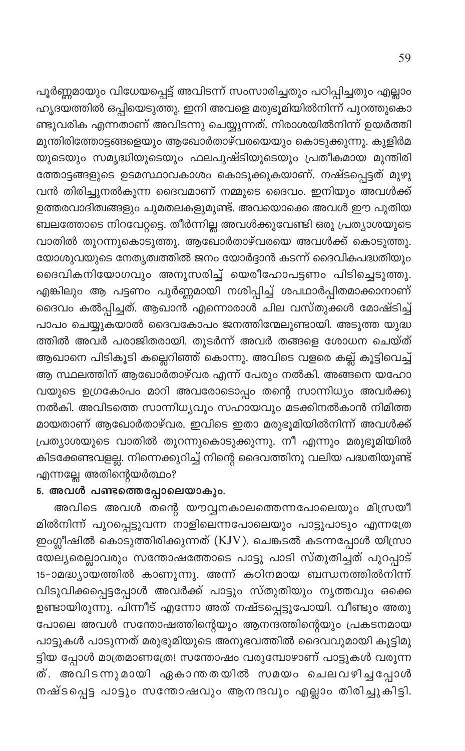പൂർണ്ണമായും വിധേയപ്പെട്ട് അവിടന്ന് സംസാരിച്ചതും പഠിപ്പിച്ചതും എല്ലാം ഹൃദയത്തിൽ ഒപ്പിയെടുത്തു. ഇനി അവളെ മരുഭൂമിയിൽനിന്ന് പുറത്തുകൊണ്ടുവരിക എന്നതാണ് അവിടന്നു ചെയ്യുന്നത്. നിരാശയിൽനിന്ന് ഉയർത്തി മുന്തിരിത്തോട്ടങ്ങളെയും ആഖോർതാഴ്‌വരയെയും കൊടുക്കുന്നു. കുളിർമയുടെയും സമൃദ്ധിയുടെയും ഫലപുഷ്ടിയുടെയും പ്രതീകമായ മുന്തിരിത്തോട്ടങ്ങളുടെ ഉടമസ്ഥാവകാശം കൊടുക്കുകയാണ്. നഷ്ടപ്പെട്ടത് മുഴുവൻ തിരിച്ചുനൽകുന്ന ദൈവമാണ് നമ്മുടെ ദൈവം. ഇനിയും അവൾക്ക് ഉത്തരവാദിത്വങ്ങളും ചുമതലകളുമുണ്ട്. അവയൊക്കെ അവൾ ഈ പുതിയ ബലത്തോടെ നിറവേറ്റട്ടെ. തീർന്നില്ല അവൾക്കുവേണ്ടി ഒരു പ്രത്യാശയുടെ വാതിൽ തുറന്നുകൊടുത്തു. ആഖോർതാഴ്‌വരയെ അവൾക്ക് കൊടുത്തു. യോശുവയുടെ നേതൃത്വത്തിൽ ജനം യോർദ്ദാൻ കടന്ന് ദൈവികപദ്ധതിയും ദൈവികനിയോഗവും അനുസരിച്ച് യെരീഹോപട്ടണം പിടിച്ചെടുത്തു. എങ്കിലും ആ പട്ടണം പൂർണ്ണമായി നശിപ്പിച്ച് ശപഥാർപ്പിതമാക്കാനാണ് ദൈവം കൽപ്പിച്ചത്. ആഖാൻ എന്നൊരാൾ ചില വസ്തുക്കൾ മോഷ്ടിച്ച് പാപം ചെയ്യുകയാൽ ദൈവകോപം ജനത്തിന്മേലുണ്ടായി. അടുത്ത യുദ്ധത്തിൽ അവർ പരാജിതരായി. തുടർന്ന് അവർ തങ്ങളെ ശോധന ചെയ്ത് ആഖാനെ പിടികൂടി കല്ലെറിഞ്ഞ് കൊന്നു. അവിടെ വളരെ കല്ല് കൂട്ടിവെച്ച് ആ സ്ഥലത്തിന് ആഖോർതാഴ്‌വര എന്ന് പേരും നൽകി. അങ്ങനെ യഹോവയുടെ ഉഗ്രകോപം മാറി അവരോടൊപ്പം തന്റെ സാന്നിധ്യം അവർക്കു നൽകി. അവിടത്തെ സാന്നിധ്യവും സഹായവും മടക്കിനൽകാൻ നിമിത്തമായതാണ് ആഖോർതാഴ്‌വര. ഇവിടെ ഇതാ മരുഭൂമിയിൽനിന്ന് അവൾക്ക് പ്രത്യാശയുടെ വാതിൽ തുറന്നുകൊടുക്കുന്നു. നീ എന്നും മരുഭൂമിയിൽ കിടക്കേണ്ടവളല്ല. നിന്നെക്കുറിച്ച് നിന്റെ ദൈവത്തിനു വലിയ പദ്ധതിയുണ്ട് എന്നല്ലേ അതിന്റെയർത്ഥം?

**5. അവൾ പണ്ടത്തെപ്പോലെയാകും.**

അവിടെ അവൾ തന്റെ യൗവ്വനകാലത്തെന്നപോലെയും മിസ്രയീമിൽനിന്ന് പുറപ്പെട്ടുവന്ന നാളിലെന്നപോലെയും പാട്ടുപാടും എന്നത്രേ ഇംഗ്ലീഷിൽ കൊടുത്തിരിക്കുന്നത് (KJV). ചെങ്കടൽ കടന്നപ്പോൾ യിസ്രായേല്യരെല്ലാവരും സന്തോഷത്തോടെ പാട്ടു പാടി സ്തുതിച്ചത് പുറപ്പാട് 15-ാമദ്ധ്യായത്തിൽ കാണുന്നു. അന്ന് കഠിനമായ ബന്ധനത്തിൽനിന്ന് വിടുവിക്കപ്പെട്ടപ്പോൾ അവർക്ക് പാട്ടും സ്തുതിയും നൃത്തവും ഒക്കെ ഉണ്ടായിരുന്നു. പിന്നീട് എന്നോ അത് നഷ്ടപ്പെട്ടുപോയി. വീണ്ടും അതുപോലെ അവൾ സന്തോഷത്തിന്റെയും ആനന്ദത്തിന്റെയും പ്രകടനമായ പാട്ടുകൾ പാടുന്നത് മരുഭൂമിയുടെ അനുഭവത്തിൽ ദൈവവുമായി കൂട്ടിമുട്ടിയ പ്പോൾ മാത്രമാണത്രേ! സന്തോഷം വരുമ്പോഴാണ് പാട്ടുകൾ വരുന്നത്. അവിടന്നുമായി ഏകാന്തതയിൽ സമയം ചെലവഴിച്ചപ്പോൾ നഷ്ടപ്പെട്ട പാട്ടും സന്തോഷവും ആനന്ദവും എല്ലാം തിരിച്ചുകിട്ടി.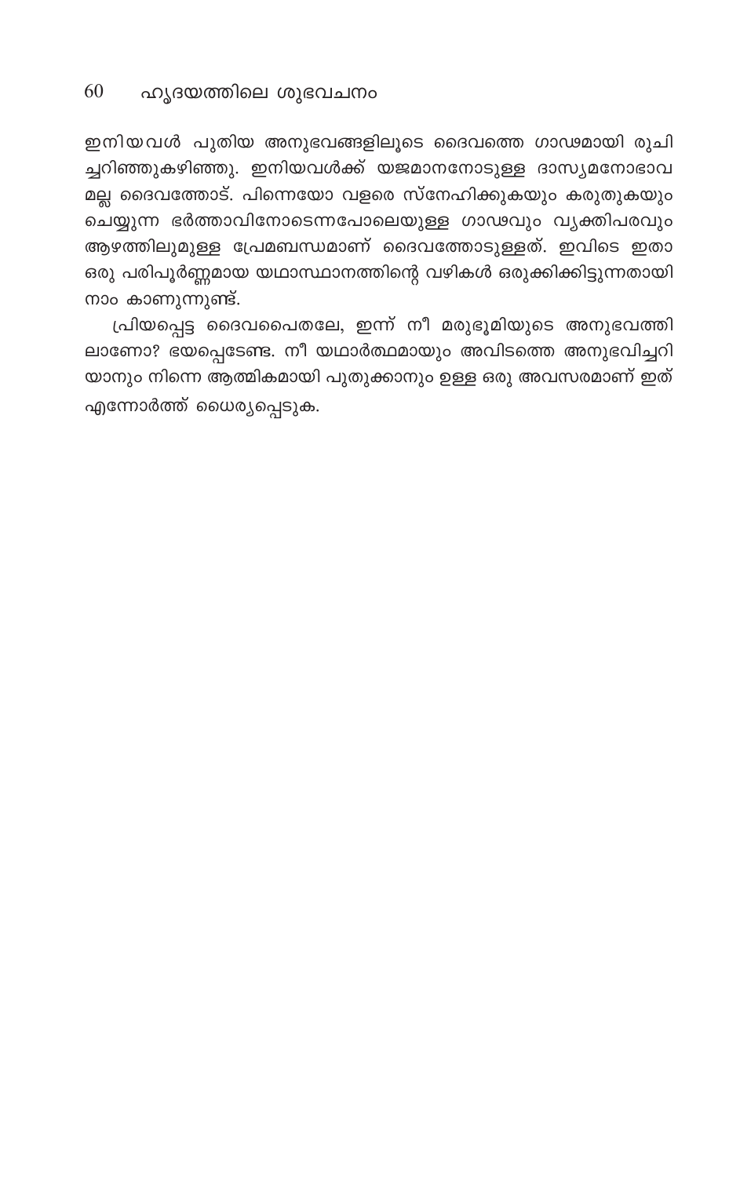ഇനിയവൾ പുതിയ അനുഭവങ്ങളിലൂടെ ദൈവത്തെ ഗാഢമായി രുചിച്ചറിഞ്ഞുകഴിഞ്ഞു. ഇനിയവൾക്ക് യജമാനനോടുള്ള ദാസ്യമനോഭാവമല്ല ദൈവത്തോട്. പിന്നെയോ വളരെ സ്നേഹിക്കുകയും കരുതുകയും ചെയ്യുന്ന ഭർത്താവിനോടെന്നപോലെയുള്ള ഗാഢവും വ്യക്തിപരവും ആഴത്തിലുമുള്ള പ്രേമബന്ധമാണ് ദൈവത്തോടുള്ളത്. ഇവിടെ ഇതാ ഒരു പരിപൂർണ്ണമായ യഥാസ്ഥാനത്തിന്റെ വഴികൾ ഒരുക്കിക്കിട്ടുന്നതായി നാം കാണുന്നുണ്ട്.

പ്രിയപ്പെട്ട ദൈവപൈതലേ, ഇന്ന് നീ മരുഭൂമിയുടെ അനുഭവത്തിലാണോ? ഭയപ്പെടേണ്ട. നീ യഥാർത്ഥമായും അവിടത്തെ അനുഭവിച്ചറിയാനും നിന്നെ ആത്മികമായി പുതുക്കാനും ഉള്ള ഒരു അവസരമാണ് ഇത് എന്നോർത്ത് ധൈര്യപ്പെടുക.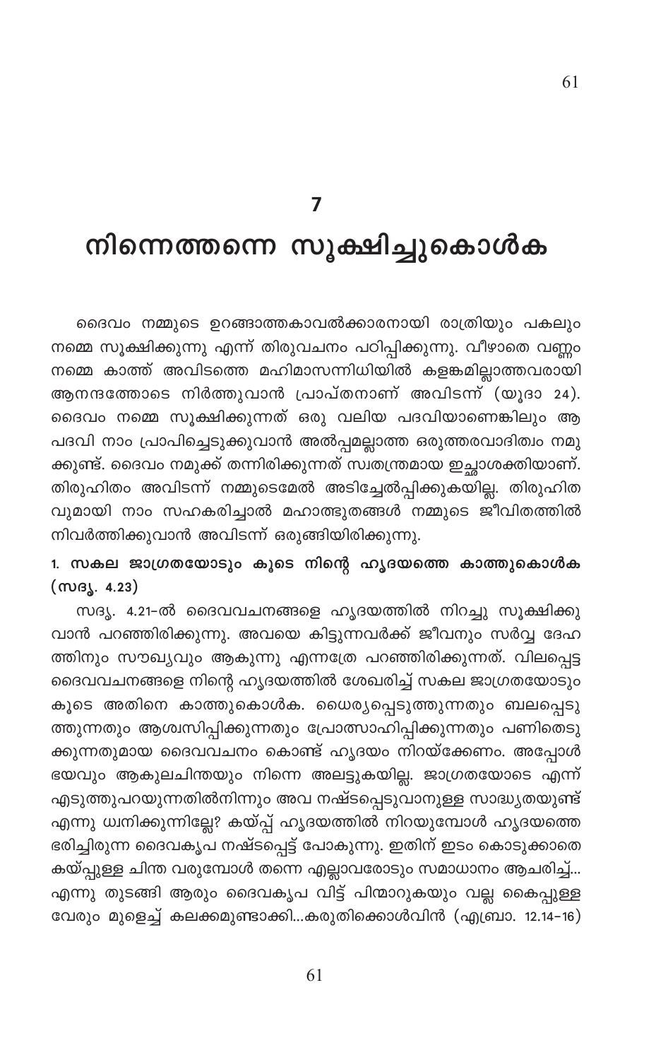# 7

# നിന്നെത്തന്നെ സൂക്ഷിച്ചുകൊൾക

ദൈവം നമ്മുടെ ഉറങ്ങാത്തകാവൽക്കാരനായി രാത്രിയും പകലും നമ്മെ സൂക്ഷിക്കുന്നു എന്ന് തിരുവചനം പഠിപ്പിക്കുന്നു. വീഴാതെ വണ്ണം നമ്മെ കാത്ത് അവിടത്തെ മഹിമാസന്നിധിയിൽ കളങ്കമില്ലാത്തവരായി ആനന്ദത്തോടെ നിർത്തുവാൻ പ്രാപ്തനാണ് അവിടന്ന് (യൂദാ 24). ദൈവം നമ്മെ സൂക്ഷിക്കുന്നത് ഒരു വലിയ പദവിയാണെങ്കിലും ആ പദവി നാം പ്രാപിച്ചെടുക്കുവാൻ അൽപ്പമല്ലാത്ത ഒരുത്തരവാദിത്വം നമുക്കുണ്ട്. ദൈവം നമുക്ക് തന്നിരിക്കുന്നത് സ്വതന്ത്രമായ ഇച്ഛാശക്തിയാണ്. തിരുഹിതം അവിടന്ന് നമ്മുടെമേൽ അടിച്ചേൽപ്പിക്കുകയില്ല. തിരുഹിതവുമായി നാം സഹകരിച്ചാൽ മഹാത്ഭുതങ്ങൾ നമ്മുടെ ജീവിതത്തിൽ നിവർത്തിക്കുവാൻ അവിടന്ന് ഒരുങ്ങിയിരിക്കുന്നു.

### 1. സകല ജാഗ്രതയോടും കൂടെ നിന്റെ ഹൃദയത്തെ കാത്തുകൊൾക (സദൃ. 4.23)

സദൃ. 4.21-ൽ ദൈവവചനങ്ങളെ ഹൃദയത്തിൽ നിറച്ചു സൂക്ഷിക്കുവാൻ പറഞ്ഞിരിക്കുന്നു. അവയെ കിട്ടുന്നവർക്ക് ജീവനും സർവ്വ ദേഹത്തിനും സൗഖ്യവും ആകുന്നു എന്നത്രേ പറഞ്ഞിരിക്കുന്നത്. വിലപ്പെട്ട ദൈവവചനങ്ങളെ നിന്റെ ഹൃദയത്തിൽ ശേഖരിച്ച് സകല ജാഗ്രതയോടും കൂടെ അതിനെ കാത്തുകൊൾക. ധൈര്യപ്പെടുത്തുന്നതും ബലപ്പെടുത്തുന്നതും ആശ്വസിപ്പിക്കുന്നതും പ്രോത്സാഹിപ്പിക്കുന്നതും പണിതെടുക്കുന്നതുമായ ദൈവവചനം കൊണ്ട് ഹൃദയം നിറയ്ക്കേണം. അപ്പോൾ ഭയവും ആകുലചിന്തയും നിന്നെ അലട്ടുകയില്ല. ജാഗ്രതയോടെ എന്ന് എടുത്തുപറയുന്നതിൽനിന്നും അവ നഷ്ടപ്പെടുവാനുള്ള സാദ്ധ്യതയുണ്ട് എന്നു ധ്വനിക്കുന്നില്ലേ? കയ്പ്പ് ഹൃദയത്തിൽ നിറയുമ്പോൾ ഹൃദയത്തെ ഭരിച്ചിരുന്ന ദൈവകൃപ നഷ്ടപ്പെട്ട് പോകുന്നു. ഇതിന് ഇടം കൊടുക്കാതെ കയ്പ്പുള്ള ചിന്ത വരുമ്പോൾ തന്നെ എല്ലാവരോടും സമാധാനം ആചരിച്ച്... എന്നു തുടങ്ങി ആരും ദൈവകൃപ വിട്ട് പിന്മാറുകയും വല്ല കൈപ്പുള്ള വേരും മുളെച്ച് കലക്കമുണ്ടാക്കി...കരുതിക്കൊൾവിൻ (എബ്രാ. 12.14-16)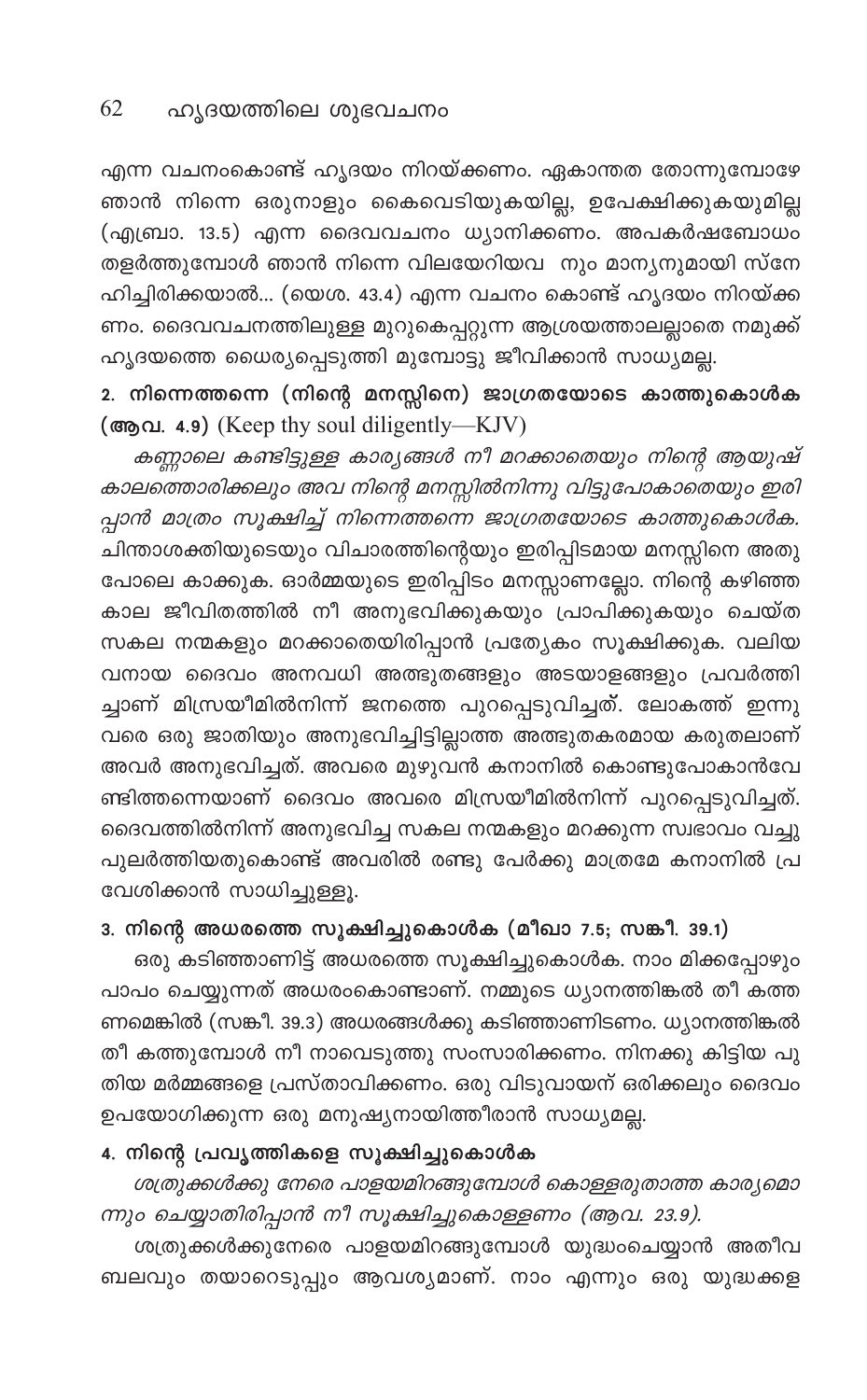എന്ന വചനംകൊണ്ട് ഹൃദയം നിറയ്ക്കണം. ഏകാന്തത തോന്നുമ്പോഴേ ഞാൻ നിന്നെ ഒരുനാളും കൈവെടിയുകയില്ല, ഉപേക്ഷിക്കുകയുമില്ല (എബ്രാ. 13.5) എന്ന ദൈവവചനം ധ്യാനിക്കണം. അപകർഷബോധം തളർത്തുമ്പോൾ ഞാൻ നിന്നെ വിലയേറിയവ നും മാന്യനുമായി സ്നേഹിച്ചിരിക്കയാൽ... (യെശ. 43.4) എന്ന വചനം കൊണ്ട് ഹൃദയം നിറയ്ക്കണം. ദൈവവചനത്തിലുള്ള മുറുകെപ്പറ്റുന്ന ആശ്രയത്താലല്ലാതെ നമുക്ക് ഹൃദയത്തെ ധൈര്യപ്പെടുത്തി മുമ്പോട്ടു ജീവിക്കാൻ സാധ്യമല്ല.

**2. നിന്നെത്തന്നെ (നിന്റെ മനസ്സിനെ) ജാഗ്രതയോടെ കാത്തുകൊൾക (ആവ. 4.9)** (Keep thy soul diligently—KJV)

*കണ്ണാലെ കണ്ടിട്ടുള്ള കാര്യങ്ങൾ നീ മറക്കാതെയും നിന്റെ ആയുഷ്കാലത്തൊരിക്കലും അവ നിന്റെ മനസ്സിൽനിന്നു വിട്ടുപോകാതെയും ഇരിപ്പാൻ മാത്രം സൂക്ഷിച്ച് നിന്നെത്തന്നെ ജാഗ്രതയോടെ കാത്തുകൊൾക.* ചിന്താശക്തിയുടെയും വിചാരത്തിന്റെയും ഇരിപ്പിടമായ മനസ്സിനെ അതുപോലെ കാക്കുക. ഓർമ്മയുടെ ഇരിപ്പിടം മനസ്സാണല്ലോ. നിന്റെ കഴിഞ്ഞ കാല ജീവിതത്തിൽ നീ അനുഭവിക്കുകയും പ്രാപിക്കുകയും ചെയ്ത സകല നന്മകളും മറക്കാതെയിരിപ്പാൻ പ്രത്യേകം സൂക്ഷിക്കുക. വലിയവനായ ദൈവം അനവധി അത്ഭുതങ്ങളും അടയാളങ്ങളും പ്രവർത്തിച്ചാണ് മിസ്രയീമിൽനിന്ന് ജനത്തെ പുറപ്പെടുവിച്ചത്. ലോകത്ത് ഇന്നുവരെ ഒരു ജാതിയും അനുഭവിച്ചിട്ടില്ലാത്ത അത്ഭുതകരമായ കരുതലാണ് അവർ അനുഭവിച്ചത്. അവരെ മുഴുവൻ കനാനിൽ കൊണ്ടുപോകാൻവേണ്ടിത്തന്നെയാണ് ദൈവം അവരെ മിസ്രയീമിൽനിന്ന് പുറപ്പെടുവിച്ചത്. ദൈവത്തിൽനിന്ന് അനുഭവിച്ച സകല നന്മകളും മറക്കുന്ന സ്വഭാവം വച്ചുപുലർത്തിയതുകൊണ്ട് അവരിൽ രണ്ടു പേർക്കു മാത്രമേ കനാനിൽ പ്രവേശിക്കാൻ സാധിച്ചുള്ളൂ.

**3. നിന്റെ അധരത്തെ സൂക്ഷിച്ചുകൊൾക (മീഖാ 7.5; സങ്കീ. 39.1)**

ഒരു കടിഞ്ഞാണിട്ട് അധരത്തെ സൂക്ഷിച്ചുകൊൾക. നാം മിക്കപ്പോഴും പാപം ചെയ്യുന്നത് അധരംകൊണ്ടാണ്. നമ്മുടെ ധ്യാനത്തിങ്കൽ തീ കത്തണമെങ്കിൽ (സങ്കീ. 39.3) അധരങ്ങൾക്കു കടിഞ്ഞാണിടണം. ധ്യാനത്തിങ്കൽ തീ കത്തുമ്പോൾ നീ നാവെടുത്തു സംസാരിക്കണം. നിനക്കു കിട്ടിയ പുതിയ മർമ്മങ്ങളെ പ്രസ്താവിക്കണം. ഒരു വിടുവായന് ഒരിക്കലും ദൈവം ഉപയോഗിക്കുന്ന ഒരു മനുഷ്യനായിത്തീരാൻ സാധ്യമല്ല.

**4. നിന്റെ പ്രവൃത്തികളെ സൂക്ഷിച്ചുകൊൾക**

*ശത്രുക്കൾക്കു നേരെ പാളയമിറങ്ങുമ്പോൾ കൊള്ളരുതാത്ത കാര്യമൊന്നും ചെയ്യാതിരിപ്പാൻ നീ സൂക്ഷിച്ചുകൊള്ളണം (ആവ. 23.9).*

ശത്രുക്കൾക്കുനേരെ പാളയമിറങ്ങുമ്പോൾ യുദ്ധംചെയ്യാൻ അതീവ ബലവും തയാറെടുപ്പും ആവശ്യമാണ്. നാം എന്നും ഒരു യുദ്ധക്കള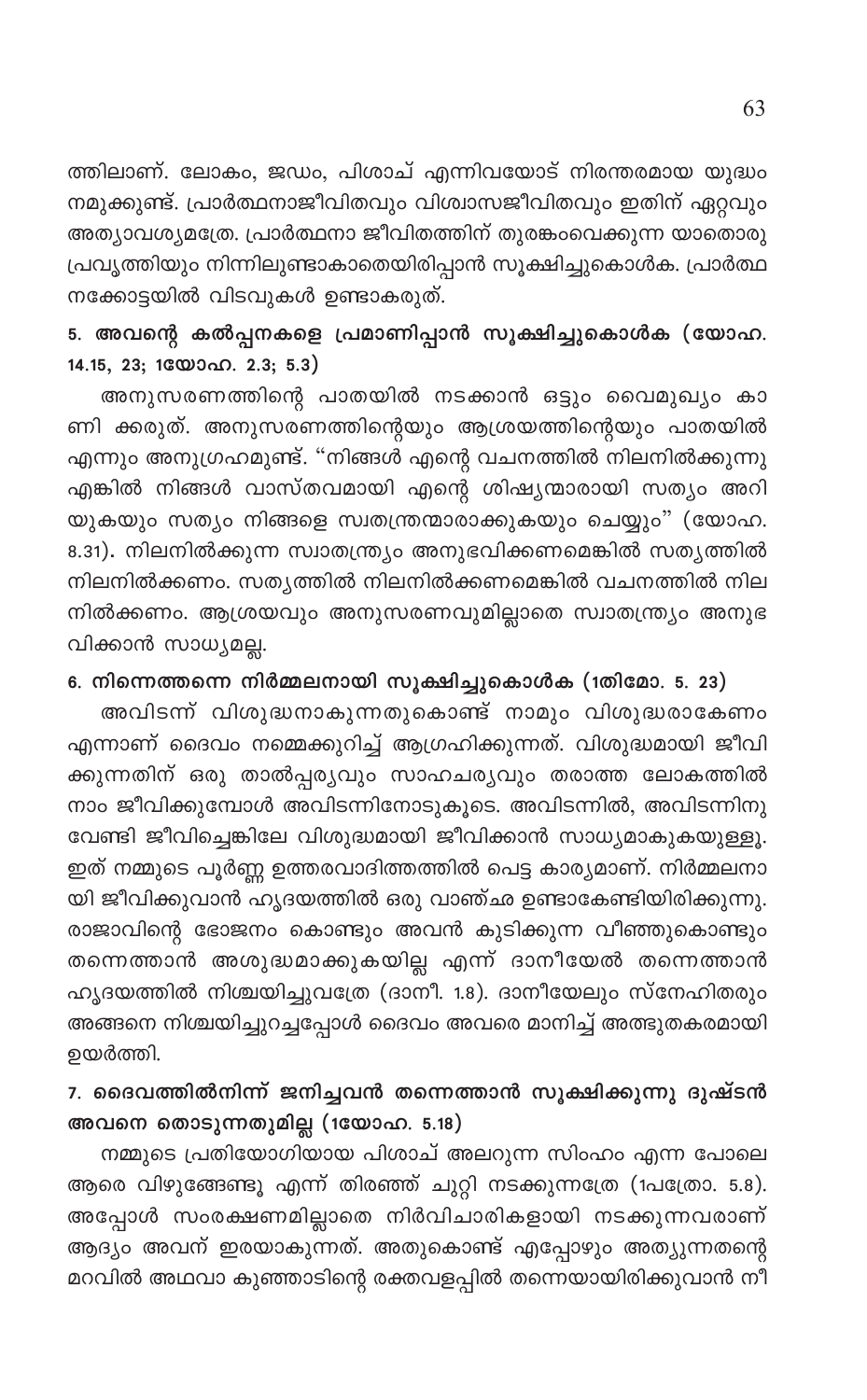ത്തിലാണ്. ലോകം, ജഡം, പിശാച് എന്നിവയോട് നിരന്തരമായ യുദ്ധം നമുക്കുണ്ട്. പ്രാർത്ഥനാജീവിതവും വിശ്വാസജീവിതവും ഇതിന് ഏറ്റവും അത്യാവശ്യമത്രേ. പ്രാർത്ഥനാ ജീവിതത്തിന് തുരങ്കംവെക്കുന്ന യാതൊരു പ്രവൃത്തിയും നിന്നിലുണ്ടാകാതെയിരിപ്പാൻ സൂക്ഷിച്ചുകൊൾക. പ്രാർത്ഥനക്കോട്ടയിൽ വിടവുകൾ ഉണ്ടാകരുത്.

### 5. അവന്റെ കൽപ്പനകളെ പ്രമാണിപ്പാൻ സൂക്ഷിച്ചുകൊൾക (യോഹ. 14.15, 23; 1യോഹ. 2.3; 5.3)

അനുസരണത്തിന്റെ പാതയിൽ നടക്കാൻ ഒട്ടും വൈമുഖ്യം കാണിക്കരുത്. അനുസരണത്തിന്റെയും ആശ്രയത്തിന്റെയും പാതയിൽ എന്നും അനുഗ്രഹമുണ്ട്. "നിങ്ങൾ എന്റെ വചനത്തിൽ നിലനിൽക്കുന്നു എങ്കിൽ നിങ്ങൾ വാസ്തവമായി എന്റെ ശിഷ്യന്മാരായി സത്യം അറിയുകയും സത്യം നിങ്ങളെ സ്വതന്ത്രന്മാരാക്കുകയും ചെയ്യും" (യോഹ. 8.31). നിലനിൽക്കുന്ന സ്വാതന്ത്ര്യം അനുഭവിക്കണമെങ്കിൽ സത്യത്തിൽ നിലനിൽക്കണം. സത്യത്തിൽ നിലനിൽക്കണമെങ്കിൽ വചനത്തിൽ നിലനിൽക്കണം. ആശ്രയവും അനുസരണവുമില്ലാതെ സ്വാതന്ത്ര്യം അനുഭവിക്കാൻ സാധ്യമല്ല.

### 6. നിന്നെത്തന്നെ നിർമ്മലനായി സൂക്ഷിച്ചുകൊൾക (1തിമോ. 5. 23)

അവിടന്ന് വിശുദ്ധനാകുന്നതുകൊണ്ട് നാമും വിശുദ്ധരാകേണം എന്നാണ് ദൈവം നമ്മെക്കുറിച്ച് ആഗ്രഹിക്കുന്നത്. വിശുദ്ധമായി ജീവിക്കുന്നതിന് ഒരു താൽപ്പര്യവും സാഹചര്യവും തരാത്ത ലോകത്തിൽ നാം ജീവിക്കുമ്പോൾ അവിടന്നിനോടുകൂടെ. അവിടന്നിൽ, അവിടന്നിനു വേണ്ടി ജീവിച്ചെങ്കിലേ വിശുദ്ധമായി ജീവിക്കാൻ സാധ്യമാകുകയുള്ളൂ. ഇത് നമ്മുടെ പൂർണ്ണ ഉത്തരവാദിത്തത്തിൽ പെട്ട കാര്യമാണ്. നിർമ്മലനായി ജീവിക്കുവാൻ ഹൃദയത്തിൽ ഒരു വാഞ്ഛ ഉണ്ടാകേണ്ടിയിരിക്കുന്നു. രാജാവിന്റെ ഭോജനം കൊണ്ടും അവൻ കുടിക്കുന്ന വീഞ്ഞുകൊണ്ടും തന്നെത്താൻ അശുദ്ധമാക്കുകയില്ല എന്ന് ദാനീയേൽ തന്നെത്താൻ ഹൃദയത്തിൽ നിശ്ചയിച്ചുവത്രേ (ദാനീ. 1.8). ദാനീയേലും സ്നേഹിതരും അങ്ങനെ നിശ്ചയിച്ചുറച്ചപ്പോൾ ദൈവം അവരെ മാനിച്ച് അത്ഭുതകരമായി ഉയർത്തി.

### 7. ദൈവത്തിൽനിന്ന് ജനിച്ചവൻ തന്നെത്താൻ സൂക്ഷിക്കുന്നു ദുഷ്ടൻ അവനെ തൊടുന്നതുമില്ല (1യോഹ. 5.18)

നമ്മുടെ പ്രതിയോഗിയായ പിശാച് അലറുന്ന സിംഹം എന്ന പോലെ ആരെ വിഴുങ്ങേണ്ടൂ എന്ന് തിരഞ്ഞ് ചുറ്റി നടക്കുന്നത്രേ (1പത്രോ. 5.8). അപ്പോൾ സംരക്ഷണമില്ലാതെ നിർവിചാരികളായി നടക്കുന്നവരാണ് ആദ്യം അവന് ഇരയാകുന്നത്. അതുകൊണ്ട് എപ്പോഴും അത്യുന്നതന്റെ മറവിൽ അഥവാ കുഞ്ഞാടിന്റെ രക്തവളപ്പിൽ തന്നെയായിരിക്കുവാൻ നീ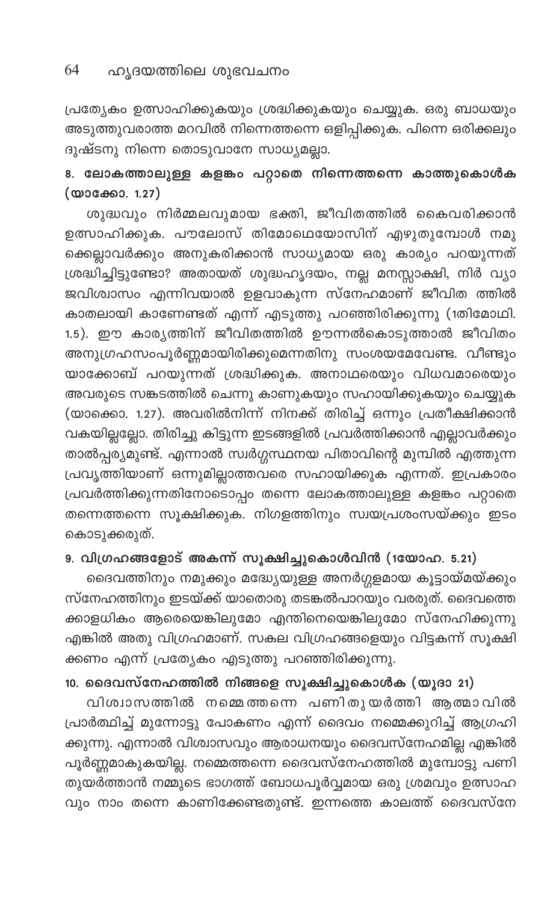പ്രത്യേകം ഉത്സാഹിക്കുകയും ശ്രദ്ധിക്കുകയും ചെയ്യുക. ഒരു ബാധയും അടുത്തുവരാത്ത മറവിൽ നിന്നെത്തന്നെ ഒളിപ്പിക്കുക. പിന്നെ ഒരിക്കലും ദുഷ്ടനു നിന്നെ തൊടുവാനേ സാധ്യമല്ലാ.

### 8. ലോകത്താലുള്ള കളങ്കം പറ്റാതെ നിന്നെത്തന്നെ കാത്തുകൊൾക (യാക്കോ. 1.27)

ശുദ്ധവും നിർമ്മലവുമായ ഭക്തി, ജീവിതത്തിൽ കൈവരിക്കാൻ ഉത്സാഹിക്കുക. പൗലോസ് തിമോഥെയോസിന് എഴുതുമ്പോൾ നമുക്കെല്ലാവർക്കും അനുകരിക്കാൻ സാധ്യമായ ഒരു കാര്യം പറയുന്നത് ശ്രദ്ധിച്ചിട്ടുണ്ടോ? അതായത് ശുദ്ധഹൃദയം, നല്ല മനസ്സാക്ഷി, നിർ വ്യാജവിശ്വാസം എന്നിവയാൽ ഉളവാകുന്ന സ്നേഹമാണ് ജീവിത ത്തിൽ കാതലായി കാണേണ്ടത് എന്ന് എടുത്തു പറഞ്ഞിരിക്കുന്നു (1തിമോഥി. 1.5). ഈ കാര്യത്തിന് ജീവിതത്തിൽ ഊന്നൽകൊടുത്താൽ ജീവിതം അനുഗ്രഹസംപൂർണ്ണമായിരിക്കുമെന്നതിനു സംശയമേവേണ്ട. വീണ്ടും യാക്കോബ് പറയുന്നത് ശ്രദ്ധിക്കുക. അനാഥരെയും വിധവമാരെയും അവരുടെ സങ്കടത്തിൽ ചെന്നു കാണുകയും സഹായിക്കുകയും ചെയ്യുക (യാക്കൊ. 1.27). അവരിൽനിന്ന് നിനക്ക് തിരിച്ച് ഒന്നും പ്രതീക്ഷിക്കാൻ വകയില്ലല്ലോ. തിരിച്ചു കിട്ടുന്ന ഇടങ്ങളിൽ പ്രവർത്തിക്കാൻ എല്ലാവർക്കും താൽപ്പര്യമുണ്ട്. എന്നാൽ സ്വർഗ്ഗസ്ഥനയ പിതാവിന്റെ മുമ്പിൽ എത്തുന്ന പ്രവൃത്തിയാണ് ഒന്നുമില്ലാത്തവരെ സഹായിക്കുക എന്നത്. ഇപ്രകാരം പ്രവർത്തിക്കുന്നതിനോടൊപ്പം തന്നെ ലോകത്താലുള്ള കളങ്കം പറ്റാതെ തന്നെത്തന്നെ സൂക്ഷിക്കുക. നിഗളത്തിനും സ്വയപ്രശംസയ്ക്കും ഇടം കൊടുക്കരുത്.

### 9. വിഗ്രഹങ്ങളോട് അകന്ന് സൂക്ഷിച്ചുകൊൾവിൻ (1യോഹ. 5.21)

ദൈവത്തിനും നമുക്കും മദ്ധ്യേയുള്ള അനർഗ്ഗളമായ കൂട്ടായ്മയ്ക്കും സ്നേഹത്തിനും ഇടയ്ക്ക് യാതൊരു തടങ്കൽപാറയും വരരുത്. ദൈവത്തെക്കാളധികം ആരെയെങ്കിലുമോ എന്തിനെയെങ്കിലുമോ സ്നേഹിക്കുന്നു എങ്കിൽ അതു വിഗ്രഹമാണ്. സകല വിഗ്രഹങ്ങളെയും വിട്ടകന്ന് സൂക്ഷിക്കണം എന്ന് പ്രത്യേകം എടുത്തു പറഞ്ഞിരിക്കുന്നു.

### 10. ദൈവസ്നേഹത്തിൽ നിങ്ങളെ സൂക്ഷിച്ചുകൊൾക (യൂദാ 21)

വിശ്വാസത്തിൽ നമ്മെത്തന്നെ പണിതുയർത്തി ആത്മാവിൽ പ്രാർത്ഥിച്ച് മുന്നോട്ടു പോകണം എന്ന് ദൈവം നമ്മെക്കുറിച്ച് ആഗ്രഹിക്കുന്നു. എന്നാൽ വിശ്വാസവും ആരാധനയും ദൈവസ്നേഹമില്ല എങ്കിൽ പൂർണ്ണമാകുകയില്ല. നമ്മെത്തന്നെ ദൈവസ്നേഹത്തിൽ മുമ്പോട്ടു പണിതുയർത്താൻ നമ്മുടെ ഭാഗത്ത് ബോധപൂർവ്വമായ ഒരു ശ്രമവും ഉത്സാഹവും നാം തന്നെ കാണിക്കേണ്ടതുണ്ട്. ഇന്നത്തെ കാലത്ത് ദൈവസ്നേ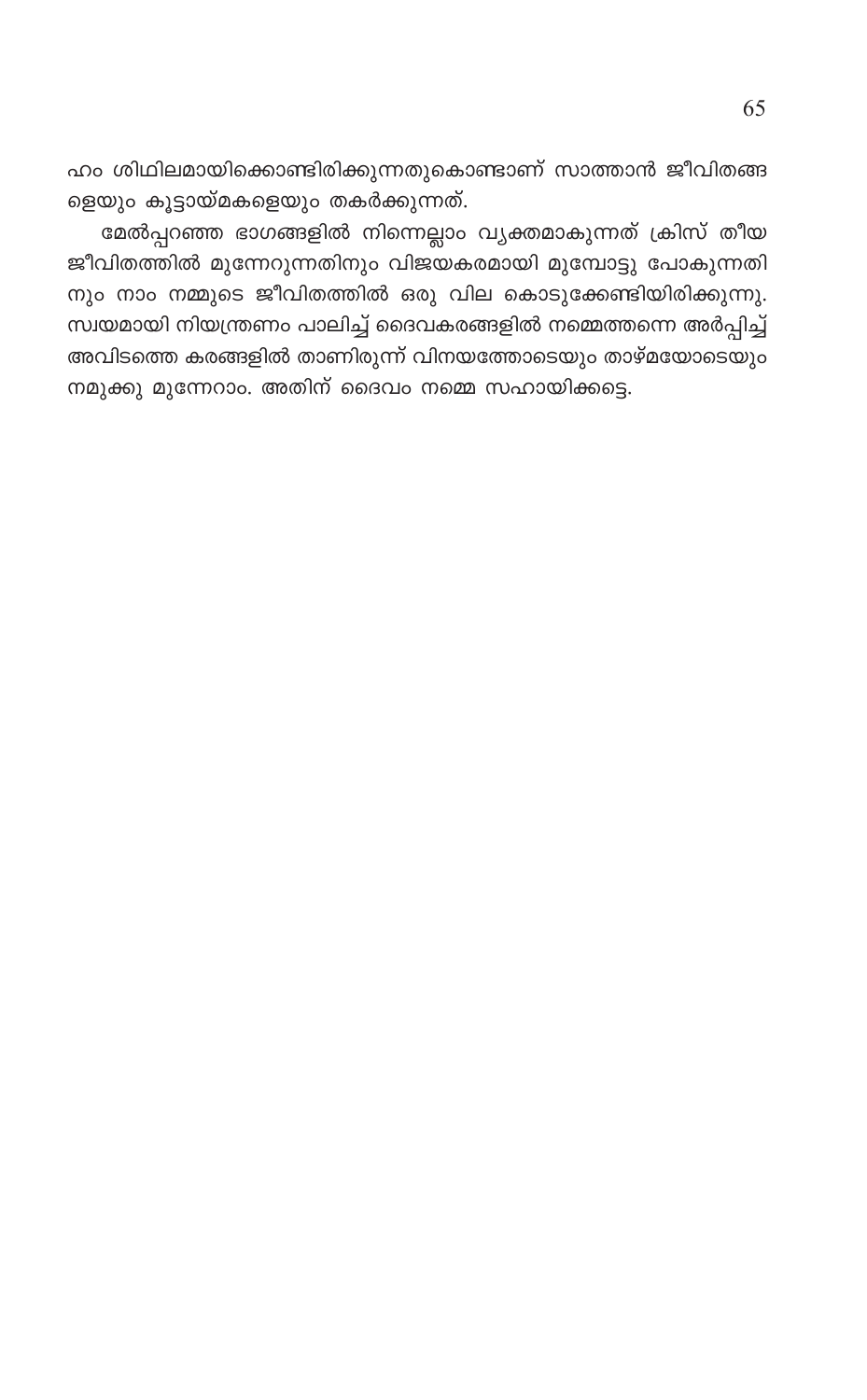ഹം ശിഥിലമായിക്കൊണ്ടിരിക്കുന്നതുകൊണ്ടാണ് സാത്താൻ ജീവിതങ്ങളെയും കൂട്ടായ്മകളെയും തകർക്കുന്നത്.

മേൽപ്പറഞ്ഞ ഭാഗങ്ങളിൽ നിന്നെല്ലാം വ്യക്തമാകുന്നത് ക്രിസ് തീയ ജീവിതത്തിൽ മുന്നേറുന്നതിനും വിജയകരമായി മുമ്പോട്ടു പോകുന്നതിനും നാം നമ്മുടെ ജീവിതത്തിൽ ഒരു വില കൊടുക്കേണ്ടിയിരിക്കുന്നു. സ്വയമായി നിയന്ത്രണം പാലിച്ച് ദൈവകരങ്ങളിൽ നമ്മെത്തന്നെ അർപ്പിച്ച് അവിടത്തെ കരങ്ങളിൽ താണിരുന്ന് വിനയത്തോടെയും താഴ്മയോടെയും നമുക്കു മുന്നേറാം. അതിന് ദൈവം നമ്മെ സഹായിക്കട്ടെ.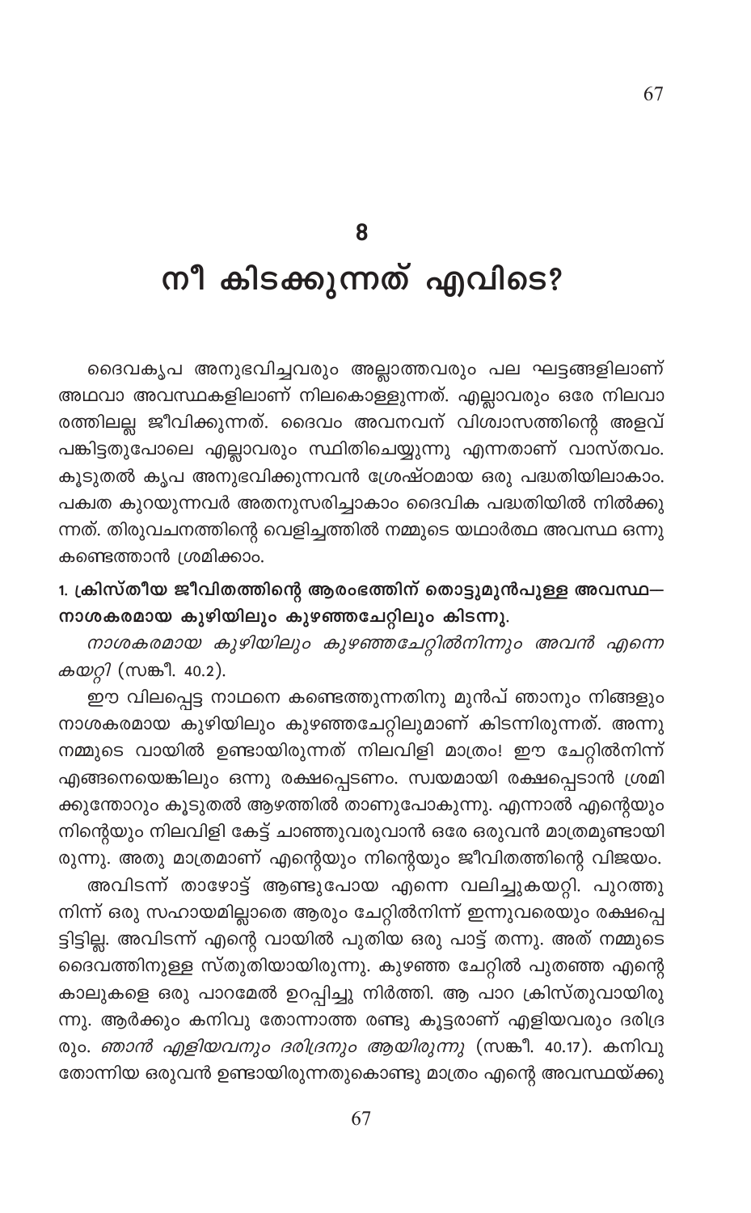# 8

# നീ കിടക്കുന്നത് എവിടെ?

ദൈവകൃപ അനുഭവിച്ചവരും അല്ലാത്തവരും പല ഘട്ടങ്ങളിലാണ് അഥവാ അവസ്ഥകളിലാണ് നിലകൊള്ളുന്നത്. എല്ലാവരും ഒരേ നിലവാരത്തിലല്ല ജീവിക്കുന്നത്. ദൈവം അവനവന് വിശ്വാസത്തിന്റെ അളവ് പങ്കിട്ടതുപോലെ എല്ലാവരും സ്ഥിതിചെയ്യുന്നു എന്നതാണ് വാസ്തവം. കൂടുതൽ കൃപ അനുഭവിക്കുന്നവൻ ശ്രേഷ്ഠമായ ഒരു പദ്ധതിയിലാകാം. പക്വത കുറയുന്നവർ അതനുസരിച്ചാകാം ദൈവിക പദ്ധതിയിൽ നിൽക്കുന്നത്. തിരുവചനത്തിന്റെ വെളിച്ചത്തിൽ നമ്മുടെ യഥാർത്ഥ അവസ്ഥ ഒന്നു കണ്ടെത്താൻ ശ്രമിക്കാം.

**1. ക്രിസ്തീയ ജീവിതത്തിന്റെ ആരംഭത്തിന് തൊട്ടുമുൻപുള്ള അവസ്ഥ— നാശകരമായ കുഴിയിലും കുഴഞ്ഞചേറ്റിലും കിടന്നു.**

*നാശകരമായ കുഴിയിലും കുഴഞ്ഞചേറ്റിൽനിന്നും അവൻ എന്നെ കയറ്റി* (സങ്കീ. 40.2).

ഈ വിലപ്പെട്ട നാഥനെ കണ്ടെത്തുന്നതിനു മുൻപ് ഞാനും നിങ്ങളും നാശകരമായ കുഴിയിലും കുഴഞ്ഞചേറ്റിലുമാണ് കിടന്നിരുന്നത്. അന്നു നമ്മുടെ വായിൽ ഉണ്ടായിരുന്നത് നിലവിളി മാത്രം! ഈ ചേറ്റിൽനിന്ന് എങ്ങനെയെങ്കിലും ഒന്നു രക്ഷപ്പെടണം. സ്വയമായി രക്ഷപ്പെടാൻ ശ്രമിക്കുന്തോറും കൂടുതൽ ആഴത്തിൽ താണുപോകുന്നു. എന്നാൽ എന്റെയും നിന്റെയും നിലവിളി കേട്ട് ചാഞ്ഞുവരുവാൻ ഒരേ ഒരുവൻ മാത്രമുണ്ടായിരുന്നു. അതു മാത്രമാണ് എന്റെയും നിന്റെയും ജീവിതത്തിന്റെ വിജയം.

അവിടന്ന് താഴോട്ട് ആണ്ടുപോയ എന്നെ വലിച്ചുകയറ്റി. പുറത്തുനിന്ന് ഒരു സഹായമില്ലാതെ ആരും ചേറ്റിൽനിന്ന് ഇന്നുവരെയും രക്ഷപ്പെട്ടിട്ടില്ല. അവിടന്ന് എന്റെ വായിൽ പുതിയ ഒരു പാട്ട് തന്നു. അത് നമ്മുടെ ദൈവത്തിനുള്ള സ്തുതിയായിരുന്നു. കുഴഞ്ഞ ചേറ്റിൽ പുതഞ്ഞ എന്റെ കാലുകളെ ഒരു പാറമേൽ ഉറപ്പിച്ചു നിർത്തി. ആ പാറ ക്രിസ്തുവായിരുന്നു. ആർക്കും കനിവു തോന്നാത്ത രണ്ടു കൂട്ടരാണ് എളിയവരും ദരിദ്രരും. *ഞാൻ എളിയവനും ദരിദ്രനും ആയിരുന്നു* (സങ്കീ. 40.17). കനിവു തോന്നിയ ഒരുവൻ ഉണ്ടായിരുന്നതുകൊണ്ടു മാത്രം എന്റെ അവസ്ഥയ്ക്കു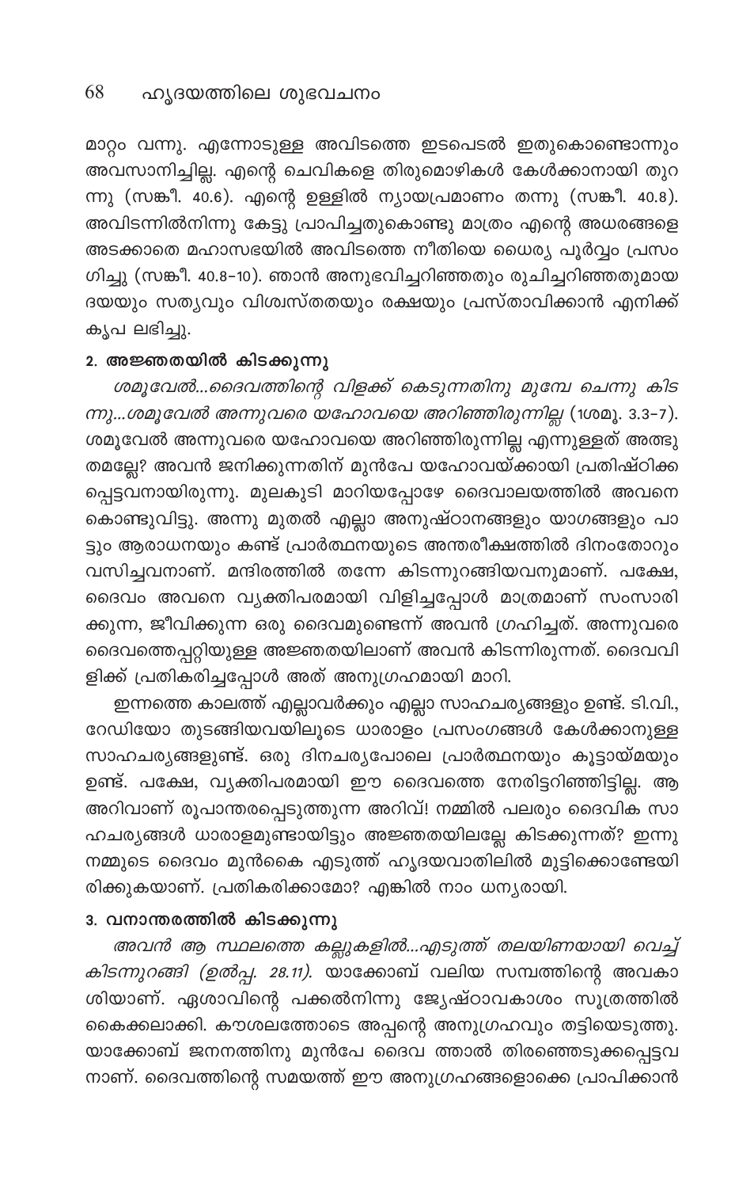മാറ്റം വന്നു. എന്നോടുള്ള അവിടത്തെ ഇടപെടൽ ഇതുകൊണ്ടൊന്നും അവസാനിച്ചില്ല. എന്റെ ചെവികളെ തിരുമൊഴികൾ കേൾക്കാനായി തുറന്നു (സങ്കീ. 40.6). എന്റെ ഉള്ളിൽ ന്യായപ്രമാണം തന്നു (സങ്കീ. 40.8). അവിടന്നിൽനിന്നു കേട്ടു പ്രാപിച്ചതുകൊണ്ടു മാത്രം എന്റെ അധരങ്ങളെ അടക്കാതെ മഹാസഭയിൽ അവിടത്തെ നീതിയെ ധൈര്യ പൂർവ്വം പ്രസംഗിച്ചു (സങ്കീ. 40.8-10). ഞാൻ അനുഭവിച്ചറിഞ്ഞതും രുചിച്ചറിഞ്ഞതുമായ ദയയും സത്യവും വിശ്വസ്തതയും രക്ഷയും പ്രസ്താവിക്കാൻ എനിക്ക് കൃപ ലഭിച്ചു.

### 2. അജ്ഞതയിൽ കിടക്കുന്നു

*ശമൂവേൽ...ദൈവത്തിന്റെ വിളക്ക് കെടുന്നതിനു മുമ്പേ ചെന്നു കിടന്നു...ശമൂവേൽ അന്നുവരെ യഹോവയെ അറിഞ്ഞിരുന്നില്ല* (1ശമൂ. 3.3-7). ശമൂവേൽ അന്നുവരെ യഹോവയെ അറിഞ്ഞിരുന്നില്ല എന്നുള്ളത് അത്ഭുതമല്ലേ? അവൻ ജനിക്കുന്നതിന് മുൻപേ യഹോവയ്ക്കായി പ്രതിഷ്ഠിക്കപ്പെട്ടവനായിരുന്നു. മുലകുടി മാറിയപ്പോഴേ ദൈവാലയത്തിൽ അവനെ കൊണ്ടുവിട്ടു. അന്നു മുതൽ എല്ലാ അനുഷ്ഠാനങ്ങളും യാഗങ്ങളും പാട്ടും ആരാധനയും കണ്ട് പ്രാർത്ഥനയുടെ അന്തരീക്ഷത്തിൽ ദിനംതോറും വസിച്ചവനാണ്. മന്ദിരത്തിൽ തന്നേ കിടന്നുറങ്ങിയവനുമാണ്. പക്ഷേ, ദൈവം അവനെ വ്യക്തിപരമായി വിളിച്ചപ്പോൾ മാത്രമാണ് സംസാരിക്കുന്ന, ജീവിക്കുന്ന ഒരു ദൈവമുണ്ടെന്ന് അവൻ ഗ്രഹിച്ചത്. അന്നുവരെ ദൈവത്തെപ്പറ്റിയുള്ള അജ്ഞതയിലാണ് അവൻ കിടന്നിരുന്നത്. ദൈവവിളിക്ക് പ്രതികരിച്ചപ്പോൾ അത് അനുഗ്രഹമായി മാറി.

ഇന്നത്തെ കാലത്ത് എല്ലാവർക്കും എല്ലാ സാഹചര്യങ്ങളും ഉണ്ട്. ടി.വി., റേഡിയോ തുടങ്ങിയവയിലൂടെ ധാരാളം പ്രസംഗങ്ങൾ കേൾക്കാനുള്ള സാഹചര്യങ്ങളുണ്ട്. ഒരു ദിനചര്യപോലെ പ്രാർത്ഥനയും കൂട്ടായ്മയും ഉണ്ട്. പക്ഷേ, വ്യക്തിപരമായി ഈ ദൈവത്തെ നേരിട്ടറിഞ്ഞിട്ടില്ല. ആ അറിവാണ് രൂപാന്തരപ്പെടുത്തുന്ന അറിവ്! നമ്മിൽ പലരും ദൈവിക സാഹചര്യങ്ങൾ ധാരാളമുണ്ടായിട്ടും അജ്ഞതയിലല്ലേ കിടക്കുന്നത്? ഇന്നു നമ്മുടെ ദൈവം മുൻകൈ എടുത്ത് ഹൃദയവാതിലിൽ മുട്ടിക്കൊണ്ടേയിരിക്കുകയാണ്. പ്രതികരിക്കാമോ? എങ്കിൽ നാം ധന്യരായി.

### 3. വനാന്തരത്തിൽ കിടക്കുന്നു

*അവൻ ആ സ്ഥലത്തെ കല്ലുകളിൽ...എടുത്ത് തലയിണയായി വെച്ച് കിടന്നുറങ്ങി (ഉൽപ്പ. 28.11).* യാക്കോബ് വലിയ സമ്പത്തിന്റെ അവകാശിയാണ്. ഏശാവിന്റെ പക്കൽനിന്നു ജ്യേഷ്ഠാവകാശം സൂത്രത്തിൽ കൈക്കലാക്കി. കൗശലത്തോടെ അപ്പന്റെ അനുഗ്രഹവും തട്ടിയെടുത്തു. യാക്കോബ് ജനനത്തിനു മുൻപേ ദൈവ ത്താൽ തിരഞ്ഞെടുക്കപ്പെട്ടവനാണ്. ദൈവത്തിന്റെ സമയത്ത് ഈ അനുഗ്രഹങ്ങളൊക്കെ പ്രാപിക്കാൻ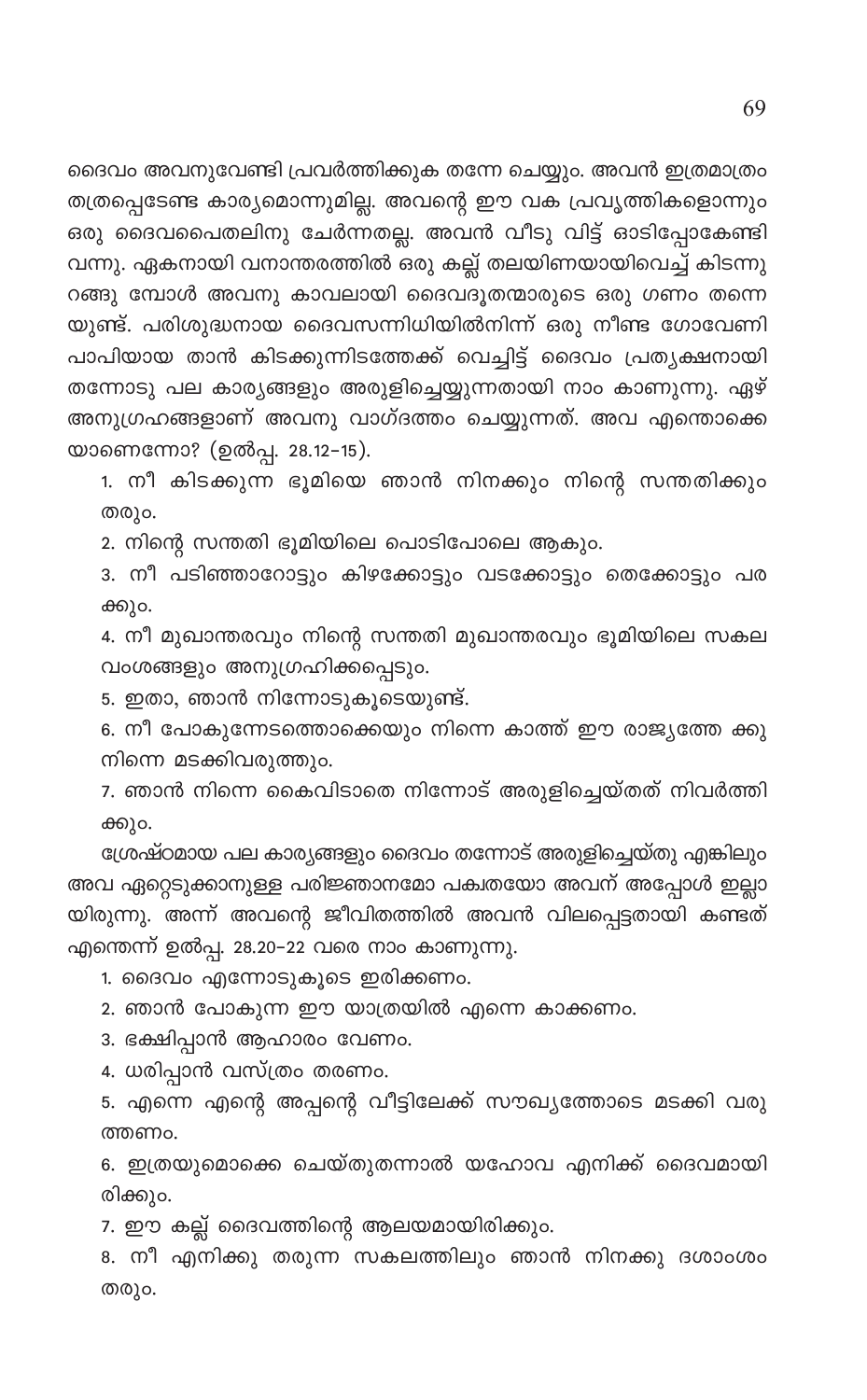ദൈവം അവനുവേണ്ടി പ്രവർത്തിക്കുക തന്നേ ചെയ്യും. അവൻ ഇത്രമാത്രം തത്രപ്പെടേണ്ട കാര്യമൊന്നുമില്ല. അവന്റെ ഈ വക പ്രവൃത്തികളൊന്നും ഒരു ദൈവപൈതലിനു ചേർന്നതല്ല. അവൻ വീടു വിട്ട് ഓടിപ്പോകേണ്ടി വന്നു. ഏകനായി വനാന്തരത്തിൽ ഒരു കല്ല് തലയിണയായിവെച്ച് കിടന്നുറങ്ങു മ്പോൾ അവനു കാവലായി ദൈവദൂതന്മാരുടെ ഒരു ഗണം തന്നെയുണ്ട്. പരിശുദ്ധനായ ദൈവസന്നിധിയിൽനിന്ന് ഒരു നീണ്ട ഗോവേണി പാപിയായ താൻ കിടക്കുന്നിടത്തേക്ക് വെച്ചിട്ട് ദൈവം പ്രത്യക്ഷനായി തന്നോടു പല കാര്യങ്ങളും അരുളിച്ചെയ്യുന്നതായി നാം കാണുന്നു. ഏഴ് അനുഗ്രഹങ്ങളാണ് അവനു വാഗ്ദത്തം ചെയ്യുന്നത്. അവ എന്തൊക്കെയാണെന്നോ? (ഉൽപ്പ. 28.12-15).

1. നീ കിടക്കുന്ന ഭൂമിയെ ഞാൻ നിനക്കും നിന്റെ സന്തതിക്കും തരും.
2. നിന്റെ സന്തതി ഭൂമിയിലെ പൊടിപോലെ ആകും.
3. നീ പടിഞ്ഞാറോട്ടും കിഴക്കോട്ടും വടക്കോട്ടും തെക്കോട്ടും പരക്കും.
4. നീ മുഖാന്തരവും നിന്റെ സന്തതി മുഖാന്തരവും ഭൂമിയിലെ സകല വംശങ്ങളും അനുഗ്രഹിക്കപ്പെടും.
5. ഇതാ, ഞാൻ നിന്നോടുകൂടെയുണ്ട്.
6. നീ പോകുന്നേടത്തൊക്കെയും നിന്നെ കാത്ത് ഈ രാജ്യത്തേ ക്കു നിന്നെ മടക്കിവരുത്തും.
7. ഞാൻ നിന്നെ കൈവിടാതെ നിന്നോട് അരുളിച്ചെയ്തത് നിവർത്തിക്കും.

ശ്രേഷ്ഠമായ പല കാര്യങ്ങളും ദൈവം തന്നോട് അരുളിച്ചെയ്തു എങ്കിലും അവ ഏറ്റെടുക്കാനുള്ള പരിജ്ഞാനമോ പക്വതയോ അവന് അപ്പോൾ ഇല്ലായിരുന്നു. അന്ന് അവന്റെ ജീവിതത്തിൽ അവൻ വിലപ്പെട്ടതായി കണ്ടത് എന്തെന്ന് ഉൽപ്പ. 28.20-22 വരെ നാം കാണുന്നു.

1. ദൈവം എന്നോടുകൂടെ ഇരിക്കണം.
2. ഞാൻ പോകുന്ന ഈ യാത്രയിൽ എന്നെ കാക്കണം.
3. ഭക്ഷിപ്പാൻ ആഹാരം വേണം.
4. ധരിപ്പാൻ വസ്ത്രം തരണം.
5. എന്നെ എന്റെ അപ്പന്റെ വീട്ടിലേക്ക് സൗഖ്യത്തോടെ മടക്കി വരുത്തണം.
6. ഇത്രയുമൊക്കെ ചെയ്തുതന്നാൽ യഹോവ എനിക്ക് ദൈവമായിരിക്കും.
7. ഈ കല്ല് ദൈവത്തിന്റെ ആലയമായിരിക്കും.
8. നീ എനിക്കു തരുന്ന സകലത്തിലും ഞാൻ നിനക്കു ദശാംശം തരും.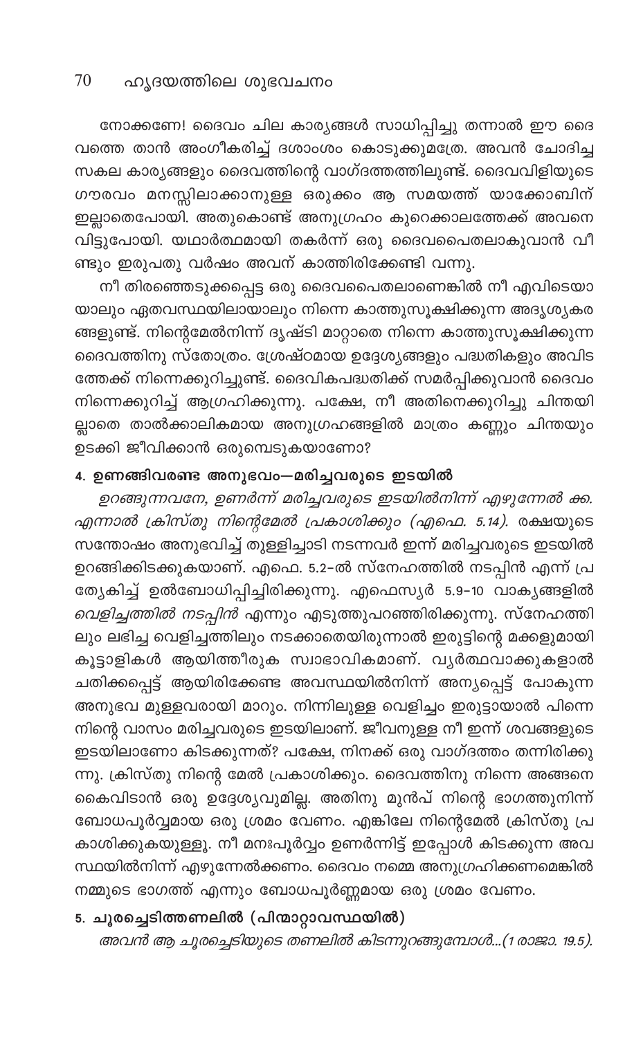നോക്കണേ! ദൈവം ചില കാര്യങ്ങൾ സാധിപ്പിച്ചു തന്നാൽ ഈ ദൈവത്തെ താൻ അംഗീകരിച്ച് ദശാംശം കൊടുക്കുമത്രേ. അവൻ ചോദിച്ച സകല കാര്യങ്ങളും ദൈവത്തിന്റെ വാഗ്ദത്തത്തിലുണ്ട്. ദൈവവിളിയുടെ ഗൗരവം മനസ്സിലാക്കാനുള്ള ഒരുക്കം ആ സമയത്ത് യാക്കോബിന് ഇല്ലാതെപോയി. അതുകൊണ്ട് അനുഗ്രഹം കുറെക്കാലത്തേക്ക് അവനെ വിട്ടുപോയി. യഥാർത്ഥമായി തകർന്ന് ഒരു ദൈവപൈതലാകുവാൻ വീണ്ടും ഇരുപതു വർഷം അവന് കാത്തിരിക്കേണ്ടി വന്നു.

നീ തിരഞ്ഞെടുക്കപ്പെട്ട ഒരു ദൈവപൈതലാണെങ്കിൽ നീ എവിടെയായാലും ഏതവസ്ഥയിലായാലും നിന്നെ കാത്തുസൂക്ഷിക്കുന്ന അദൃശ്യകരങ്ങളുണ്ട്. നിന്റെമേൽനിന്ന് ദൃഷ്ടി മാറ്റാതെ നിന്നെ കാത്തുസൂക്ഷിക്കുന്ന ദൈവത്തിനു സ്തോത്രം. ശ്രേഷ്ഠമായ ഉദ്ദേശ്യങ്ങളും പദ്ധതികളും അവിടത്തേക്ക് നിന്നെക്കുറിച്ചുണ്ട്. ദൈവികപദ്ധതിക്ക് സമർപ്പിക്കുവാൻ ദൈവം നിന്നെക്കുറിച്ച് ആഗ്രഹിക്കുന്നു. പക്ഷേ, നീ അതിനെക്കുറിച്ചു ചിന്തയില്ലാതെ താൽക്കാലികമായ അനുഗ്രഹങ്ങളിൽ മാത്രം കണ്ണും ചിന്തയും ഉടക്കി ജീവിക്കാൻ ഒരുമ്പെടുകയാണോ?

## 4. ഉണങ്ങിവരണ്ട അനുഭവം—മരിച്ചവരുടെ ഇടയിൽ

*ഉറങ്ങുന്നവനേ, ഉണർന്ന് മരിച്ചവരുടെ ഇടയിൽനിന്ന് എഴുന്നേൽ ക്ക. എന്നാൽ ക്രിസ്തു നിന്റെമേൽ പ്രകാശിക്കും (എഫെ. 5.14).* രക്ഷയുടെ സന്തോഷം അനുഭവിച്ച് തുള്ളിച്ചാടി നടന്നവർ ഇന്ന് മരിച്ചവരുടെ ഇടയിൽ ഉറങ്ങിക്കിടക്കുകയാണ്. എഫെ. 5.2-ൽ സ്നേഹത്തിൽ നടപ്പിൻ എന്ന് പ്രത്യേകിച്ച് ഉൽബോധിപ്പിച്ചിരിക്കുന്നു. എഫെസ്യർ 5.9-10 വാകൃങ്ങളിൽ *വെളിച്ചത്തിൽ നടപ്പിൻ* എന്നും എടുത്തുപറഞ്ഞിരിക്കുന്നു. സ്നേഹത്തിലും ലഭിച്ച വെളിച്ചത്തിലും നടക്കാതെയിരുന്നാൽ ഇരുട്ടിന്റെ മക്കളുമായി കൂട്ടാളികൾ ആയിത്തീരുക സ്വാഭാവികമാണ്. വ്യർത്ഥവാക്കുകളാൽ ചതിക്കപ്പെട്ട് ആയിരിക്കേണ്ട അവസ്ഥയിൽനിന്ന് അന്യപ്പെട്ട് പോകുന്ന അനുഭവ മുള്ളവരായി മാറും. നിന്നിലുള്ള വെളിച്ചം ഇരുട്ടായാൽ പിന്നെ നിന്റെ വാസം മരിച്ചവരുടെ ഇടയിലാണ്. ജീവനുള്ള നീ ഇന്ന് ശവങ്ങളുടെ ഇടയിലാണോ കിടക്കുന്നത്? പക്ഷേ, നിനക്ക് ഒരു വാഗ്ദത്തം തന്നിരിക്കുന്നു. ക്രിസ്തു നിന്റെ മേൽ പ്രകാശിക്കും. ദൈവത്തിനു നിന്നെ അങ്ങനെ കൈവിടാൻ ഒരു ഉദ്ദേശ്യവുമില്ല. അതിനു മുൻപ് നിന്റെ ഭാഗത്തുനിന്ന് ബോധപൂർവ്വമായ ഒരു ശ്രമം വേണം. എങ്കിലേ നിന്റെമേൽ ക്രിസ്തു പ്രകാശിക്കുകയുള്ളൂ. നീ മനഃപൂർവ്വം ഉണർന്നിട്ട് ഇപ്പോൾ കിടക്കുന്ന അവസ്ഥയിൽനിന്ന് എഴുന്നേൽക്കണം. ദൈവം നമ്മെ അനുഗ്രഹിക്കണമെങ്കിൽ നമ്മുടെ ഭാഗത്ത് എന്നും ബോധപൂർണ്ണമായ ഒരു ശ്രമം വേണം.

## 5. ചൂരച്ചെടിത്തണലിൽ (പിന്മാറ്റാവസ്ഥയിൽ)

*അവൻ ആ ചൂരച്ചെടിയുടെ തണലിൽ കിടന്നുറങ്ങുമ്പോൾ...(1 രാജാ. 19.5).*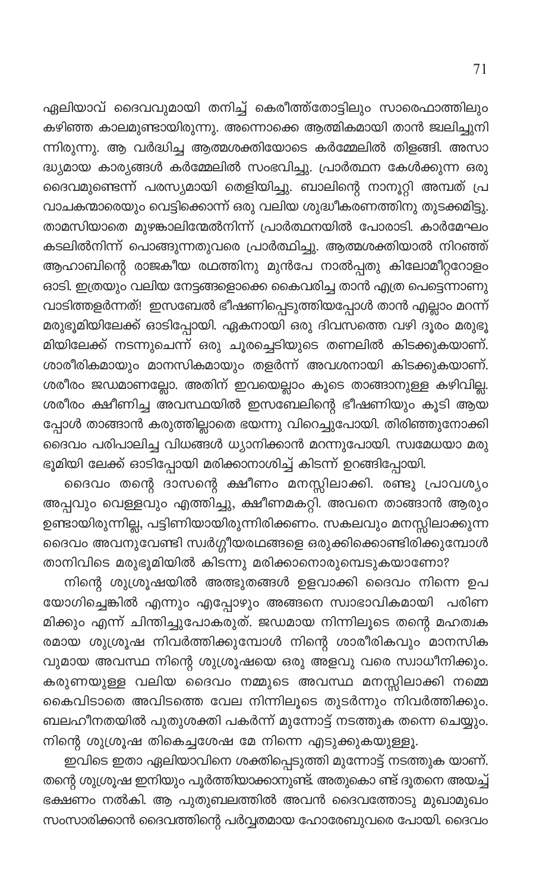ഏലിയാവ് ദൈവവുമായി തനിച്ച് കെരീത്ത്തോട്ടിലും സാരെഫാത്തിലും കഴിഞ്ഞ കാലമുണ്ടായിരുന്നു. അന്നൊക്കെ ആത്മികമായി താൻ ജ്വലിച്ചുനിന്നിരുന്നു. ആ വർദ്ധിച്ച ആത്മശക്തിയോടെ കർമ്മേലിൽ തിളങ്ങി. അസാദ്ധ്യമായ കാര്യങ്ങൾ കർമ്മേലിൽ സംഭവിച്ചു. പ്രാർത്ഥന കേൾക്കുന്ന ഒരു ദൈവമുണ്ടെന്ന് പരസ്യമായി തെളിയിച്ചു. ബാലിന്റെ നാനൂറ്റി അമ്പത് പ്രവാചകന്മാരെയും വെട്ടിക്കൊന്ന് ഒരു വലിയ ശുദ്ധീകരണത്തിനു തുടക്കമിട്ടു. താമസിയാതെ മുഴങ്കാലിന്മേൽനിന്ന് പ്രാർത്ഥനയിൽ പോരാടി. കാർമേഘം കടലിൽനിന്ന് പൊങ്ങുന്നതുവരെ പ്രാർത്ഥിച്ചു. ആത്മശക്തിയാൽ നിറഞ്ഞ് ആഹാബിന്റെ രാജകീയ രഥത്തിനു മുൻപേ നാൽപ്പതു കിലോമീറ്ററോളം ഓടി. ഇത്രയും വലിയ നേട്ടങ്ങളൊക്കെ കൈവരിച്ച താൻ എത്ര പെട്ടെന്നാണു വാടിത്തളർന്നത്! ഇസബേൽ ഭീഷണിപ്പെടുത്തിയപ്പോൾ താൻ എല്ലാം മറന്ന് മരുഭൂമിയിലേക്ക് ഓടിപ്പോയി. ഏകനായി ഒരു ദിവസത്തെ വഴി ദൂരം മരുഭൂമിയിലേക്ക് നടന്നുചെന്ന് ഒരു ചൂരച്ചെടിയുടെ തണലിൽ കിടക്കുകയാണ്. ശാരീരികമായും മാനസികമായും തളർന്ന് അവശനായി കിടക്കുകയാണ്. ശരീരം ജഡമാണല്ലോ. അതിന് ഇവയെല്ലാം കൂടെ താങ്ങാനുള്ള കഴിവില്ല. ശരീരം ക്ഷീണിച്ച അവസ്ഥയിൽ ഇസബേലിന്റെ ഭീഷണിയും കൂടി ആയപ്പോൾ താങ്ങാൻ കരുത്തില്ലാതെ ഭയന്നു വിറെച്ചുപോയി. തിരിഞ്ഞുനോക്കി ദൈവം പരിപാലിച്ച വിധങ്ങൾ ധ്യാനിക്കാൻ മറന്നുപോയി. സ്വമേധയാ മരുഭൂമിയി ലേക്ക് ഓടിപ്പോയി മരിക്കാനാശിച്ച് കിടന്ന് ഉറങ്ങിപ്പോയി.

ദൈവം തന്റെ ദാസന്റെ ക്ഷീണം മനസ്സിലാക്കി. രണ്ടു പ്രാവശ്യം അപ്പവും വെള്ളവും എത്തിച്ചു, ക്ഷീണമകറ്റി. അവനെ താങ്ങാൻ ആരും ഉണ്ടായിരുന്നില്ല, പട്ടിണിയായിരുന്നിരിക്കണം. സകലവും മനസ്സിലാക്കുന്ന ദൈവം അവനുവേണ്ടി സ്വർഗ്ഗീയരഥങ്ങളെ ഒരുക്കിക്കൊണ്ടിരിക്കുമ്പോൾ താനിവിടെ മരുഭൂമിയിൽ കിടന്നു മരിക്കാനൊരുമ്പെടുകയാണോ?

നിന്റെ ശുശ്രൂഷയിൽ അത്ഭുതങ്ങൾ ഉളവാക്കി ദൈവം നിന്നെ ഉപയോഗിച്ചെങ്കിൽ എന്നും എപ്പോഴും അങ്ങനെ സ്വാഭാവികമായി പരിണമിക്കും എന്ന് ചിന്തിച്ചുപോകരുത്. ജഡമായ നിന്നിലൂടെ തന്റെ മഹത്വകരമായ ശുശ്രൂഷ നിവർത്തിക്കുമ്പോൾ നിന്റെ ശാരീരികവും മാനസികവുമായ അവസ്ഥ നിന്റെ ശുശ്രൂഷയെ ഒരു അളവു വരെ സ്വാധീനിക്കും. കരുണയുള്ള വലിയ ദൈവം നമ്മുടെ അവസ്ഥ മനസ്സിലാക്കി നമ്മെ കൈവിടാതെ അവിടത്തെ വേല നിന്നിലൂടെ തുടർന്നും നിവർത്തിക്കും. ബലഹീനതയിൽ പുതുശക്തി പകർന്ന് മുന്നോട്ട് നടത്തുക തന്നെ ചെയ്യും. നിന്റെ ശുശ്രൂഷ തികെച്ചശേഷ മേ നിന്നെ എടുക്കുകയുള്ളൂ.

ഇവിടെ ഇതാ ഏലിയാവിനെ ശക്തിപ്പെടുത്തി മുന്നോട്ട് നടത്തുക യാണ്. തന്റെ ശുശ്രൂഷ ഇനിയും പൂർത്തിയാക്കാനുണ്ട്. അതുകൊ ണ്ട് ദൂതനെ അയച്ച് ഭക്ഷണം നൽകി. ആ പുതുബലത്തിൽ അവൻ ദൈവത്തോടു മുഖാമുഖം സംസാരിക്കാൻ ദൈവത്തിന്റെ പർവ്വതമായ ഹോരേബുവരെ പോയി. ദൈവം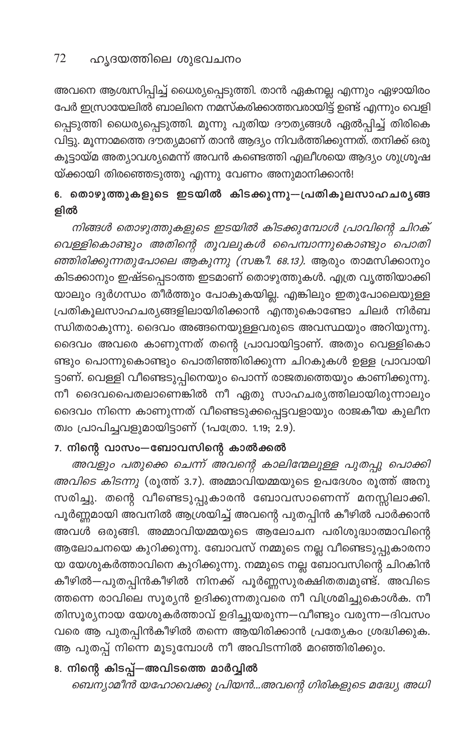അവനെ ആശ്വസിപ്പിച്ച് ധൈര്യപ്പെടുത്തി. താൻ ഏകനല്ല എന്നും ഏഴായിരം പേർ ഇസ്രായേലിൽ ബാലിനെ നമസ്കരിക്കാത്തവരായിട്ട് ഉണ്ട് എന്നും വെളിപ്പെടുത്തി ധൈര്യപ്പെടുത്തി. മൂന്നു പുതിയ ദൗത്യങ്ങൾ ഏൽപ്പിച്ച് തിരികെ വിട്ടു. മൂന്നാമത്തെ ദൗത്യമാണ് താൻ ആദ്യം നിവർത്തിക്കുന്നത്. തനിക്ക് ഒരു കൂട്ടായ്മ അത്യാവശ്യമെന്ന് അവൻ കണ്ടെത്തി എലീശയെ ആദ്യം ശുശ്രൂഷയ്ക്കായി തിരഞ്ഞെടുത്തു എന്നു വേണം അനുമാനിക്കാൻ!

### 6. തൊഴുത്തുകളുടെ ഇടയിൽ കിടക്കുന്നു—പ്രതികൂലസാഹചര്യങ്ങളിൽ

*നിങ്ങൾ തൊഴുത്തുകളുടെ ഇടയിൽ കിടക്കുമ്പോൾ പ്രാവിന്റെ ചിറക് വെള്ളികൊണ്ടും അതിന്റെ തൂവലുകൾ പൈമ്പൊന്നുകൊണ്ടും പൊതിഞ്ഞിരിക്കുന്നതുപോലെ ആകുന്നു (സങ്കീ. 68.13).* ആരും താമസിക്കാനും കിടക്കാനും ഇഷ്ടപ്പെടാത്ത ഇടമാണ് തൊഴുത്തുകൾ. എത്ര വൃത്തിയാക്കിയാലും ദുർഗന്ധം തീർത്തും പോകുകയില്ല. എങ്കിലും ഇതുപോലെയുള്ള പ്രതികൂലസാഹചര്യങ്ങളിലായിരിക്കാൻ എന്തുകൊണ്ടോ ചിലർ നിർബന്ധിതരാകുന്നു. ദൈവം അങ്ങനെയുള്ളവരുടെ അവസ്ഥയും അറിയുന്നു. ദൈവം അവരെ കാണുന്നത് തന്റെ പ്രാവായിട്ടാണ്. അതും വെള്ളികൊണ്ടും പൊന്നുകൊണ്ടും പൊതിഞ്ഞിരിക്കുന്ന ചിറകുകൾ ഉള്ള പ്രാവായിട്ടാണ്. വെള്ളി വീണ്ടെടുപ്പിനെയും പൊന്ന് രാജത്വത്തെയും കാണിക്കുന്നു. നീ ദൈവപൈതലാണെങ്കിൽ നീ ഏതു സാഹചര്യത്തിലായിരുന്നാലും ദൈവം നിന്നെ കാണുന്നത് വീണ്ടെടുക്കപ്പെട്ടവളായും രാജകീയ കുലീനത്വം പ്രാപിച്ചവളുമായിട്ടാണ് (1പത്രോ. 1.19; 2.9).

### 7. നിന്റെ വാസം—ബോവസിന്റെ കാൽക്കൽ

*അവളും പതുക്കെ ചെന്ന് അവന്റെ കാലിന്മേലുള്ള പുതപ്പു പൊക്കി അവിടെ കിടന്നു* (രൂത്ത് 3.7). അമ്മാവിയമ്മയുടെ ഉപദേശം രൂത്ത് അനുസരിച്ചു. തന്റെ വീണ്ടെടുപ്പുകാരൻ ബോവസാണെന്ന് മനസ്സിലാക്കി. പൂർണ്ണമായി അവനിൽ ആശ്രയിച്ച് അവന്റെ പുതപ്പിൻ കീഴിൽ പാർക്കാൻ അവൾ ഒരുങ്ങി. അമ്മാവിയമ്മയുടെ ആലോചന പരിശുദ്ധാത്മാവിന്റെ ആലോചനയെ കുറിക്കുന്നു. ബോവസ് നമ്മുടെ നല്ല വീണ്ടെടുപ്പുകാരനായ യേശുകർത്താവിനെ കുറിക്കുന്നു. നമ്മുടെ നല്ല ബോവസിന്റെ ചിറകിൻ കീഴിൽ—പുതപ്പിൻകീഴിൽ നിനക്ക് പൂർണ്ണസുരക്ഷിതത്വമുണ്ട്. അവിടെത്തന്നെ രാവിലെ സൂര്യൻ ഉദിക്കുന്നതുവരെ നീ വിശ്രമിച്ചുകൊൾക. നീതിസൂര്യനായ യേശുകർത്താവ് ഉദിച്ചുയരുന്ന—വീണ്ടും വരുന്ന—ദിവസം വരെ ആ പുതപ്പിൻകീഴിൽ തന്നെ ആയിരിക്കാൻ പ്രത്യേകം ശ്രദ്ധിക്കുക. ആ പുതപ്പ് നിന്നെ മൂടുമ്പോൾ നീ അവിടന്നിൽ മറഞ്ഞിരിക്കും.

### 8. നിന്റെ കിടപ്പ്—അവിടത്തെ മാർവ്വിൽ

*ബെന്യാമീൻ യഹോവെക്കു പ്രിയൻ...അവന്റെ ഗിരികളുടെ മദ്ധ്യേ അധി*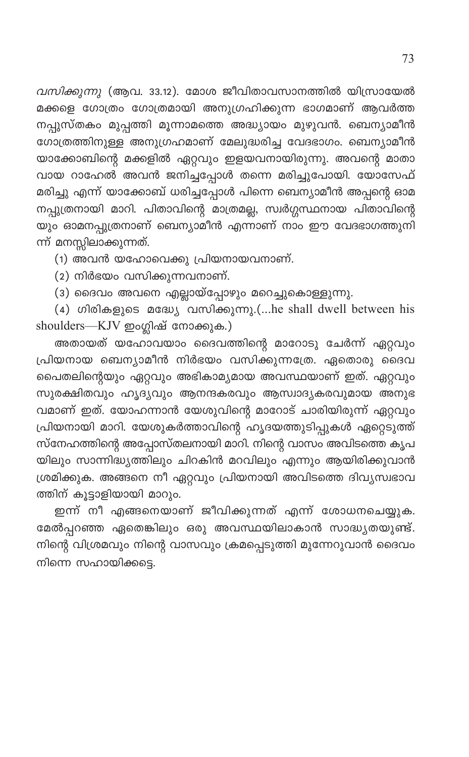*വസിക്കുന്നു* (ആവ. 33.12). മോശ ജീവിതാവസാനത്തിൽ യിസ്രായേൽ മക്കളെ ഗോത്രം ഗോത്രമായി അനുഗ്രഹിക്കുന്ന ഭാഗമാണ് ആവർത്ത നപ്പുസ്തകം മുപ്പത്തി മൂന്നാമത്തെ അദ്ധ്യായം മുഴുവൻ. ബെന്യാമീൻ ഗോത്രത്തിനുള്ള അനുഗ്രഹമാണ് മേലുദ്ധരിച്ച വേദഭാഗം. ബെന്യാമീൻ യാക്കോബിന്റെ മക്കളിൽ ഏറ്റവും ഇളയവനായിരുന്നു. അവന്റെ മാതാ വായ റാഹേൽ അവൻ ജനിച്ചപ്പോൾ തന്നെ മരിച്ചുപോയി. യോസേഫ് മരിച്ചു എന്ന് യാക്കോബ് ധരിച്ചപ്പോൾ പിന്നെ ബെന്യാമീൻ അപ്പന്റെ ഓമ നപ്പുത്രനായി മാറി. പിതാവിന്റെ മാത്രമല്ല, സ്വർഗ്ഗസ്ഥനായ പിതാവിന്റെ യും ഓമനപ്പുത്രനാണ് ബെന്യാമീൻ എന്നാണ് നാം ഈ വേദഭാഗത്തുനി ന്ന് മനസ്സിലാക്കുന്നത്.

(1) അവൻ യഹോവെക്കു പ്രിയനായവനാണ്.

(2) നിർഭയം വസിക്കുന്നവനാണ്.

(3) ദൈവം അവനെ എല്ലായ്പ്പോഴും മറെച്ചുകൊള്ളുന്നു.

(4) ഗിരികളുടെ മദ്ധ്യേ വസിക്കുന്നു.(...he shall dwell between his shoulders—KJV ഇംഗ്ലിഷ് നോക്കുക.)

അതായത് യഹോവയാം ദൈവത്തിന്റെ മാറോടു ചേർന്ന് ഏറ്റവും പ്രിയനായ ബെന്യാമീൻ നിർഭയം വസിക്കുന്നത്രേ. ഏതൊരു ദൈവ പൈതലിന്റെയും ഏറ്റവും അഭികാമ്യമായ അവസ്ഥയാണ് ഇത്. ഏറ്റവും സുരക്ഷിതവും ഹൃദ്യവും ആനന്ദകരവും ആസ്വാദ്യകരവുമായ അനുഭ വമാണ് ഇത്. യോഹന്നാൻ യേശുവിന്റെ മാറോട് ചാരിയിരുന്ന് ഏറ്റവും പ്രിയനായി മാറി. യേശുകർത്താവിന്റെ ഹൃദയത്തുടിപ്പുകൾ ഏറ്റെടുത്ത് സ്നേഹത്തിന്റെ അപ്പോസ്തലനായി മാറി. നിന്റെ വാസം അവിടത്തെ കൃപ യിലും സാന്നിദ്ധ്യത്തിലും ചിറകിൻ മറവിലും എന്നും ആയിരിക്കുവാൻ ശ്രമിക്കുക. അങ്ങനെ നീ ഏറ്റവും പ്രിയനായി അവിടത്തെ ദിവ്യസ്വഭാവ ത്തിന് കൂട്ടാളിയായി മാറും.

ഇന്ന് നീ എങ്ങനെയാണ് ജീവിക്കുന്നത് എന്ന് ശോധനചെയ്യുക. മേൽപ്പറഞ്ഞ ഏതെങ്കിലും ഒരു അവസ്ഥയിലാകാൻ സാദ്ധ്യതയുണ്ട്. നിന്റെ വിശ്രമവും നിന്റെ വാസവും ക്രമപ്പെടുത്തി മുന്നേറുവാൻ ദൈവം നിന്നെ സഹായിക്കട്ടെ.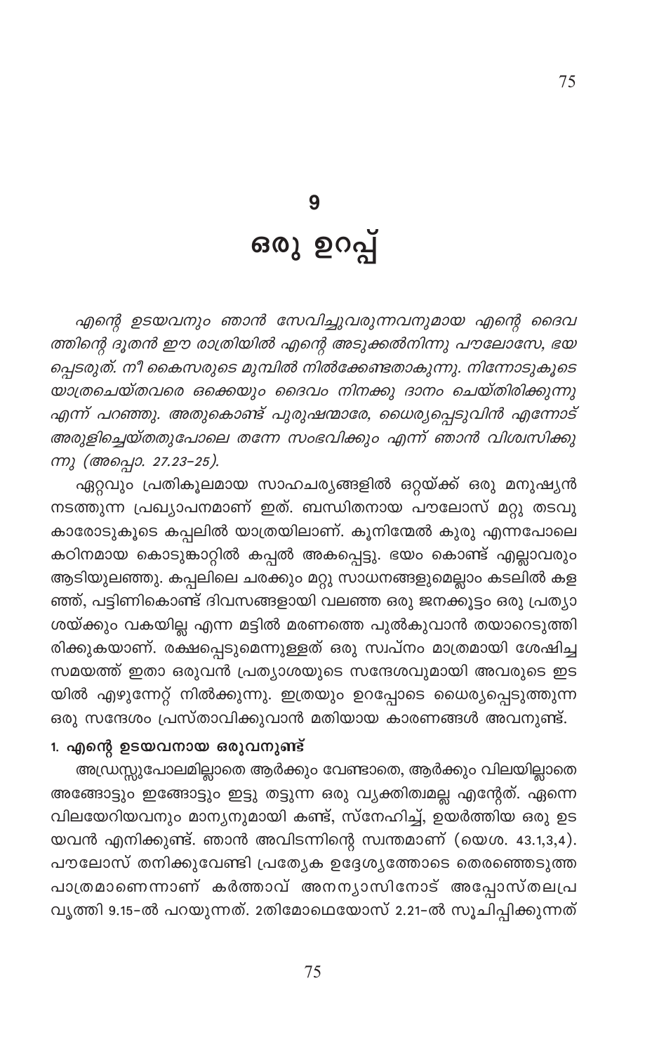# 9

# ഒരു ഉറപ്പ്

*എന്റെ ഉടയവനും ഞാൻ സേവിച്ചുവരുന്നവനുമായ എന്റെ ദൈവത്തിന്റെ ദൂതൻ ഈ രാത്രിയിൽ എന്റെ അടുക്കൽനിന്നു പൗലോസേ, ഭയപ്പെടരുത്. നീ കൈസരുടെ മുമ്പിൽ നിൽക്കേണ്ടതാകുന്നു. നിന്നോടുകൂടെ യാത്രചെയ്തവരെ ഒക്കെയും ദൈവം നിനക്കു ദാനം ചെയ്തിരിക്കുന്നു എന്ന് പറഞ്ഞു. അതുകൊണ്ട് പുരുഷന്മാരേ, ധൈര്യപ്പെടുവിൻ എന്നോട് അരുളിച്ചെയ്തതുപോലെ തന്നേ സംഭവിക്കും എന്ന് ഞാൻ വിശ്വസിക്കുന്നു (അപ്പൊ. 27.23-25).*

ഏറ്റവും പ്രതികൂലമായ സാഹചര്യങ്ങളിൽ ഒറ്റയ്ക്ക് ഒരു മനുഷ്യൻ നടത്തുന്ന പ്രഖ്യാപനമാണ് ഇത്. ബന്ധിതനായ പൗലോസ് മറ്റു തടവുകാരോടുകൂടെ കപ്പലിൽ യാത്രയിലാണ്. കൂനിന്മേൽ കുരു എന്നപോലെ കഠിനമായ കൊടുങ്കാറ്റിൽ കപ്പൽ അകപ്പെട്ടു. ഭയം കൊണ്ട് എല്ലാവരും ആടിയുലഞ്ഞു. കപ്പലിലെ ചരക്കും മറ്റു സാധനങ്ങളുമെല്ലാം കടലിൽ കളഞ്ഞ്, പട്ടിണികൊണ്ട് ദിവസങ്ങളായി വലഞ്ഞ ഒരു ജനക്കൂട്ടം ഒരു പ്രത്യാശയ്ക്കും വകയില്ല എന്ന മട്ടിൽ മരണത്തെ പുൽകുവാൻ തയാറെടുത്തിരിക്കുകയാണ്. രക്ഷപ്പെടുമെന്നുള്ളത് ഒരു സ്വപ്നം മാത്രമായി ശേഷിച്ച സമയത്ത് ഇതാ ഒരുവൻ പ്രത്യാശയുടെ സന്ദേശവുമായി അവരുടെ ഇടയിൽ എഴുന്നേറ്റ് നിൽക്കുന്നു. ഇത്രയും ഉറപ്പോടെ ധൈര്യപ്പെടുത്തുന്ന ഒരു സന്ദേശം പ്രസ്താവിക്കുവാൻ മതിയായ കാരണങ്ങൾ അവനുണ്ട്.

**1. എന്റെ ഉടയവനായ ഒരുവനുണ്ട്**

അഡ്രസ്സുപോലുമില്ലാതെ ആർക്കും വേണ്ടാതെ, ആർക്കും വിലയില്ലാതെ അങ്ങോട്ടും ഇങ്ങോട്ടും ഇട്ടു തട്ടുന്ന ഒരു വ്യക്തിത്വമല്ല എന്റേത്. എന്നെ വിലയേറിയവനും മാന്യനുമായി കണ്ട്, സ്നേഹിച്ച്, ഉയർത്തിയ ഒരു ഉടയവൻ എനിക്കുണ്ട്. ഞാൻ അവിടുന്നിന്റെ സ്വന്തമാണ് (യെശ. 43.1,3,4). പൗലോസ് തനിക്കുവേണ്ടി പ്രത്യേക ഉദ്ദേശ്യത്തോടെ തെരഞ്ഞെടുത്ത പാത്രമാണെന്നാണ് കർത്താവ് അനന്യാസിനോട് അപ്പോസ്തലപ്രവൃത്തി 9.15-ൽ പറയുന്നത്. 2തിമോഥെയോസ് 2.21-ൽ സൂചിപ്പിക്കുന്നത്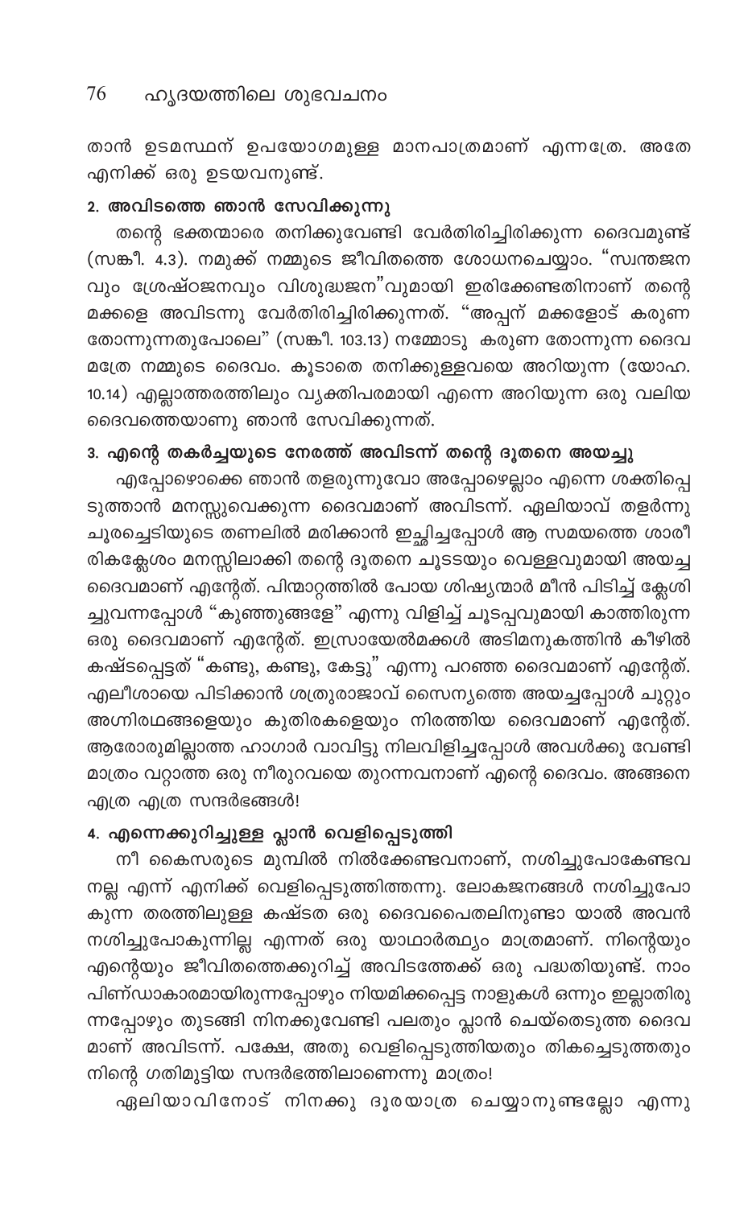താൻ ഉടമസ്ഥന് ഉപയോഗമുള്ള മാനപാത്രമാണ് എന്നത്രേ. അതേ എനിക്ക് ഒരു ഉടയവനുണ്ട്.

**2. അവിടത്തെ ഞാൻ സേവിക്കുന്നു**

തന്റെ ഭക്തന്മാരെ തനിക്കുവേണ്ടി വേർതിരിച്ചിരിക്കുന്ന ദൈവമുണ്ട് (സങ്കീ. 4.3). നമുക്ക് നമ്മുടെ ജീവിതത്തെ ശോധനചെയ്യാം. "സ്വന്തജനവും ശ്രേഷ്ഠജനവും വിശുദ്ധജന"വുമായി ഇരിക്കേണ്ടതിനാണ് തന്റെ മക്കളെ അവിടന്നു വേർതിരിച്ചിരിക്കുന്നത്. "അപ്പന് മക്കളോട് കരുണ തോന്നുന്നതുപോലെ" (സങ്കീ. 103.13) നമ്മോടു കരുണ തോന്നുന്ന ദൈവമത്രേ നമ്മുടെ ദൈവം. കൂടാതെ തനിക്കുള്ളവയെ അറിയുന്ന (യോഹ. 10.14) എല്ലാത്തരത്തിലും വ്യക്തിപരമായി എന്നെ അറിയുന്ന ഒരു വലിയ ദൈവത്തെയാണു ഞാൻ സേവിക്കുന്നത്.

**3. എന്റെ തകർച്ചയുടെ നേരത്ത് അവിടന്ന് തന്റെ ദൂതനെ അയച്ചു**

എപ്പോഴൊക്കെ ഞാൻ തളരുന്നുവോ അപ്പോഴെല്ലാം എന്നെ ശക്തിപ്പെടുത്താൻ മനസ്സുവെക്കുന്ന ദൈവമാണ് അവിടന്ന്. ഏലിയാവ് തളർന്നു ചൂരച്ചെടിയുടെ തണലിൽ മരിക്കാൻ ഇച്ഛിച്ചപ്പോൾ ആ സമയത്തെ ശാരീരികക്ലേശം മനസ്സിലാക്കി തന്റെ ദൂതനെ ചൂടടയും വെള്ളവുമായി അയച്ച ദൈവമാണ് എന്റേത്. പിന്മാറ്റത്തിൽ പോയ ശിഷ്യന്മാർ മീൻ പിടിച്ച് ക്ലേശിച്ചുവന്നപ്പോൾ "കുഞ്ഞുങ്ങളേ" എന്നു വിളിച്ച് ചൂടപ്പവുമായി കാത്തിരുന്ന ഒരു ദൈവമാണ് എന്റേത്. ഇസ്രായേൽമക്കൾ അടിമനുകത്തിൻ കീഴിൽ കഷ്ടപ്പെട്ടത് "കണ്ടു, കണ്ടു, കേട്ടു" എന്നു പറഞ്ഞ ദൈവമാണ് എന്റേത്. എലീശായെ പിടിക്കാൻ ശത്രുരാജാവ് സൈന്യത്തെ അയച്ചപ്പോൾ ചുറ്റും അഗ്നിരഥങ്ങളെയും കുതിരകളെയും നിരത്തിയ ദൈവമാണ് എന്റേത്. ആരോരുമില്ലാത്ത ഹാഗാർ വാവിട്ടു നിലവിളിച്ചപ്പോൾ അവൾക്കു വേണ്ടി മാത്രം വറ്റാത്ത ഒരു നീരുറവയെ തുറന്നവനാണ് എന്റെ ദൈവം. അങ്ങനെ എത്ര എത്ര സന്ദർഭങ്ങൾ!

**4. എന്നെക്കുറിച്ചുള്ള പ്ലാൻ വെളിപ്പെടുത്തി**

നീ കൈസരുടെ മുമ്പിൽ നിൽക്കേണ്ടവനാണ്, നശിച്ചുപോകേണ്ടവനല്ല എന്ന് എനിക്ക് വെളിപ്പെടുത്തിത്തന്നു. ലോകജനങ്ങൾ നശിച്ചുപോകുന്ന തരത്തിലുള്ള കഷ്ടത ഒരു ദൈവപൈതലിനുണ്ടായാൽ അവൻ നശിച്ചുപോകുന്നില്ല എന്നത് ഒരു യാഥാർത്ഥ്യം മാത്രമാണ്. നിന്റെയും എന്റെയും ജീവിതത്തെക്കുറിച്ച് അവിടത്തേക്ക് ഒരു പദ്ധതിയുണ്ട്. നാം പിണ്ഡാകാരമായിരുന്നപ്പോഴും നിയമിക്കപ്പെട്ട നാളുകൾ ഒന്നും ഇല്ലാതിരുന്നപ്പോഴും തുടങ്ങി നിനക്കുവേണ്ടി പലതും പ്ലാൻ ചെയ്തെടുത്ത ദൈവമാണ് അവിടന്ന്. പക്ഷേ, അതു വെളിപ്പെടുത്തിയതും തികച്ചെടുത്തതും നിന്റെ ഗതിമുട്ടിയ സന്ദർഭത്തിലാണെന്നു മാത്രം!

ഏലിയാവിനോട് നിനക്കു ദൂരയാത്ര ചെയ്യാനുണ്ടല്ലോ എന്നു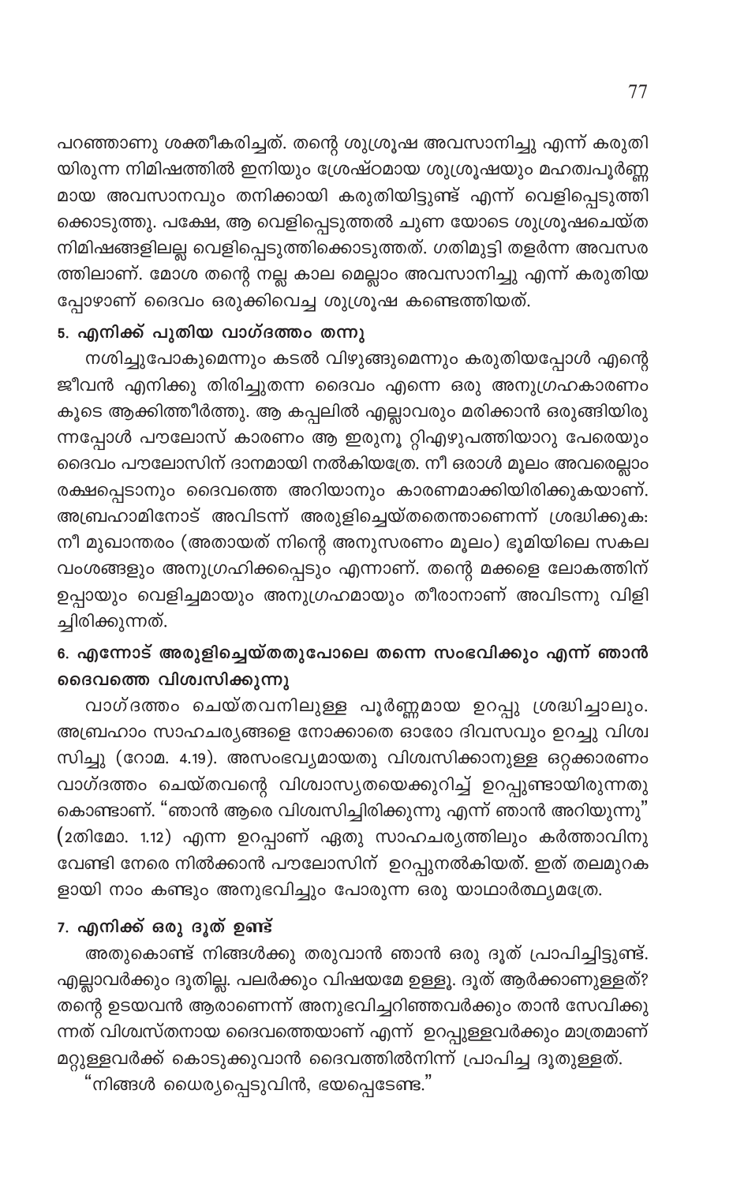പറഞ്ഞാണു ശക്തീകരിച്ചത്. തന്റെ ശുശ്രൂഷ അവസാനിച്ചു എന്ന് കരുതിയിരുന്ന നിമിഷത്തിൽ ഇനിയും ശ്രേഷ്ഠമായ ശുശ്രൂഷയും മഹത്വപൂർണ്ണമായ അവസാനവും തനിക്കായി കരുതിയിട്ടുണ്ട് എന്ന് വെളിപ്പെടുത്തിക്കൊടുത്തു. പക്ഷേ, ആ വെളിപ്പെടുത്തൽ ചുണ യോടെ ശുശ്രൂഷചെയ്ത നിമിഷങ്ങളിലല്ല വെളിപ്പെടുത്തിക്കൊടുത്തത്. ഗതിമുട്ടി തളർന്ന അവസരത്തിലാണ്. മോശ തന്റെ നല്ല കാല മെല്ലാം അവസാനിച്ചു എന്ന് കരുതിയപ്പോഴാണ് ദൈവം ഒരുക്കിവെച്ച ശുശ്രൂഷ കണ്ടെത്തിയത്.

### 5. എനിക്ക് പുതിയ വാഗ്ദത്തം തന്നു

നശിച്ചുപോകുമെന്നും കടൽ വിഴുങ്ങുമെന്നും കരുതിയപ്പോൾ എന്റെ ജീവൻ എനിക്കു തിരിച്ചുതന്ന ദൈവം എന്നെ ഒരു അനുഗ്രഹകാരണം കൂടെ ആക്കിത്തീർത്തു. ആ കപ്പലിൽ എല്ലാവരും മരിക്കാൻ ഒരുങ്ങിയിരുന്നപ്പോൾ പൗലോസ് കാരണം ആ ഇരുനൂ റ്റിഎഴുപത്തിയാറു പേരെയും ദൈവം പൗലോസിന് ദാനമായി നൽകിയത്രേ. നീ ഒരാൾ മൂലം അവരെല്ലാം രക്ഷപ്പെടാനും ദൈവത്തെ അറിയാനും കാരണമാക്കിയിരിക്കുകയാണ്. അബ്രഹാമിനോട് അവിടന്ന് അരുളിച്ചെയ്തതെന്താണെന്ന് ശ്രദ്ധിക്കുക: നീ മുഖാന്തരം (അതായത് നിന്റെ അനുസരണം മൂലം) ഭൂമിയിലെ സകല വംശങ്ങളും അനുഗ്രഹിക്കപ്പെടും എന്നാണ്. തന്റെ മക്കളെ ലോകത്തിന് ഉപ്പായും വെളിച്ചമായും അനുഗ്രഹമായും തീരാനാണ് അവിടന്നു വിളിച്ചിരിക്കുന്നത്.

### 6. എന്നോട് അരുളിച്ചെയ്തതുപോലെ തന്നെ സംഭവിക്കും എന്ന് ഞാൻ ദൈവത്തെ വിശ്വസിക്കുന്നു

വാഗ്ദത്തം ചെയ്തവനിലുള്ള പൂർണ്ണമായ ഉറപ്പു ശ്രദ്ധിച്ചാലും. അബ്രഹാം സാഹചര്യങ്ങളെ നോക്കാതെ ഓരോ ദിവസവും ഉറച്ചു വിശ്വസിച്ചു (റോമ. 4.19). അസംഭവ്യമായതു വിശ്വസിക്കാനുള്ള ഒറ്റക്കാരണം വാഗ്ദത്തം ചെയ്തവന്റെ വിശ്വാസ്യതയെക്കുറിച്ച് ഉറപ്പുണ്ടായിരുന്നതു കൊണ്ടാണ്. "ഞാൻ ആരെ വിശ്വസിച്ചിരിക്കുന്നു എന്ന് ഞാൻ അറിയുന്നു" (2തിമോ. 1.12) എന്ന ഉറപ്പാണ് ഏതു സാഹചര്യത്തിലും കർത്താവിനു വേണ്ടി നേരെ നിൽക്കാൻ പൗലോസിന് ഉറപ്പുനൽകിയത്. ഇത് തലമുറകളായി നാം കണ്ടും അനുഭവിച്ചും പോരുന്ന ഒരു യാഥാർത്ഥ്യമത്രേ.

### 7. എനിക്ക് ഒരു ദൂത് ഉണ്ട്

അതുകൊണ്ട് നിങ്ങൾക്കു തരുവാൻ ഞാൻ ഒരു ദൂത് പ്രാപിച്ചിട്ടുണ്ട്. എല്ലാവർക്കും ദൂതില്ല. പലർക്കും വിഷയമേ ഉള്ളൂ. ദൂത് ആർക്കാണുള്ളത്? തന്റെ ഉടയവൻ ആരാണെന്ന് അനുഭവിച്ചറിഞ്ഞവർക്കും താൻ സേവിക്കുന്നത് വിശ്വസ്തനായ ദൈവത്തെയാണ് എന്ന് ഉറപ്പുള്ളവർക്കും മാത്രമാണ് മറ്റുള്ളവർക്ക് കൊടുക്കുവാൻ ദൈവത്തിൽനിന്ന് പ്രാപിച്ച ദൂതുള്ളത്.

"നിങ്ങൾ ധൈര്യപ്പെടുവിൻ, ഭയപ്പെടേണ്ട."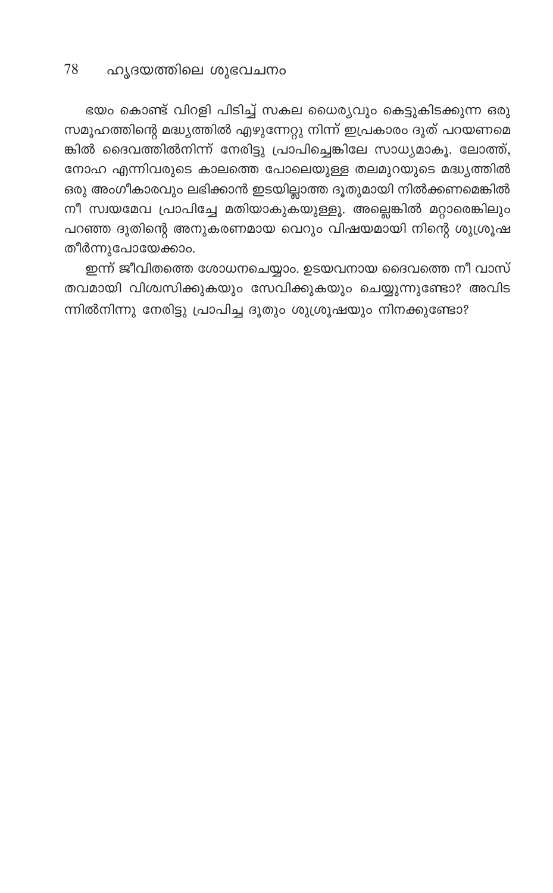ഭയം കൊണ്ട് വിറളി പിടിച്ച് സകല ധൈര്യവും കെട്ടുകിടക്കുന്ന ഒരു സമൂഹത്തിന്റെ മദ്ധ്യത്തിൽ എഴുന്നേറ്റു നിന്ന് ഇപ്രകാരം ദൂത് പറയണമെങ്കിൽ ദൈവത്തിൽനിന്ന് നേരിട്ടു പ്രാപിച്ചെങ്കിലേ സാധ്യമാകൂ. ലോത്ത്, നോഹ എന്നിവരുടെ കാലത്തെ പോലെയുള്ള തലമുറയുടെ മദ്ധ്യത്തിൽ ഒരു അംഗീകാരവും ലഭിക്കാൻ ഇടയില്ലാത്ത ദൂതുമായി നിൽക്കണമെങ്കിൽ നീ സ്വയമേവ പ്രാപിച്ചേ മതിയാകുകയുള്ളൂ. അല്ലെങ്കിൽ മറ്റാരെങ്കിലും പറഞ്ഞ ദൂതിന്റെ അനുകരണമായ വെറും വിഷയമായി നിന്റെ ശുശ്രൂഷ തീർന്നുപോയേക്കാം.

ഇന്ന് ജീവിതത്തെ ശോധനചെയ്യാം. ഉടയവനായ ദൈവത്തെ നീ വാസ്തവമായി വിശ്വസിക്കുകയും സേവിക്കുകയും ചെയ്യുന്നുണ്ടോ? അവിടന്നിൽനിന്നു നേരിട്ടു പ്രാപിച്ച ദൂതും ശുശ്രൂഷയും നിനക്കുണ്ടോ?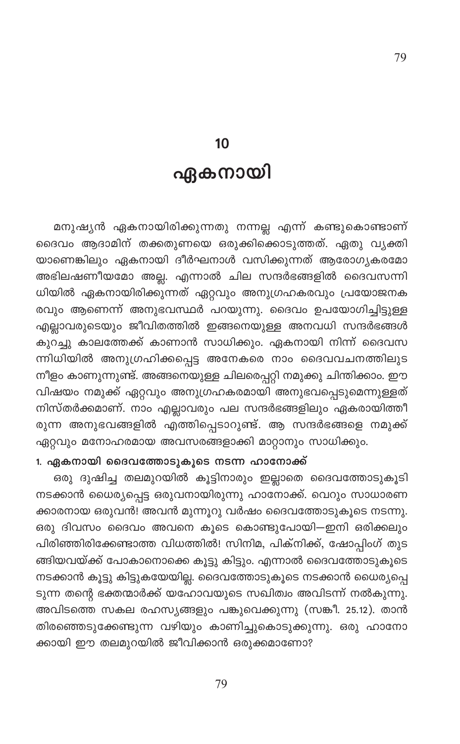# 10

# ഏകനായി

മനുഷ്യൻ ഏകനായിരിക്കുന്നതു നന്നല്ല എന്ന് കണ്ടുകൊണ്ടാണ് ദൈവം ആദാമിന് തക്കതുണയെ ഒരുക്കിക്കൊടുത്തത്. ഏതു വ്യക്തിയാണെങ്കിലും ഏകനായി ദീർഘനാൾ വസിക്കുന്നത് ആരോഗ്യകരമോ അഭിലഷണീയമോ അല്ല. എന്നാൽ ചില സന്ദർഭങ്ങളിൽ ദൈവസന്നിധിയിൽ ഏകനായിരിക്കുന്നത് ഏറ്റവും അനുഗ്രഹകരവും പ്രയോജനകരവും ആണെന്ന് അനുഭവസ്ഥർ പറയുന്നു. ദൈവം ഉപയോഗിച്ചിട്ടുള്ള എല്ലാവരുടെയും ജീവിതത്തിൽ ഇങ്ങനെയുള്ള അനവധി സന്ദർഭങ്ങൾ കുറച്ചു കാലത്തേക്ക് കാണാൻ സാധിക്കും. ഏകനായി നിന്ന് ദൈവസന്നിധിയിൽ അനുഗ്രഹിക്കപ്പെട്ട അനേകരെ നാം ദൈവവചനത്തിലുട നീളം കാണുന്നുണ്ട്. അങ്ങനെയുള്ള ചിലരെപ്പറ്റി നമുക്കു ചിന്തിക്കാം. ഈ വിഷയം നമുക്ക് ഏറ്റവും അനുഗ്രഹകരമായി അനുഭവപ്പെടുമെന്നുള്ളത് നിസ്തർക്കമാണ്. നാം എല്ലാവരും പല സന്ദർഭങ്ങളിലും ഏകരായിത്തീരുന്ന അനുഭവങ്ങളിൽ എത്തിപ്പെടാറുണ്ട്. ആ സന്ദർഭങ്ങളെ നമുക്ക് ഏറ്റവും മനോഹരമായ അവസരങ്ങളാക്കി മാറ്റാനും സാധിക്കും.

**1. ഏകനായി ദൈവത്തോടുകൂടെ നടന്ന ഹാനോക്ക്**

ഒരു ദുഷിച്ച തലമുറയിൽ കൂട്ടിനാരും ഇല്ലാതെ ദൈവത്തോടുകൂടി നടക്കാൻ ധൈര്യപ്പെട്ട ഒരുവനായിരുന്നു ഹാനോക്ക്. വെറും സാധാരണക്കാരനായ ഒരുവൻ! അവൻ മുന്നൂറു വർഷം ദൈവത്തോടുകൂടെ നടന്നു. ഒരു ദിവസം ദൈവം അവനെ കൂടെ കൊണ്ടുപോയി—ഇനി ഒരിക്കലും പിരിഞ്ഞിരിക്കേണ്ടാത്ത വിധത്തിൽ! സിനിമ, പിക്നിക്ക്, ഷോപ്പിംഗ് തുടങ്ങിയവയ്ക്ക് പോകാനൊക്കെ കൂട്ടു കിട്ടും. എന്നാൽ ദൈവത്തോടുകൂടെ നടക്കാൻ കൂട്ടു കിട്ടുകയേയില്ല. ദൈവത്തോടുകൂടെ നടക്കാൻ ധൈര്യപ്പെടുന്ന തന്റെ ഭക്തന്മാർക്ക് യഹോവയുടെ സഖിത്വം അവിടന്ന് നൽകുന്നു. അവിടത്തെ സകല രഹസ്യങ്ങളും പങ്കുവെക്കുന്നു (സങ്കീ. 25.12). താൻ തിരഞ്ഞെടുക്കേണ്ടുന്ന വഴിയും കാണിച്ചുകൊടുക്കുന്നു. ഒരു ഹാനോക്കായി ഈ തലമുറയിൽ ജീവിക്കാൻ ഒരുക്കമാണോ?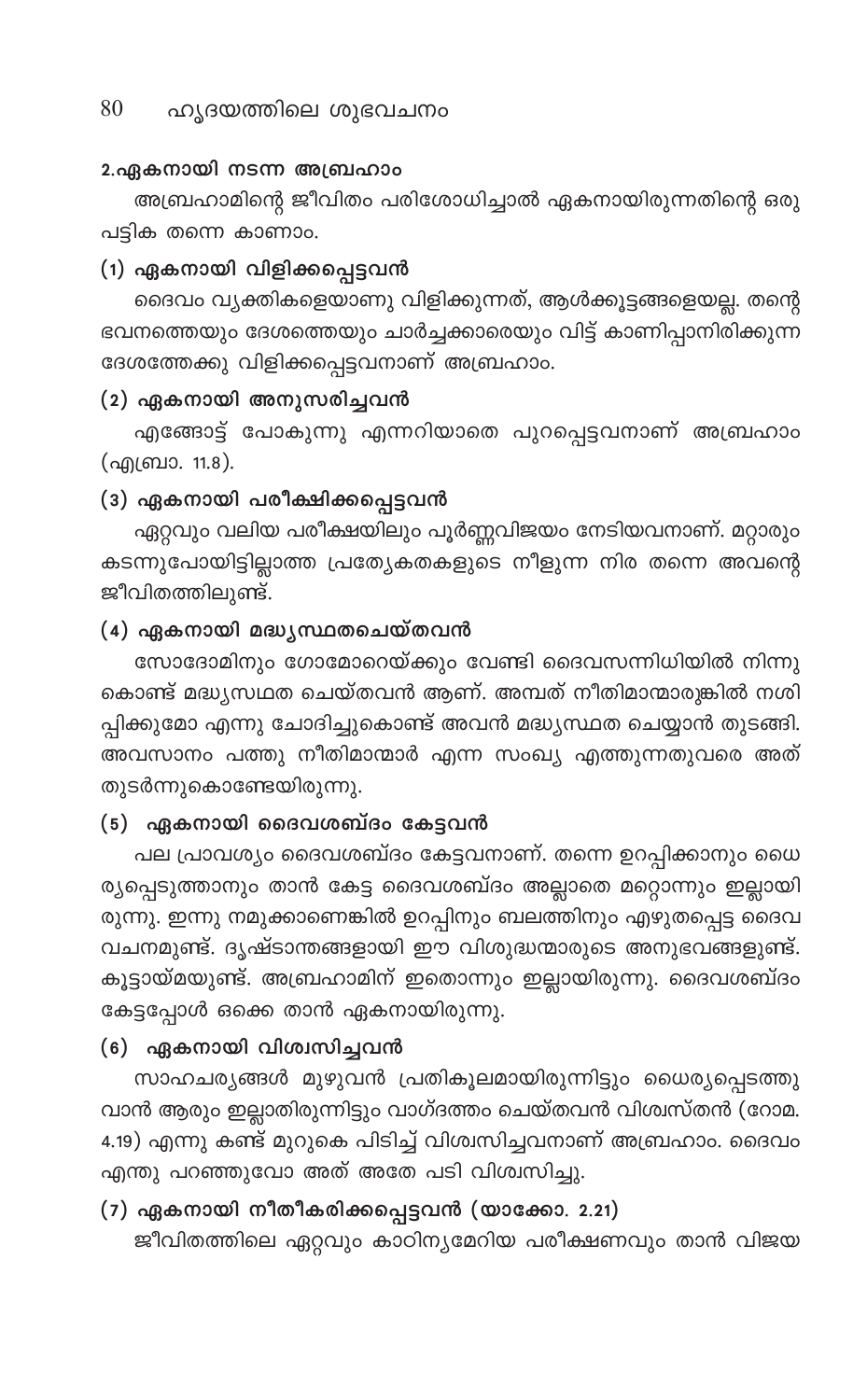## 2.ഏകനായി നടന്ന അബ്രഹാം

അബ്രഹാമിന്റെ ജീവിതം പരിശോധിച്ചാൽ ഏകനായിരുന്നതിന്റെ ഒരു പട്ടിക തന്നെ കാണാം.

### (1) ഏകനായി വിളിക്കപ്പെട്ടവൻ

ദൈവം വ്യക്തികളെയാണു വിളിക്കുന്നത്, ആൾക്കൂട്ടങ്ങളെയല്ല. തന്റെ ഭവനത്തെയും ദേശത്തെയും ചാർച്ചക്കാരെയും വിട്ട് കാണിപ്പാനിരിക്കുന്ന ദേശത്തേക്കു വിളിക്കപ്പെട്ടവനാണ് അബ്രഹാം.

### (2) ഏകനായി അനുസരിച്ചവൻ

എങ്ങോട്ട് പോകുന്നു എന്നറിയാതെ പുറപ്പെട്ടവനാണ് അബ്രഹാം (എബ്രാ. 11.8).

### (3) ഏകനായി പരീക്ഷിക്കപ്പെട്ടവൻ

ഏറ്റവും വലിയ പരീക്ഷയിലും പൂർണ്ണവിജയം നേടിയവനാണ്. മറ്റാരും കടന്നുപോയിട്ടില്ലാത്ത പ്രത്യേകതകളുടെ നീളുന്ന നിര തന്നെ അവന്റെ ജീവിതത്തിലുണ്ട്.

### (4) ഏകനായി മദ്ധ്യസ്ഥതചെയ്തവൻ

സോദോമിനും ഗോമോറെയ്ക്കും വേണ്ടി ദൈവസന്നിധിയിൽ നിന്നുകൊണ്ട് മദ്ധ്യസഥത ചെയ്തവൻ ആണ്. അമ്പത് നീതിമാന്മാരുങ്കിൽ നശിപ്പിക്കുമോ എന്നു ചോദിച്ചുകൊണ്ട് അവൻ മദ്ധ്യസ്ഥത ചെയ്യാൻ തുടങ്ങി. അവസാനം പത്തു നീതിമാന്മാർ എന്ന സംഖ്യ എത്തുന്നതുവരെ അത് തുടർന്നുകൊണ്ടേയിരുന്നു.

### (5) ഏകനായി ദൈവശബ്ദം കേട്ടവൻ

പല പ്രാവശ്യം ദൈവശബ്ദം കേട്ടവനാണ്. തന്നെ ഉറപ്പിക്കാനും ധൈര്യപ്പെടുത്താനും താൻ കേട്ട ദൈവശബ്ദം അല്ലാതെ മറ്റൊന്നും ഇല്ലായിരുന്നു. ഇന്നു നമുക്കാണെങ്കിൽ ഉറപ്പിനും ബലത്തിനും എഴുതപ്പെട്ട ദൈവവചനമുണ്ട്. ദൃഷ്ടാന്തങ്ങളായി ഈ വിശുദ്ധന്മാരുടെ അനുഭവങ്ങളുണ്ട്. കൂട്ടായ്മയുണ്ട്. അബ്രഹാമിന് ഇതൊന്നും ഇല്ലായിരുന്നു. ദൈവശബ്ദം കേട്ടപ്പോൾ ഒക്കെ താൻ ഏകനായിരുന്നു.

### (6) ഏകനായി വിശ്വസിച്ചവൻ

സാഹചര്യങ്ങൾ മുഴുവൻ പ്രതികൂലമായിരുന്നിട്ടും ധൈര്യപ്പെടത്തുവാൻ ആരും ഇല്ലാതിരുന്നിട്ടും വാഗ്ദത്തം ചെയ്തവൻ വിശ്വസ്തൻ (റോമ. 4.19) എന്നു കണ്ട് മുറുകെ പിടിച്ച് വിശ്വസിച്ചവനാണ് അബ്രഹാം. ദൈവം എന്തു പറഞ്ഞുവോ അത് അതേ പടി വിശ്വസിച്ചു.

### (7) ഏകനായി നീതീകരിക്കപ്പെട്ടവൻ (യാക്കോ. 2.21)

ജീവിതത്തിലെ ഏറ്റവും കാഠിന്യമേറിയ പരീക്ഷണവും താൻ വിജയ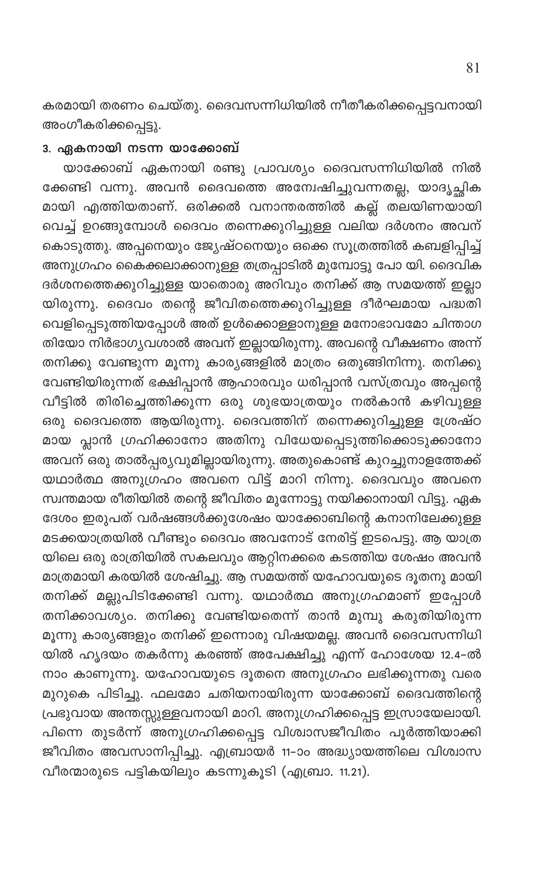കരമായി തരണം ചെയ്തു. ദൈവസന്നിധിയിൽ നീതീകരിക്കപ്പെട്ടവനായി അംഗീകരിക്കപ്പെട്ടു.

### 3. ഏകനായി നടന്ന യാക്കോബ്

യാക്കോബ് ഏകനായി രണ്ടു പ്രാവശ്യം ദൈവസന്നിധിയിൽ നിൽക്കേണ്ടി വന്നു. അവൻ ദൈവത്തെ അന്വേഷിച്ചുവന്നതല്ല, യാദൃച്ഛികമായി എത്തിയതാണ്. ഒരിക്കൽ വനാന്തരത്തിൽ കല്ല് തലയിണയായി വെച്ച് ഉറങ്ങുമ്പോൾ ദൈവം തന്നെക്കുറിച്ചുള്ള വലിയ ദർശനം അവന് കൊടുത്തു. അപ്പനെയും ജ്യേഷ്ഠനെയും ഒക്കെ സൂത്രത്തിൽ കബളിപ്പിച്ച് അനുഗ്രഹം കൈക്കലാക്കാനുള്ള തത്രപ്പാടിൽ മുമ്പോട്ടു പോ യി. ദൈവിക ദർശനത്തെക്കുറിച്ചുള്ള യാതൊരു അറിവും തനിക്ക് ആ സമയത്ത് ഇല്ലായിരുന്നു. ദൈവം തന്റെ ജീവിതത്തെക്കുറിച്ചുള്ള ദീർഘമായ പദ്ധതി വെളിപ്പെടുത്തിയപ്പോൾ അത് ഉൾക്കൊള്ളാനുള്ള മനോഭാവമോ ചിന്താഗതിയോ നിർഭാഗ്യവശാൽ അവന് ഇല്ലായിരുന്നു. അവന്റെ വീക്ഷണം അന്ന് തനിക്കു വേണ്ടുന്ന മൂന്നു കാര്യങ്ങളിൽ മാത്രം ഒതുങ്ങിനിന്നു. തനിക്കു വേണ്ടിയിരുന്നത് ഭക്ഷിപ്പാൻ ആഹാരവും ധരിപ്പാൻ വസ്ത്രവും അപ്പന്റെ വീട്ടിൽ തിരിച്ചെത്തിക്കുന്ന ഒരു ശുഭയാത്രയും നൽകാൻ കഴിവുള്ള ഒരു ദൈവത്തെ ആയിരുന്നു. ദൈവത്തിന് തന്നെക്കുറിച്ചുള്ള ശ്രേഷ്ഠമായ പ്ലാൻ ഗ്രഹിക്കാനോ അതിനു വിധേയപ്പെടുത്തിക്കൊടുക്കാനോ അവന് ഒരു താൽപ്പര്യവുമില്ലായിരുന്നു. അതുകൊണ്ട് കുറച്ചുനാളത്തേക്ക് യഥാർത്ഥ അനുഗ്രഹം അവനെ വിട്ട് മാറി നിന്നു. ദൈവവും അവനെ സ്വന്തമായ രീതിയിൽ തന്റെ ജീവിതം മുന്നോട്ടു നയിക്കാനായി വിട്ടു. ഏകദേശം ഇരുപത് വർഷങ്ങൾക്കുശേഷം യാക്കോബിന്റെ കനാനിലേക്കുള്ള മടക്കയാത്രയിൽ വീണ്ടും ദൈവം അവനോട് നേരിട്ട് ഇടപെട്ടു. ആ യാത്രയിലെ ഒരു രാത്രിയിൽ സകലവും ആറ്റിനക്കരെ കടത്തിയ ശേഷം അവൻ മാത്രമായി കരയിൽ ശേഷിച്ചു. ആ സമയത്ത് യഹോവയുടെ ദൂതനു മായി തനിക്ക് മല്ലുപിടിക്കേണ്ടി വന്നു. യഥാർത്ഥ അനുഗ്രഹമാണ് ഇപ്പോൾ തനിക്കാവശ്യം. തനിക്കു വേണ്ടിയതെന്ന് താൻ മുമ്പു കരുതിയിരുന്ന മൂന്നു കാര്യങ്ങളും തനിക്ക് ഇന്നൊരു വിഷയമല്ല. അവൻ ദൈവസന്നിധിയിൽ ഹൃദയം തകർന്നു കരഞ്ഞ് അപേക്ഷിച്ചു എന്ന് ഹോശേയ 12.4–ൽ നാം കാണുന്നു. യഹോവയുടെ ദൂതനെ അനുഗ്രഹം ലഭിക്കുന്നതു വരെ മുറുകെ പിടിച്ചു. ഫലമോ ചതിയനായിരുന്ന യാക്കോബ് ദൈവത്തിന്റെ പ്രഭുവായ അന്തസ്സുള്ളവനായി മാറി. അനുഗ്രഹിക്കപ്പെട്ട ഇസ്രായേലായി. പിന്നെ തുടർന്ന് അനുഗ്രഹിക്കപ്പെട്ട വിശ്വാസജീവിതം പൂർത്തിയാക്കി ജീവിതം അവസാനിപ്പിച്ചു. എബ്രായർ 11–ാം അദ്ധ്യായത്തിലെ വിശ്വാസ വീരന്മാരുടെ പട്ടികയിലും കടന്നുകൂടി (എബ്രാ. 11.21).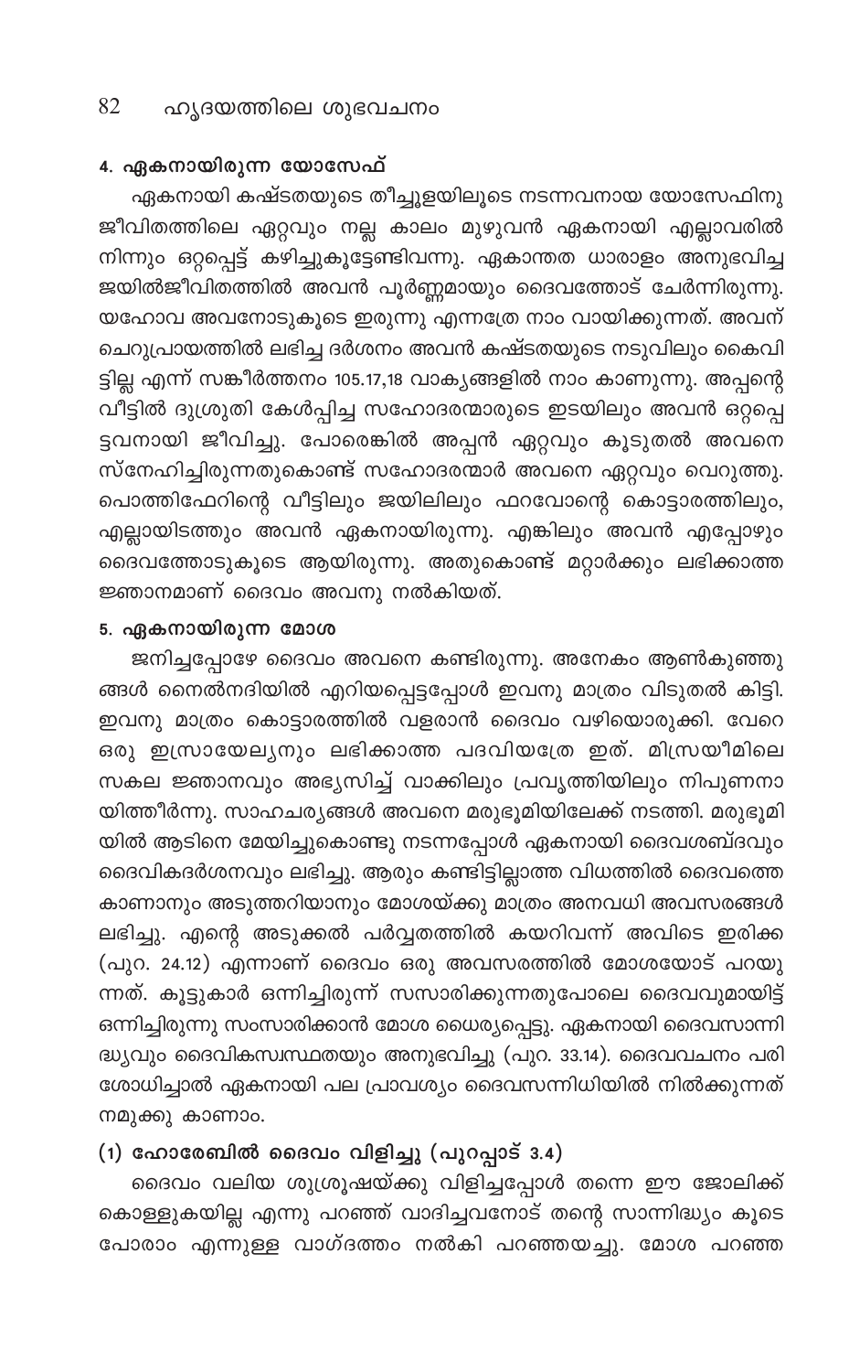### 4. ഏകനായിരുന്ന യോസേഫ്

ഏകനായി കഷ്ടതയുടെ തീച്ചൂളയിലൂടെ നടന്നവനായ യോസേഫിനു ജീവിതത്തിലെ ഏറ്റവും നല്ല കാലം മുഴുവൻ ഏകനായി എല്ലാവരിൽ നിന്നും ഒറ്റപ്പെട്ട് കഴിച്ചുകൂട്ടേണ്ടിവന്നു. ഏകാന്തത ധാരാളം അനുഭവിച്ച ജയിൽജീവിതത്തിൽ അവൻ പൂർണ്ണമായും ദൈവത്തോട് ചേർന്നിരുന്നു. യഹോവ അവനോടുകൂടെ ഇരുന്നു എന്നത്രേ നാം വായിക്കുന്നത്. അവന് ചെറുപ്രായത്തിൽ ലഭിച്ച ദർശനം അവൻ കഷ്ടതയുടെ നടുവിലും കൈവിട്ടില്ല എന്ന് സങ്കീർത്തനം 105.17,18 വാക്യങ്ങളിൽ നാം കാണുന്നു. അപ്പന്റെ വീട്ടിൽ ദുശ്രുതി കേൾപ്പിച്ച സഹോദരന്മാരുടെ ഇടയിലും അവൻ ഒറ്റപ്പെട്ടവനായി ജീവിച്ചു. പോരെങ്കിൽ അപ്പൻ ഏറ്റവും കൂടുതൽ അവനെ സ്നേഹിച്ചിരുന്നതുകൊണ്ട് സഹോദരന്മാർ അവനെ ഏറ്റവും വെറുത്തു. പൊത്തിഫേറിന്റെ വീട്ടിലും ജയിലിലും ഫറവോന്റെ കൊട്ടാരത്തിലും, എല്ലായിടത്തും അവൻ ഏകനായിരുന്നു. എങ്കിലും അവൻ എപ്പോഴും ദൈവത്തോടുകൂടെ ആയിരുന്നു. അതുകൊണ്ട് മറ്റാർക്കും ലഭിക്കാത്ത ജ്ഞാനമാണ് ദൈവം അവനു നൽകിയത്.

### 5. ഏകനായിരുന്ന മോശ

ജനിച്ചപ്പോഴേ ദൈവം അവനെ കണ്ടിരുന്നു. അനേകം ആൺകുഞ്ഞുങ്ങൾ നൈൽനദിയിൽ എറിയപ്പെട്ടപ്പോൾ ഇവനു മാത്രം വിടുതൽ കിട്ടി. ഇവനു മാത്രം കൊട്ടാരത്തിൽ വളരാൻ ദൈവം വഴിയൊരുക്കി. വേറെ ഒരു ഇസ്രായേല്യനും ലഭിക്കാത്ത പദവിയത്രേ ഇത്. മിസ്രയീമിലെ സകല ജ്ഞാനവും അഭ്യസിച്ച് വാക്കിലും പ്രവൃത്തിയിലും നിപുണനായിത്തീർന്നു. സാഹചര്യങ്ങൾ അവനെ മരുഭൂമിയിലേക്ക് നടത്തി. മരുഭൂമിയിൽ ആടിനെ മേയിച്ചുകൊണ്ടു നടന്നപ്പോൾ ഏകനായി ദൈവശബ്ദവും ദൈവികദർശനവും ലഭിച്ചു. ആരും കണ്ടിട്ടില്ലാത്ത വിധത്തിൽ ദൈവത്തെ കാണാനും അടുത്തറിയാനും മോശയ്ക്കു മാത്രം അനവധി അവസരങ്ങൾ ലഭിച്ചു. എന്റെ അടുക്കൽ പർവ്വതത്തിൽ കയറിവന്ന് അവിടെ ഇരിക്ക (പുറ. 24.12) എന്നാണ് ദൈവം ഒരു അവസരത്തിൽ മോശയോട് പറയുന്നത്. കൂട്ടുകാർ ഒന്നിച്ചിരുന്ന് സസാരിക്കുന്നതുപോലെ ദൈവവുമായിട്ട് ഒന്നിച്ചിരുന്നു സംസാരിക്കാൻ മോശ ധൈര്യപ്പെട്ടു. ഏകനായി ദൈവസാന്നിദ്ധ്യവും ദൈവികസ്വസ്ഥതയും അനുഭവിച്ചു (പുറ. 33.14). ദൈവവചനം പരിശോധിച്ചാൽ ഏകനായി പല പ്രാവശ്യം ദൈവസന്നിധിയിൽ നിൽക്കുന്നത് നമുക്കു കാണാം.

### (1) ഹോരേബിൽ ദൈവം വിളിച്ചു (പുറപ്പാട് 3.4)

ദൈവം വലിയ ശുശ്രൂഷയ്ക്കു വിളിച്ചപ്പോൾ തന്നെ ഈ ജോലിക്ക് കൊള്ളുകയില്ല എന്നു പറഞ്ഞ് വാദിച്ചവനോട് തന്റെ സാന്നിദ്ധ്യം കൂടെ പോരാം എന്നുള്ള വാഗ്ദത്തം നൽകി പറഞ്ഞയച്ചു. മോശ പറഞ്ഞ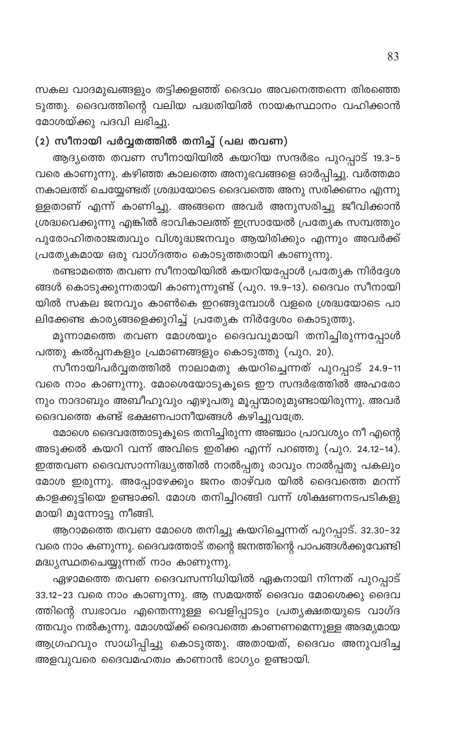സകല വാദമുഖങ്ങളും തട്ടിക്കളഞ്ഞ് ദൈവം അവനെത്തന്നെ തിരഞ്ഞെടുത്തു. ദൈവത്തിന്റെ വലിയ പദ്ധതിയിൽ നായകസ്ഥാനം വഹിക്കാൻ മോശയ്ക്കു പദവി ലഭിച്ചു.

### (2) സീനായി പർവ്വതത്തിൽ തനിച്ച് (പല തവണ)

ആദ്യത്തെ തവണ സീനായിയിൽ കയറിയ സന്ദർഭം പുറപ്പാട് 19.3-5 വരെ കാണുന്നു. കഴിഞ്ഞ കാലത്തെ അനുഭവങ്ങളെ ഓർപ്പിച്ചു. വർത്തമാനകാലത്ത് ചെയ്യേണ്ടത് ശ്രദ്ധയോടെ ദൈവത്തെ അനു സരിക്കണം എന്നുള്ളതാണ് എന്ന് കാണിച്ചു. അങ്ങനെ അവർ അനുസരിച്ചു ജീവിക്കാൻ ശ്രദ്ധവെക്കുന്നു എങ്കിൽ ഭാവികാലത്ത് ഇസ്രായേൽ പ്രത്യേക സമ്പത്തും പുരോഹിതരാജത്വവും വിശുദ്ധജനവും ആയിരിക്കും എന്നും അവർക്ക് പ്രത്യേകമായ ഒരു വാഗ്ദത്തം കൊടുത്തതായി കാണുന്നു.

രണ്ടാമത്തെ തവണ സീനായിയിൽ കയറിയപ്പോൾ പ്രത്യേക നിർദ്ദേശങ്ങൾ കൊടുക്കുന്നതായി കാണുന്നുണ്ട് (പുറ. 19.9-13). ദൈവം സീനായിയിൽ സകല ജനവും കാൺകെ ഇറങ്ങുമ്പോൾ വളരെ ശ്രദ്ധയോടെ പാലിക്കേണ്ട കാര്യങ്ങളെക്കുറിച്ച് പ്രത്യേക നിർദ്ദേശം കൊടുത്തു.

മൂന്നാമത്തെ തവണ മോശയും ദൈവവുമായി തനിച്ചിരുന്നപ്പോൾ പത്തു കൽപ്പനകളും പ്രമാണങ്ങളും കൊടുത്തു (പുറ. 20).

സീനായിപർവ്വതത്തിൽ നാലാമതു കയറിച്ചെന്നത് പുറപ്പാട് 24.9-11 വരെ നാം കാണുന്നു. മോശെയോടുകൂടെ ഈ സന്ദർഭത്തിൽ അഹരോനും നാദാബും അബീഹൂവും എഴുപതു മൂപ്പന്മാരുമുണ്ടായിരുന്നു. അവർ ദൈവത്തെ കണ്ട് ഭക്ഷണപാനീയങ്ങൾ കഴിച്ചുവത്രേ.

മോശെ ദൈവത്തോടുകൂടെ തനിച്ചിരുന്ന അഞ്ചാം പ്രാവശ്യം നീ എന്റെ അടുക്കൽ കയറി വന്ന് അവിടെ ഇരിക്ക എന്ന് പറഞ്ഞു (പുറ. 24.12-14). ഇത്തവണ ദൈവസാന്നിദ്ധ്യത്തിൽ നാൽപ്പതു രാവും നാൽപ്പതു പകലും മോശ ഇരുന്നു. അപ്പോഴേക്കും ജനം താഴ്‌വര യിൽ ദൈവത്തെ മറന്ന് കാളക്കുട്ടിയെ ഉണ്ടാക്കി. മോശ തനിച്ചിറങ്ങി വന്ന് ശിക്ഷണനടപടികളുമായി മുന്നോട്ടു നീങ്ങി.

ആറാമത്തെ തവണ മോശെ തനിച്ചു കയറിച്ചെന്നത് പുറപ്പാട്. 32.30-32 വരെ നാം കണുന്നു. ദൈവത്തോട് തന്റെ ജനത്തിന്റെ പാപങ്ങൾക്കുവേണ്ടി മദ്ധ്യസ്ഥതചെയ്യുന്നത് നാം കാണുന്നു.

ഏഴാമത്തെ തവണ ദൈവസന്നിധിയിൽ ഏകനായി നിന്നത് പുറപ്പാട് 33.12-23 വരെ നാം കാണുന്നു. ആ സമയത്ത് ദൈവം മോശെക്കു ദൈവത്തിന്റെ സ്വഭാവം എന്തെന്നുള്ള വെളിപ്പാടും പ്രത്യക്ഷതയുടെ വാഗ്ദത്തവും നൽകുന്നു. മോശയ്ക്ക് ദൈവത്തെ കാണണമെന്നുള്ള അദമ്യമായ ആഗ്രഹവും സാധിപ്പിച്ചു കൊടുത്തു. അതായത്, ദൈവം അനുവദിച്ച അളവുവരെ ദൈവമഹത്വം കാണാൻ ഭാഗ്യം ഉണ്ടായി.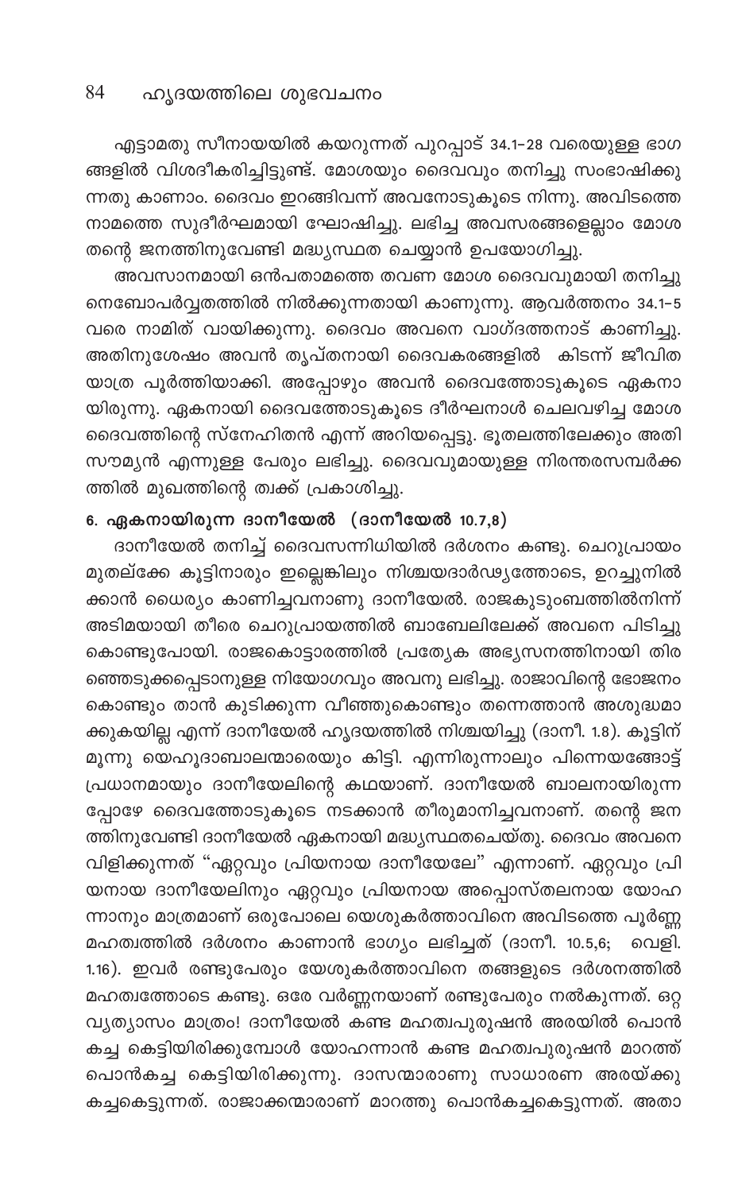എട്ടാമതു സീനായയിൽ കയറുന്നത് പുറപ്പാട് 34.1-28 വരെയുള്ള ഭാഗങ്ങളിൽ വിശദീകരിച്ചിട്ടുണ്ട്. മോശയും ദൈവവും തനിച്ചു സംഭാഷിക്കുന്നതു കാണാം. ദൈവം ഇറങ്ങിവന്ന് അവനോടുകൂടെ നിന്നു. അവിടത്തെ നാമത്തെ സുദീർഘമായി ഘോഷിച്ചു. ലഭിച്ച അവസരങ്ങളെല്ലാം മോശ തന്റെ ജനത്തിനുവേണ്ടി മദ്ധ്യസ്ഥത ചെയ്യാൻ ഉപയോഗിച്ചു.

അവസാനമായി ഒൻപതാമത്തെ തവണ മോശ ദൈവവുമായി തനിച്ചു നെബോപർവ്വതത്തിൽ നിൽക്കുന്നതായി കാണുന്നു. ആവർത്തനം 34.1-5 വരെ നാമിത് വായിക്കുന്നു. ദൈവം അവനെ വാഗ്ദത്തനാട് കാണിച്ചു. അതിനുശേഷം അവൻ തൃപ്തനായി ദൈവകരങ്ങളിൽ കിടന്ന് ജീവിതയാത്ര പൂർത്തിയാക്കി. അപ്പോഴും അവൻ ദൈവത്തോടുകൂടെ ഏകനായിരുന്നു. ഏകനായി ദൈവത്തോടുകൂടെ ദീർഘനാൾ ചെലവഴിച്ച മോശ ദൈവത്തിന്റെ സ്നേഹിതൻ എന്ന് അറിയപ്പെട്ടു. ഭൂതലത്തിലേക്കും അതിസൗമ്യൻ എന്നുള്ള പേരും ലഭിച്ചു. ദൈവവുമായുള്ള നിരന്തരസമ്പർക്കത്തിൽ മുഖത്തിന്റെ ത്വക്ക് പ്രകാശിച്ചു.

### 6. ഏകനായിരുന്ന ദാനീയേൽ (ദാനീയേൽ 10.7,8)

ദാനീയേൽ തനിച്ച് ദൈവസന്നിധിയിൽ ദർശനം കണ്ടു. ചെറുപ്രായം മുതല്ക്കേ കൂട്ടിനാരും ഇല്ലെങ്കിലും നിശ്ചയദാർഢ്യത്തോടെ, ഉറച്ചുനിൽക്കാൻ ധൈര്യം കാണിച്ചവനാണു ദാനീയേൽ. രാജകുടുംബത്തിൽനിന്ന് അടിമയായി തീരെ ചെറുപ്രായത്തിൽ ബാബേലിലേക്ക് അവനെ പിടിച്ചുകൊണ്ടുപോയി. രാജകൊട്ടാരത്തിൽ പ്രത്യേക അഭ്യസനത്തിനായി തിരഞ്ഞെടുക്കപ്പെടാനുള്ള നിയോഗവും അവനു ലഭിച്ചു. രാജാവിന്റെ ഭോജനം കൊണ്ടും താൻ കുടിക്കുന്ന വീഞ്ഞുകൊണ്ടും തന്നെത്താൻ അശുദ്ധമാക്കുകയില്ല എന്ന് ദാനീയേൽ ഹൃദയത്തിൽ നിശ്ചയിച്ചു (ദാനീ. 1.8). കൂട്ടിന് മൂന്നു യെഹൂദാബാലന്മാരെയും കിട്ടി. എന്നിരുന്നാലും പിന്നെയങ്ങോട്ട് പ്രധാനമായും ദാനീയേലിന്റെ കഥയാണ്. ദാനീയേൽ ബാലനായിരുന്നപ്പോഴേ ദൈവത്തോടുകൂടെ നടക്കാൻ തീരുമാനിച്ചവനാണ്. തന്റെ ജനത്തിനുവേണ്ടി ദാനീയേൽ ഏകനായി മദ്ധ്യസ്ഥതചെയ്തു. ദൈവം അവനെ വിളിക്കുന്നത് "ഏറ്റവും പ്രിയനായ ദാനീയേലേ" എന്നാണ്. ഏറ്റവും പ്രിയനായ ദാനീയേലിനും ഏറ്റവും പ്രിയനായ അപ്പൊസ്തലനായ യോഹന്നാനും മാത്രമാണ് ഒരുപോലെ യെശുകർത്താവിനെ അവിടത്തെ പൂർണ്ണ മഹത്വത്തിൽ ദർശനം കാണാൻ ഭാഗ്യം ലഭിച്ചത് (ദാനീ. 10.5,6; വെളി. 1.16). ഇവർ രണ്ടുപേരും യേശുകർത്താവിനെ തങ്ങളുടെ ദർശനത്തിൽ മഹത്വത്തോടെ കണ്ടു. ഒരേ വർണ്ണനയാണ് രണ്ടുപേരും നൽകുന്നത്. ഒറ്റ വ്യത്യാസം മാത്രം! ദാനീയേൽ കണ്ട മഹത്വപുരുഷൻ അരയിൽ പൊൻകച്ച കെട്ടിയിരിക്കുമ്പോൾ യോഹന്നാൻ കണ്ട മഹത്വപുരുഷൻ മാറത്ത് പൊൻകച്ച കെട്ടിയിരിക്കുന്നു. ദാസന്മാരാണു സാധാരണ അരയ്ക്കു കച്ചകെട്ടുന്നത്. രാജാക്കന്മാരാണ് മാറത്തു പൊൻകച്ചകെട്ടുന്നത്. അതാ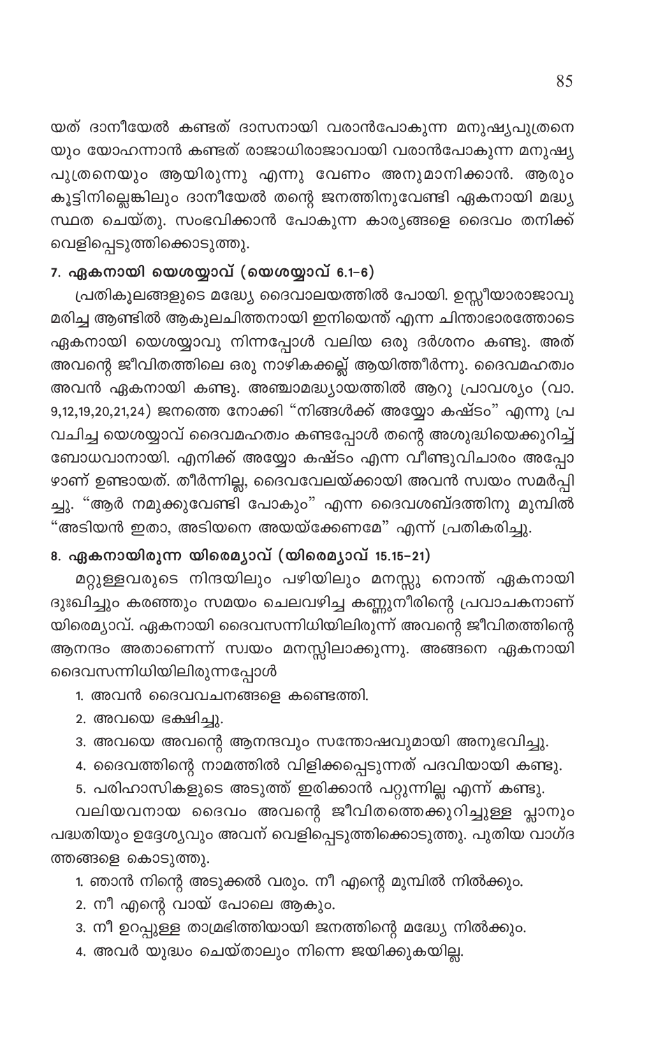യത് ദാനീയേൽ കണ്ടത് ദാസനായി വരാൻപോകുന്ന മനുഷ്യപുത്രനെയും യോഹന്നാൻ കണ്ടത് രാജാധിരാജാവായി വരാൻപോകുന്ന മനുഷ്യപുത്രനെയും ആയിരുന്നു എന്നു വേണം അനുമാനിക്കാൻ. ആരും കൂട്ടിനില്ലെങ്കിലും ദാനീയേൽ തന്റെ ജനത്തിനുവേണ്ടി ഏകനായി മദ്ധ്യസ്ഥത ചെയ്തു. സംഭവിക്കാൻ പോകുന്ന കാര്യങ്ങളെ ദൈവം തനിക്ക് വെളിപ്പെടുത്തിക്കൊടുത്തു.

### 7. ഏകനായി യെശയ്യാവ് (യെശയ്യാവ് 6.1–6)

പ്രതികൂലങ്ങളുടെ മദ്ധ്യേ ദൈവാലയത്തിൽ പോയി. ഉസ്സീയാരാജാവു മരിച്ച ആണ്ടിൽ ആകുലചിത്തനായി ഇനിയെന്ത് എന്ന ചിന്താഭാരത്തോടെ ഏകനായി യെശയ്യാവു നിന്നപ്പോൾ വലിയ ഒരു ദർശനം കണ്ടു. അത് അവന്റെ ജീവിതത്തിലെ ഒരു നാഴികക്കല്ല് ആയിത്തീർന്നു. ദൈവമഹത്വം അവൻ ഏകനായി കണ്ടു. അഞ്ചാമദ്ധ്യായത്തിൽ ആറു പ്രാവശ്യം (വാ. 9,12,19,20,21,24) ജനത്തെ നോക്കി "നിങ്ങൾക്ക് അയ്യോ കഷ്ടം" എന്നു പ്രവചിച്ച യെശയ്യാവ് ദൈവമഹത്വം കണ്ടപ്പോൾ തന്റെ അശുദ്ധിയെക്കുറിച്ച് ബോധവാനായി. എനിക്ക് അയ്യോ കഷ്ടം എന്ന വീണ്ടുവിചാരം അപ്പോഴാണ് ഉണ്ടായത്. തീർന്നില്ല, ദൈവവേലയ്ക്കായി അവൻ സ്വയം സമർപ്പിച്ചു. "ആർ നമുക്കുവേണ്ടി പോകും" എന്ന ദൈവശബ്ദത്തിനു മുമ്പിൽ "അടിയൻ ഇതാ, അടിയനെ അയയ്ക്കേണമേ" എന്ന് പ്രതികരിച്ചു.

### 8. ഏകനായിരുന്ന യിരെമ്യാവ് (യിരെമ്യാവ് 15.15–21)

മറ്റുള്ളവരുടെ നിന്ദയിലും പഴിയിലും മനസ്സു നൊന്ത് ഏകനായി ദുഃഖിച്ചും കരഞ്ഞും സമയം ചെലവഴിച്ച കണ്ണുനീരിന്റെ പ്രവാചകനാണ് യിരെമ്യാവ്. ഏകനായി ദൈവസന്നിധിയിലിരുന്ന് അവന്റെ ജീവിതത്തിന്റെ ആനന്ദം അതാണെന്ന് സ്വയം മനസ്സിലാക്കുന്നു. അങ്ങനെ ഏകനായി ദൈവസന്നിധിയിലിരുന്നപ്പോൾ

1. അവൻ ദൈവവചനങ്ങളെ കണ്ടെത്തി.
2. അവയെ ഭക്ഷിച്ചു.
3. അവയെ അവന്റെ ആനന്ദവും സന്തോഷവുമായി അനുഭവിച്ചു.
4. ദൈവത്തിന്റെ നാമത്തിൽ വിളിക്കപ്പെടുന്നത് പദവിയായി കണ്ടു.
5. പരിഹാസികളുടെ അടുത്ത് ഇരിക്കാൻ പറ്റുന്നില്ല എന്ന് കണ്ടു.

വലിയവനായ ദൈവം അവന്റെ ജീവിതത്തെക്കുറിച്ചുള്ള പ്ലാനും പദ്ധതിയും ഉദ്ദേശ്യവും അവന് വെളിപ്പെടുത്തിക്കൊടുത്തു. പുതിയ വാഗ്ദത്തങ്ങളെ കൊടുത്തു.

1. ഞാൻ നിന്റെ അടുക്കൽ വരും. നീ എന്റെ മുമ്പിൽ നിൽക്കും.
2. നീ എന്റെ വായ് പോലെ ആകും.
3. നീ ഉറപ്പുള്ള താമ്രഭിത്തിയായി ജനത്തിന്റെ മദ്ധ്യേ നിൽക്കും.
4. അവർ യുദ്ധം ചെയ്താലും നിന്നെ ജയിക്കുകയില്ല.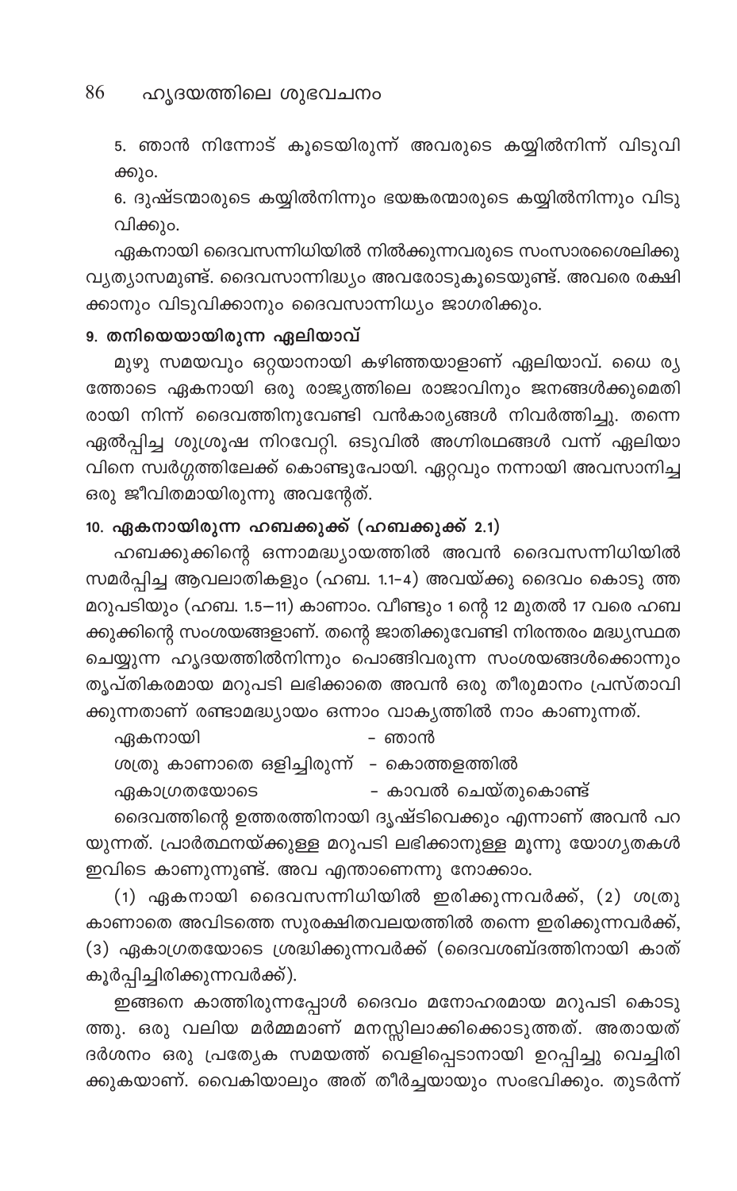5. ഞാൻ നിന്നോട് കൂടെയിരുന്ന് അവരുടെ കയ്യിൽനിന്ന് വിടുവിക്കും.

6. ദുഷ്ടന്മാരുടെ കയ്യിൽനിന്നും ഭയങ്കരന്മാരുടെ കയ്യിൽനിന്നും വിടുവിക്കും.

ഏകനായി ദൈവസന്നിധിയിൽ നിൽക്കുന്നവരുടെ സംസാരശൈലിക്കു വ്യത്യാസമുണ്ട്. ദൈവസാന്നിദ്ധ്യം അവരോടുകൂടെയുണ്ട്. അവരെ രക്ഷിക്കാനും വിടുവിക്കാനും ദൈവസാന്നിധ്യം ജാഗരിക്കും.

### 9. തനിയെയായിരുന്ന ഏലിയാവ്

മുഴു സമയവും ഒറ്റയാനായി കഴിഞ്ഞയാളാണ് ഏലിയാവ്. ധൈ ര്യത്തോടെ ഏകനായി ഒരു രാജ്യത്തിലെ രാജാവിനും ജനങ്ങൾക്കുമെതിരായി നിന്ന് ദൈവത്തിനുവേണ്ടി വൻകാര്യങ്ങൾ നിവർത്തിച്ചു. തന്നെ ഏൽപ്പിച്ച ശുശ്രൂഷ നിറവേറ്റി. ഒടുവിൽ അഗ്നിരഥങ്ങൾ വന്ന് ഏലിയാവിനെ സ്വർഗ്ഗത്തിലേക്ക് കൊണ്ടുപോയി. ഏറ്റവും നന്നായി അവസാനിച്ച ഒരു ജീവിതമായിരുന്നു അവന്റേത്.

### 10. ഏകനായിരുന്ന ഹബക്കൂക്ക് (ഹബക്കൂക്ക് 2.1)

ഹബക്കൂക്കിന്റെ ഒന്നാമദ്ധ്യായത്തിൽ അവൻ ദൈവസന്നിധിയിൽ സമർപ്പിച്ച ആവലാതികളും (ഹബ. 1.1-4) അവയ്ക്കു ദൈവം കൊടു ത്ത മറുപടിയും (ഹബ. 1.5–11) കാണാം. വീണ്ടും 1 ന്റെ 12 മുതൽ 17 വരെ ഹബക്കൂക്കിന്റെ സംശയങ്ങളാണ്. തന്റെ ജാതിക്കുവേണ്ടി നിരന്തരം മദ്ധ്യസ്ഥത ചെയ്യുന്ന ഹൃദയത്തിൽനിന്നും പൊങ്ങിവരുന്ന സംശയങ്ങൾക്കൊന്നും തൃപ്തികരമായ മറുപടി ലഭിക്കാതെ അവൻ ഒരു തീരുമാനം പ്രസ്താവിക്കുന്നതാണ് രണ്ടാമദ്ധ്യായം ഒന്നാം വാക്യത്തിൽ നാം കാണുന്നത്.

ഏകനായി - ഞാൻ

ശത്രു കാണാതെ ഒളിച്ചിരുന്ന് - കൊത്തളത്തിൽ

ഏകാഗ്രതയോടെ - കാവൽ ചെയ്തുകൊണ്ട്

ദൈവത്തിന്റെ ഉത്തരത്തിനായി ദൃഷ്ടിവെക്കും എന്നാണ് അവൻ പറയുന്നത്. പ്രാർത്ഥനയ്ക്കുള്ള മറുപടി ലഭിക്കാനുള്ള മൂന്നു യോഗ്യതകൾ ഇവിടെ കാണുന്നുണ്ട്. അവ എന്താണെന്നു നോക്കാം.

(1) ഏകനായി ദൈവസന്നിധിയിൽ ഇരിക്കുന്നവർക്ക്, (2) ശത്രു കാണാതെ അവിടത്തെ സുരക്ഷിതവലയത്തിൽ തന്നെ ഇരിക്കുന്നവർക്ക്, (3) ഏകാഗ്രതയോടെ ശ്രദ്ധിക്കുന്നവർക്ക് (ദൈവശബ്ദത്തിനായി കാത് കൂർപ്പിച്ചിരിക്കുന്നവർക്ക്).

ഇങ്ങനെ കാത്തിരുന്നപ്പോൾ ദൈവം മനോഹരമായ മറുപടി കൊടുത്തു. ഒരു വലിയ മർമ്മമാണ് മനസ്സിലാക്കിക്കൊടുത്തത്. അതായത് ദർശനം ഒരു പ്രത്യേക സമയത്ത് വെളിപ്പെടാനായി ഉറപ്പിച്ചു വെച്ചിരിക്കുകയാണ്. വൈകിയാലും അത് തീർച്ചയായും സംഭവിക്കും. തുടർന്ന്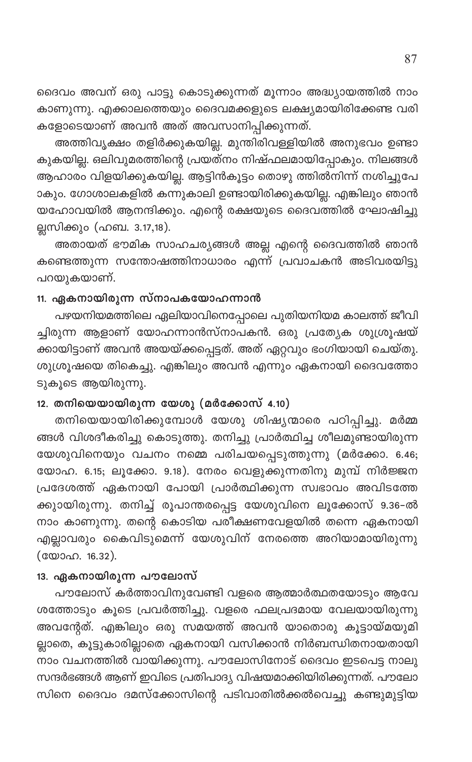ദൈവം അവന് ഒരു പാട്ടു കൊടുക്കുന്നത് മൂന്നാം അദ്ധ്യായത്തിൽ നാം കാണുന്നു. എക്കാലത്തെയും ദൈവമക്കളുടെ ലക്ഷ്യമായിരിക്കേണ്ട വരികളോടെയാണ് അവൻ അത് അവസാനിപ്പിക്കുന്നത്.

അത്തിവൃക്ഷം തളിർക്കുകയില്ല. മുന്തിരിവള്ളിയിൽ അനുഭവം ഉണ്ടാകുകയില്ല. ഒലിവുമരത്തിന്റെ പ്രയത്നം നിഷ്ഫലമായിപ്പോകും. നിലങ്ങൾ ആഹാരം വിളയിക്കുകയില്ല. ആട്ടിൻകൂട്ടം തൊഴു ത്തിൽനിന്ന് നശിച്ചുപേ ാകും. ഗോശാലകളിൽ കന്നുകാലി ഉണ്ടായിരിക്കുകയില്ല. എങ്കിലും ഞാൻ യഹോവയിൽ ആനന്ദിക്കും. എന്റെ രക്ഷയുടെ ദൈവത്തിൽ ഘോഷിച്ചുല്ലസിക്കും (ഹബ. 3.17,18).

അതായത് ഭൗമിക സാഹചര്യങ്ങൾ അല്ല എന്റെ ദൈവത്തിൽ ഞാൻ കണ്ടെത്തുന്ന സന്തോഷത്തിനാധാരം എന്ന് പ്രവാചകൻ അടിവരയിട്ടു പറയുകയാണ്.

### 11. ഏകനായിരുന്ന സ്നാപകയോഹന്നാൻ

പഴയനിയമത്തിലെ ഏലിയാവിനെപ്പോലെ പുതിയനിയമ കാലത്ത് ജീവിച്ചിരുന്ന ആളാണ് യോഹന്നാൻസ്നാപകൻ. ഒരു പ്രത്യേക ശുശ്രൂഷയ്ക്കായിട്ടാണ് അവൻ അയയ്ക്കപ്പെട്ടത്. അത് ഏറ്റവും ഭംഗിയായി ചെയ്തു. ശുശ്രൂഷയെ തികെച്ചു. എങ്കിലും അവൻ എന്നും ഏകനായി ദൈവത്തോടുകൂടെ ആയിരുന്നു.

### 12. തനിയെയായിരുന്ന യേശു (മർക്കോസ് 4.10)

തനിയെയായിരിക്കുമ്പോൾ യേശു ശിഷ്യന്മാരെ പഠിപ്പിച്ചു. മർമ്മങ്ങൾ വിശദീകരിച്ചു കൊടുത്തു. തനിച്ചു പ്രാർത്ഥിച്ച ശീലമുണ്ടായിരുന്ന യേശുവിനെയും വചനം നമ്മെ പരിചയപ്പെടുത്തുന്നു (മർക്കോ. 6.46; യോഹ. 6.15; ലൂക്കോ. 9.18). നേരം വെളുക്കുന്നതിനു മുമ്പ് നിർജ്ജന പ്രദേശത്ത് ഏകനായി പോയി പ്രാർത്ഥിക്കുന്ന സ്വഭാവം അവിടത്തേക്കുായിരുന്നു. തനിച്ച് രൂപാന്തരപ്പെട്ട യേശുവിനെ ലൂക്കോസ് 9.36-ൽ നാം കാണുന്നു. തന്റെ കൊടിയ പരീക്ഷണവേളയിൽ തന്നെ ഏകനായി എല്ലാവരും കൈവിടുമെന്ന് യേശുവിന് നേരത്തെ അറിയാമായിരുന്നു (യോഹ. 16.32).

### 13. ഏകനായിരുന്ന പൗലോസ്

പൗലോസ് കർത്താവിനുവേണ്ടി വളരെ ആത്മാർത്ഥതയോടും ആവേശത്തോടും കൂടെ പ്രവർത്തിച്ചു. വളരെ ഫലപ്രദമായ വേലയായിരുന്നു അവന്റേത്. എങ്കിലും ഒരു സമയത്ത് അവൻ യാതൊരു കൂട്ടായ്മയുമില്ലാതെ, കൂട്ടുകാരില്ലാതെ ഏകനായി വസിക്കാൻ നിർബന്ധിതനായതായി നാം വചനത്തിൽ വായിക്കുന്നു. പൗലോസിനോട് ദൈവം ഇടപെട്ട നാലു സന്ദർഭങ്ങൾ ആണ് ഇവിടെ പ്രതിപാദ്യ വിഷയമാക്കിയിരിക്കുന്നത്. പൗലോസിനെ ദൈവം ദമസ്ക്കോസിന്റെ പടിവാതിൽക്കൽവെച്ചു കണ്ടുമുട്ടിയ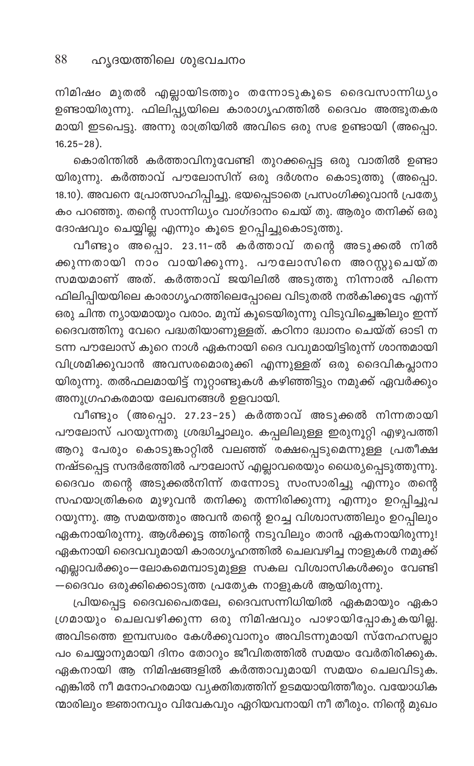നിമിഷം മുതൽ എല്ലായിടത്തും തന്നോടുകൂടെ ദൈവസാന്നിധ്യം ഉണ്ടായിരുന്നു. ഫിലിപ്പ്യയിലെ കാരാഗൃഹത്തിൽ ദൈവം അത്ഭുതകരമായി ഇടപെട്ടു. അന്നു രാത്രിയിൽ അവിടെ ഒരു സഭ ഉണ്ടായി (അപ്പൊ. 16.25-28).

കൊരിന്തിൽ കർത്താവിനുവേണ്ടി തുറക്കപ്പെട്ട ഒരു വാതിൽ ഉണ്ടായിരുന്നു. കർത്താവ് പൗലോസിന് ഒരു ദർശനം കൊടുത്തു (അപ്പൊ. 18.10). അവനെ പ്രോത്സാഹിപ്പിച്ചു. ഭയപ്പെടാതെ പ്രസംഗിക്കുവാൻ പ്രത്യേകം പറഞ്ഞു. തന്റെ സാന്നിധ്യം വാഗ്ദാനം ചെയ് തു. ആരും തനിക്ക് ഒരു ദോഷവും ചെയ്യില്ല എന്നും കൂടെ ഉറപ്പിച്ചുകൊടുത്തു.

വീണ്ടും അപ്പൊ. 23.11-ൽ കർത്താവ് തന്റെ അടുക്കൽ നിൽക്കുന്നതായി നാം വായിക്കുന്നു. പൗലോസിനെ അറസ്റ്റുചെയ്ത സമയമാണ് അത്. കർത്താവ് ജയിലിൽ അടുത്തു നിന്നാൽ പിന്നെ ഫിലിപ്പിയയിലെ കാരാഗൃഹത്തിലെപ്പോലെ വിടുതൽ നൽകിക്കൂടേ എന്ന് ഒരു ചിന്ത ന്യായമായും വരാം. മുമ്പ് കൂടെയിരുന്നു വിടുവിച്ചെങ്കിലും ഇന്ന് ദൈവത്തിനു വേറെ പദ്ധതിയാണുള്ളത്. കഠിനാ ദ്ധ്വാനം ചെയ്ത് ഓടി നടന്ന പൗലോസ് കുറെ നാൾ ഏകനായി ദൈ വവുമായിട്ടിരുന്ന് ശാന്തമായി വിശ്രമിക്കുവാൻ അവസരമൊരുക്കി എന്നുള്ളത് ഒരു ദൈവികപ്ലാനായിരുന്നു. തൽഫലമായിട്ട് നൂറ്റാണ്ടുകൾ കഴിഞ്ഞിട്ടും നമുക്ക് ഏവർക്കും അനുഗ്രഹകരമായ ലേഖനങ്ങൾ ഉളവായി.

വീണ്ടും (അപ്പൊ. 27.23-25) കർത്താവ് അടുക്കൽ നിന്നതായി പൗലോസ് പറയുന്നതു ശ്രദ്ധിച്ചാലും. കപ്പലിലുള്ള ഇരുനൂറ്റി എഴുപത്തി ആറു പേരും കൊടുങ്കാറ്റിൽ വലഞ്ഞ് രക്ഷപ്പെടുമെന്നുള്ള പ്രതീക്ഷ നഷ്ടപ്പെട്ട സന്ദർഭത്തിൽ പൗലോസ് എല്ലാവരെയും ധൈര്യപ്പെടുത്തുന്നു. ദൈവം തന്റെ അടുക്കൽനിന്ന് തന്നോടു സംസാരിച്ചു എന്നും തന്റെ സഹയാത്രികരെ മുഴുവൻ തനിക്കു തന്നിരിക്കുന്നു എന്നും ഉറപ്പിച്ചുപറയുന്നു. ആ സമയത്തും അവൻ തന്റെ ഉറച്ച വിശ്വാസത്തിലും ഉറപ്പിലും ഏകനായിരുന്നു. ആൾക്കൂട്ട ത്തിന്റെ നടുവിലും താൻ ഏകനായിരുന്നു! ഏകനായി ദൈവവുമായി കാരാഗൃഹത്തിൽ ചെലവഴിച്ച നാളുകൾ നമുക്ക് എല്ലാവർക്കും—ലോകമെമ്പാടുമുള്ള സകല വിശ്വാസികൾക്കും വേണ്ടി—ദൈവം ഒരുക്കിക്കൊടുത്ത പ്രത്യേക നാളുകൾ ആയിരുന്നു.

പ്രിയപ്പെട്ട ദൈവപൈതലേ, ദൈവസന്നിധിയിൽ ഏകമായും ഏകാഗ്രമായും ചെലവഴിക്കുന്ന ഒരു നിമിഷവും പാഴായിപ്പോകുകയില്ല. അവിടത്തെ ഇമ്പസ്വരം കേൾക്കുവാനും അവിടന്നുമായി സ്നേഹസല്ലാപം ചെയ്യാനുമായി ദിനം തോറും ജീവിതത്തിൽ സമയം വേർതിരിക്കുക. ഏകനായി ആ നിമിഷങ്ങളിൽ കർത്താവുമായി സമയം ചെലവിടുക. എങ്കിൽ നീ മനോഹരമായ വ്യക്തിത്വത്തിന് ഉടമയായിത്തീരും. വയോധികന്മാരിലും ജ്ഞാനവും വിവേകവും ഏറിയവനായി നീ തീരും. നിന്റെ മുഖം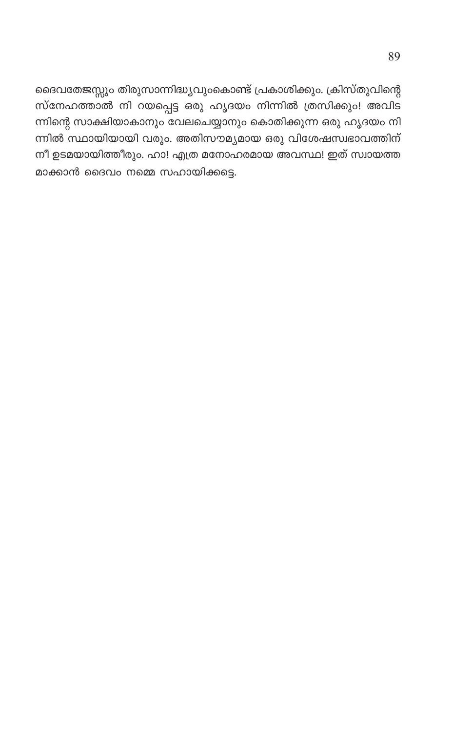ദൈവതേജസ്സും തിരുസാന്നിദ്ധ്യവുംകൊണ്ട് പ്രകാശിക്കും. ക്രിസ്തുവിന്റെ സ്നേഹത്താൽ നി റയപ്പെട്ട ഒരു ഹൃദയം നിന്നിൽ ത്രസിക്കും! അവിട ന്നിന്റെ സാക്ഷിയാകാനും വേലചെയ്യാനും കൊതിക്കുന്ന ഒരു ഹൃദയം നി ന്നിൽ സ്ഥായിയായി വരും. അതിസൗമ്യമായ ഒരു വിശേഷസ്വഭാവത്തിന് നീ ഉടമയായിത്തീരും. ഹാ! എത്ര മനോഹരമായ അവസ്ഥ! ഇത് സ്വായത്ത മാക്കാൻ ദൈവം നമ്മെ സഹായിക്കട്ടെ.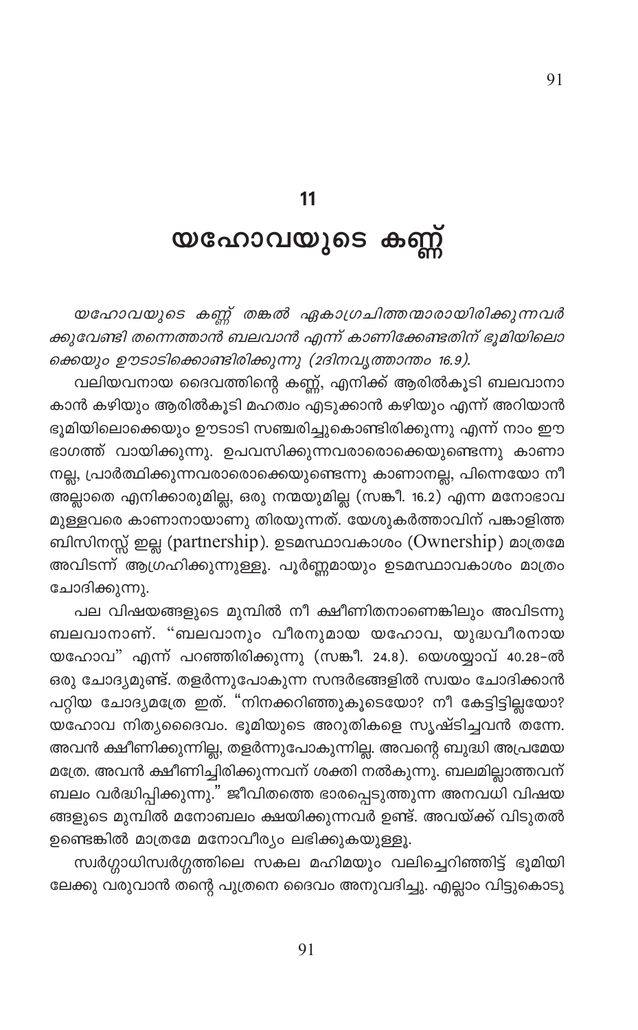## 11

# യഹോവയുടെ കണ്ണ്

*യഹോവയുടെ കണ്ണ് തങ്കൽ ഏകാഗ്രചിത്തന്മാരായിരിക്കുന്നവർക്കുവേണ്ടി തന്നെത്താൻ ബലവാൻ എന്ന് കാണിക്കേണ്ടതിന് ഭൂമിയിലൊക്കെയും ഊടാടിക്കൊണ്ടിരിക്കുന്നു (2ദിനവൃത്താന്തം 16.9).*

വലിയവനായ ദൈവത്തിന്റെ കണ്ണ്, എനിക്ക് ആരിൽകൂടി ബലവാനാകാൻ കഴിയും ആരിൽകൂടി മഹത്വം എടുക്കാൻ കഴിയും എന്ന് അറിയാൻ ഭൂമിയിലൊക്കെയും ഊടാടി സഞ്ചരിച്ചുകൊണ്ടിരിക്കുന്നു എന്ന് നാം ഈ ഭാഗത്ത് വായിക്കുന്നു. ഉപവസിക്കുന്നവരാരൊക്കെയുണ്ടെന്നു കാണാനല്ല, പ്രാർത്ഥിക്കുന്നവരാരൊക്കെയുണ്ടെന്നു കാണാനല്ല, പിന്നെയോ നീ അല്ലാതെ എനിക്കാരുമില്ല, ഒരു നന്മയുമില്ല (സങ്കീ. 16.2) എന്ന മനോഭാവമുള്ളവരെ കാണാനായാണു തിരയുന്നത്. യേശുകർത്താവിന് പങ്കാളിത്ത ബിസിനസ്സ് ഇല്ല (partnership). ഉടമസ്ഥാവകാശം (Ownership) മാത്രമേ അവിടന്ന് ആഗ്രഹിക്കുന്നുള്ളു. പൂർണ്ണമായും ഉടമസ്ഥാവകാശം മാത്രം ചോദിക്കുന്നു.

പല വിഷയങ്ങളുടെ മുമ്പിൽ നീ ക്ഷീണിതനാണെങ്കിലും അവിടന്നു ബലവാനാണ്. "ബലവാനും വീരനുമായ യഹോവ, യുദ്ധവീരനായ യഹോവ" എന്ന് പറഞ്ഞിരിക്കുന്നു (സങ്കീ. 24.8). യെശയ്യാവ് 40.28-ൽ ഒരു ചോദ്യമുണ്ട്. തളർന്നുപോകുന്ന സന്ദർഭങ്ങളിൽ സ്വയം ചോദിക്കാൻ പറ്റിയ ചോദ്യമത്രേ ഇത്. "നിനക്കറിഞ്ഞുകൂടെയോ? നീ കേട്ടിട്ടില്ലയോ? യഹോവ നിത്യദൈവം. ഭൂമിയുടെ അറുതികളെ സൃഷ്ടിച്ചവൻ തന്നേ. അവൻ ക്ഷീണിക്കുന്നില്ല, തളർന്നുപോകുന്നില്ല. അവന്റെ ബുദ്ധി അപ്രമേയമത്രേ. അവൻ ക്ഷീണിച്ചിരിക്കുന്നവന് ശക്തി നൽകുന്നു. ബലമില്ലാത്തവന് ബലം വർദ്ധിപ്പിക്കുന്നു." ജീവിതത്തെ ഭാരപ്പെടുത്തുന്ന അനവധി വിഷയങ്ങളുടെ മുമ്പിൽ മനോബലം ക്ഷയിക്കുന്നവർ ഉണ്ട്. അവയ്ക്ക് വിടുതൽ ഉണ്ടെങ്കിൽ മാത്രമേ മനോവീര്യം ലഭിക്കുകയുള്ളൂ.

സ്വർഗ്ഗാധിസ്വർഗ്ഗത്തിലെ സകല മഹിമയും വലിച്ചെറിഞ്ഞിട്ട് ഭൂമിയിലേക്കു വരുവാൻ തന്റെ പുത്രനെ ദൈവം അനുവദിച്ചു. എല്ലാം വിട്ടുകൊടു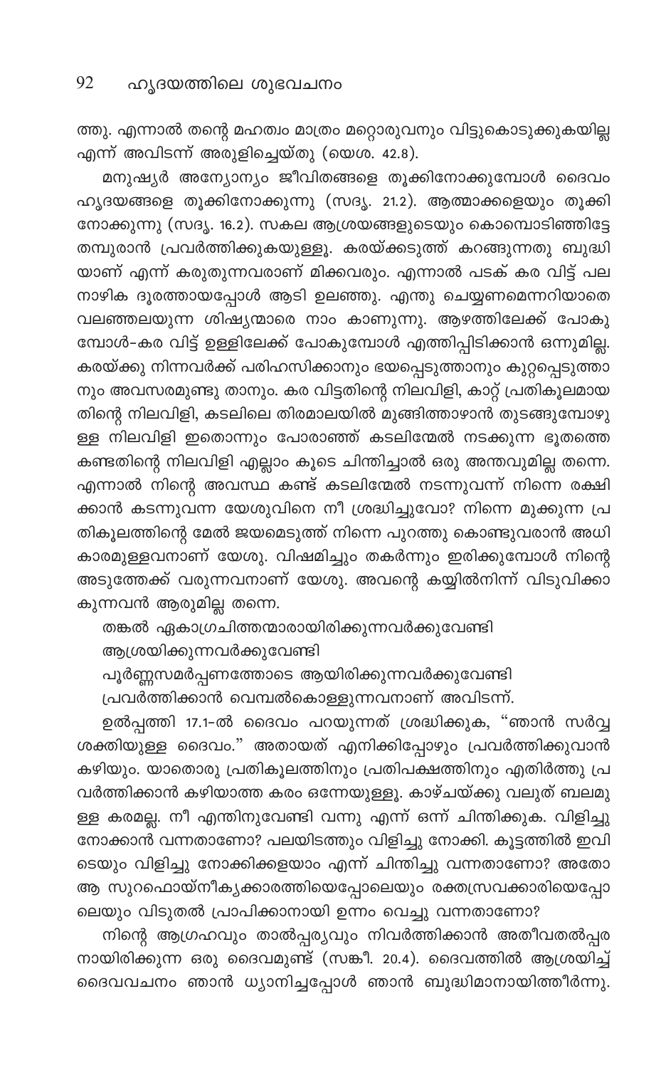ത്തു. എന്നാൽ തന്റെ മഹത്വം മാത്രം മറ്റൊരുവനും വിട്ടുകൊടുക്കുകയില്ല എന്ന് അവിടന്ന് അരുളിച്ചെയ്തു (യെശ. 42.8).

മനുഷ്യർ അന്യോന്യം ജീവിതങ്ങളെ തൂക്കിനോക്കുമ്പോൾ ദൈവം ഹൃദയങ്ങളെ തൂക്കിനോക്കുന്നു (സദൃ. 21.2). ആത്മാക്കളെയും തൂക്കി നോക്കുന്നു (സദൃ. 16.2). സകല ആശ്രയങ്ങളുടെയും കൊമ്പൊടിഞ്ഞിട്ടേ തമ്പുരാൻ പ്രവർത്തിക്കുകയുള്ളൂ. കരയ്ക്കടുത്ത് കറങ്ങുന്നതു ബുദ്ധി യാണ് എന്ന് കരുതുന്നവരാണ് മിക്കവരും. എന്നാൽ പടക് കര വിട്ട് പല നാഴിക ദൂരത്തായപ്പോൾ ആടി ഉലഞ്ഞു. എന്തു ചെയ്യണമെന്നറിയാതെ വലഞ്ഞലയുന്ന ശിഷ്യന്മാരെ നാം കാണുന്നു. ആഴത്തിലേക്ക് പോകു മ്പോൾ-കര വിട്ട് ഉള്ളിലേക്ക് പോകുമ്പോൾ എത്തിപ്പിടിക്കാൻ ഒന്നുമില്ല. കരയ്ക്കു നിന്നവർക്ക് പരിഹസിക്കാനും ഭയപ്പെടുത്താനും കുറ്റപ്പെടുത്താ നും അവസരമുണ്ടു താനും. കര വിട്ടതിന്റെ നിലവിളി, കാറ്റ് പ്രതികൂലമായ തിന്റെ നിലവിളി, കടലിലെ തിരമാലയിൽ മുങ്ങിത്താഴാൻ തുടങ്ങുമ്പോഴു ള്ള നിലവിളി ഇതൊന്നും പോരാഞ്ഞ് കടലിന്മേൽ നടക്കുന്ന ഭൂതത്തെ കണ്ടതിന്റെ നിലവിളി എല്ലാം കൂടെ ചിന്തിച്ചാൽ ഒരു അന്തവുമില്ല തന്നെ. എന്നാൽ നിന്റെ അവസ്ഥ കണ്ട് കടലിന്മേൽ നടന്നുവന്ന് നിന്നെ രക്ഷി ക്കാൻ കടന്നുവന്ന യേശുവിനെ നീ ശ്രദ്ധിച്ചുവോ? നിന്നെ മുക്കുന്ന പ്ര തികൂലത്തിന്റെ മേൽ ജയമെടുത്ത് നിന്നെ പുറത്തു കൊണ്ടുവരാൻ അധി കാരമുള്ളവനാണ് യേശു. വിഷമിച്ചും തകർന്നും ഇരിക്കുമ്പോൾ നിന്റെ അടുത്തേക്ക് വരുന്നവനാണ് യേശു. അവന്റെ കയ്യിൽനിന്ന് വിടുവിക്കാ കുന്നവൻ ആരുമില്ല തന്നെ.

തങ്കൽ ഏകാഗ്രചിത്തന്മാരായിരിക്കുന്നവർക്കുവേണ്ടി
ആശ്രയിക്കുന്നവർക്കുവേണ്ടി
പൂർണ്ണസമർപ്പണത്തോടെ ആയിരിക്കുന്നവർക്കുവേണ്ടി
പ്രവർത്തിക്കാൻ വെമ്പൽകൊള്ളുന്നവനാണ് അവിടന്ന്.

ഉൽപ്പത്തി 17.1-ൽ ദൈവം പറയുന്നത് ശ്രദ്ധിക്കുക, "ഞാൻ സർവ്വ ശക്തിയുള്ള ദൈവം." അതായത് എനിക്കിപ്പോഴും പ്രവർത്തിക്കുവാൻ കഴിയും. യാതൊരു പ്രതികൂലത്തിനും പ്രതിപക്ഷത്തിനും എതിർത്തു പ്ര വർത്തിക്കാൻ കഴിയാത്ത കരം ഒന്നേയുള്ളൂ. കാഴ്ചയ്ക്കു വലുത് ബലമു ള്ള കരമല്ല. നീ എന്തിനുവേണ്ടി വന്നു എന്ന് ഒന്ന് ചിന്തിക്കുക. വിളിച്ചു നോക്കാൻ വന്നതാണോ? പലയിടത്തും വിളിച്ചു നോക്കി. കൂട്ടത്തിൽ ഇവി ടെയും വിളിച്ചു നോക്കിക്കളയാം എന്ന് ചിന്തിച്ചു വന്നതാണോ? അതോ ആ സുറഫൊയ്നീക്യക്കാരത്തിയെപ്പോലെയും രക്തസ്രവക്കാരിയെപ്പോ ലെയും വിടുതൽ പ്രാപിക്കാനായി ഉന്നം വെച്ചു വന്നതാണോ?

നിന്റെ ആഗ്രഹവും താൽപ്പര്യവും നിവർത്തിക്കാൻ അതീവതൽപ്പര നായിരിക്കുന്ന ഒരു ദൈവമുണ്ട് (സങ്കീ. 20.4). ദൈവത്തിൽ ആശ്രയിച്ച് ദൈവവചനം ഞാൻ ധ്യാനിച്ചപ്പോൾ ഞാൻ ബുദ്ധിമാനായിത്തീർന്നു.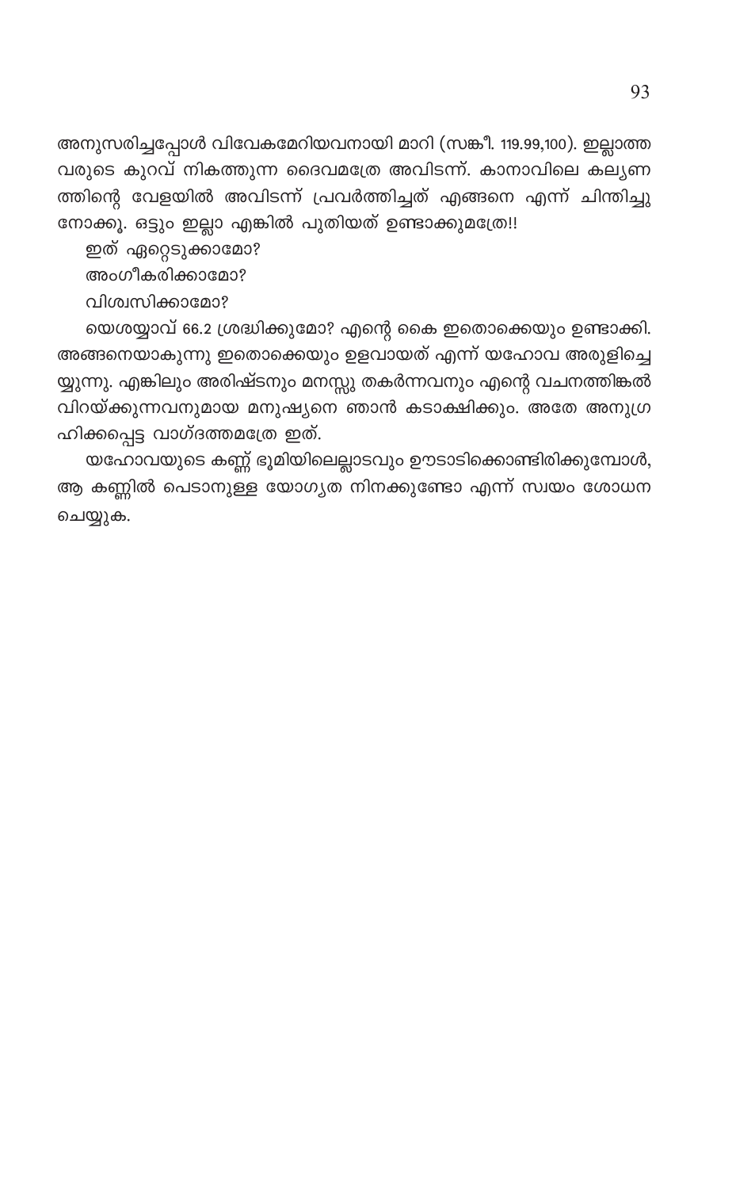അനുസരിച്ചപ്പോൾ വിവേകമേറിയവനായി മാറി (സങ്കീ. 119.99,100). ഇല്ലാത്ത വരുടെ കുറവ് നികത്തുന്ന ദൈവമത്രേ അവിടന്ന്. കാനാവിലെ കല്യാണത്തിന്റെ വേളയിൽ അവിടന്ന് പ്രവർത്തിച്ചത് എങ്ങനെ എന്ന് ചിന്തിച്ചു നോക്കൂ. ഒട്ടും ഇല്ലാ എങ്കിൽ പുതിയത് ഉണ്ടാക്കുമത്രേ!!

ഇത് ഏറ്റെടുക്കാമോ?

അംഗീകരിക്കാമോ?

വിശ്വസിക്കാമോ?

യെശയ്യാവ് 66.2 ശ്രദ്ധിക്കുമോ? എന്റെ കൈ ഇതൊക്കെയും ഉണ്ടാക്കി. അങ്ങനെയാകുന്നു ഇതൊക്കെയും ഉളവായത് എന്ന് യഹോവ അരുളിച്ചെയ്യുന്നു. എങ്കിലും അരിഷ്ടനും മനസ്സു തകർന്നവനും എന്റെ വചനത്തിങ്കൽ വിറയ്ക്കുന്നവനുമായ മനുഷ്യനെ ഞാൻ കടാക്ഷിക്കും. അതേ അനുഗ്രഹിക്കപ്പെട്ട വാഗ്ദത്തമത്രേ ഇത്.

യഹോവയുടെ കണ്ണ് ഭൂമിയിലെല്ലാടവും ഊടാടിക്കൊണ്ടിരിക്കുമ്പോൾ, ആ കണ്ണിൽ പെടാനുള്ള യോഗ്യത നിനക്കുണ്ടോ എന്ന് സ്വയം ശോധന ചെയ്യുക.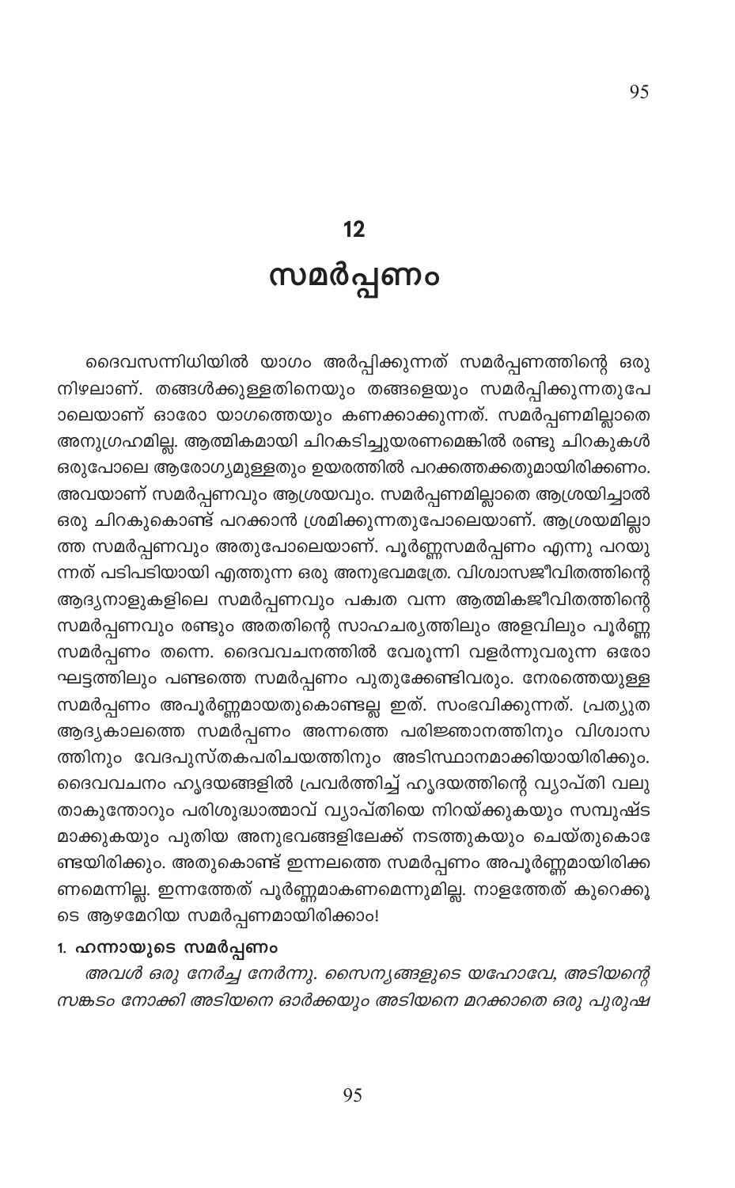# 12

# സമർപ്പണം

ദൈവസന്നിധിയിൽ യാഗം അർപ്പിക്കുന്നത് സമർപ്പണത്തിന്റെ ഒരു നിഴലാണ്. തങ്ങൾക്കുള്ളതിനെയും തങ്ങളെയും സമർപ്പിക്കുന്നതുപോലെയാണ് ഓരോ യാഗത്തെയും കണക്കാക്കുന്നത്. സമർപ്പണമില്ലാതെ അനുഗ്രഹമില്ല. ആത്മികമായി ചിറകടിച്ചുയരണമെങ്കിൽ രണ്ടു ചിറകുകൾ ഒരുപോലെ ആരോഗ്യമുള്ളതും ഉയരത്തിൽ പറക്കത്തക്കതുമായിരിക്കണം. അവയാണ് സമർപ്പണവും ആശ്രയവും. സമർപ്പണമില്ലാതെ ആശ്രയിച്ചാൽ ഒരു ചിറകുകൊണ്ട് പറക്കാൻ ശ്രമിക്കുന്നതുപോലെയാണ്. ആശ്രയമില്ലാത്ത സമർപ്പണവും അതുപോലെയാണ്. പൂർണ്ണസമർപ്പണം എന്നു പറയുന്നത് പടിപടിയായി എത്തുന്ന ഒരു അനുഭവമത്രേ. വിശ്വാസജീവിതത്തിന്റെ ആദ്യനാളുകളിലെ സമർപ്പണവും പക്വത വന്ന ആത്മികജീവിതത്തിന്റെ സമർപ്പണവും രണ്ടും അതതിന്റെ സാഹചര്യത്തിലും അളവിലും പൂർണ്ണ സമർപ്പണം തന്നെ. ദൈവവചനത്തിൽ വേരൂന്നി വളർന്നുവരുന്ന ഒരോ ഘട്ടത്തിലും പണ്ടത്തെ സമർപ്പണം പുതുക്കേണ്ടിവരും. നേരത്തെയുള്ള സമർപ്പണം അപൂർണ്ണമായതുകൊണ്ടല്ല ഇത്. സംഭവിക്കുന്നത്. പ്രത്യുത ആദ്യകാലത്തെ സമർപ്പണം അന്നത്തെ പരിജ്ഞാനത്തിനും വിശ്വാസത്തിനും വേദപുസ്തകപരിചയത്തിനും അടിസ്ഥാനമാക്കിയായിരിക്കും. ദൈവവചനം ഹൃദയങ്ങളിൽ പ്രവർത്തിച്ച് ഹൃദയത്തിന്റെ വ്യാപ്തി വലുതാകുന്തോറും പരിശുദ്ധാത്മാവ് വ്യാപ്തിയെ നിറയ്ക്കുകയും സമ്പുഷ്ടമാക്കുകയും പുതിയ അനുഭവങ്ങളിലേക്ക് നടത്തുകയും ചെയ്തുകൊണ്ടേയിരിക്കും. അതുകൊണ്ട് ഇന്നലത്തെ സമർപ്പണം അപൂർണ്ണമായിരിക്കണമെന്നില്ല. ഇന്നത്തേത് പൂർണ്ണമാകണമെന്നുമില്ല. നാളത്തേത് കുറെക്കൂടെ ആഴമേറിയ സമർപ്പണമായിരിക്കാം!

### 1. ഹന്നായുടെ സമർപ്പണം

*അവൾ ഒരു നേർച്ച നേർന്നു. സൈന്യങ്ങളുടെ യഹോവേ, അടിയന്റെ സങ്കടം നോക്കി അടിയനെ ഓർക്കയും അടിയനെ മറക്കാതെ ഒരു പുരുഷ*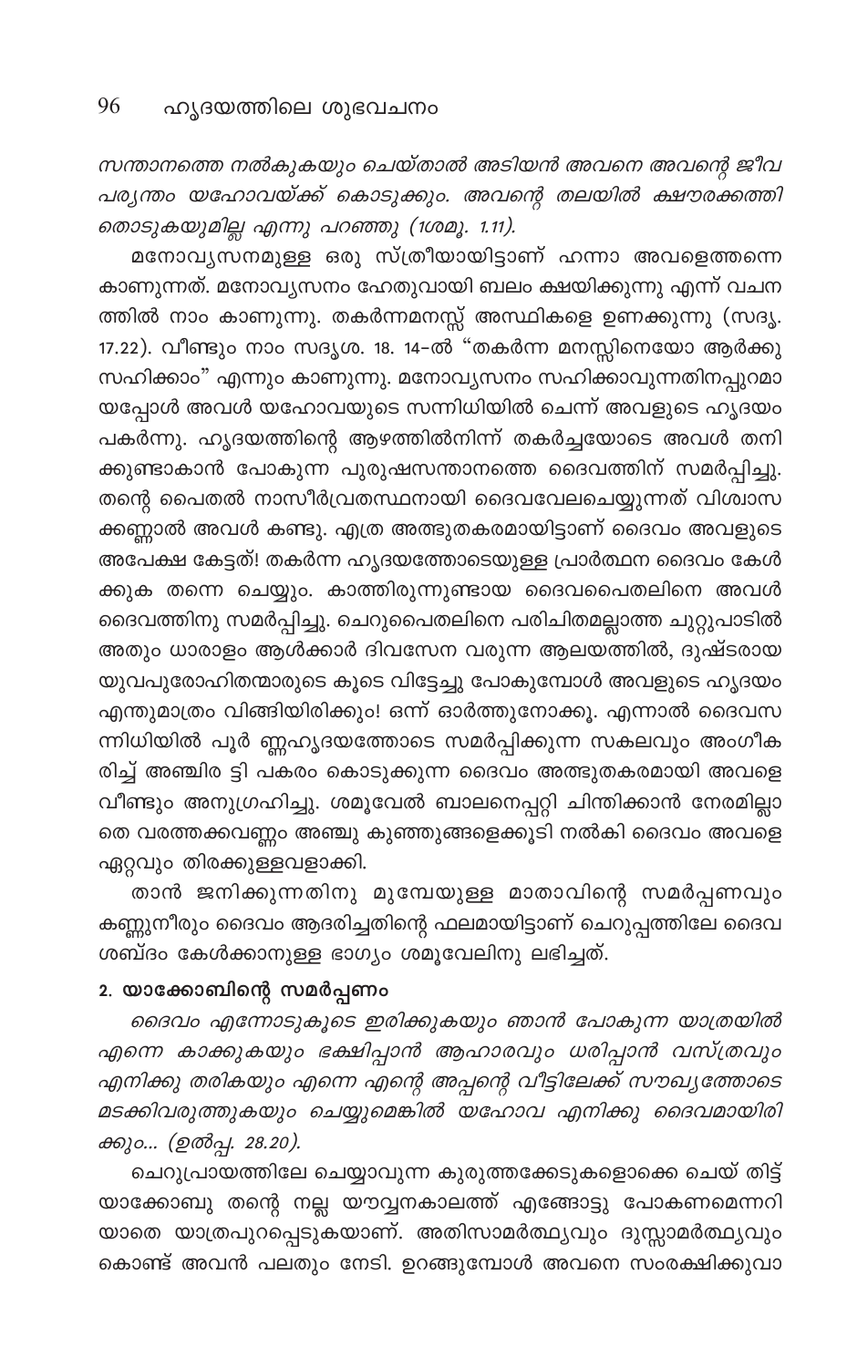*സന്താനത്തെ നൽകുകയും ചെയ്താൽ അടിയൻ അവനെ അവന്റെ ജീവപര്യന്തം യഹോവയ്ക്ക് കൊടുക്കും. അവന്റെ തലയിൽ ക്ഷൗരക്കത്തി തൊടുകയുമില്ല എന്നു പറഞ്ഞു (1ശമൂ. 1.11).*

മനോവ്യസനമുള്ള ഒരു സ്ത്രീയായിട്ടാണ് ഹന്നാ അവളെത്തന്നെ കാണുന്നത്. മനോവ്യസനം ഹേതുവായി ബലം ക്ഷയിക്കുന്നു എന്ന് വചനത്തിൽ നാം കാണുന്നു. തകർന്നമനസ്സ് അസ്ഥികളെ ഉണക്കുന്നു (സദൃ. 17.22). വീണ്ടും നാം സദൃശ. 18. 14-ൽ "തകർന്ന മനസ്സിനെയോ ആർക്കു സഹിക്കാം" എന്നും കാണുന്നു. മനോവ്യസനം സഹിക്കാവുന്നതിനപ്പുറമായപ്പോൾ അവൾ യഹോവയുടെ സന്നിധിയിൽ ചെന്ന് അവളുടെ ഹൃദയം പകർന്നു. ഹൃദയത്തിന്റെ ആഴത്തിൽനിന്ന് തകർച്ചയോടെ അവൾ തനിക്കുണ്ടാകാൻ പോകുന്ന പുരുഷസന്താനത്തെ ദൈവത്തിന് സമർപ്പിച്ചു. തന്റെ പൈതൽ നാസീർവ്രതസ്ഥനായി ദൈവവേലചെയ്യുന്നത് വിശ്വാസക്കണ്ണാൽ അവൾ കണ്ടു. എത്ര അത്ഭുതകരമായിട്ടാണ് ദൈവം അവളുടെ അപേക്ഷ കേട്ടത്! തകർന്ന ഹൃദയത്തോടെയുള്ള പ്രാർത്ഥന ദൈവം കേൾക്കുക തന്നെ ചെയ്യും. കാത്തിരുന്നുണ്ടായ ദൈവപൈതലിനെ അവൾ ദൈവത്തിനു സമർപ്പിച്ചു. ചെറുപൈതലിനെ പരിചിതമല്ലാത്ത ചുറ്റുപാടിൽ അതും ധാരാളം ആൾക്കാർ ദിവസേന വരുന്ന ആലയത്തിൽ, ദുഷ്ടരായ യുവപുരോഹിതന്മാരുടെ കൂടെ വിട്ടേച്ചു പോകുമ്പോൾ അവളുടെ ഹൃദയം എന്തുമാത്രം വിങ്ങിയിരിക്കും! ഒന്ന് ഓർത്തുനോക്കൂ. എന്നാൽ ദൈവസന്നിധിയിൽ പൂർ ണ്ണഹൃദയത്തോടെ സമർപ്പിക്കുന്ന സകലവും അംഗീകരിച്ച് അഞ്ചിര ട്ടി പകരം കൊടുക്കുന്ന ദൈവം അത്ഭുതകരമായി അവളെ വീണ്ടും അനുഗ്രഹിച്ചു. ശമൂവേൽ ബാലനെപ്പറ്റി ചിന്തിക്കാൻ നേരമില്ലാതെ വരത്തക്കവണ്ണം അഞ്ചു കുഞ്ഞുങ്ങളെക്കൂടി നൽകി ദൈവം അവളെ ഏറ്റവും തിരക്കുള്ളവളാക്കി.

താൻ ജനിക്കുന്നതിനു മുമ്പേയുള്ള മാതാവിന്റെ സമർപ്പണവും കണ്ണുനീരും ദൈവം ആദരിച്ചതിന്റെ ഫലമായിട്ടാണ് ചെറുപ്പത്തിലേ ദൈവശബ്ദം കേൾക്കാനുള്ള ഭാഗ്യം ശമൂവേലിനു ലഭിച്ചത്.

**2. യാക്കോബിന്റെ സമർപ്പണം**

*ദൈവം എന്നോടുകൂടെ ഇരിക്കുകയും ഞാൻ പോകുന്ന യാത്രയിൽ എന്നെ കാക്കുകയും ഭക്ഷിപ്പാൻ ആഹാരവും ധരിപ്പാൻ വസ്ത്രവും എനിക്കു തരികയും എന്നെ എന്റെ അപ്പന്റെ വീട്ടിലേക്ക് സൗഖ്യത്തോടെ മടക്കിവരുത്തുകയും ചെയ്യുമെങ്കിൽ യഹോവ എനിക്കു ദൈവമായിരിക്കും... (ഉൽപ്പ. 28.20).*

ചെറുപ്രായത്തിലേ ചെയ്യാവുന്ന കുരുത്തക്കേടുകളൊക്കെ ചെയ് തിട്ട് യാക്കോബു തന്റെ നല്ല യൗവ്വനകാലത്ത് എങ്ങോട്ടു പോകണമെന്നറിയാതെ യാത്രപുറപ്പെടുകയാണ്. അതിസാമർത്ഥ്യവും ദുസ്സാമർത്ഥ്യവും കൊണ്ട് അവൻ പലതും നേടി. ഉറങ്ങുമ്പോൾ അവനെ സംരക്ഷിക്കുവാ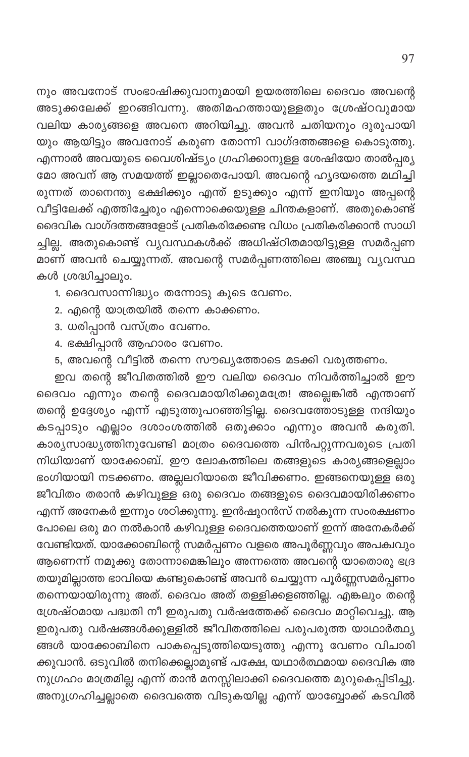നും അവനോട് സംഭാഷിക്കുവാനുമായി ഉയരത്തിലെ ദൈവം അവന്റെ അടുക്കലേക്ക് ഇറങ്ങിവന്നു. അതിമഹത്തായുള്ളതും ശ്രേഷ്ഠവുമായ വലിയ കാര്യങ്ങളെ അവനെ അറിയിച്ചു. അവൻ ചതിയനും ദുരുപായിയും ആയിട്ടും അവനോട് കരുണ തോന്നി വാഗ്ദത്തങ്ങളെ കൊടുത്തു. എന്നാൽ അവയുടെ വൈശിഷ്ട്യം ഗ്രഹിക്കാനുള്ള ശേഷിയോ താൽപ്പര്യമോ അവന് ആ സമയത്ത് ഇല്ലാതെപോയി. അവന്റെ ഹൃദയത്തെ മഥിച്ചിരുന്നത് താനെന്തു ഭക്ഷിക്കും എന്ത് ഉടുക്കും എന്ന് ഇനിയും അപ്പന്റെ വീട്ടിലേക്ക് എത്തിച്ചേരും എന്നൊക്കെയുള്ള ചിന്തകളാണ്. അതുകൊണ്ട് ദൈവിക വാഗ്ദത്തങ്ങളോട് പ്രതികരിക്കേണ്ട വിധം പ്രതികരിക്കാൻ സാധിച്ചില്ല. അതുകൊണ്ട് വ്യവസ്ഥകൾക്ക് അധിഷ്ഠിതമായിട്ടുള്ള സമർപ്പണമാണ് അവൻ ചെയ്യുന്നത്. അവന്റെ സമർപ്പണത്തിലെ അഞ്ചു വ്യവസ്ഥകൾ ശ്രദ്ധിച്ചാലും.

1. ദൈവസാന്നിദ്ധ്യം തന്നോടു കൂടെ വേണം.
2. എന്റെ യാത്രയിൽ തന്നെ കാക്കണം.
3. ധരിപ്പാൻ വസ്ത്രം വേണം.
4. ഭക്ഷിപ്പാൻ ആഹാരം വേണം.
5, അവന്റെ വീട്ടിൽ തന്നെ സൗഖ്യത്തോടെ മടക്കി വരുത്തണം.

ഇവ തന്റെ ജീവിതത്തിൽ ഈ വലിയ ദൈവം നിവർത്തിച്ചാൽ ഈ ദൈവം എന്നും തന്റെ ദൈവമായിരിക്കുമത്രേ! അല്ലെങ്കിൽ എന്താണ് തന്റെ ഉദ്ദേശ്യം എന്ന് എടുത്തുപറഞ്ഞിട്ടില്ല. ദൈവത്തോടുള്ള നന്ദിയും കടപ്പാടും എല്ലാം ദശാംശത്തിൽ ഒതുക്കാം എന്നും അവൻ കരുതി. കാര്യസാദ്ധ്യത്തിനുവേണ്ടി മാത്രം ദൈവത്തെ പിൻപറ്റുന്നവരുടെ പ്രതിനിധിയാണ് യാക്കോബ്. ഈ ലോകത്തിലെ തങ്ങളുടെ കാര്യങ്ങളെല്ലാം ഭംഗിയായി നടക്കണം. അല്ലലറിയാതെ ജീവിക്കണം. ഇങ്ങനെയുള്ള ഒരു ജീവിതം തരാൻ കഴിവുള്ള ഒരു ദൈവം തങ്ങളുടെ ദൈവമായിരിക്കണം എന്ന് അനേകർ ഇന്നും ശഠിക്കുന്നു. ഇൻഷുറൻസ് നൽകുന്ന സംരക്ഷണം പോലെ ഒരു മറ നൽകാൻ കഴിവുള്ള ദൈവത്തെയാണ് ഇന്ന് അനേകർക്ക് വേണ്ടിയത്. യാക്കോബിന്റെ സമർപ്പണം വളരെ അപൂർണ്ണവും അപക്വവും ആണെന്ന് നമുക്കു തോന്നാമെങ്കിലും അന്നത്തെ അവന്റെ യാതൊരു ഭദ്രതയുമില്ലാത്ത ഭാവിയെ കണ്ടുകൊണ്ട് അവൻ ചെയ്യുന്ന പൂർണ്ണസമർപ്പണം തന്നെയായിരുന്നു അത്. ദൈവം അത് തള്ളിക്കളഞ്ഞില്ല. എങ്കിലും തന്റെ ശ്രേഷ്ഠമായ പദ്ധതി നീ ഇരുപതു വർഷത്തേക്ക് ദൈവം മാറ്റിവെച്ചു. ആ ഇരുപതു വർഷങ്ങൾക്കുള്ളിൽ ജീവിതത്തിലെ പരുപരുത്ത യാഥാർത്ഥ്യങ്ങൾ യാക്കോബിനെ പാകപ്പെടുത്തിയെടുത്തു എന്നു വേണം വിചാരിക്കുവാൻ. ഒടുവിൽ തനിക്കെല്ലാമുണ്ട് പക്ഷേ, യഥാർത്ഥമായ ദൈവിക അനുഗ്രഹം മാത്രമില്ല എന്ന് താൻ മനസ്സിലാക്കി ദൈവത്തെ മുറുകെപ്പിടിച്ചു. അനുഗ്രഹിച്ചല്ലാതെ ദൈവത്തെ വിടുകയില്ല എന്ന് യാബ്ബോക്ക് കടവിൽ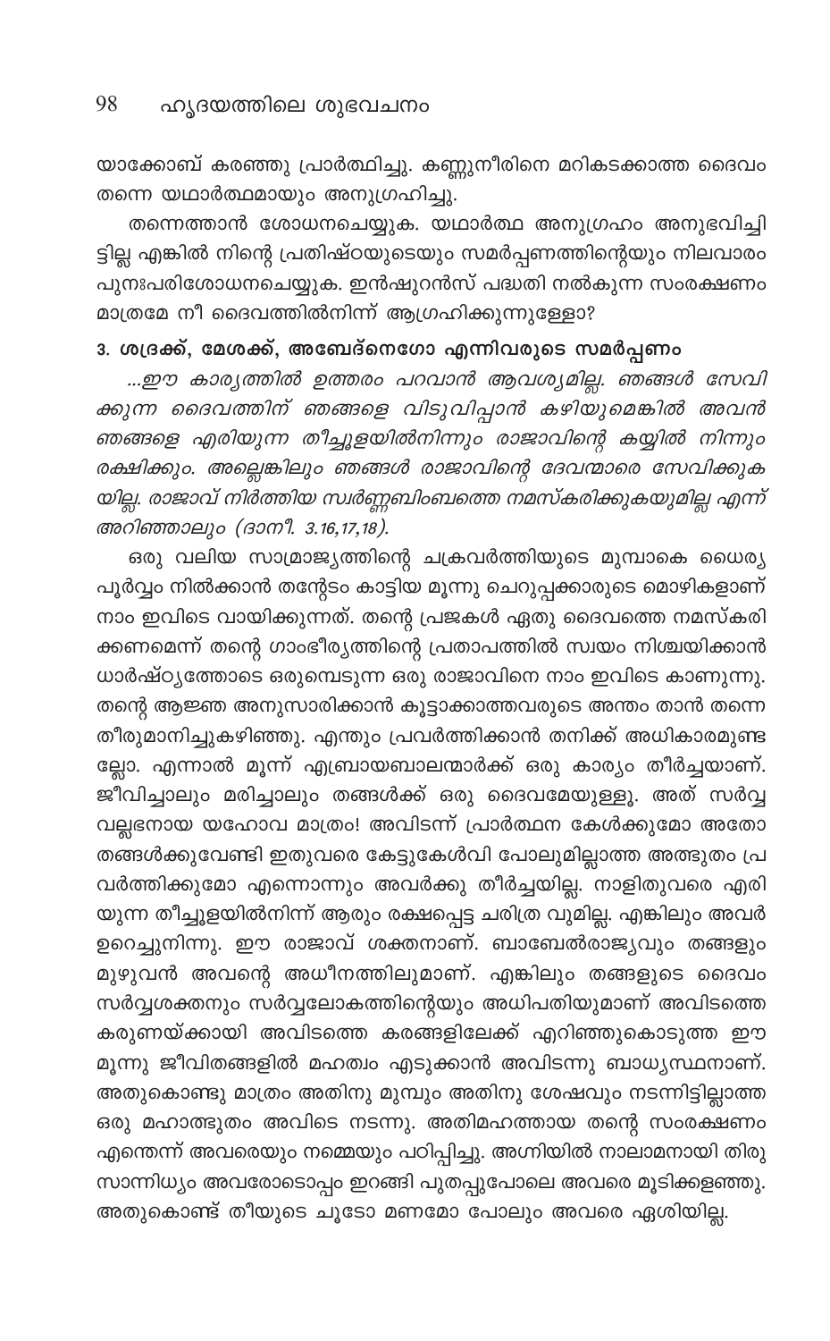യാക്കോബ് കരഞ്ഞു പ്രാർത്ഥിച്ചു. കണ്ണുനീരിനെ മറികടക്കാത്ത ദൈവം തന്നെ യഥാർത്ഥമായും അനുഗ്രഹിച്ചു.

തന്നെത്താൻ ശോധനചെയ്യുക. യഥാർത്ഥ അനുഗ്രഹം അനുഭവിച്ചിട്ടില്ല എങ്കിൽ നിന്റെ പ്രതിഷ്ഠയുടെയും സമർപ്പണത്തിന്റെയും നിലവാരം പുനഃപരിശോധനചെയ്യുക. ഇൻഷുറൻസ് പദ്ധതി നൽകുന്ന സംരക്ഷണം മാത്രമേ നീ ദൈവത്തിൽനിന്ന് ആഗ്രഹിക്കുന്നുള്ളോ?

### 3. ശദ്രക്ക്, മേശക്ക്, അബേദ്നെഗോ എന്നിവരുടെ സമർപ്പണം

*...ഈ കാര്യത്തിൽ ഉത്തരം പറവാൻ ആവശ്യമില്ല. ഞങ്ങൾ സേവിക്കുന്ന ദൈവത്തിന് ഞങ്ങളെ വിടുവിപ്പാൻ കഴിയുമെങ്കിൽ അവൻ ഞങ്ങളെ എരിയുന്ന തീച്ചൂളയിൽനിന്നും രാജാവിന്റെ കയ്യിൽ നിന്നും രക്ഷിക്കും. അല്ലെങ്കിലും ഞങ്ങൾ രാജാവിന്റെ ദേവന്മാരെ സേവിക്കുകയില്ല. രാജാവ് നിർത്തിയ സ്വർണ്ണബിംബത്തെ നമസ്കരിക്കുകയുമില്ല എന്ന് അറിഞ്ഞാലും (ദാനീ. 3.16,17,18).*

ഒരു വലിയ സാമ്രാജ്യത്തിന്റെ ചക്രവർത്തിയുടെ മുമ്പാകെ ധൈര്യപൂർവ്വം നിൽക്കാൻ തന്റേടം കാട്ടിയ മൂന്നു ചെറുപ്പക്കാരുടെ മൊഴികളാണ് നാം ഇവിടെ വായിക്കുന്നത്. തന്റെ പ്രജകൾ ഏതു ദൈവത്തെ നമസ്കരിക്കണമെന്ന് തന്റെ ഗാംഭീര്യത്തിന്റെ പ്രതാപത്തിൽ സ്വയം നിശ്ചയിക്കാൻ ധാർഷ്ഠ്യത്തോടെ ഒരുമ്പെടുന്ന ഒരു രാജാവിനെ നാം ഇവിടെ കാണുന്നു. തന്റെ ആജ്ഞ അനുസാരിക്കാൻ കൂട്ടാക്കാത്തവരുടെ അന്തം താൻ തന്നെ തീരുമാനിച്ചുകഴിഞ്ഞു. എന്തും പ്രവർത്തിക്കാൻ തനിക്ക് അധികാരമുണ്ടല്ലോ. എന്നാൽ മൂന്ന് എബ്രായബാലന്മാർക്ക് ഒരു കാര്യം തീർച്ചയാണ്. ജീവിച്ചാലും മരിച്ചാലും തങ്ങൾക്ക് ഒരു ദൈവമേയുള്ളൂ. അത് സർവ്വവല്ലഭനായ യഹോവ മാത്രം! അവിടന്ന് പ്രാർത്ഥന കേൾക്കുമോ അതോ തങ്ങൾക്കുവേണ്ടി ഇതുവരെ കേട്ടുകേൾവി പോലുമില്ലാത്ത അത്ഭുതം പ്രവർത്തിക്കുമോ എന്നൊന്നും അവർക്കു തീർച്ചയില്ല. നാളിതുവരെ എരിയുന്ന തീച്ചൂളയിൽനിന്ന് ആരും രക്ഷപ്പെട്ട ചരിത്ര വുമില്ല. എങ്കിലും അവർ ഉറെച്ചുനിന്നു. ഈ രാജാവ് ശക്തനാണ്. ബാബേൽരാജ്യവും തങ്ങളും മുഴുവൻ അവന്റെ അധീനത്തിലുമാണ്. എങ്കിലും തങ്ങളുടെ ദൈവം സർവ്വശക്തനും സർവ്വലോകത്തിന്റെയും അധിപതിയുമാണ് അവിടത്തെ കരുണയ്ക്കായി അവിടത്തെ കരങ്ങളിലേക്ക് എറിഞ്ഞുകൊടുത്ത ഈ മൂന്നു ജീവിതങ്ങളിൽ മഹത്വം എടുക്കാൻ അവിടന്നു ബാധ്യസ്ഥനാണ്. അതുകൊണ്ടു മാത്രം അതിനു മുമ്പും അതിനു ശേഷവും നടന്നിട്ടില്ലാത്ത ഒരു മഹാത്ഭുതം അവിടെ നടന്നു. അതിമഹത്തായ തന്റെ സംരക്ഷണം എന്തെന്ന് അവരെയും നമ്മെയും പഠിപ്പിച്ചു. അഗ്നിയിൽ നാലാമനായി തിരുസാന്നിധ്യം അവരോടൊപ്പം ഇറങ്ങി പുതപ്പുപോലെ അവരെ മൂടിക്കളഞ്ഞു. അതുകൊണ്ട് തീയുടെ ചൂടോ മണമോ പോലും അവരെ ഏശിയില്ല.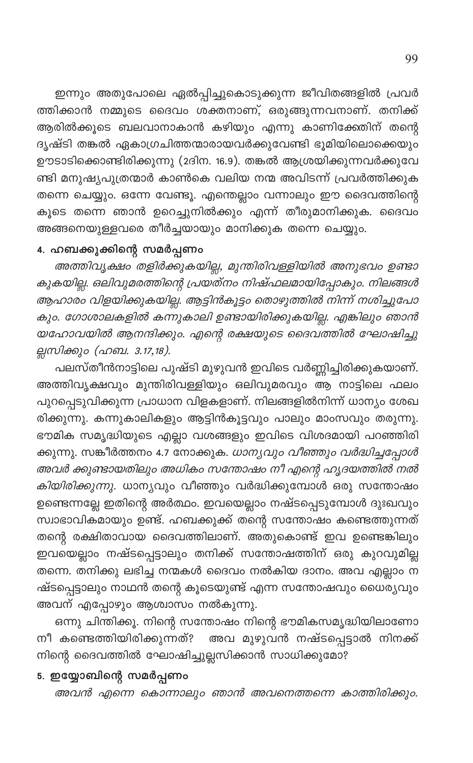ഇന്നും അതുപോലെ ഏൽപ്പിച്ചുകൊടുക്കുന്ന ജീവിതങ്ങളിൽ പ്രവർത്തിക്കാൻ നമ്മുടെ ദൈവം ശക്തനാണ്, ഒരുങ്ങുന്നവനാണ്. തനിക്ക് ആരിൽക്കൂടെ ബലവാനാകാൻ കഴിയും എന്നു കാണിക്കേതിന് തന്റെ ദൃഷ്ടി തങ്കൽ ഏകാഗ്രചിത്തന്മാരായവർക്കുവേണ്ടി ഭൂമിയിലൊക്കെയും ഊടാടിക്കൊണ്ടിരിക്കുന്നു (2ദിന. 16.9). തങ്കൽ ആശ്രയിക്കുന്നവർക്കുവേണ്ടി മനുഷ്യപുത്രന്മാർ കാൺകെ വലിയ നന്മ അവിടന്ന് പ്രവർത്തിക്കുക തന്നെ ചെയ്യും. ഒന്നേ വേണ്ടൂ. എന്തെല്ലാം വന്നാലും ഈ ദൈവത്തിന്റെ കൂടെ തന്നെ ഞാൻ ഉറെച്ചുനിൽക്കും എന്ന് തീരുമാനിക്കുക. ദൈവം അങ്ങനെയുള്ളവരെ തീർച്ചയായും മാനിക്കുക തന്നെ ചെയ്യും.

### 4. ഹബക്കൂക്കിന്റെ സമർപ്പണം

*അത്തിവൃക്ഷം തളിർക്കുകയില്ല, മുന്തിരിവള്ളിയിൽ അനുഭവം ഉണ്ടാകുകയില്ല. ഒലിവുമരത്തിന്റെ പ്രയത്നം നിഷ്ഫലമായിപ്പോകും. നിലങ്ങൾ ആഹാരം വിളയിക്കുകയില്ല. ആട്ടിൻകൂട്ടം തൊഴുത്തിൽ നിന്ന് നശിച്ചുപോകും. ഗോശാലകളിൽ കന്നുകാലി ഉണ്ടായിരിക്കുകയില്ല. എങ്കിലും ഞാൻ യഹോവയിൽ ആനന്ദിക്കും. എന്റെ രക്ഷയുടെ ദൈവത്തിൽ ഘോഷിച്ചുല്ലസിക്കും (ഹബ. 3.17,18).*

പലസ്തീൻനാട്ടിലെ പുഷ്ടി മുഴുവൻ ഇവിടെ വർണ്ണിച്ചിരിക്കുകയാണ്. അത്തിവൃക്ഷവും മുന്തിരിവള്ളിയും ഒലിവുമരവും ആ നാട്ടിലെ ഫലം പുറപ്പെടുവിക്കുന്ന പ്രധാന വിളകളാണ്. നിലങ്ങളിൽനിന്ന് ധാന്യം ശേഖരിക്കുന്നു. കന്നുകാലികളും ആട്ടിൻകൂട്ടവും പാലും മാംസവും തരുന്നു. ഭൗമിക സമൃദ്ധിയുടെ എല്ലാ വശങ്ങളും ഇവിടെ വിശദമായി പറഞ്ഞിരിക്കുന്നു. സങ്കീർത്തനം 4.7 നോക്കുക. *ധാന്യവും വീഞ്ഞും വർദ്ധിച്ചപ്പോൾ അവർ ക്കുണ്ടായതിലും അധികം സന്തോഷം നീ എന്റെ ഹൃദയത്തിൽ നൽകിയിരിക്കുന്നു.* ധാന്യവും വീഞ്ഞും വർദ്ധിക്കുമ്പോൾ ഒരു സന്തോഷം ഉണ്ടെന്നല്ലേ ഇതിന്റെ അർത്ഥം. ഇവയെല്ലാം നഷ്ടപ്പെടുമ്പോൾ ദുഃഖവും സ്വാഭാവികമായും ഉണ്ട്. ഹബക്കൂക്ക് തന്റെ സന്തോഷം കണ്ടെത്തുന്നത് തന്റെ രക്ഷിതാവായ ദൈവത്തിലാണ്. അതുകൊണ്ട് ഇവ ഉണ്ടെങ്കിലും ഇവയെല്ലാം നഷ്ടപ്പെട്ടാലും തനിക്ക് സന്തോഷത്തിന് ഒരു കുറവുമില്ല തന്നെ. തനിക്കു ലഭിച്ച നന്മകൾ ദൈവം നൽകിയ ദാനം. അവ എല്ലാം നഷ്ടപ്പെട്ടാലും നാഥൻ തന്റെ കൂടെയുണ്ട് എന്ന സന്തോഷവും ധൈര്യവും അവന് എപ്പോഴും ആശ്വാസം നൽകുന്നു.

ഒന്നു ചിന്തിക്കൂ. നിന്റെ സന്തോഷം നിന്റെ ഭൗമികസമൃദ്ധിയിലാണോ നീ കണ്ടെത്തിയിരിക്കുന്നത്? അവ മുഴുവൻ നഷ്ടപ്പെട്ടാൽ നിനക്ക് നിന്റെ ദൈവത്തിൽ ഘോഷിച്ചുല്ലസിക്കാൻ സാധിക്കുമോ?

### 5. ഇയ്യോബിന്റെ സമർപ്പണം

*അവൻ എന്നെ കൊന്നാലും ഞാൻ അവനെത്തന്നെ കാത്തിരിക്കും.*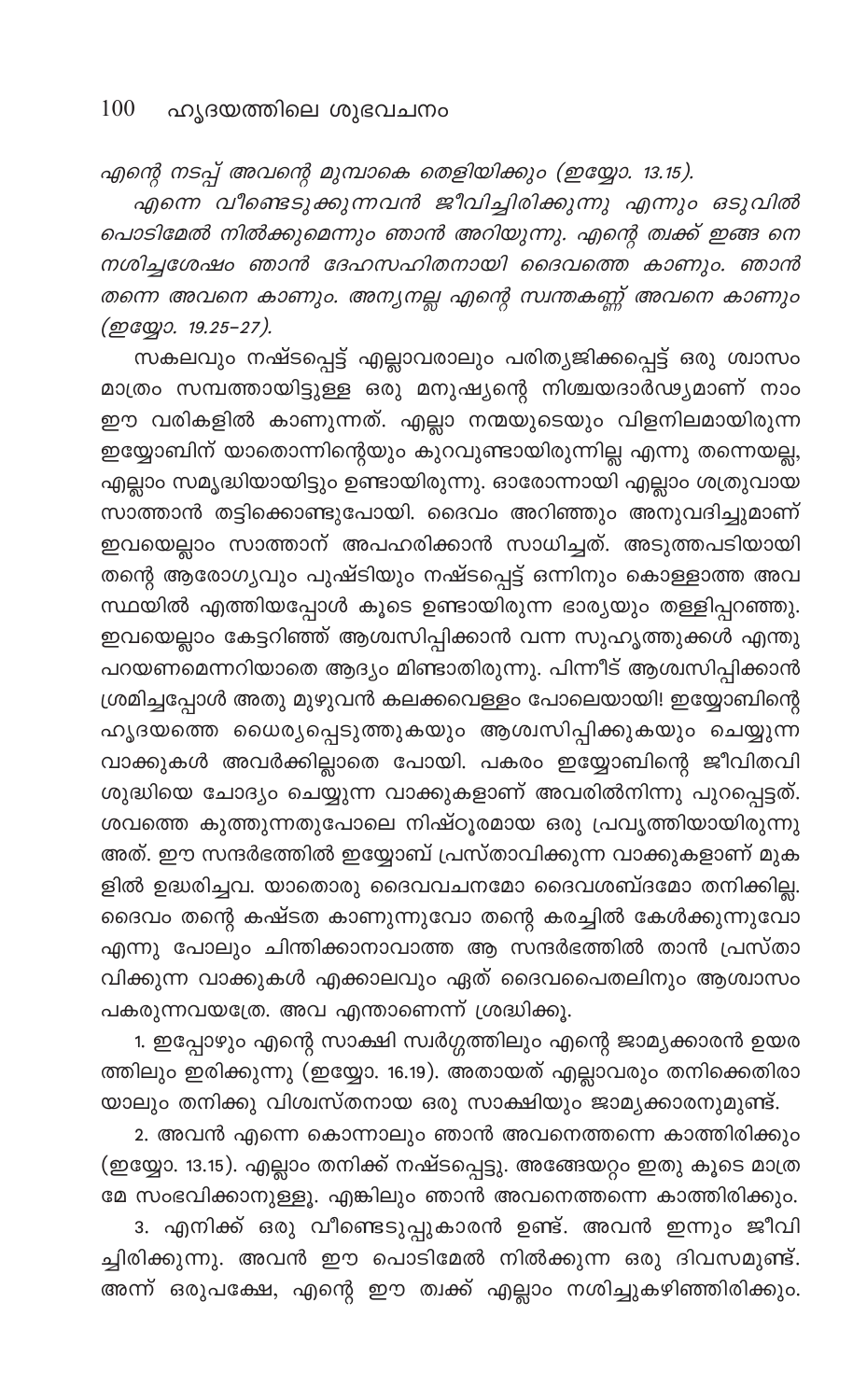*എന്റെ നടപ്പ് അവന്റെ മുമ്പാകെ തെളിയിക്കും (ഇയ്യോ. 13.15).*

*എന്നെ വീണ്ടെടുക്കുന്നവൻ ജീവിച്ചിരിക്കുന്നു എന്നും ഒടുവിൽ പൊടിമേൽ നിൽക്കുമെന്നും ഞാൻ അറിയുന്നു. എന്റെ ത്വക്ക് ഇങ്ങ നെ നശിച്ചശേഷം ഞാൻ ദേഹസഹിതനായി ദൈവത്തെ കാണും. ഞാൻ തന്നെ അവനെ കാണും. അന്യനല്ല എന്റെ സ്വന്തകണ്ണ് അവനെ കാണും (ഇയ്യോ. 19.25-27).*

സകലവും നഷ്ടപ്പെട്ട് എല്ലാവരാലും പരിത്യജിക്കപ്പെട്ട് ഒരു ശ്വാസം മാത്രം സമ്പത്തായിട്ടുള്ള ഒരു മനുഷ്യന്റെ നിശ്ചയദാർഢ്യമാണ് നാം ഈ വരികളിൽ കാണുന്നത്. എല്ലാ നന്മയുടെയും വിളനിലമായിരുന്ന ഇയ്യോബിന് യാതൊന്നിന്റെയും കുറവുണ്ടായിരുന്നില്ല എന്നു തന്നെയല്ല, എല്ലാം സമൃദ്ധിയായിട്ടും ഉണ്ടായിരുന്നു. ഓരോന്നായി എല്ലാം ശത്രുവായ സാത്താൻ തട്ടിക്കൊണ്ടുപോയി. ദൈവം അറിഞ്ഞും അനുവദിച്ചുമാണ് ഇവയെല്ലാം സാത്താന് അപഹരിക്കാൻ സാധിച്ചത്. അടുത്തപടിയായി തന്റെ ആരോഗ്യവും പുഷ്ടിയും നഷ്ടപ്പെട്ട് ഒന്നിനും കൊള്ളാത്ത അവ സ്ഥയിൽ എത്തിയപ്പോൾ കൂടെ ഉണ്ടായിരുന്ന ഭാര്യയും തള്ളിപ്പറഞ്ഞു. ഇവയെല്ലാം കേട്ടറിഞ്ഞ് ആശ്വസിപ്പിക്കാൻ വന്ന സുഹൃത്തുക്കൾ എന്തു പറയണമെന്നറിയാതെ ആദ്യം മിണ്ടാതിരുന്നു. പിന്നീട് ആശ്വസിപ്പിക്കാൻ ശ്രമിച്ചപ്പോൾ അതു മുഴുവൻ കലക്കവെള്ളം പോലെയായി! ഇയ്യോബിന്റെ ഹൃദയത്തെ ധൈര്യപ്പെടുത്തുകയും ആശ്വസിപ്പിക്കുകയും ചെയ്യുന്ന വാക്കുകൾ അവർക്കില്ലാതെ പോയി. പകരം ഇയ്യോബിന്റെ ജീവിതവി ശുദ്ധിയെ ചോദ്യം ചെയ്യുന്ന വാക്കുകളാണ് അവരിൽനിന്നു പുറപ്പെട്ടത്. ശവത്തെ കുത്തുന്നതുപോലെ നിഷ്ഠൂരമായ ഒരു പ്രവൃത്തിയായിരുന്നു അത്. ഈ സന്ദർഭത്തിൽ ഇയ്യോബ് പ്രസ്താവിക്കുന്ന വാക്കുകളാണ് മുക ളിൽ ഉദ്ധരിച്ചവ. യാതൊരു ദൈവവചനമോ ദൈവശബ്ദമോ തനിക്കില്ല. ദൈവം തന്റെ കഷ്ടത കാണുന്നുവോ തന്റെ കരച്ചിൽ കേൾക്കുന്നുവോ എന്നു പോലും ചിന്തിക്കാനാവാത്ത ആ സന്ദർഭത്തിൽ താൻ പ്രസ്താ വിക്കുന്ന വാക്കുകൾ എക്കാലവും ഏത് ദൈവപൈതലിനും ആശ്വാസം പകരുന്നവയത്രേ. അവ എന്താണെന്ന് ശ്രദ്ധിക്കൂ.

1. ഇപ്പോഴും എന്റെ സാക്ഷി സ്വർഗ്ഗത്തിലും എന്റെ ജാമ്യക്കാരൻ ഉയര ത്തിലും ഇരിക്കുന്നു (ഇയ്യോ. 16.19). അതായത് എല്ലാവരും തനിക്കെതിരാ യാലും തനിക്കു വിശ്വസ്തനായ ഒരു സാക്ഷിയും ജാമ്യക്കാരനുമുണ്ട്.

2. അവൻ എന്നെ കൊന്നാലും ഞാൻ അവനെത്തന്നെ കാത്തിരിക്കും (ഇയ്യോ. 13.15). എല്ലാം തനിക്ക് നഷ്ടപ്പെട്ടു. അങ്ങേയറ്റം ഇതു കൂടെ മാത്ര മേ സംഭവിക്കാനുള്ളൂ. എങ്കിലും ഞാൻ അവനെത്തന്നെ കാത്തിരിക്കും.

3. എനിക്ക് ഒരു വീണ്ടെടുപ്പുകാരൻ ഉണ്ട്. അവൻ ഇന്നും ജീവി ച്ചിരിക്കുന്നു. അവൻ ഈ പൊടിമേൽ നിൽക്കുന്ന ഒരു ദിവസമുണ്ട്. അന്ന് ഒരുപക്ഷേ, എന്റെ ഈ ത്വക്ക് എല്ലാം നശിച്ചുകഴിഞ്ഞിരിക്കും.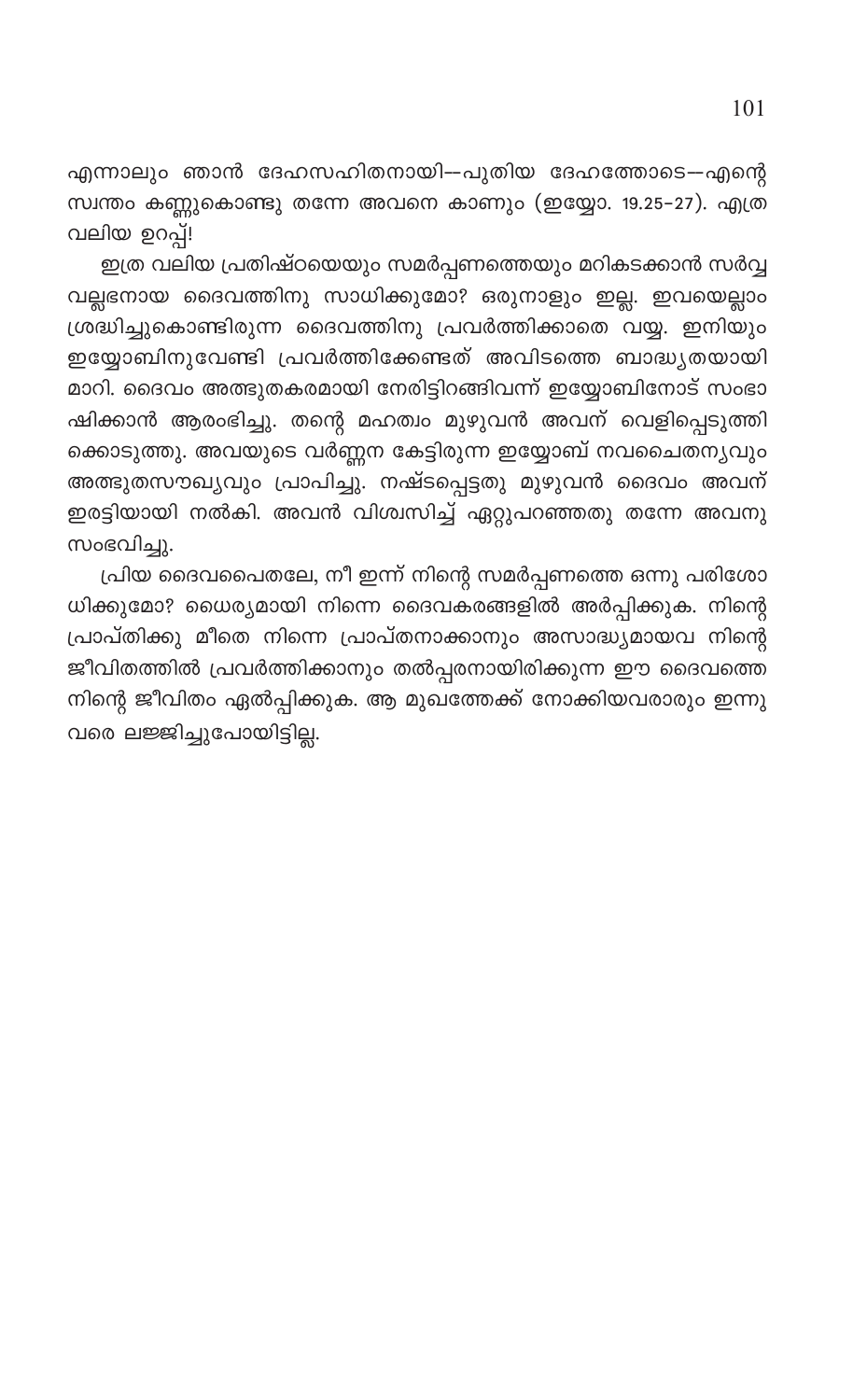എന്നാലും ഞാൻ ദേഹസഹിതനായി—പുതിയ ദേഹത്തോടെ—എന്റെ സ്വന്തം കണ്ണുകൊണ്ടു തന്നേ അവനെ കാണും (ഇയ്യോ. 19.25-27). എത്ര വലിയ ഉറപ്പ്!

ഇത്ര വലിയ പ്രതിഷ്ഠയെയും സമർപ്പണത്തെയും മറികടക്കാൻ സർവ്വ വല്ലഭനായ ദൈവത്തിനു സാധിക്കുമോ? ഒരുനാളും ഇല്ല. ഇവയെല്ലാം ശ്രദ്ധിച്ചുകൊണ്ടിരുന്ന ദൈവത്തിനു പ്രവർത്തിക്കാതെ വയ്യ. ഇനിയും ഇയ്യോബിനുവേണ്ടി പ്രവർത്തിക്കേണ്ടത് അവിടത്തെ ബാദ്ധ്യതയായി മാറി. ദൈവം അത്ഭുതകരമായി നേരിട്ടിറങ്ങിവന്ന് ഇയ്യോബിനോട് സംഭാഷിക്കാൻ ആരംഭിച്ചു. തന്റെ മഹത്വം മുഴുവൻ അവന് വെളിപ്പെടുത്തിക്കൊടുത്തു. അവയുടെ വർണ്ണന കേട്ടിരുന്ന ഇയ്യോബ് നവചൈതന്യവും അത്ഭുതസൗഖ്യവും പ്രാപിച്ചു. നഷ്ടപ്പെട്ടതു മുഴുവൻ ദൈവം അവന് ഇരട്ടിയായി നൽകി. അവൻ വിശ്വസിച്ച് ഏറ്റുപറഞ്ഞതു തന്നേ അവനു സംഭവിച്ചു.

പ്രിയ ദൈവപൈതലേ, നീ ഇന്ന് നിന്റെ സമർപ്പണത്തെ ഒന്നു പരിശോധിക്കുമോ? ധൈര്യമായി നിന്നെ ദൈവകരങ്ങളിൽ അർപ്പിക്കുക. നിന്റെ പ്രാപ്തിക്കു മീതെ നിന്നെ പ്രാപ്തനാക്കാനും അസാദ്ധ്യമായവ നിന്റെ ജീവിതത്തിൽ പ്രവർത്തിക്കാനും തൽപ്പരനായിരിക്കുന്ന ഈ ദൈവത്തെ നിന്റെ ജീവിതം ഏൽപ്പിക്കുക. ആ മുഖത്തേക്ക് നോക്കിയവരാരും ഇന്നുവരെ ലജ്ജിച്ചുപോയിട്ടില്ല.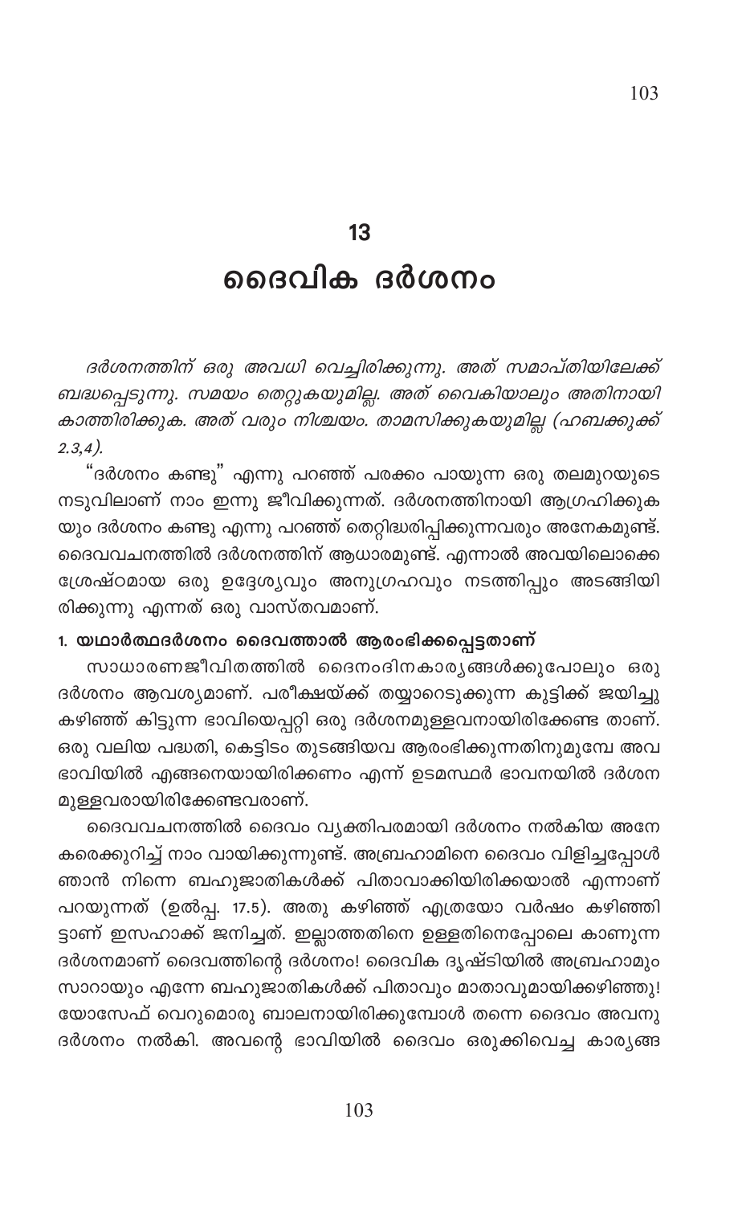# 13

# ദൈവിക ദർശനം

*ദർശനത്തിന് ഒരു അവധി വെച്ചിരിക്കുന്നു. അത് സമാപ്തിയിലേക്ക് ബദ്ധപ്പെടുന്നു. സമയം തെറ്റുകയുമില്ല. അത് വൈകിയാലും അതിനായി കാത്തിരിക്കുക. അത് വരും നിശ്ചയം. താമസിക്കുകയുമില്ല (ഹബക്കുക്ക് 2.3,4).*

"ദർശനം കണ്ടു" എന്നു പറഞ്ഞ് പരക്കം പായുന്ന ഒരു തലമുറയുടെ നടുവിലാണ് നാം ഇന്നു ജീവിക്കുന്നത്. ദർശനത്തിനായി ആഗ്രഹിക്കുകയും ദർശനം കണ്ടു എന്നു പറഞ്ഞ് തെറ്റിദ്ധരിപ്പിക്കുന്നവരും അനേകമുണ്ട്. ദൈവവചനത്തിൽ ദർശനത്തിന് ആധാരമുണ്ട്. എന്നാൽ അവയിലൊക്കെ ശ്രേഷ്ഠമായ ഒരു ഉദ്ദേശ്യവും അനുഗ്രഹവും നടത്തിപ്പും അടങ്ങിയിരിക്കുന്നു എന്നത് ഒരു വാസ്തവമാണ്.

### 1. യഥാർത്ഥദർശനം ദൈവത്താൽ ആരംഭിക്കപ്പെട്ടതാണ്

സാധാരണജീവിതത്തിൽ ദൈനംദിനകാര്യങ്ങൾക്കുപോലും ഒരു ദർശനം ആവശ്യമാണ്. പരീക്ഷയ്ക്ക് തയ്യാറെടുക്കുന്ന കുട്ടിക്ക് ജയിച്ചു കഴിഞ്ഞ് കിട്ടുന്ന ഭാവിയെപ്പറ്റി ഒരു ദർശനമുള്ളവനായിരിക്കേണ്ട താണ്. ഒരു വലിയ പദ്ധതി, കെട്ടിടം തുടങ്ങിയവ ആരംഭിക്കുന്നതിനുമുമ്പേ അവ ഭാവിയിൽ എങ്ങനെയായിരിക്കണം എന്ന് ഉടമസ്ഥർ ഭാവനയിൽ ദർശനമുള്ളവരായിരിക്കേണ്ടവരാണ്.

ദൈവവചനത്തിൽ ദൈവം വ്യക്തിപരമായി ദർശനം നൽകിയ അനേകരെക്കുറിച്ച് നാം വായിക്കുന്നുണ്ട്. അബ്രഹാമിനെ ദൈവം വിളിച്ചപ്പോൾ ഞാൻ നിന്നെ ബഹുജാതികൾക്ക് പിതാവാക്കിയിരിക്കയാൽ എന്നാണ് പറയുന്നത് (ഉൽപ്പ. 17.5). അതു കഴിഞ്ഞ് എത്രയോ വർഷം കഴിഞ്ഞിട്ടാണ് ഇസഹാക്ക് ജനിച്ചത്. ഇല്ലാത്തതിനെ ഉള്ളതിനെപ്പോലെ കാണുന്ന ദർശനമാണ് ദൈവത്തിന്റെ ദർശനം! ദൈവിക ദൃഷ്ടിയിൽ അബ്രഹാമും സാറായും എന്നേ ബഹുജാതികൾക്ക് പിതാവും മാതാവുമായിക്കഴിഞ്ഞു! യോസേഫ് വെറുമൊരു ബാലനായിരിക്കുമ്പോൾ തന്നെ ദൈവം അവനു ദർശനം നൽകി. അവന്റെ ഭാവിയിൽ ദൈവം ഒരുക്കിവെച്ച കാര്യങ്ങ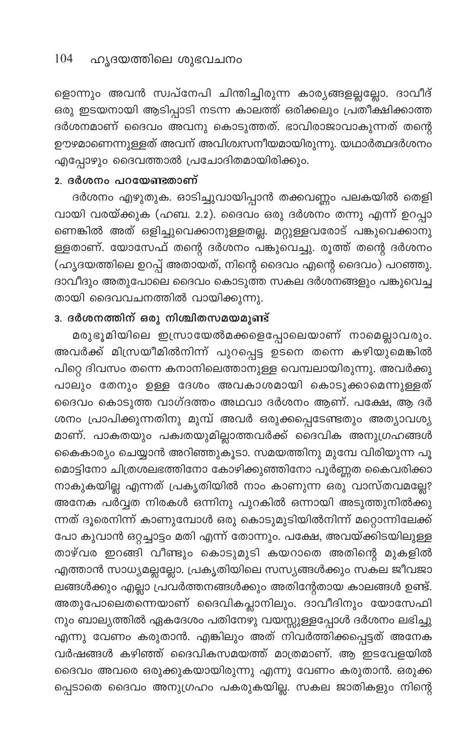ളൊന്നും അവൻ സ്വപ്നേപി ചിന്തിച്ചിരുന്ന കാര്യങ്ങളല്ലല്ലോ. ദാവീദ് ഒരു ഇടയനായി ആടിപ്പാടി നടന്ന കാലത്ത് ഒരിക്കലും പ്രതീക്ഷിക്കാത്ത ദർശനമാണ് ദൈവം അവനു കൊടുത്തത്. ഭാവിരാജാവാകുന്നത് തന്റെ ഊഴമാണെന്നുള്ളത് അവന് അവിശ്വസനീയമായിരുന്നു. യഥാർത്ഥദർശനം എപ്പോഴും ദൈവത്താൽ പ്രചോദിതമായിരിക്കും.

#### 2. ദർശനം പറയേണ്ടതാണ്

ദർശനം എഴുതുക. ഓടിച്ചുവായിപ്പാൻ തക്കവണ്ണം പലകയിൽ തെളിവായി വരയ്ക്കുക (ഹബ. 2.2). ദൈവം ഒരു ദർശനം തന്നു എന്ന് ഉറപ്പാണെങ്കിൽ അത് ഒളിച്ചുവെക്കാനുള്ളതല്ല. മറ്റുള്ളവരോട് പങ്കുവെക്കാനുള്ളതാണ്. യോസേഫ് തന്റെ ദർശനം പങ്കുവെച്ചു. രൂത്ത് തന്റെ ദർശനം (ഹൃദയത്തിലെ ഉറപ്പ് അതായത്, നിന്റെ ദൈവം എന്റെ ദൈവം) പറഞ്ഞു. ദാവീദും അതുപോലെ ദൈവം കൊടുത്ത സകല ദർശനങ്ങളും പങ്കുവെച്ചതായി ദൈവവചനത്തിൽ വായിക്കുന്നു.

#### 3. ദർശനത്തിന് ഒരു നിശ്ചിതസമയമുണ്ട്

മരുഭൂമിയിലെ ഇസ്രായേൽമക്കളെപ്പോലെയാണ് നാമെല്ലാവരും. അവർക്ക് മിസ്രയീമിൽനിന്ന് പുറപ്പെട്ട ഉടനെ തന്നെ കഴിയുമെങ്കിൽ പിറ്റെ ദിവസം തന്നെ കനാനിലെത്താനുള്ള വെമ്പലായിരുന്നു. അവർക്കു പാലും തേനും ഉള്ള ദേശം അവകാശമായി കൊടുക്കാമെന്നുള്ളത് ദൈവം കൊടുത്ത വാഗ്ദത്തം അഥവാ ദർശനം ആണ്. പക്ഷേ, ആ ദർശനം പ്രാപിക്കുന്നതിനു മുമ്പ് അവർ ഒരുക്കപ്പെടേണ്ടതും അത്യാവശ്യമാണ്. പാകതയും പക്വതയുമില്ലാത്തവർക്ക് ദൈവിക അനുഗ്രഹങ്ങൾ കൈകാര്യം ചെയ്യാൻ അറിഞ്ഞുകൂടാ. സമയത്തിനു മുമ്പേ വിരിയുന്ന പൂമൊട്ടിനോ ചിത്രശലഭത്തിനോ കോഴിക്കുഞ്ഞിനോ പൂർണ്ണത കൈവരിക്കാനാകുകയില്ല എന്നത് പ്രകൃതിയിൽ നാം കാണുന്ന ഒരു വാസ്തവമല്ലേ? അനേക പർവ്വത നിരകൾ ഒന്നിനു പുറകിൽ ഒന്നായി അടുത്തുനിൽക്കുന്നത് ദൂരെനിന്ന് കാണുമ്പോൾ ഒരു കൊടുമുടിയിൽനിന്ന് മറ്റൊന്നിലേക്ക് പോ കുവാൻ ഒറ്റച്ചാട്ടം മതി എന്ന് തോന്നും. പക്ഷേ, അവയ്ക്കിടയിലുള്ള താഴ്വര ഇറങ്ങി വീണ്ടും കൊടുമുടി കയറാതെ അതിന്റെ മുകളിൽ എത്താൻ സാധ്യമല്ലല്ലോ. പ്രകൃതിയിലെ സസ്യങ്ങൾക്കും സകല ജീവജാലങ്ങൾക്കും എല്ലാ പ്രവർത്തനങ്ങൾക്കും അതിന്റേതായ കാലങ്ങൾ ഉണ്ട്. അതുപോലെതന്നെയാണ് ദൈവികപ്ലാനിലും. ദാവീദിനും യോസേഫിനും ബാല്യത്തിൽ ഏകദേശം പതിനേഴു വയസ്സുള്ളപ്പോൾ ദർശനം ലഭിച്ചു എന്നു വേണം കരുതാൻ. എങ്കിലും അത് നിവർത്തിക്കപ്പെട്ടത് അനേക വർഷങ്ങൾ കഴിഞ്ഞ് ദൈവികസമയത്ത് മാത്രമാണ്. ആ ഇടവേളയിൽ ദൈവം അവരെ ഒരുക്കുകയായിരുന്നു എന്നു വേണം കരുതാൻ. ഒരുക്കപ്പെടാതെ ദൈവം അനുഗ്രഹം പകരുകയില്ല. സകല ജാതികളും നിന്റെ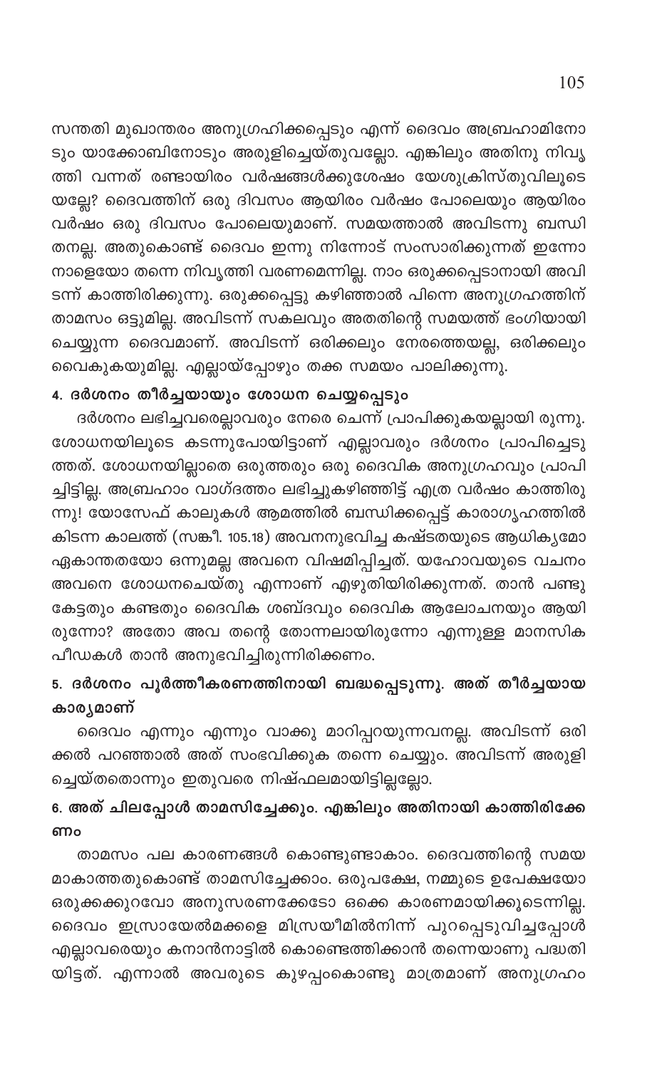സന്തതി മുഖാന്തരം അനുഗ്രഹിക്കപ്പെടും എന്ന് ദൈവം അബ്രഹാമിനോടും യാക്കോബിനോടും അരുളിച്ചെയ്തുവല്ലോ. എങ്കിലും അതിനു നിവൃത്തി വന്നത് രണ്ടായിരം വർഷങ്ങൾക്കുശേഷം യേശുക്രിസ്തുവിലൂടെയല്ലേ? ദൈവത്തിന് ഒരു ദിവസം ആയിരം വർഷം പോലെയും ആയിരം വർഷം ഒരു ദിവസം പോലെയുമാണ്. സമയത്താൽ അവിടന്നു ബന്ധിതനല്ല. അതുകൊണ്ട് ദൈവം ഇന്നു നിന്നോട് സംസാരിക്കുന്നത് ഇന്നോ നാളെയോ തന്നെ നിവൃത്തി വരണമെന്നില്ല. നാം ഒരുക്കപ്പെടാനായി അവിടന്ന് കാത്തിരിക്കുന്നു. ഒരുക്കപ്പെട്ടു കഴിഞ്ഞാൽ പിന്നെ അനുഗ്രഹത്തിന് താമസം ഒട്ടുമില്ല. അവിടന്ന് സകലവും അതതിന്റെ സമയത്ത് ഭംഗിയായി ചെയ്യുന്ന ദൈവമാണ്. അവിടന്ന് ഒരിക്കലും നേരത്തെയല്ല, ഒരിക്കലും വൈകുകയുമില്ല. എല്ലായ്പ്പോഴും തക്ക സമയം പാലിക്കുന്നു.

### 4. ദർശനം തീർച്ചയായും ശോധന ചെയ്യപ്പെടും

ദർശനം ലഭിച്ചവരെല്ലാവരും നേരെ ചെന്ന് പ്രാപിക്കുകയല്ലായി രുന്നു. ശോധനയിലൂടെ കടന്നുപോയിട്ടാണ് എല്ലാവരും ദർശനം പ്രാപിച്ചെടുത്തത്. ശോധനയില്ലാതെ ഒരുത്തരും ഒരു ദൈവിക അനുഗ്രഹവും പ്രാപിച്ചിട്ടില്ല. അബ്രഹാം വാഗ്ദത്തം ലഭിച്ചുകഴിഞ്ഞിട്ട് എത്ര വർഷം കാത്തിരുന്നു! യോസേഫ് കാലുകൾ ആമത്തിൽ ബന്ധിക്കപ്പെട്ട് കാരാഗൃഹത്തിൽ കിടന്ന കാലത്ത് (സങ്കീ. 105.18) അവനനുഭവിച്ച കഷ്ടതയുടെ ആധിക്യമോ ഏകാന്തതയോ ഒന്നുമല്ല അവനെ വിഷമിപ്പിച്ചത്. യഹോവയുടെ വചനം അവനെ ശോധനചെയ്തു എന്നാണ് എഴുതിയിരിക്കുന്നത്. താൻ പണ്ടു കേട്ടതും കണ്ടതും ദൈവിക ശബ്ദവും ദൈവിക ആലോചനയും ആയിരുന്നോ? അതോ അവ തന്റെ തോന്നലായിരുന്നോ എന്നുള്ള മാനസിക പീഡകൾ താൻ അനുഭവിച്ചിരുന്നിരിക്കണം.

### 5. ദർശനം പൂർത്തീകരണത്തിനായി ബദ്ധപ്പെടുന്നു. അത് തീർച്ചയായ കാര്യമാണ്

ദൈവം എന്നും എന്നും വാക്കു മാറിപ്പറയുന്നവനല്ല. അവിടന്ന് ഒരിക്കൽ പറഞ്ഞാൽ അത് സംഭവിക്കുക തന്നെ ചെയ്യും. അവിടന്ന് അരുളിച്ചെയ്തതൊന്നും ഇതുവരെ നിഷ്ഫലമായിട്ടില്ലല്ലോ.

### 6. അത് ചിലപ്പോൾ താമസിച്ചേക്കും. എങ്കിലും അതിനായി കാത്തിരിക്കേണം

താമസം പല കാരണങ്ങൾ കൊണ്ടുണ്ടാകാം. ദൈവത്തിന്റെ സമയമാകാത്തതുകൊണ്ട് താമസിച്ചേക്കാം. ഒരുപക്ഷേ, നമ്മുടെ ഉപേക്ഷയോ ഒരുക്കക്കുറവോ അനുസരണക്കേടോ ഒക്കെ കാരണമായിക്കൂടെന്നില്ല. ദൈവം ഇസ്രായേൽമക്കളെ മിസ്രയീമിൽനിന്ന് പുറപ്പെടുവിച്ചപ്പോൾ എല്ലാവരെയും കനാൻനാട്ടിൽ കൊണ്ടെത്തിക്കാൻ തന്നെയാണു പദ്ധതിയിട്ടത്. എന്നാൽ അവരുടെ കുഴപ്പംകൊണ്ടു മാത്രമാണ് അനുഗ്രഹം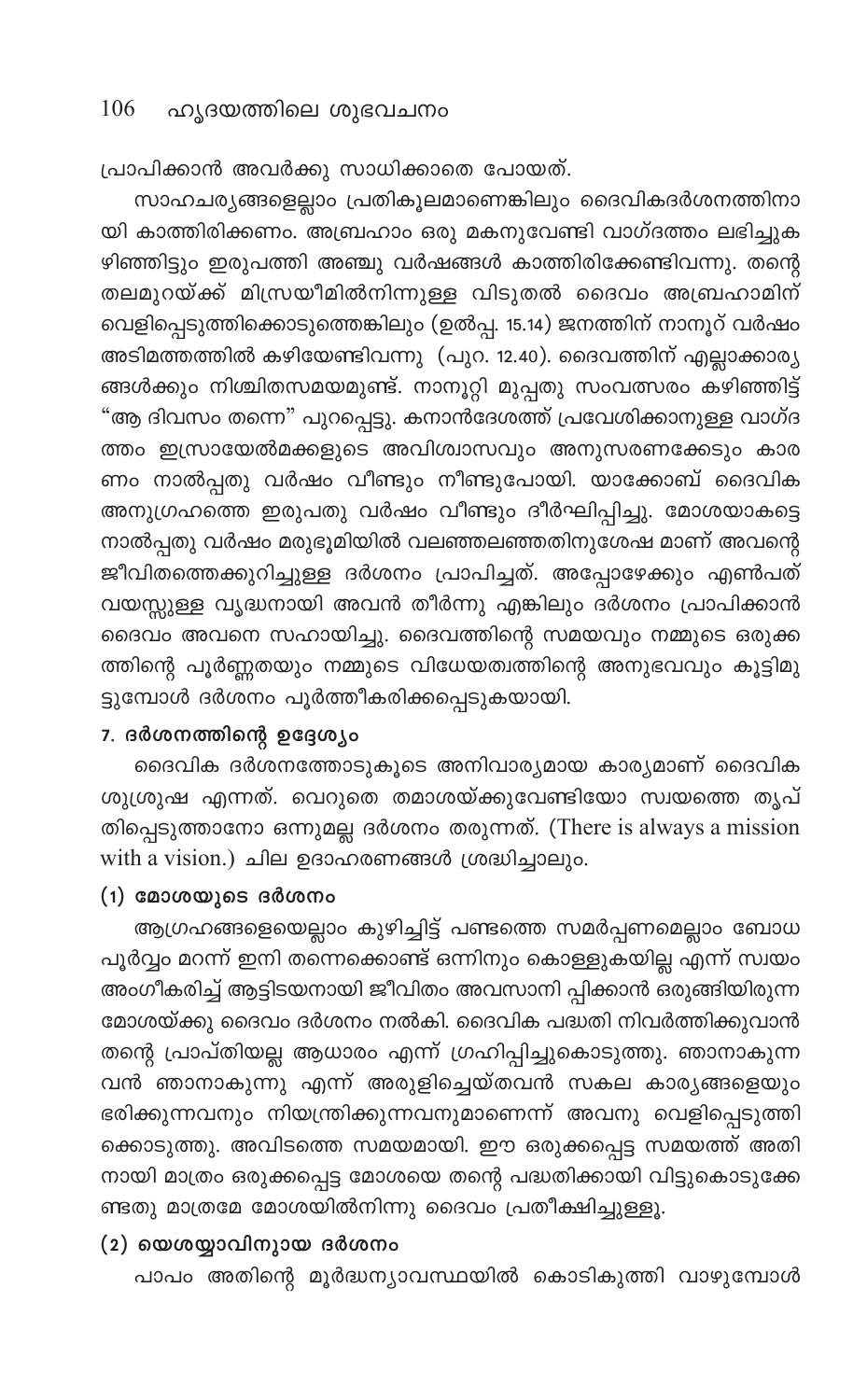പ്രാപിക്കാൻ അവർക്കു സാധിക്കാതെ പോയത്.

സാഹചര്യങ്ങളെല്ലാം പ്രതികൂലമാണെങ്കിലും ദൈവികദർശനത്തിനായി കാത്തിരിക്കണം. അബ്രഹാം ഒരു മകനുവേണ്ടി വാഗ്ദത്തം ലഭിച്ചുകഴിഞ്ഞിട്ടും ഇരുപത്തി അഞ്ചു വർഷങ്ങൾ കാത്തിരിക്കേണ്ടിവന്നു. തന്റെ തലമുറയ്ക്ക് മിസ്രയീമിൽനിന്നുള്ള വിടുതൽ ദൈവം അബ്രഹാമിന് വെളിപ്പെടുത്തിക്കൊടുത്തെങ്കിലും (ഉൽപ്പ. 15.14) ജനത്തിന് നാനൂറ് വർഷം അടിമത്തത്തിൽ കഴിയേണ്ടിവന്നു (പുറ. 12.40). ദൈവത്തിന് എല്ലാക്കാര്യങ്ങൾക്കും നിശ്ചിതസമയമുണ്ട്. നാനൂറ്റി മുപ്പതു സംവത്സരം കഴിഞ്ഞിട്ട് "ആ ദിവസം തന്നെ" പുറപ്പെട്ടു. കനാൻദേശത്ത് പ്രവേശിക്കാനുള്ള വാഗ്ദത്തം ഇസ്രായേൽമക്കളുടെ അവിശ്വാസവും അനുസരണക്കേടും കാരണം നാൽപ്പതു വർഷം വീണ്ടും നീണ്ടുപോയി. യാക്കോബ് ദൈവിക അനുഗ്രഹത്തെ ഇരുപതു വർഷം വീണ്ടും ദീർഘിപ്പിച്ചു. മോശയാകട്ടെ നാൽപ്പതു വർഷം മരുഭൂമിയിൽ വലഞ്ഞലഞ്ഞതിനുശേഷ മാണ് അവന്റെ ജീവിതത്തെക്കുറിച്ചുള്ള ദർശനം പ്രാപിച്ചത്. അപ്പോഴേക്കും എൺപത് വയസ്സുള്ള വൃദ്ധനായി അവൻ തീർന്നു എങ്കിലും ദർശനം പ്രാപിക്കാൻ ദൈവം അവനെ സഹായിച്ചു. ദൈവത്തിന്റെ സമയവും നമ്മുടെ ഒരുക്കത്തിന്റെ പൂർണ്ണതയും നമ്മുടെ വിധേയത്വത്തിന്റെ അനുഭവവും കൂട്ടിമുട്ടുമ്പോൾ ദർശനം പൂർത്തീകരിക്കപ്പെടുകയായി.

### 7. ദർശനത്തിന്റെ ഉദ്ദേശ്യം

ദൈവിക ദർശനത്തോടുകൂടെ അനിവാര്യമായ കാര്യമാണ് ദൈവിക ശുശ്രൂഷ എന്നത്. വെറുതെ തമാശയ്ക്കുവേണ്ടിയോ സ്വയത്തെ തൃപ്തിപ്പെടുത്താനോ ഒന്നുമല്ല ദർശനം തരുന്നത്. (There is always a mission with a vision.) ചില ഉദാഹരണങ്ങൾ ശ്രദ്ധിച്ചാലും.

#### (1) മോശയുടെ ദർശനം

ആഗ്രഹങ്ങളെയെല്ലാം കുഴിച്ചിട്ട് പണ്ടത്തെ സമർപ്പണമെല്ലാം ബോധപൂർവ്വം മറന്ന് ഇനി തന്നെക്കൊണ്ട് ഒന്നിനും കൊള്ളുകയില്ല എന്ന് സ്വയം അംഗീകരിച്ച് ആട്ടിടയനായി ജീവിതം അവസാനി പ്പിക്കാൻ ഒരുങ്ങിയിരുന്ന മോശയ്ക്കു ദൈവം ദർശനം നൽകി. ദൈവിക പദ്ധതി നിവർത്തിക്കുവാൻ തന്റെ പ്രാപ്തിയല്ല ആധാരം എന്ന് ഗ്രഹിപ്പിച്ചുകൊടുത്തു. ഞാനാകുന്നവൻ ഞാനാകുന്നു എന്ന് അരുളിച്ചെയ്തവൻ സകല കാര്യങ്ങളെയും ഭരിക്കുന്നവനും നിയന്ത്രിക്കുന്നവനുമാണെന്ന് അവനു വെളിപ്പെടുത്തിക്കൊടുത്തു. അവിടത്തെ സമയമായി. ഈ ഒരുക്കപ്പെട്ട സമയത്ത് അതിനായി മാത്രം ഒരുക്കപ്പെട്ട മോശയെ തന്റെ പദ്ധതിക്കായി വിട്ടുകൊടുക്കേണ്ടതു മാത്രമേ മോശയിൽനിന്നു ദൈവം പ്രതീക്ഷിച്ചുള്ളൂ.

#### (2) യെശയ്യാവിനുായ ദർശനം

പാപം അതിന്റെ മൂർദ്ധന്യാവസ്ഥയിൽ കൊടികുത്തി വാഴുമ്പോൾ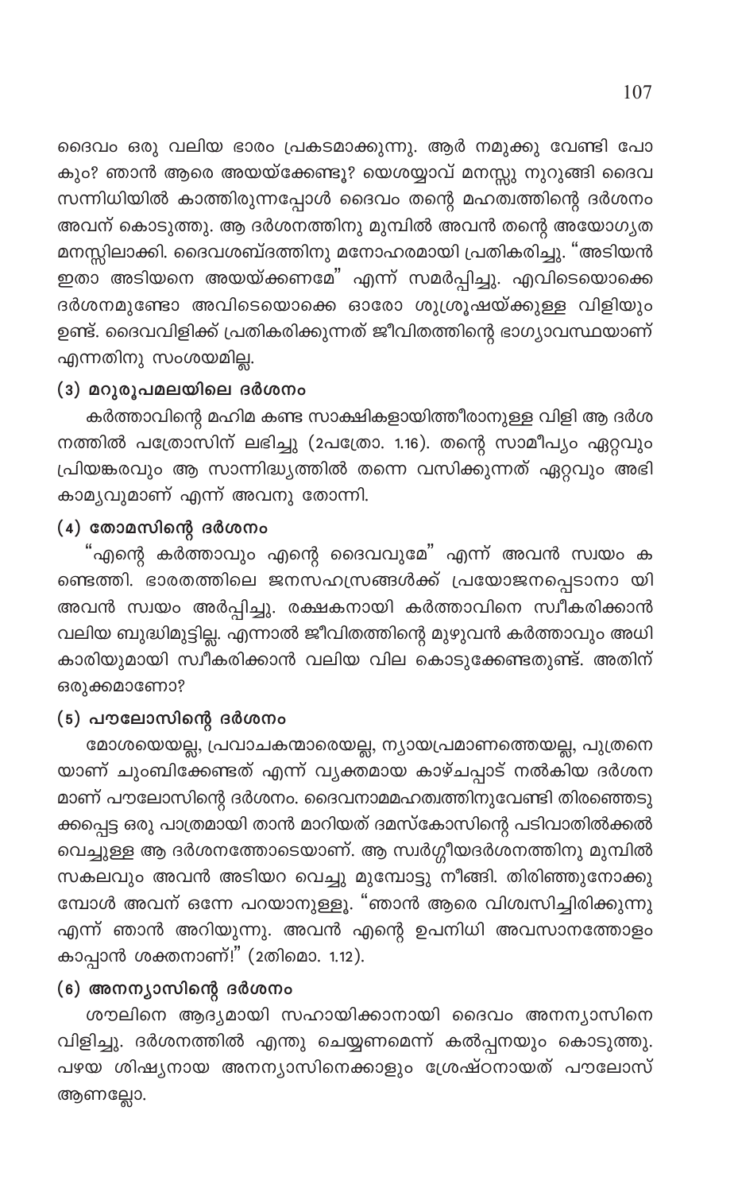ദൈവം ഒരു വലിയ ഭാരം പ്രകടമാക്കുന്നു. ആർ നമുക്കു വേണ്ടി പോകും? ഞാൻ ആരെ അയയ്ക്കേണ്ടൂ? യെശയ്യാവ് മനസ്സു നുറുങ്ങി ദൈവസന്നിധിയിൽ കാത്തിരുന്നപ്പോൾ ദൈവം തന്റെ മഹത്വത്തിന്റെ ദർശനം അവന് കൊടുത്തു. ആ ദർശനത്തിനു മുമ്പിൽ അവൻ തന്റെ അയോഗ്യത മനസ്സിലാക്കി. ദൈവശബ്ദത്തിനു മനോഹരമായി പ്രതികരിച്ചു. "അടിയൻ ഇതാ അടിയനെ അയയ്ക്കണമേ" എന്ന് സമർപ്പിച്ചു. എവിടെയൊക്കെ ദർശനമുണ്ടോ അവിടെയൊക്കെ ഓരോ ശുശ്രൂഷയ്ക്കുള്ള വിളിയും ഉണ്ട്. ദൈവവിളിക്ക് പ്രതികരിക്കുന്നത് ജീവിതത്തിന്റെ ഭാഗ്യാവസ്ഥയാണ് എന്നതിനു സംശയമില്ല.

### (3) മറുരൂപമലയിലെ ദർശനം

കർത്താവിന്റെ മഹിമ കണ്ട സാക്ഷികളായിത്തീരാനുള്ള വിളി ആ ദർശനത്തിൽ പത്രോസിന് ലഭിച്ചു (2പത്രോ. 1.16). തന്റെ സാമീപ്യം ഏറ്റവും പ്രിയങ്കരവും ആ സാന്നിദ്ധ്യത്തിൽ തന്നെ വസിക്കുന്നത് ഏറ്റവും അഭികാമ്യവുമാണ് എന്ന് അവനു തോന്നി.

### (4) തോമസിന്റെ ദർശനം

"എന്റെ കർത്താവും എന്റെ ദൈവവുമേ" എന്ന് അവൻ സ്വയം കണ്ടെത്തി. ഭാരതത്തിലെ ജനസഹസ്രങ്ങൾക്ക് പ്രയോജനപ്പെടാനായി അവൻ സ്വയം അർപ്പിച്ചു. രക്ഷകനായി കർത്താവിനെ സ്വീകരിക്കാൻ വലിയ ബുദ്ധിമുട്ടില്ല. എന്നാൽ ജീവിതത്തിന്റെ മുഴുവൻ കർത്താവും അധികാരിയുമായി സ്വീകരിക്കാൻ വലിയ വില കൊടുക്കേണ്ടതുണ്ട്. അതിന് ഒരുക്കമാണോ?

### (5) പൗലോസിന്റെ ദർശനം

മോശയെയല്ല, പ്രവാചകന്മാരെയല്ല, ന്യായപ്രമാണത്തെയല്ല, പുത്രനെയാണ് ചുംബിക്കേണ്ടത് എന്ന് വ്യക്തമായ കാഴ്ചപ്പാട് നൽകിയ ദർശനമാണ് പൗലോസിന്റെ ദർശനം. ദൈവനാമമഹത്വത്തിനുവേണ്ടി തിരഞ്ഞെടുക്കപ്പെട്ട ഒരു പാത്രമായി താൻ മാറിയത് ദമസ്കോസിന്റെ പടിവാതിൽക്കൽ വെച്ചുള്ള ആ ദർശനത്തോടെയാണ്. ആ സ്വർഗ്ഗീയദർശനത്തിനു മുമ്പിൽ സകലവും അവൻ അടിയറ വെച്ചു മുമ്പോട്ടു നീങ്ങി. തിരിഞ്ഞുനോക്കുമ്പോൾ അവന് ഒന്നേ പറയാനുള്ളൂ. "ഞാൻ ആരെ വിശ്വസിച്ചിരിക്കുന്നു എന്ന് ഞാൻ അറിയുന്നു. അവൻ എന്റെ ഉപനിധി അവസാനത്തോളം കാപ്പാൻ ശക്തനാണ്!" (2തിമൊ. 1.12).

### (6) അനന്യാസിന്റെ ദർശനം

ശൗലിനെ ആദ്യമായി സഹായിക്കാനായി ദൈവം അനന്യാസിനെ വിളിച്ചു. ദർശനത്തിൽ എന്തു ചെയ്യണമെന്ന് കൽപ്പനയും കൊടുത്തു. പഴയ ശിഷ്യനായ അനന്യാസിനെക്കാളും ശ്രേഷ്ഠനായത് പൗലോസ് ആണല്ലോ.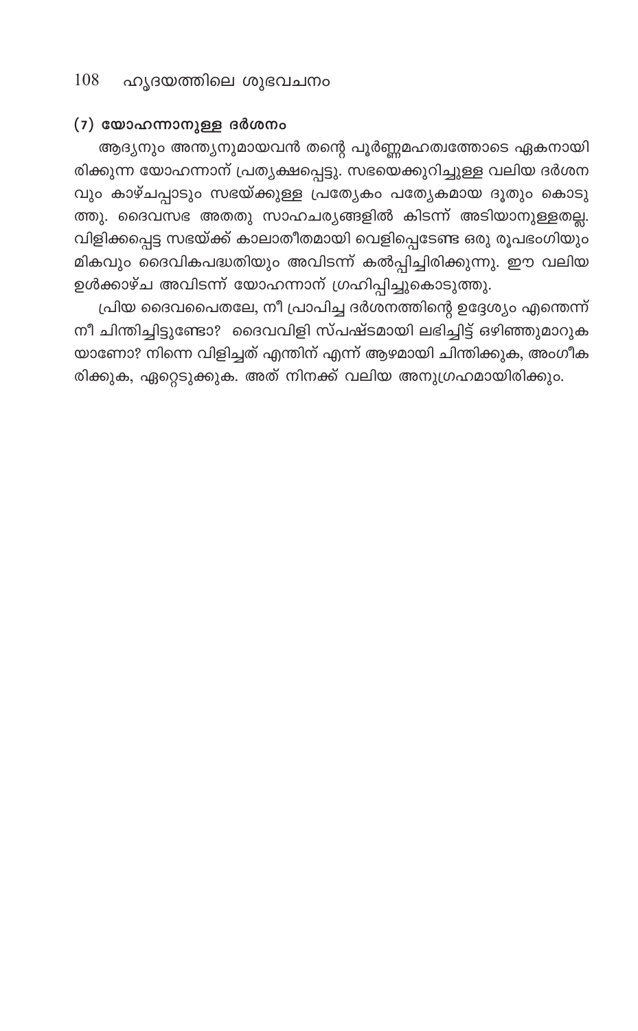### (7) യോഹന്നാനുള്ള ദർശനം

ആദ്യനും അന്ത്യനുമായവൻ തന്റെ പൂർണ്ണമഹത്വത്തോടെ ഏകനായിരിക്കുന്ന യോഹന്നാന് പ്രത്യക്ഷപ്പെട്ടു. സഭയെക്കുറിച്ചുള്ള വലിയ ദർശനവും കാഴ്ചപ്പാടും സഭയ്ക്കുള്ള പ്രത്യേകം പത്യേകമായ ദൂതും കൊടുത്തു. ദൈവസഭ അതതു സാഹചര്യങ്ങളിൽ കിടന്ന് അടിയാനുള്ളതല്ല. വിളിക്കപ്പെട്ട സഭയ്ക്ക് കാലാതീതമായി വെളിപ്പെടേണ്ട ഒരു രൂപഭംഗിയും മികവും ദൈവികപദ്ധതിയും അവിടന്ന് കൽപ്പിച്ചിരിക്കുന്നു. ഈ വലിയ ഉൾക്കാഴ്ച അവിടന്ന് യോഹന്നാന് ഗ്രഹിപ്പിച്ചുകൊടുത്തു.

പ്രിയ ദൈവപൈതലേ, നീ പ്രാപിച്ച ദർശനത്തിന്റെ ഉദ്ദേശ്യം എന്തെന്ന് നീ ചിന്തിച്ചിട്ടുണ്ടോ? ദൈവവിളി സ്പഷ്ടമായി ലഭിച്ചിട്ട് ഒഴിഞ്ഞുമാറുകയാണോ? നിന്നെ വിളിച്ചത് എന്തിന് എന്ന് ആഴമായി ചിന്തിക്കുക, അംഗീകരിക്കുക, ഏറ്റെടുക്കുക. അത് നിനക്ക് വലിയ അനുഗ്രഹമായിരിക്കും.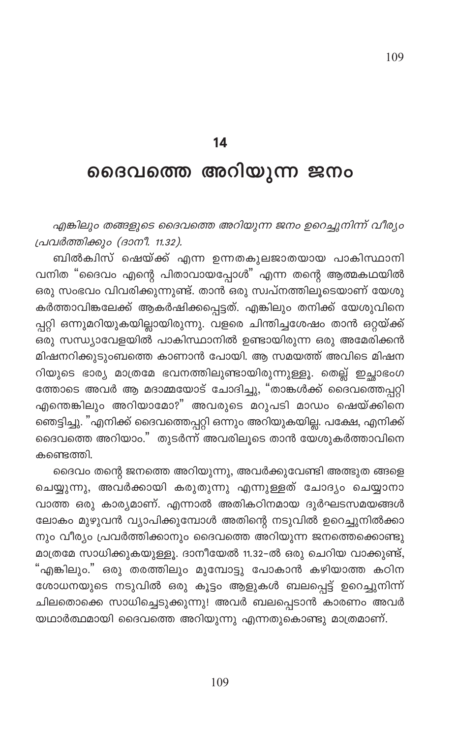## 14

# ദൈവത്തെ അറിയുന്ന ജനം

*എങ്കിലും തങ്ങളുടെ ദൈവത്തെ അറിയുന്ന ജനം ഉറച്ചുനിന്ന് വീര്യം പ്രവർത്തിക്കും (ദാനീ. 11.32).*

ബിൽക്വിസ് ഷെയ്ക്ക് എന്ന ഉന്നതകുലജാതയായ പാകിസ്ഥാനി വനിത "ദൈവം എന്റെ പിതാവായപ്പോൾ" എന്ന തന്റെ ആത്മകഥയിൽ ഒരു സംഭവം വിവരിക്കുന്നുണ്ട്. താൻ ഒരു സ്വപ്നത്തിലൂടെയാണ് യേശു കർത്താവിങ്കലേക്ക് ആകർഷിക്കപ്പെട്ടത്. എങ്കിലും തനിക്ക് യേശുവിനെപ്പറ്റി ഒന്നുമറിയുകയില്ലായിരുന്നു. വളരെ ചിന്തിച്ചശേഷം താൻ ഒറ്റയ്ക്ക് ഒരു സന്ധ്യാവേളയിൽ പാകിസ്ഥാനിൽ ഉണ്ടായിരുന്ന ഒരു അമേരിക്കൻ മിഷനറിക്കുടുംബത്തെ കാണാൻ പോയി. ആ സമയത്ത് അവിടെ മിഷനറിയുടെ ഭാര്യ മാത്രമേ ഭവനത്തിലുണ്ടായിരുന്നുള്ളൂ. തെല്ല് ഇച്ഛാഭംഗത്തോടെ അവർ ആ മദാമ്മയോട് ചോദിച്ചു, "താങ്കൾക്ക് ദൈവത്തെപ്പറ്റി എന്തെങ്കിലും അറിയാമോ?" അവരുടെ മറുപടി മാഡം ഷെയ്ക്കിനെ ഞെട്ടിച്ചു. "എനിക്ക് ദൈവത്തെപ്പറ്റി ഒന്നും അറിയുകയില്ല. പക്ഷേ, എനിക്ക് ദൈവത്തെ അറിയാം." തുടർന്ന് അവരിലൂടെ താൻ യേശുകർത്താവിനെ കണ്ടെത്തി.

ദൈവം തന്റെ ജനത്തെ അറിയുന്നു, അവർക്കുവേണ്ടി അത്ഭുതങ്ങളെ ചെയ്യുന്നു, അവർക്കായി കരുതുന്നു എന്നുള്ളത് ചോദ്യം ചെയ്യാനാവാത്ത ഒരു കാര്യമാണ്. എന്നാൽ അതികഠിനമായ ദുർഘടസമയങ്ങൾ ലോകം മുഴുവൻ വ്യാപിക്കുമ്പോൾ അതിന്റെ നടുവിൽ ഉറച്ചുനിൽക്കാനും വീര്യം പ്രവർത്തിക്കാനും ദൈവത്തെ അറിയുന്ന ജനത്തെക്കൊണ്ടു മാത്രമേ സാധിക്കുകയുള്ളൂ. ദാനീയേൽ 11.32-ൽ ഒരു ചെറിയ വാക്കുണ്ട്, "എങ്കിലും." ഒരു തരത്തിലും മുമ്പോട്ടു പോകാൻ കഴിയാത്ത കഠിന ശോധനയുടെ നടുവിൽ ഒരു കൂട്ടം ആളുകൾ ബലപ്പെട്ട് ഉറച്ചുനിന്ന് ചിലതൊക്കെ സാധിച്ചെടുക്കുന്നു! അവർ ബലപ്പെടാൻ കാരണം അവർ യഥാർത്ഥമായി ദൈവത്തെ അറിയുന്നു എന്നതുകൊണ്ടു മാത്രമാണ്.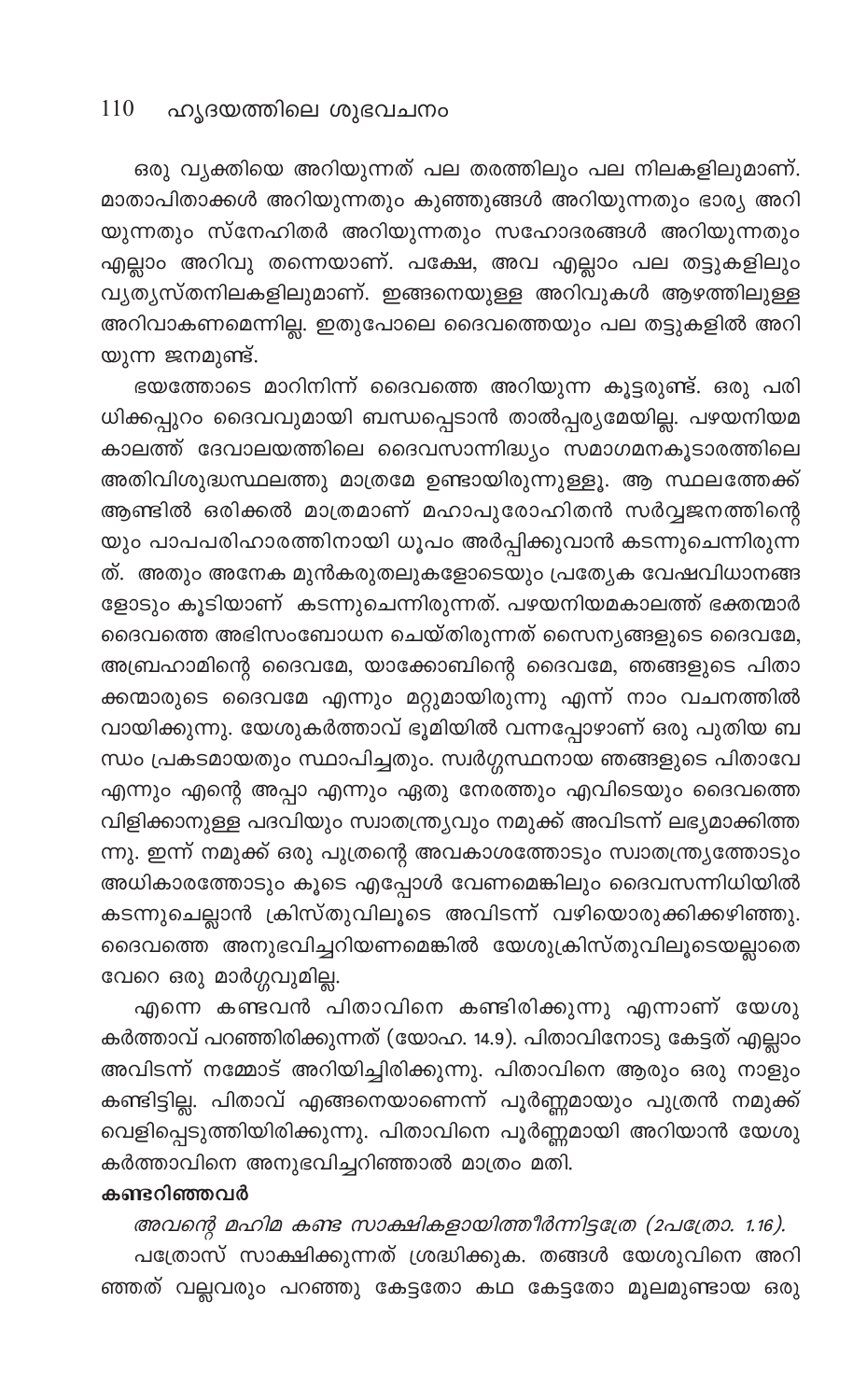ഒരു വ്യക്തിയെ അറിയുന്നത് പല തരത്തിലും പല നിലകളിലുമാണ്. മാതാപിതാക്കൾ അറിയുന്നതും കുഞ്ഞുങ്ങൾ അറിയുന്നതും ഭാര്യ അറിയുന്നതും സ്നേഹിതർ അറിയുന്നതും സഹോദരങ്ങൾ അറിയുന്നതും എല്ലാം അറിവു തന്നെയാണ്. പക്ഷേ, അവ എല്ലാം പല തട്ടുകളിലും വ്യത്യസ്തനിലകളിലുമാണ്. ഇങ്ങനെയുള്ള അറിവുകൾ ആഴത്തിലുള്ള അറിവാകണമെന്നില്ല. ഇതുപോലെ ദൈവത്തെയും പല തട്ടുകളിൽ അറിയുന്ന ജനമുണ്ട്.

ഭയത്തോടെ മാറിനിന്ന് ദൈവത്തെ അറിയുന്ന കൂട്ടരുണ്ട്. ഒരു പരിധിക്കപ്പുറം ദൈവവുമായി ബന്ധപ്പെടാൻ താൽപ്പര്യമേയില്ല. പഴയനിയമ കാലത്ത് ദേവാലയത്തിലെ ദൈവസാന്നിദ്ധ്യം സമാഗമനകൂടാരത്തിലെ അതിവിശുദ്ധസ്ഥലത്തു മാത്രമേ ഉണ്ടായിരുന്നുള്ളൂ. ആ സ്ഥലത്തേക്ക് ആണ്ടിൽ ഒരിക്കൽ മാത്രമാണ് മഹാപുരോഹിതൻ സർവ്വജനത്തിന്റെയും പാപപരിഹാരത്തിനായി ധൂപം അർപ്പിക്കുവാൻ കടന്നുചെന്നിരുന്നത്. അതും അനേക മുൻകരുതലുകളോടെയും പ്രത്യേക വേഷവിധാനങ്ങളോടും കൂടിയാണ് കടന്നുചെന്നിരുന്നത്. പഴയനിയമകാലത്ത് ഭക്തന്മാർ ദൈവത്തെ അഭിസംബോധന ചെയ്തിരുന്നത് സൈന്യങ്ങളുടെ ദൈവമേ, അബ്രഹാമിന്റെ ദൈവമേ, യാക്കോബിന്റെ ദൈവമേ, ഞങ്ങളുടെ പിതാക്കന്മാരുടെ ദൈവമേ എന്നും മറ്റുമായിരുന്നു എന്ന് നാം വചനത്തിൽ വായിക്കുന്നു. യേശുകർത്താവ് ഭൂമിയിൽ വന്നപ്പോഴാണ് ഒരു പുതിയ ബന്ധം പ്രകടമായതും സ്ഥാപിച്ചതും. സ്വർഗ്ഗസ്ഥനായ ഞങ്ങളുടെ പിതാവേ എന്നും എന്റെ അപ്പാ എന്നും ഏതു നേരത്തും എവിടെയും ദൈവത്തെ വിളിക്കാനുള്ള പദവിയും സ്വാതന്ത്ര്യവും നമുക്ക് അവിടന്ന് ലഭ്യമാക്കിത്തന്നു. ഇന്ന് നമുക്ക് ഒരു പുത്രന്റെ അവകാശത്തോടും സ്വാതന്ത്ര്യത്തോടും അധികാരത്തോടും കൂടെ എപ്പോൾ വേണമെങ്കിലും ദൈവസന്നിധിയിൽ കടന്നുചെല്ലാൻ ക്രിസ്തുവിലൂടെ അവിടന്ന് വഴിയൊരുക്കിക്കഴിഞ്ഞു. ദൈവത്തെ അനുഭവിച്ചറിയണമെങ്കിൽ യേശുക്രിസ്തുവിലൂടെയല്ലാതെ വേറെ ഒരു മാർഗ്ഗവുമില്ല.

എന്നെ കണ്ടവൻ പിതാവിനെ കണ്ടിരിക്കുന്നു എന്നാണ് യേശുകർത്താവ് പറഞ്ഞിരിക്കുന്നത് (യോഹ. 14.9). പിതാവിനോടു കേട്ടത് എല്ലാം അവിടന്ന് നമ്മോട് അറിയിച്ചിരിക്കുന്നു. പിതാവിനെ ആരും ഒരു നാളും കണ്ടിട്ടില്ല. പിതാവ് എങ്ങനെയാണെന്ന് പൂർണ്ണമായും പുത്രൻ നമുക്ക് വെളിപ്പെടുത്തിയിരിക്കുന്നു. പിതാവിനെ പൂർണ്ണമായി അറിയാൻ യേശുകർത്താവിനെ അനുഭവിച്ചറിഞ്ഞാൽ മാത്രം മതി.

### കണ്ടറിഞ്ഞവർ

*അവന്റെ മഹിമ കണ്ട സാക്ഷികളായിത്തീർന്നിട്ടത്രേ (2പത്രോ. 1.16).*

പത്രോസ് സാക്ഷിക്കുന്നത് ശ്രദ്ധിക്കുക. തങ്ങൾ യേശുവിനെ അറിഞ്ഞത് വല്ലവരും പറഞ്ഞു കേട്ടതോ കഥ കേട്ടതോ മൂലമുണ്ടായ ഒരു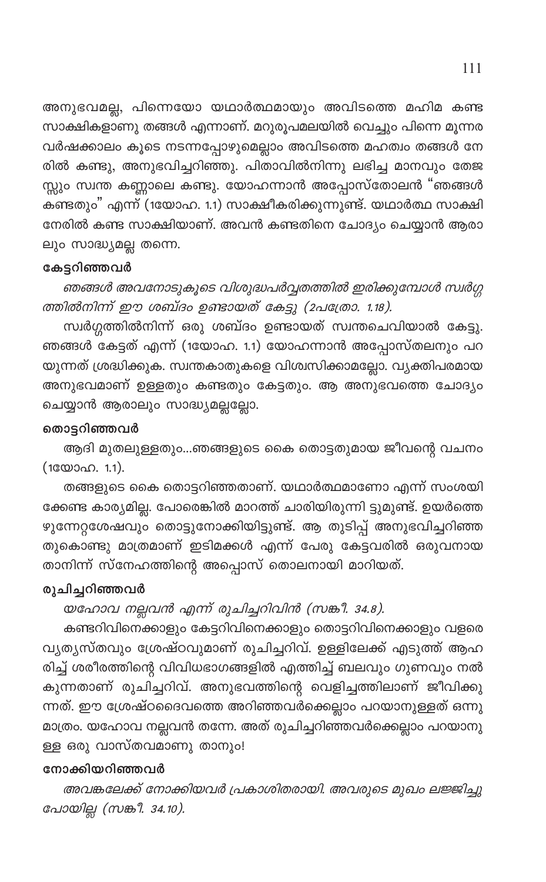അനുഭവമല്ല, പിന്നെയോ യഥാർത്ഥമായും അവിടത്തെ മഹിമ കണ്ട സാക്ഷികളാണു തങ്ങൾ എന്നാണ്. മറുരൂപമലയിൽ വെച്ചും പിന്നെ മൂന്നര വർഷക്കാലം കൂടെ നടന്നപ്പോഴുമെല്ലാം അവിടത്തെ മഹത്വം തങ്ങൾ നേരിൽ കണ്ടു, അനുഭവിച്ചറിഞ്ഞു. പിതാവിൽനിന്നു ലഭിച്ച മാനവും തേജസ്സും സ്വന്ത കണ്ണാലെ കണ്ടു. യോഹന്നാൻ അപ്പോസ്തോലൻ "ഞങ്ങൾ കണ്ടതും" എന്ന് (1യോഹ. 1.1) സാക്ഷീകരിക്കുന്നുണ്ട്. യഥാർത്ഥ സാക്ഷി നേരിൽ കണ്ട സാക്ഷിയാണ്. അവൻ കണ്ടതിനെ ചോദ്യം ചെയ്യാൻ ആരാലും സാദ്ധ്യമല്ല തന്നെ.

### കേട്ടറിഞ്ഞവർ

*ഞങ്ങൾ അവനോടുകൂടെ വിശുദ്ധപർവ്വതത്തിൽ ഇരിക്കുമ്പോൾ സ്വർഗ്ഗത്തിൽനിന്ന് ഈ ശബ്ദം ഉണ്ടായത് കേട്ടു (2പത്രോ. 1.18).*

സ്വർഗ്ഗത്തിൽനിന്ന് ഒരു ശബ്ദം ഉണ്ടായത് സ്വന്തചെവിയാൽ കേട്ടു. ഞങ്ങൾ കേട്ടത് എന്ന് (1യോഹ. 1.1) യോഹന്നാൻ അപ്പോസ്തലനും പറയുന്നത് ശ്രദ്ധിക്കുക. സ്വന്തകാതുകളെ വിശ്വസിക്കാമല്ലോ. വ്യക്തിപരമായ അനുഭവമാണ് ഉള്ളതും കണ്ടതും കേട്ടതും. ആ അനുഭവത്തെ ചോദ്യം ചെയ്യാൻ ആരാലും സാദ്ധ്യമല്ലല്ലോ.

### തൊട്ടറിഞ്ഞവർ

ആദി മുതലുള്ളതും...ഞങ്ങളുടെ കൈ തൊട്ടതുമായ ജീവന്റെ വചനം (1യോഹ. 1.1).

തങ്ങളുടെ കൈ തൊട്ടറിഞ്ഞതാണ്. യഥാർത്ഥമാണോ എന്ന് സംശയിക്കേണ്ട കാര്യമില്ല. പോരെങ്കിൽ മാറത്ത് ചാരിയിരുന്നി ട്ടുമുണ്ട്. ഉയർത്തെഴുന്നേറ്റശേഷവും തൊട്ടുനോക്കിയിട്ടുണ്ട്. ആ തുടിപ്പ് അനുഭവിച്ചറിഞ്ഞതുകൊണ്ടു മാത്രമാണ് ഇടിമക്കൾ എന്ന് പേരു കേട്ടവരിൽ ഒരുവനായ താനിന്ന് സ്നേഹത്തിന്റെ അപ്പൊസ് തൊലനായി മാറിയത്.

### രുചിച്ചറിഞ്ഞവർ

*യഹോവ നല്ലവൻ എന്ന് രുചിച്ചറിവിൻ (സങ്കീ. 34.8).*

കണ്ടറിവിനെക്കാളും കേട്ടറിവിനെക്കാളും തൊട്ടറിവിനെക്കാളും വളരെ വ്യത്യസ്തവും ശ്രേഷ്ഠവുമാണ് രുചിച്ചറിവ്. ഉള്ളിലേക്ക് എടുത്ത് ആഹരിച്ച് ശരീരത്തിന്റെ വിവിധഭാഗങ്ങളിൽ എത്തിച്ച് ബലവും ഗുണവും നൽകുന്നതാണ് രുചിച്ചറിവ്. അനുഭവത്തിന്റെ വെളിച്ചത്തിലാണ് ജീവിക്കുന്നത്. ഈ ശ്രേഷ്ഠദൈവത്തെ അറിഞ്ഞവർക്കെല്ലാം പറയാനുള്ളത് ഒന്നു മാത്രം. യഹോവ നല്ലവൻ തന്നേ. അത് രുചിച്ചറിഞ്ഞവർക്കെല്ലാം പറയാനുള്ള ഒരു വാസ്തവമാണു താനും!

### നോക്കിയറിഞ്ഞവർ

*അവങ്കലേക്ക് നോക്കിയവർ പ്രകാശിതരായി. അവരുടെ മുഖം ലജ്ജിച്ചുപോയില്ല (സങ്കീ. 34.10).*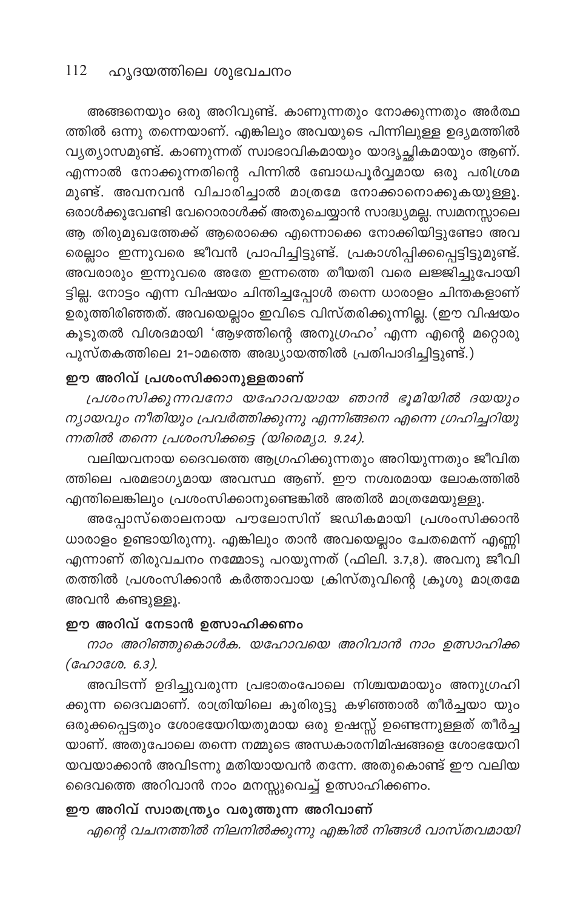അങ്ങനെയും ഒരു അറിവുണ്ട്. കാണുന്നതും നോക്കുന്നതും അർത്ഥത്തിൽ ഒന്നു തന്നെയാണ്. എങ്കിലും അവയുടെ പിന്നിലുള്ള ഉദ്യമത്തിൽ വ്യത്യാസമുണ്ട്. കാണുന്നത് സ്വാഭാവികമായും യാദൃച്ഛികമായും ആണ്. എന്നാൽ നോക്കുന്നതിന്റെ പിന്നിൽ ബോധപൂർവ്വമായ ഒരു പരിശ്രമമുണ്ട്. അവനവൻ വിചാരിച്ചാൽ മാത്രമേ നോക്കാനൊക്കുകയുള്ളൂ. ഒരാൾക്കുവേണ്ടി വേറൊരാൾക്ക് അതുചെയ്യാൻ സാദ്ധ്യമല്ല. സ്വമനസ്സാലെ ആ തിരുമുഖത്തേക്ക് ആരൊക്കെ എന്നൊക്കെ നോക്കിയിട്ടുണ്ടോ അവരെല്ലാം ഇന്നുവരെ ജീവൻ പ്രാപിച്ചിട്ടുണ്ട്. പ്രകാശിപ്പിക്കപ്പെട്ടിട്ടുമുണ്ട്. അവരാരും ഇന്നുവരെ അതേ ഇന്നത്തെ തീയതി വരെ ലജ്ജിച്ചുപോയിട്ടില്ല. നോട്ടം എന്ന വിഷയം ചിന്തിച്ചപ്പോൾ തന്നെ ധാരാളം ചിന്തകളാണ് ഉരുത്തിരിഞ്ഞത്. അവയെല്ലാം ഇവിടെ വിസ്തരിക്കുന്നില്ല. (ഈ വിഷയം കൂടുതൽ വിശദമായി 'ആഴത്തിന്റെ അനുഗ്രഹം' എന്ന എന്റെ മറ്റൊരു പുസ്തകത്തിലെ 21-ാമത്തെ അദ്ധ്യായത്തിൽ പ്രതിപാദിച്ചിട്ടുണ്ട്.)

### ഈ അറിവ് പ്രശംസിക്കാനുള്ളതാണ്

*പ്രശംസിക്കുന്നവനോ യഹോവയായ ഞാൻ ഭൂമിയിൽ ദയയും ന്യായവും നീതിയും പ്രവർത്തിക്കുന്നു എന്നിങ്ങനെ എന്നെ ഗ്രഹിച്ചറിയുന്നതിൽ തന്നെ പ്രശംസിക്കട്ടെ (യിരെമ്യാ. 9.24).*

വലിയവനായ ദൈവത്തെ ആഗ്രഹിക്കുന്നതും അറിയുന്നതും ജീവിതത്തിലെ പരമഭാഗ്യമായ അവസ്ഥ ആണ്. ഈ നശ്വരമായ ലോകത്തിൽ എന്തിലെങ്കിലും പ്രശംസിക്കാനുണ്ടെങ്കിൽ അതിൽ മാത്രമേയുള്ളൂ.

അപ്പോസ്തൊലനായ പൗലോസിന് ജഡികമായി പ്രശംസിക്കാൻ ധാരാളം ഉണ്ടായിരുന്നു. എങ്കിലും താൻ അവയെല്ലാം ചേതമെന്ന് എണ്ണി എന്നാണ് തിരുവചനം നമ്മോടു പറയുന്നത് (ഫിലി. 3.7,8). അവനു ജീവിതത്തിൽ പ്രശംസിക്കാൻ കർത്താവായ ക്രിസ്തുവിന്റെ ക്രൂശു മാത്രമേ അവൻ കണ്ടുള്ളൂ.

### ഈ അറിവ് നേടാൻ ഉത്സാഹിക്കണം

*നാം അറിഞ്ഞുകൊൾക. യഹോവയെ അറിവാൻ നാം ഉത്സാഹിക്ക (ഹോശേ. 6.3).*

അവിടന്ന് ഉദിച്ചുവരുന്ന പ്രഭാതംപോലെ നിശ്ചയമായും അനുഗ്രഹിക്കുന്ന ദൈവമാണ്. രാത്രിയിലെ കൂരിരുട്ടു കഴിഞ്ഞാൽ തീർച്ചയായും ഒരുക്കപ്പെട്ടതും ശോഭയേറിയതുമായ ഒരു ഉഷസ്സ് ഉണ്ടെന്നുള്ളത് തീർച്ചയാണ്. അതുപോലെ തന്നെ നമ്മുടെ അന്ധകാരനിമിഷങ്ങളെ ശോഭയേറിയവയാക്കാൻ അവിടന്നു മതിയായവൻ തന്നേ. അതുകൊണ്ട് ഈ വലിയ ദൈവത്തെ അറിവാൻ നാം മനസ്സുവെച്ച് ഉത്സാഹിക്കണം.

### ഈ അറിവ് സ്വാതന്ത്ര്യം വരുത്തുന്ന അറിവാണ്

*എന്റെ വചനത്തിൽ നിലനിൽക്കുന്നു എങ്കിൽ നിങ്ങൾ വാസ്തവമായി*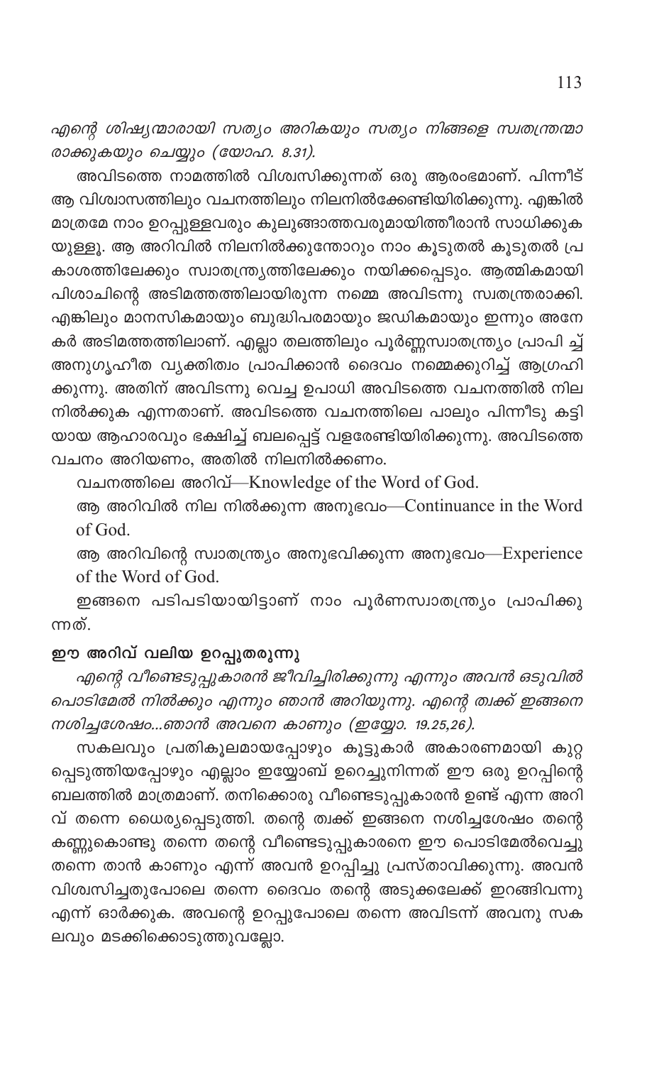*എന്റെ ശിഷ്യന്മാരായി സത്യം അറികയും സത്യം നിങ്ങളെ സ്വതന്ത്രന്മാരാക്കുകയും ചെയ്യും (യോഹ. 8.31).*

അവിടത്തെ നാമത്തിൽ വിശ്വസിക്കുന്നത് ഒരു ആരംഭമാണ്. പിന്നീട് ആ വിശ്വാസത്തിലും വചനത്തിലും നിലനിൽക്കേണ്ടിയിരിക്കുന്നു. എങ്കിൽ മാത്രമേ നാം ഉറപ്പുള്ളവരും കുലുങ്ങാത്തവരുമായിത്തീരാൻ സാധിക്കുകയുള്ളൂ. ആ അറിവിൽ നിലനിൽക്കുന്തോറും നാം കൂടുതൽ കൂടുതൽ പ്രകാശത്തിലേക്കും സ്വാതന്ത്ര്യത്തിലേക്കും നയിക്കപ്പെടും. ആത്മികമായി പിശാചിന്റെ അടിമത്തത്തിലായിരുന്ന നമ്മെ അവിടന്നു സ്വതന്ത്രരാക്കി. എങ്കിലും മാനസികമായും ബുദ്ധിപരമായും ജഡികമായും ഇന്നും അനേകർ അടിമത്തത്തിലാണ്. എല്ലാ തലത്തിലും പൂർണ്ണസ്വാതന്ത്ര്യം പ്രാപി ച്ച് അനുഗൃഹീത വ്യക്തിത്വം പ്രാപിക്കാൻ ദൈവം നമ്മെക്കുറിച്ച് ആഗ്രഹിക്കുന്നു. അതിന് അവിടന്നു വെച്ച ഉപാധി അവിടത്തെ വചനത്തിൽ നിലനിൽക്കുക എന്നതാണ്. അവിടത്തെ വചനത്തിലെ പാലും പിന്നീടു കട്ടിയായ ആഹാരവും ഭക്ഷിച്ച് ബലപ്പെട്ട് വളരേണ്ടിയിരിക്കുന്നു. അവിടത്തെ വചനം അറിയണം, അതിൽ നിലനിൽക്കണം.

വചനത്തിലെ അറിവ്—Knowledge of the Word of God.

ആ അറിവിൽ നില നിൽക്കുന്ന അനുഭവം—Continuance in the Word of God.

ആ അറിവിന്റെ സ്വാതന്ത്ര്യം അനുഭവിക്കുന്ന അനുഭവം—Experience of the Word of God.

ഇങ്ങനെ പടിപടിയായിട്ടാണ് നാം പൂർണസ്വാതന്ത്ര്യം പ്രാപിക്കുന്നത്.

### ഈ അറിവ് വലിയ ഉറപ്പുതരുന്നു

*എന്റെ വീണ്ടെടുപ്പുകാരൻ ജീവിച്ചിരിക്കുന്നു എന്നും അവൻ ഒടുവിൽ പൊടിമേൽ നിൽക്കും എന്നും ഞാൻ അറിയുന്നു. എന്റെ ത്വക്ക് ഇങ്ങനെ നശിച്ചശേഷം...ഞാൻ അവനെ കാണും (ഇയ്യോ. 19.25,26).*

സകലവും പ്രതികൂലമായപ്പോഴും കൂട്ടുകാർ അകാരണമായി കുറ്റപ്പെടുത്തിയപ്പോഴും എല്ലാം ഇയ്യോബ് ഉറെച്ചുനിന്നത് ഈ ഒരു ഉറപ്പിന്റെ ബലത്തിൽ മാത്രമാണ്. തനിക്കൊരു വീണ്ടെടുപ്പുകാരൻ ഉണ്ട് എന്ന അറിവ് തന്നെ ധൈര്യപ്പെടുത്തി. തന്റെ ത്വക്ക് ഇങ്ങനെ നശിച്ചശേഷം തന്റെ കണ്ണുകൊണ്ടു തന്നെ തന്റെ വീണ്ടെടുപ്പുകാരനെ ഈ പൊടിമേൽവെച്ചു തന്നെ താൻ കാണും എന്ന് അവൻ ഉറപ്പിച്ചു പ്രസ്താവിക്കുന്നു. അവൻ വിശ്വസിച്ചതുപോലെ തന്നെ ദൈവം തന്റെ അടുക്കലേക്ക് ഇറങ്ങിവന്നു എന്ന് ഓർക്കുക. അവന്റെ ഉറപ്പുപോലെ തന്നെ അവിടന്ന് അവനു സകലവും മടക്കിക്കൊടുത്തുവല്ലോ.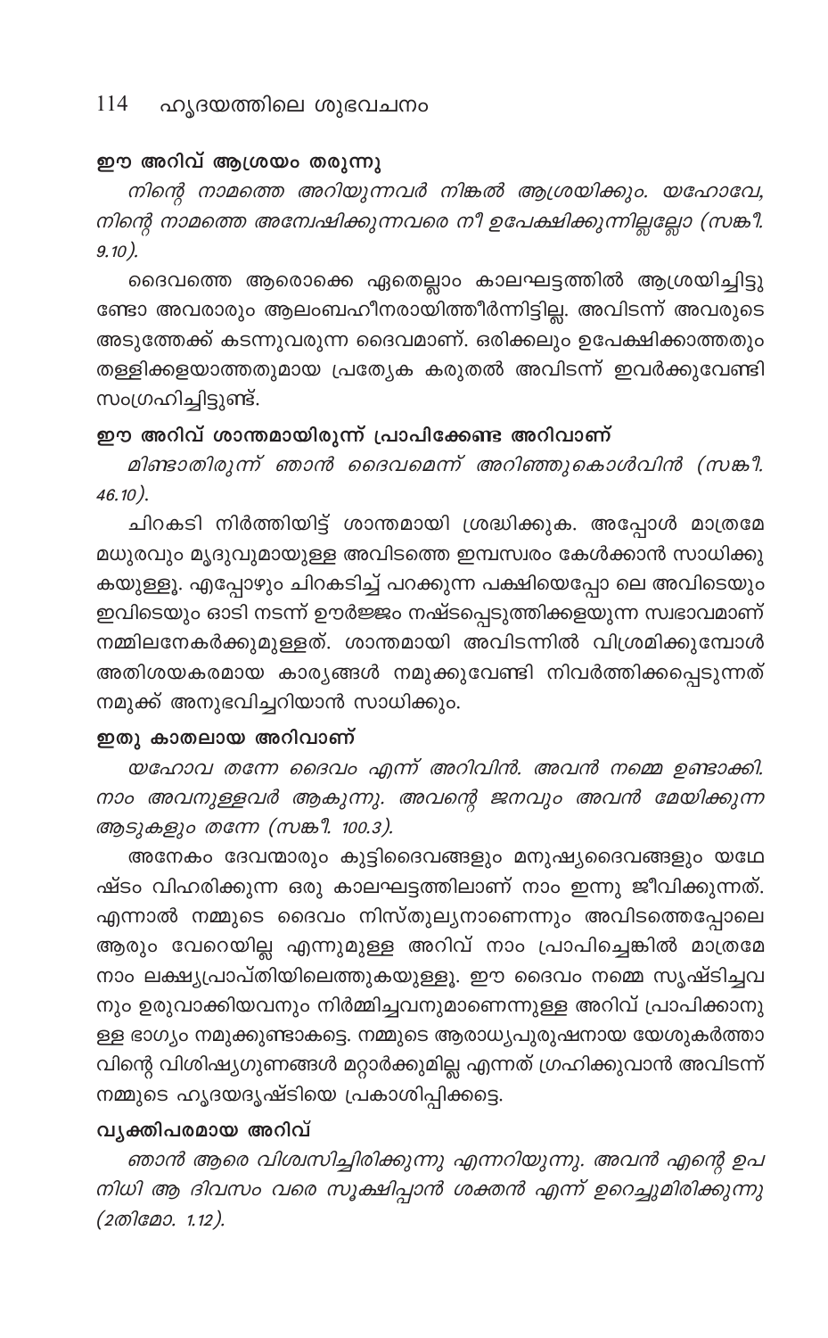### ഈ അറിവ് ആശ്രയം തരുന്നു

*നിന്റെ നാമത്തെ അറിയുന്നവർ നിങ്കൽ ആശ്രയിക്കും. യഹോവേ, നിന്റെ നാമത്തെ അന്വേഷിക്കുന്നവരെ നീ ഉപേക്ഷിക്കുന്നില്ലല്ലോ (സങ്കീ. 9.10).*

ദൈവത്തെ ആരൊക്കെ ഏതെല്ലാം കാലഘട്ടത്തിൽ ആശ്രയിച്ചിട്ടുണ്ടോ അവരാരും ആലംബഹീനരായിത്തീർന്നിട്ടില്ല. അവിടന്ന് അവരുടെ അടുത്തേക്ക് കടന്നുവരുന്ന ദൈവമാണ്. ഒരിക്കലും ഉപേക്ഷിക്കാത്തതും തള്ളിക്കളയാത്തതുമായ പ്രത്യേക കരുതൽ അവിടന്ന് ഇവർക്കുവേണ്ടി സംഗ്രഹിച്ചിട്ടുണ്ട്.

### ഈ അറിവ് ശാന്തമായിരുന്ന് പ്രാപിക്കേണ്ട അറിവാണ്

*മിണ്ടാതിരുന്ന് ഞാൻ ദൈവമെന്ന് അറിഞ്ഞുകൊൾവിൻ (സങ്കീ. 46.10).*

ചിറകടി നിർത്തിയിട്ട് ശാന്തമായി ശ്രദ്ധിക്കുക. അപ്പോൾ മാത്രമേ മധുരവും മൃദുവുമായുള്ള അവിടത്തെ ഇമ്പസ്വരം കേൾക്കാൻ സാധിക്കുകയുള്ളൂ. എപ്പോഴും ചിറകടിച്ച് പറക്കുന്ന പക്ഷിയെപ്പോ ലെ അവിടെയും ഇവിടെയും ഓടി നടന്ന് ഊർജ്ജം നഷ്ടപ്പെടുത്തിക്കളയുന്ന സ്വഭാവമാണ് നമ്മിലനേകർക്കുമുള്ളത്. ശാന്തമായി അവിടന്നിൽ വിശ്രമിക്കുമ്പോൾ അതിശയകരമായ കാര്യങ്ങൾ നമുക്കുവേണ്ടി നിവർത്തിക്കപ്പെടുന്നത് നമുക്ക് അനുഭവിച്ചറിയാൻ സാധിക്കും.

### ഇതു കാതലായ അറിവാണ്

*യഹോവ തന്നേ ദൈവം എന്ന് അറിവിൻ. അവൻ നമ്മെ ഉണ്ടാക്കി. നാം അവനുള്ളവർ ആകുന്നു. അവന്റെ ജനവും അവൻ മേയിക്കുന്ന ആടുകളും തന്നേ (സങ്കീ. 100.3).*

അനേകം ദേവന്മാരും കുട്ടിദൈവങ്ങളും മനുഷ്യദൈവങ്ങളും യഥേഷ്ടം വിഹരിക്കുന്ന ഒരു കാലഘട്ടത്തിലാണ് നാം ഇന്നു ജീവിക്കുന്നത്. എന്നാൽ നമ്മുടെ ദൈവം നിസ്തുല്യനാണെന്നും അവിടത്തെപ്പോലെ ആരും വേറെയില്ല എന്നുമുള്ള അറിവ് നാം പ്രാപിച്ചെങ്കിൽ മാത്രമേ നാം ലക്ഷ്യപ്രാപ്തിയിലെത്തുകയുള്ളൂ. ഈ ദൈവം നമ്മെ സൃഷ്ടിച്ചവനും ഉരുവാക്കിയവനും നിർമ്മിച്ചവനുമാണെന്നുള്ള അറിവ് പ്രാപിക്കാനുള്ള ഭാഗ്യം നമുക്കുണ്ടാകട്ടെ. നമ്മുടെ ആരാധ്യപുരുഷനായ യേശുകർത്താവിന്റെ വിശിഷ്യഗുണങ്ങൾ മറ്റാർക്കുമില്ല എന്നത് ഗ്രഹിക്കുവാൻ അവിടന്ന് നമ്മുടെ ഹൃദയദൃഷ്ടിയെ പ്രകാശിപ്പിക്കട്ടെ.

### വ്യക്തിപരമായ അറിവ്

*ഞാൻ ആരെ വിശ്വസിച്ചിരിക്കുന്നു എന്നറിയുന്നു. അവൻ എന്റെ ഉപനിധി ആ ദിവസം വരെ സൂക്ഷിപ്പാൻ ശക്തൻ എന്ന് ഉറെച്ചുമിരിക്കുന്നു (2തിമോ. 1.12).*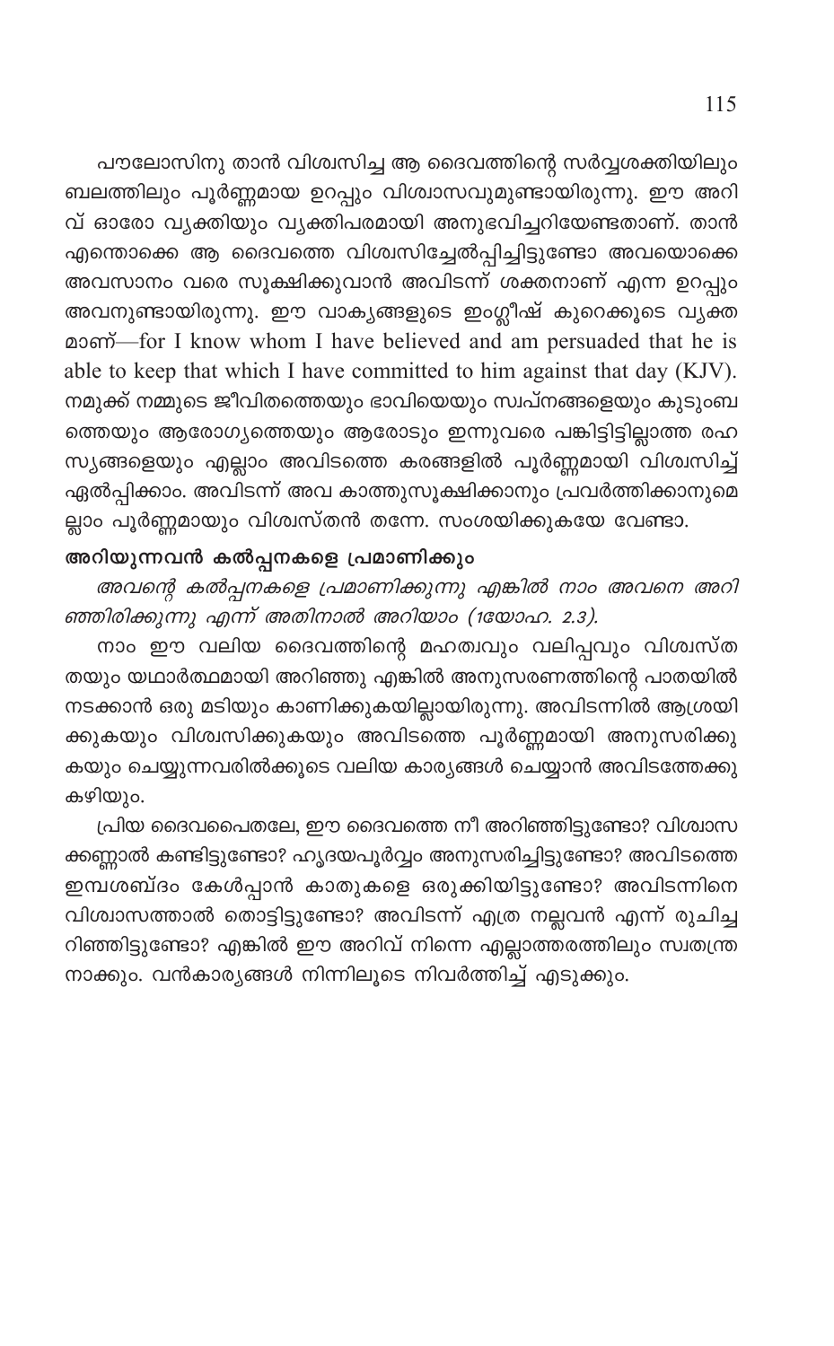പൗലോസിനു താൻ വിശ്വസിച്ച ആ ദൈവത്തിന്റെ സർവ്വശക്തിയിലും ബലത്തിലും പൂർണ്ണമായ ഉറപ്പും വിശ്വാസവുമുണ്ടായിരുന്നു. ഈ അറിവ് ഓരോ വ്യക്തിയും വ്യക്തിപരമായി അനുഭവിച്ചറിയേണ്ടതാണ്. താൻ എന്തൊക്കെ ആ ദൈവത്തെ വിശ്വസിച്ചേൽപ്പിച്ചിട്ടുണ്ടോ അവയൊക്കെ അവസാനം വരെ സൂക്ഷിക്കുവാൻ അവിടന്ന് ശക്തനാണ് എന്ന ഉറപ്പും അവനുണ്ടായിരുന്നു. ഈ വാക്യങ്ങളുടെ ഇംഗ്ലീഷ് കുറെക്കൂടെ വ്യക്തമാണ്—for I know whom I have believed and am persuaded that he is able to keep that which I have committed to him against that day (KJV). നമുക്ക് നമ്മുടെ ജീവിതത്തെയും ഭാവിയെയും സ്വപ്നങ്ങളെയും കുടുംബത്തെയും ആരോഗ്യത്തെയും ആരോടും ഇന്നുവരെ പങ്കിട്ടിട്ടില്ലാത്ത രഹസ്യങ്ങളെയും എല്ലാം അവിടത്തെ കരങ്ങളിൽ പൂർണ്ണമായി വിശ്വസിച്ച് ഏൽപ്പിക്കാം. അവിടന്ന് അവ കാത്തുസൂക്ഷിക്കാനും പ്രവർത്തിക്കാനുമെല്ലാം പൂർണ്ണമായും വിശ്വസ്തൻ തന്നേ. സംശയിക്കുകയേ വേണ്ടാ.

**അറിയുന്നവൻ കൽപ്പനകളെ പ്രമാണിക്കും**

*അവന്റെ കൽപ്പനകളെ പ്രമാണിക്കുന്നു എങ്കിൽ നാം അവനെ അറിഞ്ഞിരിക്കുന്നു എന്ന് അതിനാൽ അറിയാം (1യോഹ. 2.3).*

നാം ഈ വലിയ ദൈവത്തിന്റെ മഹത്വവും വലിപ്പവും വിശ്വസ്തതയും യഥാർത്ഥമായി അറിഞ്ഞു എങ്കിൽ അനുസരണത്തിന്റെ പാതയിൽ നടക്കാൻ ഒരു മടിയും കാണിക്കുകയില്ലായിരുന്നു. അവിടന്നിൽ ആശ്രയിക്കുകയും വിശ്വസിക്കുകയും അവിടത്തെ പൂർണ്ണമായി അനുസരിക്കുകയും ചെയ്യുന്നവരിൽക്കൂടെ വലിയ കാര്യങ്ങൾ ചെയ്യാൻ അവിടത്തേക്കു കഴിയും.

പ്രിയ ദൈവപൈതലേ, ഈ ദൈവത്തെ നീ അറിഞ്ഞിട്ടുണ്ടോ? വിശ്വാസക്കണ്ണാൽ കണ്ടിട്ടുണ്ടോ? ഹൃദയപൂർവ്വം അനുസരിച്ചിട്ടുണ്ടോ? അവിടത്തെ ഇമ്പശബ്ദം കേൾപ്പാൻ കാതുകളെ ഒരുക്കിയിട്ടുണ്ടോ? അവിടന്നിനെ വിശ്വാസത്താൽ തൊട്ടിട്ടുണ്ടോ? അവിടന്ന് എത്ര നല്ലവൻ എന്ന് രുചിച്ചറിഞ്ഞിട്ടുണ്ടോ? എങ്കിൽ ഈ അറിവ് നിന്നെ എല്ലാത്തരത്തിലും സ്വതന്ത്രനാക്കും. വൻകാര്യങ്ങൾ നിന്നിലൂടെ നിവർത്തിച്ച് എടുക്കും.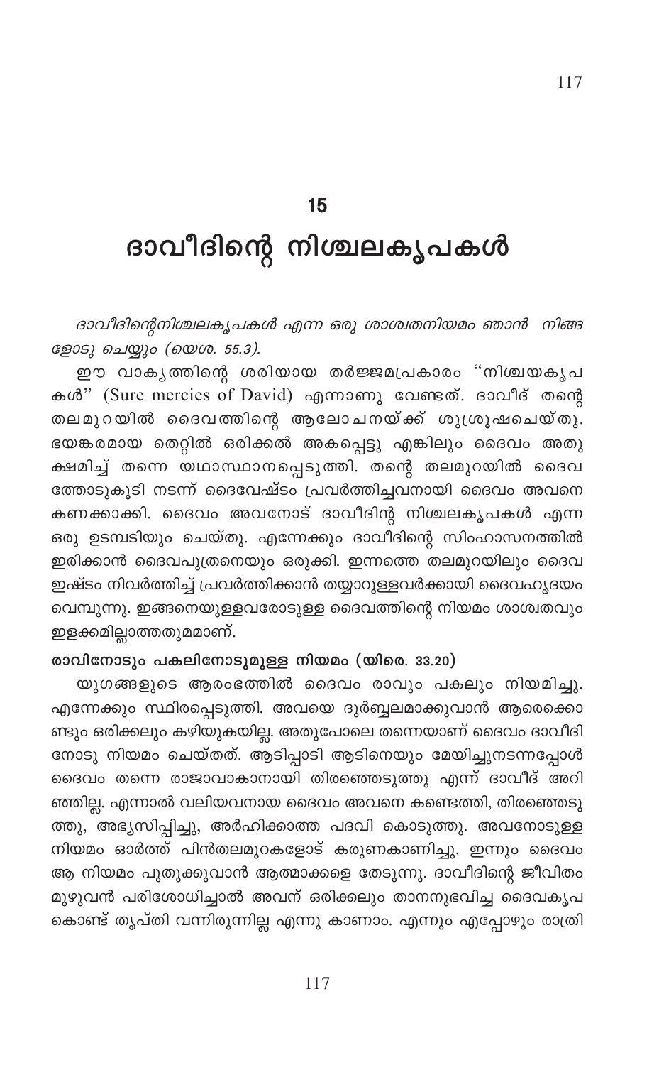## 15

# ദാവീദിന്റെ നിശ്ചലകൃപകൾ

*ദാവീദിന്റെനിശ്ചലകൃപകൾ എന്ന ഒരു ശാശ്വതനിയമം ഞാൻ നിങ്ങളോടു ചെയ്യും (യെശ. 55.3).*

ഈ വാകൃത്തിന്റെ ശരിയായ തർജ്ജമപ്രകാരം "നിശ്ചയകൃപകൾ" (Sure mercies of David) എന്നാണു വേണ്ടത്. ദാവീദ് തന്റെ തലമുറയിൽ ദൈവത്തിന്റെ ആലോചനയ്ക്ക് ശുശ്രൂഷചെയ്തു. ഭയങ്കരമായ തെറ്റിൽ ഒരിക്കൽ അകപ്പെട്ടു എങ്കിലും ദൈവം അതു ക്ഷമിച്ച് തന്നെ യഥാസ്ഥാനപ്പെടുത്തി. തന്റെ തലമുറയിൽ ദൈവത്തോടുകൂടി നടന്ന് ദൈവേഷ്ടം പ്രവർത്തിച്ചവനായി ദൈവം അവനെ കണക്കാക്കി. ദൈവം അവനോട് ദാവീദിന്റ നിശ്ചലകൃപകൾ എന്ന ഒരു ഉടമ്പടിയും ചെയ്തു. എന്നേക്കും ദാവീദിന്റെ സിംഹാസനത്തിൽ ഇരിക്കാൻ ദൈവപുത്രനെയും ഒരുക്കി. ഇന്നത്തെ തലമുറയിലും ദൈവ ഇഷ്ടം നിവർത്തിച്ച് പ്രവർത്തിക്കാൻ തയ്യാറുള്ളവർക്കായി ദൈവഹൃദയം വെമ്പുന്നു. ഇങ്ങനെയുള്ളവരോടുള്ള ദൈവത്തിന്റെ നിയമം ശാശ്വതവും ഇളക്കമില്ലാത്തതുമമാണ്.

**രാവിനോടും പകലിനോടുമുള്ള നിയമം (യിരെ. 33.20)**

യുഗങ്ങളുടെ ആരംഭത്തിൽ ദൈവം രാവും പകലും നിയമിച്ചു. എന്നേക്കും സ്ഥിരപ്പെടുത്തി. അവയെ ദുർബ്ബലമാക്കുവാൻ ആരെക്കൊണ്ടും ഒരിക്കലും കഴിയുകയില്ല. അതുപോലെ തന്നെയാണ് ദൈവം ദാവീദിനോടു നിയമം ചെയ്തത്. ആടിപ്പാടി ആടിനെയും മേയിച്ചുനടന്നപ്പോൾ ദൈവം തന്നെ രാജാവാകാനായി തിരഞ്ഞെടുത്തു എന്ന് ദാവീദ് അറിഞ്ഞില്ല. എന്നാൽ വലിയവനായ ദൈവം അവനെ കണ്ടെത്തി, തിരഞ്ഞെടുത്തു, അഭ്യസിപ്പിച്ചു, അർഹിക്കാത്ത പദവി കൊടുത്തു. അവനോടുള്ള നിയമം ഓർത്ത് പിൻതലമുറകളോട് കരുണകാണിച്ചു. ഇന്നും ദൈവം ആ നിയമം പുതുക്കുവാൻ ആത്മാക്കളെ തേടുന്നു. ദാവീദിന്റെ ജീവിതം മുഴുവൻ പരിശോധിച്ചാൽ അവന് ഒരിക്കലും താനനുഭവിച്ച ദൈവകൃപ കൊണ്ട് തൃപ്തി വന്നിരുന്നില്ല എന്നു കാണാം. എന്നും എപ്പോഴും രാത്രി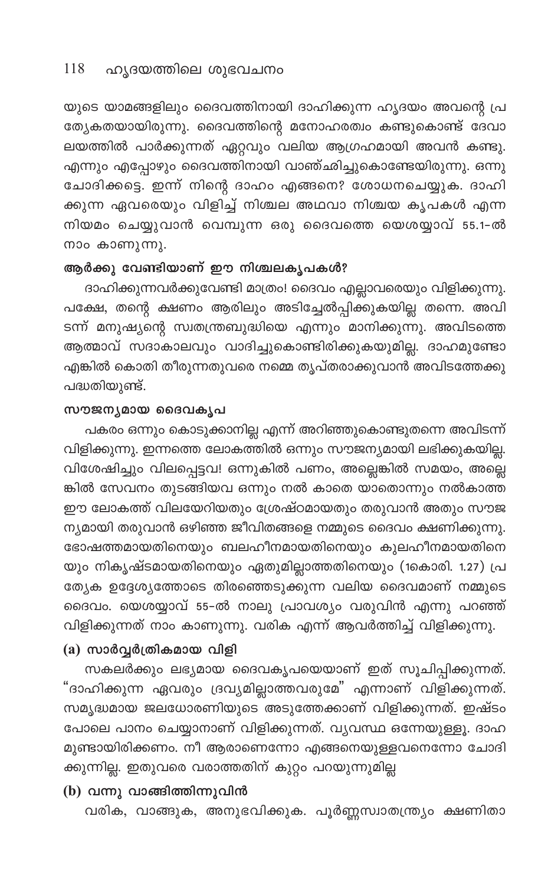യുടെ യാമങ്ങളിലും ദൈവത്തിനായി ദാഹിക്കുന്ന ഹൃദയം അവന്റെ പ്രത്യേകതയായിരുന്നു. ദൈവത്തിന്റെ മനോഹരത്വം കണ്ടുകൊണ്ട് ദേവാലയത്തിൽ പാർക്കുന്നത് ഏറ്റവും വലിയ ആഗ്രഹമായി അവൻ കണ്ടു. എന്നും എപ്പോഴും ദൈവത്തിനായി വാഞ്ഛിച്ചുകൊണ്ടേയിരുന്നു. ഒന്നു ചോദിക്കട്ടെ. ഇന്ന് നിന്റെ ദാഹം എങ്ങനെ? ശോധനചെയ്യുക. ദാഹിക്കുന്ന ഏവരെയും വിളിച്ച് നിശ്ചല അഥവാ നിശ്ചയ കൃപകൾ എന്ന നിയമം ചെയ്യുവാൻ വെമ്പുന്ന ഒരു ദൈവത്തെ യെശയ്യാവ് 55.1-ൽ നാം കാണുന്നു.

### ആർക്കു വേണ്ടിയാണ് ഈ നിശ്ചലകൃപകൾ?

ദാഹിക്കുന്നവർക്കുവേണ്ടി മാത്രം! ദൈവം എല്ലാവരെയും വിളിക്കുന്നു. പക്ഷേ, തന്റെ ക്ഷണം ആരിലും അടിച്ചേൽപ്പിക്കുകയില്ല തന്നെ. അവിടന്ന് മനുഷ്യന്റെ സ്വതന്ത്രബുദ്ധിയെ എന്നും മാനിക്കുന്നു. അവിടത്തെ ആത്മാവ് സദാകാലവും വാദിച്ചുകൊണ്ടിരിക്കുകയുമില്ല. ദാഹമുണ്ടോ എങ്കിൽ കൊതി തീരുന്നതുവരെ നമ്മെ തൃപ്തരാക്കുവാൻ അവിടത്തേക്കു പദ്ധതിയുണ്ട്.

### സൗജന്യമായ ദൈവകൃപ

പകരം ഒന്നും കൊടുക്കാനില്ല എന്ന് അറിഞ്ഞുകൊണ്ടുതന്നെ അവിടന്ന് വിളിക്കുന്നു. ഇന്നത്തെ ലോകത്തിൽ ഒന്നും സൗജന്യമായി ലഭിക്കുകയില്ല. വിശേഷിച്ചും വിലപ്പെട്ടവ! ഒന്നുകിൽ പണം, അല്ലെങ്കിൽ സമയം, അല്ലെങ്കിൽ സേവനം തുടങ്ങിയവ ഒന്നും നൽ കാതെ യാതൊന്നും നൽകാത്ത ഈ ലോകത്ത് വിലയേറിയതും ശ്രേഷ്ഠമായതും തരുവാൻ അതും സൗജന്യമായി തരുവാൻ ഒഴിഞ്ഞ ജീവിതങ്ങളെ നമ്മുടെ ദൈവം ക്ഷണിക്കുന്നു. ഭോഷത്തമായതിനെയും ബലഹീനമായതിനെയും കുലഹീനമായതിനെയും നികൃഷ്ടമായതിനെയും ഏതുമില്ലാത്തതിനെയും (1കൊരി. 1.27) പ്രത്യേക ഉദ്ദേശ്യത്തോടെ തിരഞ്ഞെടുക്കുന്ന വലിയ ദൈവമാണ് നമ്മുടെ ദൈവം. യെശയ്യാവ് 55-ൽ നാലു പ്രാവശ്യം വരുവിൻ എന്നു പറഞ്ഞ് വിളിക്കുന്നത് നാം കാണുന്നു. വരിക എന്ന് ആവർത്തിച്ച് വിളിക്കുന്നു.

### (a) സാർവ്വർത്രികമായ വിളി

സകലർക്കും ലഭ്യമായ ദൈവകൃപയെയാണ് ഇത് സൂചിപ്പിക്കുന്നത്. "ദാഹിക്കുന്ന ഏവരും ദ്രവ്യമില്ലാത്തവരുമേ" എന്നാണ് വിളിക്കുന്നത്. സമൃദ്ധമായ ജലധോരണിയുടെ അടുത്തേക്കാണ് വിളിക്കുന്നത്. ഇഷ്ടം പോലെ പാനം ചെയ്യാനാണ് വിളിക്കുന്നത്. വ്യവസ്ഥ ഒന്നേയുള്ളൂ. ദാഹമുണ്ടായിരിക്കണം. നീ ആരാണെന്നോ എങ്ങനെയുള്ളവനെന്നോ ചോദിക്കുന്നില്ല. ഇതുവരെ വരാത്തതിന് കുറ്റം പറയുന്നുമില്ല

### (b) വന്നു വാങ്ങിത്തിന്നുവിൻ

വരിക, വാങ്ങുക, അനുഭവിക്കുക. പൂർണ്ണസ്വാതന്ത്ര്യം ക്ഷണിതാ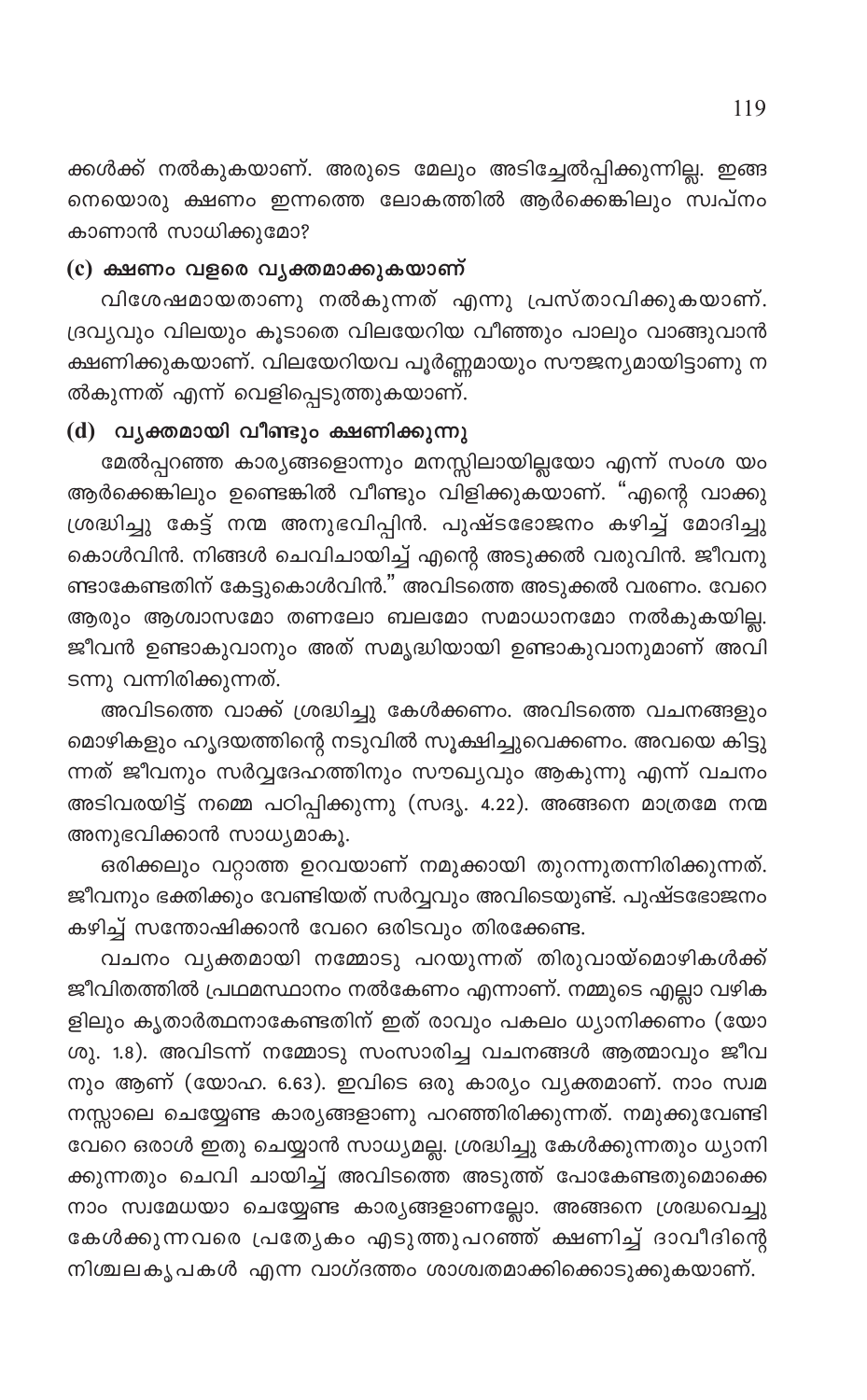ക്കൾക്ക് നൽകുകയാണ്. അരുടെ മേലും അടിച്ചേൽപ്പിക്കുന്നില്ല. ഇങ്ങനെയൊരു ക്ഷണം ഇന്നത്തെ ലോകത്തിൽ ആർക്കെങ്കിലും സ്വപ്നം കാണാൻ സാധിക്കുമോ?

### (c) ക്ഷണം വളരെ വ്യക്തമാക്കുകയാണ്

വിശേഷമായതാണു നൽകുന്നത് എന്നു പ്രസ്താവിക്കുകയാണ്. ദ്രവ്യവും വിലയും കൂടാതെ വിലയേറിയ വീഞ്ഞും പാലും വാങ്ങുവാൻ ക്ഷണിക്കുകയാണ്. വിലയേറിയവ പൂർണ്ണമായും സൗജന്യമായിട്ടാണു നൽകുന്നത് എന്ന് വെളിപ്പെടുത്തുകയാണ്.

### (d) വ്യക്തമായി വീണ്ടും ക്ഷണിക്കുന്നു

മേൽപ്പറഞ്ഞ കാര്യങ്ങളൊന്നും മനസ്സിലായില്ലയോ എന്ന് സംശയം ആർക്കെങ്കിലും ഉണ്ടെങ്കിൽ വീണ്ടും വിളിക്കുകയാണ്. "എന്റെ വാക്കു ശ്രദ്ധിച്ചു കേട്ട് നന്മ അനുഭവിപ്പിൻ. പുഷ്ടഭോജനം കഴിച്ച് മോദിച്ചുകൊൾവിൻ. നിങ്ങൾ ചെവിചായിച്ച് എന്റെ അടുക്കൽ വരുവിൻ. ജീവനുണ്ടാകേണ്ടതിന് കേട്ടുകൊൾവിൻ." അവിടത്തെ അടുക്കൽ വരണം. വേറെ ആരും ആശ്വാസമോ തണലോ ബലമോ സമാധാനമോ നൽകുകയില്ല. ജീവൻ ഉണ്ടാകുവാനും അത് സമൃദ്ധിയായി ഉണ്ടാകുവാനുമാണ് അവിടന്നു വന്നിരിക്കുന്നത്.

അവിടത്തെ വാക്ക് ശ്രദ്ധിച്ചു കേൾക്കണം. അവിടത്തെ വചനങ്ങളും മൊഴികളും ഹൃദയത്തിന്റെ നടുവിൽ സൂക്ഷിച്ചുവെക്കണം. അവയെ കിട്ടുന്നത് ജീവനും സർവ്വദേഹത്തിനും സൗഖ്യവും ആകുന്നു എന്ന് വചനം അടിവരയിട്ട് നമ്മെ പഠിപ്പിക്കുന്നു (സദൃ. 4.22). അങ്ങനെ മാത്രമേ നന്മ അനുഭവിക്കാൻ സാധ്യമാകൂ.

ഒരിക്കലും വറ്റാത്ത ഉറവയാണ് നമുക്കായി തുറന്നുതന്നിരിക്കുന്നത്. ജീവനും ഭക്തിക്കും വേണ്ടിയത് സർവ്വവും അവിടെയുണ്ട്. പുഷ്ടഭോജനം കഴിച്ച് സന്തോഷിക്കാൻ വേറെ ഒരിടവും തിരക്കേണ്ട.

വചനം വ്യക്തമായി നമ്മോടു പറയുന്നത് തിരുവായ്മൊഴികൾക്ക് ജീവിതത്തിൽ പ്രഥമസ്ഥാനം നൽകേണം എന്നാണ്. നമ്മുടെ എല്ലാ വഴികളിലും കൃതാർത്ഥനാകേണ്ടതിന് ഇത് രാവും പകലും ധ്യാനിക്കണം (യോശു. 1.8). അവിടന്ന് നമ്മോടു സംസാരിച്ച വചനങ്ങൾ ആത്മാവും ജീവനും ആണ് (യോഹ. 6.63). ഇവിടെ ഒരു കാര്യം വ്യക്തമാണ്. നാം സ്വമനസ്സാലെ ചെയ്യേണ്ട കാര്യങ്ങളാണു പറഞ്ഞിരിക്കുന്നത്. നമുക്കുവേണ്ടി വേറെ ഒരാൾ ഇതു ചെയ്യാൻ സാധ്യമല്ല. ശ്രദ്ധിച്ചു കേൾക്കുന്നതും ധ്യാനിക്കുന്നതും ചെവി ചായിച്ച് അവിടത്തെ അടുത്ത് പോകേണ്ടതുമൊക്കെ നാം സ്വമേധയാ ചെയ്യേണ്ട കാര്യങ്ങളാണല്ലോ. അങ്ങനെ ശ്രദ്ധവെച്ചു കേൾക്കുന്നവരെ പ്രത്യേകം എടുത്തുപറഞ്ഞ് ക്ഷണിച്ച് ദാവീദിന്റെ നിശ്ചലകൃപകൾ എന്ന വാഗ്ദത്തം ശാശ്വതമാക്കിക്കൊടുക്കുകയാണ്.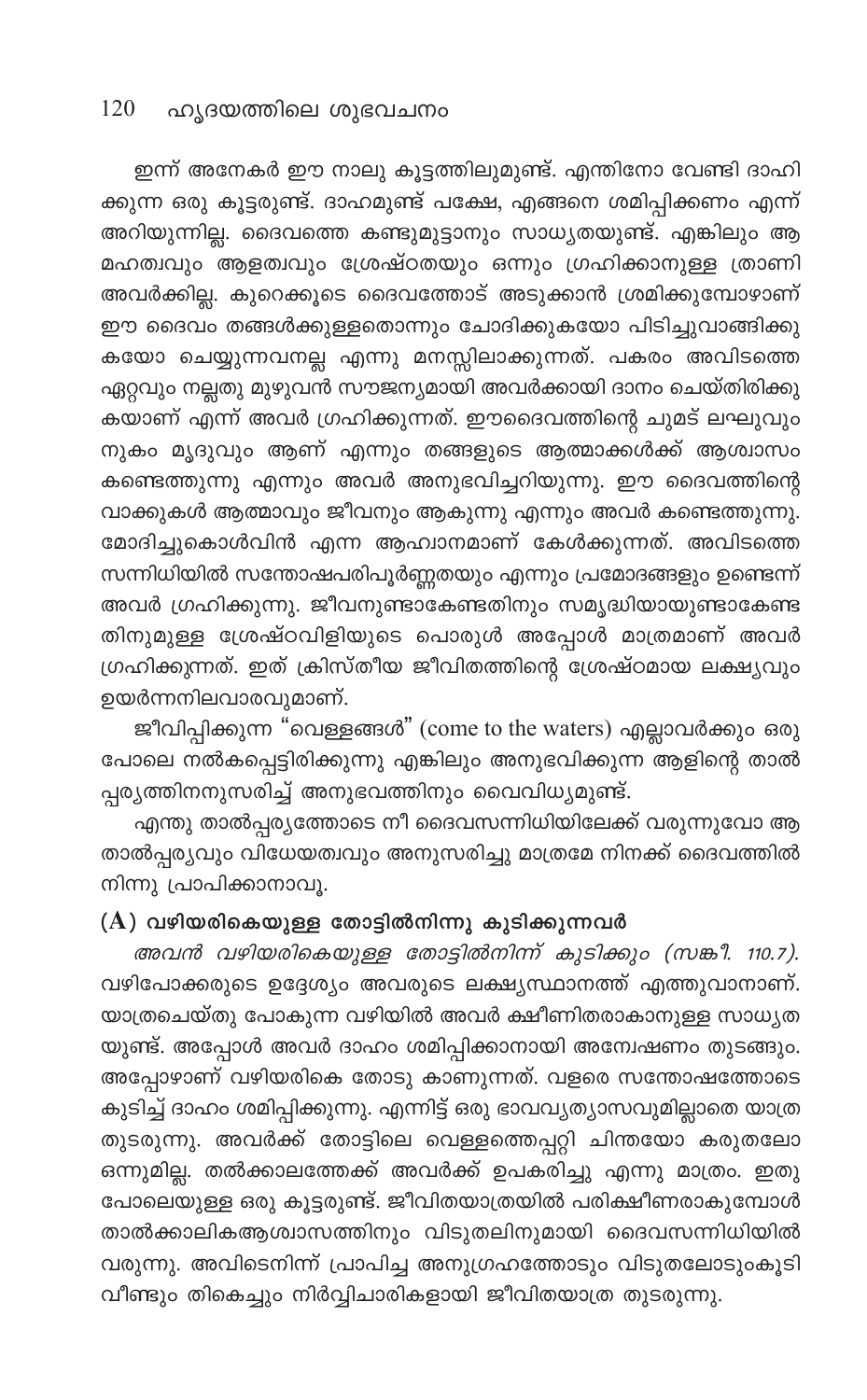ഇന്ന് അനേകർ ഈ നാലു കൂട്ടത്തിലുമുണ്ട്. എന്തിനോ വേണ്ടി ദാഹിക്കുന്ന ഒരു കൂട്ടരുണ്ട്. ദാഹമുണ്ട് പക്ഷേ, എങ്ങനെ ശമിപ്പിക്കണം എന്ന് അറിയുന്നില്ല. ദൈവത്തെ കണ്ടുമുട്ടാനും സാധ്യതയുണ്ട്. എങ്കിലും ആ മഹത്വവും ആളത്വവും ശ്രേഷ്ഠതയും ഒന്നും ഗ്രഹിക്കാനുള്ള ത്രാണി അവർക്കില്ല. കുറെക്കൂടെ ദൈവത്തോട് അടുക്കാൻ ശ്രമിക്കുമ്പോഴാണ് ഈ ദൈവം തങ്ങൾക്കുള്ളതൊന്നും ചോദിക്കുകയോ പിടിച്ചുവാങ്ങിക്കുകയോ ചെയ്യുന്നവനല്ല എന്നു മനസ്സിലാക്കുന്നത്. പകരം അവിടത്തെ ഏറ്റവും നല്ലതു മുഴുവൻ സൗജന്യമായി അവർക്കായി ദാനം ചെയ്തിരിക്കുകയാണ് എന്ന് അവർ ഗ്രഹിക്കുന്നത്. ഈദൈവത്തിന്റെ ചുമട് ലഘുവും നുകം മൃദുവും ആണ് എന്നും തങ്ങളുടെ ആത്മാക്കൾക്ക് ആശ്വാസം കണ്ടെത്തുന്നു എന്നും അവർ അനുഭവിച്ചറിയുന്നു. ഈ ദൈവത്തിന്റെ വാക്കുകൾ ആത്മാവും ജീവനും ആകുന്നു എന്നും അവർ കണ്ടെത്തുന്നു. മോദിച്ചുകൊൾവിൻ എന്ന ആഹ്വാനമാണ് കേൾക്കുന്നത്. അവിടത്തെ സന്നിധിയിൽ സന്തോഷപരിപൂർണ്ണതയും എന്നും പ്രമോദങ്ങളും ഉണ്ടെന്ന് അവർ ഗ്രഹിക്കുന്നു. ജീവനുണ്ടാകേണ്ടതിനും സമൃദ്ധിയായുണ്ടാകേണ്ടതിനുമുള്ള ശ്രേഷ്ഠവിളിയുടെ പൊരുൾ അപ്പോൾ മാത്രമാണ് അവർ ഗ്രഹിക്കുന്നത്. ഇത് ക്രിസ്തീയ ജീവിതത്തിന്റെ ശ്രേഷ്ഠമായ ലക്ഷ്യവും ഉയർന്നനിലവാരവുമാണ്.

ജീവിപ്പിക്കുന്ന "വെള്ളങ്ങൾ" (come to the waters) എല്ലാവർക്കും ഒരുപോലെ നൽകപ്പെട്ടിരിക്കുന്നു എങ്കിലും അനുഭവിക്കുന്ന ആളിന്റെ താൽപ്പര്യത്തിനനുസരിച്ച് അനുഭവത്തിനും വൈവിധ്യമുണ്ട്.

എന്തു താൽപ്പര്യത്തോടെ നീ ദൈവസന്നിധിയിലേക്ക് വരുന്നുവോ ആ താൽപ്പര്യവും വിധേയത്വവും അനുസരിച്ചു മാത്രമേ നിനക്ക് ദൈവത്തിൽ നിന്നു പ്രാപിക്കാനാവൂ.

### (A) വഴിയരികെയുള്ള തോട്ടിൽനിന്നു കുടിക്കുന്നവർ

*അവൻ വഴിയരികെയുള്ള തോട്ടിൽനിന്ന് കുടിക്കും (സങ്കീ. 110.7).* വഴിപോക്കരുടെ ഉദ്ദേശ്യം അവരുടെ ലക്ഷ്യസ്ഥാനത്ത് എത്തുവാനാണ്. യാത്രചെയ്തു പോകുന്ന വഴിയിൽ അവർ ക്ഷീണിതരാകാനുള്ള സാധ്യതയുണ്ട്. അപ്പോൾ അവർ ദാഹം ശമിപ്പിക്കാനായി അന്വേഷണം തുടങ്ങും. അപ്പോഴാണ് വഴിയരികെ തോടു കാണുന്നത്. വളരെ സന്തോഷത്തോടെ കുടിച്ച് ദാഹം ശമിപ്പിക്കുന്നു. എന്നിട്ട് ഒരു ഭാവവ്യത്യാസവുമില്ലാതെ യാത്ര തുടരുന്നു. അവർക്ക് തോട്ടിലെ വെള്ളത്തെപ്പറ്റി ചിന്തയോ കരുതലോ ഒന്നുമില്ല. തൽക്കാലത്തേക്ക് അവർക്ക് ഉപകരിച്ചു എന്നു മാത്രം. ഇതുപോലെയുള്ള ഒരു കൂട്ടരുണ്ട്. ജീവിതയാത്രയിൽ പരിക്ഷീണരാകുമ്പോൾ താൽക്കാലികആശ്വാസത്തിനും വിടുതലിനുമായി ദൈവസന്നിധിയിൽ വരുന്നു. അവിടെനിന്ന് പ്രാപിച്ച അനുഗ്രഹത്തോടും വിടുതലോടുംകൂടി വീണ്ടും തികെച്ചും നിർവ്വിചാരികളായി ജീവിതയാത്ര തുടരുന്നു.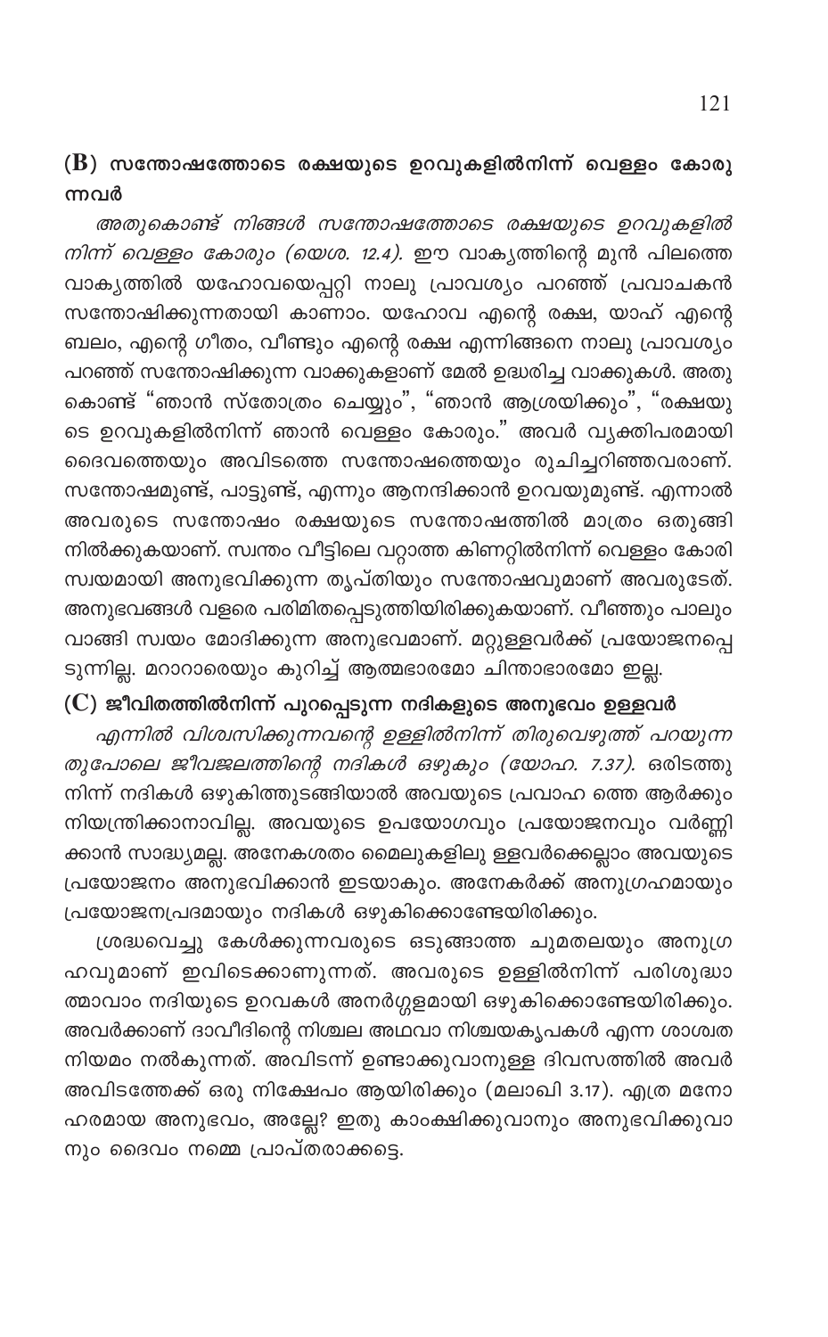### (B) സന്തോഷത്തോടെ രക്ഷയുടെ ഉറവുകളിൽനിന്ന് വെള്ളം കോരുന്നവർ

*അതുകൊണ്ട് നിങ്ങൾ സന്തോഷത്തോടെ രക്ഷയുടെ ഉറവുകളിൽ നിന്ന് വെള്ളം കോരും (യെശ. 12.4).* ഈ വാക്യത്തിന്റെ മുൻ പിലത്തെ വാക്യത്തിൽ യഹോവയെപ്പറ്റി നാലു പ്രാവശ്യം പറഞ്ഞ് പ്രവാചകൻ സന്തോഷിക്കുന്നതായി കാണാം. യഹോവ എന്റെ രക്ഷ, യാഹ് എന്റെ ബലം, എന്റെ ഗീതം, വീണ്ടും എന്റെ രക്ഷ എന്നിങ്ങനെ നാലു പ്രാവശ്യം പറഞ്ഞ് സന്തോഷിക്കുന്ന വാക്കുകളാണ് മേൽ ഉദ്ധരിച്ച വാക്കുകൾ. അതുകൊണ്ട് "ഞാൻ സ്തോത്രം ചെയ്യും", "ഞാൻ ആശ്രയിക്കും", "രക്ഷയുടെ ഉറവുകളിൽനിന്ന് ഞാൻ വെള്ളം കോരും." അവർ വ്യക്തിപരമായി ദൈവത്തെയും അവിടത്തെ സന്തോഷത്തെയും രുചിച്ചറിഞ്ഞവരാണ്. സന്തോഷമുണ്ട്, പാട്ടുണ്ട്, എന്നും ആനന്ദിക്കാൻ ഉറവയുമുണ്ട്. എന്നാൽ അവരുടെ സന്തോഷം രക്ഷയുടെ സന്തോഷത്തിൽ മാത്രം ഒതുങ്ങി നിൽക്കുകയാണ്. സ്വന്തം വീട്ടിലെ വറ്റാത്ത കിണറ്റിൽനിന്ന് വെള്ളം കോരി സ്വയമായി അനുഭവിക്കുന്ന തൃപ്തിയും സന്തോഷവുമാണ് അവരുടേത്. അനുഭവങ്ങൾ വളരെ പരിമിതപ്പെടുത്തിയിരിക്കുകയാണ്. വീഞ്ഞും പാലും വാങ്ങി സ്വയം മോദിക്കുന്ന അനുഭവമാണ്. മറ്റുള്ളവർക്ക് പ്രയോജനപ്പെടുന്നില്ല. മറ്റാരെയും കുറിച്ച് ആത്മഭാരമോ ചിന്താഭാരമോ ഇല്ല.

### (C) ജീവിതത്തിൽനിന്ന് പുറപ്പെടുന്ന നദികളുടെ അനുഭവം ഉള്ളവർ

*എന്നിൽ വിശ്വസിക്കുന്നവന്റെ ഉള്ളിൽനിന്ന് തിരുവെഴുത്ത് പറയുന്നതുപോലെ ജീവജലത്തിന്റെ നദികൾ ഒഴുകും (യോഹ. 7.37).* ഒരിടത്തുനിന്ന് നദികൾ ഒഴുകിത്തുടങ്ങിയാൽ അവയുടെ പ്രവാഹ ത്തെ ആർക്കും നിയന്ത്രിക്കാനാവില്ല. അവയുടെ ഉപയോഗവും പ്രയോജനവും വർണ്ണിക്കാൻ സാദ്ധ്യമല്ല. അനേകശതം മൈലുകളിലു ള്ളവർക്കെല്ലാം അവയുടെ പ്രയോജനം അനുഭവിക്കാൻ ഇടയാകും. അനേകർക്ക് അനുഗ്രഹമായും പ്രയോജനപ്രദമായും നദികൾ ഒഴുകിക്കൊണ്ടേയിരിക്കും.

ശ്രദ്ധവെച്ചു കേൾക്കുന്നവരുടെ ഒടുങ്ങാത്ത ചുമതലയും അനുഗ്രഹവുമാണ് ഇവിടെക്കാണുന്നത്. അവരുടെ ഉള്ളിൽനിന്ന് പരിശുദ്ധാത്മാവാം നദിയുടെ ഉറവകൾ അനർഗ്ഗളമായി ഒഴുകിക്കൊണ്ടേയിരിക്കും. അവർക്കാണ് ദാവീദിന്റെ നിശ്ചല അഥവാ നിശ്ചയകൃപകൾ എന്ന ശാശ്വത നിയമം നൽകുന്നത്. അവിടന്ന് ഉണ്ടാക്കുവാനുള്ള ദിവസത്തിൽ അവർ അവിടത്തേക്ക് ഒരു നിക്ഷേപം ആയിരിക്കും (മലാഖി 3.17). എത്ര മനോഹരമായ അനുഭവം, അല്ലേ? ഇതു കാംക്ഷിക്കുവാനും അനുഭവിക്കുവാനും ദൈവം നമ്മെ പ്രാപ്തരാക്കട്ടെ.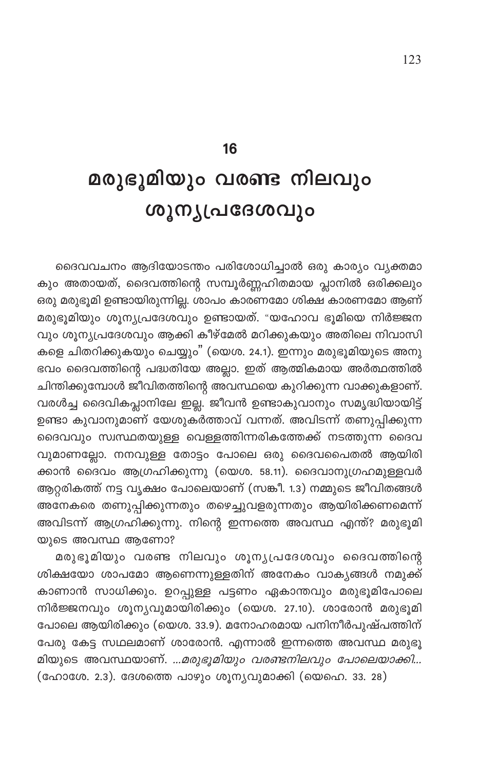# 16

# മരുഭൂമിയും വരണ്ട നിലവും ശൂന്യപ്രദേശവും

ദൈവവചനം ആദിയോടന്തം പരിശോധിച്ചാൽ ഒരു കാര്യം വ്യക്തമാകും അതായത്, ദൈവത്തിന്റെ സമ്പൂർണ്ണഹിതമായ പ്ലാനിൽ ഒരിക്കലും ഒരു മരുഭൂമി ഉണ്ടായിരുന്നില്ല. ശാപം കാരണമോ ശിക്ഷ കാരണമോ ആണ് മരുഭൂമിയും ശൂന്യപ്രദേശവും ഉണ്ടായത്. "യഹോവ ഭൂമിയെ നിർജ്ജനവും ശൂന്യപ്രദേശവും ആക്കി കീഴ്മേൽ മറിക്കുകയും അതിലെ നിവാസികളെ ചിതറിക്കുകയും ചെയ്യും" (യെശ. 24.1). ഇന്നും മരുഭൂമിയുടെ അനുഭവം ദൈവത്തിന്റെ പദ്ധതിയേ അല്ല. ഇത് ആത്മികമായ അർത്ഥത്തിൽ ചിന്തിക്കുമ്പോൾ ജീവിതത്തിന്റെ അവസ്ഥയെ കുറിക്കുന്ന വാക്കുകളാണ്. വരൾച്ച ദൈവികപ്ലാനിലേ ഇല്ല. ജീവൻ ഉണ്ടാകുവാനും സമൃദ്ധിയായിട്ട് ഉണ്ടാ കുവാനുമാണ് യേശുകർത്താവ് വന്നത്. അവിടന്ന് തണുപ്പിക്കുന്ന ദൈവവും സ്വസ്ഥതയുള്ള വെള്ളത്തിന്നരികത്തേക്ക് നടത്തുന്ന ദൈവവുമാണല്ലോ. നനവുള്ള തോട്ടം പോലെ ഒരു ദൈവപൈതൽ ആയിരിക്കാൻ ദൈവം ആഗ്രഹിക്കുന്നു (യെശ. 58.11). ദൈവാനുഗ്രഹമുള്ളവർ ആറ്ററികത്ത് നട്ട വൃക്ഷം പോലെയാണ് (സങ്കീ. 1.3) നമ്മുടെ ജീവിതങ്ങൾ അനേകരെ തണുപ്പിക്കുന്നതും തഴെച്ചുവളരുന്നതും ആയിരിക്കണമെന്ന് അവിടന്ന് ആഗ്രഹിക്കുന്നു. നിന്റെ ഇന്നത്തെ അവസ്ഥ എന്ത്? മരുഭൂമിയുടെ അവസ്ഥ ആണോ?

മരുഭൂമിയും വരണ്ട നിലവും ശൂന്യപ്രദേശവും ദൈവത്തിന്റെ ശിക്ഷയോ ശാപമോ ആണെന്നുള്ളതിന് അനേകം വാക്യങ്ങൾ നമുക്ക് കാണാൻ സാധിക്കും. ഉറപ്പുള്ള പട്ടണം ഏകാന്തവും മരുഭൂമിപോലെ നിർജ്ജനവും ശൂന്യവുമായിരിക്കും (യെശ. 27.10). ശാരോൻ മരുഭൂമി പോലെ ആയിരിക്കും (യെശ. 33.9). മനോഹരമായ പനിനീർപുഷ്പത്തിന് പേരു കേട്ട സ്ഥലമാണ് ശാരോൻ. എന്നാൽ ഇന്നത്തെ അവസ്ഥ മരുഭൂമിയുടെ അവസ്ഥയാണ്. *...മരുഭൂമിയും വരണ്ടനിലവും പോലെയാക്കി...* (ഹോശേ. 2.3). ദേശത്തെ പാഴും ശൂന്യവുമാക്കി (യെഹെ. 33. 28)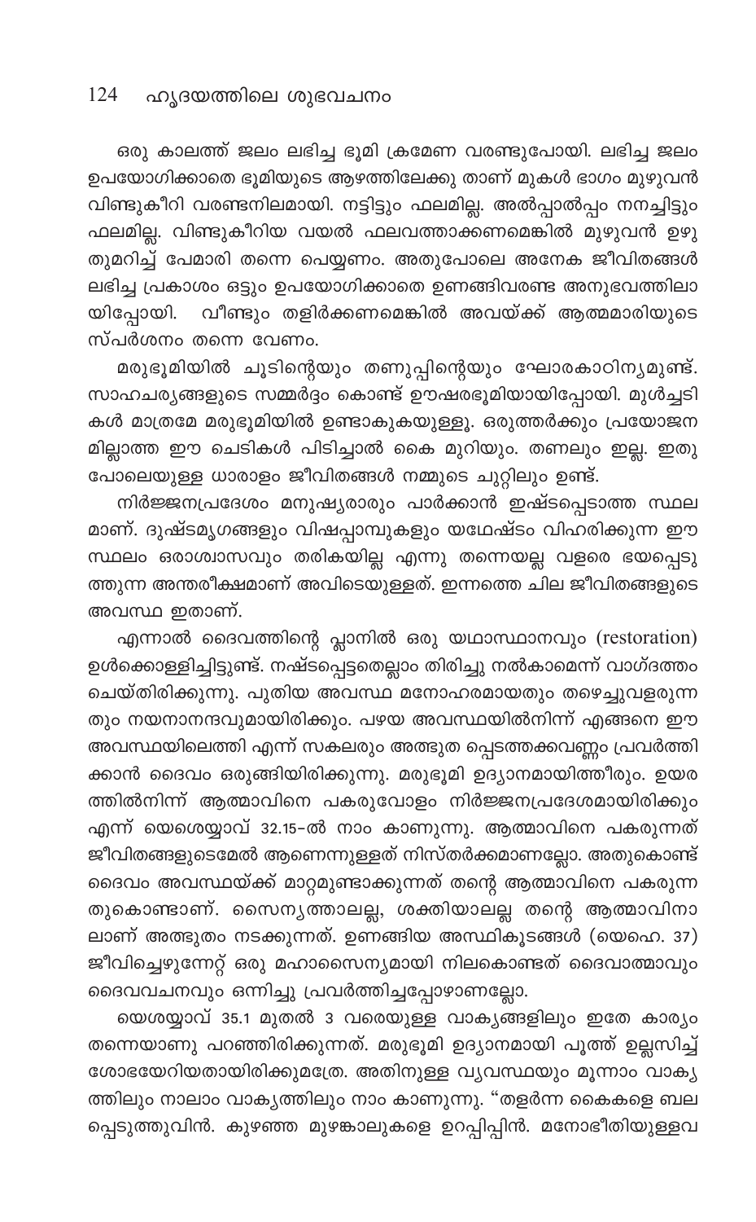ഒരു കാലത്ത് ജലം ലഭിച്ച ഭൂമി ക്രമേണ വരണ്ടുപോയി. ലഭിച്ച ജലം ഉപയോഗിക്കാതെ ഭൂമിയുടെ ആഴത്തിലേക്കു താണ് മുകൾ ഭാഗം മുഴുവൻ വിണ്ടുകീറി വരണ്ടനിലമായി. നട്ടിട്ടും ഫലമില്ല. അൽപ്പാൽപ്പം നനച്ചിട്ടും ഫലമില്ല. വിണ്ടുകീറിയ വയൽ ഫലവത്താക്കണമെങ്കിൽ മുഴുവൻ ഉഴുതുമറിച്ച് പേമാരി തന്നെ പെയ്യണം. അതുപോലെ അനേക ജീവിതങ്ങൾ ലഭിച്ച പ്രകാശം ഒട്ടും ഉപയോഗിക്കാതെ ഉണങ്ങിവരണ്ട അനുഭവത്തിലായിപ്പോയി. വീണ്ടും തളിർക്കണമെങ്കിൽ അവയ്ക്ക് ആത്മമാരിയുടെ സ്പർശനം തന്നെ വേണം.

മരുഭൂമിയിൽ ചൂടിന്റെയും തണുപ്പിന്റെയും ഘോരകാഠിന്യമുണ്ട്. സാഹചര്യങ്ങളുടെ സമ്മർദ്ദം കൊണ്ട് ഊഷരഭൂമിയായിപ്പോയി. മുൾച്ചെടികൾ മാത്രമേ മരുഭൂമിയിൽ ഉണ്ടാകുകയുള്ളൂ. ഒരുത്തർക്കും പ്രയോജനമില്ലാത്ത ഈ ചെടികൾ പിടിച്ചാൽ കൈ മുറിയും. തണലും ഇല്ല. ഇതുപോലെയുള്ള ധാരാളം ജീവിതങ്ങൾ നമ്മുടെ ചുറ്റിലും ഉണ്ട്.

നിർജ്ജനപ്രദേശം മനുഷ്യരാരും പാർക്കാൻ ഇഷ്ടപ്പെടാത്ത സ്ഥലമാണ്. ദുഷ്ടമൃഗങ്ങളും വിഷപ്പാമ്പുകളും യഥേഷ്ടം വിഹരിക്കുന്ന ഈ സ്ഥലം ഒരാശ്വാസവും തരികയില്ല എന്നു തന്നെയല്ല വളരെ ഭയപ്പെടുത്തുന്ന അന്തരീക്ഷമാണ് അവിടെയുള്ളത്. ഇന്നത്തെ ചില ജീവിതങ്ങളുടെ അവസ്ഥ ഇതാണ്.

എന്നാൽ ദൈവത്തിന്റെ പ്ലാനിൽ ഒരു യഥാസ്ഥാനവും (restoration) ഉൾക്കൊള്ളിച്ചിട്ടുണ്ട്. നഷ്ടപ്പെട്ടതെല്ലാം തിരിച്ചു നൽകാമെന്ന് വാഗ്ദത്തം ചെയ്തിരിക്കുന്നു. പുതിയ അവസ്ഥ മനോഹരമായതും തഴെച്ചുവളരുന്നതും നയനാനന്ദവുമായിരിക്കും. പഴയ അവസ്ഥയിൽനിന്ന് എങ്ങനെ ഈ അവസ്ഥയിലെത്തി എന്ന് സകലരും അത്ഭുതപ്പെടത്തക്കവണ്ണം പ്രവർത്തിക്കാൻ ദൈവം ഒരുങ്ങിയിരിക്കുന്നു. മരുഭൂമി ഉദ്യാനമായിത്തീരും. ഉയരത്തിൽനിന്ന് ആത്മാവിനെ പകരുവോളം നിർജ്ജനപ്രദേശമായിരിക്കും എന്ന് യെശയ്യാവ് 32.15-ൽ നാം കാണുന്നു. ആത്മാവിനെ പകരുന്നത് ജീവിതങ്ങളുടെമേൽ ആണെന്നുള്ളത് നിസ്തർക്കമാണല്ലോ. അതുകൊണ്ട് ദൈവം അവസ്ഥയ്ക്ക് മാറ്റമുണ്ടാക്കുന്നത് തന്റെ ആത്മാവിനെ പകരുന്നതുകൊണ്ടാണ്. സൈന്യത്താലല്ല, ശക്തിയാലല്ല തന്റെ ആത്മാവിനാലാണ് അത്ഭുതം നടക്കുന്നത്. ഉണങ്ങിയ അസ്ഥികൂടങ്ങൾ (യെഹെ. 37) ജീവിച്ചെഴുന്നേറ്റ് ഒരു മഹാസൈന്യമായി നിലകൊണ്ടത് ദൈവാത്മാവും ദൈവവചനവും ഒന്നിച്ചു പ്രവർത്തിച്ചപ്പോഴാണല്ലോ.

യെശയ്യാവ് 35.1 മുതൽ 3 വരെയുള്ള വാക്യങ്ങളിലും ഇതേ കാര്യം തന്നെയാണു പറഞ്ഞിരിക്കുന്നത്. മരുഭൂമി ഉദ്യാനമായി പൂത്ത് ഉല്ലസിച്ച് ശോഭയേറിയതായിരിക്കുമത്രേ. അതിനുള്ള വ്യവസ്ഥയും മൂന്നാം വാക്യത്തിലും നാലാം വാക്യത്തിലും നാം കാണുന്നു. "തളർന്ന കൈകളെ ബലപ്പെടുത്തുവിൻ. കുഴഞ്ഞ മുഴങ്കാലുകളെ ഉറപ്പിപ്പിൻ. മനോഭീതിയുള്ളവ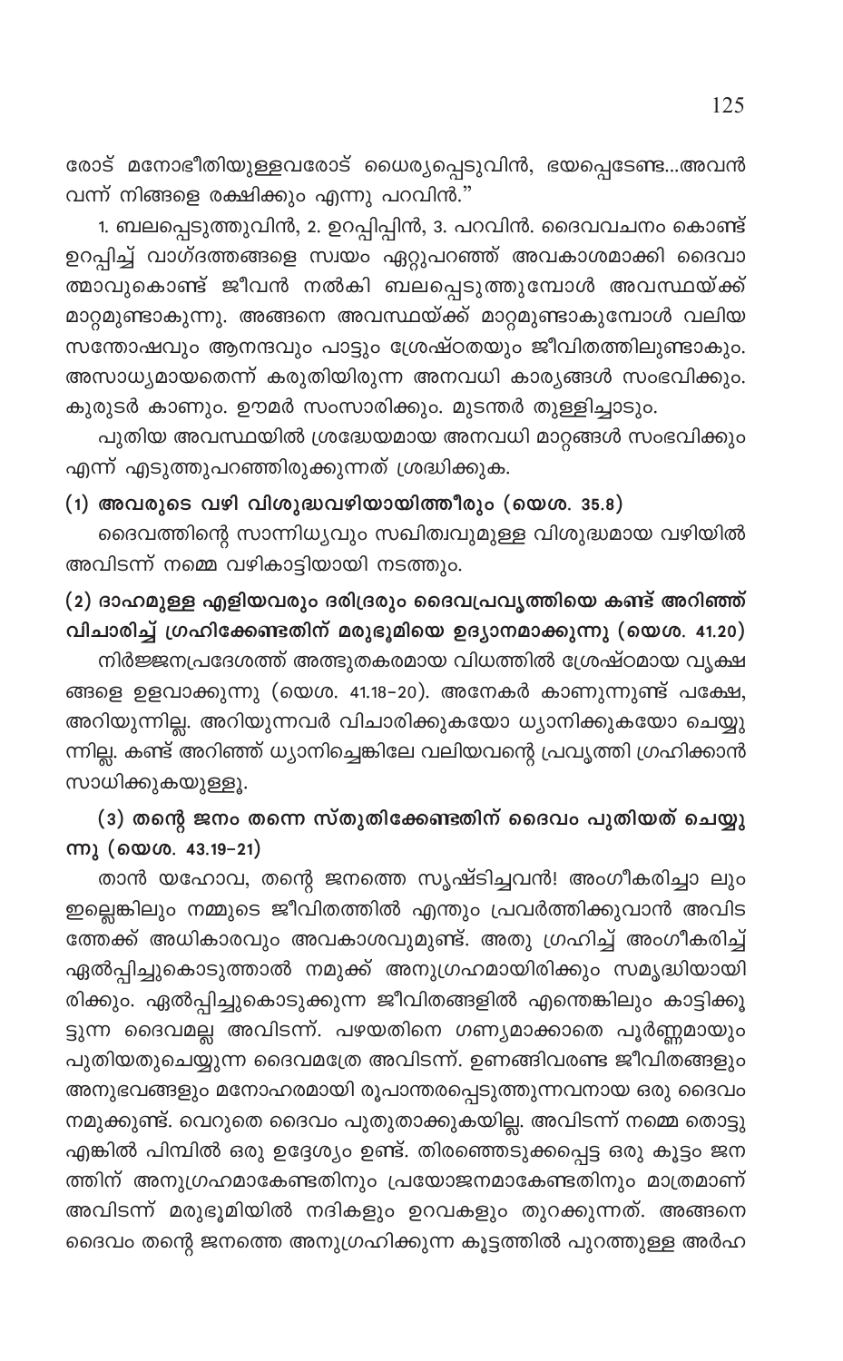രോട് മനോഭീതിയുള്ളവരോട് ധൈര്യപ്പെടുവിൻ, ഭയപ്പെടേണ്ട...അവൻ വന്ന് നിങ്ങളെ രക്ഷിക്കും എന്നു പറവിൻ."

1. ബലപ്പെടുത്തുവിൻ, 2. ഉറപ്പിപ്പിൻ, 3. പറവിൻ. ദൈവവചനം കൊണ്ട് ഉറപ്പിച്ച് വാഗ്ദത്തങ്ങളെ സ്വയം ഏറ്റുപറഞ്ഞ് അവകാശമാക്കി ദൈവാത്മാവുകൊണ്ട് ജീവൻ നൽകി ബലപ്പെടുത്തുമ്പോൾ അവസ്ഥയ്ക്ക് മാറ്റമുണ്ടാകുന്നു. അങ്ങനെ അവസ്ഥയ്ക്ക് മാറ്റമുണ്ടാകുമ്പോൾ വലിയ സന്തോഷവും ആനന്ദവും പാട്ടും ശ്രേഷ്ഠതയും ജീവിതത്തിലുണ്ടാകും. അസാധ്യമായതെന്ന് കരുതിയിരുന്ന അനവധി കാര്യങ്ങൾ സംഭവിക്കും. കുരുടർ കാണും. ഊമർ സംസാരിക്കും. മുടന്തർ തുള്ളിച്ചാടും.

പുതിയ അവസ്ഥയിൽ ശ്രദ്ധേയമായ അനവധി മാറ്റങ്ങൾ സംഭവിക്കും എന്ന് എടുത്തുപറഞ്ഞിരിക്കുന്നത് ശ്രദ്ധിക്കുക.

**(1) അവരുടെ വഴി വിശുദ്ധവഴിയായിത്തീരും (യെശ. 35.8)**

ദൈവത്തിന്റെ സാന്നിധ്യവും സഖിത്വവുമുള്ള വിശുദ്ധമായ വഴിയിൽ അവിടന്ന് നമ്മെ വഴികാട്ടിയായി നടത്തും.

**(2) ദാഹമുള്ള എളിയവരും ദരിദ്രരും ദൈവപ്രവൃത്തിയെ കണ്ട് അറിഞ്ഞ് വിചാരിച്ച് ഗ്രഹിക്കേണ്ടതിന് മരുഭൂമിയെ ഉദ്യാനമാക്കുന്നു (യെശ. 41.20)**

നിർജ്ജനപ്രദേശത്ത് അത്ഭുതകരമായ വിധത്തിൽ ശ്രേഷ്ഠമായ വൃക്ഷങ്ങളെ ഉളവാക്കുന്നു (യെശ. 41.18-20). അനേകർ കാണുന്നുണ്ട് പക്ഷേ, അറിയുന്നില്ല. അറിയുന്നവർ വിചാരിക്കുകയോ ധ്യാനിക്കുകയോ ചെയ്യുന്നില്ല. കണ്ട് അറിഞ്ഞ് ധ്യാനിച്ചെങ്കിലേ വലിയവന്റെ പ്രവൃത്തി ഗ്രഹിക്കാൻ സാധിക്കുകയുള്ളൂ.

**(3) തന്റെ ജനം തന്നെ സ്തുതിക്കേണ്ടതിന് ദൈവം പുതിയത് ചെയ്യുന്നു (യെശ. 43.19-21)**

താൻ യഹോവ, തന്റെ ജനത്തെ സൃഷ്ടിച്ചവൻ! അംഗീകരിച്ചാലും ഇല്ലെങ്കിലും നമ്മുടെ ജീവിതത്തിൽ എന്തും പ്രവർത്തിക്കുവാൻ അവിടത്തേക്ക് അധികാരവും അവകാശവുമുണ്ട്. അതു ഗ്രഹിച്ച് അംഗീകരിച്ച് ഏൽപ്പിച്ചുകൊടുത്താൽ നമുക്ക് അനുഗ്രഹമായിരിക്കും സമൃദ്ധിയായിരിക്കും. ഏൽപ്പിച്ചുകൊടുക്കുന്ന ജീവിതങ്ങളിൽ എന്തെങ്കിലും കാട്ടിക്കൂട്ടുന്ന ദൈവമല്ല അവിടന്ന്. പഴയതിനെ ഗണ്യമാക്കാതെ പൂർണ്ണമായും പുതിയതുചെയ്യുന്ന ദൈവമത്രേ അവിടന്ന്. ഉണങ്ങിവരണ്ട ജീവിതങ്ങളും അനുഭവങ്ങളും മനോഹരമായി രൂപാന്തരപ്പെടുത്തുന്നവനായ ഒരു ദൈവം നമുക്കുണ്ട്. വെറുതെ ദൈവം പുതുതാക്കുകയില്ല. അവിടന്ന് നമ്മെ തൊട്ടു എങ്കിൽ പിമ്പിൽ ഒരു ഉദ്ദേശ്യം ഉണ്ട്. തിരഞ്ഞെടുക്കപ്പെട്ട ഒരു കൂട്ടം ജനത്തിന് അനുഗ്രഹമാകേണ്ടതിനും പ്രയോജനമാകേണ്ടതിനും മാത്രമാണ് അവിടന്ന് മരുഭൂമിയിൽ നദികളും ഉറവകളും തുറക്കുന്നത്. അങ്ങനെ ദൈവം തന്റെ ജനത്തെ അനുഗ്രഹിക്കുന്ന കൂട്ടത്തിൽ പുറത്തുള്ള അർഹ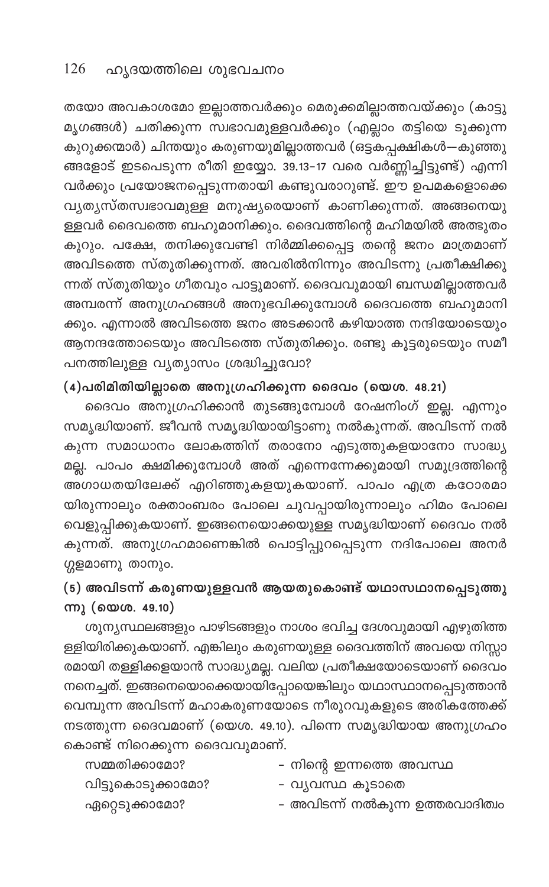തയോ അവകാശമോ ഇല്ലാത്തവർക്കും മെരുക്കമില്ലാത്തവയ്ക്കും (കാട്ടു മൃഗങ്ങൾ) ചതിക്കുന്ന സ്വഭാവമുള്ളവർക്കും (എല്ലാം തട്ടിയെ ടുക്കുന്ന കുറുക്കന്മാർ) ചിന്തയും കരുണയുമില്ലാത്തവർ (ഒട്ടകപ്പക്ഷികൾ—കുഞ്ഞുങ്ങളോട് ഇടപെടുന്ന രീതി ഇയ്യോ. 39.13–17 വരെ വർണ്ണിച്ചിട്ടുണ്ട്) എന്നിവർക്കും പ്രയോജനപ്പെടുന്നതായി കണ്ടുവരാറുണ്ട്. ഈ ഉപമകളൊക്കെ വ്യത്യസ്തസ്വഭാവമുള്ള മനുഷ്യരെയാണ് കാണിക്കുന്നത്. അങ്ങനെയുള്ളവർ ദൈവത്തെ ബഹുമാനിക്കും. ദൈവത്തിന്റെ മഹിമയിൽ അത്ഭുതം കൂറും. പക്ഷേ, തനിക്കുവേണ്ടി നിർമ്മിക്കപ്പെട്ട തന്റെ ജനം മാത്രമാണ് അവിടത്തെ സ്തുതിക്കുന്നത്. അവരിൽനിന്നും അവിടന്നു പ്രതീക്ഷിക്കുന്നത് സ്തുതിയും ഗീതവും പാട്ടുമാണ്. ദൈവവുമായി ബന്ധമില്ലാത്തവർ അമ്പരന്ന് അനുഗ്രഹങ്ങൾ അനുഭവിക്കുമ്പോൾ ദൈവത്തെ ബഹുമാനിക്കും. എന്നാൽ അവിടത്തെ ജനം അടക്കാൻ കഴിയാത്ത നന്ദിയോടെയും ആനന്ദത്തോടെയും അവിടത്തെ സ്തുതിക്കും. രണ്ടു കൂട്ടരുടെയും സമീപനത്തിലുള്ള വ്യത്യാസം ശ്രദ്ധിച്ചുവോ?

### (4)പരിമിതിയില്ലാതെ അനുഗ്രഹിക്കുന്ന ദൈവം (യെശ. 48.21)

ദൈവം അനുഗ്രഹിക്കാൻ തുടങ്ങുമ്പോൾ റേഷനിംഗ് ഇല്ല. എന്നും സമൃദ്ധിയാണ്. ജീവൻ സമൃദ്ധിയായിട്ടാണു നൽകുന്നത്. അവിടന്ന് നൽകുന്ന സമാധാനം ലോകത്തിന് തരാനോ എടുത്തുകളയാനോ സാദ്ധ്യമല്ല. പാപം ക്ഷമിക്കുമ്പോൾ അത് എന്നെന്നേക്കുമായി സമുദ്രത്തിന്റെ അഗാധതയിലേക്ക് എറിഞ്ഞുകളയുകയാണ്. പാപം എത്ര കഠോരമായിരുന്നാലും രക്താംബരം പോലെ ചുവപ്പായിരുന്നാലും ഹിമം പോലെ വെളുപ്പിക്കുകയാണ്. ഇങ്ങനെയൊക്കയുള്ള സമൃദ്ധിയാണ് ദൈവം നൽകുന്നത്. അനുഗ്രഹമാണെങ്കിൽ പൊട്ടിപ്പുറപ്പെടുന്ന നദിപോലെ അനർഗ്ഗളമാണു താനും.

### (5) അവിടന്ന് കരുണയുള്ളവൻ ആയതുകൊണ്ട് യഥാസ്ഥാനപ്പെടുത്തുന്നു (യെശ. 49.10)

ശൂന്യസ്ഥലങ്ങളും പാഴിടങ്ങളും നാശം ഭവിച്ച ദേശവുമായി എഴുതിത്തള്ളിയിരിക്കുകയാണ്. എങ്കിലും കരുണയുള്ള ദൈവത്തിന് അവയെ നിസ്സാരമായി തള്ളിക്കളയാൻ സാദ്ധ്യമല്ല. വലിയ പ്രതീക്ഷയോടെയാണ് ദൈവം നനെച്ചത്. ഇങ്ങനെയൊക്കെയായിപ്പോയെങ്കിലും യഥാസ്ഥാനപ്പെടുത്താൻ വെമ്പുന്ന അവിടന്ന് മഹാകരുണയോടെ നീരുറവുകളുടെ അരികത്തേക്ക് നടത്തുന്ന ദൈവമാണ് (യെശ. 49.10). പിന്നെ സമൃദ്ധിയായ അനുഗ്രഹം കൊണ്ട് നിറെക്കുന്ന ദൈവവുമാണ്.

| | |
|---|---|
| സമ്മതിക്കാമോ? | - നിന്റെ ഇന്നത്തെ അവസ്ഥ |
| വിട്ടുകൊടുക്കാമോ? | - വ്യവസ്ഥ കൂടാതെ |
| ഏറ്റെടുക്കാമോ? | - അവിടന്ന് നൽകുന്ന ഉത്തരവാദിത്വം |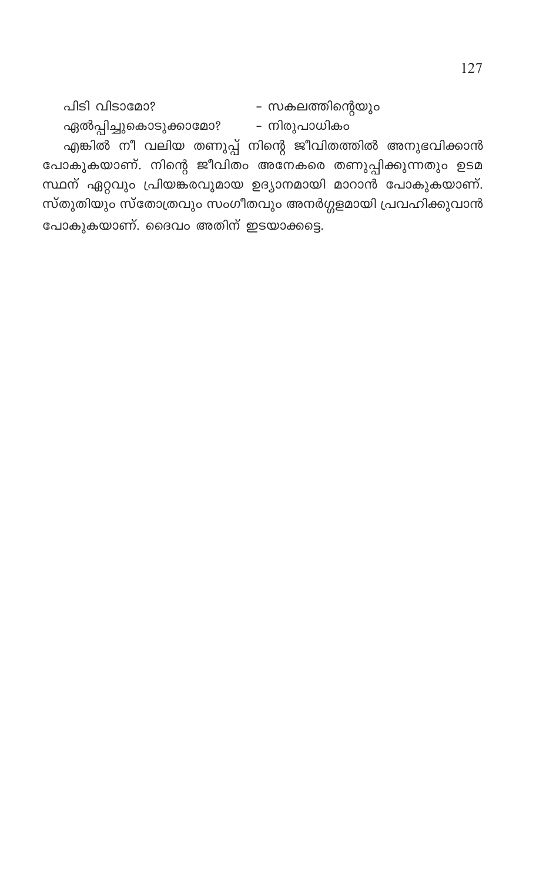| | |
|---|---|
| പിടി വിടാമോ? | - സകലത്തിന്റെയും |
| ഏൽപ്പിച്ചുകൊടുക്കാമോ? | - നിരുപാധികം |

എങ്കിൽ നീ വലിയ തണുപ്പ് നിന്റെ ജീവിതത്തിൽ അനുഭവിക്കാൻ പോകുകയാണ്. നിന്റെ ജീവിതം അനേകരെ തണുപ്പിക്കുന്നതും ഉടമസ്ഥന് ഏറ്റവും പ്രിയങ്കരവുമായ ഉദ്യാനമായി മാറാൻ പോകുകയാണ്. സ്തുതിയും സ്തോത്രവും സംഗീതവും അനർഗ്ഗളമായി പ്രവഹിക്കുവാൻ പോകുകയാണ്. ദൈവം അതിന് ഇടയാക്കട്ടെ.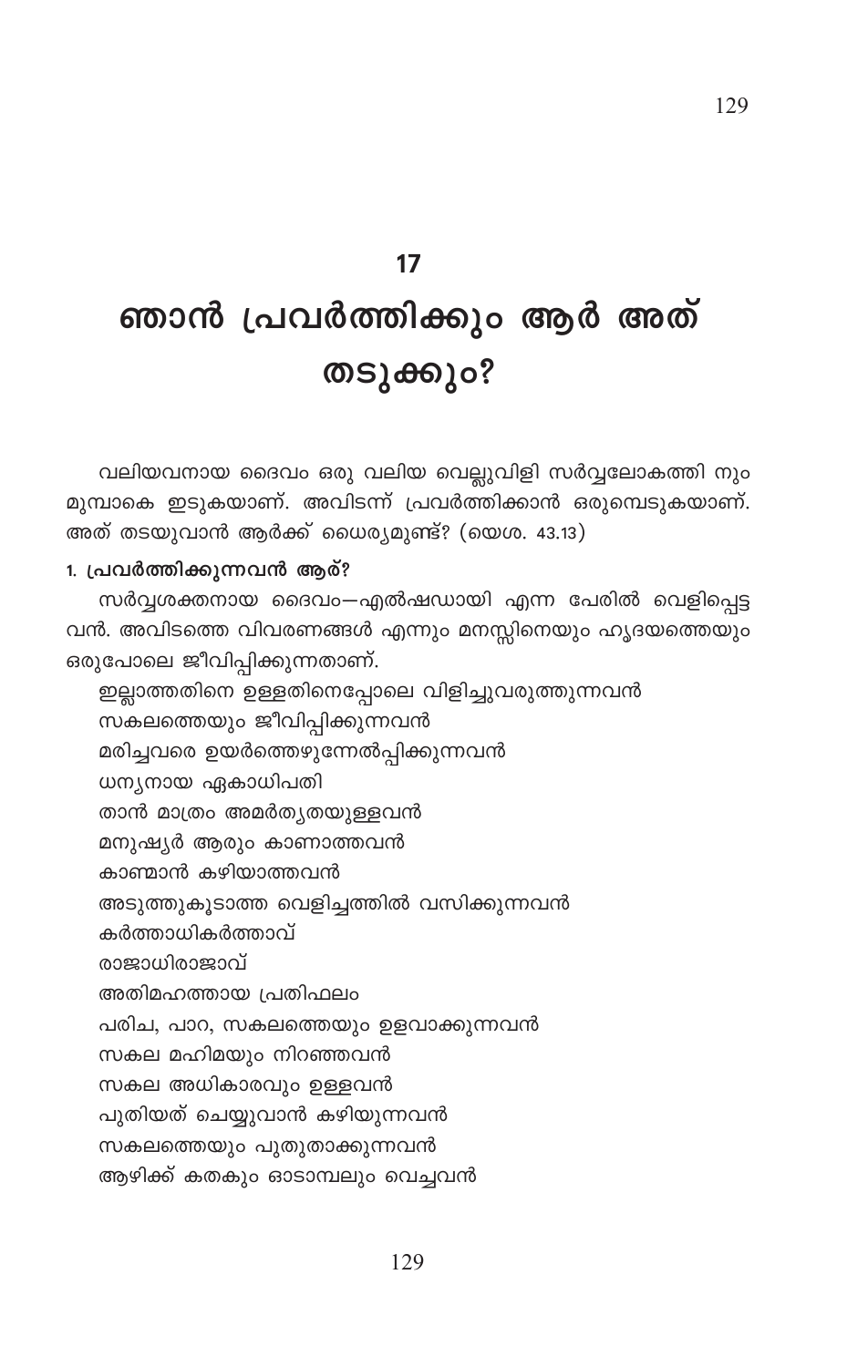# 17

# ഞാൻ പ്രവർത്തിക്കും ആർ അത് തടുക്കും?

വലിയവനായ ദൈവം ഒരു വലിയ വെല്ലുവിളി സർവ്വലോകത്തി നും മുമ്പാകെ ഇടുകയാണ്. അവിടന്ന് പ്രവർത്തിക്കാൻ ഒരുമ്പെടുകയാണ്. അത് തടയുവാൻ ആർക്ക് ധൈര്യമുണ്ട്? (യെശ. 43.13)

### 1. പ്രവർത്തിക്കുന്നവൻ ആര്?

സർവ്വശക്തനായ ദൈവം—എൽഷഡായി എന്ന പേരിൽ വെളിപ്പെട്ട വൻ. അവിടത്തെ വിവരണങ്ങൾ എന്നും മനസ്സിനെയും ഹൃദയത്തെയും ഒരുപോലെ ജീവിപ്പിക്കുന്നതാണ്.

ഇല്ലാത്തതിനെ ഉള്ളതിനെപ്പോലെ വിളിച്ചുവരുത്തുന്നവൻ
സകലത്തെയും ജീവിപ്പിക്കുന്നവൻ
മരിച്ചവരെ ഉയർത്തെഴുന്നേൽപ്പിക്കുന്നവൻ
ധന്യനായ ഏകാധിപതി
താൻ മാത്രം അമർത്യതയുള്ളവൻ
മനുഷ്യർ ആരും കാണാത്തവൻ
കാണ്മാൻ കഴിയാത്തവൻ
അടുത്തുകൂടാത്ത വെളിച്ചത്തിൽ വസിക്കുന്നവൻ
കർത്താധികർത്താവ്
രാജാധിരാജാവ്
അതിമഹത്തായ പ്രതിഫലം
പരിച, പാറ, സകലത്തെയും ഉളവാക്കുന്നവൻ
സകല മഹിമയും നിറഞ്ഞവൻ
സകല അധികാരവും ഉള്ളവൻ
പുതിയത് ചെയ്യുവാൻ കഴിയുന്നവൻ
സകലത്തെയും പുതുതാക്കുന്നവൻ
ആഴിക്ക് കതകും ഓടാമ്പലും വെച്ചവൻ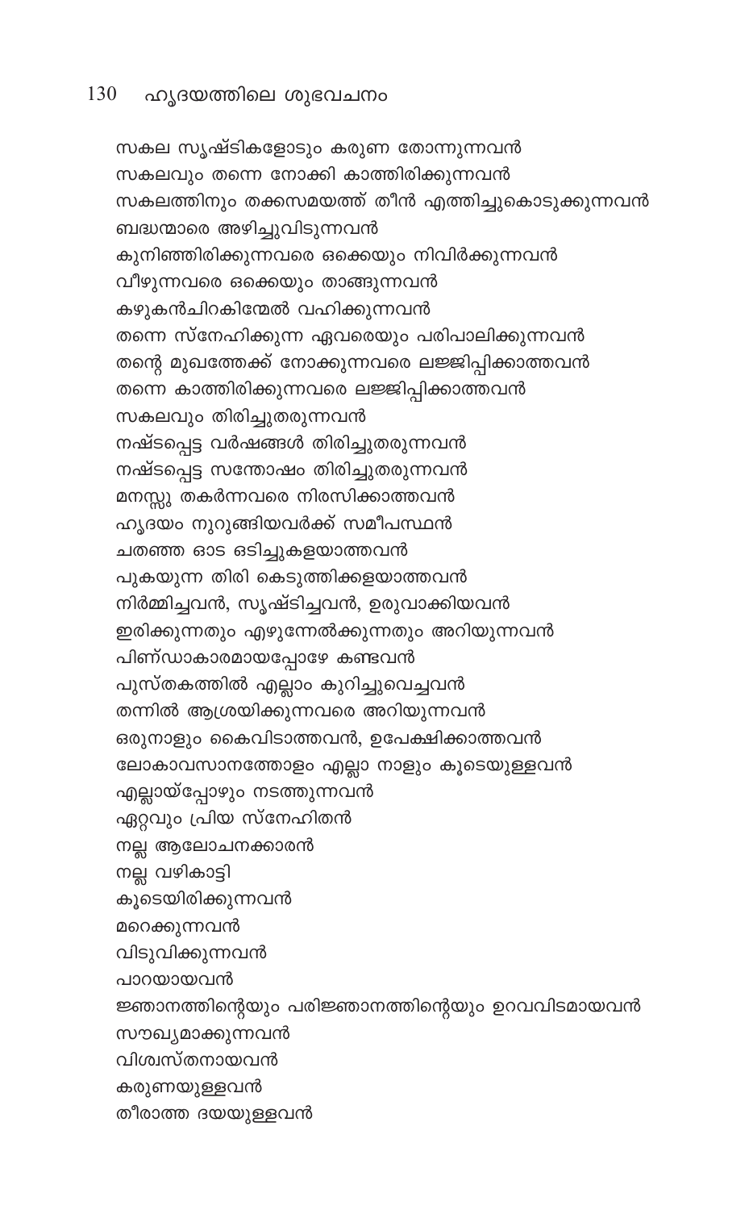സകല സൃഷ്ടികളോടും കരുണ തോന്നുന്നവൻ
സകലവും തന്നെ നോക്കി കാത്തിരിക്കുന്നവൻ
സകലത്തിനും തക്കസമയത്ത് തീൻ എത്തിച്ചുകൊടുക്കുന്നവൻ
ബദ്ധന്മാരെ അഴിച്ചുവിടുന്നവൻ
കുനിഞ്ഞിരിക്കുന്നവരെ ഒക്കെയും നിവിർക്കുന്നവൻ
വീഴുന്നവരെ ഒക്കെയും താങ്ങുന്നവൻ
കഴുകൻചിറകിന്മേൽ വഹിക്കുന്നവൻ
തന്നെ സ്നേഹിക്കുന്ന ഏവരെയും പരിപാലിക്കുന്നവൻ
തന്റെ മുഖത്തേക്ക് നോക്കുന്നവരെ ലജ്ജിപ്പിക്കാത്തവൻ
തന്നെ കാത്തിരിക്കുന്നവരെ ലജ്ജിപ്പിക്കാത്തവൻ
സകലവും തിരിച്ചുതരുന്നവൻ
നഷ്ടപ്പെട്ട വർഷങ്ങൾ തിരിച്ചുതരുന്നവൻ
നഷ്ടപ്പെട്ട സന്തോഷം തിരിച്ചുതരുന്നവൻ
മനസ്സു തകർന്നവരെ നിരസിക്കാത്തവൻ
ഹൃദയം നുറുങ്ങിയവർക്ക് സമീപസ്ഥൻ
ചതഞ്ഞ ഓട ഒടിച്ചുകളയാത്തവൻ
പുകയുന്ന തിരി കെടുത്തിക്കളയാത്തവൻ
നിർമ്മിച്ചവൻ, സൃഷ്ടിച്ചവൻ, ഉരുവാക്കിയവൻ
ഇരിക്കുന്നതും എഴുന്നേൽക്കുന്നതും അറിയുന്നവൻ
പിണ്ഡാകാരമായപ്പോഴേ കണ്ടവൻ
പുസ്തകത്തിൽ എല്ലാം കുറിച്ചുവെച്ചവൻ
തന്നിൽ ആശ്രയിക്കുന്നവരെ അറിയുന്നവൻ
ഒരുനാളും കൈവിടാത്തവൻ, ഉപേക്ഷിക്കാത്തവൻ
ലോകാവസാനത്തോളം എല്ലാ നാളും കൂടെയുള്ളവൻ
എല്ലായ്പ്പോഴും നടത്തുന്നവൻ
ഏറ്റവും പ്രിയ സ്നേഹിതൻ
നല്ല ആലോചനക്കാരൻ
നല്ല വഴികാട്ടി
കൂടെയിരിക്കുന്നവൻ
മറെക്കുന്നവൻ
വിടുവിക്കുന്നവൻ
പാറയായവൻ
ജ്ഞാനത്തിന്റെയും പരിജ്ഞാനത്തിന്റെയും ഉറവവിടമായവൻ
സൗഖ്യമാക്കുന്നവൻ
വിശ്വസ്തനായവൻ
കരുണയുള്ളവൻ
തീരാത്ത ദയയുള്ളവൻ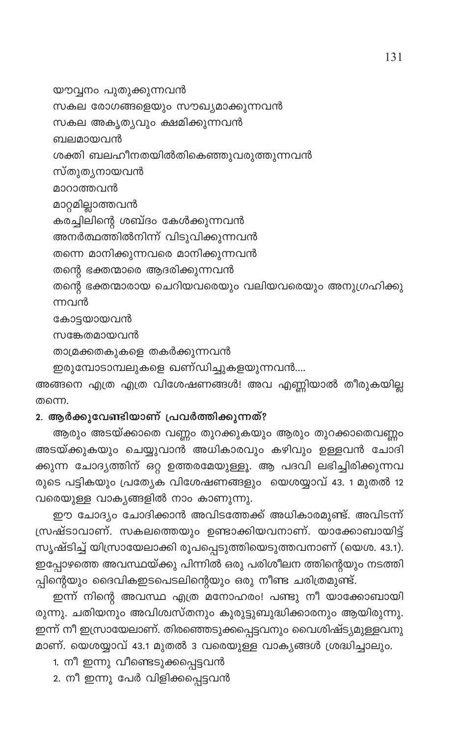യൗവ്വനം പുതുക്കുന്നവൻ
സകല രോഗങ്ങളെയും സൗഖ്യമാക്കുന്നവൻ
സകല അകൃത്യവും ക്ഷമിക്കുന്നവൻ
ബലമായവൻ
ശക്തി ബലഹീനതയിൽതികെഞ്ഞുവരുത്തുന്നവൻ
സ്തുത്യനായവൻ
മാറാത്തവൻ
മാറ്റമില്ലാത്തവൻ
കരച്ചിലിന്റെ ശബ്ദം കേൾക്കുന്നവൻ
അനർത്ഥത്തിൽനിന്ന് വിടുവിക്കുന്നവൻ
തന്നെ മാനിക്കുന്നവരെ മാനിക്കുന്നവൻ
തന്റെ ഭക്തന്മാരെ ആദരിക്കുന്നവൻ
തന്റെ ഭക്തന്മാരായ ചെറിയവരെയും വലിയവരെയും അനുഗ്രഹിക്കുന്നവൻ
കോട്ടയായവൻ
സങ്കേതമായവൻ
താമ്രക്കതകുകളെ തകർക്കുന്നവൻ
ഇരുമ്പോടാമ്പലുകളെ ഖണ്ഡിച്ചുകളയുന്നവൻ....

അങ്ങനെ എത്ര എത്ര വിശേഷണങ്ങൾ! അവ എണ്ണിയാൽ തീരുകയില്ല തന്നെ.

**2. ആർക്കുവേണ്ടിയാണ് പ്രവർത്തിക്കുന്നത്?**

ആരും അടയ്ക്കാതെ വണ്ണം തുറക്കുകയും ആരും തുറക്കാതെവണ്ണം അടയ്ക്കുകയും ചെയ്യുവാൻ അധികാരവും കഴിവും ഉള്ളവൻ ചോദിക്കുന്ന ചോദ്യത്തിന് ഒറ്റ ഉത്തരമേയുള്ളൂ. ആ പദവി ലഭിച്ചിരിക്കുന്നവരുടെ പട്ടികയും പ്രത്യേക വിശേഷണങ്ങളും യെശയ്യാവ് 43. 1 മുതൽ 12 വരെയുള്ള വാക്യങ്ങളിൽ നാം കാണുന്നു.

ഈ ചോദ്യം ചോദിക്കാൻ അവിടത്തേക്ക് അധികാരമുണ്ട്. അവിടന്ന് സ്രഷ്ടാവാണ്. സകലത്തെയും ഉണ്ടാക്കിയവനാണ്. യാക്കോബായിട്ട് സൃഷ്ടിച്ച് യിസ്രായേലാക്കി രൂപപ്പെടുത്തിയെടുത്തവനാണ് (യെശ. 43.1). ഇപ്പോഴത്തെ അവസ്ഥയ്ക്കു പിന്നിൽ ഒരു പരിശീലന ത്തിന്റെയും നടത്തിപ്പിന്റെയും ദൈവികഇടപെടലിന്റെയും ഒരു നീണ്ട ചരിത്രമുണ്ട്.

ഇന്ന് നിന്റെ അവസ്ഥ എത്ര മനോഹരം! പണ്ടു നീ യാക്കോബായിരുന്നു. ചതിയനും അവിശ്വസ്തനും കുരുട്ടുബുദ്ധിക്കാരനും ആയിരുന്നു. ഇന്ന് നീ ഇസ്രായേലാണ്. തിരഞ്ഞെടുക്കപ്പെട്ടവനും വൈശിഷ്ട്യമുള്ളവനുമാണ്. യെശയ്യാവ് 43.1 മുതൽ 3 വരെയുള്ള വാക്യങ്ങൾ ശ്രദ്ധിച്ചാലും.

1. നീ ഇന്നു വീണ്ടെടുക്കപ്പെട്ടവൻ
2. നീ ഇന്നു പേർ വിളിക്കപ്പെട്ടവൻ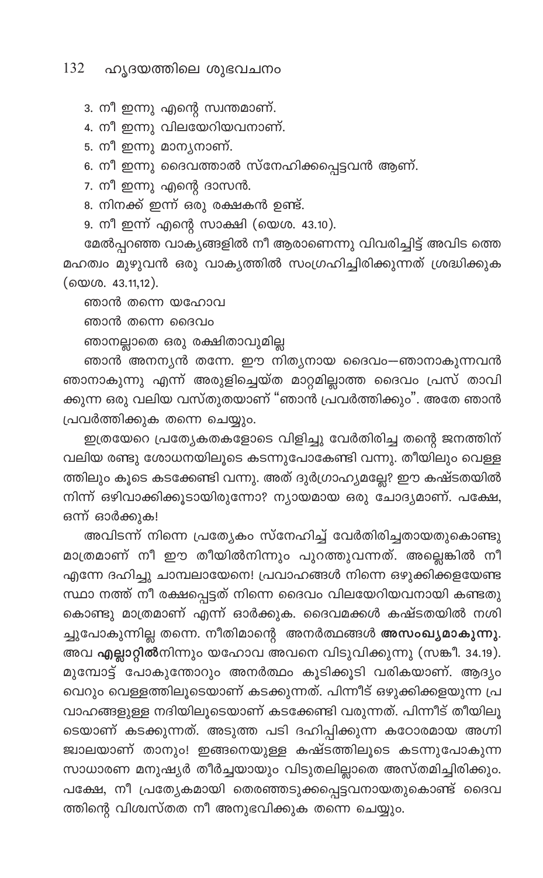3. നീ ഇന്നു എന്റെ സ്വന്തമാണ്.
4. നീ ഇന്നു വിലയേറിയവനാണ്.
5. നീ ഇന്നു മാന്യനാണ്.
6. നീ ഇന്നു ദൈവത്താൽ സ്നേഹിക്കപ്പെട്ടവൻ ആണ്.
7. നീ ഇന്നു എന്റെ ദാസൻ.
8. നിനക്ക് ഇന്ന് ഒരു രക്ഷകൻ ഉണ്ട്.
9. നീ ഇന്ന് എന്റെ സാക്ഷി (യെശ. 43.10).

മേൽപ്പറഞ്ഞ വാക്യങ്ങളിൽ നീ ആരാണെന്നു വിവരിച്ചിട്ട് അവിട ത്തെ മഹത്വം മുഴുവൻ ഒരു വാക്യത്തിൽ സംഗ്രഹിച്ചിരിക്കുന്നത് ശ്രദ്ധിക്കുക (യെശ. 43.11,12).

ഞാൻ തന്നെ യഹോവ

ഞാൻ തന്നെ ദൈവം

ഞാനല്ലാതെ ഒരു രക്ഷിതാവുമില്ല

ഞാൻ അനന്യൻ തന്നേ. ഈ നിത്യനായ ദൈവം—ഞാനാകുന്നവൻ ഞാനാകുന്നു എന്ന് അരുളിച്ചെയ്ത മാറ്റമില്ലാത്ത ദൈവം പ്രസ് താവി ക്കുന്ന ഒരു വലിയ വസ്തുതയാണ് "ഞാൻ പ്രവർത്തിക്കും". അതേ ഞാൻ പ്രവർത്തിക്കുക തന്നെ ചെയ്യും.

ഇത്രയേറെ പ്രത്യേകതകളോടെ വിളിച്ചു വേർതിരിച്ച തന്റെ ജനത്തിന് വലിയ രണ്ടു ശോധനയിലൂടെ കടന്നുപോകേണ്ടി വന്നു. തീയിലും വെള്ള ത്തിലും കൂടെ കടക്കേണ്ടി വന്നു. അത് ദുർഗ്രാഹ്യമല്ലേ? ഈ കഷ്ടതയിൽ നിന്ന് ഒഴിവാക്കിക്കൂടായിരുന്നോ? ന്യായമായ ഒരു ചോദ്യമാണ്. പക്ഷേ, ഒന്ന് ഓർക്കുക!

അവിടന്ന് നിന്നെ പ്രത്യേകം സ്നേഹിച്ച് വേർതിരിച്ചതായതുകൊണ്ടു മാത്രമാണ് നീ ഈ തീയിൽനിന്നും പുറത്തുവന്നത്. അല്ലെങ്കിൽ നീ എന്നേ ദഹിച്ചു ചാമ്പലായേനെ! പ്രവാഹങ്ങൾ നിന്നെ ഒഴുക്കിക്കളയേണ്ട സ്ഥാ നത്ത് നീ രക്ഷപ്പെട്ടത് നിന്നെ ദൈവം വിലയേറിയവനായി കണ്ടതു കൊണ്ടു മാത്രമാണ് എന്ന് ഓർക്കുക. ദൈവമക്കൾ കഷ്ടതയിൽ നശി ച്ചുപോകുന്നില്ല തന്നെ. നീതിമാന്റെ അനർത്ഥങ്ങൾ **അസംഖ്യമാകുന്നു**. അവ **എല്ലാറ്റിൽ**നിന്നും യഹോവ അവനെ വിടുവിക്കുന്നു (സങ്കീ. 34.19). മുമ്പോട്ട് പോകുന്തോറും അനർത്ഥം കൂടിക്കൂടി വരികയാണ്. ആദ്യം വെറും വെള്ളത്തിലൂടെയാണ് കടക്കുന്നത്. പിന്നീട് ഒഴുക്കിക്കളയുന്ന പ്ര വാഹങ്ങളുള്ള നദിയിലൂടെയാണ് കടക്കേണ്ടി വരുന്നത്. പിന്നീട് തീയിലൂ ടെയാണ് കടക്കുന്നത്. അടുത്ത പടി ദഹിപ്പിക്കുന്ന കഠോരമായ അഗ്നി ജ്വാലയാണ് താനും! ഇങ്ങനെയുള്ള കഷ്ടത്തിലൂടെ കടന്നുപോകുന്ന സാധാരണ മനുഷ്യർ തീർച്ചയായും വിടുതലില്ലാതെ അസ്തമിച്ചിരിക്കും. പക്ഷേ, നീ പ്രത്യേകമായി തെരഞ്ഞടുക്കപ്പെട്ടവനായതുകൊണ്ട് ദൈവ ത്തിന്റെ വിശ്വസ്തത നീ അനുഭവിക്കുക തന്നെ ചെയ്യും.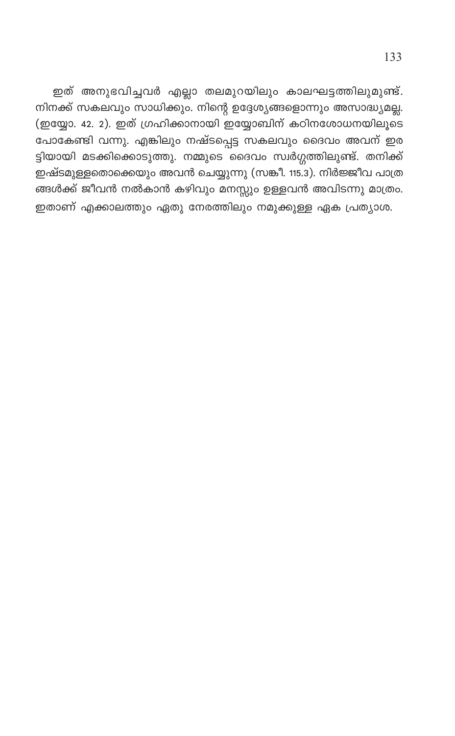ഇത് അനുഭവിച്ചവർ എല്ലാ തലമുറയിലും കാലഘട്ടത്തിലുമുണ്ട്. നിനക്ക് സകലവും സാധിക്കും. നിന്റെ ഉദ്ദേശ്യങ്ങളൊന്നും അസാദ്ധ്യമല്ല. (ഇയ്യോ. 42. 2). ഇത് ഗ്രഹിക്കാനായി ഇയ്യോബിന് കഠിനശോധനയിലൂടെ പോകേണ്ടി വന്നു. എങ്കിലും നഷ്ടപ്പെട്ട സകലവും ദൈവം അവന് ഇരട്ടിയായി മടക്കിക്കൊടുത്തു. നമ്മുടെ ദൈവം സ്വർഗ്ഗത്തിലുണ്ട്. തനിക്ക് ഇഷ്ടമുള്ളതൊക്കെയും അവൻ ചെയ്യുന്നു (സങ്കീ. 115.3). നിർജ്ജീവ പാത്രങ്ങൾക്ക് ജീവൻ നൽകാൻ കഴിവും മനസ്സും ഉള്ളവൻ അവിടന്നു മാത്രം. ഇതാണ് എക്കാലത്തും ഏതു നേരത്തിലും നമുക്കുള്ള ഏക പ്രത്യാശ.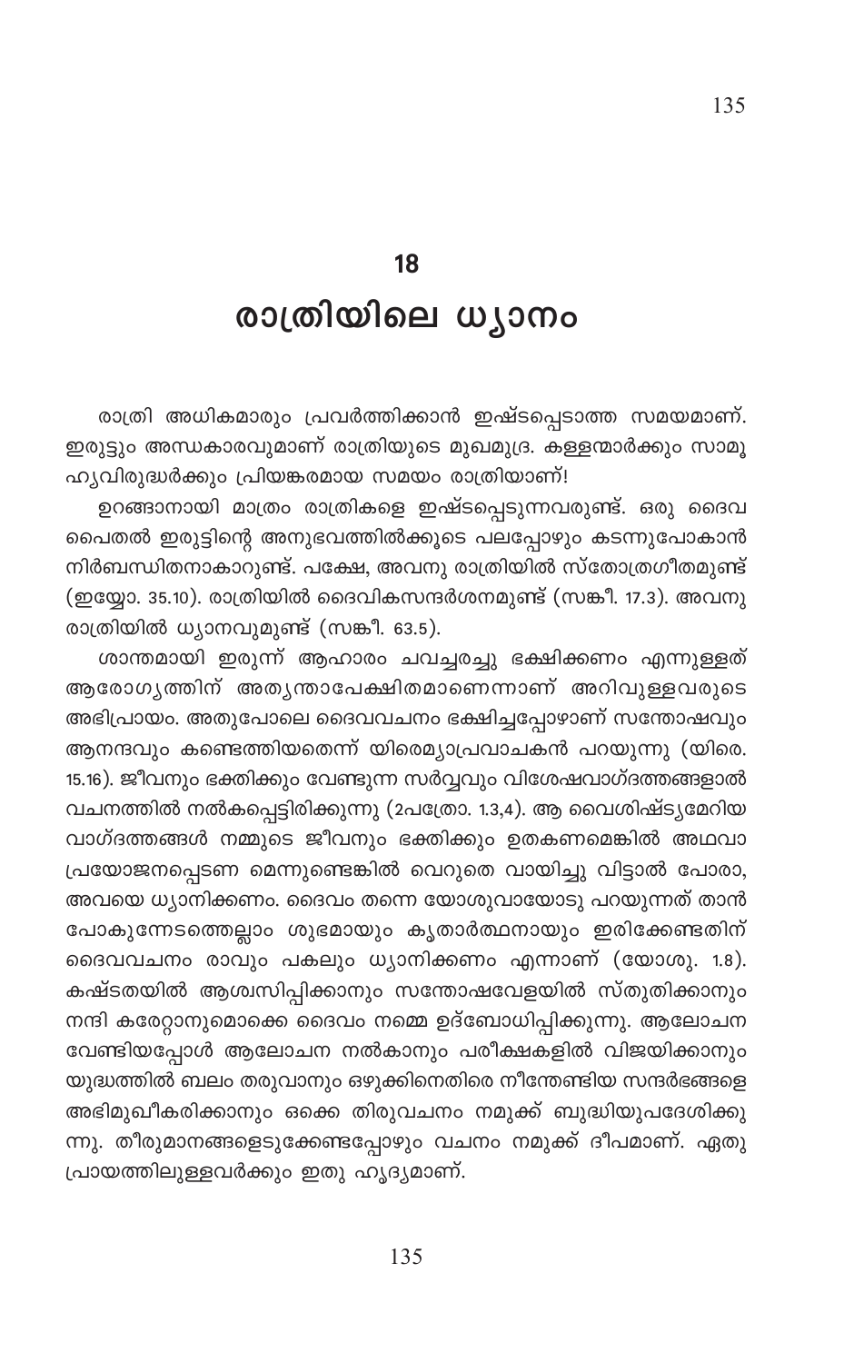# 18

# രാത്രിയിലെ ധ്യാനം

രാത്രി അധികമാരും പ്രവർത്തിക്കാൻ ഇഷ്ടപ്പെടാത്ത സമയമാണ്. ഇരുട്ടും അന്ധകാരവുമാണ് രാത്രിയുടെ മുഖമുദ്ര. കള്ളന്മാർക്കും സാമൂഹ്യവിരുദ്ധർക്കും പ്രിയങ്കരമായ സമയം രാത്രിയാണ്!

ഉറങ്ങാനായി മാത്രം രാത്രികളെ ഇഷ്ടപ്പെടുന്നവരുണ്ട്. ഒരു ദൈവ പൈതൽ ഇരുട്ടിന്റെ അനുഭവത്തിൽക്കൂടെ പലപ്പോഴും കടന്നുപോകാൻ നിർബന്ധിതനാകാറുണ്ട്. പക്ഷേ, അവനു രാത്രിയിൽ സ്തോത്രഗീതമുണ്ട് (ഇയ്യോ. 35.10). രാത്രിയിൽ ദൈവികസന്ദർശനമുണ്ട് (സങ്കീ. 17.3). അവനു രാത്രിയിൽ ധ്യാനവുമുണ്ട് (സങ്കീ. 63.5).

ശാന്തമായി ഇരുന്ന് ആഹാരം ചവച്ചരച്ചു ഭക്ഷിക്കണം എന്നുള്ളത് ആരോഗ്യത്തിന് അത്യന്താപേക്ഷിതമാണെന്നാണ് അറിവുള്ളവരുടെ അഭിപ്രായം. അതുപോലെ ദൈവവചനം ഭക്ഷിച്ചപ്പോഴാണ് സന്തോഷവും ആനന്ദവും കണ്ടെത്തിയതെന്ന് യിരെമ്യാപ്രവാചകൻ പറയുന്നു (യിരെ. 15.16). ജീവനും ഭക്തിക്കും വേണ്ടുന്ന സർവ്വവും വിശേഷവാഗ്ദത്തങ്ങളാൽ വചനത്തിൽ നൽകപ്പെട്ടിരിക്കുന്നു (2പത്രോ. 1.3,4). ആ വൈശിഷ്ട്യമേറിയ വാഗ്ദത്തങ്ങൾ നമ്മുടെ ജീവനും ഭക്തിക്കും ഉതകണമെങ്കിൽ അഥവാ പ്രയോജനപ്പെടണ മെന്നുണ്ടെങ്കിൽ വെറുതെ വായിച്ചു വിട്ടാൽ പോരാ, അവയെ ധ്യാനിക്കണം. ദൈവം തന്നെ യോശുവായോടു പറയുന്നത് താൻ പോകുന്നേടത്തെല്ലാം ശുഭമായും കൃതാർത്ഥനായും ഇരിക്കേണ്ടതിന് ദൈവവചനം രാവും പകലും ധ്യാനിക്കണം എന്നാണ് (യോശു. 1.8). കഷ്ടതയിൽ ആശ്വസിപ്പിക്കാനും സന്തോഷവേളയിൽ സ്തുതിക്കാനും നന്ദി കരേറ്റാനുമൊക്കെ ദൈവം നമ്മെ ഉദ്ബോധിപ്പിക്കുന്നു. ആലോചന വേണ്ടിയപ്പോൾ ആലോചന നൽകാനും പരീക്ഷകളിൽ വിജയിക്കാനും യുദ്ധത്തിൽ ബലം തരുവാനും ഒഴുക്കിനെതിരെ നീന്തേണ്ടിയ സന്ദർഭങ്ങളെ അഭിമുഖീകരിക്കാനും ഒക്കെ തിരുവചനം നമുക്ക് ബുദ്ധിയുപദേശിക്കുന്നു. തീരുമാനങ്ങളെടുക്കേണ്ടപ്പോഴും വചനം നമുക്ക് ദീപമാണ്. ഏതു പ്രായത്തിലുള്ളവർക്കും ഇതു ഹൃദ്യമാണ്.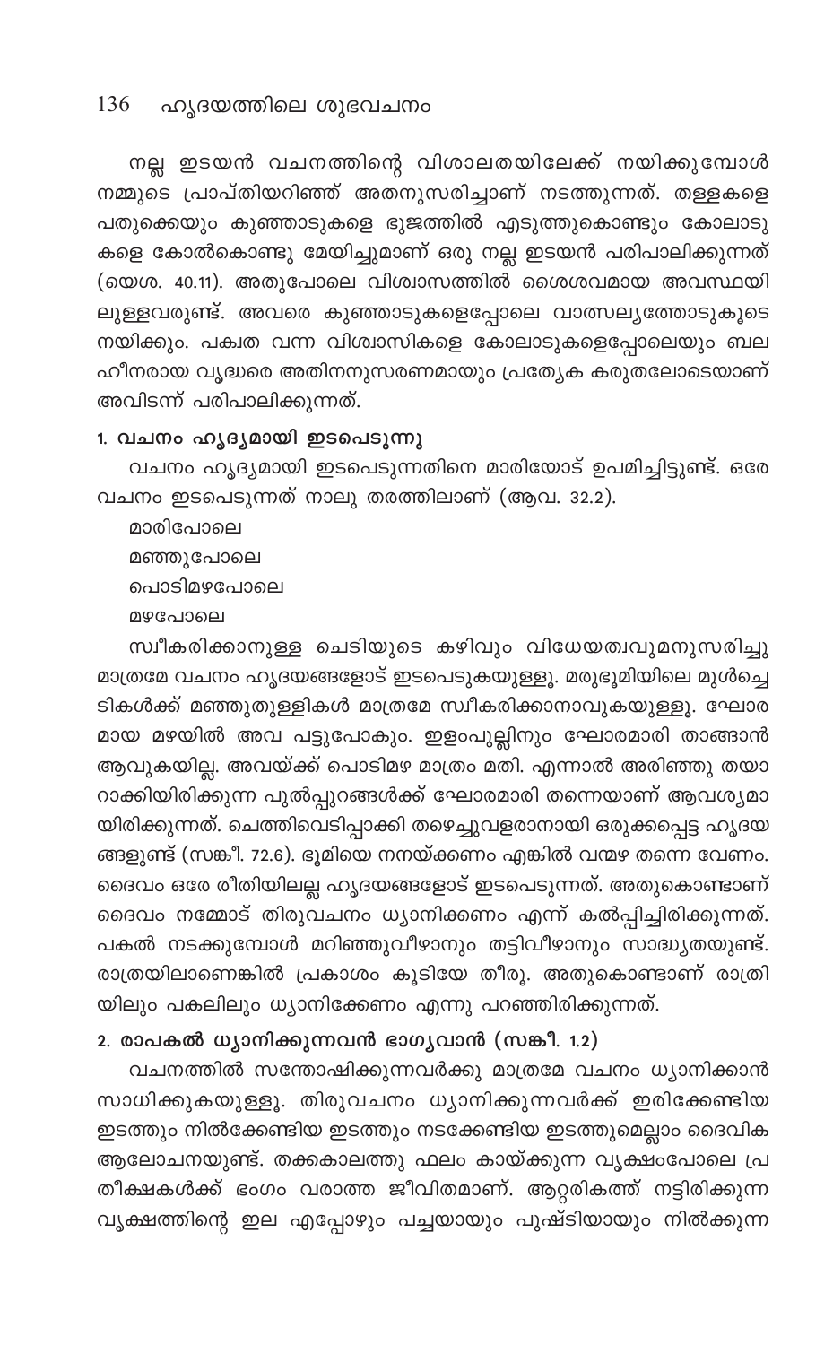നല്ല ഇടയൻ വചനത്തിന്റെ വിശാലതയിലേക്ക് നയിക്കുമ്പോൾ നമ്മുടെ പ്രാപ്തിയറിഞ്ഞ് അതനുസരിച്ചാണ് നടത്തുന്നത്. തള്ളകളെ പതുക്കെയും കുഞ്ഞാടുകളെ ഭുജത്തിൽ എടുത്തുകൊണ്ടും കോലാടുകളെ കോൽകൊണ്ടു മേയിച്ചുമാണ് ഒരു നല്ല ഇടയൻ പരിപാലിക്കുന്നത് (യെശ. 40.11). അതുപോലെ വിശ്വാസത്തിൽ ശൈശവമായ അവസ്ഥയിലുള്ളവരുണ്ട്. അവരെ കുഞ്ഞാടുകളെപ്പോലെ വാത്സല്യത്തോടുകൂടെ നയിക്കും. പക്വത വന്ന വിശ്വാസികളെ കോലാടുകളെപ്പോലെയും ബലഹീനരായ വൃദ്ധരെ അതിനനുസരണമായും പ്രത്യേക കരുതലോടെയാണ് അവിടന്ന് പരിപാലിക്കുന്നത്.

### 1. വചനം ഹൃദ്യമായി ഇടപെടുന്നു

വചനം ഹൃദ്യമായി ഇടപെടുന്നതിനെ മാരിയോട് ഉപമിച്ചിട്ടുണ്ട്. ഒരേ വചനം ഇടപെടുന്നത് നാലു തരത്തിലാണ് (ആവ. 32.2).

മാരിപോലെ
മഞ്ഞുപോലെ
പൊടിമഴപോലെ
മഴപോലെ

സ്വീകരിക്കാനുള്ള ചെടിയുടെ കഴിവും വിധേയത്വവുമനുസരിച്ചു മാത്രമേ വചനം ഹൃദയങ്ങളോട് ഇടപെടുകയുള്ളൂ. മരുഭൂമിയിലെ മുൾച്ചെടികൾക്ക് മഞ്ഞുതുള്ളികൾ മാത്രമേ സ്വീകരിക്കാനാവുകയുള്ളൂ. ഘോരമായ മഴയിൽ അവ പട്ടുപോകും. ഇളംപുല്ലിനും ഘോരമാരി താങ്ങാൻ ആവുകയില്ല. അവയ്ക്ക് പൊടിമഴ മാത്രം മതി. എന്നാൽ അരിഞ്ഞു തയാറാക്കിയിരിക്കുന്ന പുൽപ്പുറങ്ങൾക്ക് ഘോരമാരി തന്നെയാണ് ആവശ്യമായിരിക്കുന്നത്. ചെത്തിവെടിപ്പാക്കി തഴെച്ചുവളരാനായി ഒരുക്കപ്പെട്ട ഹൃദയങ്ങളുണ്ട് (സങ്കീ. 72.6). ഭൂമിയെ നനയ്ക്കണം എങ്കിൽ വന്മഴ തന്നെ വേണം. ദൈവം ഒരേ രീതിയിലല്ല ഹൃദയങ്ങളോട് ഇടപെടുന്നത്. അതുകൊണ്ടാണ് ദൈവം നമ്മോട് തിരുവചനം ധ്യാനിക്കണം എന്ന് കൽപ്പിച്ചിരിക്കുന്നത്. പകൽ നടക്കുമ്പോൾ മറിഞ്ഞുവീഴാനും തട്ടിവീഴാനും സാദ്ധ്യതയുണ്ട്. രാത്രയിലാണെങ്കിൽ പ്രകാശം കൂടിയേ തീരൂ. അതുകൊണ്ടാണ് രാത്രിയിലും പകലിലും ധ്യാനിക്കേണം എന്നു പറഞ്ഞിരിക്കുന്നത്.

### 2. രാപകൽ ധ്യാനിക്കുന്നവൻ ഭാഗ്യവാൻ (സങ്കീ. 1.2)

വചനത്തിൽ സന്തോഷിക്കുന്നവർക്കു മാത്രമേ വചനം ധ്യാനിക്കാൻ സാധിക്കുകയുള്ളൂ. തിരുവചനം ധ്യാനിക്കുന്നവർക്ക് ഇരിക്കേണ്ടിയ ഇടത്തും നിൽക്കേണ്ടിയ ഇടത്തും നടക്കേണ്ടിയ ഇടത്തുമെല്ലാം ദൈവിക ആലോചനയുണ്ട്. തക്കകാലത്തു ഫലം കായ്ക്കുന്ന വൃക്ഷംപോലെ പ്രതീക്ഷകൾക്ക് ഭംഗം വരാത്ത ജീവിതമാണ്. ആറ്ററികത്ത് നട്ടിരിക്കുന്ന വൃക്ഷത്തിന്റെ ഇല എപ്പോഴും പച്ചയായും പുഷ്ടിയായും നിൽക്കുന്ന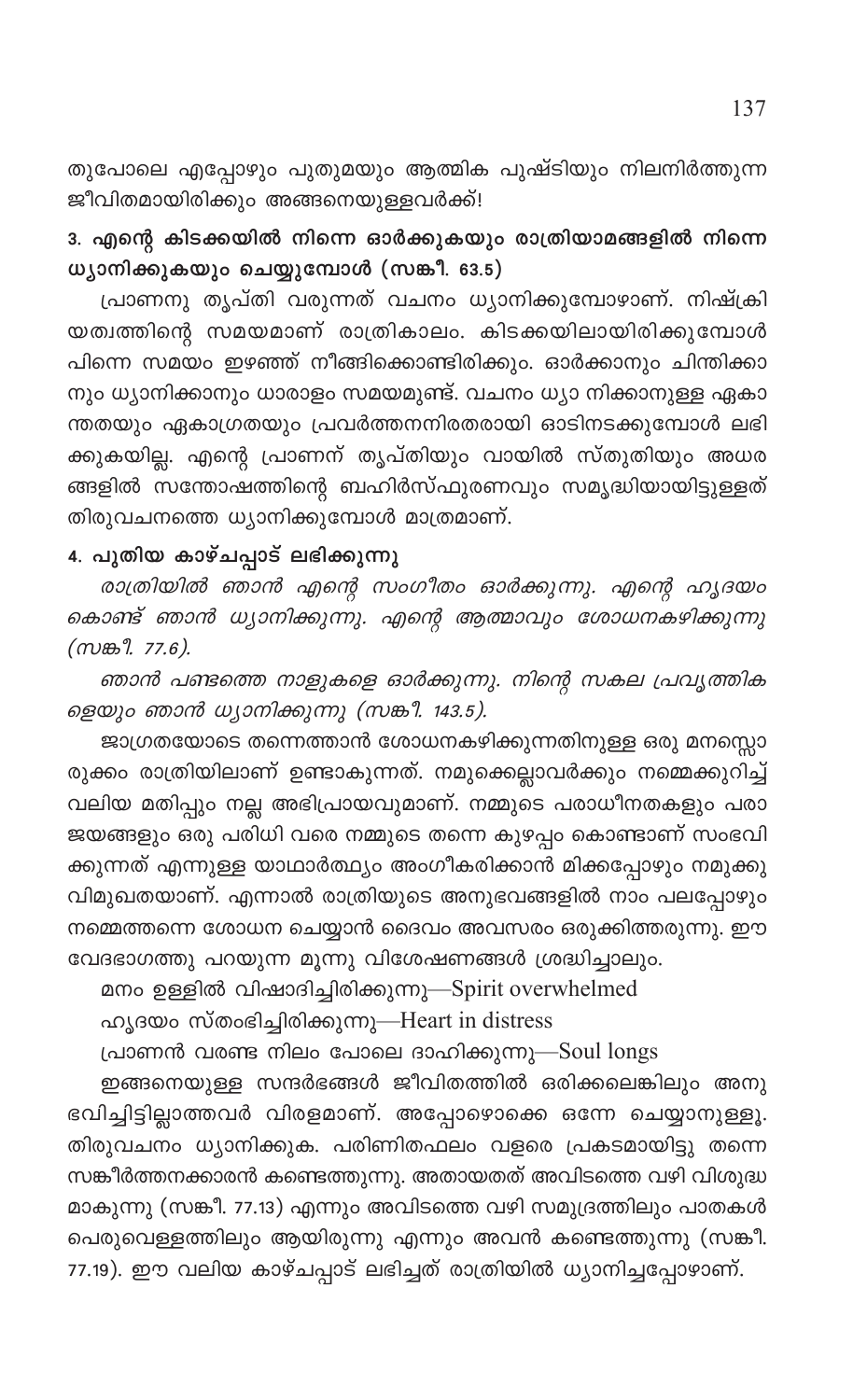തുപോലെ എപ്പോഴും പുതുമയും ആത്മിക പുഷ്ടിയും നിലനിർത്തുന്ന ജീവിതമായിരിക്കും അങ്ങനെയുള്ളവർക്ക്!

### 3. എന്റെ കിടക്കയിൽ നിന്നെ ഓർക്കുകയും രാത്രിയാമങ്ങളിൽ നിന്നെ ധ്യാനിക്കുകയും ചെയ്യുമ്പോൾ (സങ്കീ. 63.5)

പ്രാണനു തൃപ്തി വരുന്നത് വചനം ധ്യാനിക്കുമ്പോഴാണ്. നിഷ്ക്രിയത്വത്തിന്റെ സമയമാണ് രാത്രികാലം. കിടക്കയിലായിരിക്കുമ്പോൾ പിന്നെ സമയം ഇഴഞ്ഞ് നീങ്ങിക്കൊണ്ടിരിക്കും. ഓർക്കാനും ചിന്തിക്കാനും ധ്യാനിക്കാനും ധാരാളം സമയമുണ്ട്. വചനം ധ്യാ നിക്കാനുള്ള ഏകാന്തതയും ഏകാഗ്രതയും പ്രവർത്തനനിരതരായി ഓടിനടക്കുമ്പോൾ ലഭിക്കുകയില്ല. എന്റെ പ്രാണന് തൃപ്തിയും വായിൽ സ്തുതിയും അധരങ്ങളിൽ സന്തോഷത്തിന്റെ ബഹിർസ്ഫുരണവും സമൃദ്ധിയായിട്ടുള്ളത് തിരുവചനത്തെ ധ്യാനിക്കുമ്പോൾ മാത്രമാണ്.

### 4. പുതിയ കാഴ്ചപ്പാട് ലഭിക്കുന്നു

*രാത്രിയിൽ ഞാൻ എന്റെ സംഗീതം ഓർക്കുന്നു. എന്റെ ഹൃദയം കൊണ്ട് ഞാൻ ധ്യാനിക്കുന്നു. എന്റെ ആത്മാവും ശോധനകഴിക്കുന്നു (സങ്കീ. 77.6).*

*ഞാൻ പണ്ടത്തെ നാളുകളെ ഓർക്കുന്നു. നിന്റെ സകല പ്രവൃത്തികളെയും ഞാൻ ധ്യാനിക്കുന്നു (സങ്കീ. 143.5).*

ജാഗ്രതയോടെ തന്നെത്താൻ ശോധനകഴിക്കുന്നതിനുള്ള ഒരു മനസ്സൊരുക്കം രാത്രിയിലാണ് ഉണ്ടാകുന്നത്. നമുക്കെല്ലാവർക്കും നമ്മെക്കുറിച്ച് വലിയ മതിപ്പും നല്ല അഭിപ്രായവുമാണ്. നമ്മുടെ പരാധീനതകളും പരാജയങ്ങളും ഒരു പരിധി വരെ നമ്മുടെ തന്നെ കുഴപ്പം കൊണ്ടാണ് സംഭവിക്കുന്നത് എന്നുള്ള യാഥാർത്ഥ്യം അംഗീകരിക്കാൻ മിക്കപ്പോഴും നമുക്കു വിമുഖതയാണ്. എന്നാൽ രാത്രിയുടെ അനുഭവങ്ങളിൽ നാം പലപ്പോഴും നമ്മെത്തന്നെ ശോധന ചെയ്യാൻ ദൈവം അവസരം ഒരുക്കിത്തരുന്നു. ഈ വേദഭാഗത്തു പറയുന്ന മൂന്നു വിശേഷണങ്ങൾ ശ്രദ്ധിച്ചാലും.

മനം ഉള്ളിൽ വിഷാദിച്ചിരിക്കുന്നു—Spirit overwhelmed

ഹൃദയം സ്തംഭിച്ചിരിക്കുന്നു—Heart in distress

പ്രാണൻ വരണ്ട നിലം പോലെ ദാഹിക്കുന്നു—Soul longs

ഇങ്ങനെയുള്ള സന്ദർഭങ്ങൾ ജീവിതത്തിൽ ഒരിക്കലെങ്കിലും അനുഭവിച്ചിട്ടില്ലാത്തവർ വിരളമാണ്. അപ്പോഴൊക്കെ ഒന്നേ ചെയ്യാനുള്ളൂ. തിരുവചനം ധ്യാനിക്കുക. പരിണിതഫലം വളരെ പ്രകടമായിട്ടു തന്നെ സങ്കീർത്തനക്കാരൻ കണ്ടെത്തുന്നു. അതായതത് അവിടത്തെ വഴി വിശുദ്ധമാകുന്നു (സങ്കീ. 77.13) എന്നും അവിടത്തെ വഴി സമുദ്രത്തിലും പാതകൾ പെരുവെള്ളത്തിലും ആയിരുന്നു എന്നും അവൻ കണ്ടെത്തുന്നു (സങ്കീ. 77.19). ഈ വലിയ കാഴ്ചപ്പാട് ലഭിച്ചത് രാത്രിയിൽ ധ്യാനിച്ചപ്പോഴാണ്.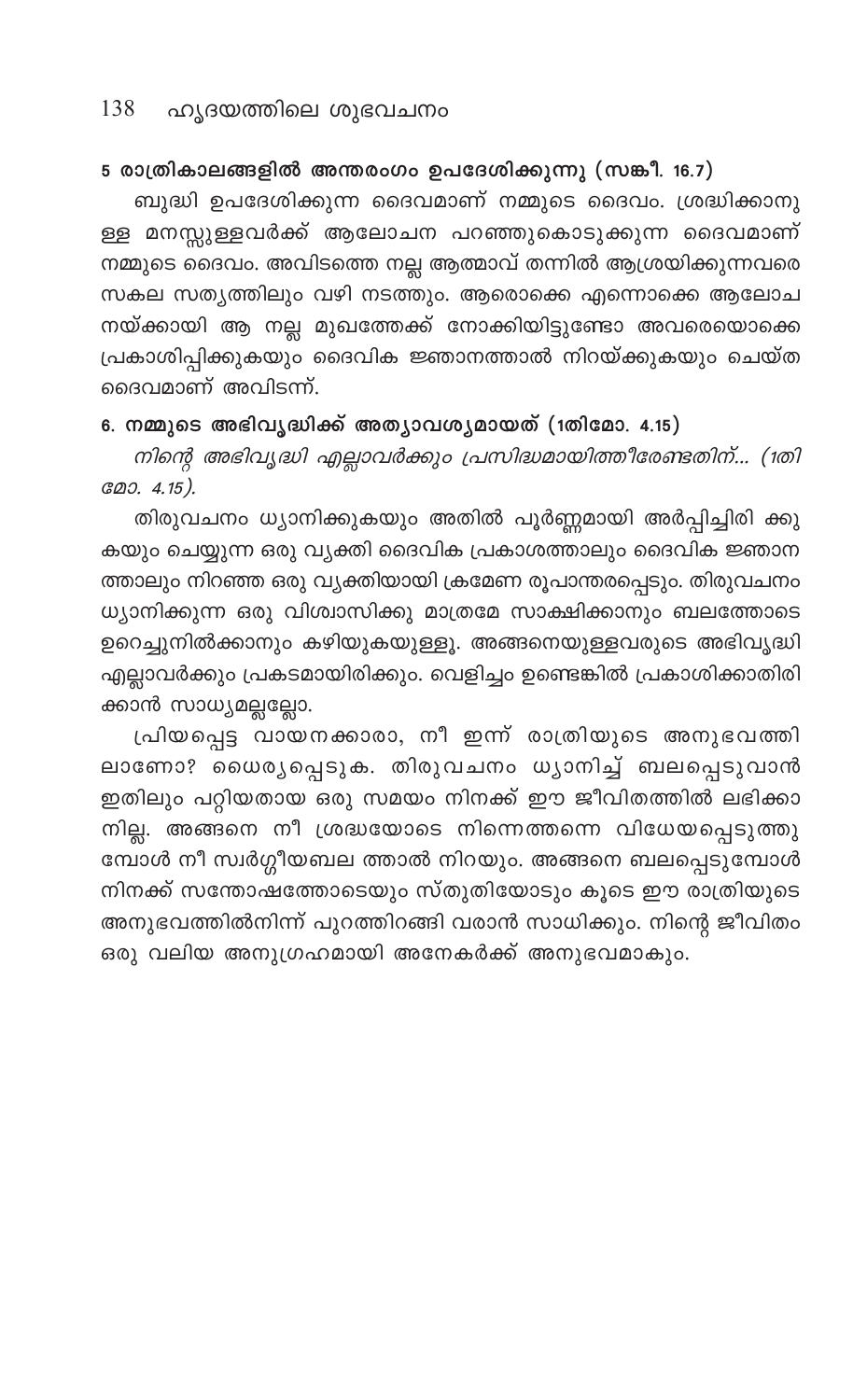### 5 രാത്രികാലങ്ങളിൽ അന്തരംഗം ഉപദേശിക്കുന്നു (സങ്കീ. 16.7)

ബുദ്ധി ഉപദേശിക്കുന്ന ദൈവമാണ് നമ്മുടെ ദൈവം. ശ്രദ്ധിക്കാനുള്ള മനസ്സുള്ളവർക്ക് ആലോചന പറഞ്ഞുകൊടുക്കുന്ന ദൈവമാണ് നമ്മുടെ ദൈവം. അവിടത്തെ നല്ല ആത്മാവ് തന്നിൽ ആശ്രയിക്കുന്നവരെ സകല സത്യത്തിലും വഴി നടത്തും. ആരൊക്കെ എന്നൊക്കെ ആലോചനയ്ക്കായി ആ നല്ല മുഖത്തേക്ക് നോക്കിയിട്ടുണ്ടോ അവരെയൊക്കെ പ്രകാശിപ്പിക്കുകയും ദൈവിക ജ്ഞാനത്താൽ നിറയ്ക്കുകയും ചെയ്ത ദൈവമാണ് അവിടന്ന്.

### 6. നമ്മുടെ അഭിവൃദ്ധിക്ക് അത്യാവശ്യമായത് (1തിമോ. 4.15)

*നിന്റെ അഭിവൃദ്ധി എല്ലാവർക്കും പ്രസിദ്ധമായിത്തീരേണ്ടതിന്... (1തിമോ. 4.15).*

തിരുവചനം ധ്യാനിക്കുകയും അതിൽ പൂർണ്ണമായി അർപ്പിച്ചിരിക്കുകയും ചെയ്യുന്ന ഒരു വ്യക്തി ദൈവിക പ്രകാശത്താലും ദൈവിക ജ്ഞാനത്താലും നിറഞ്ഞ ഒരു വ്യക്തിയായി ക്രമേണ രൂപാന്തരപ്പെടും. തിരുവചനം ധ്യാനിക്കുന്ന ഒരു വിശ്വാസിക്കു മാത്രമേ സാക്ഷിക്കാനും ബലത്തോടെ ഉറെച്ചുനിൽക്കാനും കഴിയുകയുള്ളൂ. അങ്ങനെയുള്ളവരുടെ അഭിവൃദ്ധി എല്ലാവർക്കും പ്രകടമായിരിക്കും. വെളിച്ചം ഉണ്ടെങ്കിൽ പ്രകാശിക്കാതിരിക്കാൻ സാധ്യമല്ലല്ലോ.

പ്രിയപ്പെട്ട വായനക്കാരാ, നീ ഇന്ന് രാത്രിയുടെ അനുഭവത്തിലാണോ? ധൈര്യപ്പെടുക. തിരുവചനം ധ്യാനിച്ച് ബലപ്പെടുവാൻ ഇതിലും പറ്റിയതായ ഒരു സമയം നിനക്ക് ഈ ജീവിതത്തിൽ ലഭിക്കാനില്ല. അങ്ങനെ നീ ശ്രദ്ധയോടെ നിന്നെത്തന്നെ വിധേയപ്പെടുത്തുമ്പോൾ നീ സ്വർഗ്ഗീയബല ത്താൽ നിറയും. അങ്ങനെ ബലപ്പെടുമ്പോൾ നിനക്ക് സന്തോഷത്തോടെയും സ്തുതിയോടും കൂടെ ഈ രാത്രിയുടെ അനുഭവത്തിൽനിന്ന് പുറത്തിറങ്ങി വരാൻ സാധിക്കും. നിന്റെ ജീവിതം ഒരു വലിയ അനുഗ്രഹമായി അനേകർക്ക് അനുഭവമാകും.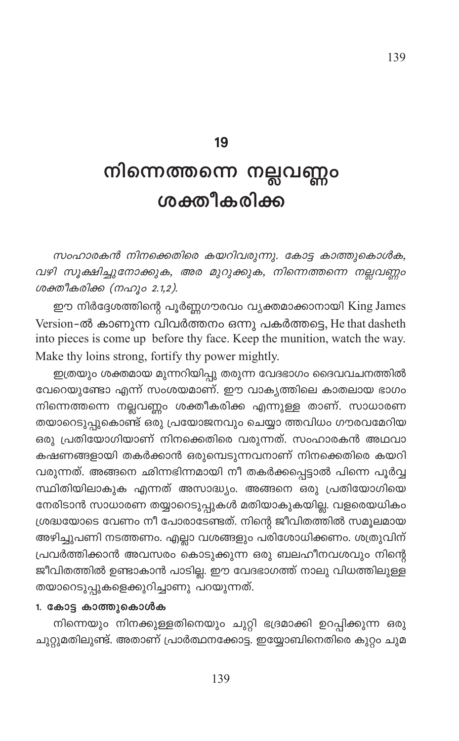# 19

# നിന്നെത്തന്നെ നല്ലവണ്ണം ശക്തീകരിക്ക

*സംഹാരകൻ നിനക്കെതിരെ കയറിവരുന്നു. കോട്ട കാത്തുകൊൾക, വഴി സൂക്ഷിച്ചുനോക്കുക, അര മുറുക്കുക, നിന്നെത്തന്നെ നല്ലവണ്ണം ശക്തീകരിക്ക (നഹൂം 2.1,2).*

ഈ നിർദ്ദേശത്തിന്റെ പൂർണ്ണഗൗരവം വ്യക്തമാക്കാനായി King James Version-ൽ കാണുന്ന വിവർത്തനം ഒന്നു പകർത്തട്ടെ, He that dasheth into pieces is come up before thy face. Keep the munition, watch the way. Make thy loins strong, fortify thy power mightly.

ഇത്രയും ശക്തമായ മുന്നറിയിപ്പു തരുന്ന വേദഭാഗം ദൈവവചനത്തിൽ വേറെയുണ്ടോ എന്ന് സംശയമാണ്. ഈ വാക്യത്തിലെ കാതലായ ഭാഗം നിന്നെത്തന്നെ നല്ലവണ്ണം ശക്തീകരിക്ക എന്നുള്ള താണ്. സാധാരണ തയാറെടുപ്പുകൊണ്ട് ഒരു പ്രയോജനവും ചെയ്യാ ത്തവിധം ഗൗരവമേറിയ ഒരു പ്രതിയോഗിയാണ് നിനക്കെതിരെ വരുന്നത്. സംഹാരകൻ അഥവാ കഷണങ്ങളായി തകർക്കാൻ ഒരുമ്പെടുന്നവനാണ് നിനക്കെതിരെ കയറി വരുന്നത്. അങ്ങനെ ഛിന്നഭിന്നമായി നീ തകർക്കപ്പെട്ടാൽ പിന്നെ പൂർവ്വ സ്ഥിതിയിലാകുക എന്നത് അസാദ്ധ്യം. അങ്ങനെ ഒരു പ്രതിയോഗിയെ നേരിടാൻ സാധാരണ തയ്യാറെടുപ്പുകൾ മതിയാകുകയില്ല. വളരെയധികം ശ്രദ്ധയോടെ വേണം നീ പോരാടേണ്ടത്. നിന്റെ ജീവിതത്തിൽ സമൂലമായ അഴിച്ചുപണി നടത്തണം. എല്ലാ വശങ്ങളും പരിശോധിക്കണം. ശത്രുവിന് പ്രവർത്തിക്കാൻ അവസരം കൊടുക്കുന്ന ഒരു ബലഹീനവശവും നിന്റെ ജീവിതത്തിൽ ഉണ്ടാകാൻ പാടില്ല. ഈ വേദഭാഗത്ത് നാലു വിധത്തിലുള്ള തയാറെടുപ്പുകളെക്കുറിച്ചാണു പറയുന്നത്.

**1. കോട്ട കാത്തുകൊൾക**

നിന്നെയും നിനക്കുള്ളതിനെയും ചുറ്റി ഭദ്രമാക്കി ഉറപ്പിക്കുന്ന ഒരു ചുറ്റുമതിലുണ്ട്. അതാണ് പ്രാർത്ഥനക്കോട്ട. ഇയ്യോബിനെതിരെ കുറ്റം ചുമ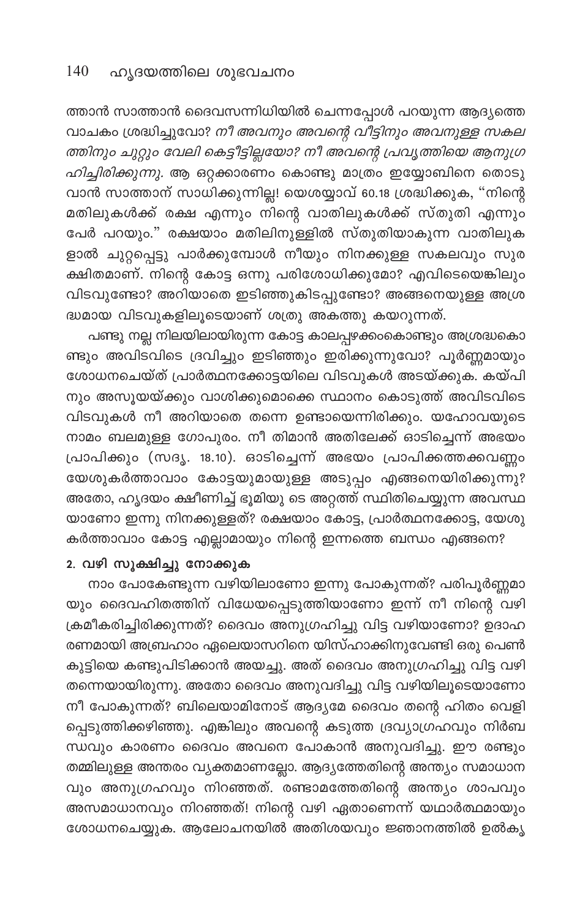ത്താൻ സാത്താൻ ദൈവസന്നിധിയിൽ ചെന്നപ്പോൾ പറയുന്ന ആദ്യത്തെ വാചകം ശ്രദ്ധിച്ചുവോ? *നീ അവനും അവന്റെ വീട്ടിനും അവനുള്ള സകലത്തിനും ചുറ്റും വേലി കെട്ടീട്ടില്ലയോ? നീ അവന്റെ പ്രവൃത്തിയെ ആനുഗ്രഹിച്ചിരിക്കുന്നു.* ആ ഒറ്റക്കാരണം കൊണ്ടു മാത്രം ഇയ്യോബിനെ തൊടുവാൻ സാത്താന് സാധിക്കുന്നില്ല! യെശയ്യാവ് 60.18 ശ്രദ്ധിക്കുക, "നിന്റെ മതിലുകൾക്ക് രക്ഷ എന്നും നിന്റെ വാതിലുകൾക്ക് സ്തുതി എന്നും പേർ പറയും." രക്ഷയാം മതിലിനുള്ളിൽ സ്തുതിയാകുന്ന വാതിലുകളാൽ ചുറ്റപ്പെട്ടു പാർക്കുമ്പോൾ നീയും നിനക്കുള്ള സകലവും സുരക്ഷിതമാണ്. നിന്റെ കോട്ട ഒന്നു പരിശോധിക്കുമോ? എവിടെയെങ്കിലും വിടവുണ്ടോ? അറിയാതെ ഇടിഞ്ഞുകിടപ്പുണ്ടോ? അങ്ങനെയുള്ള അശ്രദ്ധമായ വിടവുകളിലൂടെയാണ് ശത്രു അകത്തു കയറുന്നത്.

പണ്ടു നല്ല നിലയിലായിരുന്ന കോട്ട കാലപ്പഴക്കംകൊണ്ടും അശ്രദ്ധകൊണ്ടും അവിടവിടെ ദ്രവിച്ചും ഇടിഞ്ഞും ഇരിക്കുന്നുവോ? പൂർണ്ണമായും ശോധനചെയ്ത് പ്രാർത്ഥനക്കോട്ടയിലെ വിടവുകൾ അടയ്ക്കുക. കയ്പിനും അസൂയയ്ക്കും വാശിക്കുമൊക്കെ സ്ഥാനം കൊടുത്ത് അവിടവിടെ വിടവുകൾ നീ അറിയാതെ തന്നെ ഉണ്ടായെന്നിരിക്കും. യഹോവയുടെ നാമം ബലമുള്ള ഗോപുരം. നീ തിമാൻ അതിലേക്ക് ഓടിച്ചെന്ന് അഭയം പ്രാപിക്കും (സദൃ. 18.10). ഓടിച്ചെന്ന് അഭയം പ്രാപിക്കത്തക്കവണ്ണം യേശുകർത്താവാം കോട്ടയുമായുള്ള അടുപ്പം എങ്ങനെയിരിക്കുന്നു? അതോ, ഹൃദയം ക്ഷീണിച്ച് ഭൂമിയു ടെ അറ്റത്ത് സ്ഥിതിചെയ്യുന്ന അവസ്ഥയാണോ ഇന്നു നിനക്കുള്ളത്? രക്ഷയാം കോട്ട, പ്രാർത്ഥനക്കോട്ട, യേശുകർത്താവാം കോട്ട എല്ലാമായും നിന്റെ ഇന്നത്തെ ബന്ധം എങ്ങനെ?

#### 2. വഴി സൂക്ഷിച്ചു നോക്കുക

നാം പോകേണ്ടുന്ന വഴിയിലാണോ ഇന്നു പോകുന്നത്? പരിപൂർണ്ണമായും ദൈവഹിതത്തിന് വിധേയപ്പെടുത്തിയാണോ ഇന്ന് നീ നിന്റെ വഴി ക്രമീകരിച്ചിരിക്കുന്നത്? ദൈവം അനുഗ്രഹിച്ചു വിട്ട വഴിയാണോ? ഉദാഹരണമായി അബ്രഹാം ഏലെയാസറിനെ യിസ്ഹാക്കിനുവേണ്ടി ഒരു പെൺകുട്ടിയെ കണ്ടുപിടിക്കാൻ അയച്ചു. അത് ദൈവം അനുഗ്രഹിച്ചു വിട്ട വഴി തന്നെയായിരുന്നു. അതോ ദൈവം അനുവദിച്ചു വിട്ട വഴിയിലൂടെയാണോ നീ പോകുന്നത്? ബിലെയാമിനോട് ആദ്യമേ ദൈവം തന്റെ ഹിതം വെളിപ്പെടുത്തിക്കഴിഞ്ഞു. എങ്കിലും അവന്റെ കടുത്ത ദ്രവ്യാഗ്രഹവും നിർബന്ധവും കാരണം ദൈവം അവനെ പോകാൻ അനുവദിച്ചു. ഈ രണ്ടും തമ്മിലുള്ള അന്തരം വ്യക്തമാണല്ലോ. ആദ്യത്തേതിന്റെ അന്ത്യം സമാധാനവും അനുഗ്രഹവും നിറഞ്ഞത്. രണ്ടാമത്തേതിന്റെ അന്ത്യം ശാപവും അസമാധാനവും നിറഞ്ഞത്! നിന്റെ വഴി ഏതാണെന്ന് യഥാർത്ഥമായും ശോധനചെയ്യുക. ആലോചനയിൽ അതിശയവും ജ്ഞാനത്തിൽ ഉൽകൃ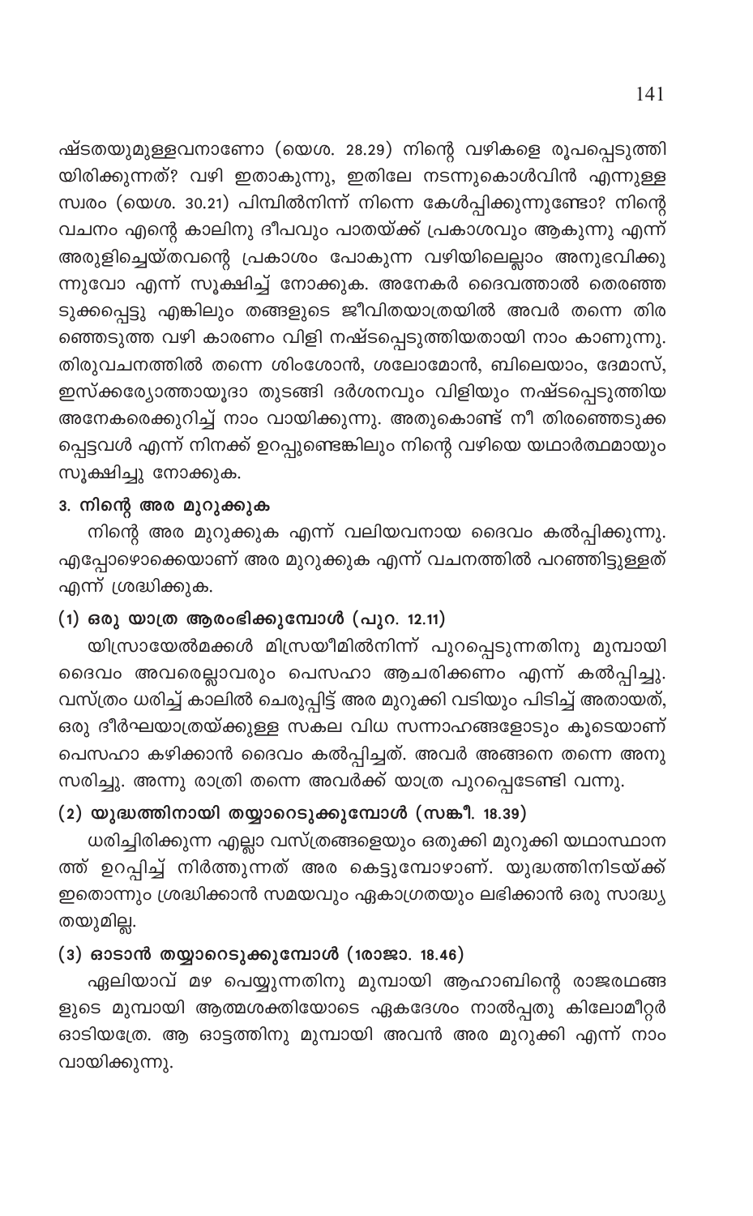ഷ്ടതയുമുള്ളവനാണോ (യെശ. 28.29) നിന്റെ വഴികളെ രൂപപ്പെടുത്തിയിരിക്കുന്നത്? വഴി ഇതാകുന്നു, ഇതിലേ നടന്നുകൊൾവിൻ എന്നുള്ള സ്വരം (യെശ. 30.21) പിമ്പിൽനിന്ന് നിന്നെ കേൾപ്പിക്കുന്നുണ്ടോ? നിന്റെ വചനം എന്റെ കാലിനു ദീപവും പാതയ്ക്ക് പ്രകാശവും ആകുന്നു എന്ന് അരുളിച്ചെയ്തവന്റെ പ്രകാശം പോകുന്ന വഴിയിലെല്ലാം അനുഭവിക്കുന്നുവോ എന്ന് സൂക്ഷിച്ച് നോക്കുക. അനേകർ ദൈവത്താൽ തെരഞ്ഞെടുക്കപ്പെട്ടു എങ്കിലും തങ്ങളുടെ ജീവിതയാത്രയിൽ അവർ തന്നെ തിരഞ്ഞെടുത്ത വഴി കാരണം വിളി നഷ്ടപ്പെടുത്തിയതായി നാം കാണുന്നു. തിരുവചനത്തിൽ തന്നെ ശിംശോൻ, ശലോമോൻ, ബിലെയാം, ദേമാസ്, ഇസ്ക്കര്യോത്തായൂദാ തുടങ്ങി ദർശനവും വിളിയും നഷ്ടപ്പെടുത്തിയ അനേകരെക്കുറിച്ച് നാം വായിക്കുന്നു. അതുകൊണ്ട് നീ തിരഞ്ഞെടുക്കപ്പെട്ടവൾ എന്ന് നിനക്ക് ഉറപ്പുണ്ടെങ്കിലും നിന്റെ വഴിയെ യഥാർത്ഥമായും സൂക്ഷിച്ചു നോക്കുക.

### 3. നിന്റെ അര മുറുക്കുക

നിന്റെ അര മുറുക്കുക എന്ന് വലിയവനായ ദൈവം കൽപ്പിക്കുന്നു. എപ്പോഴൊക്കെയാണ് അര മുറുക്കുക എന്ന് വചനത്തിൽ പറഞ്ഞിട്ടുള്ളത് എന്ന് ശ്രദ്ധിക്കുക.

#### (1) ഒരു യാത്ര ആരംഭിക്കുമ്പോൾ (പുറ. 12.11)

യിസ്രായേൽമക്കൾ മിസ്രയീമിൽനിന്ന് പുറപ്പെടുന്നതിനു മുമ്പായി ദൈവം അവരെല്ലാവരും പെസഹാ ആചരിക്കണം എന്ന് കൽപ്പിച്ചു. വസ്ത്രം ധരിച്ച് കാലിൽ ചെരുപ്പിട്ട് അര മുറുക്കി വടിയും പിടിച്ച് അതായത്, ഒരു ദീർഘയാത്രയ്ക്കുള്ള സകല വിധ സന്നാഹങ്ങളോടും കൂടെയാണ് പെസഹാ കഴിക്കാൻ ദൈവം കൽപ്പിച്ചത്. അവർ അങ്ങനെ തന്നെ അനുസരിച്ചു. അന്നു രാത്രി തന്നെ അവർക്ക് യാത്ര പുറപ്പെടേണ്ടി വന്നു.

#### (2) യുദ്ധത്തിനായി തയ്യാറെടുക്കുമ്പോൾ (സങ്കീ. 18.39)

ധരിച്ചിരിക്കുന്ന എല്ലാ വസ്ത്രങ്ങളെയും ഒതുക്കി മുറുക്കി യഥാസ്ഥാനത്ത് ഉറപ്പിച്ച് നിർത്തുന്നത് അര കെട്ടുമ്പോഴാണ്. യുദ്ധത്തിനിടയ്ക്ക് ഇതൊന്നും ശ്രദ്ധിക്കാൻ സമയവും ഏകാഗ്രതയും ലഭിക്കാൻ ഒരു സാദ്ധ്യതയുമില്ല.

#### (3) ഓടാൻ തയ്യാറെടുക്കുമ്പോൾ (1രാജാ. 18.46)

ഏലിയാവ് മഴ പെയ്യുന്നതിനു മുമ്പായി ആഹാബിന്റെ രാജരഥങ്ങളുടെ മുമ്പായി ആത്മശക്തിയോടെ ഏകദേശം നാൽപ്പതു കിലോമീറ്റർ ഓടിയത്രേ. ആ ഓട്ടത്തിനു മുമ്പായി അവൻ അര മുറുക്കി എന്ന് നാം വായിക്കുന്നു.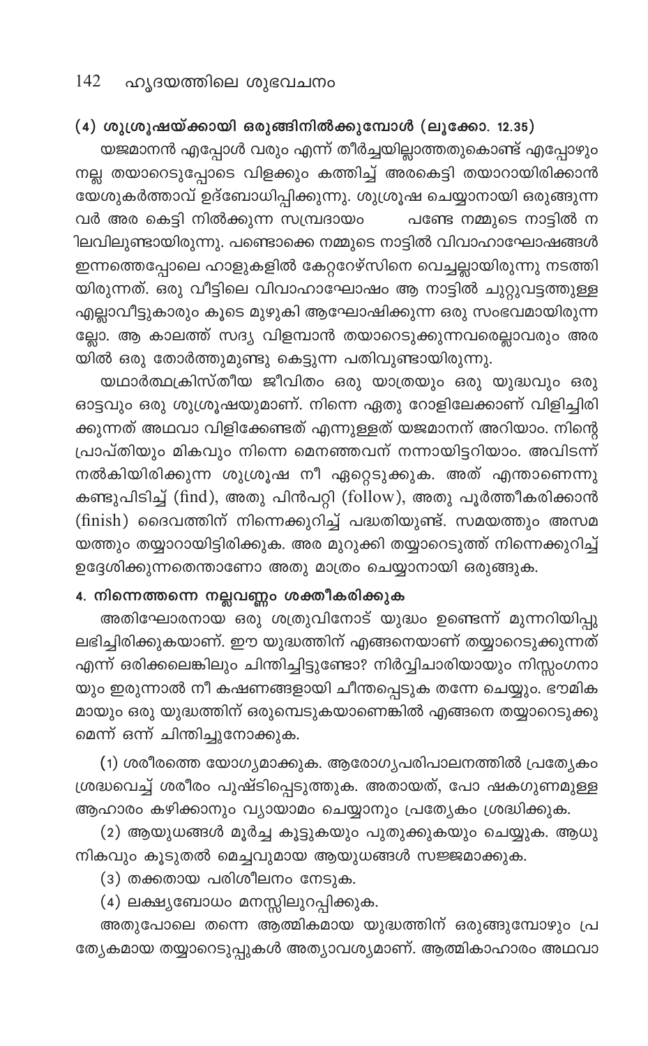### (4) ശുശ്രൂഷയ്ക്കായി ഒരുങ്ങിനിൽക്കുമ്പോൾ (ലൂക്കോ. 12.35)

യജമാനൻ എപ്പോൾ വരും എന്ന് തീർച്ചയില്ലാത്തതുകൊണ്ട് എപ്പോഴും നല്ല തയാറെടുപ്പോടെ വിളക്കും കത്തിച്ച് അരകെട്ടി തയാറായിരിക്കാൻ യേശുകർത്താവ് ഉദ്ബോധിപ്പിക്കുന്നു. ശുശ്രൂഷ ചെയ്യാനായി ഒരുങ്ങുന്നവർ അര കെട്ടി നിൽക്കുന്ന സമ്പ്രദായം പണ്ടേ നമ്മുടെ നാട്ടിൽ നിലവിലുണ്ടായിരുന്നു. പണ്ടൊക്കെ നമ്മുടെ നാട്ടിൽ വിവാഹാഘോഷങ്ങൾ ഇന്നത്തെപ്പോലെ ഹാളുകളിൽ കേറ്ററേഴ്സിനെ വെച്ചല്ലായിരുന്നു നടത്തിയിരുന്നത്. ഒരു വീട്ടിലെ വിവാഹാഘോഷം ആ നാട്ടിൽ ചുറ്റുവട്ടത്തുള്ള എല്ലാവീട്ടുകാരും കൂടെ മുഴുകി ആഘോഷിക്കുന്ന ഒരു സംഭവമായിരുന്നല്ലോ. ആ കാലത്ത് സദ്യ വിളമ്പാൻ തയാറെടുക്കുന്നവരെല്ലാവരും അരയിൽ ഒരു തോർത്തുമുണ്ടു കെട്ടുന്ന പതിവുണ്ടായിരുന്നു.

യഥാർത്ഥക്രിസ്തീയ ജീവിതം ഒരു യാത്രയും ഒരു യുദ്ധവും ഒരു ഓട്ടവും ഒരു ശുശ്രൂഷയുമാണ്. നിന്നെ ഏതു റോളിലേക്കാണ് വിളിച്ചിരിക്കുന്നത് അഥവാ വിളിക്കേണ്ടത് എന്നുള്ളത് യജമാനന് അറിയാം. നിന്റെ പ്രാപ്തിയും മികവും നിന്നെ മെനഞ്ഞവന് നന്നായിട്ടറിയാം. അവിടന്ന് നൽകിയിരിക്കുന്ന ശുശ്രൂഷ നീ ഏറ്റെടുക്കുക. അത് എന്താണെന്നു കണ്ടുപിടിച്ച് (find), അതു പിൻപറ്റി (follow), അതു പൂർത്തീകരിക്കാൻ (finish) ദൈവത്തിന് നിന്നെക്കുറിച്ച് പദ്ധതിയുണ്ട്. സമയത്തും അസമയത്തും തയ്യാറായിട്ടിരിക്കുക. അര മുറുക്കി തയ്യാറെടുത്ത് നിന്നെക്കുറിച്ച് ഉദ്ദേശിക്കുന്നതെന്താണോ അതു മാത്രം ചെയ്യാനായി ഒരുങ്ങുക.

### 4. നിന്നെത്തന്നെ നല്ലവണ്ണം ശക്തീകരിക്കുക

അതിഘോരനായ ഒരു ശത്രുവിനോട് യുദ്ധം ഉണ്ടെന്ന് മുന്നറിയിപ്പു ലഭിച്ചിരിക്കുകയാണ്. ഈ യുദ്ധത്തിന് എങ്ങനെയാണ് തയ്യാറെടുക്കുന്നത് എന്ന് ഒരിക്കലെങ്കിലും ചിന്തിച്ചിട്ടുണ്ടോ? നിർവ്വിചാരിയായും നിസ്സംഗനായും ഇരുന്നാൽ നീ കഷണങ്ങളായി ചീന്തപ്പെടുക തന്നേ ചെയ്യും. ഭൗമികമായും ഒരു യുദ്ധത്തിന് ഒരുമ്പെടുകയാണെങ്കിൽ എങ്ങനെ തയ്യാറെടുക്കുമെന്ന് ഒന്ന് ചിന്തിച്ചുനോക്കുക.

(1) ശരീരത്തെ യോഗ്യമാക്കുക. ആരോഗ്യപരിപാലനത്തിൽ പ്രത്യേകം ശ്രദ്ധവെച്ച് ശരീരം പുഷ്ടിപ്പെടുത്തുക. അതായത്, പോഷകഗുണമുള്ള ആഹാരം കഴിക്കാനും വ്യായാമം ചെയ്യാനും പ്രത്യേകം ശ്രദ്ധിക്കുക.

(2) ആയുധങ്ങൾ മൂർച്ച കൂട്ടുകയും പുതുക്കുകയും ചെയ്യുക. ആധുനികവും കൂടുതൽ മെച്ചവുമായ ആയുധങ്ങൾ സജ്ജമാക്കുക.

(3) തക്കതായ പരിശീലനം നേടുക.

(4) ലക്ഷ്യബോധം മനസ്സിലുറപ്പിക്കുക.

അതുപോലെ തന്നെ ആത്മികമായ യുദ്ധത്തിന് ഒരുങ്ങുമ്പോഴും പ്രത്യേകമായ തയ്യാറെടുപ്പുകൾ അത്യാവശ്യമാണ്. ആത്മികാഹാരം അഥവാ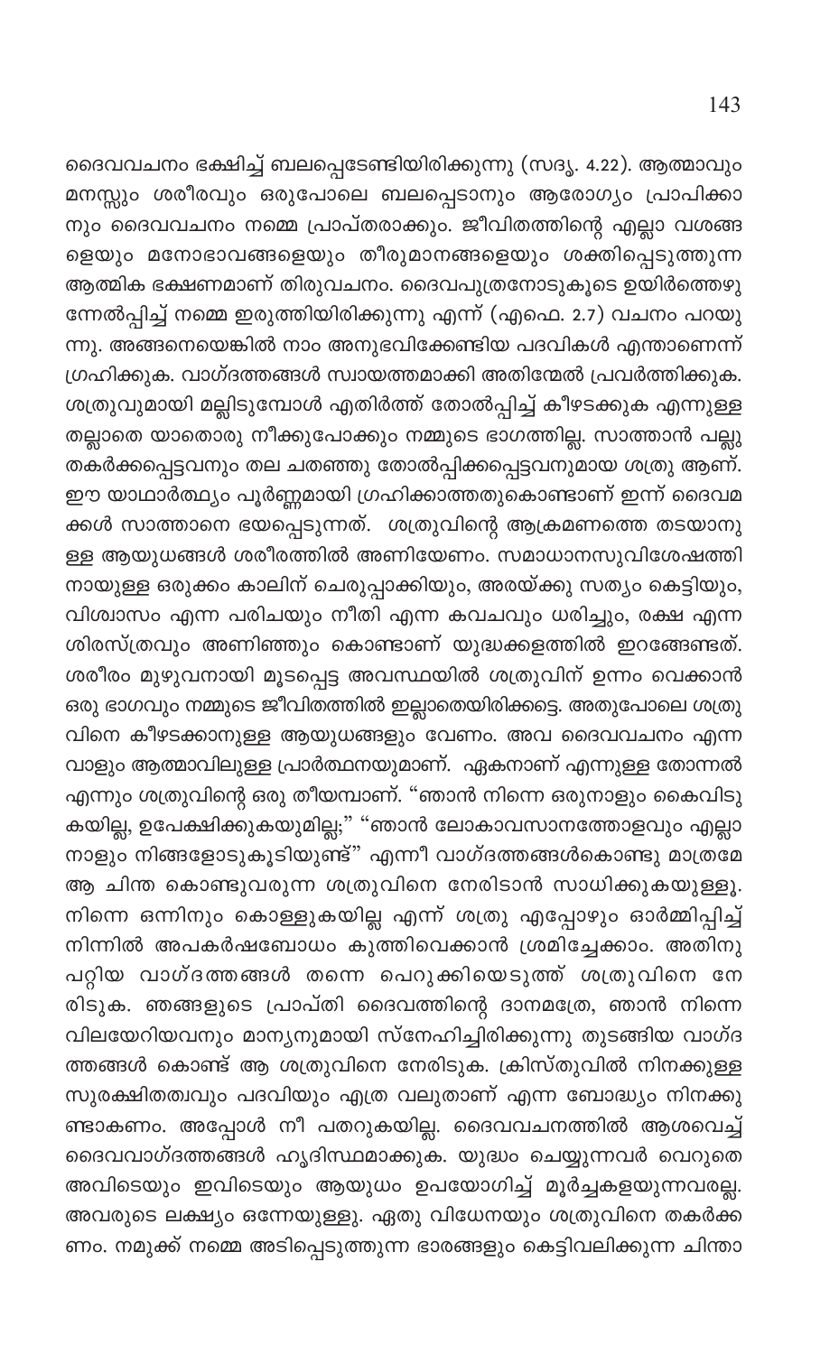ദൈവവചനം ഭക്ഷിച്ച് ബലപ്പെടേണ്ടിയിരിക്കുന്നു (സദൃ. 4.22). ആത്മാവും മനസ്സും ശരീരവും ഒരുപോലെ ബലപ്പെടാനും ആരോഗ്യം പ്രാപിക്കാനും ദൈവവചനം നമ്മെ പ്രാപ്തരാക്കും. ജീവിതത്തിന്റെ എല്ലാ വശങ്ങളെയും മനോഭാവങ്ങളെയും തീരുമാനങ്ങളെയും ശക്തിപ്പെടുത്തുന്ന ആത്മിക ഭക്ഷണമാണ് തിരുവചനം. ദൈവപുത്രനോടുകൂടെ ഉയിർത്തെഴുന്നേൽപ്പിച്ച് നമ്മെ ഇരുത്തിയിരിക്കുന്നു എന്ന് (എഫെ. 2.7) വചനം പറയുന്നു. അങ്ങനെയെങ്കിൽ നാം അനുഭവിക്കേണ്ടിയ പദവികൾ എന്താണെന്ന് ഗ്രഹിക്കുക. വാഗ്ദത്തങ്ങൾ സ്വായത്തമാക്കി അതിന്മേൽ പ്രവർത്തിക്കുക. ശത്രുവുമായി മല്ലിടുമ്പോൾ എതിർത്ത് തോൽപ്പിച്ച് കീഴടക്കുക എന്നുള്ള തല്ലാതെ യാതൊരു നീക്കുപോക്കും നമ്മുടെ ഭാഗത്തില്ല. സാത്താൻ പല്ലു തകർക്കപ്പെട്ടവനും തല ചതഞ്ഞു തോൽപ്പിക്കപ്പെട്ടവനുമായ ശത്രു ആണ്. ഈ യാഥാർത്ഥ്യം പൂർണ്ണമായി ഗ്രഹിക്കാത്തതുകൊണ്ടാണ് ഇന്ന് ദൈവമക്കൾ സാത്താനെ ഭയപ്പെടുന്നത്. ശത്രുവിന്റെ ആക്രമണത്തെ തടയാനുള്ള ആയുധങ്ങൾ ശരീരത്തിൽ അണിയേണം. സമാധാനസുവിശേഷത്തിനായുള്ള ഒരുക്കം കാലിന് ചെരുപ്പാക്കിയും, അരയ്ക്കു സത്യം കെട്ടിയും, വിശ്വാസം എന്ന പരിചയും നീതി എന്ന കവചവും ധരിച്ചും, രക്ഷ എന്ന ശിരസ്ത്രവും അണിഞ്ഞും കൊണ്ടാണ് യുദ്ധക്കളത്തിൽ ഇറങ്ങേണ്ടത്. ശരീരം മുഴുവനായി മൂടപ്പെട്ട അവസ്ഥയിൽ ശത്രുവിന് ഉന്നം വെക്കാൻ ഒരു ഭാഗവും നമ്മുടെ ജീവിതത്തിൽ ഇല്ലാതെയിരിക്കട്ടെ. അതുപോലെ ശത്രുവിനെ കീഴടക്കാനുള്ള ആയുധങ്ങളും വേണം. അവ ദൈവവചനം എന്ന വാളും ആത്മാവിലുള്ള പ്രാർത്ഥനയുമാണ്. ഏകനാണ് എന്നുള്ള തോന്നൽ എന്നും ശത്രുവിന്റെ ഒരു തീയമ്പാണ്. "ഞാൻ നിന്നെ ഒരുനാളും കൈവിടുകയില്ല, ഉപേക്ഷിക്കുകയുമില്ല;" "ഞാൻ ലോകാവസാനത്തോളവും എല്ലാ നാളും നിങ്ങളോടുകൂടിയുണ്ട്" എന്നീ വാഗ്ദത്തങ്ങൾകൊണ്ടു മാത്രമേ ആ ചിന്ത കൊണ്ടുവരുന്ന ശത്രുവിനെ നേരിടാൻ സാധിക്കുകയുള്ളൂ. നിന്നെ ഒന്നിനും കൊള്ളുകയില്ല എന്ന് ശത്രു എപ്പോഴും ഓർമ്മിപ്പിച്ച് നിന്നിൽ അപകർഷബോധം കുത്തിവെക്കാൻ ശ്രമിച്ചേക്കാം. അതിനു പറ്റിയ വാഗ്ദത്തങ്ങൾ തന്നെ പെറുക്കിയെടുത്ത് ശത്രുവിനെ നേരിടുക. ഞങ്ങളുടെ പ്രാപ്തി ദൈവത്തിന്റെ ദാനമത്രേ, ഞാൻ നിന്നെ വിലയേറിയവനും മാന്യനുമായി സ്നേഹിച്ചിരിക്കുന്നു തുടങ്ങിയ വാഗ്ദത്തങ്ങൾ കൊണ്ട് ആ ശത്രുവിനെ നേരിടുക. ക്രിസ്തുവിൽ നിനക്കുള്ള സുരക്ഷിതത്വവും പദവിയും എത്ര വലുതാണ് എന്ന ബോദ്ധ്യം നിനക്കുണ്ടാകണം. അപ്പോൾ നീ പതറുകയില്ല. ദൈവവചനത്തിൽ ആശവെച്ച് ദൈവവാഗ്ദത്തങ്ങൾ ഹൃദിസ്ഥമാക്കുക. യുദ്ധം ചെയ്യുന്നവർ വെറുതെ അവിടെയും ഇവിടെയും ആയുധം ഉപയോഗിച്ച് മൂർച്ചകളയുന്നവരല്ല. അവരുടെ ലക്ഷ്യം ഒന്നേയുള്ളൂ. ഏതു വിധേനയും ശത്രുവിനെ തകർക്കണം. നമുക്ക് നമ്മെ അടിപ്പെടുത്തുന്ന ഭാരങ്ങളും കെട്ടിവലിക്കുന്ന ചിന്താ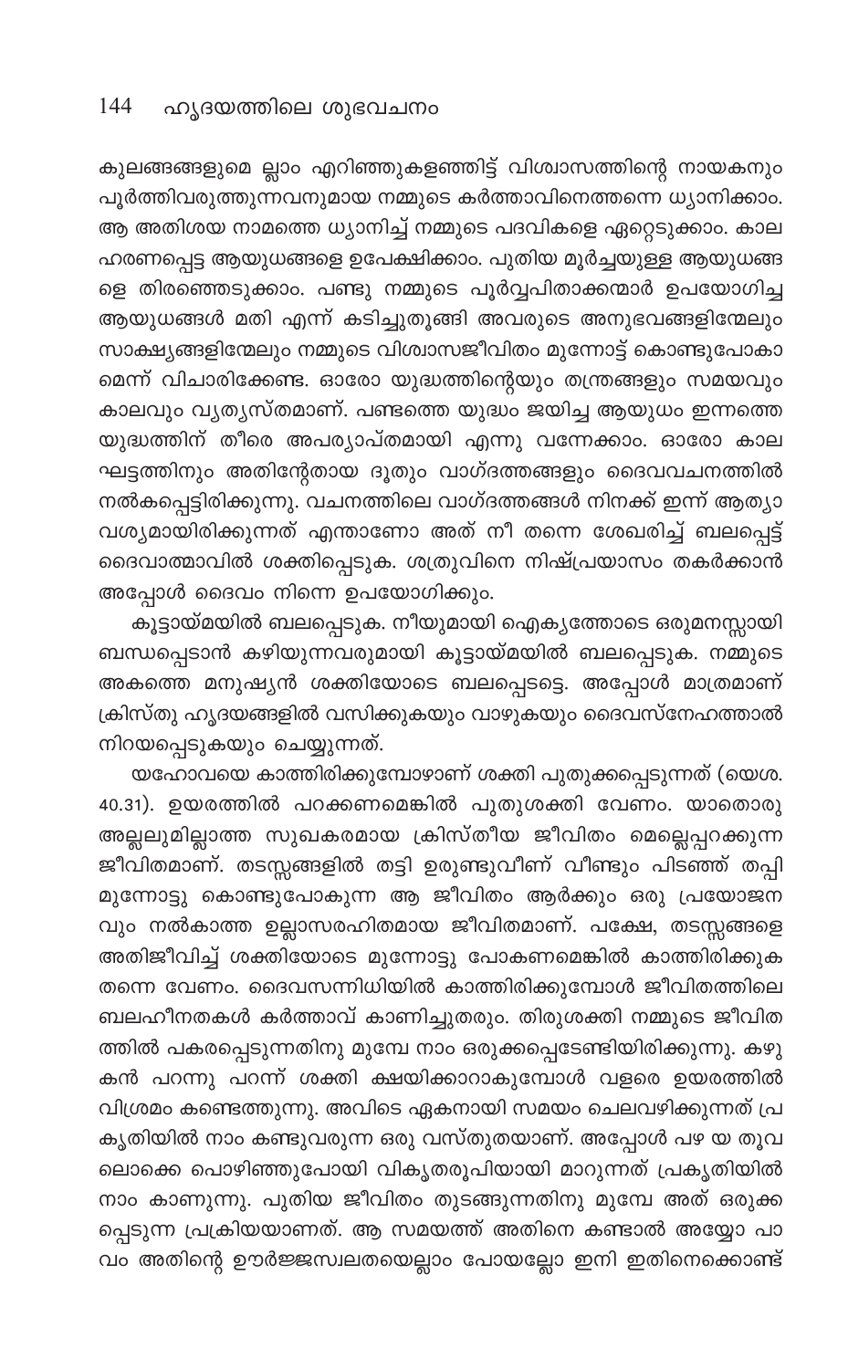കുലങ്ങങ്ങളുമെ ല്ലാം എറിഞ്ഞുകളഞ്ഞിട്ട് വിശ്വാസത്തിന്റെ നായകനും പൂർത്തിവരുത്തുന്നവനുമായ നമ്മുടെ കർത്താവിനെത്തന്നെ ധ്യാനിക്കാം. ആ അതിശയ നാമത്തെ ധ്യാനിച്ച് നമ്മുടെ പദവികളെ ഏറ്റെടുക്കാം. കാല ഹരണപ്പെട്ട ആയുധങ്ങളെ ഉപേക്ഷിക്കാം. പുതിയ മൂർച്ചയുള്ള ആയുധങ്ങ ളെ തിരഞ്ഞെടുക്കാം. പണ്ടു നമ്മുടെ പൂർവ്വപിതാക്കന്മാർ ഉപയോഗിച്ച ആയുധങ്ങൾ മതി എന്ന് കടിച്ചുതൂങ്ങി അവരുടെ അനുഭവങ്ങളിന്മേലും സാക്ഷ്യങ്ങളിന്മേലും നമ്മുടെ വിശ്വാസജീവിതം മുന്നോട്ട് കൊണ്ടുപോകാ മെന്ന് വിചാരിക്കേണ്ട. ഓരോ യുദ്ധത്തിന്റെയും തന്ത്രങ്ങളും സമയവും കാലവും വ്യത്യസ്തമാണ്. പണ്ടത്തെ യുദ്ധം ജയിച്ച ആയുധം ഇന്നത്തെ യുദ്ധത്തിന് തീരെ അപര്യാപ്തമായി എന്നു വന്നേക്കാം. ഓരോ കാല ഘട്ടത്തിനും അതിന്റേതായ ദൂതും വാഗ്ദത്തങ്ങളും ദൈവവചനത്തിൽ നൽകപ്പെട്ടിരിക്കുന്നു. വചനത്തിലെ വാഗ്ദത്തങ്ങൾ നിനക്ക് ഇന്ന് ആത്യാ വശ്യമായിരിക്കുന്നത് എന്താണോ അത് നീ തന്നെ ശേഖരിച്ച് ബലപ്പെട്ട് ദൈവാത്മാവിൽ ശക്തിപ്പെടുക. ശത്രുവിനെ നിഷ്പ്രയാസം തകർക്കാൻ അപ്പോൾ ദൈവം നിന്നെ ഉപയോഗിക്കും.

കൂട്ടായ്മയിൽ ബലപ്പെടുക. നീയുമായി ഐക്യത്തോടെ ഒരുമനസ്സായി ബന്ധപ്പെടാൻ കഴിയുന്നവരുമായി കൂട്ടായ്മയിൽ ബലപ്പെടുക. നമ്മുടെ അകത്തെ മനുഷ്യൻ ശക്തിയോടെ ബലപ്പെടട്ടെ. അപ്പോൾ മാത്രമാണ് ക്രിസ്തു ഹൃദയങ്ങളിൽ വസിക്കുകയും വാഴുകയും ദൈവസ്നേഹത്താൽ നിറയപ്പെടുകയും ചെയ്യുന്നത്.

യഹോവയെ കാത്തിരിക്കുമ്പോഴാണ് ശക്തി പുതുക്കപ്പെടുന്നത് (യെശ. 40.31). ഉയരത്തിൽ പറക്കണമെങ്കിൽ പുതുശക്തി വേണം. യാതൊരു അല്ലലുമില്ലാത്ത സുഖകരമായ ക്രിസ്തീയ ജീവിതം മെല്ലെപ്പറക്കുന്ന ജീവിതമാണ്. തടസ്സങ്ങളിൽ തട്ടി ഉരുണ്ടുവീണ് വീണ്ടും പിടഞ്ഞ് തപ്പി മുന്നോട്ടു കൊണ്ടുപോകുന്ന ആ ജീവിതം ആർക്കും ഒരു പ്രയോജന വും നൽകാത്ത ഉല്ലാസരഹിതമായ ജീവിതമാണ്. പക്ഷേ, തടസ്സങ്ങളെ അതിജീവിച്ച് ശക്തിയോടെ മുന്നോട്ടു പോകണമെങ്കിൽ കാത്തിരിക്കുക തന്നെ വേണം. ദൈവസന്നിധിയിൽ കാത്തിരിക്കുമ്പോൾ ജീവിതത്തിലെ ബലഹീനതകൾ കർത്താവ് കാണിച്ചുതരും. തിരുശക്തി നമ്മുടെ ജീവിത ത്തിൽ പകരപ്പെടുന്നതിനു മുമ്പേ നാം ഒരുക്കപ്പെടേണ്ടിയിരിക്കുന്നു. കഴു കൻ പറന്നു പറന്ന് ശക്തി ക്ഷയിക്കാറാകുമ്പോൾ വളരെ ഉയരത്തിൽ വിശ്രമം കണ്ടെത്തുന്നു. അവിടെ ഏകനായി സമയം ചെലവഴിക്കുന്നത് പ്ര കൃതിയിൽ നാം കണ്ടുവരുന്ന ഒരു വസ്തുതയാണ്. അപ്പോൾ പഴ യ തൂവ ലൊക്കെ പൊഴിഞ്ഞുപോയി വികൃതരൂപിയായി മാറുന്നത് പ്രകൃതിയിൽ നാം കാണുന്നു. പുതിയ ജീവിതം തുടങ്ങുന്നതിനു മുമ്പേ അത് ഒരുക്ക പ്പെടുന്ന പ്രക്രിയയാണത്. ആ സമയത്ത് അതിനെ കണ്ടാൽ അയ്യോ പാ വം അതിന്റെ ഊർജ്ജസ്വലതയെല്ലാം പോയല്ലോ ഇനി ഇതിനെക്കൊണ്ട്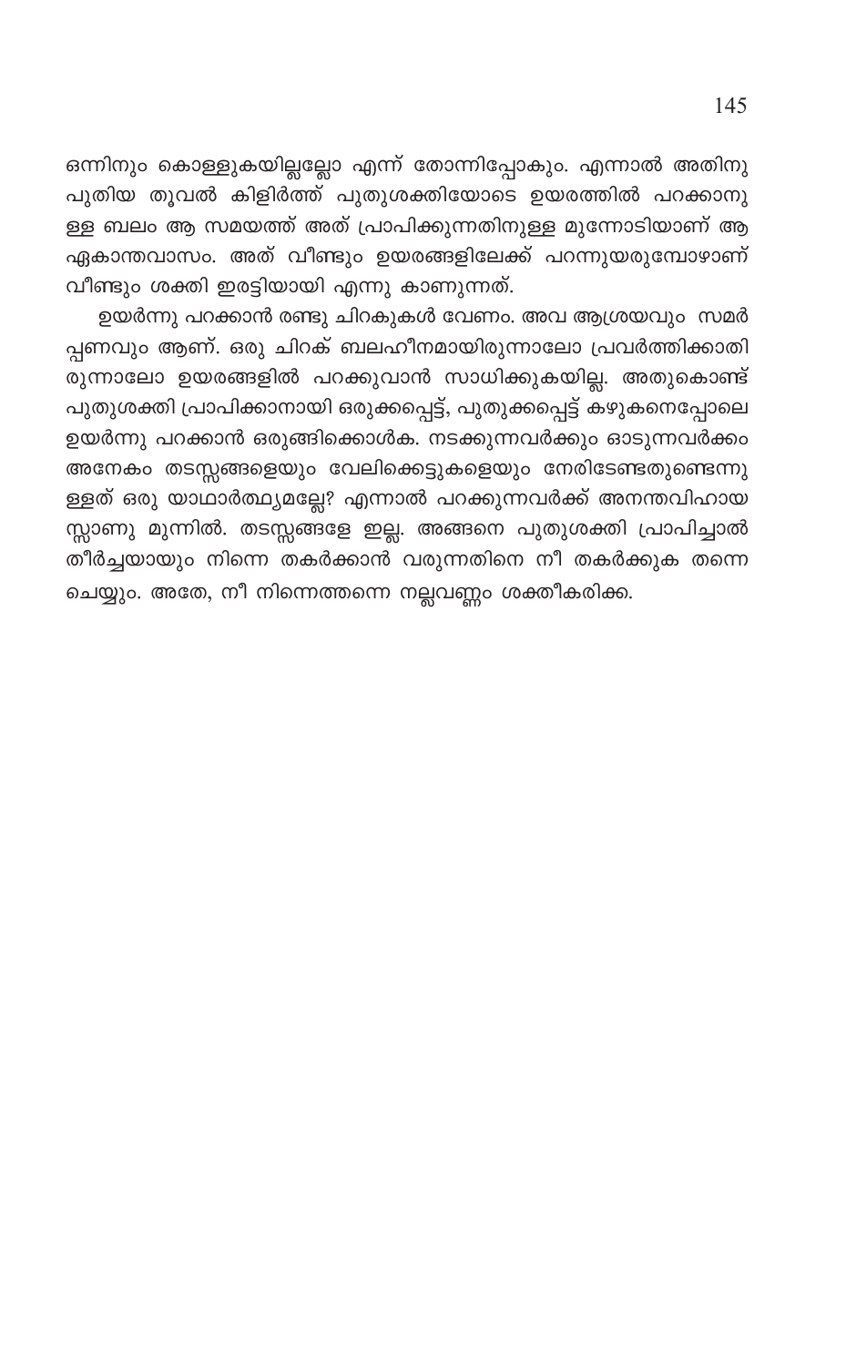ഒന്നിനും കൊള്ളുകയില്ലല്ലോ എന്ന് തോന്നിപ്പോകും. എന്നാൽ അതിനു പുതിയ തൂവൽ കിളിർത്ത് പുതുശക്തിയോടെ ഉയരത്തിൽ പറക്കാനുള്ള ബലം ആ സമയത്ത് അത് പ്രാപിക്കുന്നതിനുള്ള മുന്നോടിയാണ് ആ ഏകാന്തവാസം. അത് വീണ്ടും ഉയരങ്ങളിലേക്ക് പറന്നുയരുമ്പോഴാണ് വീണ്ടും ശക്തി ഇരട്ടിയായി എന്നു കാണുന്നത്.

ഉയർന്നു പറക്കാൻ രണ്ടു ചിറകുകൾ വേണം. അവ ആശ്രയവും സമർപ്പണവും ആണ്. ഒരു ചിറക് ബലഹീനമായിരുന്നാലോ പ്രവർത്തിക്കാതിരുന്നാലോ ഉയരങ്ങളിൽ പറക്കുവാൻ സാധിക്കുകയില്ല. അതുകൊണ്ട് പുതുശക്തി പ്രാപിക്കാനായി ഒരുക്കപ്പെട്ട്, പുതുക്കപ്പെട്ട് കഴുകനെപ്പോലെ ഉയർന്നു പറക്കാൻ ഒരുങ്ങിക്കൊൾക. നടക്കുന്നവർക്കും ഓടുന്നവർക്കും അനേകം തടസ്സങ്ങളെയും വേലിക്കെട്ടുകളെയും നേരിടേണ്ടതുണ്ടെന്നുള്ളത് ഒരു യാഥാർത്ഥ്യമല്ലേ? എന്നാൽ പറക്കുന്നവർക്ക് അനന്തവിഹായസ്സാണു മുന്നിൽ. തടസ്സങ്ങളേ ഇല്ല. അങ്ങനെ പുതുശക്തി പ്രാപിച്ചാൽ തീർച്ചയായും നിന്നെ തകർക്കാൻ വരുന്നതിനെ നീ തകർക്കുക തന്നെ ചെയ്യും. അതേ, നീ നിന്നെത്തന്നെ നല്ലവണ്ണം ശക്തീകരിക്ക.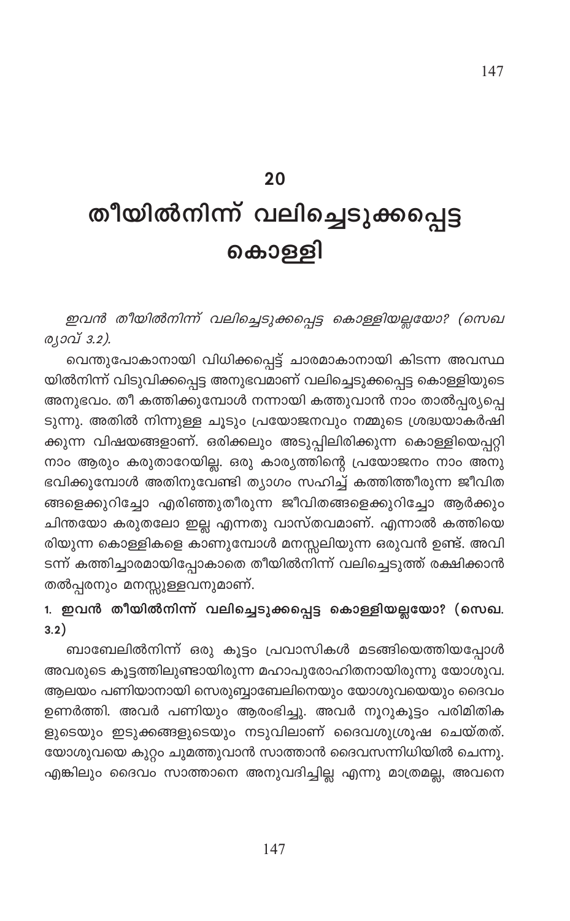# 20

# തീയിൽനിന്ന് വലിച്ചെടുക്കപ്പെട്ട കൊള്ളി

*ഇവൻ തീയിൽനിന്ന് വലിച്ചെടുക്കപ്പെട്ട കൊള്ളിയല്ലയോ? (സെഖര്യാവ് 3.2).*

വെന്തുപോകാനായി വിധിക്കപ്പെട്ട് ചാരമാകാനായി കിടന്ന അവസ്ഥയിൽനിന്ന് വിടുവിക്കപ്പെട്ട അനുഭവമാണ് വലിച്ചെടുക്കപ്പെട്ട കൊള്ളിയുടെ അനുഭവം. തീ കത്തിക്കുമ്പോൾ നന്നായി കത്തുവാൻ നാം താൽപ്പര്യപ്പെടുന്നു. അതിൽ നിന്നുള്ള ചൂടും പ്രയോജനവും നമ്മുടെ ശ്രദ്ധയാകർഷിക്കുന്ന വിഷയങ്ങളാണ്. ഒരിക്കലും അടുപ്പിലിരിക്കുന്ന കൊള്ളിയെപ്പറ്റി നാം ആരും കരുതാറേയില്ല. ഒരു കാര്യത്തിന്റെ പ്രയോജനം നാം അനുഭവിക്കുമ്പോൾ അതിനുവേണ്ടി ത്യാഗം സഹിച്ച് കത്തിത്തീരുന്ന ജീവിതങ്ങളെക്കുറിച്ചോ എരിഞ്ഞുതീരുന്ന ജീവിതങ്ങളെക്കുറിച്ചോ ആർക്കും ചിന്തയോ കരുതലോ ഇല്ല എന്നതു വാസ്തവമാണ്. എന്നാൽ കത്തിയെരിയുന്ന കൊള്ളികളെ കാണുമ്പോൾ മനസ്സലിയുന്ന ഒരുവൻ ഉണ്ട്. അവിടന്ന് കത്തിച്ചാരമായിപ്പോകാതെ തീയിൽനിന്ന് വലിച്ചെടുത്ത് രക്ഷിക്കാൻ തൽപ്പരനും മനസ്സുള്ളവനുമാണ്.

**1. ഇവൻ തീയിൽനിന്ന് വലിച്ചെടുക്കപ്പെട്ട കൊള്ളിയല്ലയോ? (സെഖ. 3.2)**

ബാബേലിൽനിന്ന് ഒരു കൂട്ടം പ്രവാസികൾ മടങ്ങിയെത്തിയപ്പോൾ അവരുടെ കൂട്ടത്തിലുണ്ടായിരുന്ന മഹാപുരോഹിതനായിരുന്നു യോശുവ. ആലയം പണിയാനായി സെരുബ്ബാബേലിനെയും യോശുവയെയും ദൈവം ഉണർത്തി. അവർ പണിയും ആരംഭിച്ചു. അവർ നൂറുകൂട്ടം പരിമിതികളുടെയും ഇടുക്കങ്ങളുടെയും നടുവിലാണ് ദൈവശുശ്രൂഷ ചെയ്തത്. യോശുവയെ കുറ്റം ചുമത്തുവാൻ സാത്താൻ ദൈവസന്നിധിയിൽ ചെന്നു. എങ്കിലും ദൈവം സാത്താനെ അനുവദിച്ചില്ല എന്നു മാത്രമല്ല, അവനെ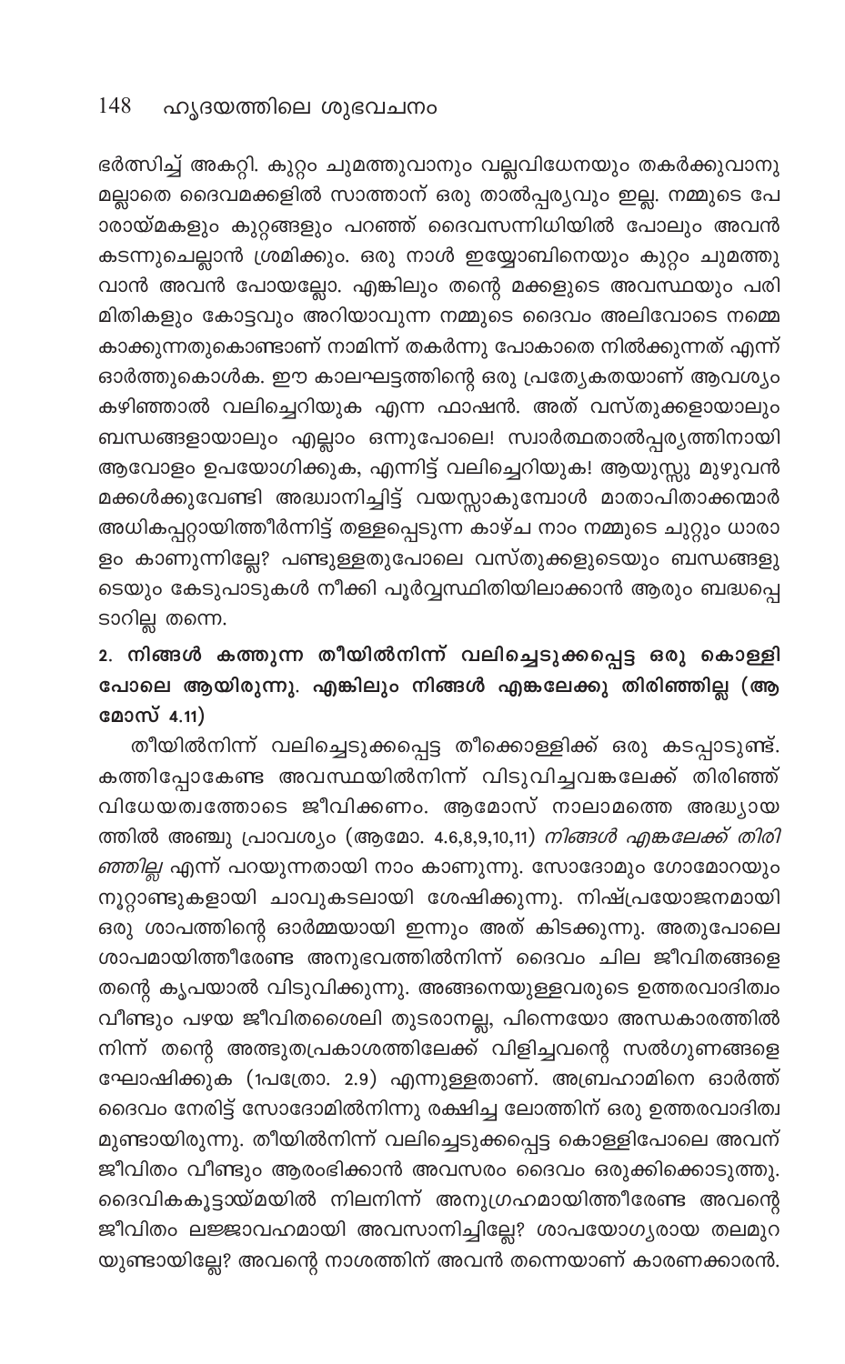ഭർത്സിച്ച് അകറ്റി. കുറ്റം ചുമത്തുവാനും വല്ലവിധേനയും തകർക്കുവാനുമല്ലാതെ ദൈവമക്കളിൽ സാത്താന് ഒരു താൽപ്പര്യവും ഇല്ല. നമ്മുടെ പോരായ്മകളും കുറ്റങ്ങളും പറഞ്ഞ് ദൈവസന്നിധിയിൽ പോലും അവൻ കടന്നുചെല്ലാൻ ശ്രമിക്കും. ഒരു നാൾ ഇയ്യോബിനെയും കുറ്റം ചുമത്തുവാൻ അവൻ പോയല്ലോ. എങ്കിലും തന്റെ മക്കളുടെ അവസ്ഥയും പരിമിതികളും കോട്ടവും അറിയാവുന്ന നമ്മുടെ ദൈവം അലിവോടെ നമ്മെ കാക്കുന്നതുകൊണ്ടാണ് നാമിന്ന് തകർന്നു പോകാതെ നിൽക്കുന്നത് എന്ന് ഓർത്തുകൊൾക. ഈ കാലഘട്ടത്തിന്റെ ഒരു പ്രത്യേകതയാണ് ആവശ്യം കഴിഞ്ഞാൽ വലിച്ചെറിയുക എന്ന ഫാഷൻ. അത് വസ്തുക്കളായാലും ബന്ധങ്ങളായാലും എല്ലാം ഒന്നുപോലെ! സ്വാർത്ഥതാൽപ്പര്യത്തിനായി ആവോളം ഉപയോഗിക്കുക, എന്നിട്ട് വലിച്ചെറിയുക! ആയുസ്സു മുഴുവൻ മക്കൾക്കുവേണ്ടി അദ്ധ്വാനിച്ചിട്ട് വയസ്സാകുമ്പോൾ മാതാപിതാക്കന്മാർ അധികപ്പറ്റായിത്തീർന്നിട്ട് തള്ളപ്പെടുന്ന കാഴ്ച നാം നമ്മുടെ ചുറ്റും ധാരാളം കാണുന്നില്ലേ? പണ്ടുള്ളതുപോലെ വസ്തുക്കളുടെയും ബന്ധങ്ങളുടെയും കേടുപാടുകൾ നീക്കി പൂർവ്വസ്ഥിതിയിലാക്കാൻ ആരും ബദ്ധപ്പെടാറില്ല തന്നെ.

**2. നിങ്ങൾ കത്തുന്ന തീയിൽനിന്ന് വലിച്ചെടുക്കപ്പെട്ട ഒരു കൊള്ളി പോലെ ആയിരുന്നു. എങ്കിലും നിങ്ങൾ എങ്കലേക്കു തിരിഞ്ഞില്ല (ആമോസ് 4.11)**

തീയിൽനിന്ന് വലിച്ചെടുക്കപ്പെട്ട തീക്കൊള്ളിക്ക് ഒരു കടപ്പാടുണ്ട്. കത്തിപ്പോകേണ്ട അവസ്ഥയിൽനിന്ന് വിടുവിച്ചവങ്കലേക്ക് തിരിഞ്ഞ് വിധേയത്വത്തോടെ ജീവിക്കണം. ആമോസ് നാലാമത്തെ അദ്ധ്യായത്തിൽ അഞ്ചു പ്രാവശ്യം (ആമോ. 4.6,8,9,10,11) *നിങ്ങൾ എങ്കലേക്ക് തിരിഞ്ഞില്ല* എന്ന് പറയുന്നതായി നാം കാണുന്നു. സോദോമും ഗോമോറയും നൂറ്റാണ്ടുകളായി ചാവുകടലായി ശേഷിക്കുന്നു. നിഷ്പ്രയോജനമായി ഒരു ശാപത്തിന്റെ ഓർമ്മയായി ഇന്നും അത് കിടക്കുന്നു. അതുപോലെ ശാപമായിത്തീരേണ്ട അനുഭവത്തിൽനിന്ന് ദൈവം ചില ജീവിതങ്ങളെ തന്റെ കൃപയാൽ വിടുവിക്കുന്നു. അങ്ങനെയുള്ളവരുടെ ഉത്തരവാദിത്വം വീണ്ടും പഴയ ജീവിതശൈലി തുടരാനല്ല, പിന്നെയോ അന്ധകാരത്തിൽനിന്ന് തന്റെ അത്ഭുതപ്രകാശത്തിലേക്ക് വിളിച്ചവന്റെ സൽഗുണങ്ങളെ ഘോഷിക്കുക (1പത്രോ. 2.9) എന്നുള്ളതാണ്. അബ്രഹാമിനെ ഓർത്ത് ദൈവം നേരിട്ട് സോദോമിൽനിന്നു രക്ഷിച്ച ലോത്തിന് ഒരു ഉത്തരവാദിത്വമുണ്ടായിരുന്നു. തീയിൽനിന്ന് വലിച്ചെടുക്കപ്പെട്ട കൊള്ളിപോലെ അവന് ജീവിതം വീണ്ടും ആരംഭിക്കാൻ അവസരം ദൈവം ഒരുക്കിക്കൊടുത്തു. ദൈവികകൂട്ടായ്മയിൽ നിലനിന്ന് അനുഗ്രഹമായിത്തീരേണ്ട അവന്റെ ജീവിതം ലജ്ജാവഹമായി അവസാനിച്ചില്ലേ? ശാപയോഗ്യരായ തലമുറയുണ്ടായില്ലേ? അവന്റെ നാശത്തിന് അവൻ തന്നെയാണ് കാരണക്കാരൻ.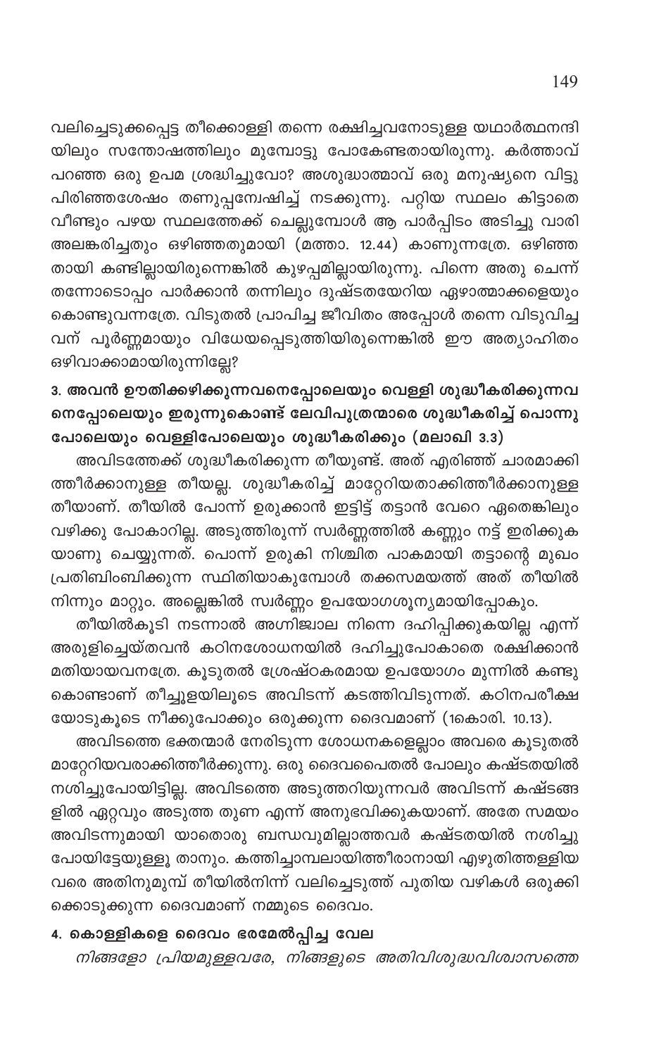വലിച്ചെടുക്കപ്പെട്ട തീക്കൊള്ളി തന്നെ രക്ഷിച്ചവനോടുള്ള യഥാർത്ഥനന്ദിയിലും സന്തോഷത്തിലും മുമ്പോട്ടു പോകേണ്ടതായിരുന്നു. കർത്താവ് പറഞ്ഞ ഒരു ഉപമ ശ്രദ്ധിച്ചുവോ? അശുദ്ധാത്മാവ് ഒരു മനുഷ്യനെ വിട്ടു പിരിഞ്ഞശേഷം തണുപ്പന്വേഷിച്ച് നടക്കുന്നു. പറ്റിയ സ്ഥലം കിട്ടാതെ വീണ്ടും പഴയ സ്ഥലത്തേക്ക് ചെല്ലുമ്പോൾ ആ പാർപ്പിടം അടിച്ചു വാരി അലങ്കരിച്ചതും ഒഴിഞ്ഞതുമായി (മത്താ. 12.44) കാണുന്നത്രേ. ഒഴിഞ്ഞതായി കണ്ടില്ലായിരുന്നെങ്കിൽ കുഴപ്പമില്ലായിരുന്നു. പിന്നെ അതു ചെന്ന് തന്നോടൊപ്പം പാർക്കാൻ തന്നിലും ദുഷ്ടതയേറിയ ഏഴാത്മാക്കളെയും കൊണ്ടുവന്നത്രേ. വിടുതൽ പ്രാപിച്ച ജീവിതം അപ്പോൾ തന്നെ വിടുവിച്ചവന് പൂർണ്ണമായും വിധേയപ്പെടുത്തിയിരുന്നെങ്കിൽ ഈ അത്യാഹിതം ഒഴിവാക്കാമായിരുന്നില്ലേ?

### 3. അവൻ ഊതിക്കഴിക്കുന്നവനെപ്പോലെയും വെള്ളി ശുദ്ധീകരിക്കുന്നവനെപ്പോലെയും ഇരുന്നുകൊണ്ട് ലേവിപുത്രന്മാരെ ശുദ്ധീകരിച്ച് പൊന്നു പോലെയും വെള്ളിപോലെയും ശുദ്ധീകരിക്കും (മലാഖി 3.3)

അവിടത്തേക്ക് ശുദ്ധീകരിക്കുന്ന തീയുണ്ട്. അത് എരിഞ്ഞ് ചാരമാക്കിത്തീർക്കാനുള്ള തീയല്ല. ശുദ്ധീകരിച്ച് മാറ്റേറിയതാക്കിത്തീർക്കാനുള്ള തീയാണ്. തീയിൽ പോന്ന് ഉരുക്കാൻ ഇട്ടിട്ട് തട്ടാൻ വേറെ ഏതെങ്കിലും വഴിക്കു പോകാറില്ല. അടുത്തിരുന്ന് സ്വർണ്ണത്തിൽ കണ്ണും നട്ട് ഇരിക്കുകയാണു ചെയ്യുന്നത്. പൊന്ന് ഉരുകി നിശ്ചിത പാകമായി തട്ടാന്റെ മുഖം പ്രതിബിംബിക്കുന്ന സ്ഥിതിയാകുമ്പോൾ തക്കസമയത്ത് അത് തീയിൽ നിന്നും മാറ്റും. അല്ലെങ്കിൽ സ്വർണ്ണം ഉപയോഗശൂന്യമായിപ്പോകും.

തീയിൽകൂടി നടന്നാൽ അഗ്നിജ്വാല നിന്നെ ദഹിപ്പിക്കുകയില്ല എന്ന് അരുളിച്ചെയ്തവൻ കഠിനശോധനയിൽ ദഹിച്ചുപോകാതെ രക്ഷിക്കാൻ മതിയായവനത്രേ. കൂടുതൽ ശ്രേഷ്ഠകരമായ ഉപയോഗം മുന്നിൽ കണ്ടു കൊണ്ടാണ് തീച്ചൂളയിലൂടെ അവിടന്ന് കടത്തിവിടുന്നത്. കഠിനപരീക്ഷയോടുകൂടെ നീക്കുപോക്കും ഒരുക്കുന്ന ദൈവമാണ് (1കൊരി. 10.13).

അവിടത്തെ ഭക്തന്മാർ നേരിടുന്ന ശോധനകളെല്ലാം അവരെ കൂടുതൽ മാറ്റേറിയവരാക്കിത്തീർക്കുന്നു. ഒരു ദൈവപൈതൽ പോലും കഷ്ടതയിൽ നശിച്ചുപോയിട്ടില്ല. അവിടത്തെ അടുത്തറിയുന്നവർ അവിടന്ന് കഷ്ടങ്ങളിൽ ഏറ്റവും അടുത്ത തുണ എന്ന് അനുഭവിക്കുകയാണ്. അതേ സമയം അവിടന്നുമായി യാതൊരു ബന്ധവുമില്ലാത്തവർ കഷ്ടതയിൽ നശിച്ചു പോയിട്ടേയുള്ളൂ താനും. കത്തിച്ചാമ്പലായിത്തീരാനായി എഴുതിത്തള്ളിയവരെ അതിനുമുമ്പ് തീയിൽനിന്ന് വലിച്ചെടുത്ത് പുതിയ വഴികൾ ഒരുക്കിക്കൊടുക്കുന്ന ദൈവമാണ് നമ്മുടെ ദൈവം.

### 4. കൊള്ളികളെ ദൈവം ഭരമേൽപ്പിച്ച വേല

*നിങ്ങളോ പ്രിയമുള്ളവരേ, നിങ്ങളുടെ അതിവിശുദ്ധവിശ്വാസത്തെ*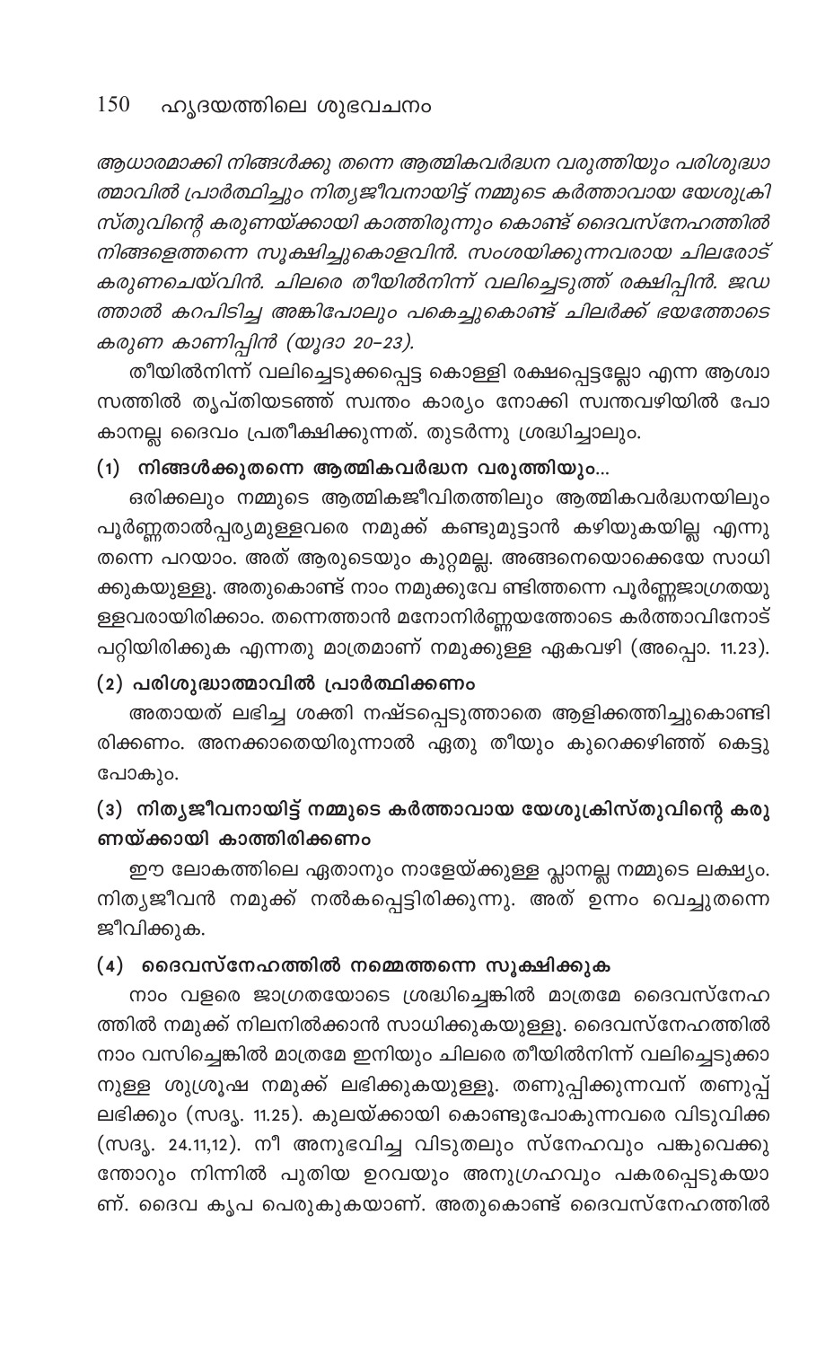*ആധാരമാക്കി നിങ്ങൾക്കു തന്നെ ആത്മികവർദ്ധന വരുത്തിയും പരിശുദ്ധാത്മാവിൽ പ്രാർത്ഥിച്ചും നിത്യജീവനായിട്ട് നമ്മുടെ കർത്താവായ യേശുക്രിസ്തുവിന്റെ കരുണയ്ക്കായി കാത്തിരുന്നും കൊണ്ട് ദൈവസ്നേഹത്തിൽ നിങ്ങളെത്തന്നെ സൂക്ഷിച്ചുകൊളവിൻ. സംശയിക്കുന്നവരായ ചിലരോട് കരുണചെയ്വിൻ. ചിലരെ തീയിൽനിന്ന് വലിച്ചെടുത്ത് രക്ഷിപ്പിൻ. ജഡത്താൽ കറപിടിച്ച അങ്കിപോലും പകെച്ചുകൊണ്ട് ചിലർക്ക് ഭയത്തോടെ കരുണ കാണിപ്പിൻ (യൂദാ 20-23).*

തീയിൽനിന്ന് വലിച്ചെടുക്കപ്പെട്ട കൊള്ളി രക്ഷപ്പെട്ടല്ലോ എന്ന ആശ്വാസത്തിൽ തൃപ്തിയടഞ്ഞ് സ്വന്തം കാര്യം നോക്കി സ്വന്തവഴിയിൽ പോകാനല്ല ദൈവം പ്രതീക്ഷിക്കുന്നത്. തുടർന്നു ശ്രദ്ധിച്ചാലും.

### (1) നിങ്ങൾക്കുതന്നെ ആത്മികവർദ്ധന വരുത്തിയും...

ഒരിക്കലും നമ്മുടെ ആത്മികജീവിതത്തിലും ആത്മികവർദ്ധനയിലും പൂർണ്ണതാൽപ്പര്യമുള്ളവരെ നമുക്ക് കണ്ടുമുട്ടാൻ കഴിയുകയില്ല എന്നു തന്നെ പറയാം. അത് ആരുടെയും കുറ്റമല്ല. അങ്ങനെയൊക്കെയേ സാധിക്കുകയുള്ളൂ. അതുകൊണ്ട് നാം നമുക്കുവേ ണ്ടിത്തന്നെ പൂർണ്ണജാഗ്രതയുള്ളവരായിരിക്കാം. തന്നെത്താൻ മനോനിർണ്ണയത്തോടെ കർത്താവിനോട് പറ്റിയിരിക്കുക എന്നതു മാത്രമാണ് നമുക്കുള്ള ഏകവഴി (അപ്പൊ. 11.23).

### (2) പരിശുദ്ധാത്മാവിൽ പ്രാർത്ഥിക്കണം

അതായത് ലഭിച്ച ശക്തി നഷ്ടപ്പെടുത്താതെ ആളിക്കത്തിച്ചുകൊണ്ടിരിക്കണം. അനക്കാതെയിരുന്നാൽ ഏതു തീയും കുറെക്കഴിഞ്ഞ് കെട്ടുപോകും.

### (3) നിത്യജീവനായിട്ട് നമ്മുടെ കർത്താവായ യേശുക്രിസ്തുവിന്റെ കരുണയ്ക്കായി കാത്തിരിക്കണം

ഈ ലോകത്തിലെ ഏതാനും നാളേയ്ക്കുള്ള പ്ലാനല്ല നമ്മുടെ ലക്ഷ്യം. നിത്യജീവൻ നമുക്ക് നൽകപ്പെട്ടിരിക്കുന്നു. അത് ഉന്നം വെച്ചുതന്നെ ജീവിക്കുക.

### (4) ദൈവസ്നേഹത്തിൽ നമ്മെത്തന്നെ സൂക്ഷിക്കുക

നാം വളരെ ജാഗ്രതയോടെ ശ്രദ്ധിച്ചെങ്കിൽ മാത്രമേ ദൈവസ്നേഹത്തിൽ നമുക്ക് നിലനിൽക്കാൻ സാധിക്കുകയുള്ളൂ. ദൈവസ്നേഹത്തിൽ നാം വസിച്ചെങ്കിൽ മാത്രമേ ഇനിയും ചിലരെ തീയിൽനിന്ന് വലിച്ചെടുക്കാനുള്ള ശുശ്രൂഷ നമുക്ക് ലഭിക്കുകയുള്ളൂ. തണുപ്പിക്കുന്നവന് തണുപ്പ് ലഭിക്കും (സദൃ. 11.25). കുലയ്ക്കായി കൊണ്ടുപോകുന്നവരെ വിടുവിക്ക (സദൃ. 24.11,12). നീ അനുഭവിച്ച വിടുതലും സ്നേഹവും പങ്കുവെക്കുന്തോറും നിന്നിൽ പുതിയ ഉറവയും അനുഗ്രഹവും പകരപ്പെടുകയാണ്. ദൈവ കൃപ പെരുകുകയാണ്. അതുകൊണ്ട് ദൈവസ്നേഹത്തിൽ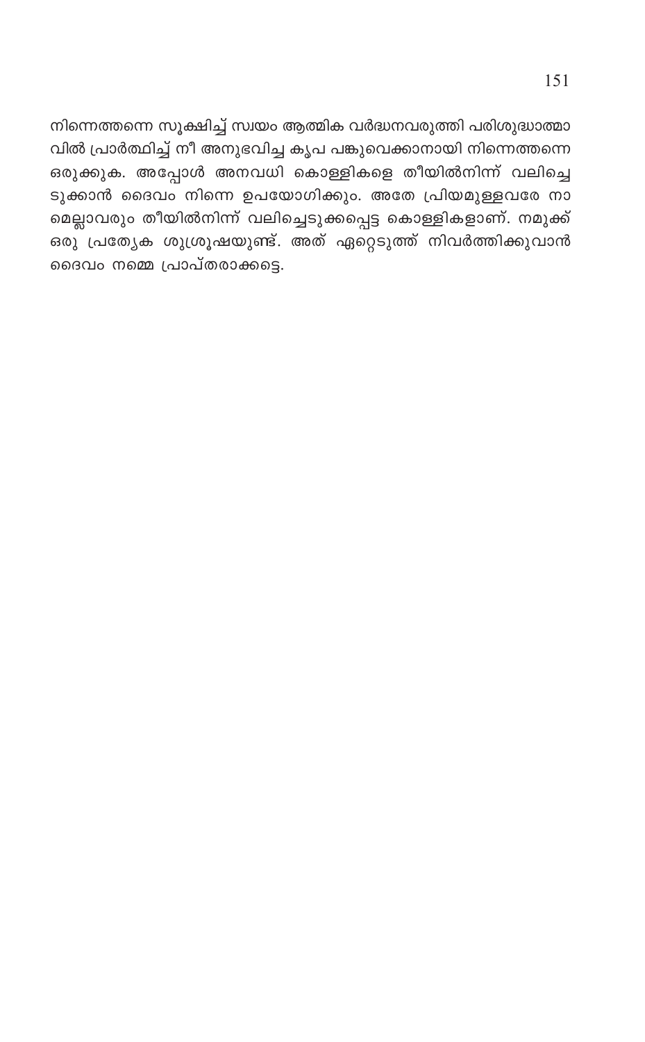നിന്നെത്തന്നെ സൂക്ഷിച്ച് സ്വയം ആത്മിക വർദ്ധനവരുത്തി പരിശുദ്ധാത്മാവിൽ പ്രാർത്ഥിച്ച് നീ അനുഭവിച്ച കൃപ പങ്കുവെക്കാനായി നിന്നെത്തന്നെ ഒരുക്കുക. അപ്പോൾ അനവധി കൊള്ളികളെ തീയിൽനിന്ന് വലിച്ചെടുക്കാൻ ദൈവം നിന്നെ ഉപയോഗിക്കും. അതേ പ്രിയമുള്ളവരേ നാമെല്ലാവരും തീയിൽനിന്ന് വലിച്ചെടുക്കപ്പെട്ട കൊള്ളികളാണ്. നമുക്ക് ഒരു പ്രത്യേക ശുശ്രൂഷയുണ്ട്. അത് ഏറ്റെടുത്ത് നിവർത്തിക്കുവാൻ ദൈവം നമ്മെ പ്രാപ്തരാക്കട്ടെ.